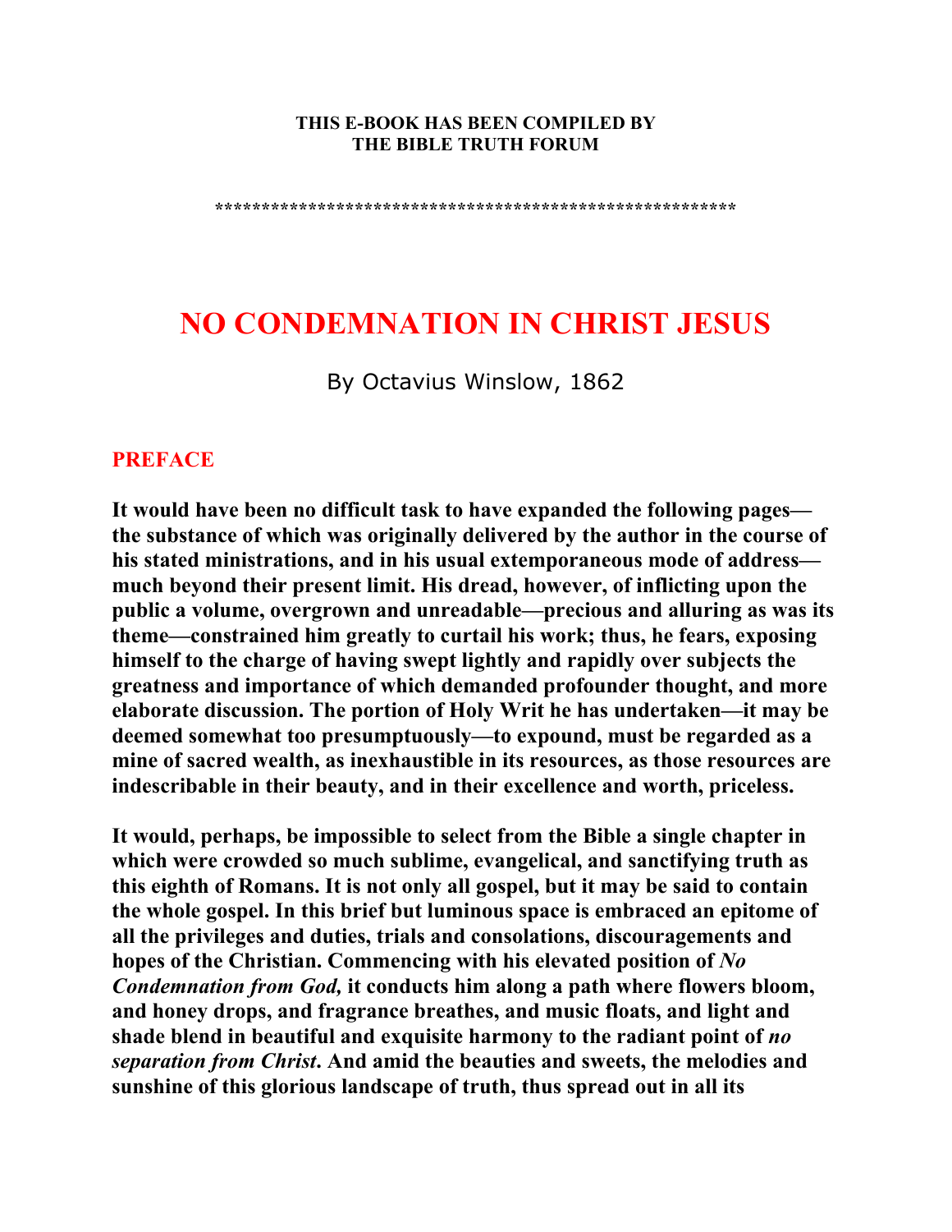**THIS E-BOOK HAS BEEN COMPILED BY**
**THE BIBLE TRUTH FORUM**

*******************************************************

# NO CONDEMNATION IN CHRIST JESUS

By Octavius Winslow, 1862

## PREFACE

**It would have been no difficult task to have expanded the following pages—the substance of which was originally delivered by the author in the course of his stated ministrations, and in his usual extemporaneous mode of address—much beyond their present limit. His dread, however, of inflicting upon the public a volume, overgrown and unreadable—precious and alluring as was its theme—constrained him greatly to curtail his work; thus, he fears, exposing himself to the charge of having swept lightly and rapidly over subjects the greatness and importance of which demanded profounder thought, and more elaborate discussion. The portion of Holy Writ he has undertaken—it may be deemed somewhat too presumptuously—to expound, must be regarded as a mine of sacred wealth, as inexhaustible in its resources, as those resources are indescribable in their beauty, and in their excellence and worth, priceless.**

**It would, perhaps, be impossible to select from the Bible a single chapter in which were crowded so much sublime, evangelical, and sanctifying truth as this eighth of Romans. It is not only all gospel, but it may be said to contain the whole gospel. In this brief but luminous space is embraced an epitome of all the privileges and duties, trials and consolations, discouragements and hopes of the Christian. Commencing with his elevated position of *No Condemnation from God,* it conducts him along a path where flowers bloom, and honey drops, and fragrance breathes, and music floats, and light and shade blend in beautiful and exquisite harmony to the radiant point of *no separation from Christ*. And amid the beauties and sweets, the melodies and sunshine of this glorious landscape of truth, thus spread out in all its**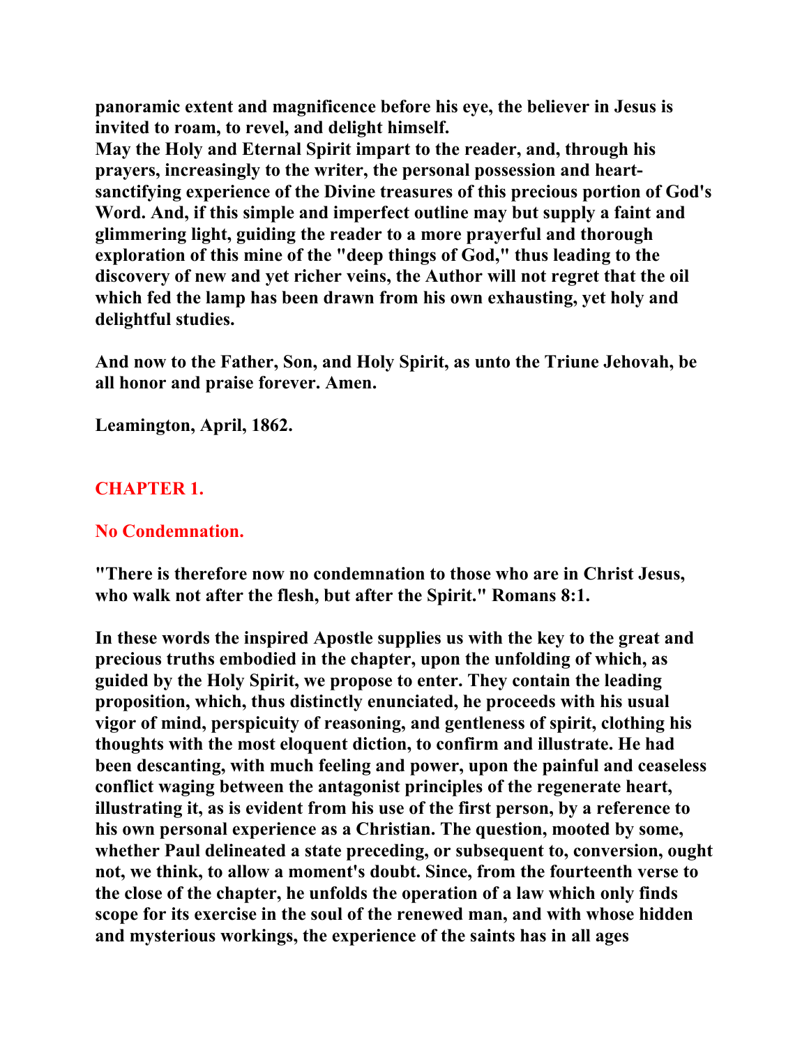**panoramic extent and magnificence before his eye, the believer in Jesus is invited to roam, to revel, and delight himself.**

**May the Holy and Eternal Spirit impart to the reader, and, through his prayers, increasingly to the writer, the personal possession and heart-sanctifying experience of the Divine treasures of this precious portion of God's Word. And, if this simple and imperfect outline may but supply a faint and glimmering light, guiding the reader to a more prayerful and thorough exploration of this mine of the "deep things of God," thus leading to the discovery of new and yet richer veins, the Author will not regret that the oil which fed the lamp has been drawn from his own exhausting, yet holy and delightful studies.**

**And now to the Father, Son, and Holy Spirit, as unto the Triune Jehovah, be all honor and praise forever. Amen.**

**Leamington, April, 1862.**

## CHAPTER 1.

## No Condemnation.

**"There is therefore now no condemnation to those who are in Christ Jesus, who walk not after the flesh, but after the Spirit." Romans 8:1.**

**In these words the inspired Apostle supplies us with the key to the great and precious truths embodied in the chapter, upon the unfolding of which, as guided by the Holy Spirit, we propose to enter. They contain the leading proposition, which, thus distinctly enunciated, he proceeds with his usual vigor of mind, perspicuity of reasoning, and gentleness of spirit, clothing his thoughts with the most eloquent diction, to confirm and illustrate. He had been descanting, with much feeling and power, upon the painful and ceaseless conflict waging between the antagonist principles of the regenerate heart, illustrating it, as is evident from his use of the first person, by a reference to his own personal experience as a Christian. The question, mooted by some, whether Paul delineated a state preceding, or subsequent to, conversion, ought not, we think, to allow a moment's doubt. Since, from the fourteenth verse to the close of the chapter, he unfolds the operation of a law which only finds scope for its exercise in the soul of the renewed man, and with whose hidden and mysterious workings, the experience of the saints has in all ages**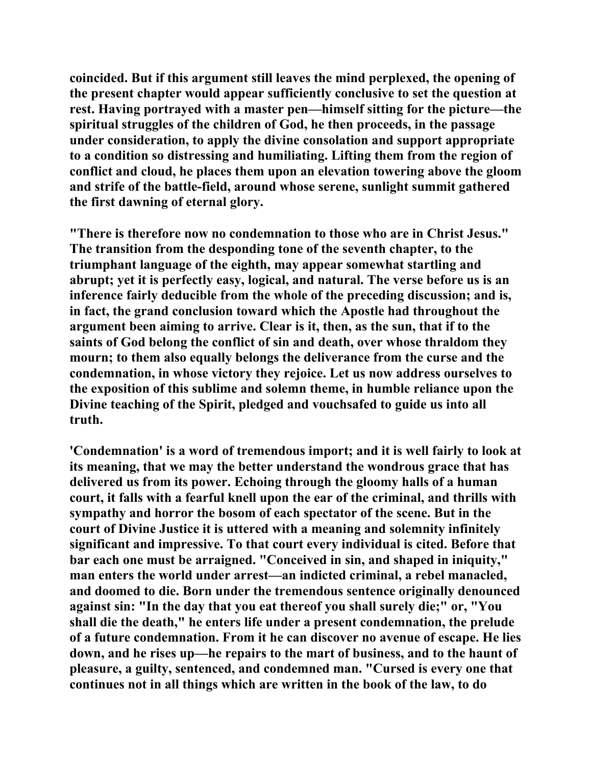coincided. But if this argument still leaves the mind perplexed, the opening of the present chapter would appear sufficiently conclusive to set the question at rest. Having portrayed with a master pen—himself sitting for the picture—the spiritual struggles of the children of God, he then proceeds, in the passage under consideration, to apply the divine consolation and support appropriate to a condition so distressing and humiliating. Lifting them from the region of conflict and cloud, he places them upon an elevation towering above the gloom and strife of the battle-field, around whose serene, sunlight summit gathered the first dawning of eternal glory.

"There is therefore now no condemnation to those who are in Christ Jesus." The transition from the desponding tone of the seventh chapter, to the triumphant language of the eighth, may appear somewhat startling and abrupt; yet it is perfectly easy, logical, and natural. The verse before us is an inference fairly deducible from the whole of the preceding discussion; and is, in fact, the grand conclusion toward which the Apostle had throughout the argument been aiming to arrive. Clear is it, then, as the sun, that if to the saints of God belong the conflict of sin and death, over whose thraldom they mourn; to them also equally belongs the deliverance from the curse and the condemnation, in whose victory they rejoice. Let us now address ourselves to the exposition of this sublime and solemn theme, in humble reliance upon the Divine teaching of the Spirit, pledged and vouchsafed to guide us into all truth.

'Condemnation' is a word of tremendous import; and it is well fairly to look at its meaning, that we may the better understand the wondrous grace that has delivered us from its power. Echoing through the gloomy halls of a human court, it falls with a fearful knell upon the ear of the criminal, and thrills with sympathy and horror the bosom of each spectator of the scene. But in the court of Divine Justice it is uttered with a meaning and solemnity infinitely significant and impressive. To that court every individual is cited. Before that bar each one must be arraigned. "Conceived in sin, and shaped in iniquity," man enters the world under arrest—an indicted criminal, a rebel manacled, and doomed to die. Born under the tremendous sentence originally denounced against sin: "In the day that you eat thereof you shall surely die;" or, "You shall die the death," he enters life under a present condemnation, the prelude of a future condemnation. From it he can discover no avenue of escape. He lies down, and he rises up—he repairs to the mart of business, and to the haunt of pleasure, a guilty, sentenced, and condemned man. "Cursed is every one that continues not in all things which are written in the book of the law, to do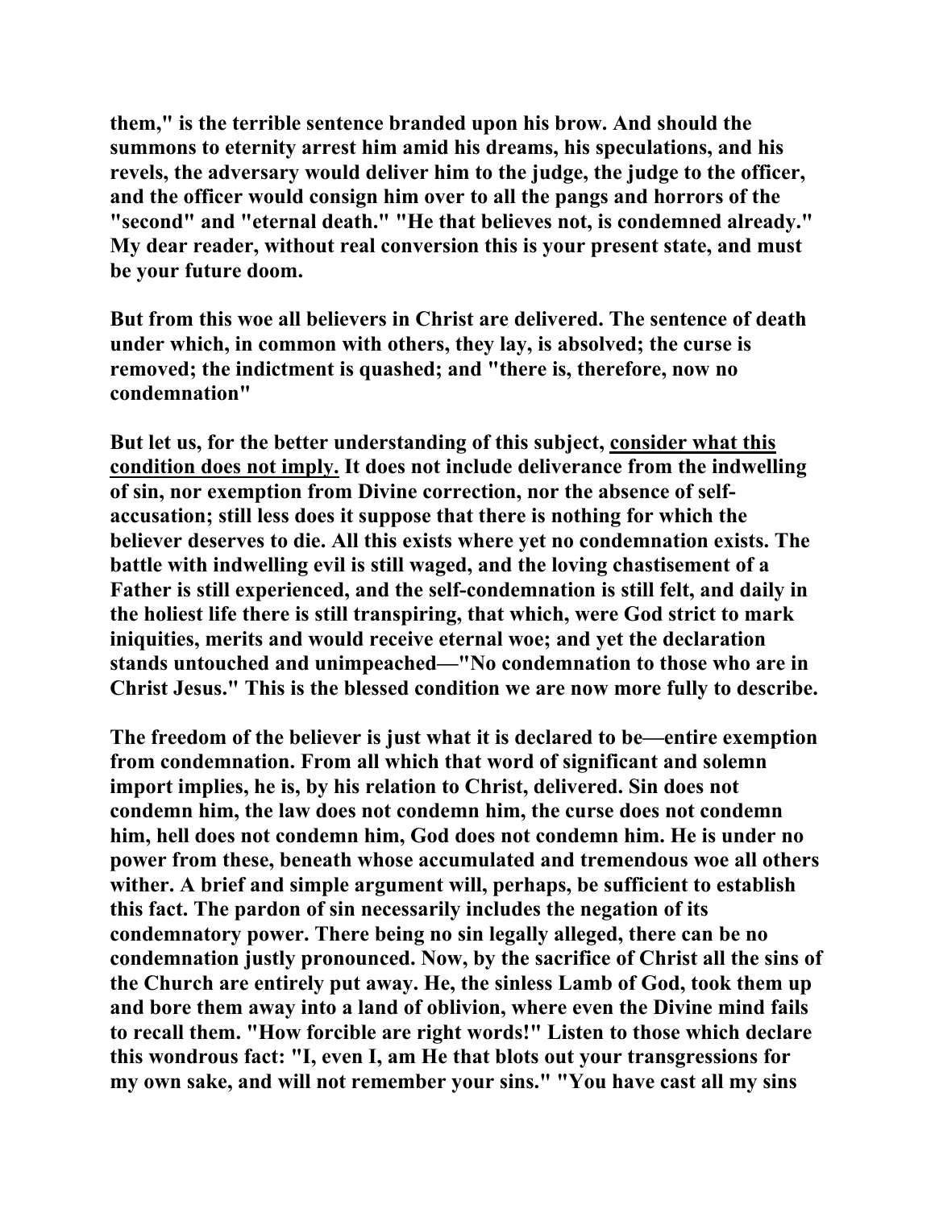**them," is the terrible sentence branded upon his brow. And should the summons to eternity arrest him amid his dreams, his speculations, and his revels, the adversary would deliver him to the judge, the judge to the officer, and the officer would consign him over to all the pangs and horrors of the "second" and "eternal death." "He that believes not, is condemned already." My dear reader, without real conversion this is your present state, and must be your future doom.**

**But from this woe all believers in Christ are delivered. The sentence of death under which, in common with others, they lay, is absolved; the curse is removed; the indictment is quashed; and "there is, therefore, now no condemnation"**

**But let us, for the better understanding of this subject, <u>consider what this condition does not imply.</u> It does not include deliverance from the indwelling of sin, nor exemption from Divine correction, nor the absence of self-accusation; still less does it suppose that there is nothing for which the believer deserves to die. All this exists where yet no condemnation exists. The battle with indwelling evil is still waged, and the loving chastisement of a Father is still experienced, and the self-condemnation is still felt, and daily in the holiest life there is still transpiring, that which, were God strict to mark iniquities, merits and would receive eternal woe; and yet the declaration stands untouched and unimpeached—"No condemnation to those who are in Christ Jesus." This is the blessed condition we are now more fully to describe.**

**The freedom of the believer is just what it is declared to be—entire exemption from condemnation. From all which that word of significant and solemn import implies, he is, by his relation to Christ, delivered. Sin does not condemn him, the law does not condemn him, the curse does not condemn him, hell does not condemn him, God does not condemn him. He is under no power from these, beneath whose accumulated and tremendous woe all others wither. A brief and simple argument will, perhaps, be sufficient to establish this fact. The pardon of sin necessarily includes the negation of its condemnatory power. There being no sin legally alleged, there can be no condemnation justly pronounced. Now, by the sacrifice of Christ all the sins of the Church are entirely put away. He, the sinless Lamb of God, took them up and bore them away into a land of oblivion, where even the Divine mind fails to recall them. "How forcible are right words!" Listen to those which declare this wondrous fact: "I, even I, am He that blots out your transgressions for my own sake, and will not remember your sins." "You have cast all my sins**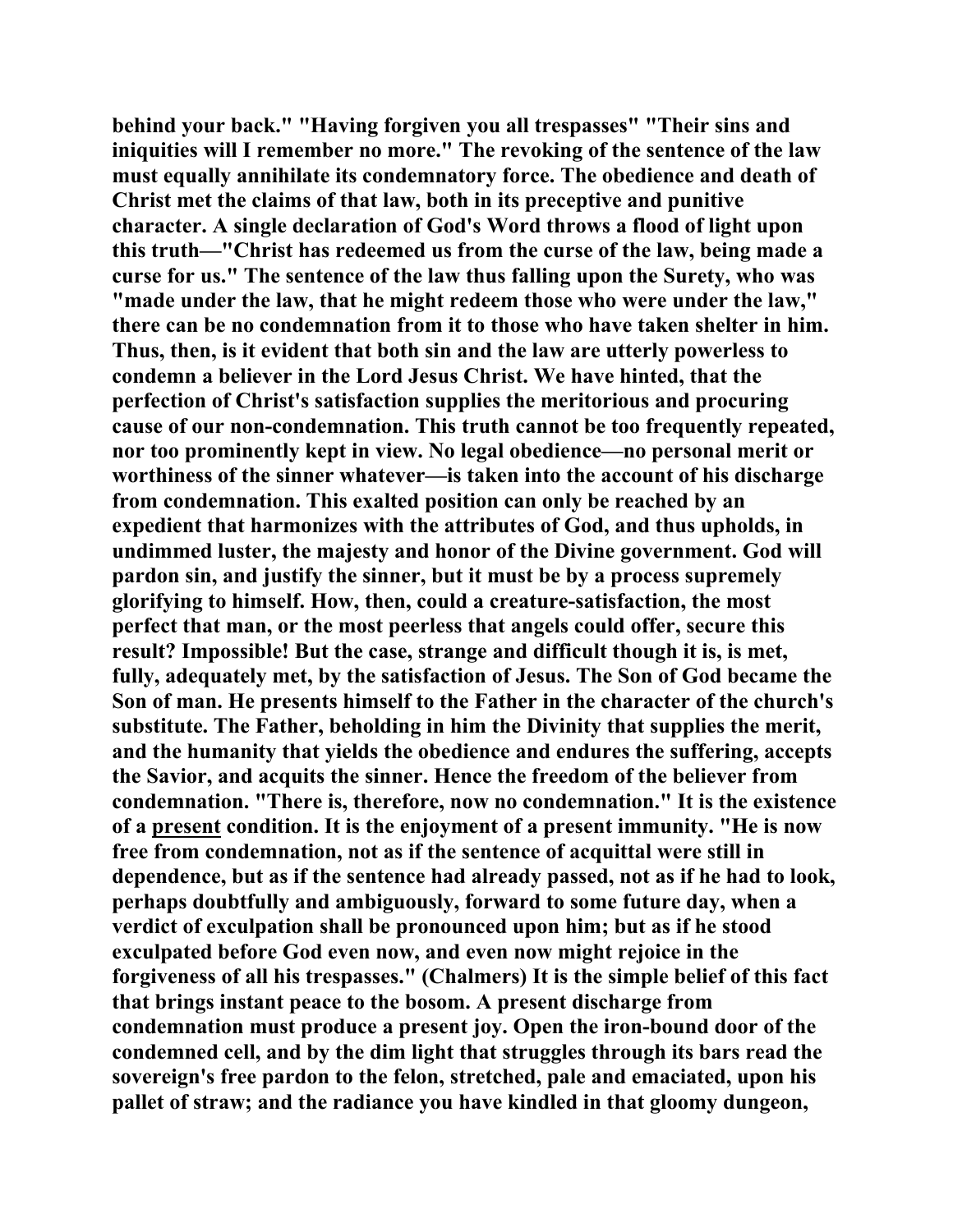behind your back." "Having forgiven you all trespasses" "Their sins and iniquities will I remember no more." The revoking of the sentence of the law must equally annihilate its condemnatory force. The obedience and death of Christ met the claims of that law, both in its preceptive and punitive character. A single declaration of God's Word throws a flood of light upon this truth—"Christ has redeemed us from the curse of the law, being made a curse for us." The sentence of the law thus falling upon the Surety, who was "made under the law, that he might redeem those who were under the law," there can be no condemnation from it to those who have taken shelter in him. Thus, then, is it evident that both sin and the law are utterly powerless to condemn a believer in the Lord Jesus Christ. We have hinted, that the perfection of Christ's satisfaction supplies the meritorious and procuring cause of our non-condemnation. This truth cannot be too frequently repeated, nor too prominently kept in view. No legal obedience—no personal merit or worthiness of the sinner whatever—is taken into the account of his discharge from condemnation. This exalted position can only be reached by an expedient that harmonizes with the attributes of God, and thus upholds, in undimmed luster, the majesty and honor of the Divine government. God will pardon sin, and justify the sinner, but it must be by a process supremely glorifying to himself. How, then, could a creature-satisfaction, the most perfect that man, or the most peerless that angels could offer, secure this result? Impossible! But the case, strange and difficult though it is, is met, fully, adequately met, by the satisfaction of Jesus. The Son of God became the Son of man. He presents himself to the Father in the character of the church's substitute. The Father, beholding in him the Divinity that supplies the merit, and the humanity that yields the obedience and endures the suffering, accepts the Savior, and acquits the sinner. Hence the freedom of the believer from condemnation. "There is, therefore, now no condemnation." It is the existence of a <u>present</u> condition. It is the enjoyment of a present immunity. "He is now free from condemnation, not as if the sentence of acquittal were still in dependence, but as if the sentence had already passed, not as if he had to look, perhaps doubtfully and ambiguously, forward to some future day, when a verdict of exculpation shall be pronounced upon him; but as if he stood exculpated before God even now, and even now might rejoice in the forgiveness of all his trespasses." (Chalmers) It is the simple belief of this fact that brings instant peace to the bosom. A present discharge from condemnation must produce a present joy. Open the iron-bound door of the condemned cell, and by the dim light that struggles through its bars read the sovereign's free pardon to the felon, stretched, pale and emaciated, upon his pallet of straw; and the radiance you have kindled in that gloomy dungeon,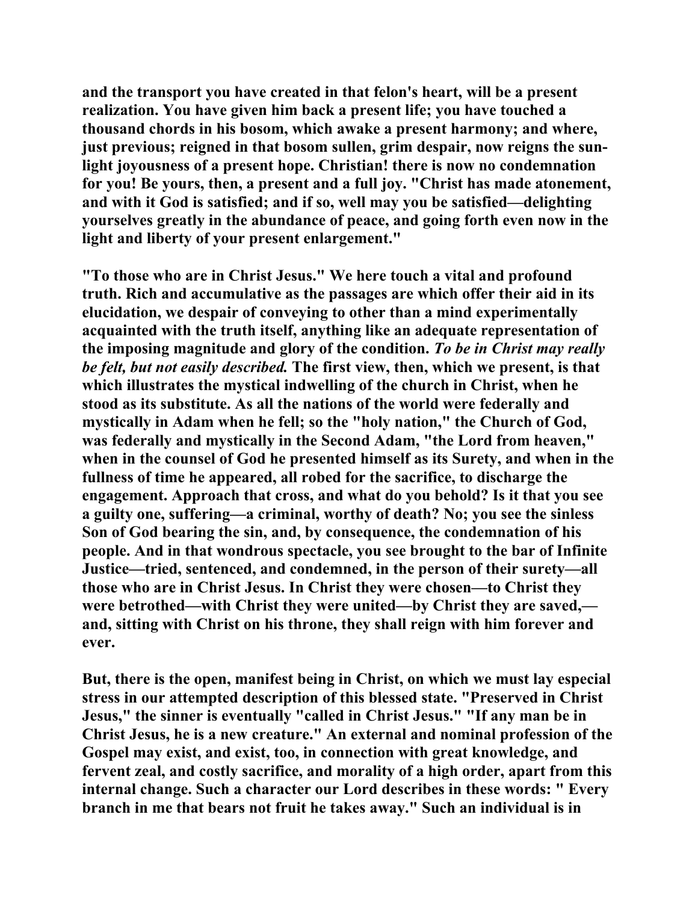**and the transport you have created in that felon's heart, will be a present realization. You have given him back a present life; you have touched a thousand chords in his bosom, which awake a present harmony; and where, just previous; reigned in that bosom sullen, grim despair, now reigns the sun-light joyousness of a present hope. Christian! there is now no condemnation for you! Be yours, then, a present and a full joy. "Christ has made atonement, and with it God is satisfied; and if so, well may you be satisfied—delighting yourselves greatly in the abundance of peace, and going forth even now in the light and liberty of your present enlargement."**

**"To those who are in Christ Jesus." We here touch a vital and profound truth. Rich and accumulative as the passages are which offer their aid in its elucidation, we despair of conveying to other than a mind experimentally acquainted with the truth itself, anything like an adequate representation of the imposing magnitude and glory of the condition. *To be in Christ may really be felt, but not easily described.* The first view, then, which we present, is that which illustrates the mystical indwelling of the church in Christ, when he stood as its substitute. As all the nations of the world were federally and mystically in Adam when he fell; so the "holy nation," the Church of God, was federally and mystically in the Second Adam, "the Lord from heaven," when in the counsel of God he presented himself as its Surety, and when in the fullness of time he appeared, all robed for the sacrifice, to discharge the engagement. Approach that cross, and what do you behold? Is it that you see a guilty one, suffering—a criminal, worthy of death? No; you see the sinless Son of God bearing the sin, and, by consequence, the condemnation of his people. And in that wondrous spectacle, you see brought to the bar of Infinite Justice—tried, sentenced, and condemned, in the person of their surety—all those who are in Christ Jesus. In Christ they were chosen—to Christ they were betrothed—with Christ they were united—by Christ they are saved,—and, sitting with Christ on his throne, they shall reign with him forever and ever.**

**But, there is the open, manifest being in Christ, on which we must lay especial stress in our attempted description of this blessed state. "Preserved in Christ Jesus," the sinner is eventually "called in Christ Jesus." "If any man be in Christ Jesus, he is a new creature." An external and nominal profession of the Gospel may exist, and exist, too, in connection with great knowledge, and fervent zeal, and costly sacrifice, and morality of a high order, apart from this internal change. Such a character our Lord describes in these words: " Every branch in me that bears not fruit he takes away." Such an individual is in**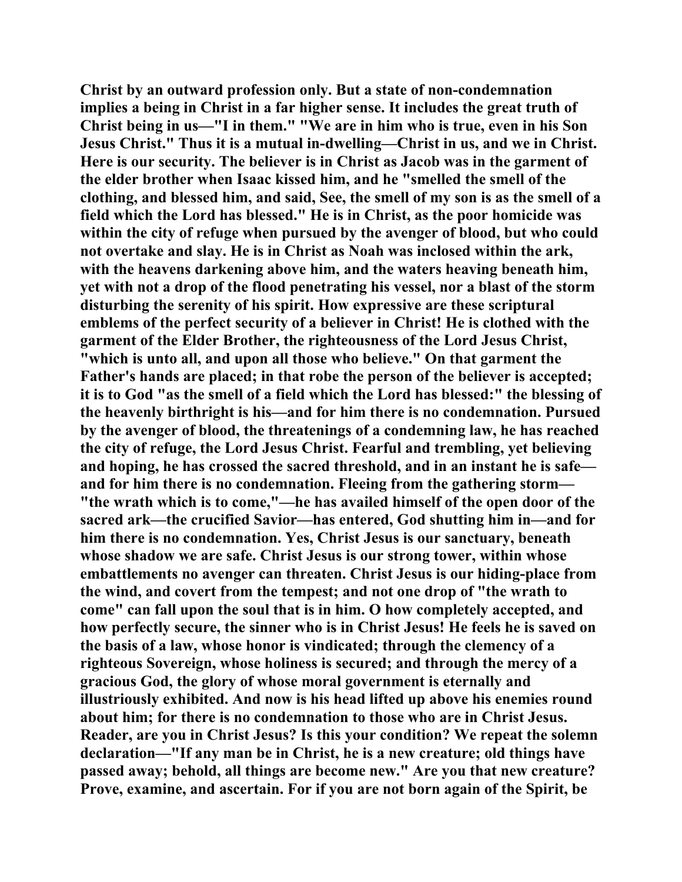Christ by an outward profession only. But a state of non-condemnation implies a being in Christ in a far higher sense. It includes the great truth of Christ being in us—"I in them." "We are in him who is true, even in his Son Jesus Christ." Thus it is a mutual in-dwelling—Christ in us, and we in Christ. Here is our security. The believer is in Christ as Jacob was in the garment of the elder brother when Isaac kissed him, and he "smelled the smell of the clothing, and blessed him, and said, See, the smell of my son is as the smell of a field which the Lord has blessed." He is in Christ, as the poor homicide was within the city of refuge when pursued by the avenger of blood, but who could not overtake and slay. He is in Christ as Noah was inclosed within the ark, with the heavens darkening above him, and the waters heaving beneath him, yet with not a drop of the flood penetrating his vessel, nor a blast of the storm disturbing the serenity of his spirit. How expressive are these scriptural emblems of the perfect security of a believer in Christ! He is clothed with the garment of the Elder Brother, the righteousness of the Lord Jesus Christ, "which is unto all, and upon all those who believe." On that garment the Father's hands are placed; in that robe the person of the believer is accepted; it is to God "as the smell of a field which the Lord has blessed:" the blessing of the heavenly birthright is his—and for him there is no condemnation. Pursued by the avenger of blood, the threatenings of a condemning law, he has reached the city of refuge, the Lord Jesus Christ. Fearful and trembling, yet believing and hoping, he has crossed the sacred threshold, and in an instant he is safe—and for him there is no condemnation. Fleeing from the gathering storm—"the wrath which is to come,"—he has availed himself of the open door of the sacred ark—the crucified Savior—has entered, God shutting him in—and for him there is no condemnation. Yes, Christ Jesus is our sanctuary, beneath whose shadow we are safe. Christ Jesus is our strong tower, within whose embattlements no avenger can threaten. Christ Jesus is our hiding-place from the wind, and covert from the tempest; and not one drop of "the wrath to come" can fall upon the soul that is in him. O how completely accepted, and how perfectly secure, the sinner who is in Christ Jesus! He feels he is saved on the basis of a law, whose honor is vindicated; through the clemency of a righteous Sovereign, whose holiness is secured; and through the mercy of a gracious God, the glory of whose moral government is eternally and illustriously exhibited. And now is his head lifted up above his enemies round about him; for there is no condemnation to those who are in Christ Jesus. Reader, are you in Christ Jesus? Is this your condition? We repeat the solemn declaration—"If any man be in Christ, he is a new creature; old things have passed away; behold, all things are become new." Are you that new creature? Prove, examine, and ascertain. For if you are not born again of the Spirit, be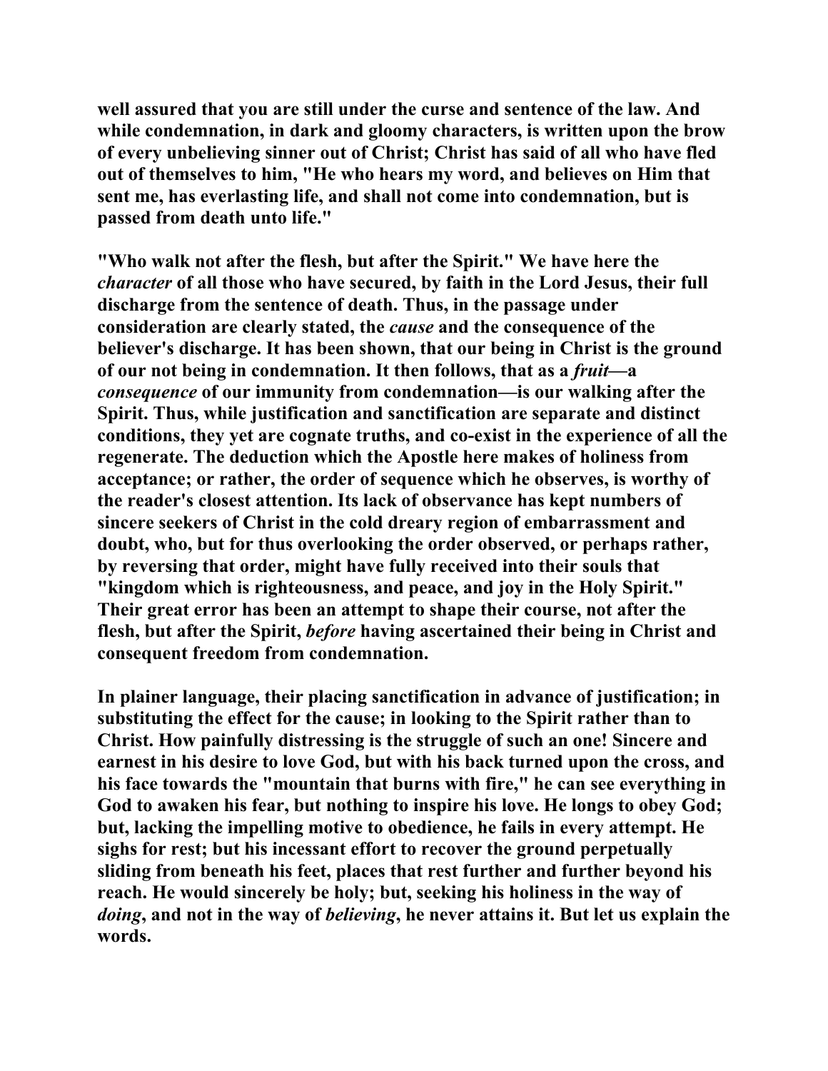well assured that you are still under the curse and sentence of the law. And while condemnation, in dark and gloomy characters, is written upon the brow of every unbelieving sinner out of Christ; Christ has said of all who have fled out of themselves to him, "He who hears my word, and believes on Him that sent me, has everlasting life, and shall not come into condemnation, but is passed from death unto life."

"Who walk not after the flesh, but after the Spirit." We have here the *character* of all those who have secured, by faith in the Lord Jesus, their full discharge from the sentence of death. Thus, in the passage under consideration are clearly stated, the *cause* and the consequence of the believer's discharge. It has been shown, that our being in Christ is the ground of our not being in condemnation. It then follows, that as a *fruit*—a *consequence* of our immunity from condemnation—is our walking after the Spirit. Thus, while justification and sanctification are separate and distinct conditions, they yet are cognate truths, and co-exist in the experience of all the regenerate. The deduction which the Apostle here makes of holiness from acceptance; or rather, the order of sequence which he observes, is worthy of the reader's closest attention. Its lack of observance has kept numbers of sincere seekers of Christ in the cold dreary region of embarrassment and doubt, who, but for thus overlooking the order observed, or perhaps rather, by reversing that order, might have fully received into their souls that "kingdom which is righteousness, and peace, and joy in the Holy Spirit." Their great error has been an attempt to shape their course, not after the flesh, but after the Spirit, *before* having ascertained their being in Christ and consequent freedom from condemnation.

In plainer language, their placing sanctification in advance of justification; in substituting the effect for the cause; in looking to the Spirit rather than to Christ. How painfully distressing is the struggle of such an one! Sincere and earnest in his desire to love God, but with his back turned upon the cross, and his face towards the "mountain that burns with fire," he can see everything in God to awaken his fear, but nothing to inspire his love. He longs to obey God; but, lacking the impelling motive to obedience, he fails in every attempt. He sighs for rest; but his incessant effort to recover the ground perpetually sliding from beneath his feet, places that rest further and further beyond his reach. He would sincerely be holy; but, seeking his holiness in the way of *doing*, and not in the way of *believing*, he never attains it. But let us explain the words.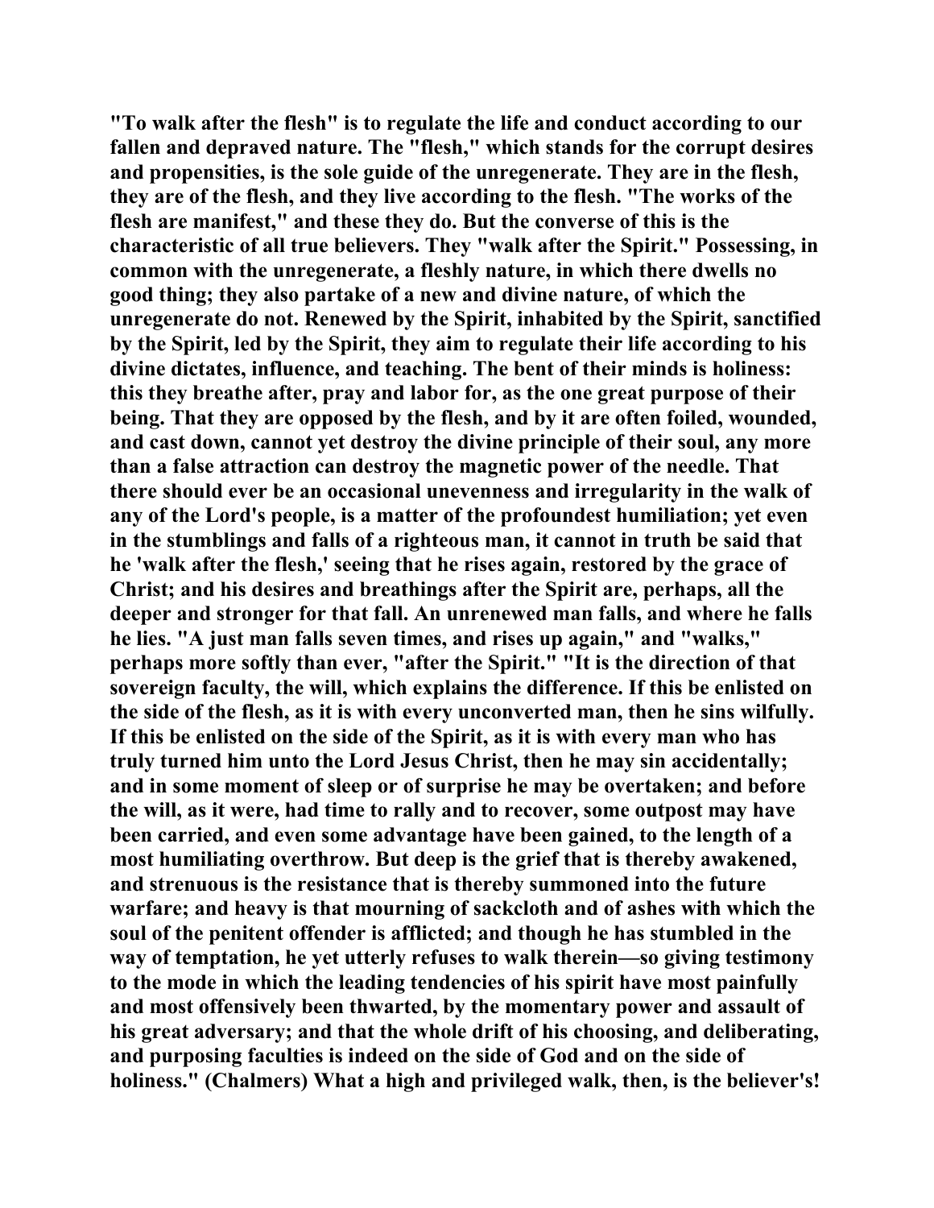**"To walk after the flesh" is to regulate the life and conduct according to our fallen and depraved nature. The "flesh," which stands for the corrupt desires and propensities, is the sole guide of the unregenerate. They are in the flesh, they are of the flesh, and they live according to the flesh. "The works of the flesh are manifest," and these they do. But the converse of this is the characteristic of all true believers. They "walk after the Spirit." Possessing, in common with the unregenerate, a fleshly nature, in which there dwells no good thing; they also partake of a new and divine nature, of which the unregenerate do not. Renewed by the Spirit, inhabited by the Spirit, sanctified by the Spirit, led by the Spirit, they aim to regulate their life according to his divine dictates, influence, and teaching. The bent of their minds is holiness: this they breathe after, pray and labor for, as the one great purpose of their being. That they are opposed by the flesh, and by it are often foiled, wounded, and cast down, cannot yet destroy the divine principle of their soul, any more than a false attraction can destroy the magnetic power of the needle. That there should ever be an occasional unevenness and irregularity in the walk of any of the Lord's people, is a matter of the profoundest humiliation; yet even in the stumblings and falls of a righteous man, it cannot in truth be said that he 'walk after the flesh,' seeing that he rises again, restored by the grace of Christ; and his desires and breathings after the Spirit are, perhaps, all the deeper and stronger for that fall. An unrenewed man falls, and where he falls he lies. "A just man falls seven times, and rises up again," and "walks," perhaps more softly than ever, "after the Spirit." "It is the direction of that sovereign faculty, the will, which explains the difference. If this be enlisted on the side of the flesh, as it is with every unconverted man, then he sins wilfully. If this be enlisted on the side of the Spirit, as it is with every man who has truly turned him unto the Lord Jesus Christ, then he may sin accidentally; and in some moment of sleep or of surprise he may be overtaken; and before the will, as it were, had time to rally and to recover, some outpost may have been carried, and even some advantage have been gained, to the length of a most humiliating overthrow. But deep is the grief that is thereby awakened, and strenuous is the resistance that is thereby summoned into the future warfare; and heavy is that mourning of sackcloth and of ashes with which the soul of the penitent offender is afflicted; and though he has stumbled in the way of temptation, he yet utterly refuses to walk therein—so giving testimony to the mode in which the leading tendencies of his spirit have most painfully and most offensively been thwarted, by the momentary power and assault of his great adversary; and that the whole drift of his choosing, and deliberating, and purposing faculties is indeed on the side of God and on the side of holiness." (Chalmers) What a high and privileged walk, then, is the believer's!**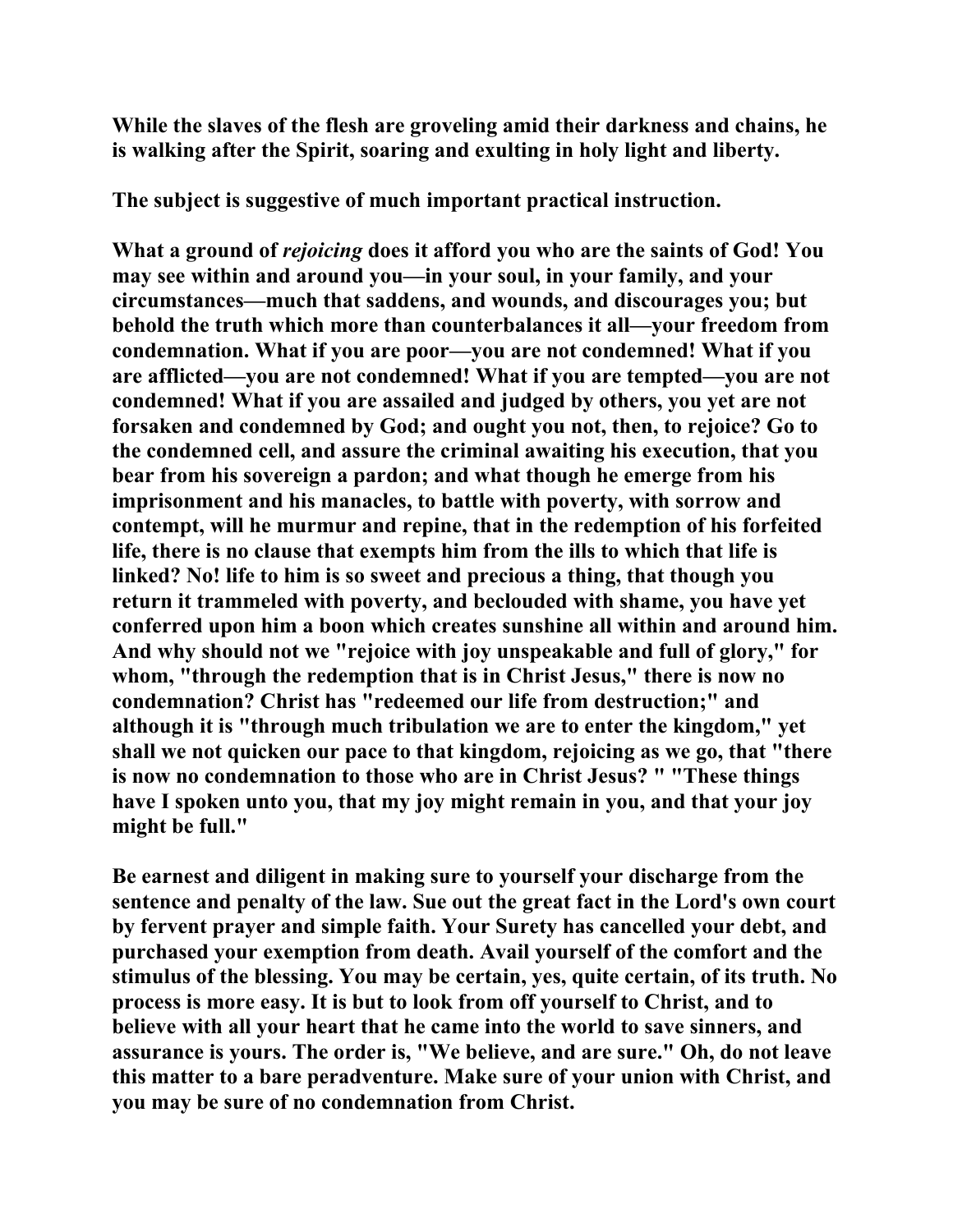While the slaves of the flesh are groveling amid their darkness and chains, he is walking after the Spirit, soaring and exulting in holy light and liberty.

The subject is suggestive of much important practical instruction.

What a ground of *rejoicing* does it afford you who are the saints of God! You may see within and around you—in your soul, in your family, and your circumstances—much that saddens, and wounds, and discourages you; but behold the truth which more than counterbalances it all—your freedom from condemnation. What if you are poor—you are not condemned! What if you are afflicted—you are not condemned! What if you are tempted—you are not condemned! What if you are assailed and judged by others, you yet are not forsaken and condemned by God; and ought you not, then, to rejoice? Go to the condemned cell, and assure the criminal awaiting his execution, that you bear from his sovereign a pardon; and what though he emerge from his imprisonment and his manacles, to battle with poverty, with sorrow and contempt, will he murmur and repine, that in the redemption of his forfeited life, there is no clause that exempts him from the ills to which that life is linked? No! life to him is so sweet and precious a thing, that though you return it trammeled with poverty, and beclouded with shame, you have yet conferred upon him a boon which creates sunshine all within and around him. And why should not we "rejoice with joy unspeakable and full of glory," for whom, "through the redemption that is in Christ Jesus," there is now no condemnation? Christ has "redeemed our life from destruction;" and although it is "through much tribulation we are to enter the kingdom," yet shall we not quicken our pace to that kingdom, rejoicing as we go, that "there is now no condemnation to those who are in Christ Jesus? " "These things have I spoken unto you, that my joy might remain in you, and that your joy might be full."

Be earnest and diligent in making sure to yourself your discharge from the sentence and penalty of the law. Sue out the great fact in the Lord's own court by fervent prayer and simple faith. Your Surety has cancelled your debt, and purchased your exemption from death. Avail yourself of the comfort and the stimulus of the blessing. You may be certain, yes, quite certain, of its truth. No process is more easy. It is but to look from off yourself to Christ, and to believe with all your heart that he came into the world to save sinners, and assurance is yours. The order is, "We believe, and are sure." Oh, do not leave this matter to a bare peradventure. Make sure of your union with Christ, and you may be sure of no condemnation from Christ.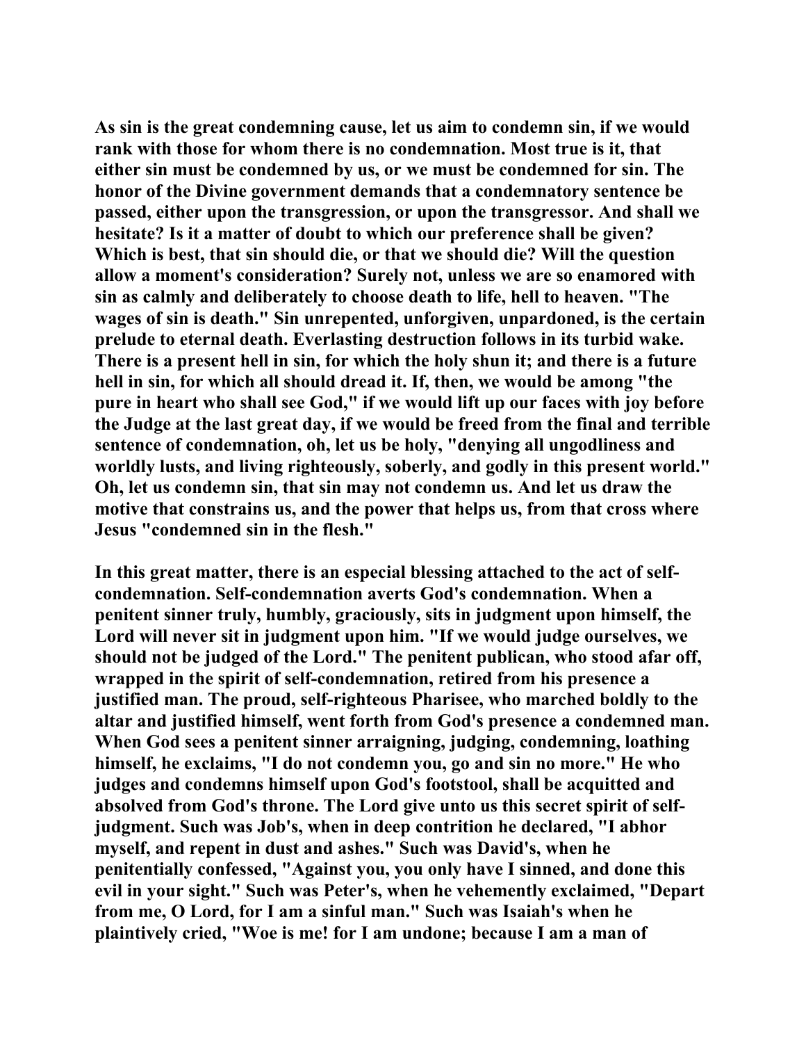As sin is the great condemning cause, let us aim to condemn sin, if we would rank with those for whom there is no condemnation. Most true is it, that either sin must be condemned by us, or we must be condemned for sin. The honor of the Divine government demands that a condemnatory sentence be passed, either upon the transgression, or upon the transgressor. And shall we hesitate? Is it a matter of doubt to which our preference shall be given? Which is best, that sin should die, or that we should die? Will the question allow a moment's consideration? Surely not, unless we are so enamored with sin as calmly and deliberately to choose death to life, hell to heaven. "The wages of sin is death." Sin unrepented, unforgiven, unpardoned, is the certain prelude to eternal death. Everlasting destruction follows in its turbid wake. There is a present hell in sin, for which the holy shun it; and there is a future hell in sin, for which all should dread it. If, then, we would be among "the pure in heart who shall see God," if we would lift up our faces with joy before the Judge at the last great day, if we would be freed from the final and terrible sentence of condemnation, oh, let us be holy, "denying all ungodliness and worldly lusts, and living righteously, soberly, and godly in this present world." Oh, let us condemn sin, that sin may not condemn us. And let us draw the motive that constrains us, and the power that helps us, from that cross where Jesus "condemned sin in the flesh."

In this great matter, there is an especial blessing attached to the act of self-condemnation. Self-condemnation averts God's condemnation. When a penitent sinner truly, humbly, graciously, sits in judgment upon himself, the Lord will never sit in judgment upon him. "If we would judge ourselves, we should not be judged of the Lord." The penitent publican, who stood afar off, wrapped in the spirit of self-condemnation, retired from his presence a justified man. The proud, self-righteous Pharisee, who marched boldly to the altar and justified himself, went forth from God's presence a condemned man. When God sees a penitent sinner arraigning, judging, condemning, loathing himself, he exclaims, "I do not condemn you, go and sin no more." He who judges and condemns himself upon God's footstool, shall be acquitted and absolved from God's throne. The Lord give unto us this secret spirit of self-judgment. Such was Job's, when in deep contrition he declared, "I abhor myself, and repent in dust and ashes." Such was David's, when he penitentially confessed, "Against you, you only have I sinned, and done this evil in your sight." Such was Peter's, when he vehemently exclaimed, "Depart from me, O Lord, for I am a sinful man." Such was Isaiah's when he plaintively cried, "Woe is me! for I am undone; because I am a man of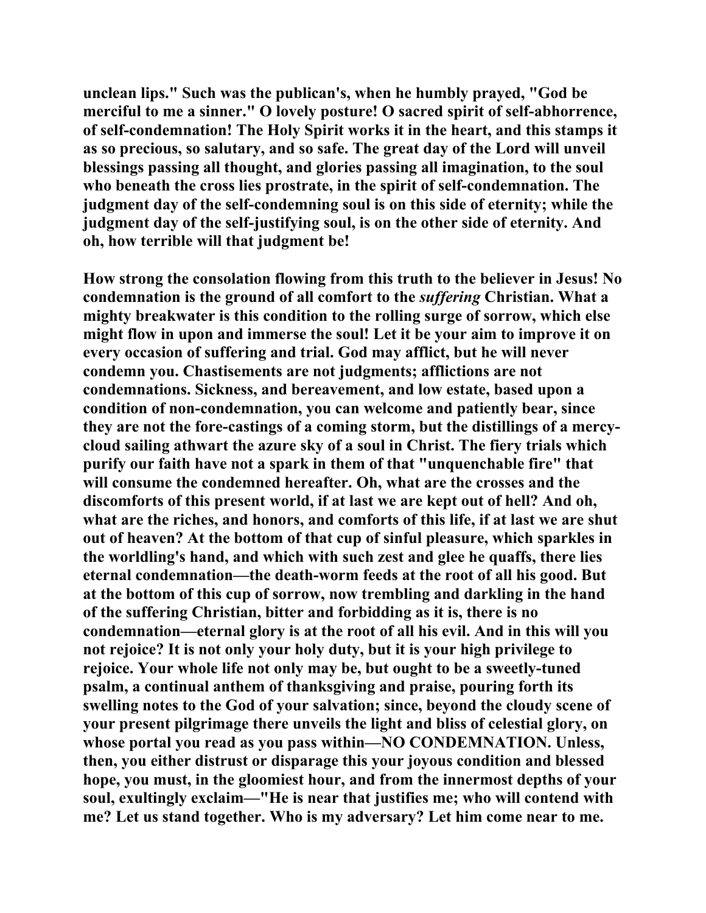unclean lips." Such was the publican's, when he humbly prayed, "God be merciful to me a sinner." O lovely posture! O sacred spirit of self-abhorrence, of self-condemnation! The Holy Spirit works it in the heart, and this stamps it as so precious, so salutary, and so safe. The great day of the Lord will unveil blessings passing all thought, and glories passing all imagination, to the soul who beneath the cross lies prostrate, in the spirit of self-condemnation. The judgment day of the self-condemning soul is on this side of eternity; while the judgment day of the self-justifying soul, is on the other side of eternity. And oh, how terrible will that judgment be!

How strong the consolation flowing from this truth to the believer in Jesus! No condemnation is the ground of all comfort to the *suffering* Christian. What a mighty breakwater is this condition to the rolling surge of sorrow, which else might flow in upon and immerse the soul! Let it be your aim to improve it on every occasion of suffering and trial. God may afflict, but he will never condemn you. Chastisements are not judgments; afflictions are not condemnations. Sickness, and bereavement, and low estate, based upon a condition of non-condemnation, you can welcome and patiently bear, since they are not the fore-castings of a coming storm, but the distillings of a mercy-cloud sailing athwart the azure sky of a soul in Christ. The fiery trials which purify our faith have not a spark in them of that "unquenchable fire" that will consume the condemned hereafter. Oh, what are the crosses and the discomforts of this present world, if at last we are kept out of hell? And oh, what are the riches, and honors, and comforts of this life, if at last we are shut out of heaven? At the bottom of that cup of sinful pleasure, which sparkles in the worldling's hand, and which with such zest and glee he quaffs, there lies eternal condemnation—the death-worm feeds at the root of all his good. But at the bottom of this cup of sorrow, now trembling and darkling in the hand of the suffering Christian, bitter and forbidding as it is, there is no condemnation—eternal glory is at the root of all his evil. And in this will you not rejoice? It is not only your holy duty, but it is your high privilege to rejoice. Your whole life not only may be, but ought to be a sweetly-tuned psalm, a continual anthem of thanksgiving and praise, pouring forth its swelling notes to the God of your salvation; since, beyond the cloudy scene of your present pilgrimage there unveils the light and bliss of celestial glory, on whose portal you read as you pass within—NO CONDEMNATION. Unless, then, you either distrust or disparage this your joyous condition and blessed hope, you must, in the gloomiest hour, and from the innermost depths of your soul, exultingly exclaim—"He is near that justifies me; who will contend with me? Let us stand together. Who is my adversary? Let him come near to me.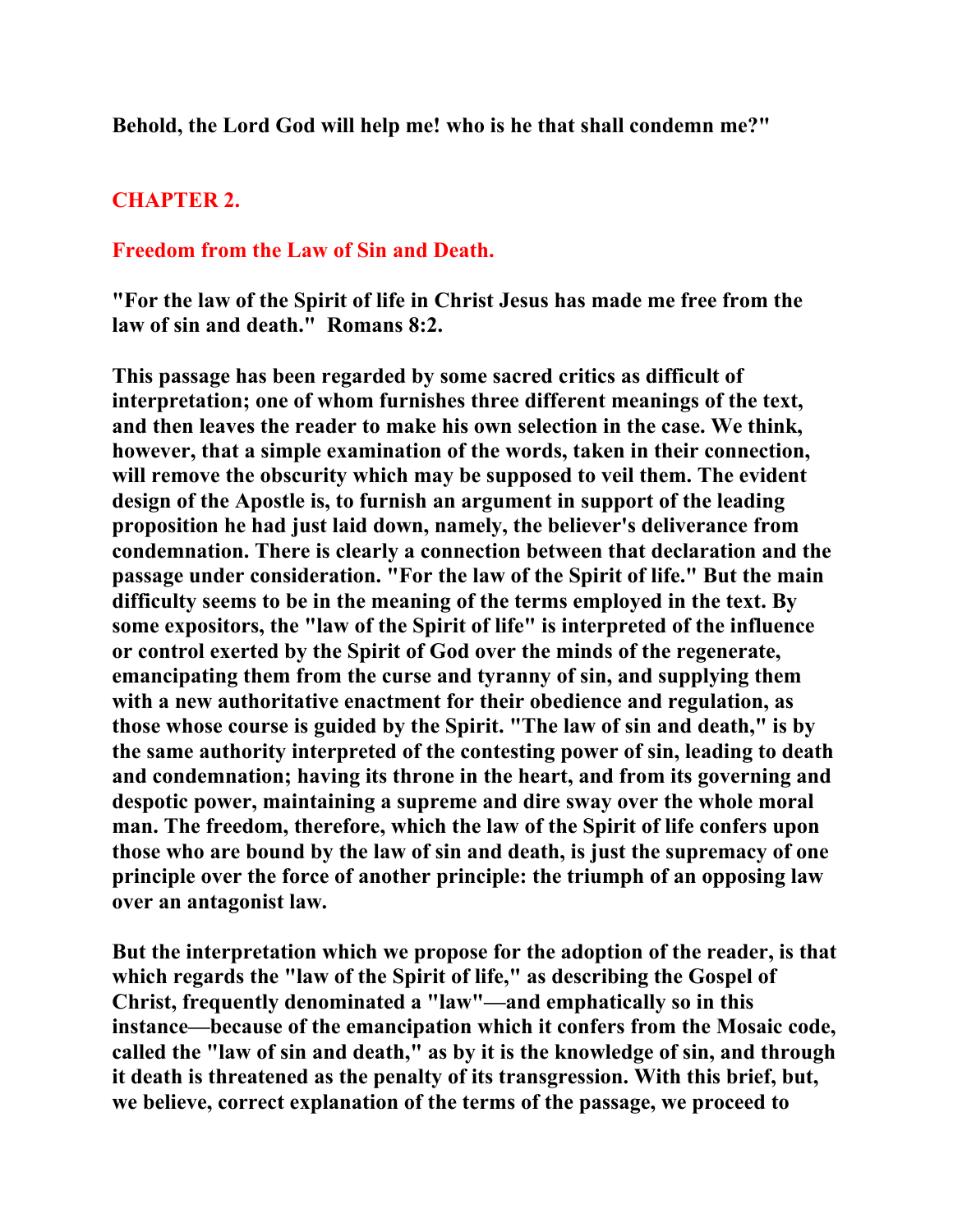**Behold, the Lord God will help me! who is he that shall condemn me?"**

## CHAPTER 2.

## Freedom from the Law of Sin and Death.

**"For the law of the Spirit of life in Christ Jesus has made me free from the law of sin and death." Romans 8:2.**

**This passage has been regarded by some sacred critics as difficult of interpretation; one of whom furnishes three different meanings of the text, and then leaves the reader to make his own selection in the case. We think, however, that a simple examination of the words, taken in their connection, will remove the obscurity which may be supposed to veil them. The evident design of the Apostle is, to furnish an argument in support of the leading proposition he had just laid down, namely, the believer's deliverance from condemnation. There is clearly a connection between that declaration and the passage under consideration. "For the law of the Spirit of life." But the main difficulty seems to be in the meaning of the terms employed in the text. By some expositors, the "law of the Spirit of life" is interpreted of the influence or control exerted by the Spirit of God over the minds of the regenerate, emancipating them from the curse and tyranny of sin, and supplying them with a new authoritative enactment for their obedience and regulation, as those whose course is guided by the Spirit. "The law of sin and death," is by the same authority interpreted of the contesting power of sin, leading to death and condemnation; having its throne in the heart, and from its governing and despotic power, maintaining a supreme and dire sway over the whole moral man. The freedom, therefore, which the law of the Spirit of life confers upon those who are bound by the law of sin and death, is just the supremacy of one principle over the force of another principle: the triumph of an opposing law over an antagonist law.**

**But the interpretation which we propose for the adoption of the reader, is that which regards the "law of the Spirit of life," as describing the Gospel of Christ, frequently denominated a "law"—and emphatically so in this instance—because of the emancipation which it confers from the Mosaic code, called the "law of sin and death," as by it is the knowledge of sin, and through it death is threatened as the penalty of its transgression. With this brief, but, we believe, correct explanation of the terms of the passage, we proceed to**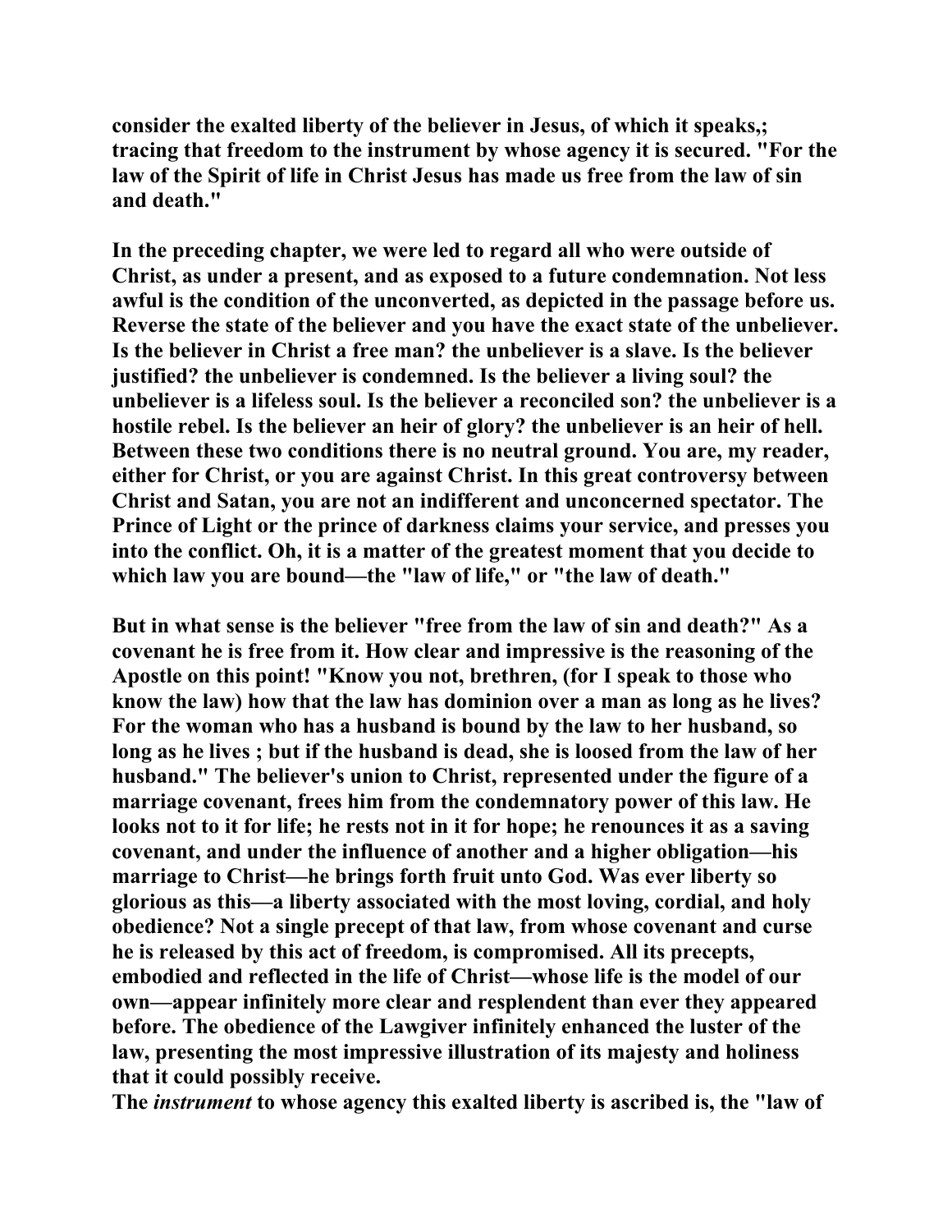**consider the exalted liberty of the believer in Jesus, of which it speaks,; tracing that freedom to the instrument by whose agency it is secured. "For the law of the Spirit of life in Christ Jesus has made us free from the law of sin and death."**

**In the preceding chapter, we were led to regard all who were outside of Christ, as under a present, and as exposed to a future condemnation. Not less awful is the condition of the unconverted, as depicted in the passage before us. Reverse the state of the believer and you have the exact state of the unbeliever. Is the believer in Christ a free man? the unbeliever is a slave. Is the believer justified? the unbeliever is condemned. Is the believer a living soul? the unbeliever is a lifeless soul. Is the believer a reconciled son? the unbeliever is a hostile rebel. Is the believer an heir of glory? the unbeliever is an heir of hell. Between these two conditions there is no neutral ground. You are, my reader, either for Christ, or you are against Christ. In this great controversy between Christ and Satan, you are not an indifferent and unconcerned spectator. The Prince of Light or the prince of darkness claims your service, and presses you into the conflict. Oh, it is a matter of the greatest moment that you decide to which law you are bound—the "law of life," or "the law of death."**

**But in what sense is the believer "free from the law of sin and death?" As a covenant he is free from it. How clear and impressive is the reasoning of the Apostle on this point! "Know you not, brethren, (for I speak to those who know the law) how that the law has dominion over a man as long as he lives? For the woman who has a husband is bound by the law to her husband, so long as he lives ; but if the husband is dead, she is loosed from the law of her husband." The believer's union to Christ, represented under the figure of a marriage covenant, frees him from the condemnatory power of this law. He looks not to it for life; he rests not in it for hope; he renounces it as a saving covenant, and under the influence of another and a higher obligation—his marriage to Christ—he brings forth fruit unto God. Was ever liberty so glorious as this—a liberty associated with the most loving, cordial, and holy obedience? Not a single precept of that law, from whose covenant and curse he is released by this act of freedom, is compromised. All its precepts, embodied and reflected in the life of Christ—whose life is the model of our own—appear infinitely more clear and resplendent than ever they appeared before. The obedience of the Lawgiver infinitely enhanced the luster of the law, presenting the most impressive illustration of its majesty and holiness that it could possibly receive.**

**The *instrument* to whose agency this exalted liberty is ascribed is, the "law of**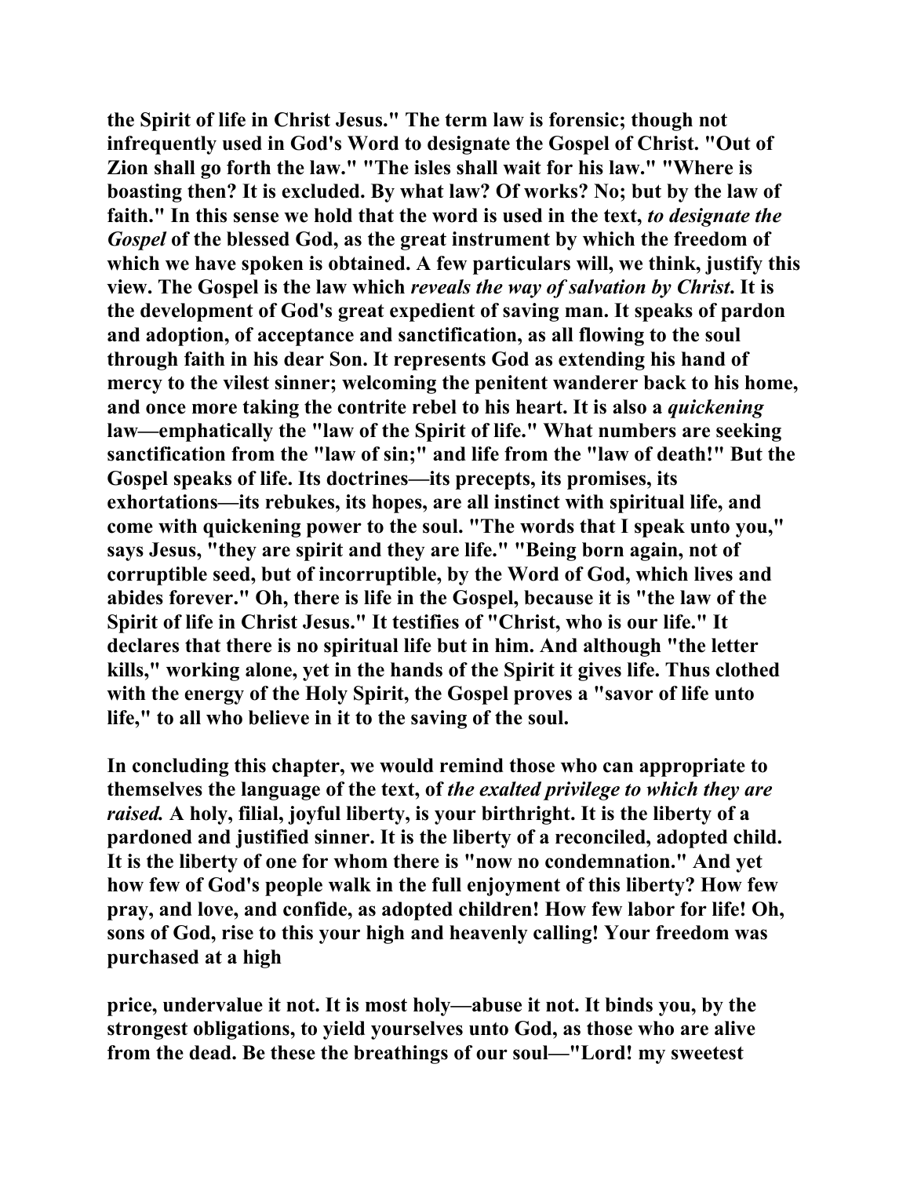the Spirit of life in Christ Jesus." The term law is forensic; though not infrequently used in God's Word to designate the Gospel of Christ. "Out of Zion shall go forth the law." "The isles shall wait for his law." "Where is boasting then? It is excluded. By what law? Of works? No; but by the law of faith." In this sense we hold that the word is used in the text, *to designate the Gospel* of the blessed God, as the great instrument by which the freedom of which we have spoken is obtained. A few particulars will, we think, justify this view. The Gospel is the law which *reveals the way of salvation by Christ*. It is the development of God's great expedient of saving man. It speaks of pardon and adoption, of acceptance and sanctification, as all flowing to the soul through faith in his dear Son. It represents God as extending his hand of mercy to the vilest sinner; welcoming the penitent wanderer back to his home, and once more taking the contrite rebel to his heart. It is also a *quickening* law—emphatically the "law of the Spirit of life." What numbers are seeking sanctification from the "law of sin;" and life from the "law of death!" But the Gospel speaks of life. Its doctrines—its precepts, its promises, its exhortations—its rebukes, its hopes, are all instinct with spiritual life, and come with quickening power to the soul. "The words that I speak unto you," says Jesus, "they are spirit and they are life." "Being born again, not of corruptible seed, but of incorruptible, by the Word of God, which lives and abides forever." Oh, there is life in the Gospel, because it is "the law of the Spirit of life in Christ Jesus." It testifies of "Christ, who is our life." It declares that there is no spiritual life but in him. And although "the letter kills," working alone, yet in the hands of the Spirit it gives life. Thus clothed with the energy of the Holy Spirit, the Gospel proves a "savor of life unto life," to all who believe in it to the saving of the soul.

In concluding this chapter, we would remind those who can appropriate to themselves the language of the text, of *the exalted privilege to which they are raised.* A holy, filial, joyful liberty, is your birthright. It is the liberty of a pardoned and justified sinner. It is the liberty of a reconciled, adopted child. It is the liberty of one for whom there is "now no condemnation." And yet how few of God's people walk in the full enjoyment of this liberty? How few pray, and love, and confide, as adopted children! How few labor for life! Oh, sons of God, rise to this your high and heavenly calling! Your freedom was purchased at a high price, undervalue it not. It is most holy—abuse it not. It binds you, by the strongest obligations, to yield yourselves unto God, as those who are alive from the dead. Be these the breathings of our soul—"Lord! my sweetest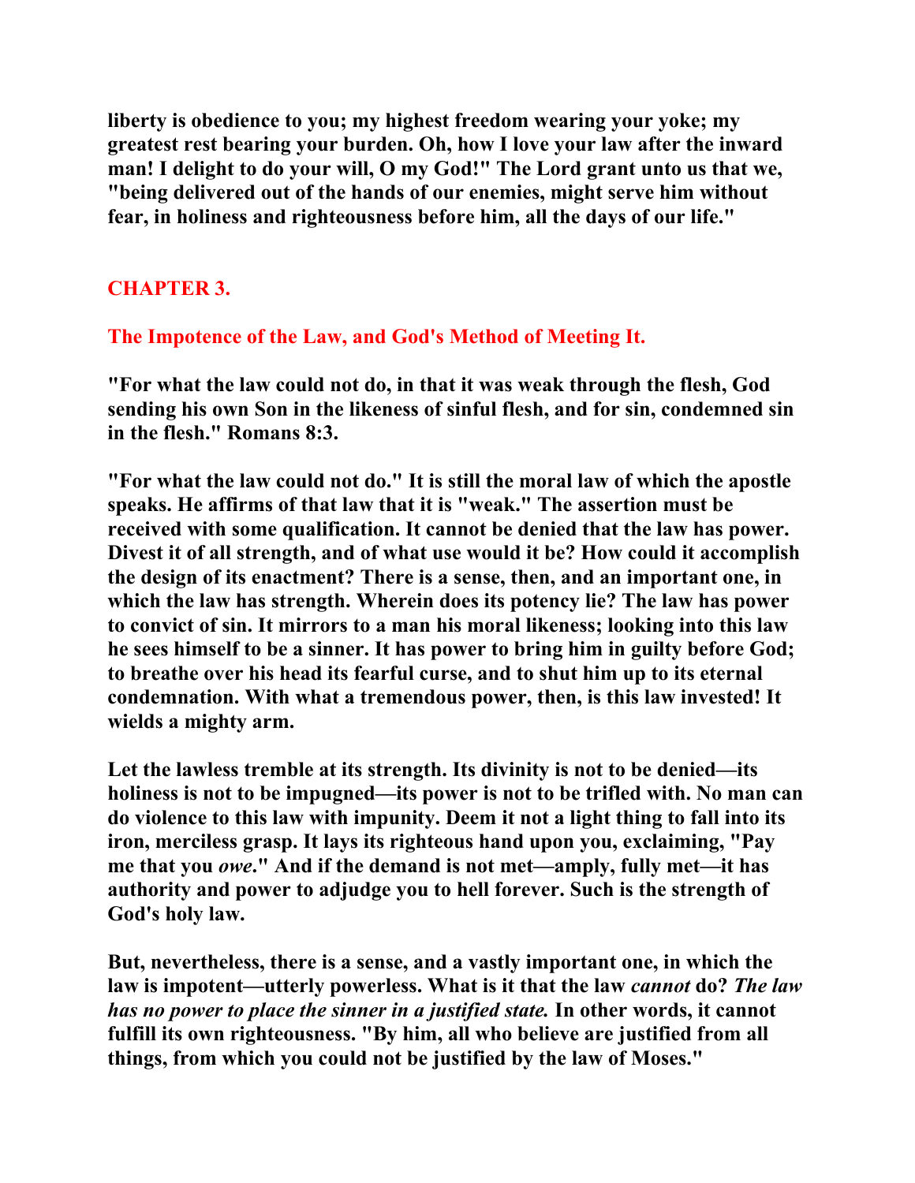**liberty is obedience to you; my highest freedom wearing your yoke; my greatest rest bearing your burden. Oh, how I love your law after the inward man! I delight to do your will, O my God!" The Lord grant unto us that we, "being delivered out of the hands of our enemies, might serve him without fear, in holiness and righteousness before him, all the days of our life."**

## CHAPTER 3.

### The Impotence of the Law, and God's Method of Meeting It.

**"For what the law could not do, in that it was weak through the flesh, God sending his own Son in the likeness of sinful flesh, and for sin, condemned sin in the flesh." Romans 8:3.**

**"For what the law could not do." It is still the moral law of which the apostle speaks. He affirms of that law that it is "weak." The assertion must be received with some qualification. It cannot be denied that the law has power. Divest it of all strength, and of what use would it be? How could it accomplish the design of its enactment? There is a sense, then, and an important one, in which the law has strength. Wherein does its potency lie? The law has power to convict of sin. It mirrors to a man his moral likeness; looking into this law he sees himself to be a sinner. It has power to bring him in guilty before God; to breathe over his head its fearful curse, and to shut him up to its eternal condemnation. With what a tremendous power, then, is this law invested! It wields a mighty arm.**

**Let the lawless tremble at its strength. Its divinity is not to be denied—its holiness is not to be impugned—its power is not to be trifled with. No man can do violence to this law with impunity. Deem it not a light thing to fall into its iron, merciless grasp. It lays its righteous hand upon you, exclaiming, "Pay me that you *owe*." And if the demand is not met—amply, fully met—it has authority and power to adjudge you to hell forever. Such is the strength of God's holy law.**

**But, nevertheless, there is a sense, and a vastly important one, in which the law is impotent—utterly powerless. What is it that the law *cannot* do? *The law has no power to place the sinner in a justified state.* In other words, it cannot fulfill its own righteousness. "By him, all who believe are justified from all things, from which you could not be justified by the law of Moses."**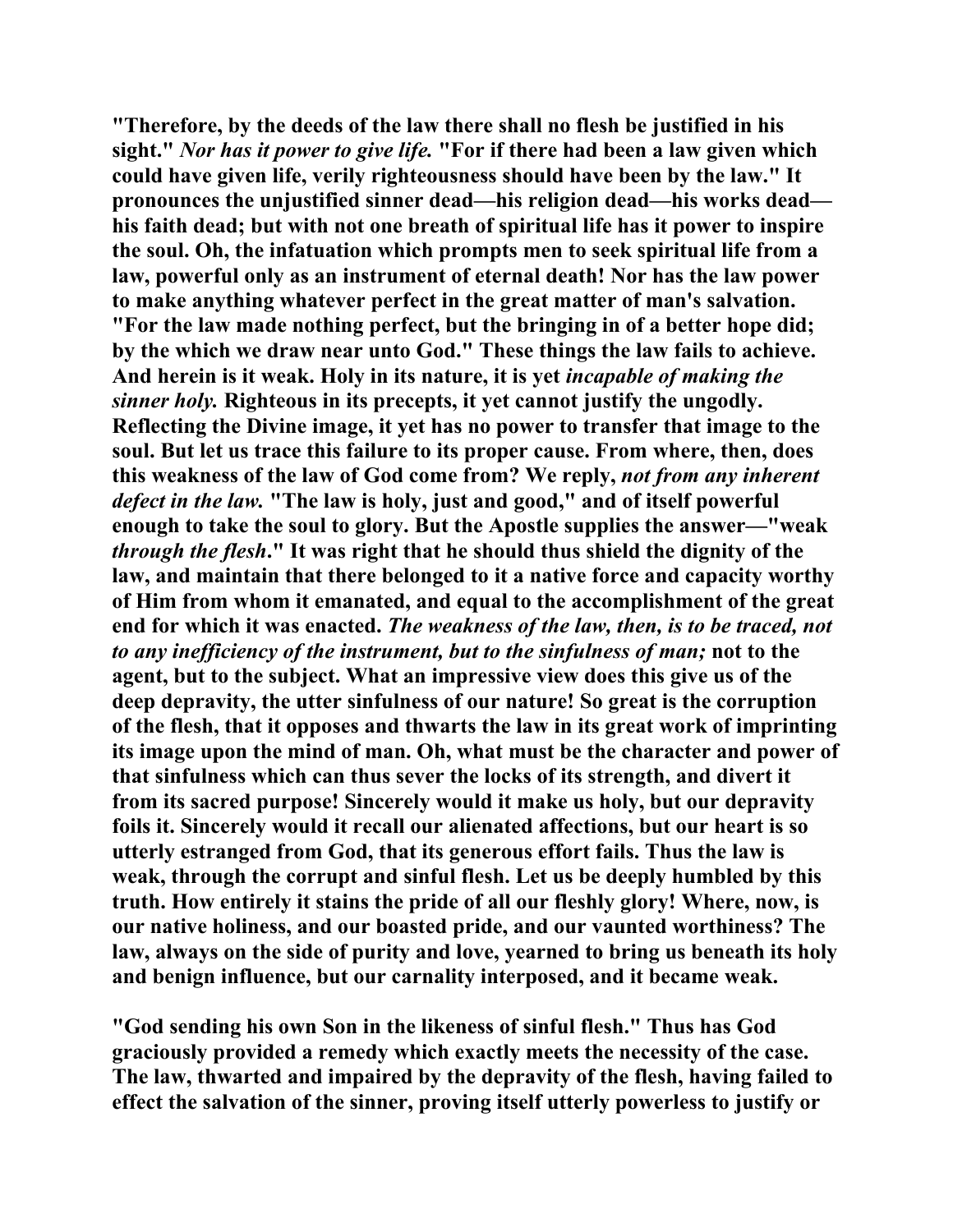"Therefore, by the deeds of the law there shall no flesh be justified in his sight." *Nor has it power to give life.* "For if there had been a law given which could have given life, verily righteousness should have been by the law." It pronounces the unjustified sinner dead—his religion dead—his works dead—his faith dead; but with not one breath of spiritual life has it power to inspire the soul. Oh, the infatuation which prompts men to seek spiritual life from a law, powerful only as an instrument of eternal death! Nor has the law power to make anything whatever perfect in the great matter of man's salvation. "For the law made nothing perfect, but the bringing in of a better hope did; by the which we draw near unto God." These things the law fails to achieve. And herein is it weak. Holy in its nature, it is yet *incapable of making the sinner holy.* Righteous in its precepts, it yet cannot justify the ungodly. Reflecting the Divine image, it yet has no power to transfer that image to the soul. But let us trace this failure to its proper cause. From where, then, does this weakness of the law of God come from? We reply, *not from any inherent defect in the law.* "The law is holy, just and good," and of itself powerful enough to take the soul to glory. But the Apostle supplies the answer—"weak *through the flesh*." It was right that he should thus shield the dignity of the law, and maintain that there belonged to it a native force and capacity worthy of Him from whom it emanated, and equal to the accomplishment of the great end for which it was enacted. *The weakness of the law, then, is to be traced, not to any inefficiency of the instrument, but to the sinfulness of man;* not to the agent, but to the subject. What an impressive view does this give us of the deep depravity, the utter sinfulness of our nature! So great is the corruption of the flesh, that it opposes and thwarts the law in its great work of imprinting its image upon the mind of man. Oh, what must be the character and power of that sinfulness which can thus sever the locks of its strength, and divert it from its sacred purpose! Sincerely would it make us holy, but our depravity foils it. Sincerely would it recall our alienated affections, but our heart is so utterly estranged from God, that its generous effort fails. Thus the law is weak, through the corrupt and sinful flesh. Let us be deeply humbled by this truth. How entirely it stains the pride of all our fleshly glory! Where, now, is our native holiness, and our boasted pride, and our vaunted worthiness? The law, always on the side of purity and love, yearned to bring us beneath its holy and benign influence, but our carnality interposed, and it became weak.

"God sending his own Son in the likeness of sinful flesh." Thus has God graciously provided a remedy which exactly meets the necessity of the case. The law, thwarted and impaired by the depravity of the flesh, having failed to effect the salvation of the sinner, proving itself utterly powerless to justify or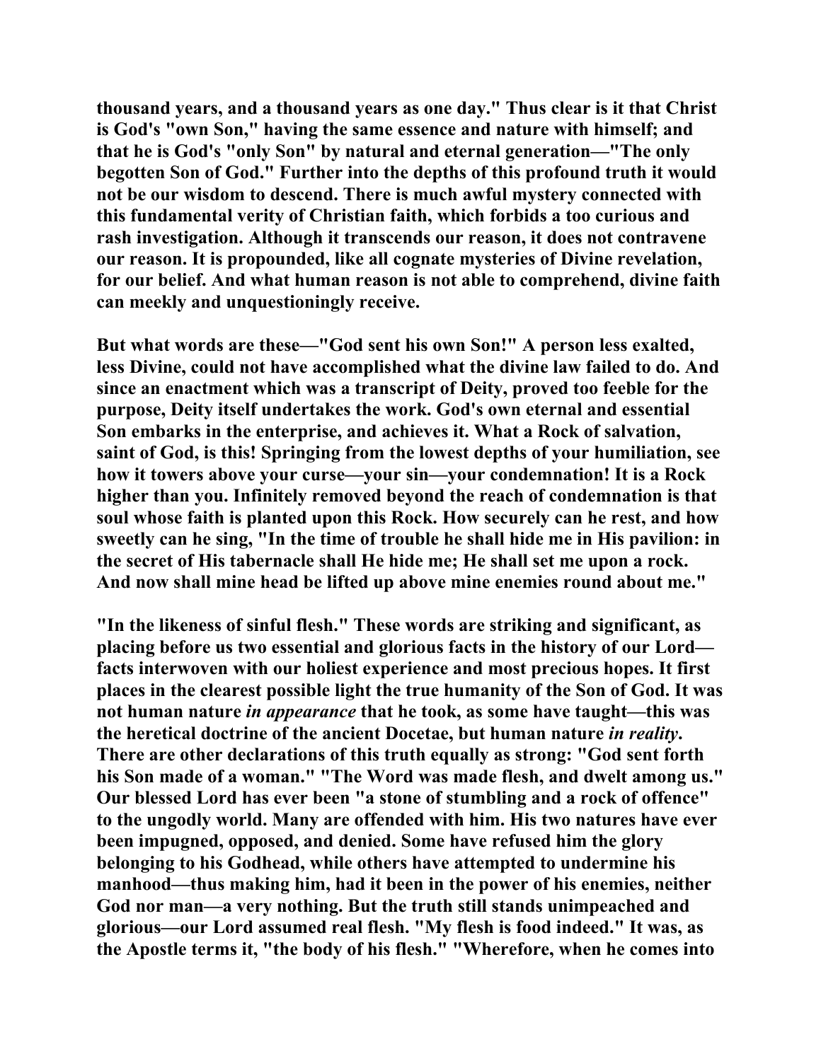thousand years, and a thousand years as one day." Thus clear is it that Christ is God's "own Son," having the same essence and nature with himself; and that he is God's "only Son" by natural and eternal generation—"The only begotten Son of God." Further into the depths of this profound truth it would not be our wisdom to descend. There is much awful mystery connected with this fundamental verity of Christian faith, which forbids a too curious and rash investigation. Although it transcends our reason, it does not contravene our reason. It is propounded, like all cognate mysteries of Divine revelation, for our belief. And what human reason is not able to comprehend, divine faith can meekly and unquestioningly receive.

But what words are these—"God sent his own Son!" A person less exalted, less Divine, could not have accomplished what the divine law failed to do. And since an enactment which was a transcript of Deity, proved too feeble for the purpose, Deity itself undertakes the work. God's own eternal and essential Son embarks in the enterprise, and achieves it. What a Rock of salvation, saint of God, is this! Springing from the lowest depths of your humiliation, see how it towers above your curse—your sin—your condemnation! It is a Rock higher than you. Infinitely removed beyond the reach of condemnation is that soul whose faith is planted upon this Rock. How securely can he rest, and how sweetly can he sing, "In the time of trouble he shall hide me in His pavilion: in the secret of His tabernacle shall He hide me; He shall set me upon a rock. And now shall mine head be lifted up above mine enemies round about me."

"In the likeness of sinful flesh." These words are striking and significant, as placing before us two essential and glorious facts in the history of our Lord—facts interwoven with our holiest experience and most precious hopes. It first places in the clearest possible light the true humanity of the Son of God. It was not human nature *in appearance* that he took, as some have taught—this was the heretical doctrine of the ancient Docetae, but human nature *in reality*. There are other declarations of this truth equally as strong: "God sent forth his Son made of a woman." "The Word was made flesh, and dwelt among us." Our blessed Lord has ever been "a stone of stumbling and a rock of offence" to the ungodly world. Many are offended with him. His two natures have ever been impugned, opposed, and denied. Some have refused him the glory belonging to his Godhead, while others have attempted to undermine his manhood—thus making him, had it been in the power of his enemies, neither God nor man—a very nothing. But the truth still stands unimpeached and glorious—our Lord assumed real flesh. "My flesh is food indeed." It was, as the Apostle terms it, "the body of his flesh." "Wherefore, when he comes into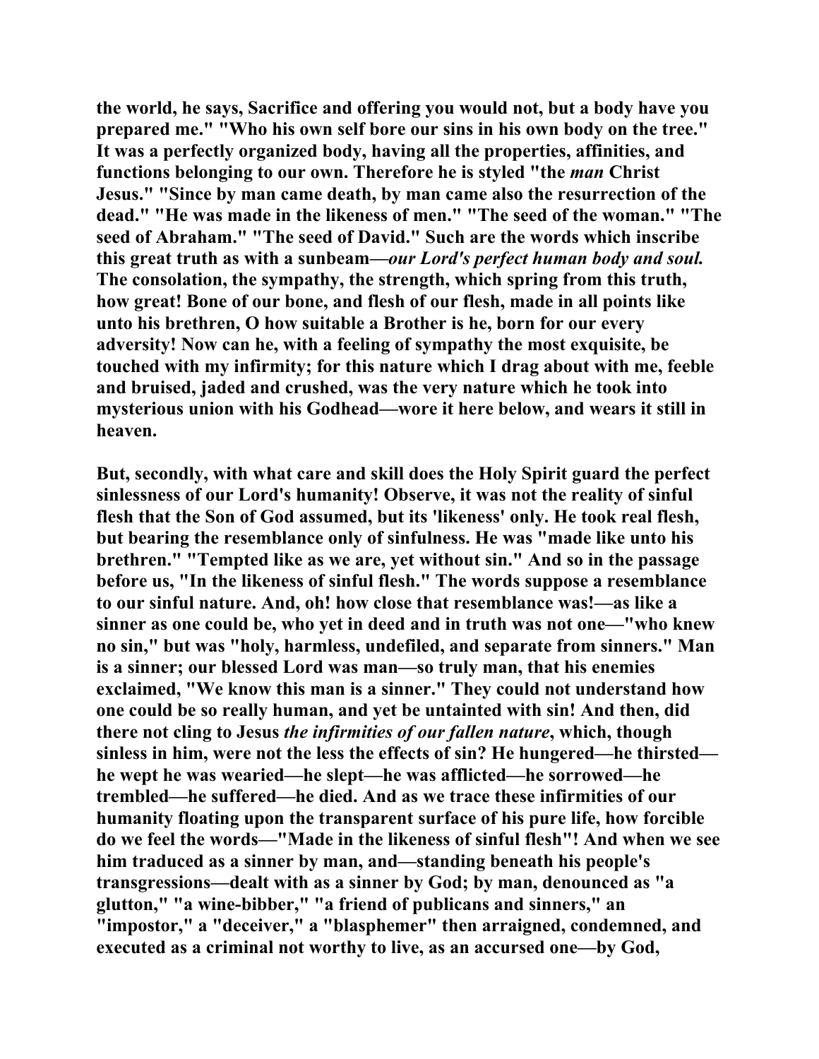the world, he says, Sacrifice and offering you would not, but a body have you prepared me." "Who his own self bore our sins in his own body on the tree." It was a perfectly organized body, having all the properties, affinities, and functions belonging to our own. Therefore he is styled "the *man* Christ Jesus." "Since by man came death, by man came also the resurrection of the dead." "He was made in the likeness of men." "The seed of the woman." "The seed of Abraham." "The seed of David." Such are the words which inscribe this great truth as with a sunbeam—*our Lord's perfect human body and soul.* The consolation, the sympathy, the strength, which spring from this truth, how great! Bone of our bone, and flesh of our flesh, made in all points like unto his brethren, O how suitable a Brother is he, born for our every adversity! Now can he, with a feeling of sympathy the most exquisite, be touched with my infirmity; for this nature which I drag about with me, feeble and bruised, jaded and crushed, was the very nature which he took into mysterious union with his Godhead—wore it here below, and wears it still in heaven.

But, secondly, with what care and skill does the Holy Spirit guard the perfect sinlessness of our Lord's humanity! Observe, it was not the reality of sinful flesh that the Son of God assumed, but its 'likeness' only. He took real flesh, but bearing the resemblance only of sinfulness. He was "made like unto his brethren." "Tempted like as we are, yet without sin." And so in the passage before us, "In the likeness of sinful flesh." The words suppose a resemblance to our sinful nature. And, oh! how close that resemblance was!—as like a sinner as one could be, who yet in deed and in truth was not one—"who knew no sin," but was "holy, harmless, undefiled, and separate from sinners." Man is a sinner; our blessed Lord was man—so truly man, that his enemies exclaimed, "We know this man is a sinner." They could not understand how one could be so really human, and yet be untainted with sin! And then, did there not cling to Jesus *the infirmities of our fallen nature*, which, though sinless in him, were not the less the effects of sin? He hungered—he thirsted—he wept he was wearied—he slept—he was afflicted—he sorrowed—he trembled—he suffered—he died. And as we trace these infirmities of our humanity floating upon the transparent surface of his pure life, how forcible do we feel the words—"Made in the likeness of sinful flesh"! And when we see him traduced as a sinner by man, and—standing beneath his people's transgressions—dealt with as a sinner by God; by man, denounced as "a glutton," "a wine-bibber," "a friend of publicans and sinners," an "impostor," a "deceiver," a "blasphemer" then arraigned, condemned, and executed as a criminal not worthy to live, as an accursed one—by God,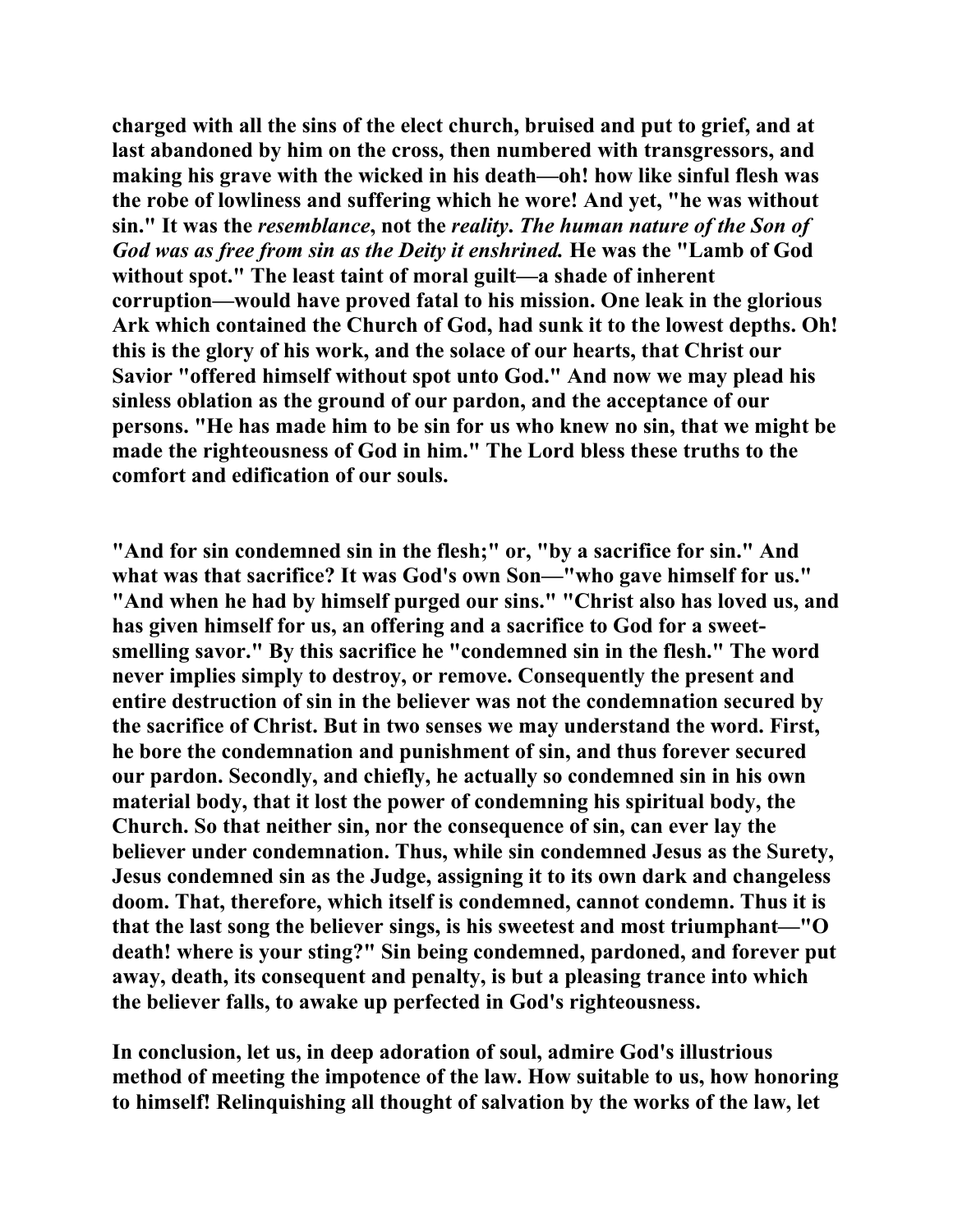**charged with all the sins of the elect church, bruised and put to grief, and at last abandoned by him on the cross, then numbered with transgressors, and making his grave with the wicked in his death—oh! how like sinful flesh was the robe of lowliness and suffering which he wore! And yet, "he was without sin." It was the *resemblance*, not the *reality*. *The human nature of the Son of God was as free from sin as the Deity it enshrined.* He was the "Lamb of God without spot." The least taint of moral guilt—a shade of inherent corruption—would have proved fatal to his mission. One leak in the glorious Ark which contained the Church of God, had sunk it to the lowest depths. Oh! this is the glory of his work, and the solace of our hearts, that Christ our Savior "offered himself without spot unto God." And now we may plead his sinless oblation as the ground of our pardon, and the acceptance of our persons. "He has made him to be sin for us who knew no sin, that we might be made the righteousness of God in him." The Lord bless these truths to the comfort and edification of our souls.**

**"And for sin condemned sin in the flesh;" or, "by a sacrifice for sin." And what was that sacrifice? It was God's own Son—"who gave himself for us." "And when he had by himself purged our sins." "Christ also has loved us, and has given himself for us, an offering and a sacrifice to God for a sweet-smelling savor." By this sacrifice he "condemned sin in the flesh." The word never implies simply to destroy, or remove. Consequently the present and entire destruction of sin in the believer was not the condemnation secured by the sacrifice of Christ. But in two senses we may understand the word. First, he bore the condemnation and punishment of sin, and thus forever secured our pardon. Secondly, and chiefly, he actually so condemned sin in his own material body, that it lost the power of condemning his spiritual body, the Church. So that neither sin, nor the consequence of sin, can ever lay the believer under condemnation. Thus, while sin condemned Jesus as the Surety, Jesus condemned sin as the Judge, assigning it to its own dark and changeless doom. That, therefore, which itself is condemned, cannot condemn. Thus it is that the last song the believer sings, is his sweetest and most triumphant—"O death! where is your sting?" Sin being condemned, pardoned, and forever put away, death, its consequent and penalty, is but a pleasing trance into which the believer falls, to awake up perfected in God's righteousness.**

**In conclusion, let us, in deep adoration of soul, admire God's illustrious method of meeting the impotence of the law. How suitable to us, how honoring to himself! Relinquishing all thought of salvation by the works of the law, let**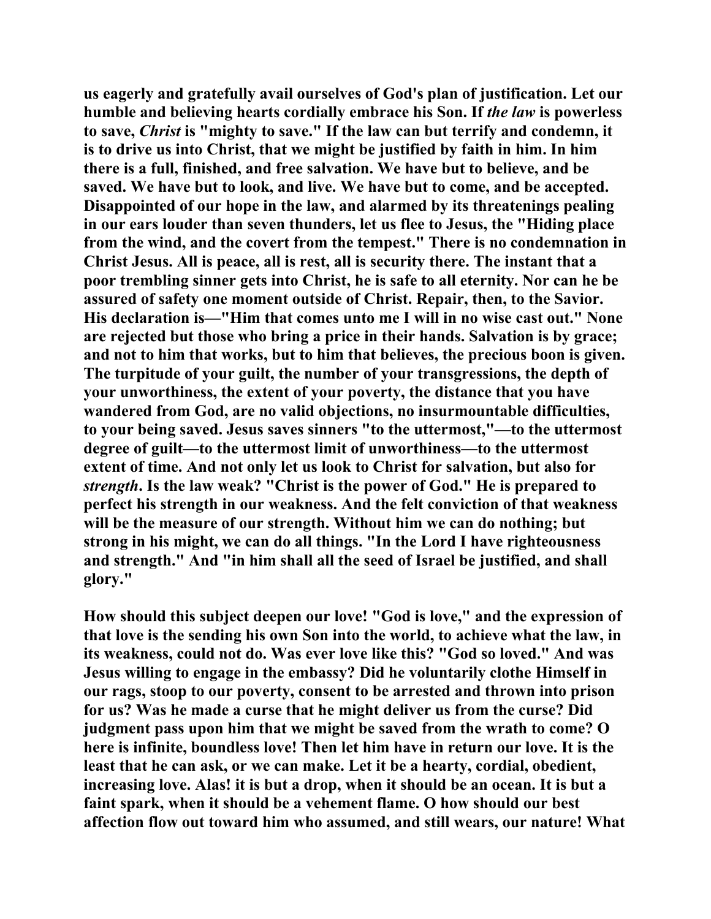us eagerly and gratefully avail ourselves of God's plan of justification. Let our humble and believing hearts cordially embrace his Son. If *the law* is powerless to save, *Christ* is "mighty to save." If the law can but terrify and condemn, it is to drive us into Christ, that we might be justified by faith in him. In him there is a full, finished, and free salvation. We have but to believe, and be saved. We have but to look, and live. We have but to come, and be accepted. Disappointed of our hope in the law, and alarmed by its threatenings pealing in our ears louder than seven thunders, let us flee to Jesus, the "Hiding place from the wind, and the covert from the tempest." There is no condemnation in Christ Jesus. All is peace, all is rest, all is security there. The instant that a poor trembling sinner gets into Christ, he is safe to all eternity. Nor can he be assured of safety one moment outside of Christ. Repair, then, to the Savior. His declaration is—"Him that comes unto me I will in no wise cast out." None are rejected but those who bring a price in their hands. Salvation is by grace; and not to him that works, but to him that believes, the precious boon is given. The turpitude of your guilt, the number of your transgressions, the depth of your unworthiness, the extent of your poverty, the distance that you have wandered from God, are no valid objections, no insurmountable difficulties, to your being saved. Jesus saves sinners "to the uttermost,"—to the uttermost degree of guilt—to the uttermost limit of unworthiness—to the uttermost extent of time. And not only let us look to Christ for salvation, but also for *strength*. Is the law weak? "Christ is the power of God." He is prepared to perfect his strength in our weakness. And the felt conviction of that weakness will be the measure of our strength. Without him we can do nothing; but strong in his might, we can do all things. "In the Lord I have righteousness and strength." And "in him shall all the seed of Israel be justified, and shall glory."

How should this subject deepen our love! "God is love," and the expression of that love is the sending his own Son into the world, to achieve what the law, in its weakness, could not do. Was ever love like this? "God so loved." And was Jesus willing to engage in the embassy? Did he voluntarily clothe Himself in our rags, stoop to our poverty, consent to be arrested and thrown into prison for us? Was he made a curse that he might deliver us from the curse? Did judgment pass upon him that we might be saved from the wrath to come? O here is infinite, boundless love! Then let him have in return our love. It is the least that he can ask, or we can make. Let it be a hearty, cordial, obedient, increasing love. Alas! it is but a drop, when it should be an ocean. It is but a faint spark, when it should be a vehement flame. O how should our best affection flow out toward him who assumed, and still wears, our nature! What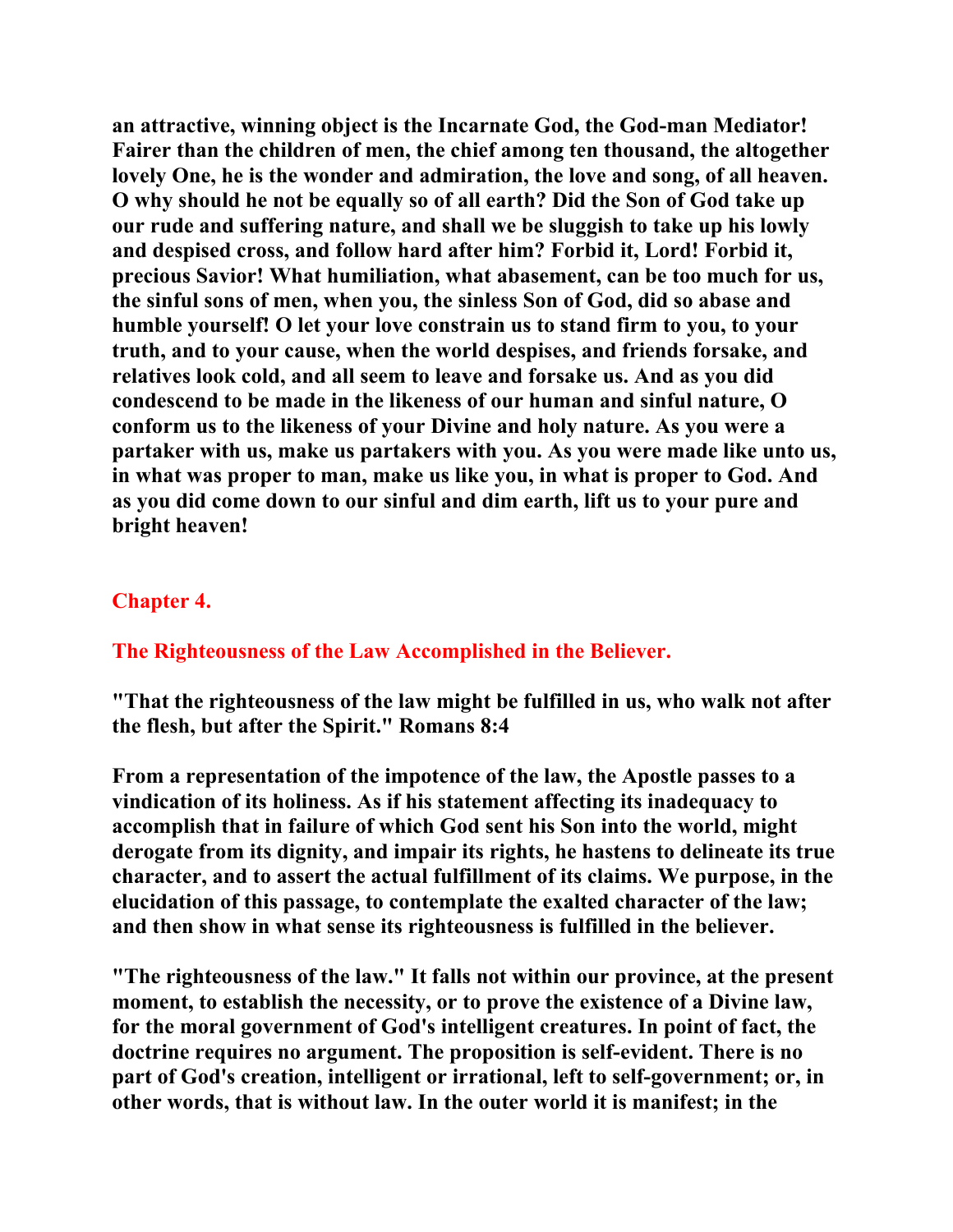an attractive, winning object is the Incarnate God, the God-man Mediator! Fairer than the children of men, the chief among ten thousand, the altogether lovely One, he is the wonder and admiration, the love and song, of all heaven. O why should he not be equally so of all earth? Did the Son of God take up our rude and suffering nature, and shall we be sluggish to take up his lowly and despised cross, and follow hard after him? Forbid it, Lord! Forbid it, precious Savior! What humiliation, what abasement, can be too much for us, the sinful sons of men, when you, the sinless Son of God, did so abase and humble yourself! O let your love constrain us to stand firm to you, to your truth, and to your cause, when the world despises, and friends forsake, and relatives look cold, and all seem to leave and forsake us. And as you did condescend to be made in the likeness of our human and sinful nature, O conform us to the likeness of your Divine and holy nature. As you were a partaker with us, make us partakers with you. As you were made like unto us, in what was proper to man, make us like you, in what is proper to God. And as you did come down to our sinful and dim earth, lift us to your pure and bright heaven!

## Chapter 4.

## The Righteousness of the Law Accomplished in the Believer.

"That the righteousness of the law might be fulfilled in us, who walk not after the flesh, but after the Spirit." Romans 8:4

From a representation of the impotence of the law, the Apostle passes to a vindication of its holiness. As if his statement affecting its inadequacy to accomplish that in failure of which God sent his Son into the world, might derogate from its dignity, and impair its rights, he hastens to delineate its true character, and to assert the actual fulfillment of its claims. We purpose, in the elucidation of this passage, to contemplate the exalted character of the law; and then show in what sense its righteousness is fulfilled in the believer.

"The righteousness of the law." It falls not within our province, at the present moment, to establish the necessity, or to prove the existence of a Divine law, for the moral government of God's intelligent creatures. In point of fact, the doctrine requires no argument. The proposition is self-evident. There is no part of God's creation, intelligent or irrational, left to self-government; or, in other words, that is without law. In the outer world it is manifest; in the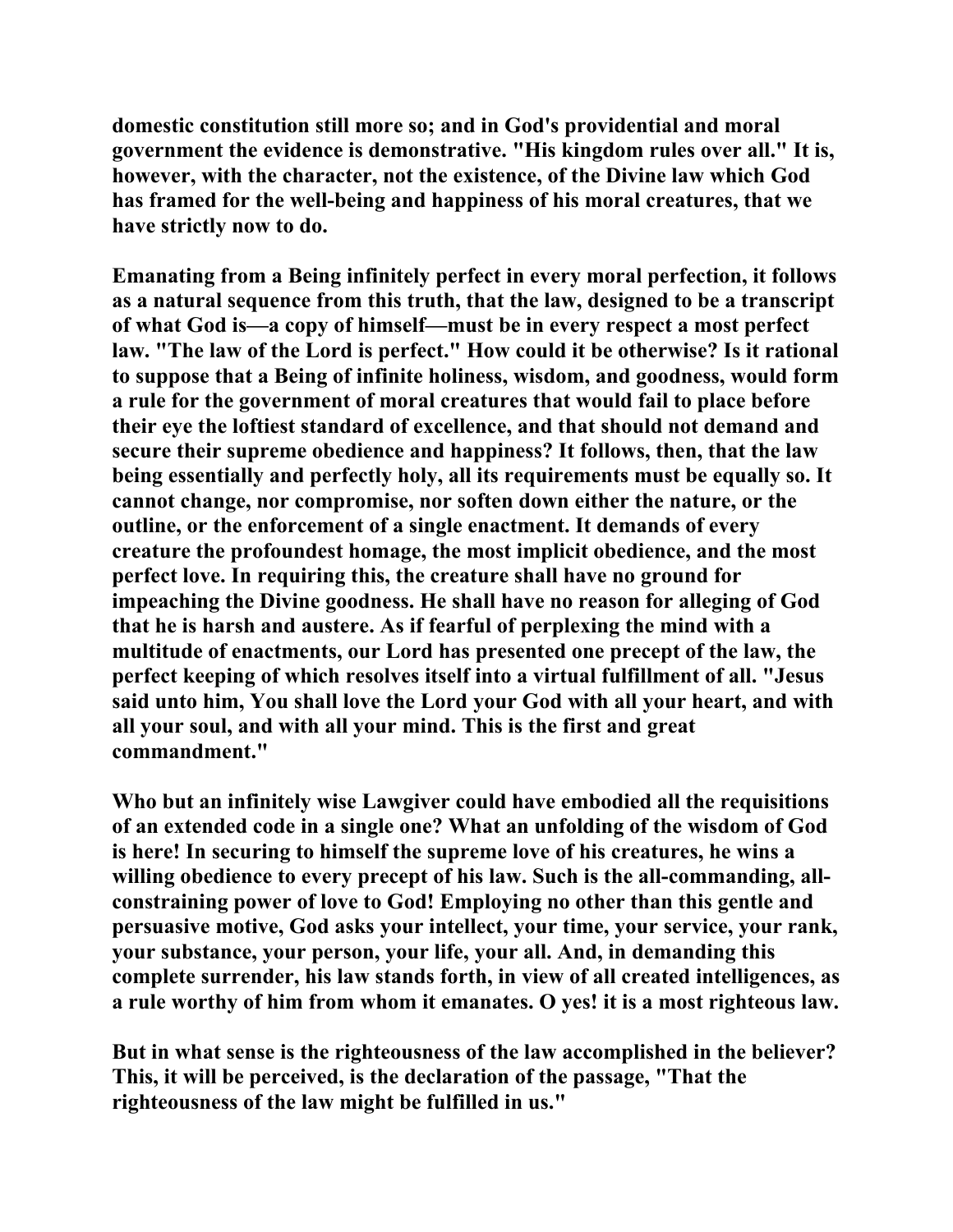domestic constitution still more so; and in God's providential and moral government the evidence is demonstrative. "His kingdom rules over all." It is, however, with the character, not the existence, of the Divine law which God has framed for the well-being and happiness of his moral creatures, that we have strictly now to do.

Emanating from a Being infinitely perfect in every moral perfection, it follows as a natural sequence from this truth, that the law, designed to be a transcript of what God is—a copy of himself—must be in every respect a most perfect law. "The law of the Lord is perfect." How could it be otherwise? Is it rational to suppose that a Being of infinite holiness, wisdom, and goodness, would form a rule for the government of moral creatures that would fail to place before their eye the loftiest standard of excellence, and that should not demand and secure their supreme obedience and happiness? It follows, then, that the law being essentially and perfectly holy, all its requirements must be equally so. It cannot change, nor compromise, nor soften down either the nature, or the outline, or the enforcement of a single enactment. It demands of every creature the profoundest homage, the most implicit obedience, and the most perfect love. In requiring this, the creature shall have no ground for impeaching the Divine goodness. He shall have no reason for alleging of God that he is harsh and austere. As if fearful of perplexing the mind with a multitude of enactments, our Lord has presented one precept of the law, the perfect keeping of which resolves itself into a virtual fulfillment of all. "Jesus said unto him, You shall love the Lord your God with all your heart, and with all your soul, and with all your mind. This is the first and great commandment."

Who but an infinitely wise Lawgiver could have embodied all the requisitions of an extended code in a single one? What an unfolding of the wisdom of God is here! In securing to himself the supreme love of his creatures, he wins a willing obedience to every precept of his law. Such is the all-commanding, all-constraining power of love to God! Employing no other than this gentle and persuasive motive, God asks your intellect, your time, your service, your rank, your substance, your person, your life, your all. And, in demanding this complete surrender, his law stands forth, in view of all created intelligences, as a rule worthy of him from whom it emanates. O yes! it is a most righteous law.

But in what sense is the righteousness of the law accomplished in the believer? This, it will be perceived, is the declaration of the passage, "That the righteousness of the law might be fulfilled in us."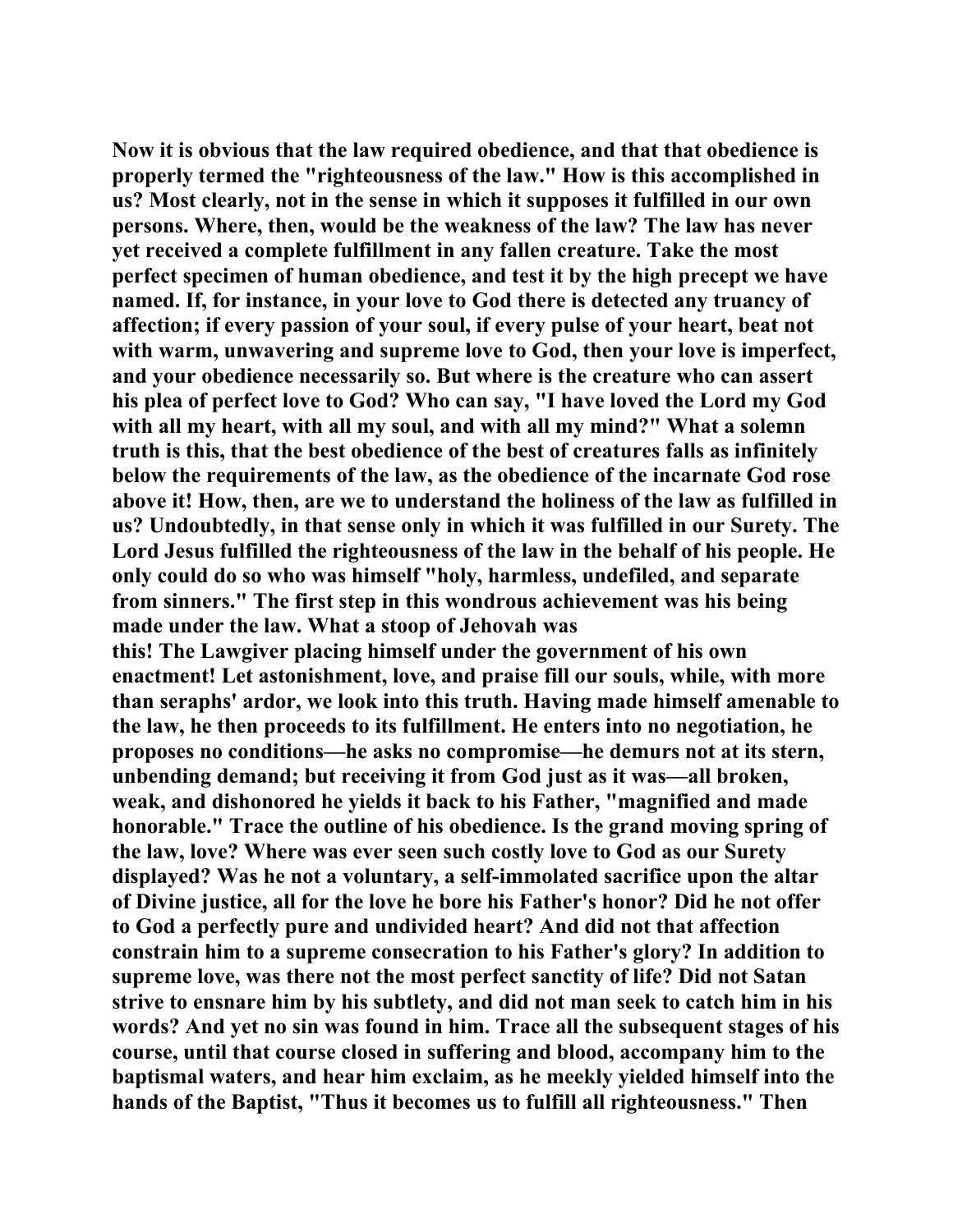Now it is obvious that the law required obedience, and that that obedience is properly termed the "righteousness of the law." How is this accomplished in us? Most clearly, not in the sense in which it supposes it fulfilled in our own persons. Where, then, would be the weakness of the law? The law has never yet received a complete fulfillment in any fallen creature. Take the most perfect specimen of human obedience, and test it by the high precept we have named. If, for instance, in your love to God there is detected any truancy of affection; if every passion of your soul, if every pulse of your heart, beat not with warm, unwavering and supreme love to God, then your love is imperfect, and your obedience necessarily so. But where is the creature who can assert his plea of perfect love to God? Who can say, "I have loved the Lord my God with all my heart, with all my soul, and with all my mind?" What a solemn truth is this, that the best obedience of the best of creatures falls as infinitely below the requirements of the law, as the obedience of the incarnate God rose above it! How, then, are we to understand the holiness of the law as fulfilled in us? Undoubtedly, in that sense only in which it was fulfilled in our Surety. The Lord Jesus fulfilled the righteousness of the law in the behalf of his people. He only could do so who was himself "holy, harmless, undefiled, and separate from sinners." The first step in this wondrous achievement was his being made under the law. What a stoop of Jehovah was this! The Lawgiver placing himself under the government of his own enactment! Let astonishment, love, and praise fill our souls, while, with more than seraphs' ardor, we look into this truth. Having made himself amenable to the law, he then proceeds to its fulfillment. He enters into no negotiation, he proposes no conditions—he asks no compromise—he demurs not at its stern, unbending demand; but receiving it from God just as it was—all broken, weak, and dishonored he yields it back to his Father, "magnified and made honorable." Trace the outline of his obedience. Is the grand moving spring of the law, love? Where was ever seen such costly love to God as our Surety displayed? Was he not a voluntary, a self-immolated sacrifice upon the altar of Divine justice, all for the love he bore his Father's honor? Did he not offer to God a perfectly pure and undivided heart? And did not that affection constrain him to a supreme consecration to his Father's glory? In addition to supreme love, was there not the most perfect sanctity of life? Did not Satan strive to ensnare him by his subtlety, and did not man seek to catch him in his words? And yet no sin was found in him. Trace all the subsequent stages of his course, until that course closed in suffering and blood, accompany him to the baptismal waters, and hear him exclaim, as he meekly yielded himself into the hands of the Baptist, "Thus it becomes us to fulfill all righteousness." Then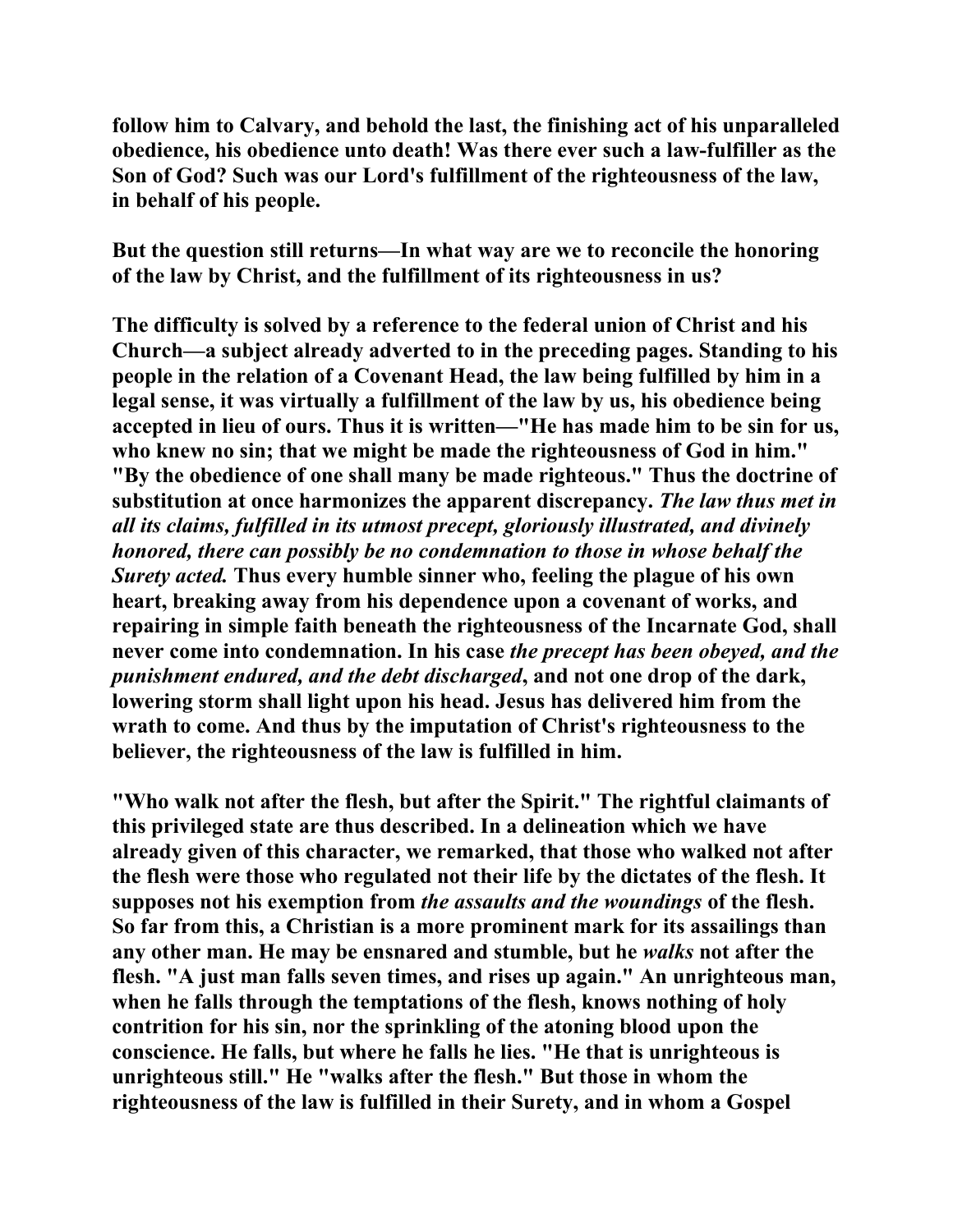follow him to Calvary, and behold the last, the finishing act of his unparalleled obedience, his obedience unto death! Was there ever such a law-fulfiller as the Son of God? Such was our Lord's fulfillment of the righteousness of the law, in behalf of his people.

But the question still returns—In what way are we to reconcile the honoring of the law by Christ, and the fulfillment of its righteousness in us?

The difficulty is solved by a reference to the federal union of Christ and his Church—a subject already adverted to in the preceding pages. Standing to his people in the relation of a Covenant Head, the law being fulfilled by him in a legal sense, it was virtually a fulfillment of the law by us, his obedience being accepted in lieu of ours. Thus it is written—"He has made him to be sin for us, who knew no sin; that we might be made the righteousness of God in him." "By the obedience of one shall many be made righteous." Thus the doctrine of substitution at once harmonizes the apparent discrepancy. *The law thus met in all its claims, fulfilled in its utmost precept, gloriously illustrated, and divinely honored, there can possibly be no condemnation to those in whose behalf the Surety acted.* Thus every humble sinner who, feeling the plague of his own heart, breaking away from his dependence upon a covenant of works, and repairing in simple faith beneath the righteousness of the Incarnate God, shall never come into condemnation. In his case *the precept has been obeyed, and the punishment endured, and the debt discharged*, and not one drop of the dark, lowering storm shall light upon his head. Jesus has delivered him from the wrath to come. And thus by the imputation of Christ's righteousness to the believer, the righteousness of the law is fulfilled in him.

"Who walk not after the flesh, but after the Spirit." The rightful claimants of this privileged state are thus described. In a delineation which we have already given of this character, we remarked, that those who walked not after the flesh were those who regulated not their life by the dictates of the flesh. It supposes not his exemption from *the assaults and the woundings* of the flesh. So far from this, a Christian is a more prominent mark for its assailings than any other man. He may be ensnared and stumble, but he *walks* not after the flesh. "A just man falls seven times, and rises up again." An unrighteous man, when he falls through the temptations of the flesh, knows nothing of holy contrition for his sin, nor the sprinkling of the atoning blood upon the conscience. He falls, but where he falls he lies. "He that is unrighteous is unrighteous still." He "walks after the flesh." But those in whom the righteousness of the law is fulfilled in their Surety, and in whom a Gospel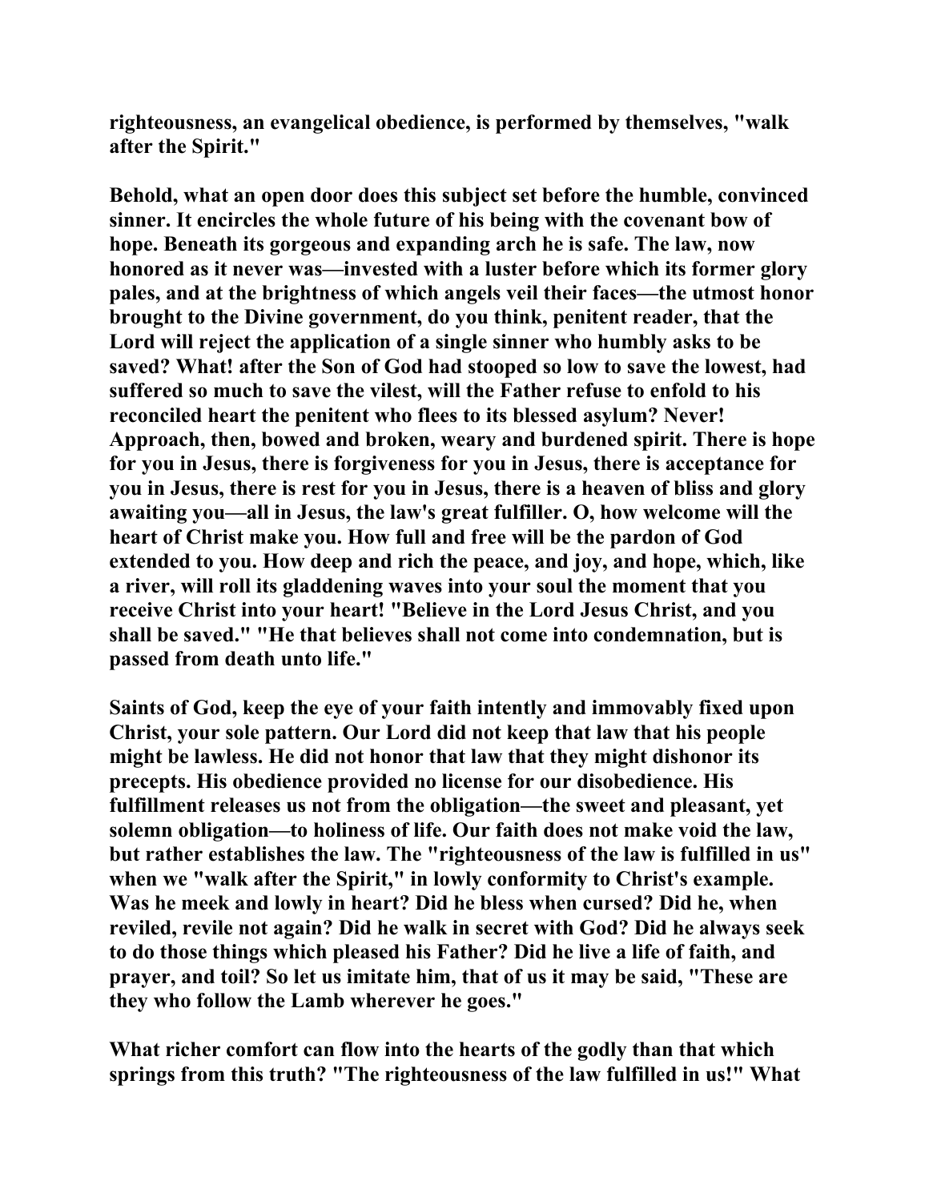righteousness, an evangelical obedience, is performed by themselves, "walk after the Spirit."

Behold, what an open door does this subject set before the humble, convinced sinner. It encircles the whole future of his being with the covenant bow of hope. Beneath its gorgeous and expanding arch he is safe. The law, now honored as it never was—invested with a luster before which its former glory pales, and at the brightness of which angels veil their faces—the utmost honor brought to the Divine government, do you think, penitent reader, that the Lord will reject the application of a single sinner who humbly asks to be saved? What! after the Son of God had stooped so low to save the lowest, had suffered so much to save the vilest, will the Father refuse to enfold to his reconciled heart the penitent who flees to its blessed asylum? Never! Approach, then, bowed and broken, weary and burdened spirit. There is hope for you in Jesus, there is forgiveness for you in Jesus, there is acceptance for you in Jesus, there is rest for you in Jesus, there is a heaven of bliss and glory awaiting you—all in Jesus, the law's great fulfiller. O, how welcome will the heart of Christ make you. How full and free will be the pardon of God extended to you. How deep and rich the peace, and joy, and hope, which, like a river, will roll its gladdening waves into your soul the moment that you receive Christ into your heart! "Believe in the Lord Jesus Christ, and you shall be saved." "He that believes shall not come into condemnation, but is passed from death unto life."

Saints of God, keep the eye of your faith intently and immovably fixed upon Christ, your sole pattern. Our Lord did not keep that law that his people might be lawless. He did not honor that law that they might dishonor its precepts. His obedience provided no license for our disobedience. His fulfillment releases us not from the obligation—the sweet and pleasant, yet solemn obligation—to holiness of life. Our faith does not make void the law, but rather establishes the law. The "righteousness of the law is fulfilled in us" when we "walk after the Spirit," in lowly conformity to Christ's example. Was he meek and lowly in heart? Did he bless when cursed? Did he, when reviled, revile not again? Did he walk in secret with God? Did he always seek to do those things which pleased his Father? Did he live a life of faith, and prayer, and toil? So let us imitate him, that of us it may be said, "These are they who follow the Lamb wherever he goes."

What richer comfort can flow into the hearts of the godly than that which springs from this truth? "The righteousness of the law fulfilled in us!" What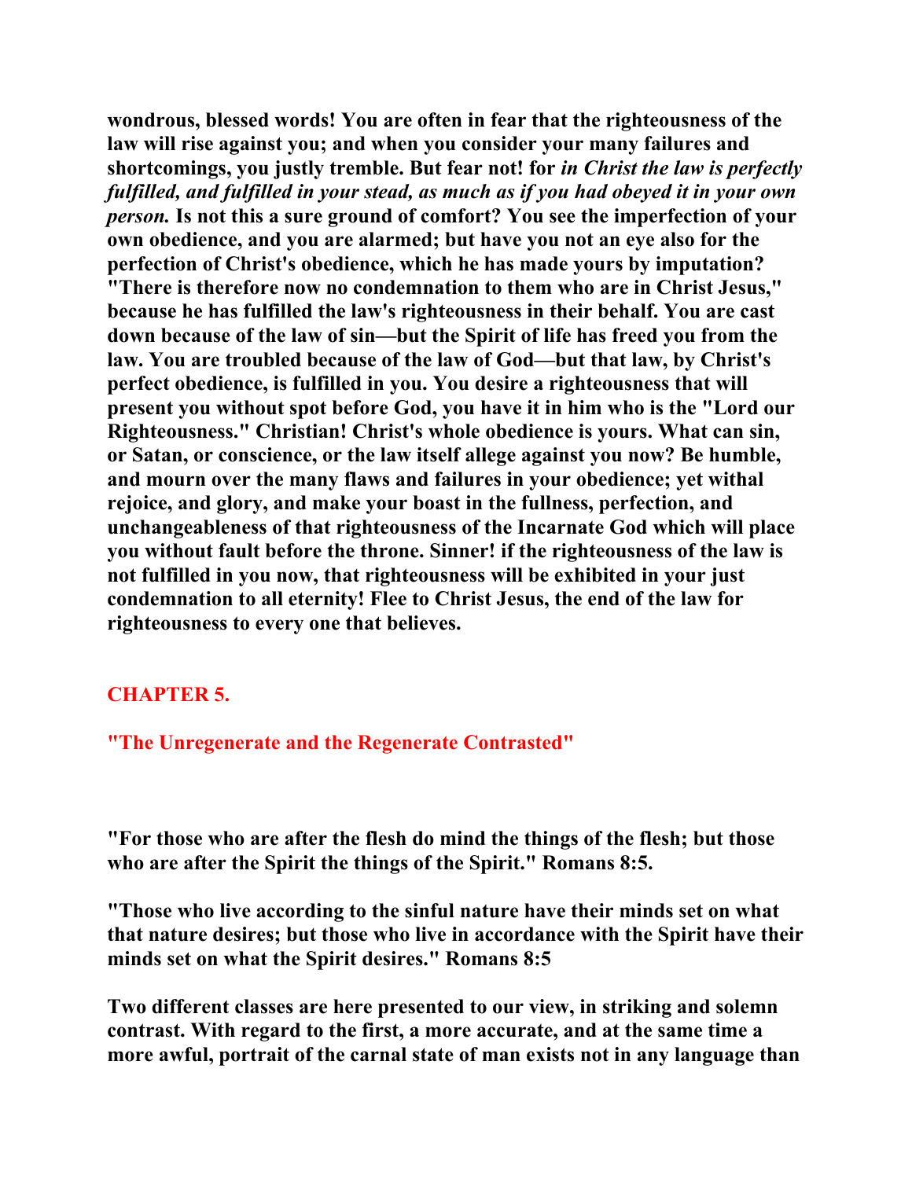**wondrous, blessed words! You are often in fear that the righteousness of the law will rise against you; and when you consider your many failures and shortcomings, you justly tremble. But fear not! for *in Christ the law is perfectly fulfilled, and fulfilled in your stead, as much as if you had obeyed it in your own person.* Is not this a sure ground of comfort? You see the imperfection of your own obedience, and you are alarmed; but have you not an eye also for the perfection of Christ's obedience, which he has made yours by imputation? "There is therefore now no condemnation to them who are in Christ Jesus," because he has fulfilled the law's righteousness in their behalf. You are cast down because of the law of sin—but the Spirit of life has freed you from the law. You are troubled because of the law of God—but that law, by Christ's perfect obedience, is fulfilled in you. You desire a righteousness that will present you without spot before God, you have it in him who is the "Lord our Righteousness." Christian! Christ's whole obedience is yours. What can sin, or Satan, or conscience, or the law itself allege against you now? Be humble, and mourn over the many flaws and failures in your obedience; yet withal rejoice, and glory, and make your boast in the fullness, perfection, and unchangeableness of that righteousness of the Incarnate God which will place you without fault before the throne. Sinner! if the righteousness of the law is not fulfilled in you now, that righteousness will be exhibited in your just condemnation to all eternity! Flee to Christ Jesus, the end of the law for righteousness to every one that believes.**

## CHAPTER 5.

## "The Unregenerate and the Regenerate Contrasted"

**"For those who are after the flesh do mind the things of the flesh; but those who are after the Spirit the things of the Spirit." Romans 8:5.**

**"Those who live according to the sinful nature have their minds set on what that nature desires; but those who live in accordance with the Spirit have their minds set on what the Spirit desires." Romans 8:5**

**Two different classes are here presented to our view, in striking and solemn contrast. With regard to the first, a more accurate, and at the same time a more awful, portrait of the carnal state of man exists not in any language than**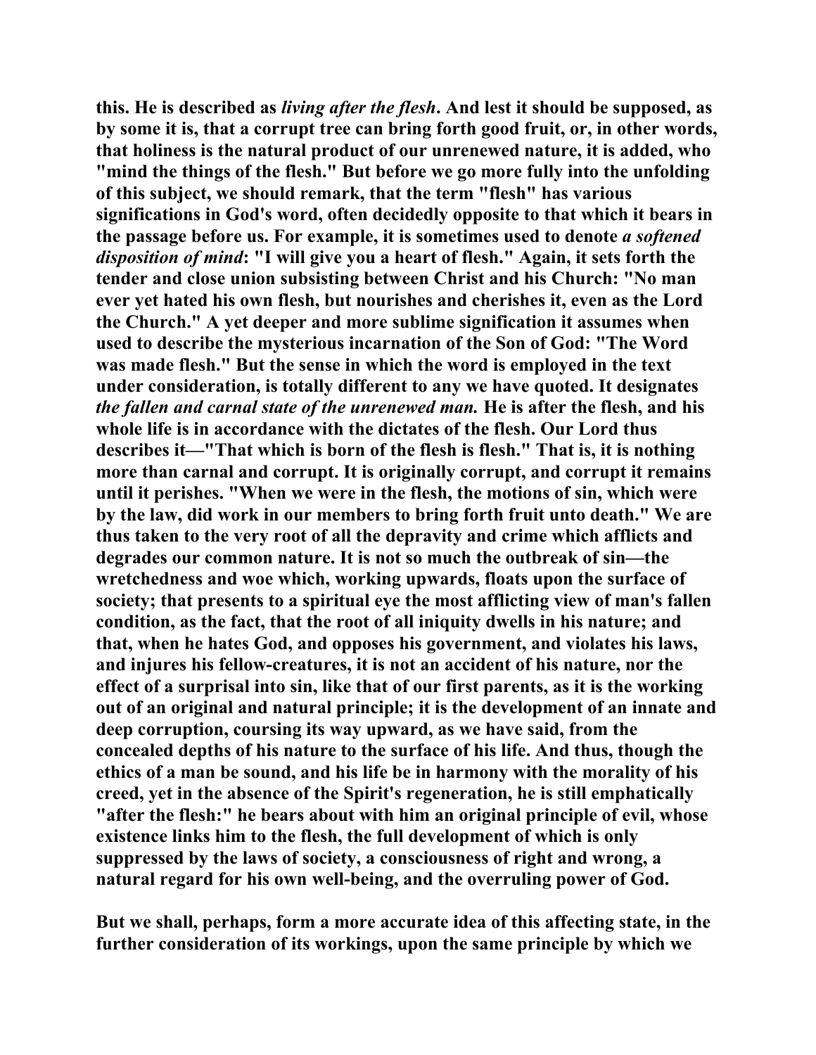this. He is described as *living after the flesh*. And lest it should be supposed, as by some it is, that a corrupt tree can bring forth good fruit, or, in other words, that holiness is the natural product of our unrenewed nature, it is added, who "mind the things of the flesh." But before we go more fully into the unfolding of this subject, we should remark, that the term "flesh" has various significations in God's word, often decidedly opposite to that which it bears in the passage before us. For example, it is sometimes used to denote *a softened disposition of mind*: "I will give you a heart of flesh." Again, it sets forth the tender and close union subsisting between Christ and his Church: "No man ever yet hated his own flesh, but nourishes and cherishes it, even as the Lord the Church." A yet deeper and more sublime signification it assumes when used to describe the mysterious incarnation of the Son of God: "The Word was made flesh." But the sense in which the word is employed in the text under consideration, is totally different to any we have quoted. It designates *the fallen and carnal state of the unrenewed man.* He is after the flesh, and his whole life is in accordance with the dictates of the flesh. Our Lord thus describes it—"That which is born of the flesh is flesh." That is, it is nothing more than carnal and corrupt. It is originally corrupt, and corrupt it remains until it perishes. "When we were in the flesh, the motions of sin, which were by the law, did work in our members to bring forth fruit unto death." We are thus taken to the very root of all the depravity and crime which afflicts and degrades our common nature. It is not so much the outbreak of sin—the wretchedness and woe which, working upwards, floats upon the surface of society; that presents to a spiritual eye the most afflicting view of man's fallen condition, as the fact, that the root of all iniquity dwells in his nature; and that, when he hates God, and opposes his government, and violates his laws, and injures his fellow-creatures, it is not an accident of his nature, nor the effect of a surprisal into sin, like that of our first parents, as it is the working out of an original and natural principle; it is the development of an innate and deep corruption, coursing its way upward, as we have said, from the concealed depths of his nature to the surface of his life. And thus, though the ethics of a man be sound, and his life be in harmony with the morality of his creed, yet in the absence of the Spirit's regeneration, he is still emphatically "after the flesh:" he bears about with him an original principle of evil, whose existence links him to the flesh, the full development of which is only suppressed by the laws of society, a consciousness of right and wrong, a natural regard for his own well-being, and the overruling power of God.

But we shall, perhaps, form a more accurate idea of this affecting state, in the further consideration of its workings, upon the same principle by which we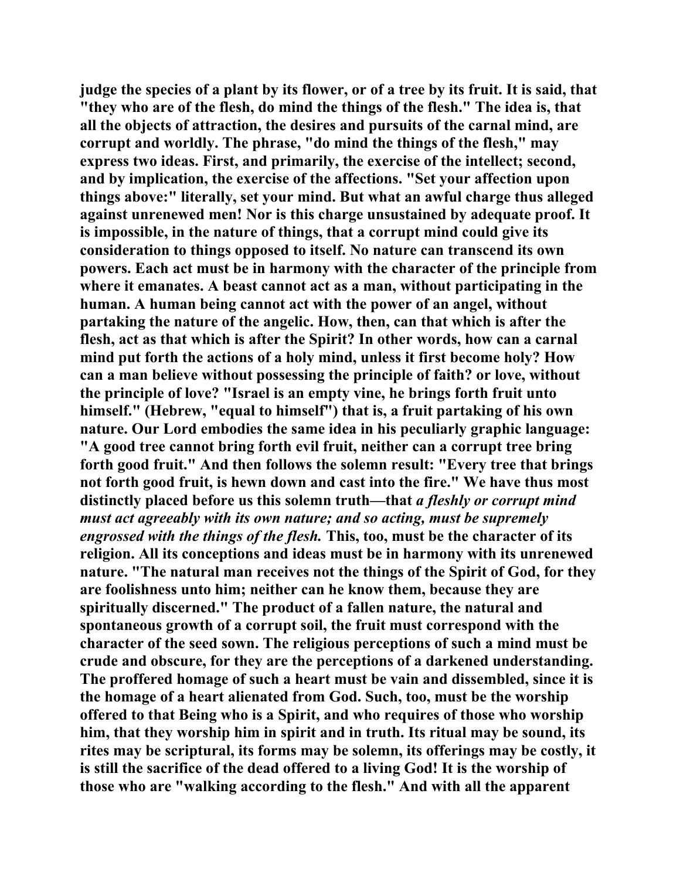judge the species of a plant by its flower, or of a tree by its fruit. It is said, that "they who are of the flesh, do mind the things of the flesh." The idea is, that all the objects of attraction, the desires and pursuits of the carnal mind, are corrupt and worldly. The phrase, "do mind the things of the flesh," may express two ideas. First, and primarily, the exercise of the intellect; second, and by implication, the exercise of the affections. "Set your affection upon things above:" literally, set your mind. But what an awful charge thus alleged against unrenewed men! Nor is this charge unsustained by adequate proof. It is impossible, in the nature of things, that a corrupt mind could give its consideration to things opposed to itself. No nature can transcend its own powers. Each act must be in harmony with the character of the principle from where it emanates. A beast cannot act as a man, without participating in the human. A human being cannot act with the power of an angel, without partaking the nature of the angelic. How, then, can that which is after the flesh, act as that which is after the Spirit? In other words, how can a carnal mind put forth the actions of a holy mind, unless it first become holy? How can a man believe without possessing the principle of faith? or love, without the principle of love? "Israel is an empty vine, he brings forth fruit unto himself." (Hebrew, "equal to himself") that is, a fruit partaking of his own nature. Our Lord embodies the same idea in his peculiarly graphic language: "A good tree cannot bring forth evil fruit, neither can a corrupt tree bring forth good fruit." And then follows the solemn result: "Every tree that brings not forth good fruit, is hewn down and cast into the fire." We have thus most distinctly placed before us this solemn truth—that *a fleshly or corrupt mind must act agreeably with its own nature; and so acting, must be supremely engrossed with the things of the flesh.* This, too, must be the character of its religion. All its conceptions and ideas must be in harmony with its unrenewed nature. "The natural man receives not the things of the Spirit of God, for they are foolishness unto him; neither can he know them, because they are spiritually discerned." The product of a fallen nature, the natural and spontaneous growth of a corrupt soil, the fruit must correspond with the character of the seed sown. The religious perceptions of such a mind must be crude and obscure, for they are the perceptions of a darkened understanding. The proffered homage of such a heart must be vain and dissembled, since it is the homage of a heart alienated from God. Such, too, must be the worship offered to that Being who is a Spirit, and who requires of those who worship him, that they worship him in spirit and in truth. Its ritual may be sound, its rites may be scriptural, its forms may be solemn, its offerings may be costly, it is still the sacrifice of the dead offered to a living God! It is the worship of those who are "walking according to the flesh." And with all the apparent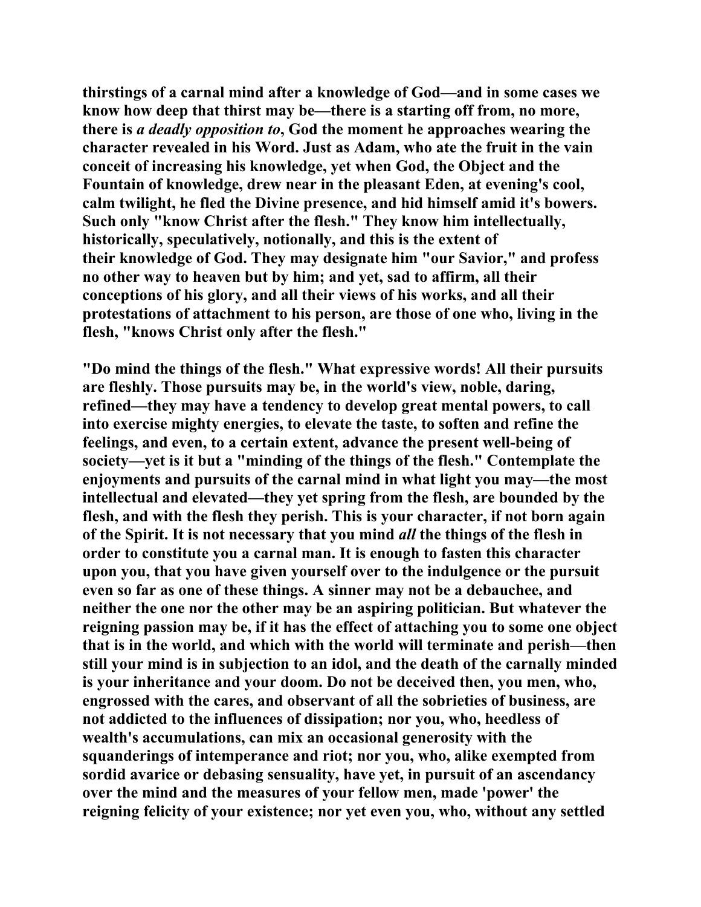thirstings of a carnal mind after a knowledge of God—and in some cases we know how deep that thirst may be—there is a starting off from, no more, there is *a deadly opposition to*, God the moment he approaches wearing the character revealed in his Word. Just as Adam, who ate the fruit in the vain conceit of increasing his knowledge, yet when God, the Object and the Fountain of knowledge, drew near in the pleasant Eden, at evening's cool, calm twilight, he fled the Divine presence, and hid himself amid it's bowers. Such only "know Christ after the flesh." They know him intellectually, historically, speculatively, notionally, and this is the extent of their knowledge of God. They may designate him "our Savior," and profess no other way to heaven but by him; and yet, sad to affirm, all their conceptions of his glory, and all their views of his works, and all their protestations of attachment to his person, are those of one who, living in the flesh, "knows Christ only after the flesh."

"Do mind the things of the flesh." What expressive words! All their pursuits are fleshly. Those pursuits may be, in the world's view, noble, daring, refined—they may have a tendency to develop great mental powers, to call into exercise mighty energies, to elevate the taste, to soften and refine the feelings, and even, to a certain extent, advance the present well-being of society—yet is it but a "minding of the things of the flesh." Contemplate the enjoyments and pursuits of the carnal mind in what light you may—the most intellectual and elevated—they yet spring from the flesh, are bounded by the flesh, and with the flesh they perish. This is your character, if not born again of the Spirit. It is not necessary that you mind *all* the things of the flesh in order to constitute you a carnal man. It is enough to fasten this character upon you, that you have given yourself over to the indulgence or the pursuit even so far as one of these things. A sinner may not be a debauchee, and neither the one nor the other may be an aspiring politician. But whatever the reigning passion may be, if it has the effect of attaching you to some one object that is in the world, and which with the world will terminate and perish—then still your mind is in subjection to an idol, and the death of the carnally minded is your inheritance and your doom. Do not be deceived then, you men, who, engrossed with the cares, and observant of all the sobrieties of business, are not addicted to the influences of dissipation; nor you, who, heedless of wealth's accumulations, can mix an occasional generosity with the squanderings of intemperance and riot; nor you, who, alike exempted from sordid avarice or debasing sensuality, have yet, in pursuit of an ascendancy over the mind and the measures of your fellow men, made 'power' the reigning felicity of your existence; nor yet even you, who, without any settled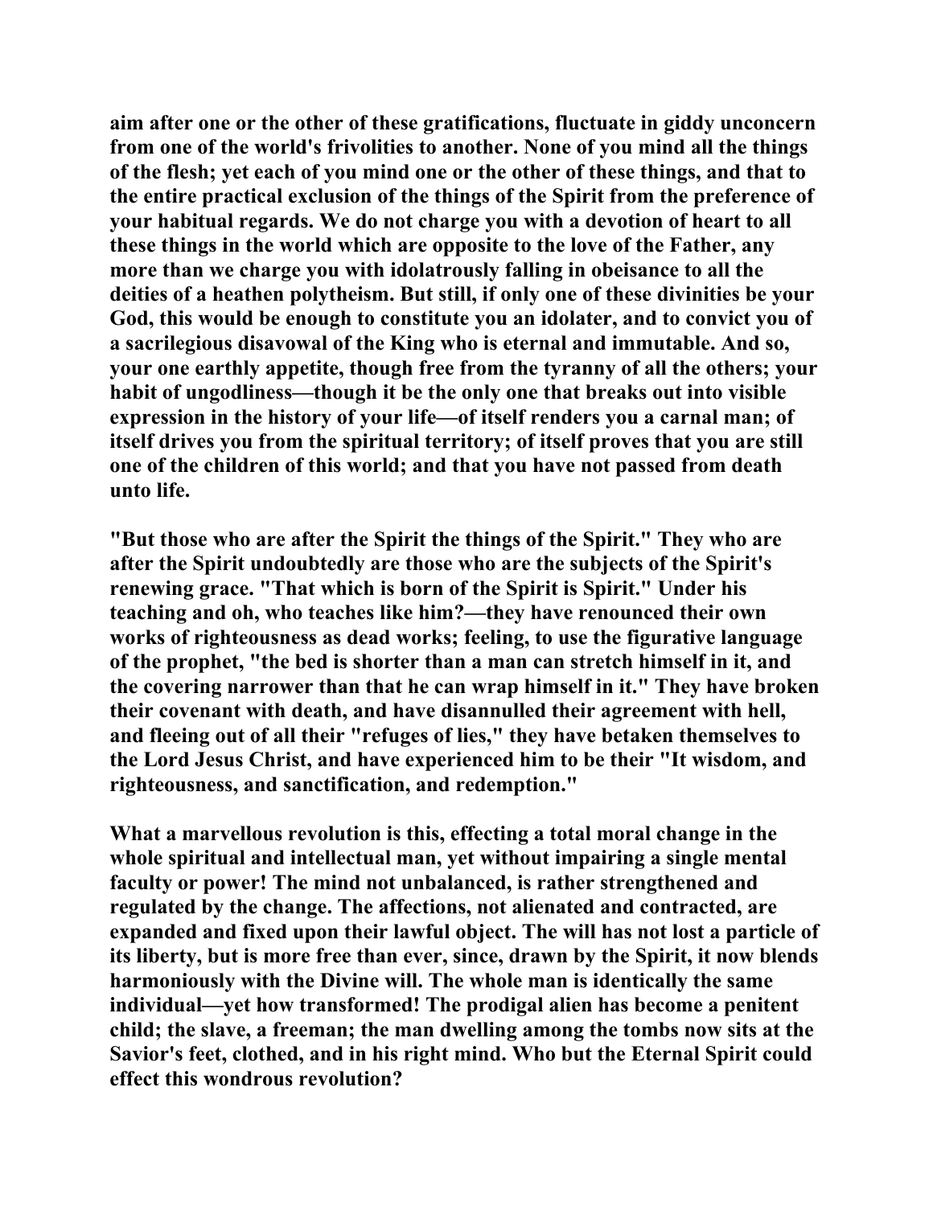**aim after one or the other of these gratifications, fluctuate in giddy unconcern from one of the world's frivolities to another. None of you mind all the things of the flesh; yet each of you mind one or the other of these things, and that to the entire practical exclusion of the things of the Spirit from the preference of your habitual regards. We do not charge you with a devotion of heart to all these things in the world which are opposite to the love of the Father, any more than we charge you with idolatrously falling in obeisance to all the deities of a heathen polytheism. But still, if only one of these divinities be your God, this would be enough to constitute you an idolater, and to convict you of a sacrilegious disavowal of the King who is eternal and immutable. And so, your one earthly appetite, though free from the tyranny of all the others; your habit of ungodliness—though it be the only one that breaks out into visible expression in the history of your life—of itself renders you a carnal man; of itself drives you from the spiritual territory; of itself proves that you are still one of the children of this world; and that you have not passed from death unto life.**

**"But those who are after the Spirit the things of the Spirit." They who are after the Spirit undoubtedly are those who are the subjects of the Spirit's renewing grace. "That which is born of the Spirit is Spirit." Under his teaching and oh, who teaches like him?—they have renounced their own works of righteousness as dead works; feeling, to use the figurative language of the prophet, "the bed is shorter than a man can stretch himself in it, and the covering narrower than that he can wrap himself in it." They have broken their covenant with death, and have disannulled their agreement with hell, and fleeing out of all their "refuges of lies," they have betaken themselves to the Lord Jesus Christ, and have experienced him to be their "It wisdom, and righteousness, and sanctification, and redemption."**

**What a marvellous revolution is this, effecting a total moral change in the whole spiritual and intellectual man, yet without impairing a single mental faculty or power! The mind not unbalanced, is rather strengthened and regulated by the change. The affections, not alienated and contracted, are expanded and fixed upon their lawful object. The will has not lost a particle of its liberty, but is more free than ever, since, drawn by the Spirit, it now blends harmoniously with the Divine will. The whole man is identically the same individual—yet how transformed! The prodigal alien has become a penitent child; the slave, a freeman; the man dwelling among the tombs now sits at the Savior's feet, clothed, and in his right mind. Who but the Eternal Spirit could effect this wondrous revolution?**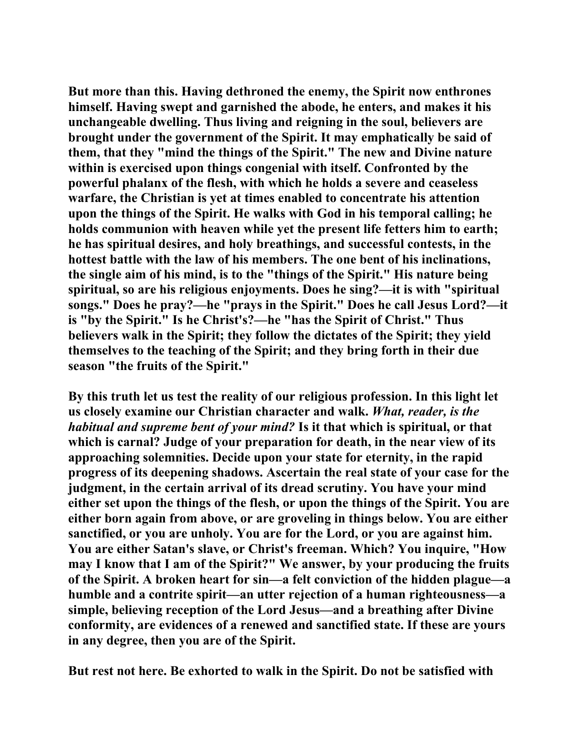But more than this. Having dethroned the enemy, the Spirit now enthrones himself. Having swept and garnished the abode, he enters, and makes it his unchangeable dwelling. Thus living and reigning in the soul, believers are brought under the government of the Spirit. It may emphatically be said of them, that they "mind the things of the Spirit." The new and Divine nature within is exercised upon things congenial with itself. Confronted by the powerful phalanx of the flesh, with which he holds a severe and ceaseless warfare, the Christian is yet at times enabled to concentrate his attention upon the things of the Spirit. He walks with God in his temporal calling; he holds communion with heaven while yet the present life fetters him to earth; he has spiritual desires, and holy breathings, and successful contests, in the hottest battle with the law of his members. The one bent of his inclinations, the single aim of his mind, is to the "things of the Spirit." His nature being spiritual, so are his religious enjoyments. Does he sing?—it is with "spiritual songs." Does he pray?—he "prays in the Spirit." Does he call Jesus Lord?—it is "by the Spirit." Is he Christ's?—he "has the Spirit of Christ." Thus believers walk in the Spirit; they follow the dictates of the Spirit; they yield themselves to the teaching of the Spirit; and they bring forth in their due season "the fruits of the Spirit."

By this truth let us test the reality of our religious profession. In this light let us closely examine our Christian character and walk. *What, reader, is the habitual and supreme bent of your mind?* Is it that which is spiritual, or that which is carnal? Judge of your preparation for death, in the near view of its approaching solemnities. Decide upon your state for eternity, in the rapid progress of its deepening shadows. Ascertain the real state of your case for the judgment, in the certain arrival of its dread scrutiny. You have your mind either set upon the things of the flesh, or upon the things of the Spirit. You are either born again from above, or are groveling in things below. You are either sanctified, or you are unholy. You are for the Lord, or you are against him. You are either Satan's slave, or Christ's freeman. Which? You inquire, "How may I know that I am of the Spirit?" We answer, by your producing the fruits of the Spirit. A broken heart for sin—a felt conviction of the hidden plague—a humble and a contrite spirit—an utter rejection of a human righteousness—a simple, believing reception of the Lord Jesus—and a breathing after Divine conformity, are evidences of a renewed and sanctified state. If these are yours in any degree, then you are of the Spirit.

But rest not here. Be exhorted to walk in the Spirit. Do not be satisfied with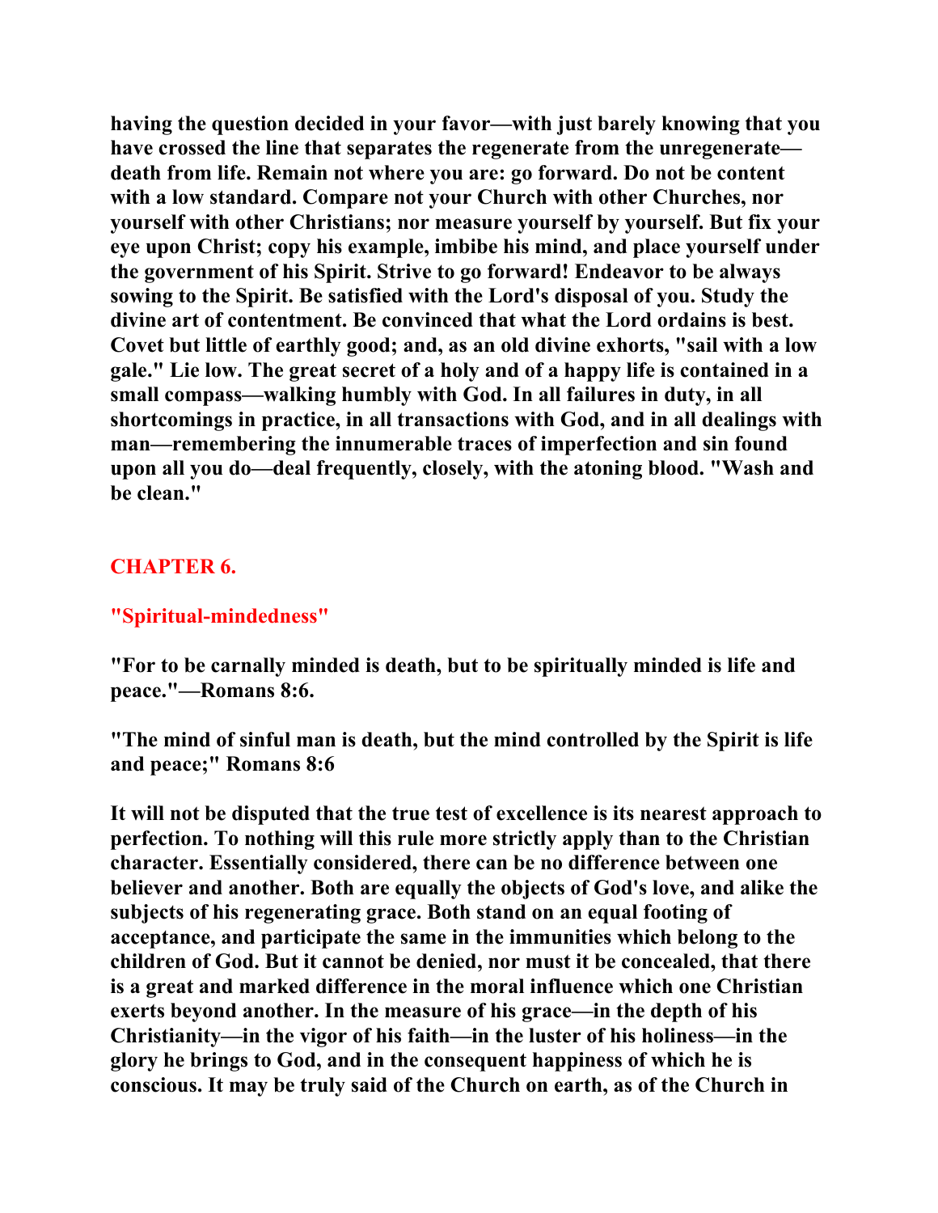having the question decided in your favor—with just barely knowing that you have crossed the line that separates the regenerate from the unregenerate—death from life. Remain not where you are: go forward. Do not be content with a low standard. Compare not your Church with other Churches, nor yourself with other Christians; nor measure yourself by yourself. But fix your eye upon Christ; copy his example, imbibe his mind, and place yourself under the government of his Spirit. Strive to go forward! Endeavor to be always sowing to the Spirit. Be satisfied with the Lord's disposal of you. Study the divine art of contentment. Be convinced that what the Lord ordains is best. Covet but little of earthly good; and, as an old divine exhorts, "sail with a low gale." Lie low. The great secret of a holy and of a happy life is contained in a small compass—walking humbly with God. In all failures in duty, in all shortcomings in practice, in all transactions with God, and in all dealings with man—remembering the innumerable traces of imperfection and sin found upon all you do—deal frequently, closely, with the atoning blood. "Wash and be clean."

## CHAPTER 6.

### "Spiritual-mindedness"

"For to be carnally minded is death, but to be spiritually minded is life and peace."—Romans 8:6.

"The mind of sinful man is death, but the mind controlled by the Spirit is life and peace;" Romans 8:6

It will not be disputed that the true test of excellence is its nearest approach to perfection. To nothing will this rule more strictly apply than to the Christian character. Essentially considered, there can be no difference between one believer and another. Both are equally the objects of God's love, and alike the subjects of his regenerating grace. Both stand on an equal footing of acceptance, and participate the same in the immunities which belong to the children of God. But it cannot be denied, nor must it be concealed, that there is a great and marked difference in the moral influence which one Christian exerts beyond another. In the measure of his grace—in the depth of his Christianity—in the vigor of his faith—in the luster of his holiness—in the glory he brings to God, and in the consequent happiness of which he is conscious. It may be truly said of the Church on earth, as of the Church in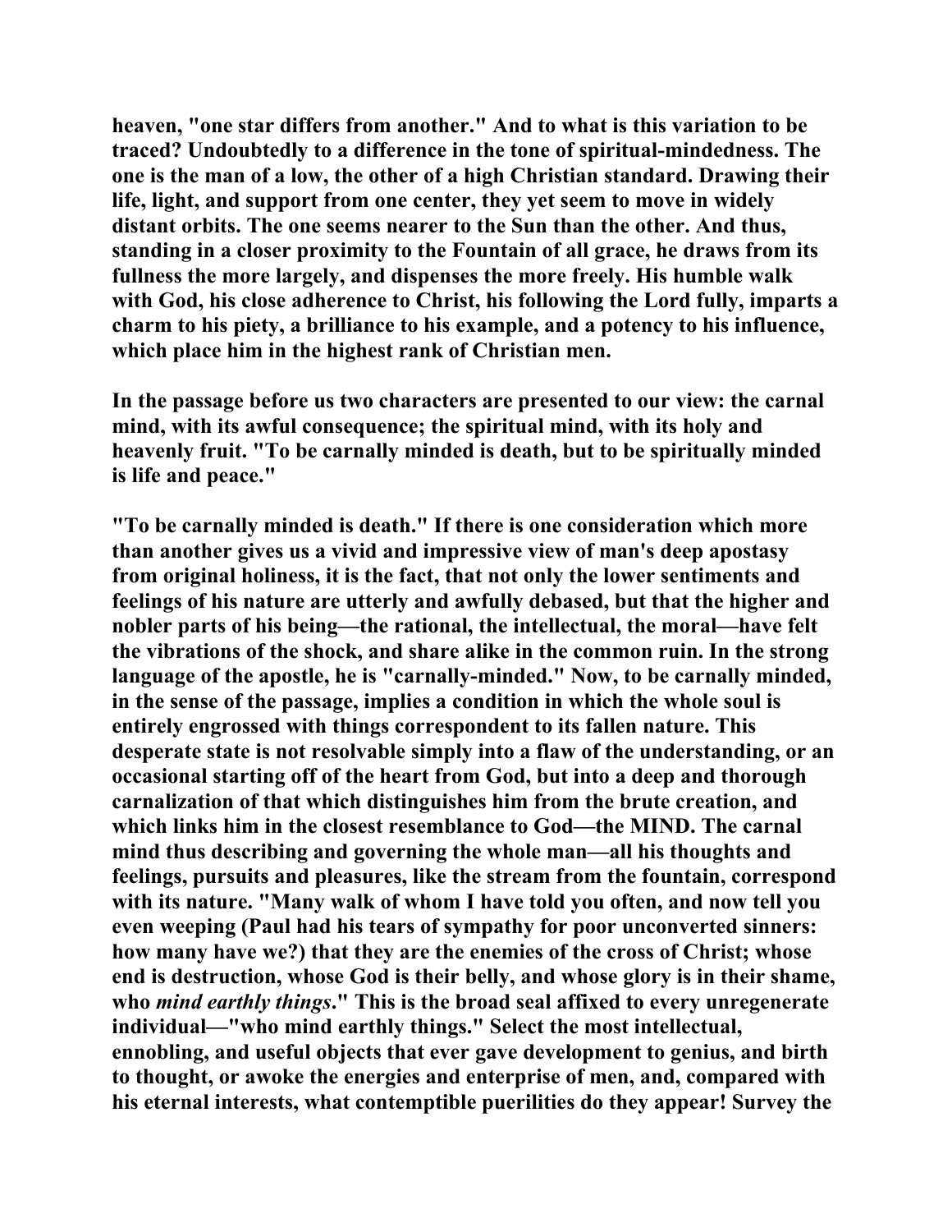heaven, "one star differs from another." And to what is this variation to be traced? Undoubtedly to a difference in the tone of spiritual-mindedness. The one is the man of a low, the other of a high Christian standard. Drawing their life, light, and support from one center, they yet seem to move in widely distant orbits. The one seems nearer to the Sun than the other. And thus, standing in a closer proximity to the Fountain of all grace, he draws from its fullness the more largely, and dispenses the more freely. His humble walk with God, his close adherence to Christ, his following the Lord fully, imparts a charm to his piety, a brilliance to his example, and a potency to his influence, which place him in the highest rank of Christian men.

In the passage before us two characters are presented to our view: the carnal mind, with its awful consequence; the spiritual mind, with its holy and heavenly fruit. "To be carnally minded is death, but to be spiritually minded is life and peace."

"To be carnally minded is death." If there is one consideration which more than another gives us a vivid and impressive view of man's deep apostasy from original holiness, it is the fact, that not only the lower sentiments and feelings of his nature are utterly and awfully debased, but that the higher and nobler parts of his being—the rational, the intellectual, the moral—have felt the vibrations of the shock, and share alike in the common ruin. In the strong language of the apostle, he is "carnally-minded." Now, to be carnally minded, in the sense of the passage, implies a condition in which the whole soul is entirely engrossed with things correspondent to its fallen nature. This desperate state is not resolvable simply into a flaw of the understanding, or an occasional starting off of the heart from God, but into a deep and thorough carnalization of that which distinguishes him from the brute creation, and which links him in the closest resemblance to God—the MIND. The carnal mind thus describing and governing the whole man—all his thoughts and feelings, pursuits and pleasures, like the stream from the fountain, correspond with its nature. "Many walk of whom I have told you often, and now tell you even weeping (Paul had his tears of sympathy for poor unconverted sinners: how many have we?) that they are the enemies of the cross of Christ; whose end is destruction, whose God is their belly, and whose glory is in their shame, who *mind earthly things*." This is the broad seal affixed to every unregenerate individual—"who mind earthly things." Select the most intellectual, ennobling, and useful objects that ever gave development to genius, and birth to thought, or awoke the energies and enterprise of men, and, compared with his eternal interests, what contemptible puerilities do they appear! Survey the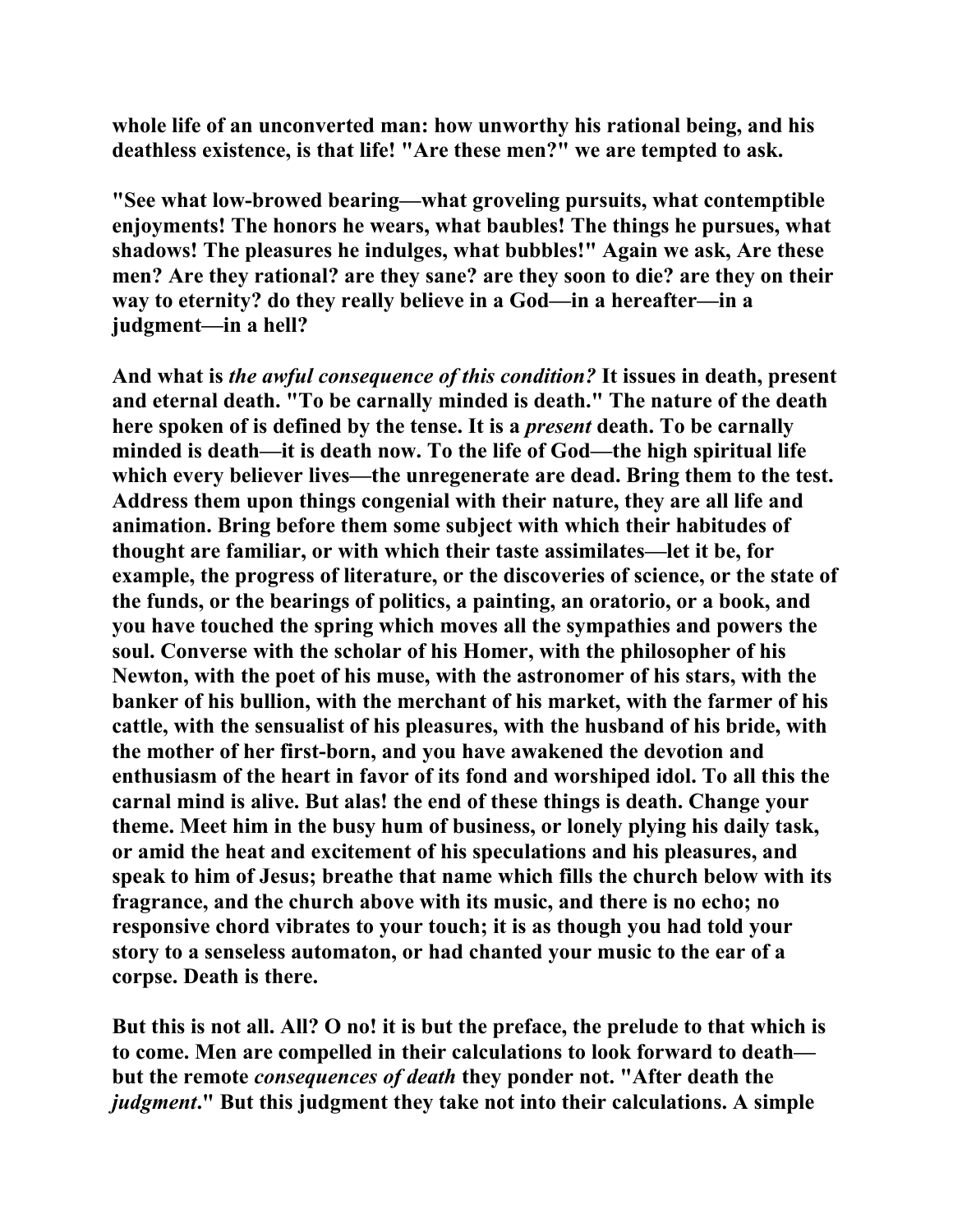**whole life of an unconverted man: how unworthy his rational being, and his deathless existence, is that life! "Are these men?" we are tempted to ask.**

**"See what low-browed bearing—what groveling pursuits, what contemptible enjoyments! The honors he wears, what baubles! The things he pursues, what shadows! The pleasures he indulges, what bubbles!" Again we ask, Are these men? Are they rational? are they sane? are they soon to die? are they on their way to eternity? do they really believe in a God—in a hereafter—in a judgment—in a hell?**

**And what is *the awful consequence of this condition?* It issues in death, present and eternal death. "To be carnally minded is death." The nature of the death here spoken of is defined by the tense. It is a *present* death. To be carnally minded is death—it is death now. To the life of God—the high spiritual life which every believer lives—the unregenerate are dead. Bring them to the test. Address them upon things congenial with their nature, they are all life and animation. Bring before them some subject with which their habitudes of thought are familiar, or with which their taste assimilates—let it be, for example, the progress of literature, or the discoveries of science, or the state of the funds, or the bearings of politics, a painting, an oratorio, or a book, and you have touched the spring which moves all the sympathies and powers the soul. Converse with the scholar of his Homer, with the philosopher of his Newton, with the poet of his muse, with the astronomer of his stars, with the banker of his bullion, with the merchant of his market, with the farmer of his cattle, with the sensualist of his pleasures, with the husband of his bride, with the mother of her first-born, and you have awakened the devotion and enthusiasm of the heart in favor of its fond and worshiped idol. To all this the carnal mind is alive. But alas! the end of these things is death. Change your theme. Meet him in the busy hum of business, or lonely plying his daily task, or amid the heat and excitement of his speculations and his pleasures, and speak to him of Jesus; breathe that name which fills the church below with its fragrance, and the church above with its music, and there is no echo; no responsive chord vibrates to your touch; it is as though you had told your story to a senseless automaton, or had chanted your music to the ear of a corpse. Death is there.**

**But this is not all. All? O no! it is but the preface, the prelude to that which is to come. Men are compelled in their calculations to look forward to death—but the remote *consequences of death* they ponder not. "After death the *judgment*." But this judgment they take not into their calculations. A simple**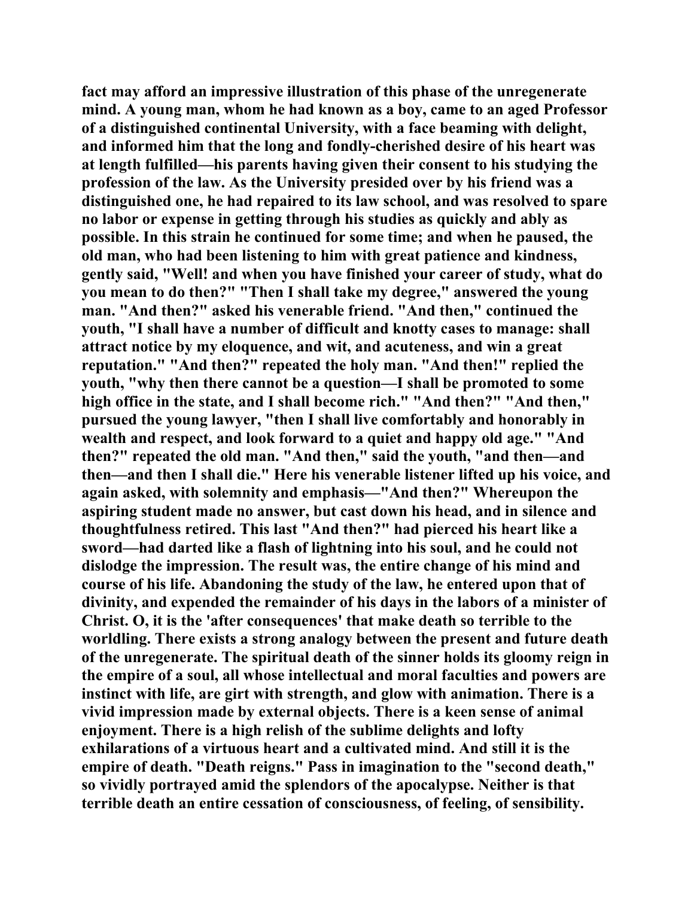fact may afford an impressive illustration of this phase of the unregenerate mind. A young man, whom he had known as a boy, came to an aged Professor of a distinguished continental University, with a face beaming with delight, and informed him that the long and fondly-cherished desire of his heart was at length fulfilled—his parents having given their consent to his studying the profession of the law. As the University presided over by his friend was a distinguished one, he had repaired to its law school, and was resolved to spare no labor or expense in getting through his studies as quickly and ably as possible. In this strain he continued for some time; and when he paused, the old man, who had been listening to him with great patience and kindness, gently said, "Well! and when you have finished your career of study, what do you mean to do then?" "Then I shall take my degree," answered the young man. "And then?" asked his venerable friend. "And then," continued the youth, "I shall have a number of difficult and knotty cases to manage: shall attract notice by my eloquence, and wit, and acuteness, and win a great reputation." "And then?" repeated the holy man. "And then!" replied the youth, "why then there cannot be a question—I shall be promoted to some high office in the state, and I shall become rich." "And then?" "And then," pursued the young lawyer, "then I shall live comfortably and honorably in wealth and respect, and look forward to a quiet and happy old age." "And then?" repeated the old man. "And then," said the youth, "and then—and then—and then I shall die." Here his venerable listener lifted up his voice, and again asked, with solemnity and emphasis—"And then?" Whereupon the aspiring student made no answer, but cast down his head, and in silence and thoughtfulness retired. This last "And then?" had pierced his heart like a sword—had darted like a flash of lightning into his soul, and he could not dislodge the impression. The result was, the entire change of his mind and course of his life. Abandoning the study of the law, he entered upon that of divinity, and expended the remainder of his days in the labors of a minister of Christ. O, it is the 'after consequences' that make death so terrible to the worldling. There exists a strong analogy between the present and future death of the unregenerate. The spiritual death of the sinner holds its gloomy reign in the empire of a soul, all whose intellectual and moral faculties and powers are instinct with life, are girt with strength, and glow with animation. There is a vivid impression made by external objects. There is a keen sense of animal enjoyment. There is a high relish of the sublime delights and lofty exhilarations of a virtuous heart and a cultivated mind. And still it is the empire of death. "Death reigns." Pass in imagination to the "second death," so vividly portrayed amid the splendors of the apocalypse. Neither is that terrible death an entire cessation of consciousness, of feeling, of sensibility.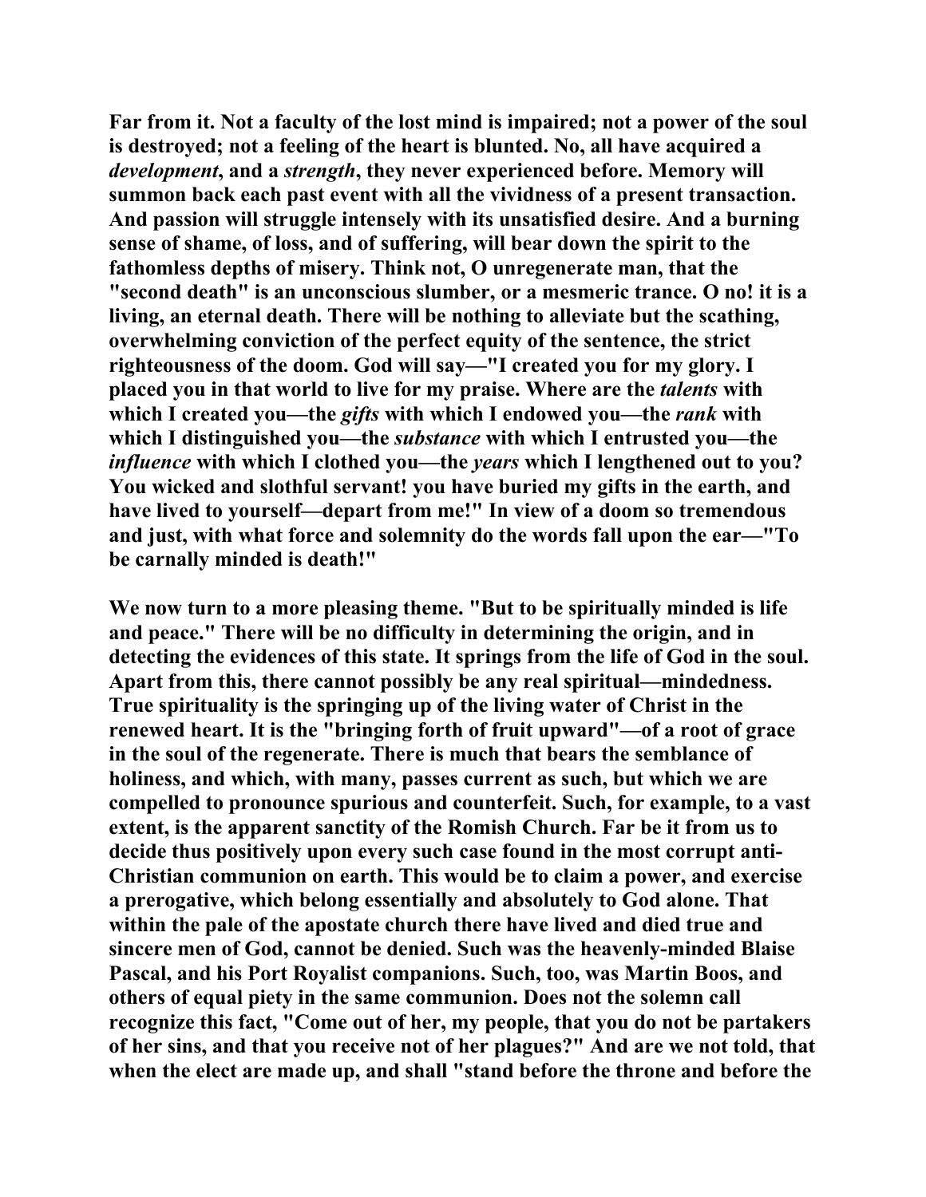Far from it. Not a faculty of the lost mind is impaired; not a power of the soul is destroyed; not a feeling of the heart is blunted. No, all have acquired a *development*, and a *strength*, they never experienced before. Memory will summon back each past event with all the vividness of a present transaction. And passion will struggle intensely with its unsatisfied desire. And a burning sense of shame, of loss, and of suffering, will bear down the spirit to the fathomless depths of misery. Think not, O unregenerate man, that the "second death" is an unconscious slumber, or a mesmeric trance. O no! it is a living, an eternal death. There will be nothing to alleviate but the scathing, overwhelming conviction of the perfect equity of the sentence, the strict righteousness of the doom. God will say—"I created you for my glory. I placed you in that world to live for my praise. Where are the *talents* with which I created you—the *gifts* with which I endowed you—the *rank* with which I distinguished you—the *substance* with which I entrusted you—the *influence* with which I clothed you—the *years* which I lengthened out to you? You wicked and slothful servant! you have buried my gifts in the earth, and have lived to yourself—depart from me!" In view of a doom so tremendous and just, with what force and solemnity do the words fall upon the ear—"To be carnally minded is death!"

We now turn to a more pleasing theme. "But to be spiritually minded is life and peace." There will be no difficulty in determining the origin, and in detecting the evidences of this state. It springs from the life of God in the soul. Apart from this, there cannot possibly be any real spiritual—mindedness. True spirituality is the springing up of the living water of Christ in the renewed heart. It is the "bringing forth of fruit upward"—of a root of grace in the soul of the regenerate. There is much that bears the semblance of holiness, and which, with many, passes current as such, but which we are compelled to pronounce spurious and counterfeit. Such, for example, to a vast extent, is the apparent sanctity of the Romish Church. Far be it from us to decide thus positively upon every such case found in the most corrupt anti-Christian communion on earth. This would be to claim a power, and exercise a prerogative, which belong essentially and absolutely to God alone. That within the pale of the apostate church there have lived and died true and sincere men of God, cannot be denied. Such was the heavenly-minded Blaise Pascal, and his Port Royalist companions. Such, too, was Martin Boos, and others of equal piety in the same communion. Does not the solemn call recognize this fact, "Come out of her, my people, that you do not be partakers of her sins, and that you receive not of her plagues?" And are we not told, that when the elect are made up, and shall "stand before the throne and before the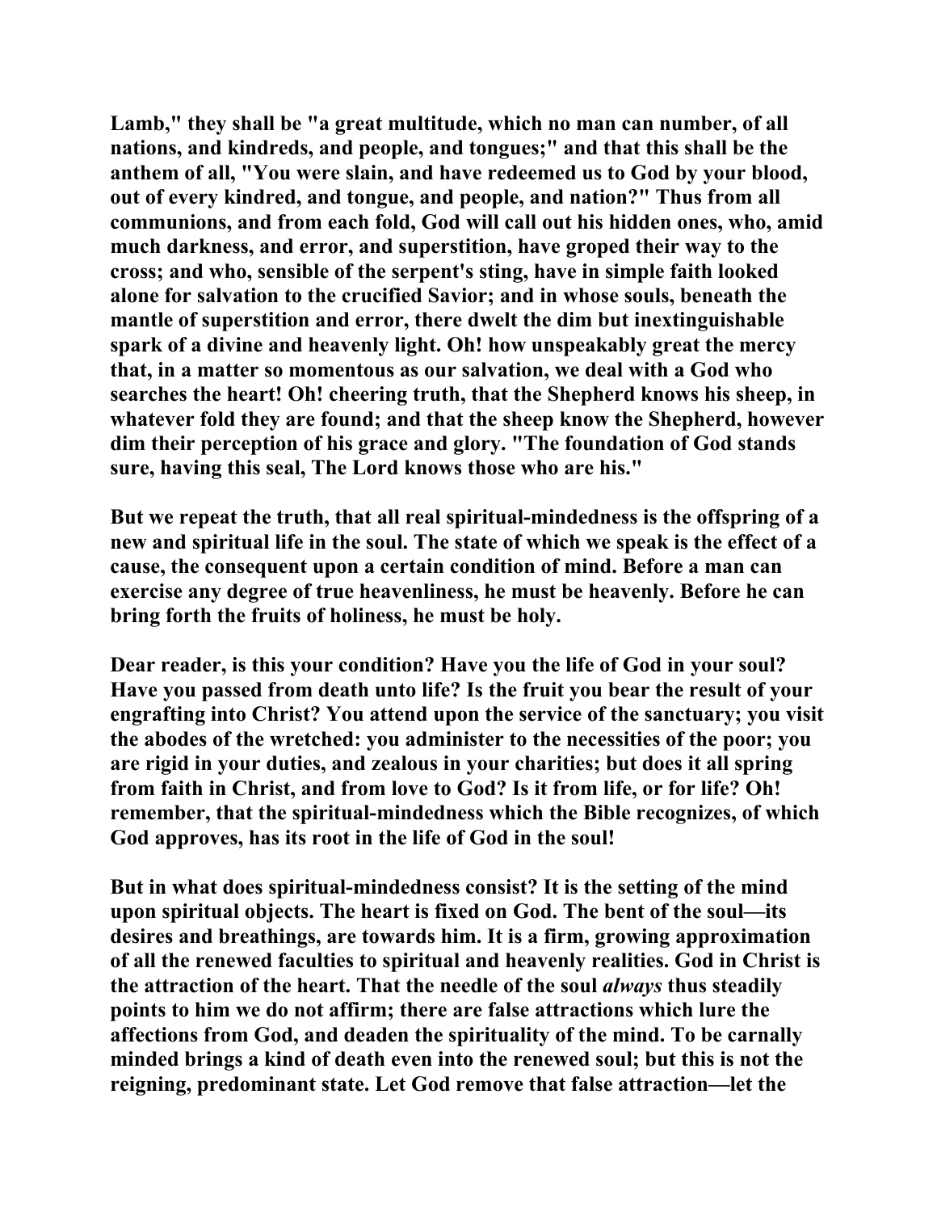Lamb," they shall be "a great multitude, which no man can number, of all nations, and kindreds, and people, and tongues;" and that this shall be the anthem of all, "You were slain, and have redeemed us to God by your blood, out of every kindred, and tongue, and people, and nation?" Thus from all communions, and from each fold, God will call out his hidden ones, who, amid much darkness, and error, and superstition, have groped their way to the cross; and who, sensible of the serpent's sting, have in simple faith looked alone for salvation to the crucified Savior; and in whose souls, beneath the mantle of superstition and error, there dwelt the dim but inextinguishable spark of a divine and heavenly light. Oh! how unspeakably great the mercy that, in a matter so momentous as our salvation, we deal with a God who searches the heart! Oh! cheering truth, that the Shepherd knows his sheep, in whatever fold they are found; and that the sheep know the Shepherd, however dim their perception of his grace and glory. "The foundation of God stands sure, having this seal, The Lord knows those who are his."

But we repeat the truth, that all real spiritual-mindedness is the offspring of a new and spiritual life in the soul. The state of which we speak is the effect of a cause, the consequent upon a certain condition of mind. Before a man can exercise any degree of true heavenliness, he must be heavenly. Before he can bring forth the fruits of holiness, he must be holy.

Dear reader, is this your condition? Have you the life of God in your soul? Have you passed from death unto life? Is the fruit you bear the result of your engrafting into Christ? You attend upon the service of the sanctuary; you visit the abodes of the wretched: you administer to the necessities of the poor; you are rigid in your duties, and zealous in your charities; but does it all spring from faith in Christ, and from love to God? Is it from life, or for life? Oh! remember, that the spiritual-mindedness which the Bible recognizes, of which God approves, has its root in the life of God in the soul!

But in what does spiritual-mindedness consist? It is the setting of the mind upon spiritual objects. The heart is fixed on God. The bent of the soul—its desires and breathings, are towards him. It is a firm, growing approximation of all the renewed faculties to spiritual and heavenly realities. God in Christ is the attraction of the heart. That the needle of the soul *always* thus steadily points to him we do not affirm; there are false attractions which lure the affections from God, and deaden the spirituality of the mind. To be carnally minded brings a kind of death even into the renewed soul; but this is not the reigning, predominant state. Let God remove that false attraction—let the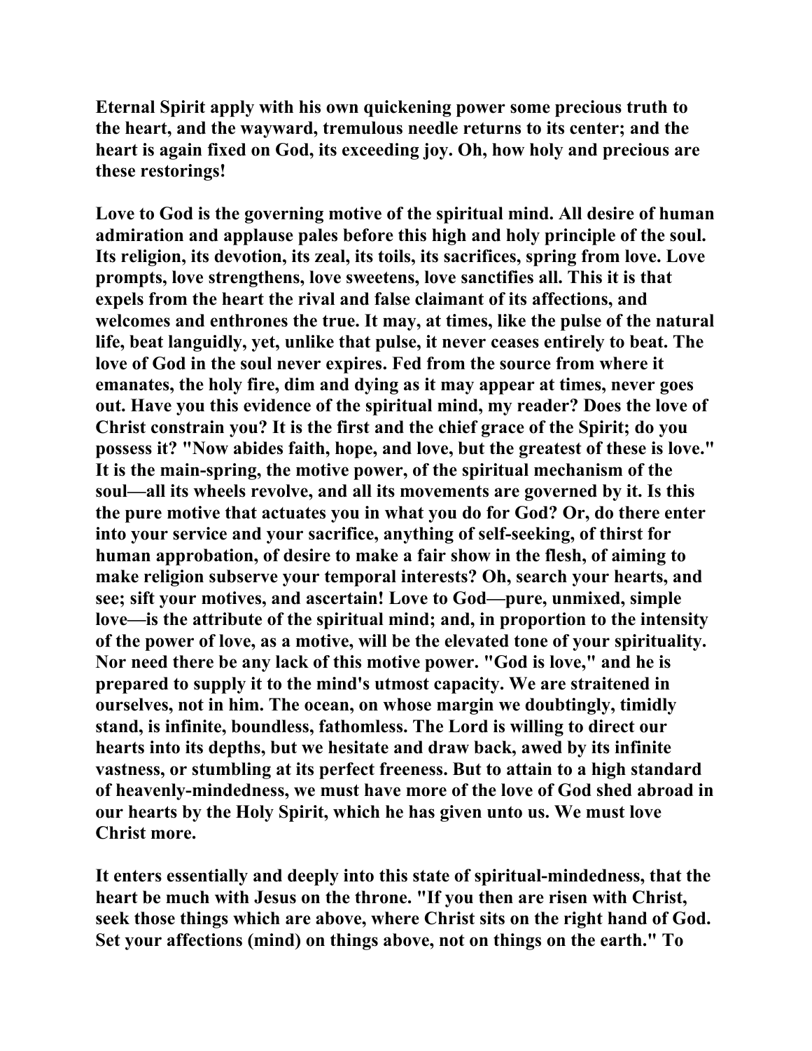Eternal Spirit apply with his own quickening power some precious truth to the heart, and the wayward, tremulous needle returns to its center; and the heart is again fixed on God, its exceeding joy. Oh, how holy and precious are these restorings!

Love to God is the governing motive of the spiritual mind. All desire of human admiration and applause pales before this high and holy principle of the soul. Its religion, its devotion, its zeal, its toils, its sacrifices, spring from love. Love prompts, love strengthens, love sweetens, love sanctifies all. This it is that expels from the heart the rival and false claimant of its affections, and welcomes and enthrones the true. It may, at times, like the pulse of the natural life, beat languidly, yet, unlike that pulse, it never ceases entirely to beat. The love of God in the soul never expires. Fed from the source from where it emanates, the holy fire, dim and dying as it may appear at times, never goes out. Have you this evidence of the spiritual mind, my reader? Does the love of Christ constrain you? It is the first and the chief grace of the Spirit; do you possess it? "Now abides faith, hope, and love, but the greatest of these is love." It is the main-spring, the motive power, of the spiritual mechanism of the soul—all its wheels revolve, and all its movements are governed by it. Is this the pure motive that actuates you in what you do for God? Or, do there enter into your service and your sacrifice, anything of self-seeking, of thirst for human approbation, of desire to make a fair show in the flesh, of aiming to make religion subserve your temporal interests? Oh, search your hearts, and see; sift your motives, and ascertain! Love to God—pure, unmixed, simple love—is the attribute of the spiritual mind; and, in proportion to the intensity of the power of love, as a motive, will be the elevated tone of your spirituality. Nor need there be any lack of this motive power. "God is love," and he is prepared to supply it to the mind's utmost capacity. We are straitened in ourselves, not in him. The ocean, on whose margin we doubtingly, timidly stand, is infinite, boundless, fathomless. The Lord is willing to direct our hearts into its depths, but we hesitate and draw back, awed by its infinite vastness, or stumbling at its perfect freeness. But to attain to a high standard of heavenly-mindedness, we must have more of the love of God shed abroad in our hearts by the Holy Spirit, which he has given unto us. We must love Christ more.

It enters essentially and deeply into this state of spiritual-mindedness, that the heart be much with Jesus on the throne. "If you then are risen with Christ, seek those things which are above, where Christ sits on the right hand of God. Set your affections (mind) on things above, not on things on the earth." To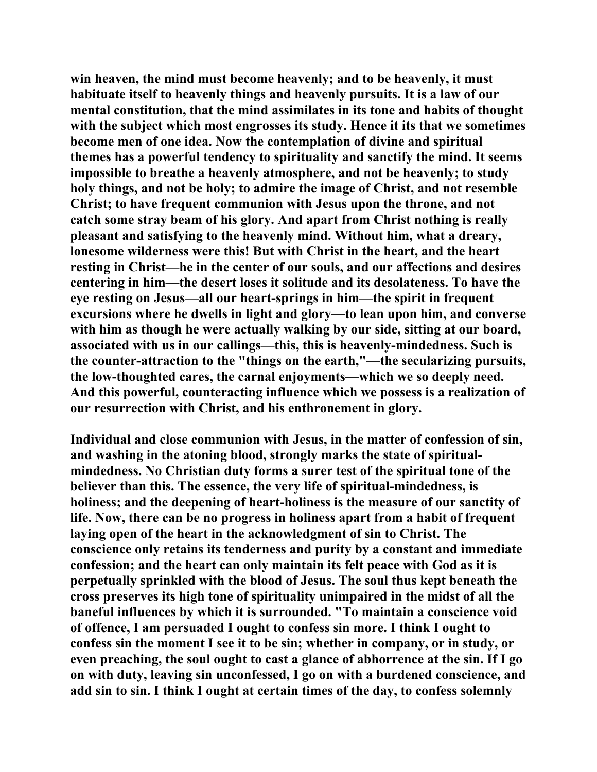win heaven, the mind must become heavenly; and to be heavenly, it must habituate itself to heavenly things and heavenly pursuits. It is a law of our mental constitution, that the mind assimilates in its tone and habits of thought with the subject which most engrosses its study. Hence it its that we sometimes become men of one idea. Now the contemplation of divine and spiritual themes has a powerful tendency to spirituality and sanctify the mind. It seems impossible to breathe a heavenly atmosphere, and not be heavenly; to study holy things, and not be holy; to admire the image of Christ, and not resemble Christ; to have frequent communion with Jesus upon the throne, and not catch some stray beam of his glory. And apart from Christ nothing is really pleasant and satisfying to the heavenly mind. Without him, what a dreary, lonesome wilderness were this! But with Christ in the heart, and the heart resting in Christ—he in the center of our souls, and our affections and desires centering in him—the desert loses it solitude and its desolateness. To have the eye resting on Jesus—all our heart-springs in him—the spirit in frequent excursions where he dwells in light and glory—to lean upon him, and converse with him as though he were actually walking by our side, sitting at our board, associated with us in our callings—this, this is heavenly-mindedness. Such is the counter-attraction to the "things on the earth,"—the secularizing pursuits, the low-thoughted cares, the carnal enjoyments—which we so deeply need. And this powerful, counteracting influence which we possess is a realization of our resurrection with Christ, and his enthronement in glory.

Individual and close communion with Jesus, in the matter of confession of sin, and washing in the atoning blood, strongly marks the state of spiritual-mindedness. No Christian duty forms a surer test of the spiritual tone of the believer than this. The essence, the very life of spiritual-mindedness, is holiness; and the deepening of heart-holiness is the measure of our sanctity of life. Now, there can be no progress in holiness apart from a habit of frequent laying open of the heart in the acknowledgment of sin to Christ. The conscience only retains its tenderness and purity by a constant and immediate confession; and the heart can only maintain its felt peace with God as it is perpetually sprinkled with the blood of Jesus. The soul thus kept beneath the cross preserves its high tone of spirituality unimpaired in the midst of all the baneful influences by which it is surrounded. "To maintain a conscience void of offence, I am persuaded I ought to confess sin more. I think I ought to confess sin the moment I see it to be sin; whether in company, or in study, or even preaching, the soul ought to cast a glance of abhorrence at the sin. If I go on with duty, leaving sin unconfessed, I go on with a burdened conscience, and add sin to sin. I think I ought at certain times of the day, to confess solemnly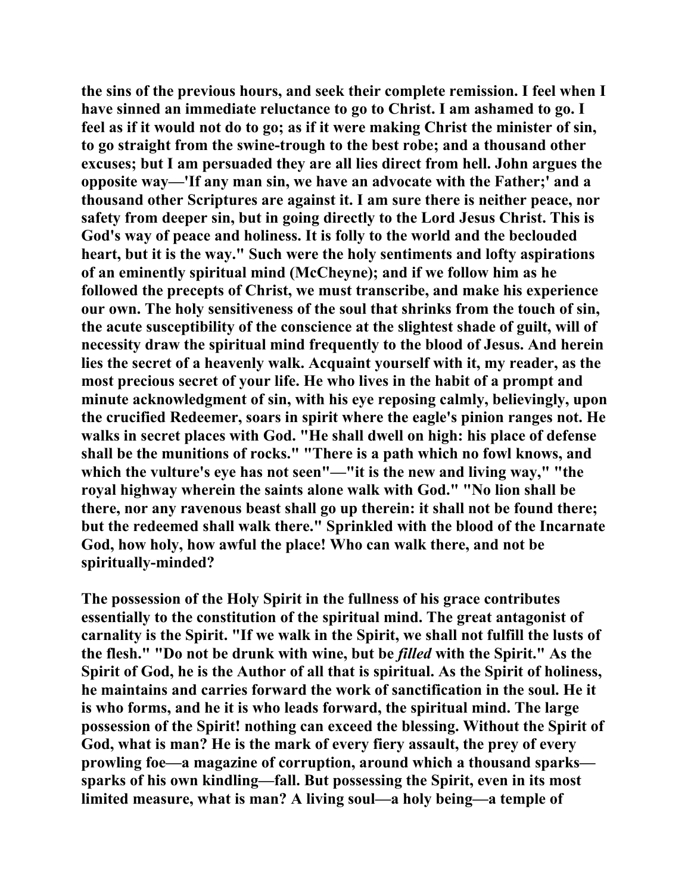the sins of the previous hours, and seek their complete remission. I feel when I have sinned an immediate reluctance to go to Christ. I am ashamed to go. I feel as if it would not do to go; as if it were making Christ the minister of sin, to go straight from the swine-trough to the best robe; and a thousand other excuses; but I am persuaded they are all lies direct from hell. John argues the opposite way—'If any man sin, we have an advocate with the Father;' and a thousand other Scriptures are against it. I am sure there is neither peace, nor safety from deeper sin, but in going directly to the Lord Jesus Christ. This is God's way of peace and holiness. It is folly to the world and the beclouded heart, but it is the way." Such were the holy sentiments and lofty aspirations of an eminently spiritual mind (McCheyne); and if we follow him as he followed the precepts of Christ, we must transcribe, and make his experience our own. The holy sensitiveness of the soul that shrinks from the touch of sin, the acute susceptibility of the conscience at the slightest shade of guilt, will of necessity draw the spiritual mind frequently to the blood of Jesus. And herein lies the secret of a heavenly walk. Acquaint yourself with it, my reader, as the most precious secret of your life. He who lives in the habit of a prompt and minute acknowledgment of sin, with his eye reposing calmly, believingly, upon the crucified Redeemer, soars in spirit where the eagle's pinion ranges not. He walks in secret places with God. "He shall dwell on high: his place of defense shall be the munitions of rocks." "There is a path which no fowl knows, and which the vulture's eye has not seen"—"it is the new and living way," "the royal highway wherein the saints alone walk with God." "No lion shall be there, nor any ravenous beast shall go up therein: it shall not be found there; but the redeemed shall walk there." Sprinkled with the blood of the Incarnate God, how holy, how awful the place! Who can walk there, and not be spiritually-minded?

The possession of the Holy Spirit in the fullness of his grace contributes essentially to the constitution of the spiritual mind. The great antagonist of carnality is the Spirit. "If we walk in the Spirit, we shall not fulfill the lusts of the flesh." "Do not be drunk with wine, but be *filled* with the Spirit." As the Spirit of God, he is the Author of all that is spiritual. As the Spirit of holiness, he maintains and carries forward the work of sanctification in the soul. He it is who forms, and he it is who leads forward, the spiritual mind. The large possession of the Spirit! nothing can exceed the blessing. Without the Spirit of God, what is man? He is the mark of every fiery assault, the prey of every prowling foe—a magazine of corruption, around which a thousand sparks—sparks of his own kindling—fall. But possessing the Spirit, even in its most limited measure, what is man? A living soul—a holy being—a temple of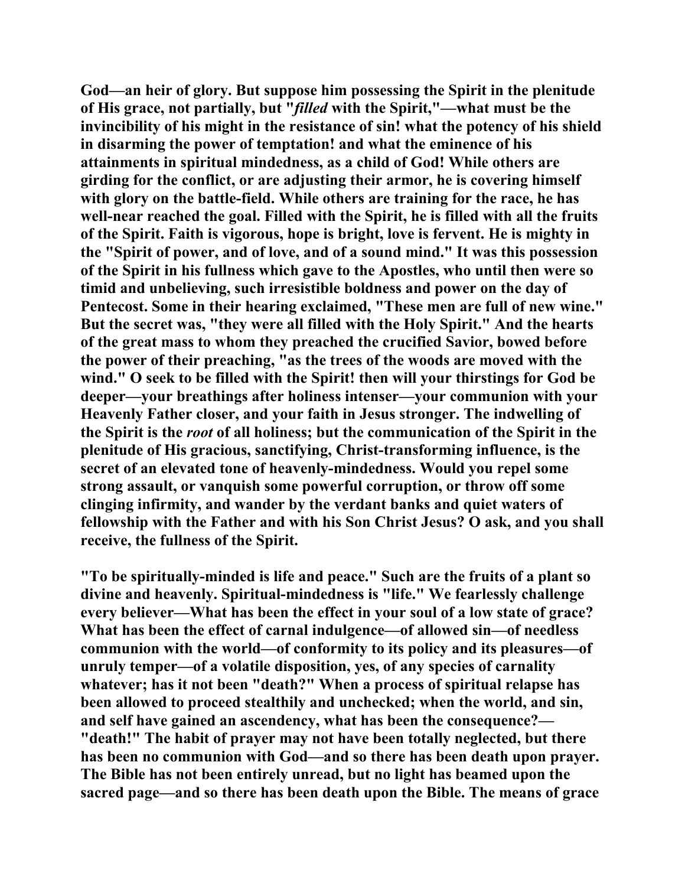God—an heir of glory. But suppose him possessing the Spirit in the plenitude of His grace, not partially, but "*filled* with the Spirit,"—what must be the invincibility of his might in the resistance of sin! what the potency of his shield in disarming the power of temptation! and what the eminence of his attainments in spiritual mindedness, as a child of God! While others are girding for the conflict, or are adjusting their armor, he is covering himself with glory on the battle-field. While others are training for the race, he has well-near reached the goal. Filled with the Spirit, he is filled with all the fruits of the Spirit. Faith is vigorous, hope is bright, love is fervent. He is mighty in the "Spirit of power, and of love, and of a sound mind." It was this possession of the Spirit in his fullness which gave to the Apostles, who until then were so timid and unbelieving, such irresistible boldness and power on the day of Pentecost. Some in their hearing exclaimed, "These men are full of new wine." But the secret was, "they were all filled with the Holy Spirit." And the hearts of the great mass to whom they preached the crucified Savior, bowed before the power of their preaching, "as the trees of the woods are moved with the wind." O seek to be filled with the Spirit! then will your thirstings for God be deeper—your breathings after holiness intenser—your communion with your Heavenly Father closer, and your faith in Jesus stronger. The indwelling of the Spirit is the *root* of all holiness; but the communication of the Spirit in the plenitude of His gracious, sanctifying, Christ-transforming influence, is the secret of an elevated tone of heavenly-mindedness. Would you repel some strong assault, or vanquish some powerful corruption, or throw off some clinging infirmity, and wander by the verdant banks and quiet waters of fellowship with the Father and with his Son Christ Jesus? O ask, and you shall receive, the fullness of the Spirit.

"To be spiritually-minded is life and peace." Such are the fruits of a plant so divine and heavenly. Spiritual-mindedness is "life." We fearlessly challenge every believer—What has been the effect in your soul of a low state of grace? What has been the effect of carnal indulgence—of allowed sin—of needless communion with the world—of conformity to its policy and its pleasures—of unruly temper—of a volatile disposition, yes, of any species of carnality whatever; has it not been "death?" When a process of spiritual relapse has been allowed to proceed stealthily and unchecked; when the world, and sin, and self have gained an ascendency, what has been the consequence?—"death!" The habit of prayer may not have been totally neglected, but there has been no communion with God—and so there has been death upon prayer. The Bible has not been entirely unread, but no light has beamed upon the sacred page—and so there has been death upon the Bible. The means of grace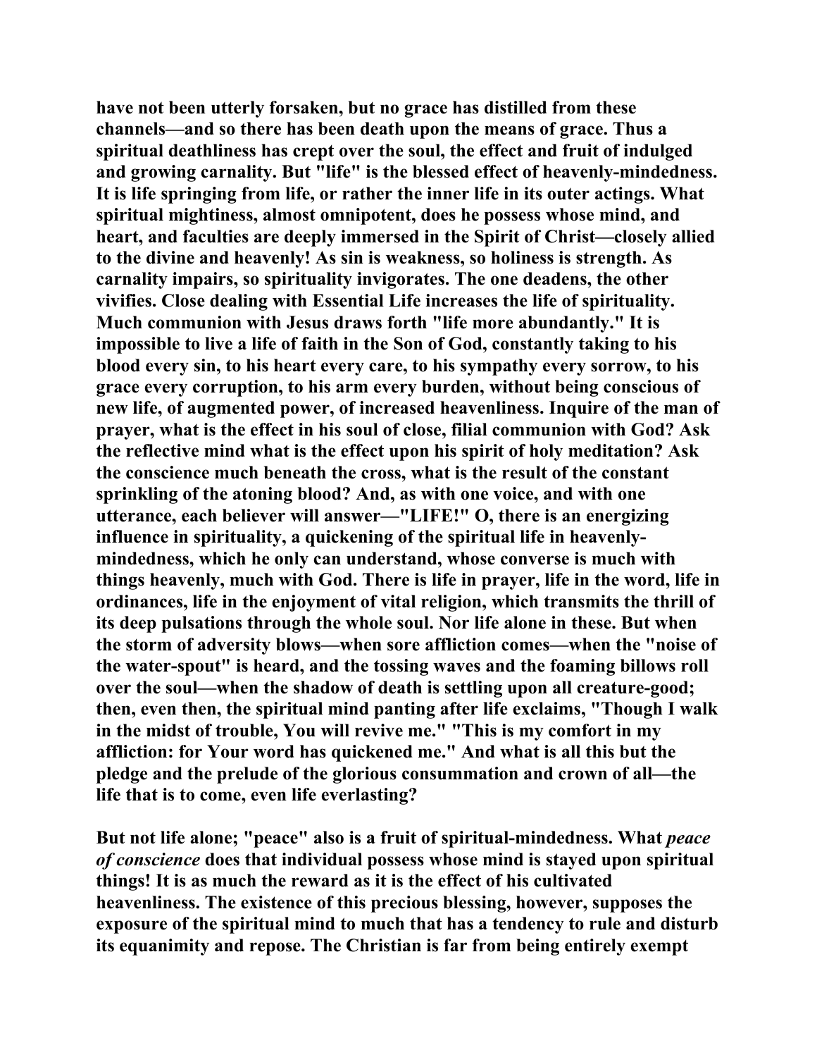have not been utterly forsaken, but no grace has distilled from these channels—and so there has been death upon the means of grace. Thus a spiritual deathliness has crept over the soul, the effect and fruit of indulged and growing carnality. But "life" is the blessed effect of heavenly-mindedness. It is life springing from life, or rather the inner life in its outer actings. What spiritual mightiness, almost omnipotent, does he possess whose mind, and heart, and faculties are deeply immersed in the Spirit of Christ—closely allied to the divine and heavenly! As sin is weakness, so holiness is strength. As carnality impairs, so spirituality invigorates. The one deadens, the other vivifies. Close dealing with Essential Life increases the life of spirituality. Much communion with Jesus draws forth "life more abundantly." It is impossible to live a life of faith in the Son of God, constantly taking to his blood every sin, to his heart every care, to his sympathy every sorrow, to his grace every corruption, to his arm every burden, without being conscious of new life, of augmented power, of increased heavenliness. Inquire of the man of prayer, what is the effect in his soul of close, filial communion with God? Ask the reflective mind what is the effect upon his spirit of holy meditation? Ask the conscience much beneath the cross, what is the result of the constant sprinkling of the atoning blood? And, as with one voice, and with one utterance, each believer will answer—"LIFE!" O, there is an energizing influence in spirituality, a quickening of the spiritual life in heavenly-mindedness, which he only can understand, whose converse is much with things heavenly, much with God. There is life in prayer, life in the word, life in ordinances, life in the enjoyment of vital religion, which transmits the thrill of its deep pulsations through the whole soul. Nor life alone in these. But when the storm of adversity blows—when sore affliction comes—when the "noise of the water-spout" is heard, and the tossing waves and the foaming billows roll over the soul—when the shadow of death is settling upon all creature-good; then, even then, the spiritual mind panting after life exclaims, "Though I walk in the midst of trouble, You will revive me." "This is my comfort in my affliction: for Your word has quickened me." And what is all this but the pledge and the prelude of the glorious consummation and crown of all—the life that is to come, even life everlasting?

But not life alone; "peace" also is a fruit of spiritual-mindedness. What *peace of conscience* does that individual possess whose mind is stayed upon spiritual things! It is as much the reward as it is the effect of his cultivated heavenliness. The existence of this precious blessing, however, supposes the exposure of the spiritual mind to much that has a tendency to rule and disturb its equanimity and repose. The Christian is far from being entirely exempt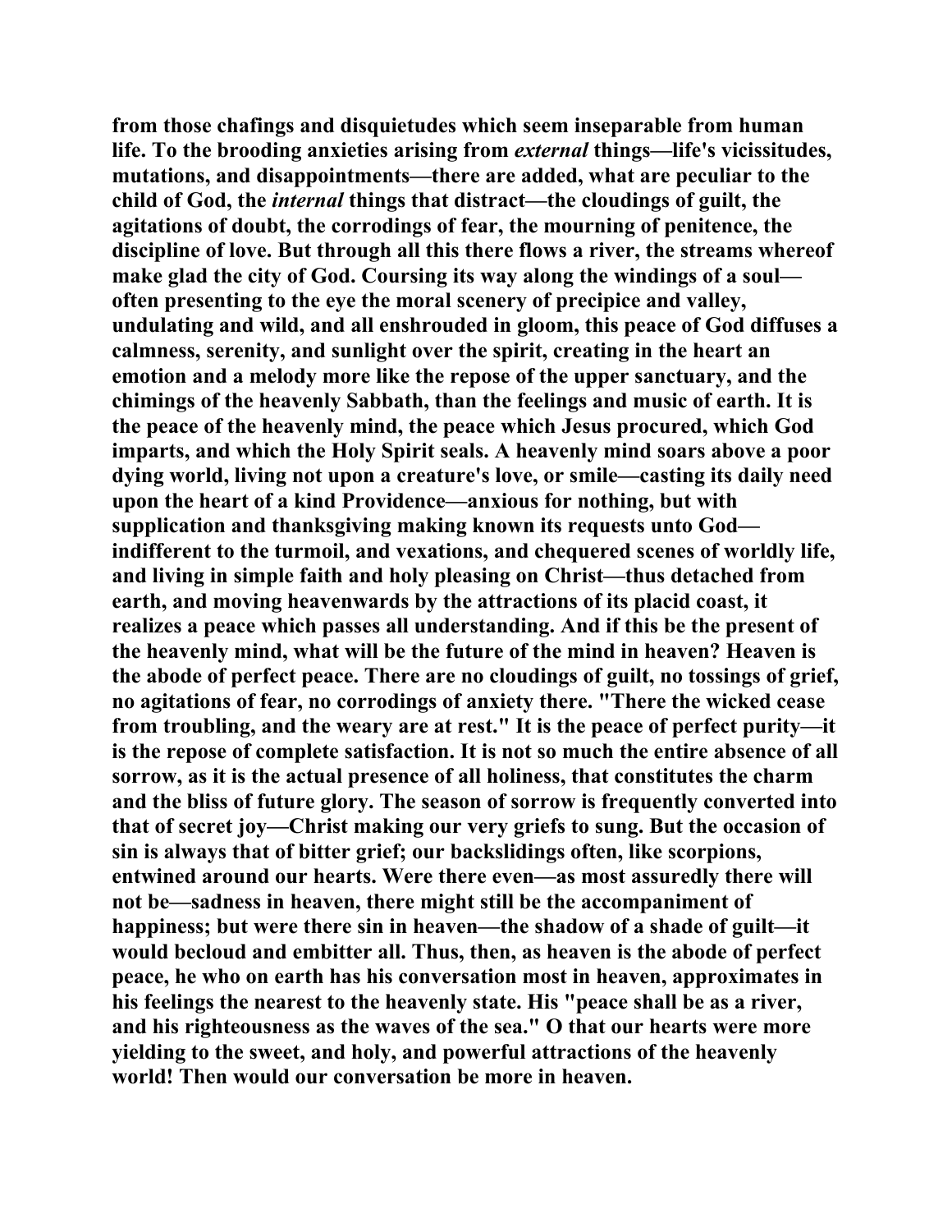from those chafings and disquietudes which seem inseparable from human life. To the brooding anxieties arising from *external* things—life's vicissitudes, mutations, and disappointments—there are added, what are peculiar to the child of God, the *internal* things that distract—the cloudings of guilt, the agitations of doubt, the corrodings of fear, the mourning of penitence, the discipline of love. But through all this there flows a river, the streams whereof make glad the city of God. Coursing its way along the windings of a soul—often presenting to the eye the moral scenery of precipice and valley, undulating and wild, and all enshrouded in gloom, this peace of God diffuses a calmness, serenity, and sunlight over the spirit, creating in the heart an emotion and a melody more like the repose of the upper sanctuary, and the chimings of the heavenly Sabbath, than the feelings and music of earth. It is the peace of the heavenly mind, the peace which Jesus procured, which God imparts, and which the Holy Spirit seals. A heavenly mind soars above a poor dying world, living not upon a creature's love, or smile—casting its daily need upon the heart of a kind Providence—anxious for nothing, but with supplication and thanksgiving making known its requests unto God—indifferent to the turmoil, and vexations, and chequered scenes of worldly life, and living in simple faith and holy pleasing on Christ—thus detached from earth, and moving heavenwards by the attractions of its placid coast, it realizes a peace which passes all understanding. And if this be the present of the heavenly mind, what will be the future of the mind in heaven? Heaven is the abode of perfect peace. There are no cloudings of guilt, no tossings of grief, no agitations of fear, no corrodings of anxiety there. "There the wicked cease from troubling, and the weary are at rest." It is the peace of perfect purity—it is the repose of complete satisfaction. It is not so much the entire absence of all sorrow, as it is the actual presence of all holiness, that constitutes the charm and the bliss of future glory. The season of sorrow is frequently converted into that of secret joy—Christ making our very griefs to sung. But the occasion of sin is always that of bitter grief; our backslidings often, like scorpions, entwined around our hearts. Were there even—as most assuredly there will not be—sadness in heaven, there might still be the accompaniment of happiness; but were there sin in heaven—the shadow of a shade of guilt—it would becloud and embitter all. Thus, then, as heaven is the abode of perfect peace, he who on earth has his conversation most in heaven, approximates in his feelings the nearest to the heavenly state. His "peace shall be as a river, and his righteousness as the waves of the sea." O that our hearts were more yielding to the sweet, and holy, and powerful attractions of the heavenly world! Then would our conversation be more in heaven.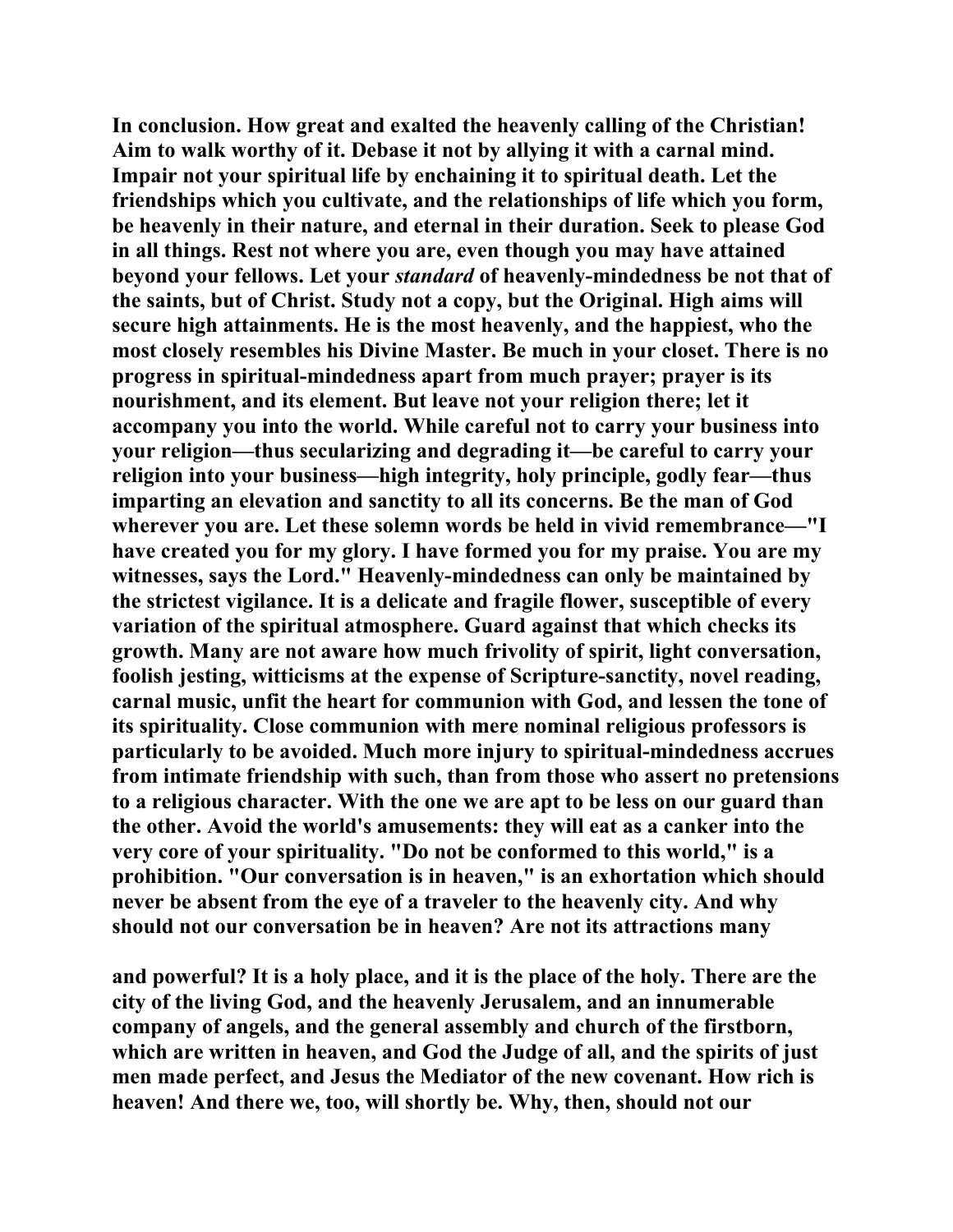In conclusion. How great and exalted the heavenly calling of the Christian! Aim to walk worthy of it. Debase it not by allying it with a carnal mind. Impair not your spiritual life by enchaining it to spiritual death. Let the friendships which you cultivate, and the relationships of life which you form, be heavenly in their nature, and eternal in their duration. Seek to please God in all things. Rest not where you are, even though you may have attained beyond your fellows. Let your *standard* of heavenly-mindedness be not that of the saints, but of Christ. Study not a copy, but the Original. High aims will secure high attainments. He is the most heavenly, and the happiest, who the most closely resembles his Divine Master. Be much in your closet. There is no progress in spiritual-mindedness apart from much prayer; prayer is its nourishment, and its element. But leave not your religion there; let it accompany you into the world. While careful not to carry your business into your religion—thus secularizing and degrading it—be careful to carry your religion into your business—high integrity, holy principle, godly fear—thus imparting an elevation and sanctity to all its concerns. Be the man of God wherever you are. Let these solemn words be held in vivid remembrance—"I have created you for my glory. I have formed you for my praise. You are my witnesses, says the Lord." Heavenly-mindedness can only be maintained by the strictest vigilance. It is a delicate and fragile flower, susceptible of every variation of the spiritual atmosphere. Guard against that which checks its growth. Many are not aware how much frivolity of spirit, light conversation, foolish jesting, witticisms at the expense of Scripture-sanctity, novel reading, carnal music, unfit the heart for communion with God, and lessen the tone of its spirituality. Close communion with mere nominal religious professors is particularly to be avoided. Much more injury to spiritual-mindedness accrues from intimate friendship with such, than from those who assert no pretensions to a religious character. With the one we are apt to be less on our guard than the other. Avoid the world's amusements: they will eat as a canker into the very core of your spirituality. "Do not be conformed to this world," is a prohibition. "Our conversation is in heaven," is an exhortation which should never be absent from the eye of a traveler to the heavenly city. And why should not our conversation be in heaven? Are not its attractions many and powerful? It is a holy place, and it is the place of the holy. There are the city of the living God, and the heavenly Jerusalem, and an innumerable company of angels, and the general assembly and church of the firstborn, which are written in heaven, and God the Judge of all, and the spirits of just men made perfect, and Jesus the Mediator of the new covenant. How rich is heaven! And there we, too, will shortly be. Why, then, should not our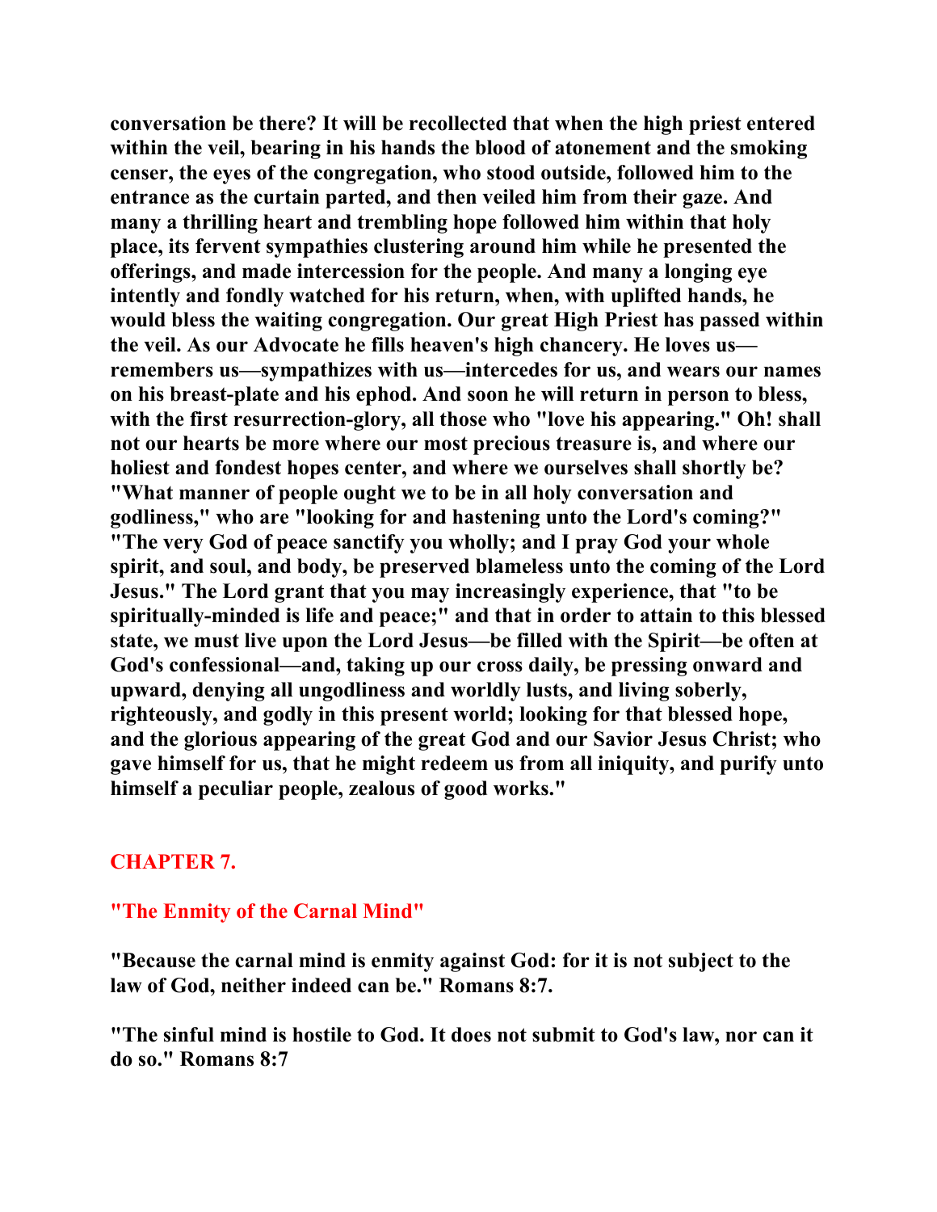**conversation be there? It will be recollected that when the high priest entered within the veil, bearing in his hands the blood of atonement and the smoking censer, the eyes of the congregation, who stood outside, followed him to the entrance as the curtain parted, and then veiled him from their gaze. And many a thrilling heart and trembling hope followed him within that holy place, its fervent sympathies clustering around him while he presented the offerings, and made intercession for the people. And many a longing eye intently and fondly watched for his return, when, with uplifted hands, he would bless the waiting congregation. Our great High Priest has passed within the veil. As our Advocate he fills heaven's high chancery. He loves us—remembers us—sympathizes with us—intercedes for us, and wears our names on his breast-plate and his ephod. And soon he will return in person to bless, with the first resurrection-glory, all those who "love his appearing." Oh! shall not our hearts be more where our most precious treasure is, and where our holiest and fondest hopes center, and where we ourselves shall shortly be? "What manner of people ought we to be in all holy conversation and godliness," who are "looking for and hastening unto the Lord's coming?" "The very God of peace sanctify you wholly; and I pray God your whole spirit, and soul, and body, be preserved blameless unto the coming of the Lord Jesus." The Lord grant that you may increasingly experience, that "to be spiritually-minded is life and peace;" and that in order to attain to this blessed state, we must live upon the Lord Jesus—be filled with the Spirit—be often at God's confessional—and, taking up our cross daily, be pressing onward and upward, denying all ungodliness and worldly lusts, and living soberly, righteously, and godly in this present world; looking for that blessed hope, and the glorious appearing of the great God and our Savior Jesus Christ; who gave himself for us, that he might redeem us from all iniquity, and purify unto himself a peculiar people, zealous of good works."**

## CHAPTER 7.

### "The Enmity of the Carnal Mind"

**"Because the carnal mind is enmity against God: for it is not subject to the law of God, neither indeed can be." Romans 8:7.**

**"The sinful mind is hostile to God. It does not submit to God's law, nor can it do so." Romans 8:7**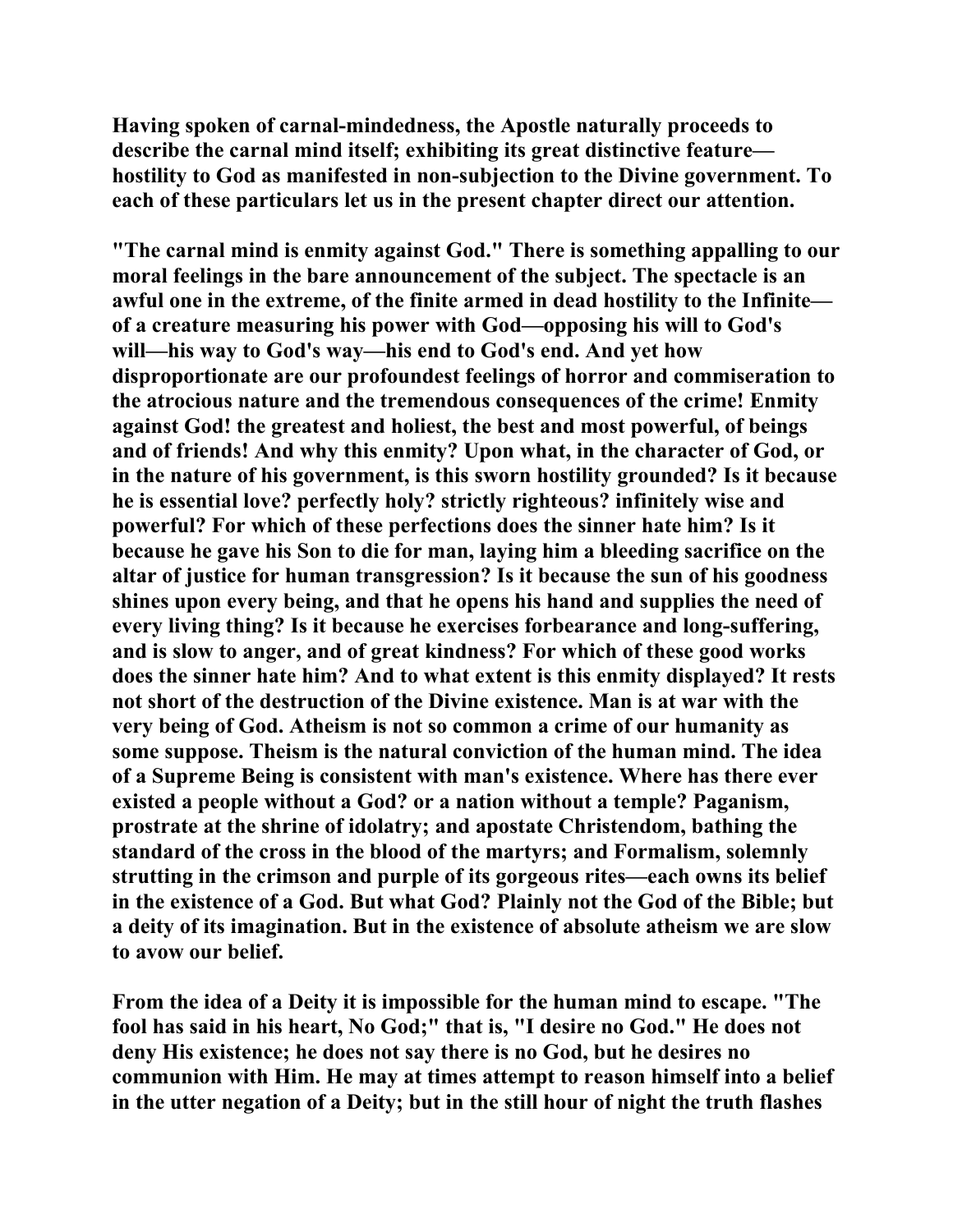**Having spoken of carnal-mindedness, the Apostle naturally proceeds to describe the carnal mind itself; exhibiting its great distinctive feature—hostility to God as manifested in non-subjection to the Divine government. To each of these particulars let us in the present chapter direct our attention.**

**"The carnal mind is enmity against God." There is something appalling to our moral feelings in the bare announcement of the subject. The spectacle is an awful one in the extreme, of the finite armed in dead hostility to the Infinite—of a creature measuring his power with God—opposing his will to God's will—his way to God's way—his end to God's end. And yet how disproportionate are our profoundest feelings of horror and commiseration to the atrocious nature and the tremendous consequences of the crime! Enmity against God! the greatest and holiest, the best and most powerful, of beings and of friends! And why this enmity? Upon what, in the character of God, or in the nature of his government, is this sworn hostility grounded? Is it because he is essential love? perfectly holy? strictly righteous? infinitely wise and powerful? For which of these perfections does the sinner hate him? Is it because he gave his Son to die for man, laying him a bleeding sacrifice on the altar of justice for human transgression? Is it because the sun of his goodness shines upon every being, and that he opens his hand and supplies the need of every living thing? Is it because he exercises forbearance and long-suffering, and is slow to anger, and of great kindness? For which of these good works does the sinner hate him? And to what extent is this enmity displayed? It rests not short of the destruction of the Divine existence. Man is at war with the very being of God. Atheism is not so common a crime of our humanity as some suppose. Theism is the natural conviction of the human mind. The idea of a Supreme Being is consistent with man's existence. Where has there ever existed a people without a God? or a nation without a temple? Paganism, prostrate at the shrine of idolatry; and apostate Christendom, bathing the standard of the cross in the blood of the martyrs; and Formalism, solemnly strutting in the crimson and purple of its gorgeous rites—each owns its belief in the existence of a God. But what God? Plainly not the God of the Bible; but a deity of its imagination. But in the existence of absolute atheism we are slow to avow our belief.**

**From the idea of a Deity it is impossible for the human mind to escape. "The fool has said in his heart, No God;" that is, "I desire no God." He does not deny His existence; he does not say there is no God, but he desires no communion with Him. He may at times attempt to reason himself into a belief in the utter negation of a Deity; but in the still hour of night the truth flashes**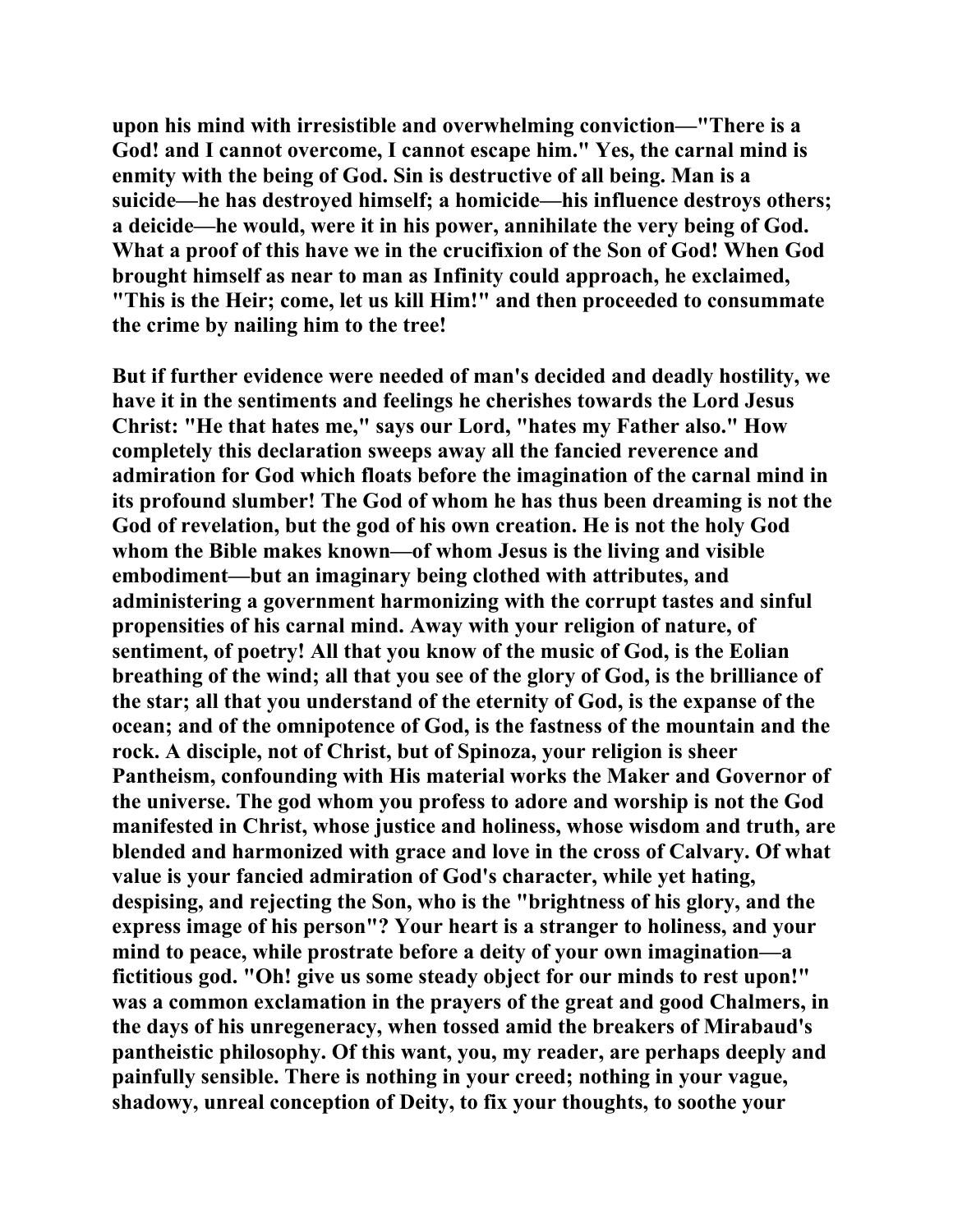upon his mind with irresistible and overwhelming conviction—"There is a God! and I cannot overcome, I cannot escape him." Yes, the carnal mind is enmity with the being of God. Sin is destructive of all being. Man is a suicide—he has destroyed himself; a homicide—his influence destroys others; a deicide—he would, were it in his power, annihilate the very being of God. What a proof of this have we in the crucifixion of the Son of God! When God brought himself as near to man as Infinity could approach, he exclaimed, "This is the Heir; come, let us kill Him!" and then proceeded to consummate the crime by nailing him to the tree!

But if further evidence were needed of man's decided and deadly hostility, we have it in the sentiments and feelings he cherishes towards the Lord Jesus Christ: "He that hates me," says our Lord, "hates my Father also." How completely this declaration sweeps away all the fancied reverence and admiration for God which floats before the imagination of the carnal mind in its profound slumber! The God of whom he has thus been dreaming is not the God of revelation, but the god of his own creation. He is not the holy God whom the Bible makes known—of whom Jesus is the living and visible embodiment—but an imaginary being clothed with attributes, and administering a government harmonizing with the corrupt tastes and sinful propensities of his carnal mind. Away with your religion of nature, of sentiment, of poetry! All that you know of the music of God, is the Eolian breathing of the wind; all that you see of the glory of God, is the brilliance of the star; all that you understand of the eternity of God, is the expanse of the ocean; and of the omnipotence of God, is the fastness of the mountain and the rock. A disciple, not of Christ, but of Spinoza, your religion is sheer Pantheism, confounding with His material works the Maker and Governor of the universe. The god whom you profess to adore and worship is not the God manifested in Christ, whose justice and holiness, whose wisdom and truth, are blended and harmonized with grace and love in the cross of Calvary. Of what value is your fancied admiration of God's character, while yet hating, despising, and rejecting the Son, who is the "brightness of his glory, and the express image of his person"? Your heart is a stranger to holiness, and your mind to peace, while prostrate before a deity of your own imagination—a fictitious god. "Oh! give us some steady object for our minds to rest upon!" was a common exclamation in the prayers of the great and good Chalmers, in the days of his unregeneracy, when tossed amid the breakers of Mirabaud's pantheistic philosophy. Of this want, you, my reader, are perhaps deeply and painfully sensible. There is nothing in your creed; nothing in your vague, shadowy, unreal conception of Deity, to fix your thoughts, to soothe your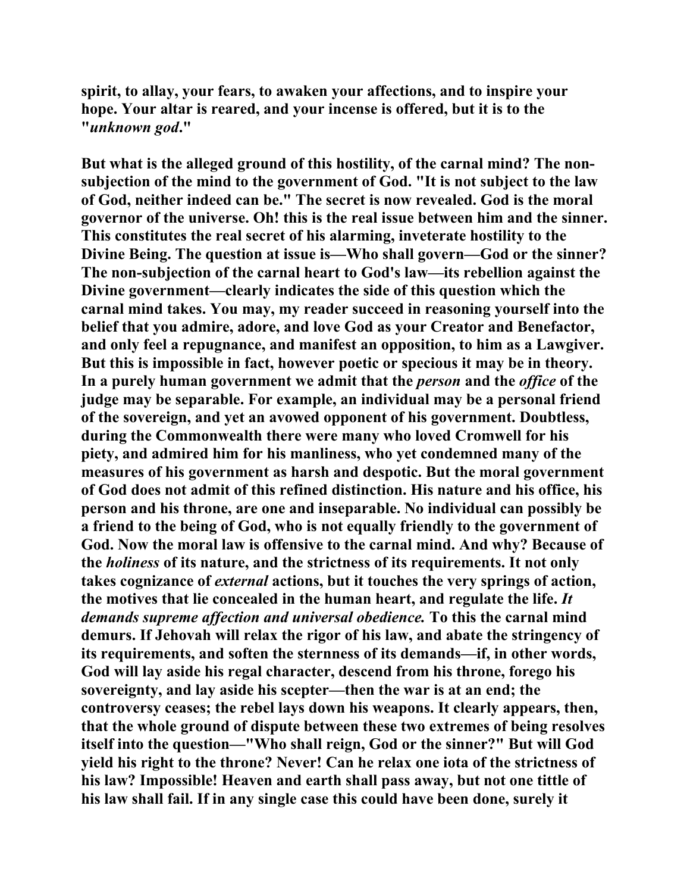spirit, to allay, your fears, to awaken your affections, and to inspire your hope. Your altar is reared, and your incense is offered, but it is to the "*unknown god*."

But what is the alleged ground of this hostility, of the carnal mind? The non-subjection of the mind to the government of God. "It is not subject to the law of God, neither indeed can be." The secret is now revealed. God is the moral governor of the universe. Oh! this is the real issue between him and the sinner. This constitutes the real secret of his alarming, inveterate hostility to the Divine Being. The question at issue is—Who shall govern—God or the sinner? The non-subjection of the carnal heart to God's law—its rebellion against the Divine government—clearly indicates the side of this question which the carnal mind takes. You may, my reader succeed in reasoning yourself into the belief that you admire, adore, and love God as your Creator and Benefactor, and only feel a repugnance, and manifest an opposition, to him as a Lawgiver. But this is impossible in fact, however poetic or specious it may be in theory. In a purely human government we admit that the *person* and the *office* of the judge may be separable. For example, an individual may be a personal friend of the sovereign, and yet an avowed opponent of his government. Doubtless, during the Commonwealth there were many who loved Cromwell for his piety, and admired him for his manliness, who yet condemned many of the measures of his government as harsh and despotic. But the moral government of God does not admit of this refined distinction. His nature and his office, his person and his throne, are one and inseparable. No individual can possibly be a friend to the being of God, who is not equally friendly to the government of God. Now the moral law is offensive to the carnal mind. And why? Because of the *holiness* of its nature, and the strictness of its requirements. It not only takes cognizance of *external* actions, but it touches the very springs of action, the motives that lie concealed in the human heart, and regulate the life. *It demands supreme affection and universal obedience.* To this the carnal mind demurs. If Jehovah will relax the rigor of his law, and abate the stringency of its requirements, and soften the sternness of its demands—if, in other words, God will lay aside his regal character, descend from his throne, forego his sovereignty, and lay aside his scepter—then the war is at an end; the controversy ceases; the rebel lays down his weapons. It clearly appears, then, that the whole ground of dispute between these two extremes of being resolves itself into the question—"Who shall reign, God or the sinner?" But will God yield his right to the throne? Never! Can he relax one iota of the strictness of his law? Impossible! Heaven and earth shall pass away, but not one tittle of his law shall fail. If in any single case this could have been done, surely it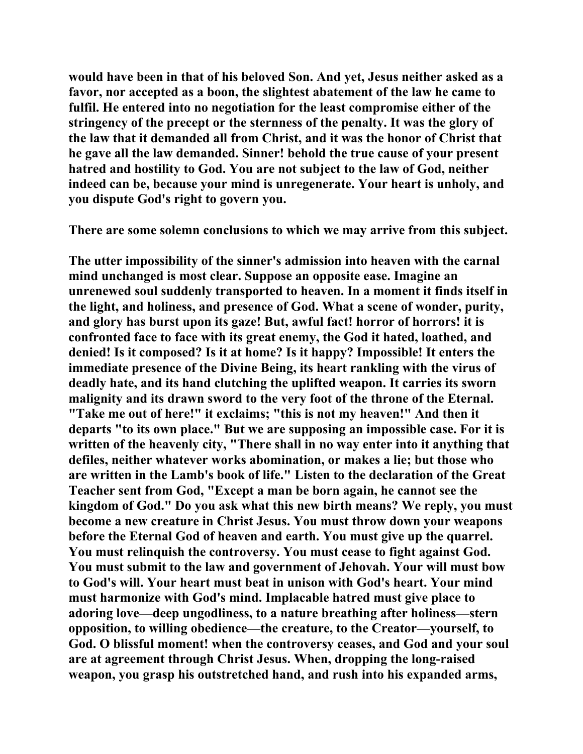would have been in that of his beloved Son. And yet, Jesus neither asked as a favor, nor accepted as a boon, the slightest abatement of the law he came to fulfil. He entered into no negotiation for the least compromise either of the stringency of the precept or the sternness of the penalty. It was the glory of the law that it demanded all from Christ, and it was the honor of Christ that he gave all the law demanded. Sinner! behold the true cause of your present hatred and hostility to God. You are not subject to the law of God, neither indeed can be, because your mind is unregenerate. Your heart is unholy, and you dispute God's right to govern you.

There are some solemn conclusions to which we may arrive from this subject.

The utter impossibility of the sinner's admission into heaven with the carnal mind unchanged is most clear. Suppose an opposite ease. Imagine an unrenewed soul suddenly transported to heaven. In a moment it finds itself in the light, and holiness, and presence of God. What a scene of wonder, purity, and glory has burst upon its gaze! But, awful fact! horror of horrors! it is confronted face to face with its great enemy, the God it hated, loathed, and denied! Is it composed? Is it at home? Is it happy? Impossible! It enters the immediate presence of the Divine Being, its heart rankling with the virus of deadly hate, and its hand clutching the uplifted weapon. It carries its sworn malignity and its drawn sword to the very foot of the throne of the Eternal. "Take me out of here!" it exclaims; "this is not my heaven!" And then it departs "to its own place." But we are supposing an impossible case. For it is written of the heavenly city, "There shall in no way enter into it anything that defiles, neither whatever works abomination, or makes a lie; but those who are written in the Lamb's book of life." Listen to the declaration of the Great Teacher sent from God, "Except a man be born again, he cannot see the kingdom of God." Do you ask what this new birth means? We reply, you must become a new creature in Christ Jesus. You must throw down your weapons before the Eternal God of heaven and earth. You must give up the quarrel. You must relinquish the controversy. You must cease to fight against God. You must submit to the law and government of Jehovah. Your will must bow to God's will. Your heart must beat in unison with God's heart. Your mind must harmonize with God's mind. Implacable hatred must give place to adoring love—deep ungodliness, to a nature breathing after holiness—stern opposition, to willing obedience—the creature, to the Creator—yourself, to God. O blissful moment! when the controversy ceases, and God and your soul are at agreement through Christ Jesus. When, dropping the long-raised weapon, you grasp his outstretched hand, and rush into his expanded arms,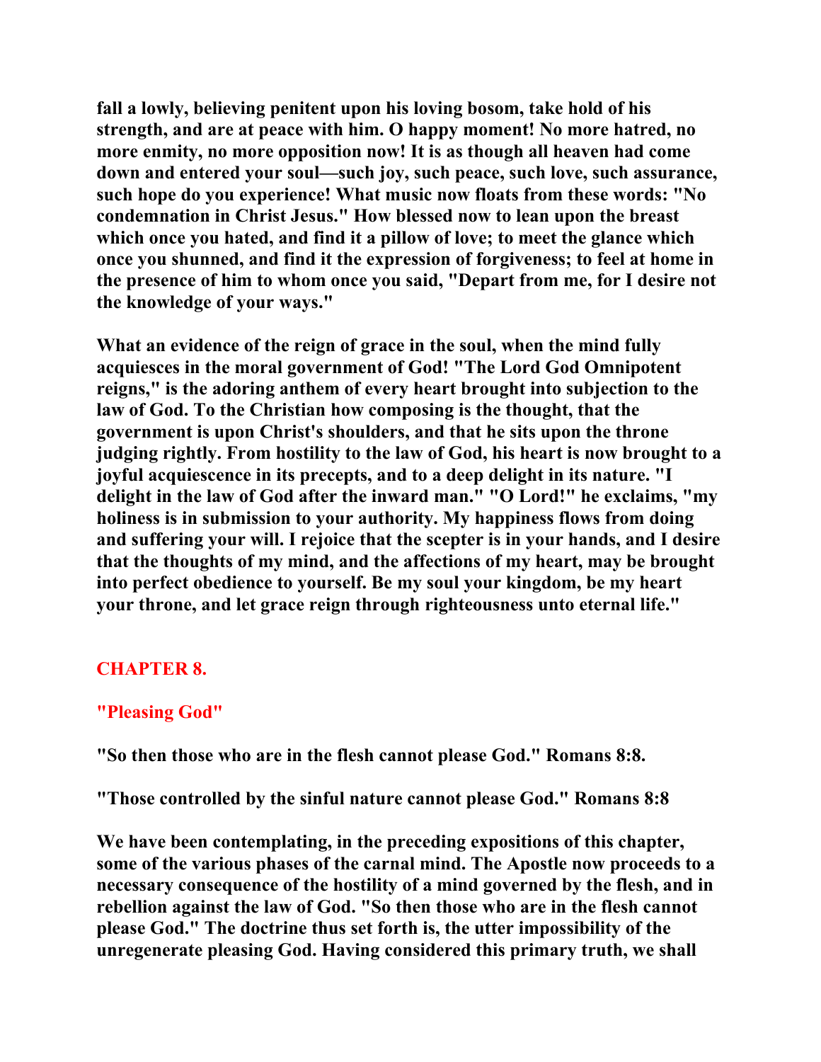fall a lowly, believing penitent upon his loving bosom, take hold of his strength, and are at peace with him. O happy moment! No more hatred, no more enmity, no more opposition now! It is as though all heaven had come down and entered your soul—such joy, such peace, such love, such assurance, such hope do you experience! What music now floats from these words: "No condemnation in Christ Jesus." How blessed now to lean upon the breast which once you hated, and find it a pillow of love; to meet the glance which once you shunned, and find it the expression of forgiveness; to feel at home in the presence of him to whom once you said, "Depart from me, for I desire not the knowledge of your ways."

What an evidence of the reign of grace in the soul, when the mind fully acquiesces in the moral government of God! "The Lord God Omnipotent reigns," is the adoring anthem of every heart brought into subjection to the law of God. To the Christian how composing is the thought, that the government is upon Christ's shoulders, and that he sits upon the throne judging rightly. From hostility to the law of God, his heart is now brought to a joyful acquiescence in its precepts, and to a deep delight in its nature. "I delight in the law of God after the inward man." "O Lord!" he exclaims, "my holiness is in submission to your authority. My happiness flows from doing and suffering your will. I rejoice that the scepter is in your hands, and I desire that the thoughts of my mind, and the affections of my heart, may be brought into perfect obedience to yourself. Be my soul your kingdom, be my heart your throne, and let grace reign through righteousness unto eternal life."

## CHAPTER 8.

### "Pleasing God"

"So then those who are in the flesh cannot please God." Romans 8:8.

"Those controlled by the sinful nature cannot please God." Romans 8:8

We have been contemplating, in the preceding expositions of this chapter, some of the various phases of the carnal mind. The Apostle now proceeds to a necessary consequence of the hostility of a mind governed by the flesh, and in rebellion against the law of God. "So then those who are in the flesh cannot please God." The doctrine thus set forth is, the utter impossibility of the unregenerate pleasing God. Having considered this primary truth, we shall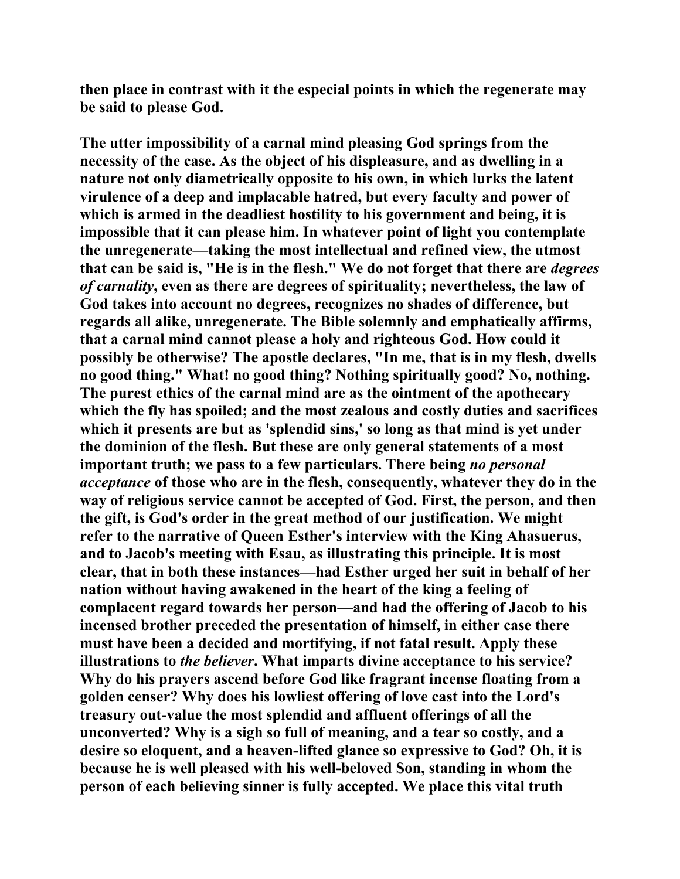then place in contrast with it the especial points in which the regenerate may be said to please God.

The utter impossibility of a carnal mind pleasing God springs from the necessity of the case. As the object of his displeasure, and as dwelling in a nature not only diametrically opposite to his own, in which lurks the latent virulence of a deep and implacable hatred, but every faculty and power of which is armed in the deadliest hostility to his government and being, it is impossible that it can please him. In whatever point of light you contemplate the unregenerate—taking the most intellectual and refined view, the utmost that can be said is, "He is in the flesh." We do not forget that there are *degrees of carnality*, even as there are degrees of spirituality; nevertheless, the law of God takes into account no degrees, recognizes no shades of difference, but regards all alike, unregenerate. The Bible solemnly and emphatically affirms, that a carnal mind cannot please a holy and righteous God. How could it possibly be otherwise? The apostle declares, "In me, that is in my flesh, dwells no good thing." What! no good thing? Nothing spiritually good? No, nothing. The purest ethics of the carnal mind are as the ointment of the apothecary which the fly has spoiled; and the most zealous and costly duties and sacrifices which it presents are but as 'splendid sins,' so long as that mind is yet under the dominion of the flesh. But these are only general statements of a most important truth; we pass to a few particulars. There being *no personal acceptance* of those who are in the flesh, consequently, whatever they do in the way of religious service cannot be accepted of God. First, the person, and then the gift, is God's order in the great method of our justification. We might refer to the narrative of Queen Esther's interview with the King Ahasuerus, and to Jacob's meeting with Esau, as illustrating this principle. It is most clear, that in both these instances—had Esther urged her suit in behalf of her nation without having awakened in the heart of the king a feeling of complacent regard towards her person—and had the offering of Jacob to his incensed brother preceded the presentation of himself, in either case there must have been a decided and mortifying, if not fatal result. Apply these illustrations to *the believer*. What imparts divine acceptance to his service? Why do his prayers ascend before God like fragrant incense floating from a golden censer? Why does his lowliest offering of love cast into the Lord's treasury out-value the most splendid and affluent offerings of all the unconverted? Why is a sigh so full of meaning, and a tear so costly, and a desire so eloquent, and a heaven-lifted glance so expressive to God? Oh, it is because he is well pleased with his well-beloved Son, standing in whom the person of each believing sinner is fully accepted. We place this vital truth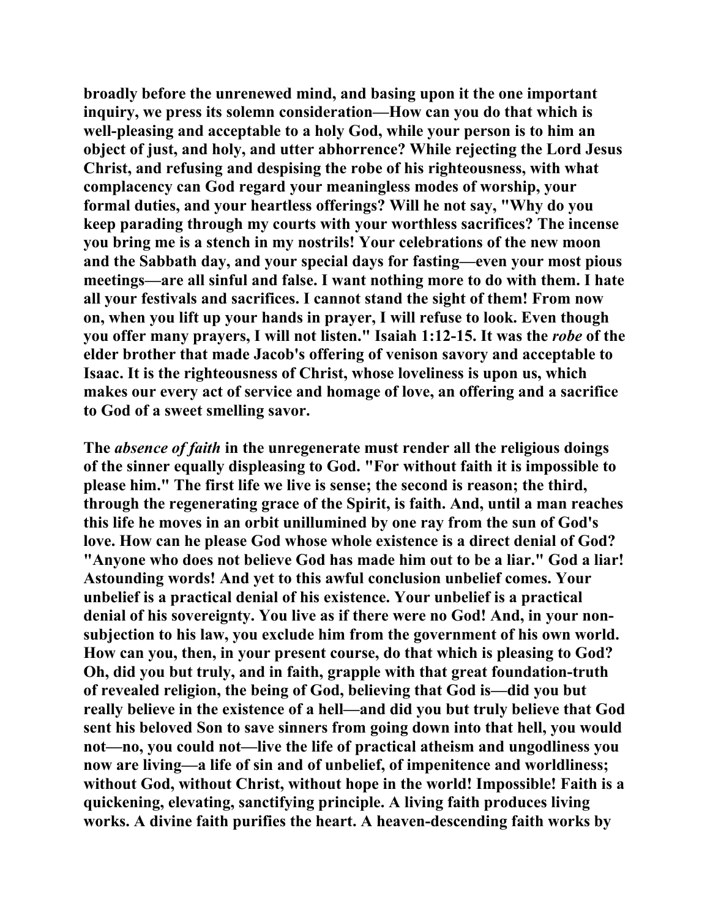broadly before the unrenewed mind, and basing upon it the one important inquiry, we press its solemn consideration—How can you do that which is well-pleasing and acceptable to a holy God, while your person is to him an object of just, and holy, and utter abhorrence? While rejecting the Lord Jesus Christ, and refusing and despising the robe of his righteousness, with what complacency can God regard your meaningless modes of worship, your formal duties, and your heartless offerings? Will he not say, "Why do you keep parading through my courts with your worthless sacrifices? The incense you bring me is a stench in my nostrils! Your celebrations of the new moon and the Sabbath day, and your special days for fasting—even your most pious meetings—are all sinful and false. I want nothing more to do with them. I hate all your festivals and sacrifices. I cannot stand the sight of them! From now on, when you lift up your hands in prayer, I will refuse to look. Even though you offer many prayers, I will not listen." Isaiah 1:12-15. It was the *robe* of the elder brother that made Jacob's offering of venison savory and acceptable to Isaac. It is the righteousness of Christ, whose loveliness is upon us, which makes our every act of service and homage of love, an offering and a sacrifice to God of a sweet smelling savor.

The *absence of faith* in the unregenerate must render all the religious doings of the sinner equally displeasing to God. "For without faith it is impossible to please him." The first life we live is sense; the second is reason; the third, through the regenerating grace of the Spirit, is faith. And, until a man reaches this life he moves in an orbit unillumined by one ray from the sun of God's love. How can he please God whose whole existence is a direct denial of God? "Anyone who does not believe God has made him out to be a liar." God a liar! Astounding words! And yet to this awful conclusion unbelief comes. Your unbelief is a practical denial of his existence. Your unbelief is a practical denial of his sovereignty. You live as if there were no God! And, in your non-subjection to his law, you exclude him from the government of his own world. How can you, then, in your present course, do that which is pleasing to God? Oh, did you but truly, and in faith, grapple with that great foundation-truth of revealed religion, the being of God, believing that God is—did you but really believe in the existence of a hell—and did you but truly believe that God sent his beloved Son to save sinners from going down into that hell, you would not—no, you could not—live the life of practical atheism and ungodliness you now are living—a life of sin and of unbelief, of impenitence and worldliness; without God, without Christ, without hope in the world! Impossible! Faith is a quickening, elevating, sanctifying principle. A living faith produces living works. A divine faith purifies the heart. A heaven-descending faith works by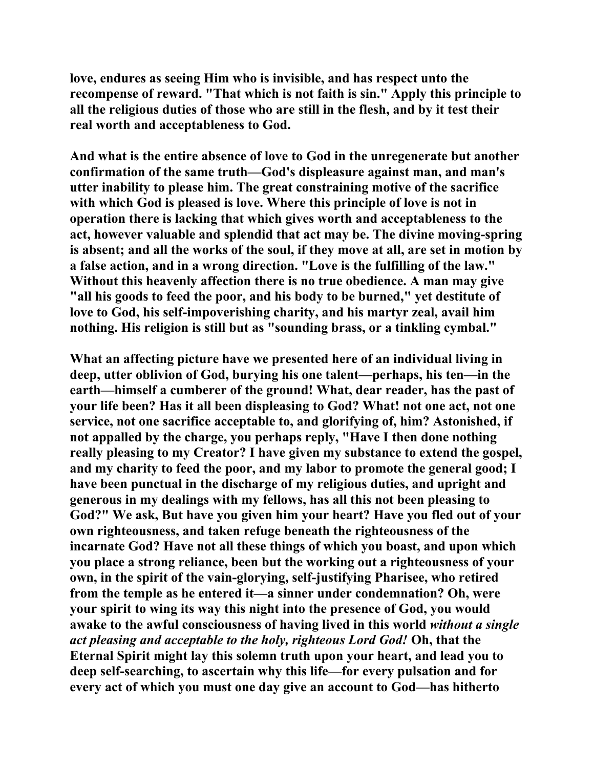**love, endures as seeing Him who is invisible, and has respect unto the recompense of reward. "That which is not faith is sin." Apply this principle to all the religious duties of those who are still in the flesh, and by it test their real worth and acceptableness to God.**

**And what is the entire absence of love to God in the unregenerate but another confirmation of the same truth—God's displeasure against man, and man's utter inability to please him. The great constraining motive of the sacrifice with which God is pleased is love. Where this principle of love is not in operation there is lacking that which gives worth and acceptableness to the act, however valuable and splendid that act may be. The divine moving-spring is absent; and all the works of the soul, if they move at all, are set in motion by a false action, and in a wrong direction. "Love is the fulfilling of the law." Without this heavenly affection there is no true obedience. A man may give "all his goods to feed the poor, and his body to be burned," yet destitute of love to God, his self-impoverishing charity, and his martyr zeal, avail him nothing. His religion is still but as "sounding brass, or a tinkling cymbal."**

**What an affecting picture have we presented here of an individual living in deep, utter oblivion of God, burying his one talent—perhaps, his ten—in the earth—himself a cumberer of the ground! What, dear reader, has the past of your life been? Has it all been displeasing to God? What! not one act, not one service, not one sacrifice acceptable to, and glorifying of, him? Astonished, if not appalled by the charge, you perhaps reply, "Have I then done nothing really pleasing to my Creator? I have given my substance to extend the gospel, and my charity to feed the poor, and my labor to promote the general good; I have been punctual in the discharge of my religious duties, and upright and generous in my dealings with my fellows, has all this not been pleasing to God?" We ask, But have you given him your heart? Have you fled out of your own righteousness, and taken refuge beneath the righteousness of the incarnate God? Have not all these things of which you boast, and upon which you place a strong reliance, been but the working out a righteousness of your own, in the spirit of the vain-glorying, self-justifying Pharisee, who retired from the temple as he entered it—a sinner under condemnation? Oh, were your spirit to wing its way this night into the presence of God, you would awake to the awful consciousness of having lived in this world *without a single act pleasing and acceptable to the holy, righteous Lord God!* Oh, that the Eternal Spirit might lay this solemn truth upon your heart, and lead you to deep self-searching, to ascertain why this life—for every pulsation and for every act of which you must one day give an account to God—has hitherto**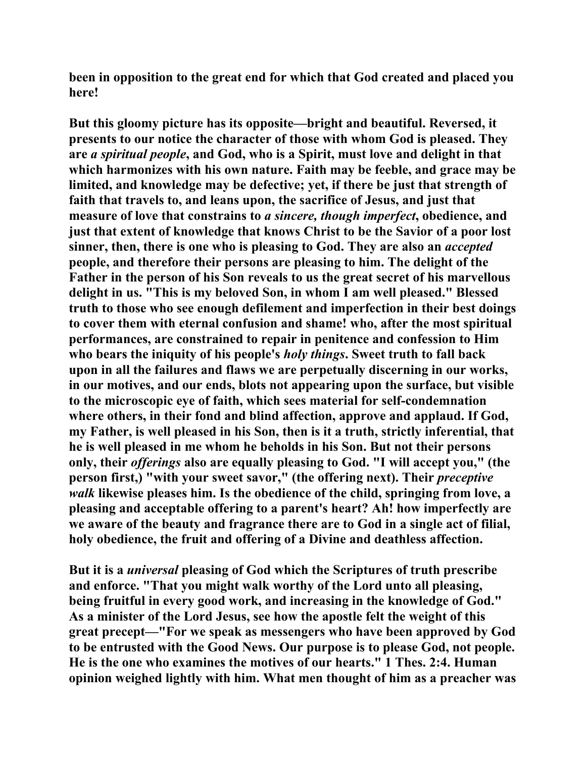been in opposition to the great end for which that God created and placed you here!

But this gloomy picture has its opposite—bright and beautiful. Reversed, it presents to our notice the character of those with whom God is pleased. They are *a spiritual people*, and God, who is a Spirit, must love and delight in that which harmonizes with his own nature. Faith may be feeble, and grace may be limited, and knowledge may be defective; yet, if there be just that strength of faith that travels to, and leans upon, the sacrifice of Jesus, and just that measure of love that constrains to *a sincere, though imperfect*, obedience, and just that extent of knowledge that knows Christ to be the Savior of a poor lost sinner, then, there is one who is pleasing to God. They are also an *accepted* people, and therefore their persons are pleasing to him. The delight of the Father in the person of his Son reveals to us the great secret of his marvellous delight in us. "This is my beloved Son, in whom I am well pleased." Blessed truth to those who see enough defilement and imperfection in their best doings to cover them with eternal confusion and shame! who, after the most spiritual performances, are constrained to repair in penitence and confession to Him who bears the iniquity of his people's *holy things*. Sweet truth to fall back upon in all the failures and flaws we are perpetually discerning in our works, in our motives, and our ends, blots not appearing upon the surface, but visible to the microscopic eye of faith, which sees material for self-condemnation where others, in their fond and blind affection, approve and applaud. If God, my Father, is well pleased in his Son, then is it a truth, strictly inferential, that he is well pleased in me whom he beholds in his Son. But not their persons only, their *offerings* also are equally pleasing to God. "I will accept you," (the person first,) "with your sweet savor," (the offering next). Their *preceptive walk* likewise pleases him. Is the obedience of the child, springing from love, a pleasing and acceptable offering to a parent's heart? Ah! how imperfectly are we aware of the beauty and fragrance there are to God in a single act of filial, holy obedience, the fruit and offering of a Divine and deathless affection.

But it is a *universal* pleasing of God which the Scriptures of truth prescribe and enforce. "That you might walk worthy of the Lord unto all pleasing, being fruitful in every good work, and increasing in the knowledge of God." As a minister of the Lord Jesus, see how the apostle felt the weight of this great precept—"For we speak as messengers who have been approved by God to be entrusted with the Good News. Our purpose is to please God, not people. He is the one who examines the motives of our hearts." 1 Thes. 2:4. Human opinion weighed lightly with him. What men thought of him as a preacher was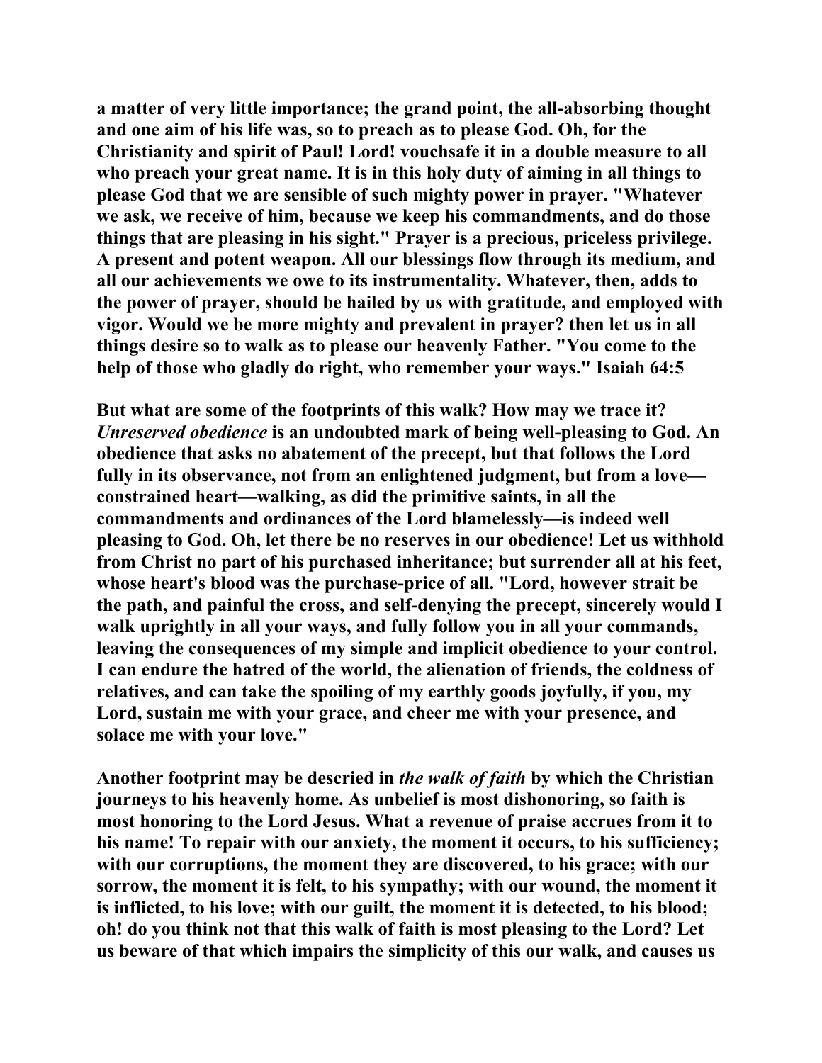**a matter of very little importance; the grand point, the all-absorbing thought and one aim of his life was, so to preach as to please God. Oh, for the Christianity and spirit of Paul! Lord! vouchsafe it in a double measure to all who preach your great name. It is in this holy duty of aiming in all things to please God that we are sensible of such mighty power in prayer. "Whatever we ask, we receive of him, because we keep his commandments, and do those things that are pleasing in his sight." Prayer is a precious, priceless privilege. A present and potent weapon. All our blessings flow through its medium, and all our achievements we owe to its instrumentality. Whatever, then, adds to the power of prayer, should be hailed by us with gratitude, and employed with vigor. Would we be more mighty and prevalent in prayer? then let us in all things desire so to walk as to please our heavenly Father. "You come to the help of those who gladly do right, who remember your ways." Isaiah 64:5**

**But what are some of the footprints of this walk? How may we trace it?** ***Unreserved obedience*** **is an undoubted mark of being well-pleasing to God. An obedience that asks no abatement of the precept, but that follows the Lord fully in its observance, not from an enlightened judgment, but from a love—constrained heart—walking, as did the primitive saints, in all the commandments and ordinances of the Lord blamelessly—is indeed well pleasing to God. Oh, let there be no reserves in our obedience! Let us withhold from Christ no part of his purchased inheritance; but surrender all at his feet, whose heart's blood was the purchase-price of all. "Lord, however strait be the path, and painful the cross, and self-denying the precept, sincerely would I walk uprightly in all your ways, and fully follow you in all your commands, leaving the consequences of my simple and implicit obedience to your control. I can endure the hatred of the world, the alienation of friends, the coldness of relatives, and can take the spoiling of my earthly goods joyfully, if you, my Lord, sustain me with your grace, and cheer me with your presence, and solace me with your love."**

**Another footprint may be descried in** ***the walk of faith*** **by which the Christian journeys to his heavenly home. As unbelief is most dishonoring, so faith is most honoring to the Lord Jesus. What a revenue of praise accrues from it to his name! To repair with our anxiety, the moment it occurs, to his sufficiency; with our corruptions, the moment they are discovered, to his grace; with our sorrow, the moment it is felt, to his sympathy; with our wound, the moment it is inflicted, to his love; with our guilt, the moment it is detected, to his blood; oh! do you think not that this walk of faith is most pleasing to the Lord? Let us beware of that which impairs the simplicity of this our walk, and causes us**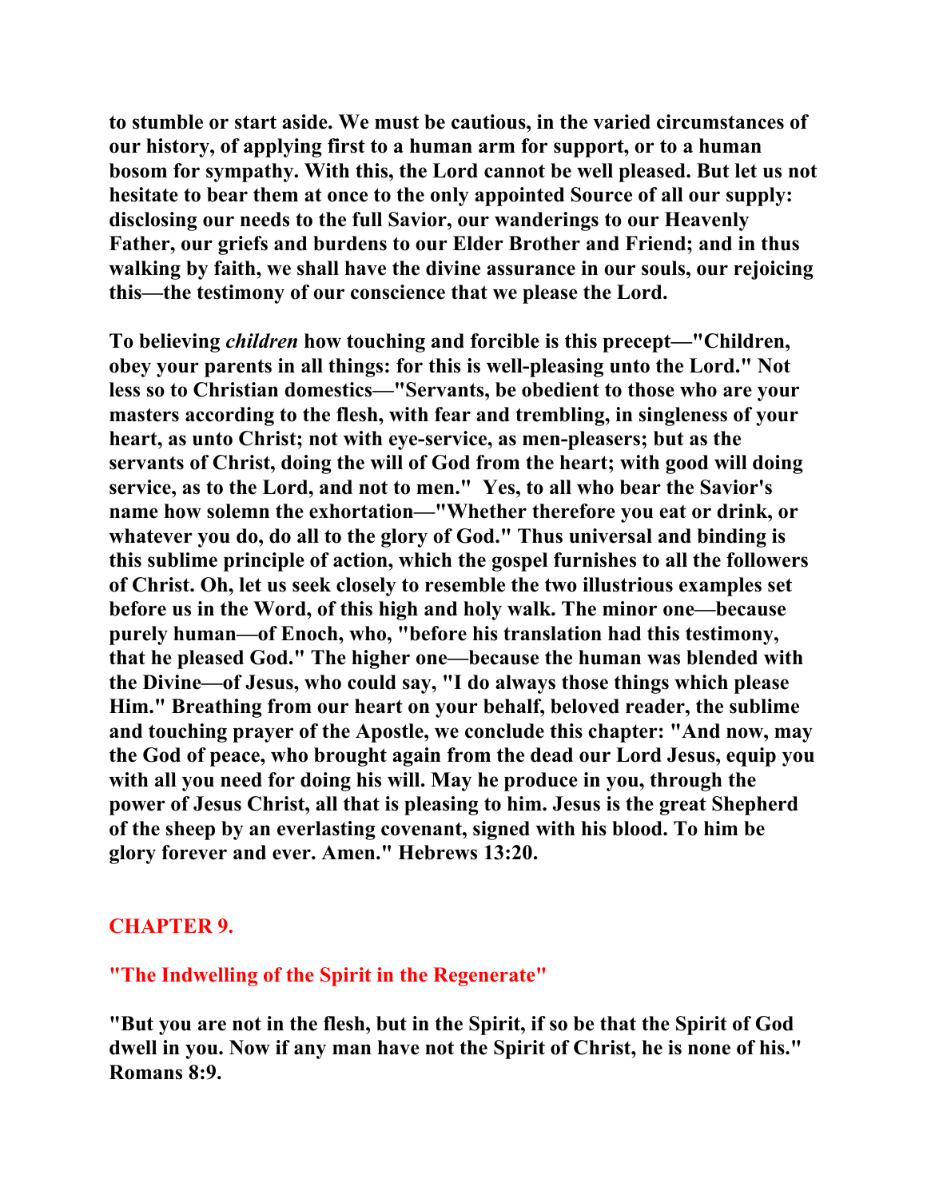**to stumble or start aside. We must be cautious, in the varied circumstances of our history, of applying first to a human arm for support, or to a human bosom for sympathy. With this, the Lord cannot be well pleased. But let us not hesitate to bear them at once to the only appointed Source of all our supply: disclosing our needs to the full Savior, our wanderings to our Heavenly Father, our griefs and burdens to our Elder Brother and Friend; and in thus walking by faith, we shall have the divine assurance in our souls, our rejoicing this—the testimony of our conscience that we please the Lord.**

**To believing *children* how touching and forcible is this precept—"Children, obey your parents in all things: for this is well-pleasing unto the Lord." Not less so to Christian domestics—"Servants, be obedient to those who are your masters according to the flesh, with fear and trembling, in singleness of your heart, as unto Christ; not with eye-service, as men-pleasers; but as the servants of Christ, doing the will of God from the heart; with good will doing service, as to the Lord, and not to men." Yes, to all who bear the Savior's name how solemn the exhortation—"Whether therefore you eat or drink, or whatever you do, do all to the glory of God." Thus universal and binding is this sublime principle of action, which the gospel furnishes to all the followers of Christ. Oh, let us seek closely to resemble the two illustrious examples set before us in the Word, of this high and holy walk. The minor one—because purely human—of Enoch, who, "before his translation had this testimony, that he pleased God." The higher one—because the human was blended with the Divine—of Jesus, who could say, "I do always those things which please Him." Breathing from our heart on your behalf, beloved reader, the sublime and touching prayer of the Apostle, we conclude this chapter: "And now, may the God of peace, who brought again from the dead our Lord Jesus, equip you with all you need for doing his will. May he produce in you, through the power of Jesus Christ, all that is pleasing to him. Jesus is the great Shepherd of the sheep by an everlasting covenant, signed with his blood. To him be glory forever and ever. Amen." Hebrews 13:20.**

## CHAPTER 9.

### "The Indwelling of the Spirit in the Regenerate"

**"But you are not in the flesh, but in the Spirit, if so be that the Spirit of God dwell in you. Now if any man have not the Spirit of Christ, he is none of his." Romans 8:9.**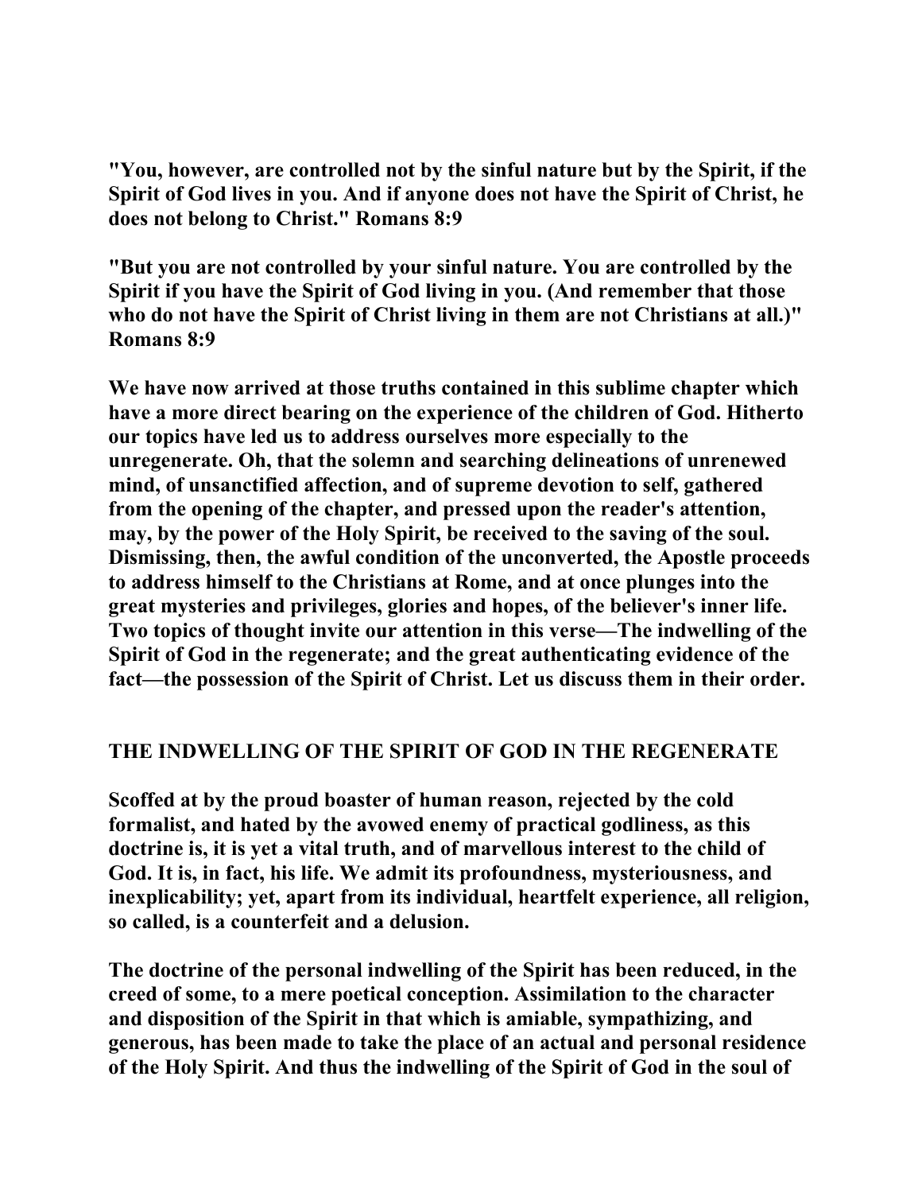"You, however, are controlled not by the sinful nature but by the Spirit, if the Spirit of God lives in you. And if anyone does not have the Spirit of Christ, he does not belong to Christ." Romans 8:9

"But you are not controlled by your sinful nature. You are controlled by the Spirit if you have the Spirit of God living in you. (And remember that those who do not have the Spirit of Christ living in them are not Christians at all.)" Romans 8:9

We have now arrived at those truths contained in this sublime chapter which have a more direct bearing on the experience of the children of God. Hitherto our topics have led us to address ourselves more especially to the unregenerate. Oh, that the solemn and searching delineations of unrenewed mind, of unsanctified affection, and of supreme devotion to self, gathered from the opening of the chapter, and pressed upon the reader's attention, may, by the power of the Holy Spirit, be received to the saving of the soul. Dismissing, then, the awful condition of the unconverted, the Apostle proceeds to address himself to the Christians at Rome, and at once plunges into the great mysteries and privileges, glories and hopes, of the believer's inner life. Two topics of thought invite our attention in this verse—The indwelling of the Spirit of God in the regenerate; and the great authenticating evidence of the fact—the possession of the Spirit of Christ. Let us discuss them in their order.

## THE INDWELLING OF THE SPIRIT OF GOD IN THE REGENERATE

Scoffed at by the proud boaster of human reason, rejected by the cold formalist, and hated by the avowed enemy of practical godliness, as this doctrine is, it is yet a vital truth, and of marvellous interest to the child of God. It is, in fact, his life. We admit its profoundness, mysteriousness, and inexplicability; yet, apart from its individual, heartfelt experience, all religion, so called, is a counterfeit and a delusion.

The doctrine of the personal indwelling of the Spirit has been reduced, in the creed of some, to a mere poetical conception. Assimilation to the character and disposition of the Spirit in that which is amiable, sympathizing, and generous, has been made to take the place of an actual and personal residence of the Holy Spirit. And thus the indwelling of the Spirit of God in the soul of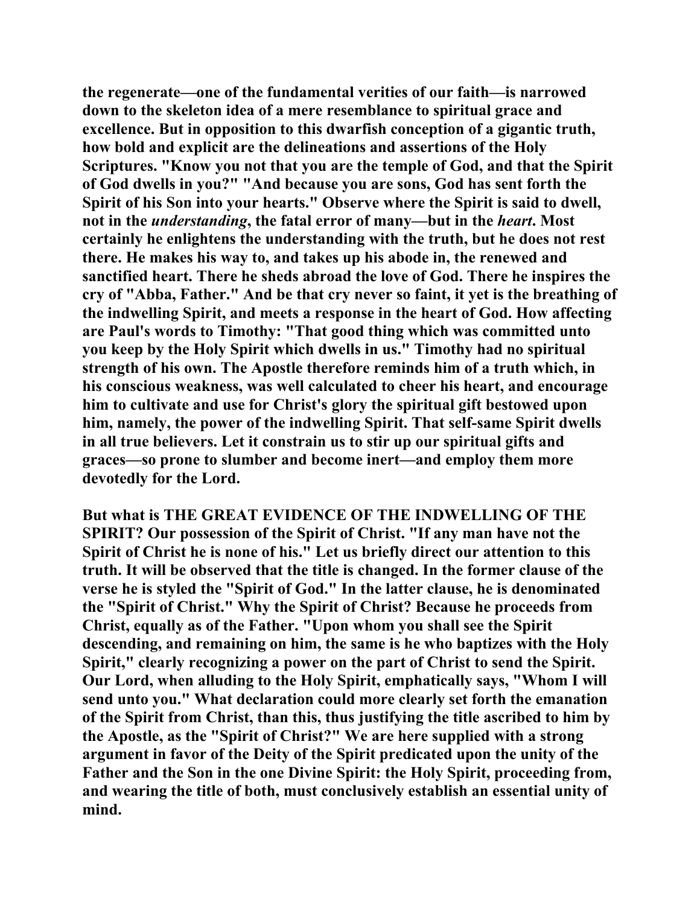**the regenerate—one of the fundamental verities of our faith—is narrowed down to the skeleton idea of a mere resemblance to spiritual grace and excellence. But in opposition to this dwarfish conception of a gigantic truth, how bold and explicit are the delineations and assertions of the Holy Scriptures. "Know you not that you are the temple of God, and that the Spirit of God dwells in you?" "And because you are sons, God has sent forth the Spirit of his Son into your hearts." Observe where the Spirit is said to dwell, not in the *understanding*, the fatal error of many—but in the *heart*. Most certainly he enlightens the understanding with the truth, but he does not rest there. He makes his way to, and takes up his abode in, the renewed and sanctified heart. There he sheds abroad the love of God. There he inspires the cry of "Abba, Father." And be that cry never so faint, it yet is the breathing of the indwelling Spirit, and meets a response in the heart of God. How affecting are Paul's words to Timothy: "That good thing which was committed unto you keep by the Holy Spirit which dwells in us." Timothy had no spiritual strength of his own. The Apostle therefore reminds him of a truth which, in his conscious weakness, was well calculated to cheer his heart, and encourage him to cultivate and use for Christ's glory the spiritual gift bestowed upon him, namely, the power of the indwelling Spirit. That self-same Spirit dwells in all true believers. Let it constrain us to stir up our spiritual gifts and graces—so prone to slumber and become inert—and employ them more devotedly for the Lord.**

**But what is THE GREAT EVIDENCE OF THE INDWELLING OF THE SPIRIT? Our possession of the Spirit of Christ. "If any man have not the Spirit of Christ he is none of his." Let us briefly direct our attention to this truth. It will be observed that the title is changed. In the former clause of the verse he is styled the "Spirit of God." In the latter clause, he is denominated the "Spirit of Christ." Why the Spirit of Christ? Because he proceeds from Christ, equally as of the Father. "Upon whom you shall see the Spirit descending, and remaining on him, the same is he who baptizes with the Holy Spirit," clearly recognizing a power on the part of Christ to send the Spirit. Our Lord, when alluding to the Holy Spirit, emphatically says, "Whom I will send unto you." What declaration could more clearly set forth the emanation of the Spirit from Christ, than this, thus justifying the title ascribed to him by the Apostle, as the "Spirit of Christ?" We are here supplied with a strong argument in favor of the Deity of the Spirit predicated upon the unity of the Father and the Son in the one Divine Spirit: the Holy Spirit, proceeding from, and wearing the title of both, must conclusively establish an essential unity of mind.**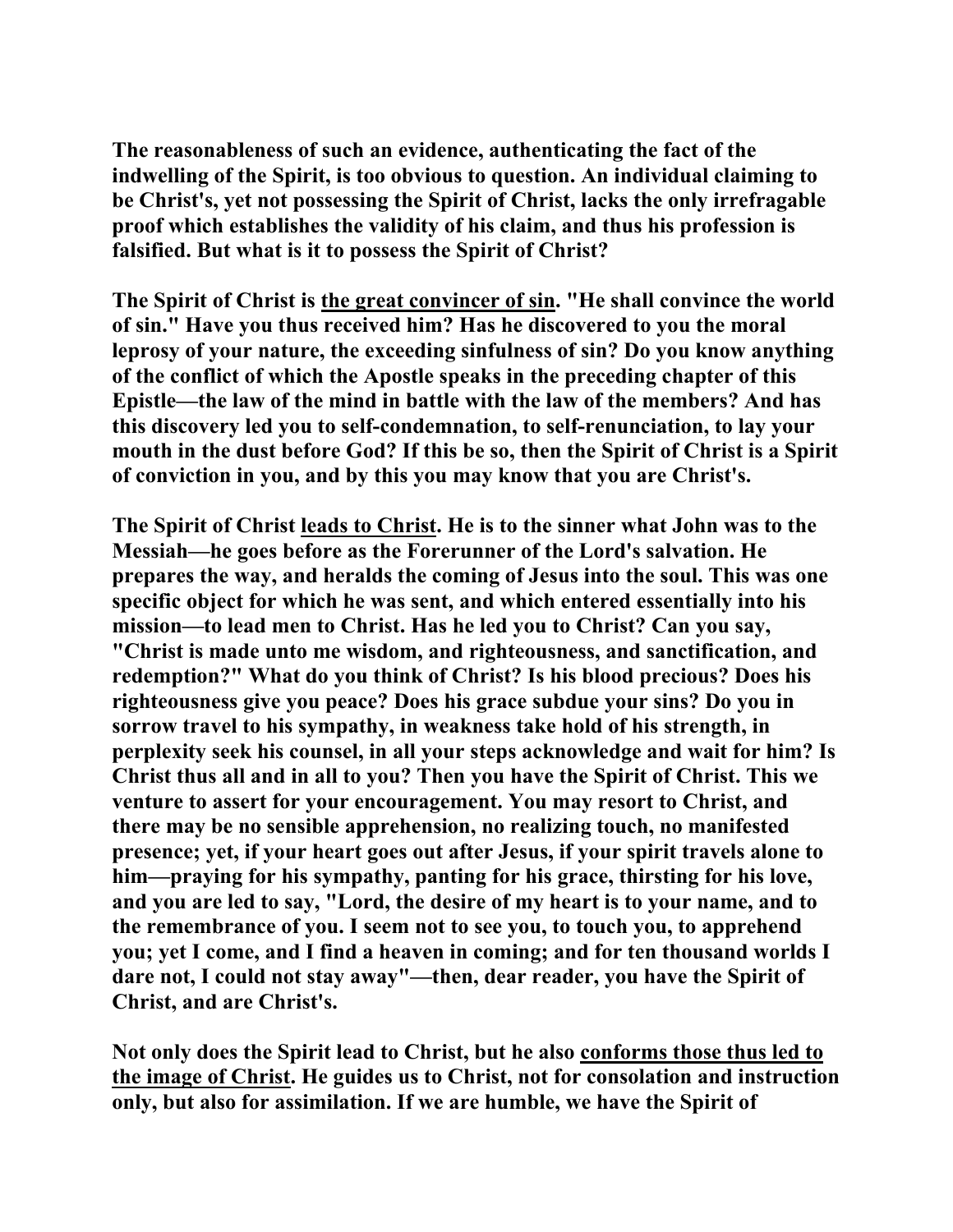**The reasonableness of such an evidence, authenticating the fact of the indwelling of the Spirit, is too obvious to question. An individual claiming to be Christ's, yet not possessing the Spirit of Christ, lacks the only irrefragable proof which establishes the validity of his claim, and thus his profession is falsified. But what is it to possess the Spirit of Christ?**

**The Spirit of Christ is <u>the great convincer of sin</u>. "He shall convince the world of sin." Have you thus received him? Has he discovered to you the moral leprosy of your nature, the exceeding sinfulness of sin? Do you know anything of the conflict of which the Apostle speaks in the preceding chapter of this Epistle—the law of the mind in battle with the law of the members? And has this discovery led you to self-condemnation, to self-renunciation, to lay your mouth in the dust before God? If this be so, then the Spirit of Christ is a Spirit of conviction in you, and by this you may know that you are Christ's.**

**The Spirit of Christ <u>leads to Christ</u>. He is to the sinner what John was to the Messiah—he goes before as the Forerunner of the Lord's salvation. He prepares the way, and heralds the coming of Jesus into the soul. This was one specific object for which he was sent, and which entered essentially into his mission—to lead men to Christ. Has he led you to Christ? Can you say, "Christ is made unto me wisdom, and righteousness, and sanctification, and redemption?" What do you think of Christ? Is his blood precious? Does his righteousness give you peace? Does his grace subdue your sins? Do you in sorrow travel to his sympathy, in weakness take hold of his strength, in perplexity seek his counsel, in all your steps acknowledge and wait for him? Is Christ thus all and in all to you? Then you have the Spirit of Christ. This we venture to assert for your encouragement. You may resort to Christ, and there may be no sensible apprehension, no realizing touch, no manifested presence; yet, if your heart goes out after Jesus, if your spirit travels alone to him—praying for his sympathy, panting for his grace, thirsting for his love, and you are led to say, "Lord, the desire of my heart is to your name, and to the remembrance of you. I seem not to see you, to touch you, to apprehend you; yet I come, and I find a heaven in coming; and for ten thousand worlds I dare not, I could not stay away"—then, dear reader, you have the Spirit of Christ, and are Christ's.**

**Not only does the Spirit lead to Christ, but he also <u>conforms those thus led to the image of Christ</u>. He guides us to Christ, not for consolation and instruction only, but also for assimilation. If we are humble, we have the Spirit of**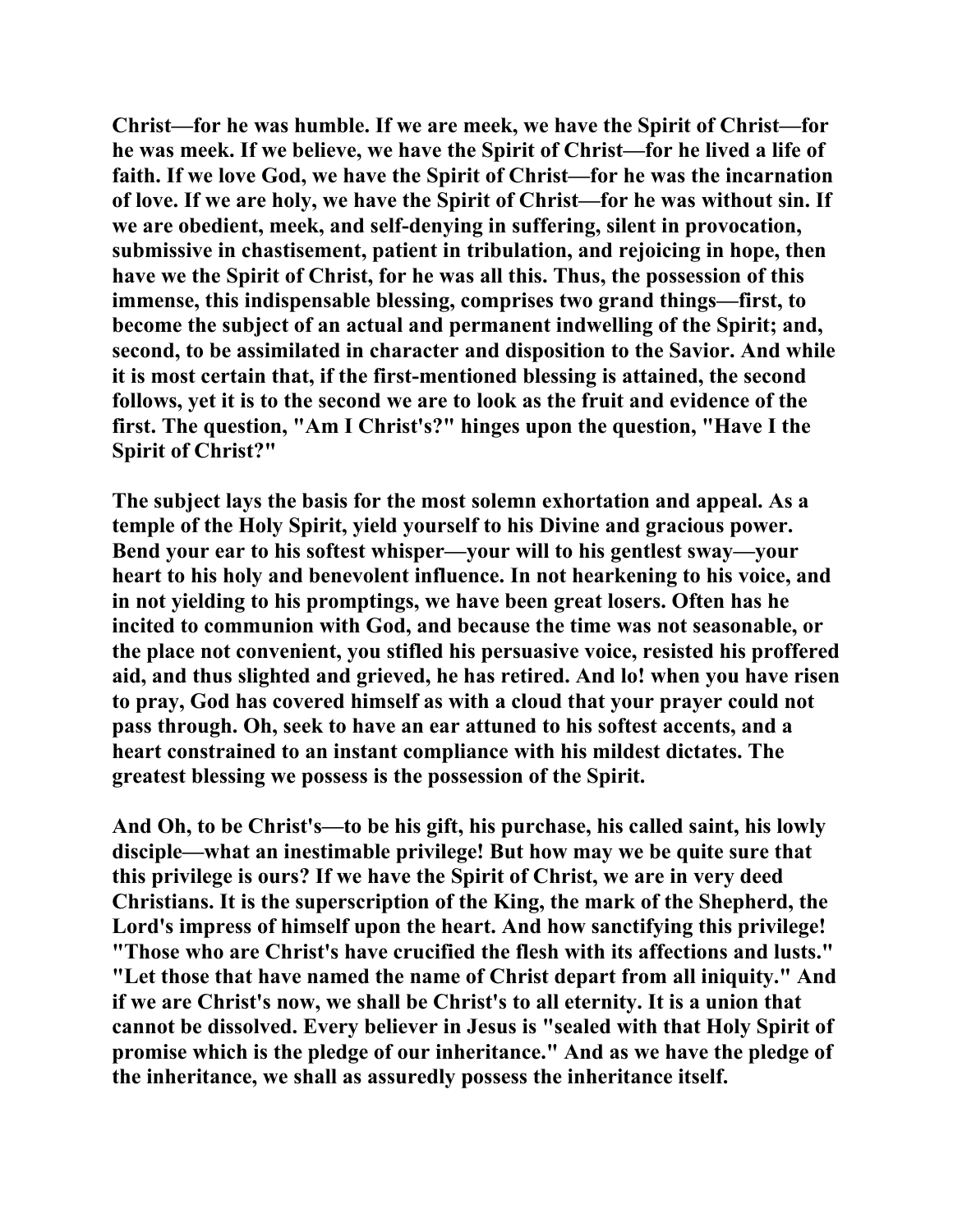Christ—for he was humble. If we are meek, we have the Spirit of Christ—for he was meek. If we believe, we have the Spirit of Christ—for he lived a life of faith. If we love God, we have the Spirit of Christ—for he was the incarnation of love. If we are holy, we have the Spirit of Christ—for he was without sin. If we are obedient, meek, and self-denying in suffering, silent in provocation, submissive in chastisement, patient in tribulation, and rejoicing in hope, then have we the Spirit of Christ, for he was all this. Thus, the possession of this immense, this indispensable blessing, comprises two grand things—first, to become the subject of an actual and permanent indwelling of the Spirit; and, second, to be assimilated in character and disposition to the Savior. And while it is most certain that, if the first-mentioned blessing is attained, the second follows, yet it is to the second we are to look as the fruit and evidence of the first. The question, "Am I Christ's?" hinges upon the question, "Have I the Spirit of Christ?"

The subject lays the basis for the most solemn exhortation and appeal. As a temple of the Holy Spirit, yield yourself to his Divine and gracious power. Bend your ear to his softest whisper—your will to his gentlest sway—your heart to his holy and benevolent influence. In not hearkening to his voice, and in not yielding to his promptings, we have been great losers. Often has he incited to communion with God, and because the time was not seasonable, or the place not convenient, you stifled his persuasive voice, resisted his proffered aid, and thus slighted and grieved, he has retired. And lo! when you have risen to pray, God has covered himself as with a cloud that your prayer could not pass through. Oh, seek to have an ear attuned to his softest accents, and a heart constrained to an instant compliance with his mildest dictates. The greatest blessing we possess is the possession of the Spirit.

And Oh, to be Christ's—to be his gift, his purchase, his called saint, his lowly disciple—what an inestimable privilege! But how may we be quite sure that this privilege is ours? If we have the Spirit of Christ, we are in very deed Christians. It is the superscription of the King, the mark of the Shepherd, the Lord's impress of himself upon the heart. And how sanctifying this privilege! "Those who are Christ's have crucified the flesh with its affections and lusts." "Let those that have named the name of Christ depart from all iniquity." And if we are Christ's now, we shall be Christ's to all eternity. It is a union that cannot be dissolved. Every believer in Jesus is "sealed with that Holy Spirit of promise which is the pledge of our inheritance." And as we have the pledge of the inheritance, we shall as assuredly possess the inheritance itself.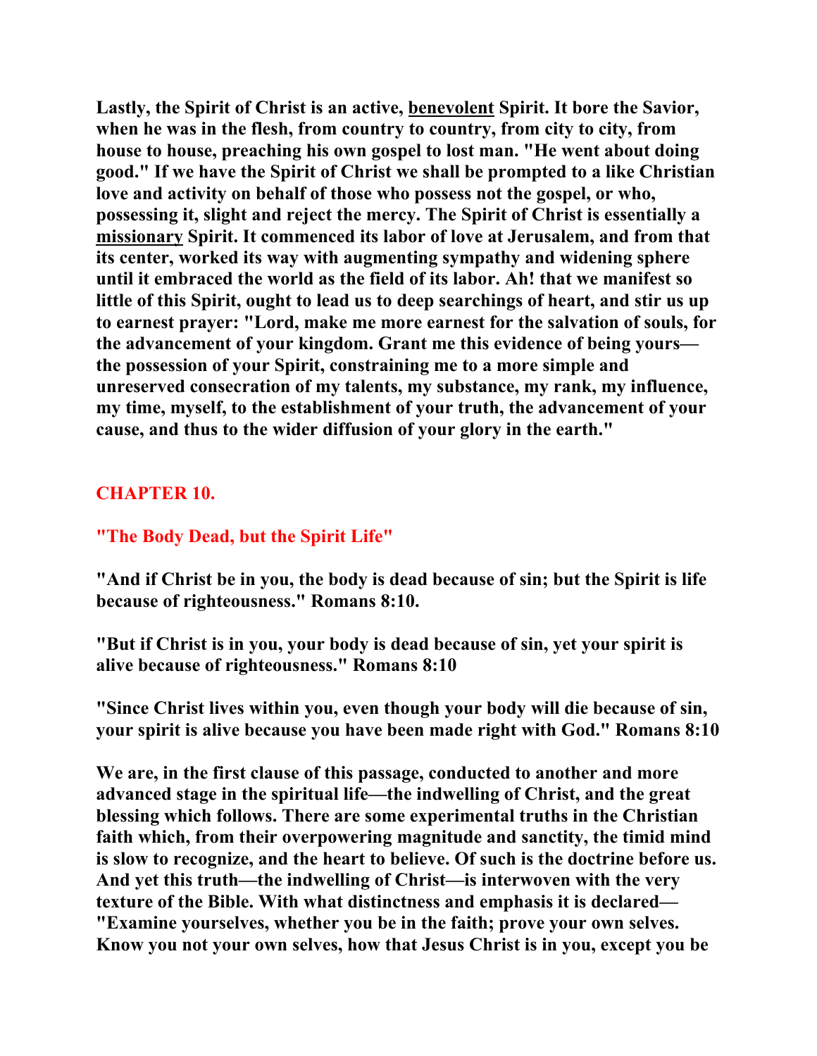**Lastly, the Spirit of Christ is an active, benevolent Spirit. It bore the Savior, when he was in the flesh, from country to country, from city to city, from house to house, preaching his own gospel to lost man. "He went about doing good." If we have the Spirit of Christ we shall be prompted to a like Christian love and activity on behalf of those who possess not the gospel, or who, possessing it, slight and reject the mercy. The Spirit of Christ is essentially a missionary Spirit. It commenced its labor of love at Jerusalem, and from that its center, worked its way with augmenting sympathy and widening sphere until it embraced the world as the field of its labor. Ah! that we manifest so little of this Spirit, ought to lead us to deep searchings of heart, and stir us up to earnest prayer: "Lord, make me more earnest for the salvation of souls, for the advancement of your kingdom. Grant me this evidence of being yours—the possession of your Spirit, constraining me to a more simple and unreserved consecration of my talents, my substance, my rank, my influence, my time, myself, to the establishment of your truth, the advancement of your cause, and thus to the wider diffusion of your glory in the earth."**

## CHAPTER 10.

## "The Body Dead, but the Spirit Life"

**"And if Christ be in you, the body is dead because of sin; but the Spirit is life because of righteousness." Romans 8:10.**

**"But if Christ is in you, your body is dead because of sin, yet your spirit is alive because of righteousness." Romans 8:10**

**"Since Christ lives within you, even though your body will die because of sin, your spirit is alive because you have been made right with God." Romans 8:10**

**We are, in the first clause of this passage, conducted to another and more advanced stage in the spiritual life—the indwelling of Christ, and the great blessing which follows. There are some experimental truths in the Christian faith which, from their overpowering magnitude and sanctity, the timid mind is slow to recognize, and the heart to believe. Of such is the doctrine before us. And yet this truth—the indwelling of Christ—is interwoven with the very texture of the Bible. With what distinctness and emphasis it is declared—"Examine yourselves, whether you be in the faith; prove your own selves. Know you not your own selves, how that Jesus Christ is in you, except you be**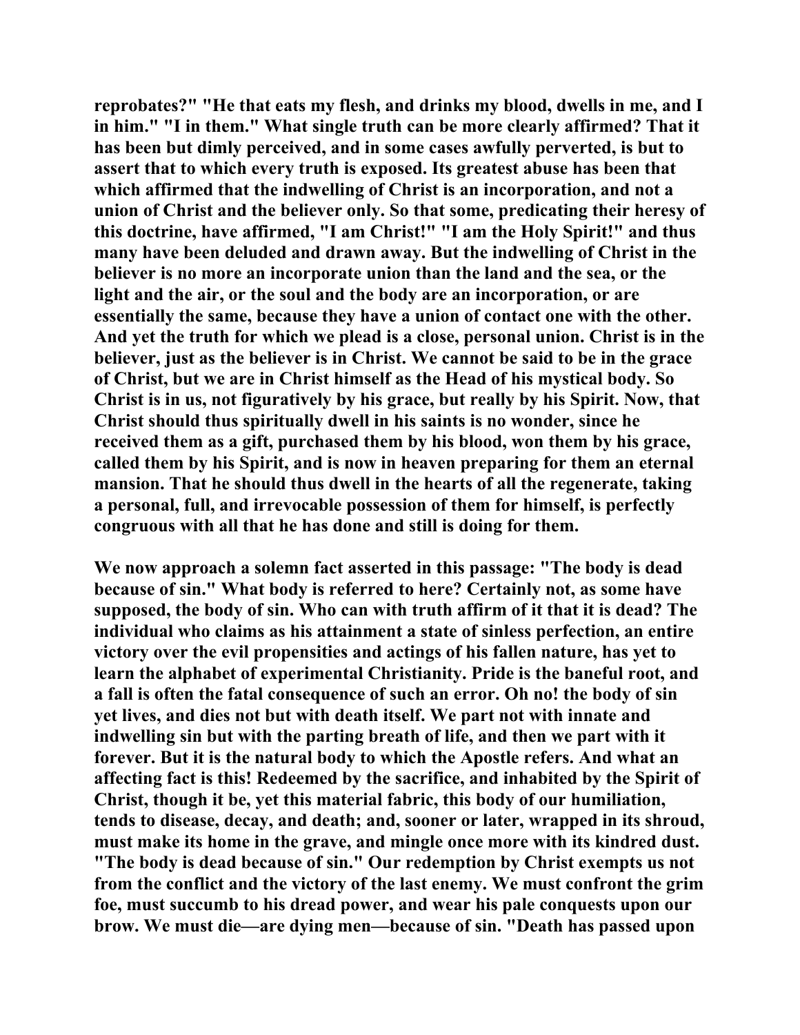reprobates?" "He that eats my flesh, and drinks my blood, dwells in me, and I in him." "I in them." What single truth can be more clearly affirmed? That it has been but dimly perceived, and in some cases awfully perverted, is but to assert that to which every truth is exposed. Its greatest abuse has been that which affirmed that the indwelling of Christ is an incorporation, and not a union of Christ and the believer only. So that some, predicating their heresy of this doctrine, have affirmed, "I am Christ!" "I am the Holy Spirit!" and thus many have been deluded and drawn away. But the indwelling of Christ in the believer is no more an incorporate union than the land and the sea, or the light and the air, or the soul and the body are an incorporation, or are essentially the same, because they have a union of contact one with the other. And yet the truth for which we plead is a close, personal union. Christ is in the believer, just as the believer is in Christ. We cannot be said to be in the grace of Christ, but we are in Christ himself as the Head of his mystical body. So Christ is in us, not figuratively by his grace, but really by his Spirit. Now, that Christ should thus spiritually dwell in his saints is no wonder, since he received them as a gift, purchased them by his blood, won them by his grace, called them by his Spirit, and is now in heaven preparing for them an eternal mansion. That he should thus dwell in the hearts of all the regenerate, taking a personal, full, and irrevocable possession of them for himself, is perfectly congruous with all that he has done and still is doing for them.

We now approach a solemn fact asserted in this passage: "The body is dead because of sin." What body is referred to here? Certainly not, as some have supposed, the body of sin. Who can with truth affirm of it that it is dead? The individual who claims as his attainment a state of sinless perfection, an entire victory over the evil propensities and actings of his fallen nature, has yet to learn the alphabet of experimental Christianity. Pride is the baneful root, and a fall is often the fatal consequence of such an error. Oh no! the body of sin yet lives, and dies not but with death itself. We part not with innate and indwelling sin but with the parting breath of life, and then we part with it forever. But it is the natural body to which the Apostle refers. And what an affecting fact is this! Redeemed by the sacrifice, and inhabited by the Spirit of Christ, though it be, yet this material fabric, this body of our humiliation, tends to disease, decay, and death; and, sooner or later, wrapped in its shroud, must make its home in the grave, and mingle once more with its kindred dust. "The body is dead because of sin." Our redemption by Christ exempts us not from the conflict and the victory of the last enemy. We must confront the grim foe, must succumb to his dread power, and wear his pale conquests upon our brow. We must die—are dying men—because of sin. "Death has passed upon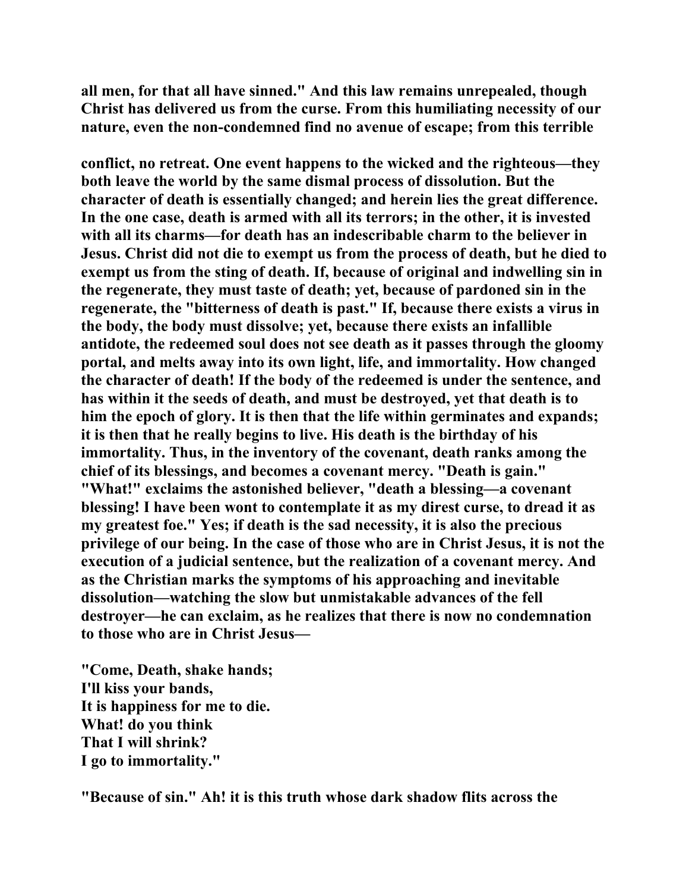all men, for that all have sinned." And this law remains unrepealed, though Christ has delivered us from the curse. From this humiliating necessity of our nature, even the non-condemned find no avenue of escape; from this terrible conflict, no retreat. One event happens to the wicked and the righteous—they both leave the world by the same dismal process of dissolution. But the character of death is essentially changed; and herein lies the great difference. In the one case, death is armed with all its terrors; in the other, it is invested with all its charms—for death has an indescribable charm to the believer in Jesus. Christ did not die to exempt us from the process of death, but he died to exempt us from the sting of death. If, because of original and indwelling sin in the regenerate, they must taste of death; yet, because of pardoned sin in the regenerate, the "bitterness of death is past." If, because there exists a virus in the body, the body must dissolve; yet, because there exists an infallible antidote, the redeemed soul does not see death as it passes through the gloomy portal, and melts away into its own light, life, and immortality. How changed the character of death! If the body of the redeemed is under the sentence, and has within it the seeds of death, and must be destroyed, yet that death is to him the epoch of glory. It is then that the life within germinates and expands; it is then that he really begins to live. His death is the birthday of his immortality. Thus, in the inventory of the covenant, death ranks among the chief of its blessings, and becomes a covenant mercy. "Death is gain." "What!" exclaims the astonished believer, "death a blessing—a covenant blessing! I have been wont to contemplate it as my direst curse, to dread it as my greatest foe." Yes; if death is the sad necessity, it is also the precious privilege of our being. In the case of those who are in Christ Jesus, it is not the execution of a judicial sentence, but the realization of a covenant mercy. And as the Christian marks the symptoms of his approaching and inevitable dissolution—watching the slow but unmistakable advances of the fell destroyer—he can exclaim, as he realizes that there is now no condemnation to those who are in Christ Jesus—

"Come, Death, shake hands;
I'll kiss your bands,
It is happiness for me to die.
What! do you think
That I will shrink?
I go to immortality."

"Because of sin." Ah! it is this truth whose dark shadow flits across the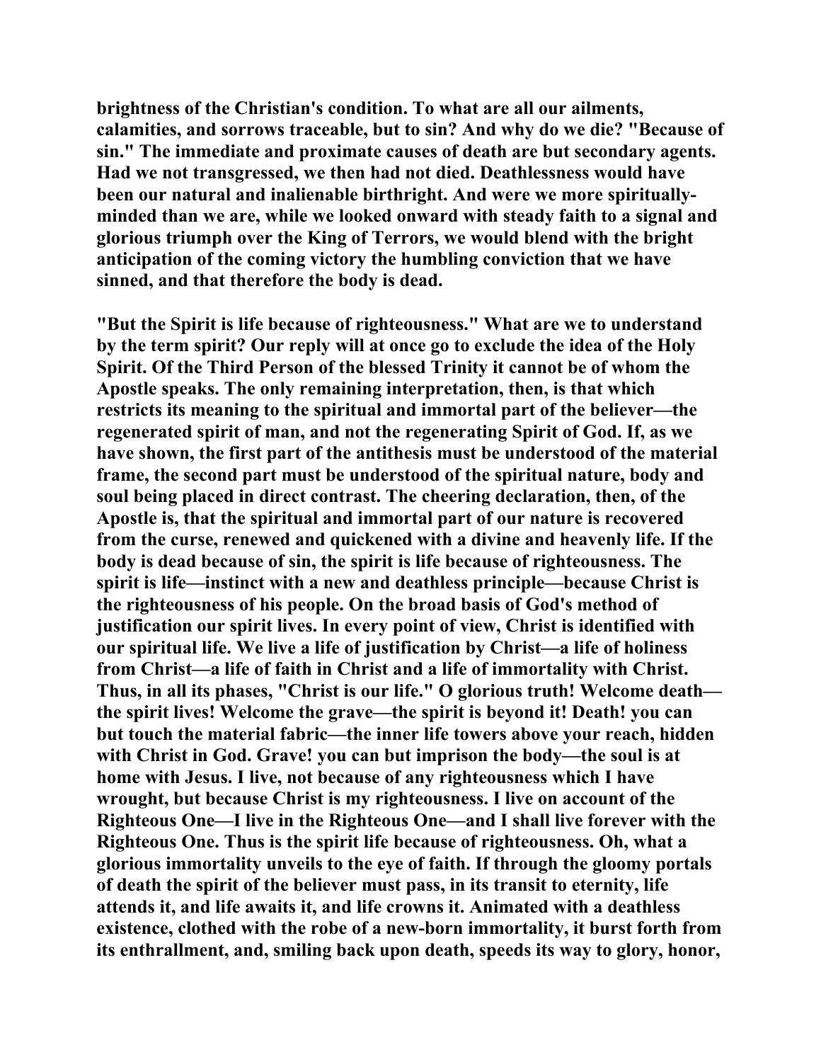brightness of the Christian's condition. To what are all our ailments, calamities, and sorrows traceable, but to sin? And why do we die? "Because of sin." The immediate and proximate causes of death are but secondary agents. Had we not transgressed, we then had not died. Deathlessness would have been our natural and inalienable birthright. And were we more spiritually-minded than we are, while we looked onward with steady faith to a signal and glorious triumph over the King of Terrors, we would blend with the bright anticipation of the coming victory the humbling conviction that we have sinned, and that therefore the body is dead.

"But the Spirit is life because of righteousness." What are we to understand by the term spirit? Our reply will at once go to exclude the idea of the Holy Spirit. Of the Third Person of the blessed Trinity it cannot be of whom the Apostle speaks. The only remaining interpretation, then, is that which restricts its meaning to the spiritual and immortal part of the believer—the regenerated spirit of man, and not the regenerating Spirit of God. If, as we have shown, the first part of the antithesis must be understood of the material frame, the second part must be understood of the spiritual nature, body and soul being placed in direct contrast. The cheering declaration, then, of the Apostle is, that the spiritual and immortal part of our nature is recovered from the curse, renewed and quickened with a divine and heavenly life. If the body is dead because of sin, the spirit is life because of righteousness. The spirit is life—instinct with a new and deathless principle—because Christ is the righteousness of his people. On the broad basis of God's method of justification our spirit lives. In every point of view, Christ is identified with our spiritual life. We live a life of justification by Christ—a life of holiness from Christ—a life of faith in Christ and a life of immortality with Christ. Thus, in all its phases, "Christ is our life." O glorious truth! Welcome death—the spirit lives! Welcome the grave—the spirit is beyond it! Death! you can but touch the material fabric—the inner life towers above your reach, hidden with Christ in God. Grave! you can but imprison the body—the soul is at home with Jesus. I live, not because of any righteousness which I have wrought, but because Christ is my righteousness. I live on account of the Righteous One—I live in the Righteous One—and I shall live forever with the Righteous One. Thus is the spirit life because of righteousness. Oh, what a glorious immortality unveils to the eye of faith. If through the gloomy portals of death the spirit of the believer must pass, in its transit to eternity, life attends it, and life awaits it, and life crowns it. Animated with a deathless existence, clothed with the robe of a new-born immortality, it burst forth from its enthrallment, and, smiling back upon death, speeds its way to glory, honor,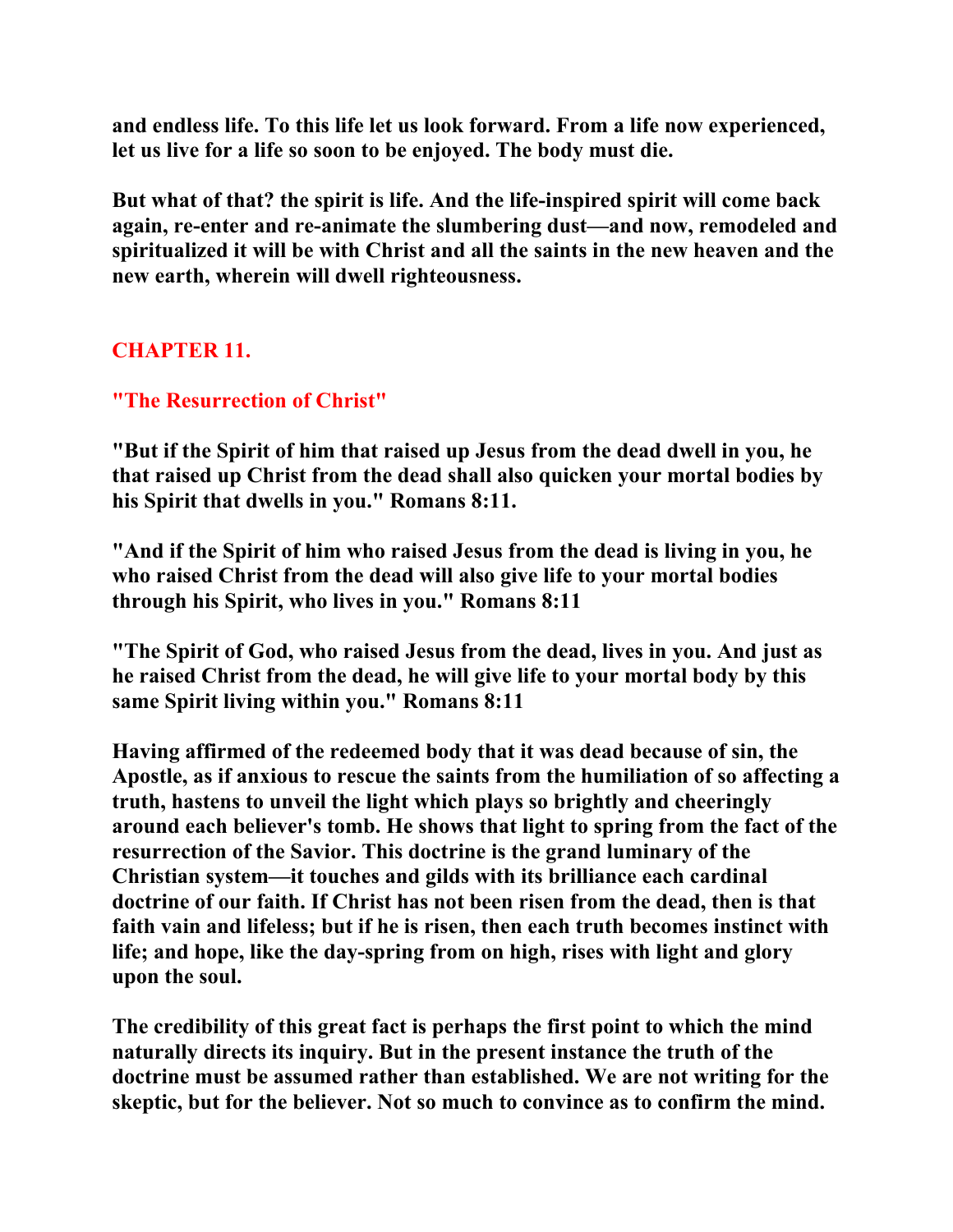**and endless life. To this life let us look forward. From a life now experienced, let us live for a life so soon to be enjoyed. The body must die.**

**But what of that? the spirit is life. And the life-inspired spirit will come back again, re-enter and re-animate the slumbering dust—and now, remodeled and spiritualized it will be with Christ and all the saints in the new heaven and the new earth, wherein will dwell righteousness.**

## CHAPTER 11.

### "The Resurrection of Christ"

**"But if the Spirit of him that raised up Jesus from the dead dwell in you, he that raised up Christ from the dead shall also quicken your mortal bodies by his Spirit that dwells in you." Romans 8:11.**

**"And if the Spirit of him who raised Jesus from the dead is living in you, he who raised Christ from the dead will also give life to your mortal bodies through his Spirit, who lives in you." Romans 8:11**

**"The Spirit of God, who raised Jesus from the dead, lives in you. And just as he raised Christ from the dead, he will give life to your mortal body by this same Spirit living within you." Romans 8:11**

**Having affirmed of the redeemed body that it was dead because of sin, the Apostle, as if anxious to rescue the saints from the humiliation of so affecting a truth, hastens to unveil the light which plays so brightly and cheeringly around each believer's tomb. He shows that light to spring from the fact of the resurrection of the Savior. This doctrine is the grand luminary of the Christian system—it touches and gilds with its brilliance each cardinal doctrine of our faith. If Christ has not been risen from the dead, then is that faith vain and lifeless; but if he is risen, then each truth becomes instinct with life; and hope, like the day-spring from on high, rises with light and glory upon the soul.**

**The credibility of this great fact is perhaps the first point to which the mind naturally directs its inquiry. But in the present instance the truth of the doctrine must be assumed rather than established. We are not writing for the skeptic, but for the believer. Not so much to convince as to confirm the mind.**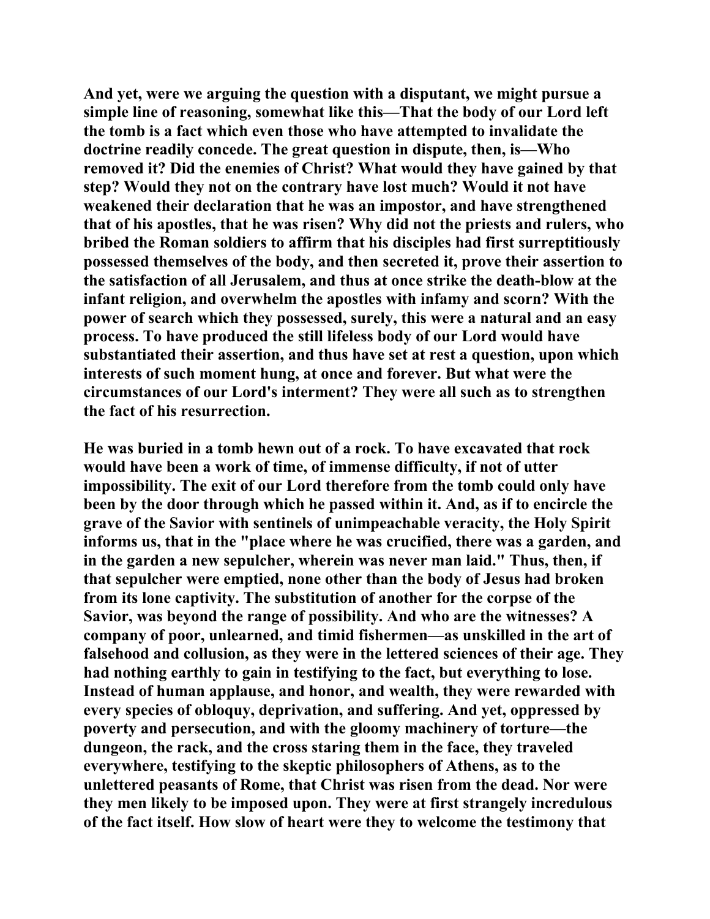And yet, were we arguing the question with a disputant, we might pursue a simple line of reasoning, somewhat like this—That the body of our Lord left the tomb is a fact which even those who have attempted to invalidate the doctrine readily concede. The great question in dispute, then, is—Who removed it? Did the enemies of Christ? What would they have gained by that step? Would they not on the contrary have lost much? Would it not have weakened their declaration that he was an impostor, and have strengthened that of his apostles, that he was risen? Why did not the priests and rulers, who bribed the Roman soldiers to affirm that his disciples had first surreptitiously possessed themselves of the body, and then secreted it, prove their assertion to the satisfaction of all Jerusalem, and thus at once strike the death-blow at the infant religion, and overwhelm the apostles with infamy and scorn? With the power of search which they possessed, surely, this were a natural and an easy process. To have produced the still lifeless body of our Lord would have substantiated their assertion, and thus have set at rest a question, upon which interests of such moment hung, at once and forever. But what were the circumstances of our Lord's interment? They were all such as to strengthen the fact of his resurrection.

He was buried in a tomb hewn out of a rock. To have excavated that rock would have been a work of time, of immense difficulty, if not of utter impossibility. The exit of our Lord therefore from the tomb could only have been by the door through which he passed within it. And, as if to encircle the grave of the Savior with sentinels of unimpeachable veracity, the Holy Spirit informs us, that in the "place where he was crucified, there was a garden, and in the garden a new sepulcher, wherein was never man laid." Thus, then, if that sepulcher were emptied, none other than the body of Jesus had broken from its lone captivity. The substitution of another for the corpse of the Savior, was beyond the range of possibility. And who are the witnesses? A company of poor, unlearned, and timid fishermen—as unskilled in the art of falsehood and collusion, as they were in the lettered sciences of their age. They had nothing earthly to gain in testifying to the fact, but everything to lose. Instead of human applause, and honor, and wealth, they were rewarded with every species of obloquy, deprivation, and suffering. And yet, oppressed by poverty and persecution, and with the gloomy machinery of torture—the dungeon, the rack, and the cross staring them in the face, they traveled everywhere, testifying to the skeptic philosophers of Athens, as to the unlettered peasants of Rome, that Christ was risen from the dead. Nor were they men likely to be imposed upon. They were at first strangely incredulous of the fact itself. How slow of heart were they to welcome the testimony that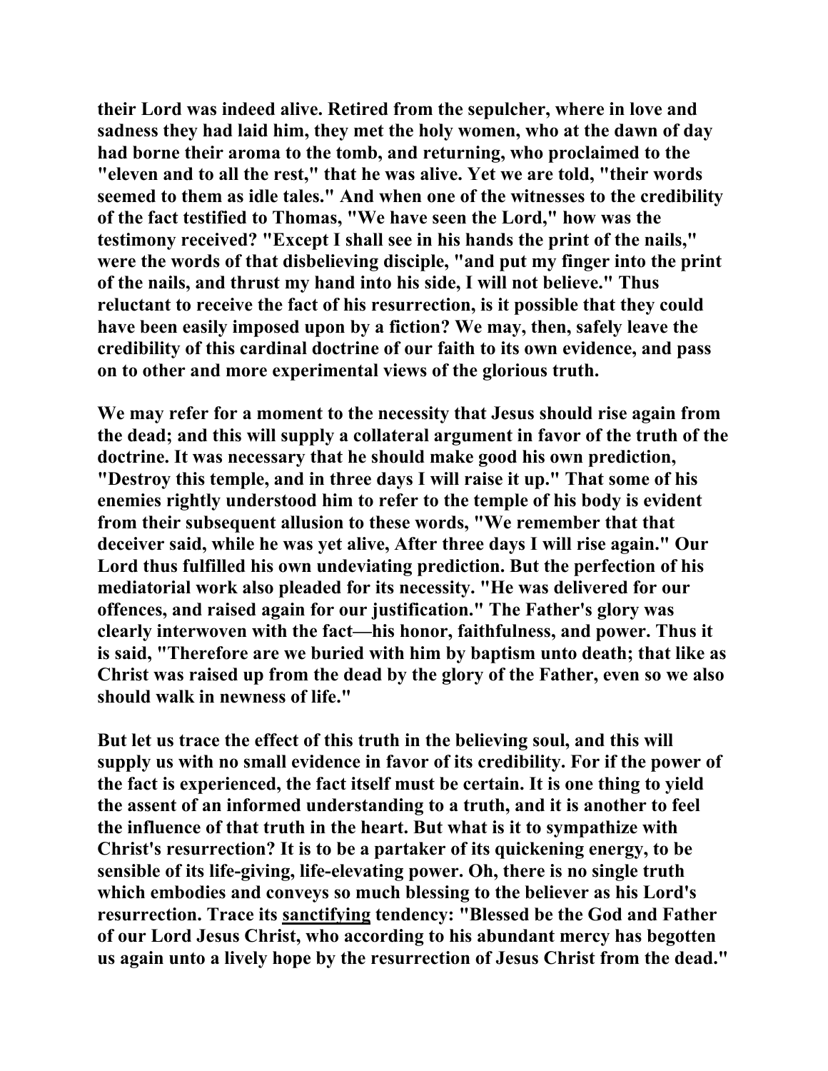their Lord was indeed alive. Retired from the sepulcher, where in love and sadness they had laid him, they met the holy women, who at the dawn of day had borne their aroma to the tomb, and returning, who proclaimed to the "eleven and to all the rest," that he was alive. Yet we are told, "their words seemed to them as idle tales." And when one of the witnesses to the credibility of the fact testified to Thomas, "We have seen the Lord," how was the testimony received? "Except I shall see in his hands the print of the nails," were the words of that disbelieving disciple, "and put my finger into the print of the nails, and thrust my hand into his side, I will not believe." Thus reluctant to receive the fact of his resurrection, is it possible that they could have been easily imposed upon by a fiction? We may, then, safely leave the credibility of this cardinal doctrine of our faith to its own evidence, and pass on to other and more experimental views of the glorious truth.

We may refer for a moment to the necessity that Jesus should rise again from the dead; and this will supply a collateral argument in favor of the truth of the doctrine. It was necessary that he should make good his own prediction, "Destroy this temple, and in three days I will raise it up." That some of his enemies rightly understood him to refer to the temple of his body is evident from their subsequent allusion to these words, "We remember that that deceiver said, while he was yet alive, After three days I will rise again." Our Lord thus fulfilled his own undeviating prediction. But the perfection of his mediatorial work also pleaded for its necessity. "He was delivered for our offences, and raised again for our justification." The Father's glory was clearly interwoven with the fact—his honor, faithfulness, and power. Thus it is said, "Therefore are we buried with him by baptism unto death; that like as Christ was raised up from the dead by the glory of the Father, even so we also should walk in newness of life."

But let us trace the effect of this truth in the believing soul, and this will supply us with no small evidence in favor of its credibility. For if the power of the fact is experienced, the fact itself must be certain. It is one thing to yield the assent of an informed understanding to a truth, and it is another to feel the influence of that truth in the heart. But what is it to sympathize with Christ's resurrection? It is to be a partaker of its quickening energy, to be sensible of its life-giving, life-elevating power. Oh, there is no single truth which embodies and conveys so much blessing to the believer as his Lord's resurrection. Trace its sanctifying tendency: "Blessed be the God and Father of our Lord Jesus Christ, who according to his abundant mercy has begotten us again unto a lively hope by the resurrection of Jesus Christ from the dead."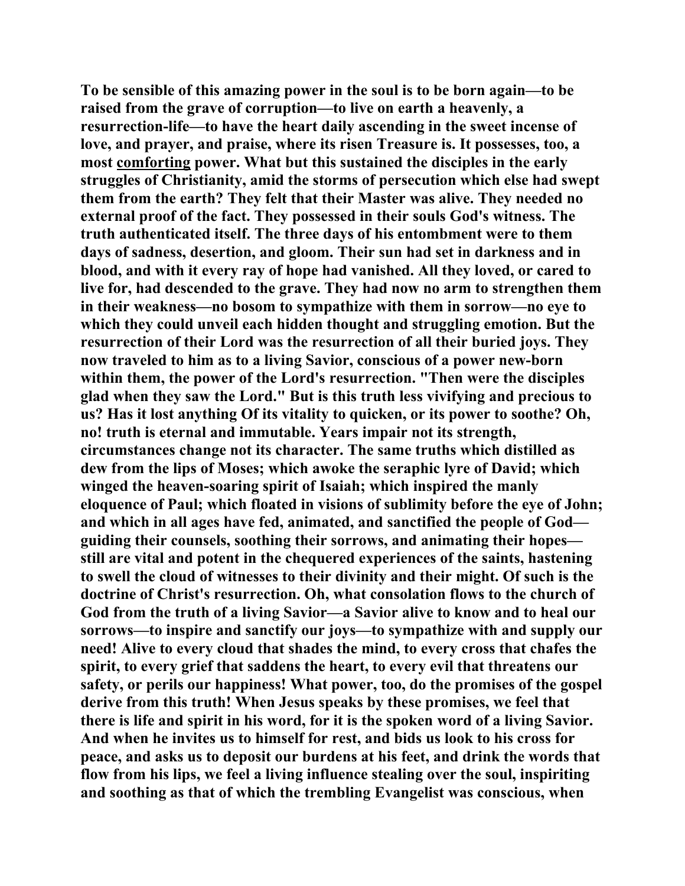To be sensible of this amazing power in the soul is to be born again—to be raised from the grave of corruption—to live on earth a heavenly, a resurrection-life—to have the heart daily ascending in the sweet incense of love, and prayer, and praise, where its risen Treasure is. It possesses, too, a most comforting power. What but this sustained the disciples in the early struggles of Christianity, amid the storms of persecution which else had swept them from the earth? They felt that their Master was alive. They needed no external proof of the fact. They possessed in their souls God's witness. The truth authenticated itself. The three days of his entombment were to them days of sadness, desertion, and gloom. Their sun had set in darkness and in blood, and with it every ray of hope had vanished. All they loved, or cared to live for, had descended to the grave. They had now no arm to strengthen them in their weakness—no bosom to sympathize with them in sorrow—no eye to which they could unveil each hidden thought and struggling emotion. But the resurrection of their Lord was the resurrection of all their buried joys. They now traveled to him as to a living Savior, conscious of a power new-born within them, the power of the Lord's resurrection. "Then were the disciples glad when they saw the Lord." But is this truth less vivifying and precious to us? Has it lost anything Of its vitality to quicken, or its power to soothe? Oh, no! truth is eternal and immutable. Years impair not its strength, circumstances change not its character. The same truths which distilled as dew from the lips of Moses; which awoke the seraphic lyre of David; which winged the heaven-soaring spirit of Isaiah; which inspired the manly eloquence of Paul; which floated in visions of sublimity before the eye of John; and which in all ages have fed, animated, and sanctified the people of God—guiding their counsels, soothing their sorrows, and animating their hopes—still are vital and potent in the chequered experiences of the saints, hastening to swell the cloud of witnesses to their divinity and their might. Of such is the doctrine of Christ's resurrection. Oh, what consolation flows to the church of God from the truth of a living Savior—a Savior alive to know and to heal our sorrows—to inspire and sanctify our joys—to sympathize with and supply our need! Alive to every cloud that shades the mind, to every cross that chafes the spirit, to every grief that saddens the heart, to every evil that threatens our safety, or perils our happiness! What power, too, do the promises of the gospel derive from this truth! When Jesus speaks by these promises, we feel that there is life and spirit in his word, for it is the spoken word of a living Savior. And when he invites us to himself for rest, and bids us look to his cross for peace, and asks us to deposit our burdens at his feet, and drink the words that flow from his lips, we feel a living influence stealing over the soul, inspiriting and soothing as that of which the trembling Evangelist was conscious, when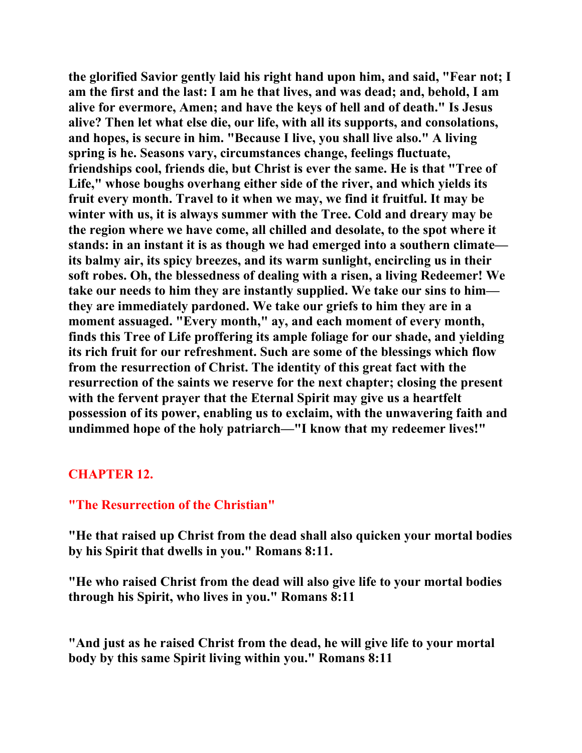**the glorified Savior gently laid his right hand upon him, and said, "Fear not; I am the first and the last: I am he that lives, and was dead; and, behold, I am alive for evermore, Amen; and have the keys of hell and of death." Is Jesus alive? Then let what else die, our life, with all its supports, and consolations, and hopes, is secure in him. "Because I live, you shall live also." A living spring is he. Seasons vary, circumstances change, feelings fluctuate, friendships cool, friends die, but Christ is ever the same. He is that "Tree of Life," whose boughs overhang either side of the river, and which yields its fruit every month. Travel to it when we may, we find it fruitful. It may be winter with us, it is always summer with the Tree. Cold and dreary may be the region where we have come, all chilled and desolate, to the spot where it stands: in an instant it is as though we had emerged into a southern climate—its balmy air, its spicy breezes, and its warm sunlight, encircling us in their soft robes. Oh, the blessedness of dealing with a risen, a living Redeemer! We take our needs to him they are instantly supplied. We take our sins to him—they are immediately pardoned. We take our griefs to him they are in a moment assuaged. "Every month," ay, and each moment of every month, finds this Tree of Life proffering its ample foliage for our shade, and yielding its rich fruit for our refreshment. Such are some of the blessings which flow from the resurrection of Christ. The identity of this great fact with the resurrection of the saints we reserve for the next chapter; closing the present with the fervent prayer that the Eternal Spirit may give us a heartfelt possession of its power, enabling us to exclaim, with the unwavering faith and undimmed hope of the holy patriarch—"I know that my redeemer lives!"**

## CHAPTER 12.

## "The Resurrection of the Christian"

**"He that raised up Christ from the dead shall also quicken your mortal bodies by his Spirit that dwells in you." Romans 8:11.**

**"He who raised Christ from the dead will also give life to your mortal bodies through his Spirit, who lives in you." Romans 8:11**

**"And just as he raised Christ from the dead, he will give life to your mortal body by this same Spirit living within you." Romans 8:11**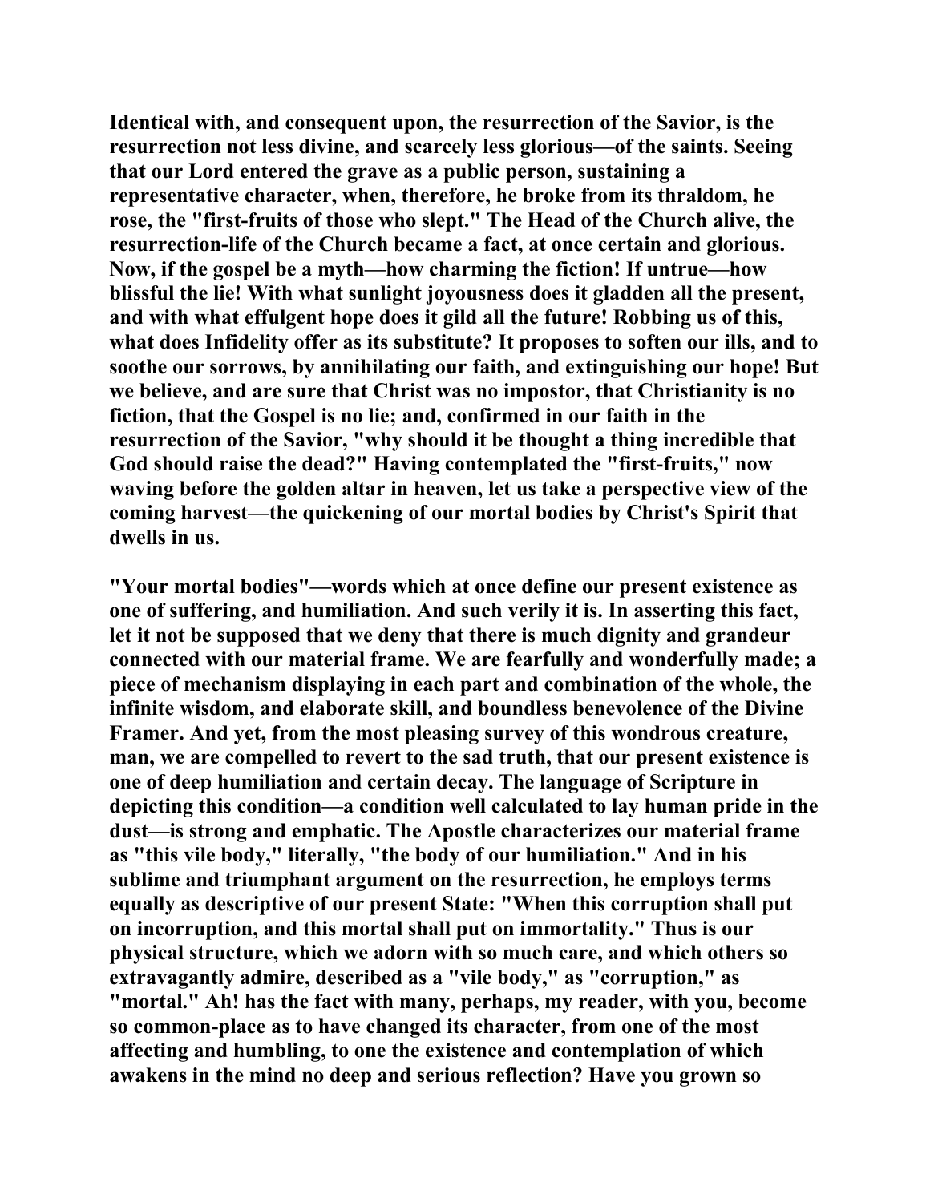Identical with, and consequent upon, the resurrection of the Savior, is the resurrection not less divine, and scarcely less glorious—of the saints. Seeing that our Lord entered the grave as a public person, sustaining a representative character, when, therefore, he broke from its thraldom, he rose, the "first-fruits of those who slept." The Head of the Church alive, the resurrection-life of the Church became a fact, at once certain and glorious. Now, if the gospel be a myth—how charming the fiction! If untrue—how blissful the lie! With what sunlight joyousness does it gladden all the present, and with what effulgent hope does it gild all the future! Robbing us of this, what does Infidelity offer as its substitute? It proposes to soften our ills, and to soothe our sorrows, by annihilating our faith, and extinguishing our hope! But we believe, and are sure that Christ was no impostor, that Christianity is no fiction, that the Gospel is no lie; and, confirmed in our faith in the resurrection of the Savior, "why should it be thought a thing incredible that God should raise the dead?" Having contemplated the "first-fruits," now waving before the golden altar in heaven, let us take a perspective view of the coming harvest—the quickening of our mortal bodies by Christ's Spirit that dwells in us.

"Your mortal bodies"—words which at once define our present existence as one of suffering, and humiliation. And such verily it is. In asserting this fact, let it not be supposed that we deny that there is much dignity and grandeur connected with our material frame. We are fearfully and wonderfully made; a piece of mechanism displaying in each part and combination of the whole, the infinite wisdom, and elaborate skill, and boundless benevolence of the Divine Framer. And yet, from the most pleasing survey of this wondrous creature, man, we are compelled to revert to the sad truth, that our present existence is one of deep humiliation and certain decay. The language of Scripture in depicting this condition—a condition well calculated to lay human pride in the dust—is strong and emphatic. The Apostle characterizes our material frame as "this vile body," literally, "the body of our humiliation." And in his sublime and triumphant argument on the resurrection, he employs terms equally as descriptive of our present State: "When this corruption shall put on incorruption, and this mortal shall put on immortality." Thus is our physical structure, which we adorn with so much care, and which others so extravagantly admire, described as a "vile body," as "corruption," as "mortal." Ah! has the fact with many, perhaps, my reader, with you, become so common-place as to have changed its character, from one of the most affecting and humbling, to one the existence and contemplation of which awakens in the mind no deep and serious reflection? Have you grown so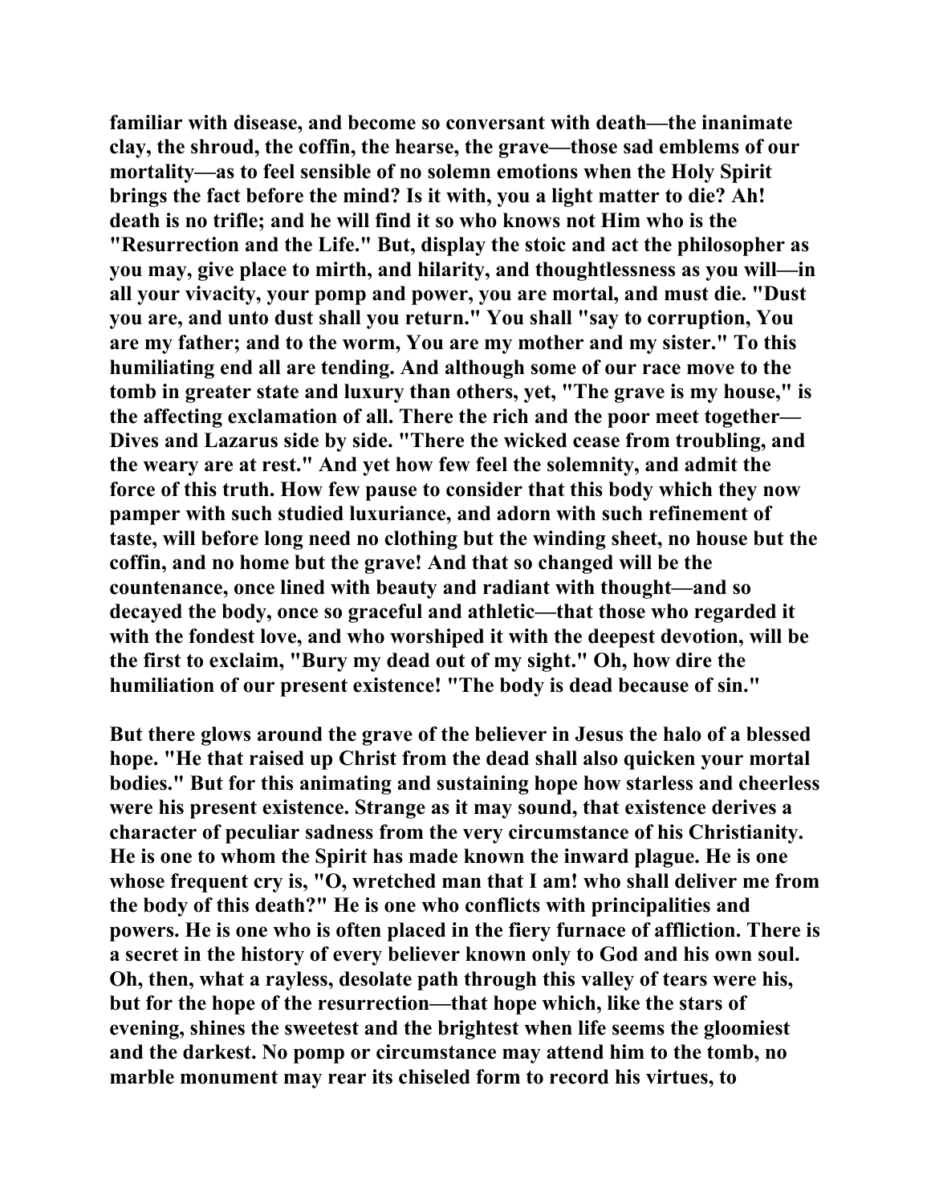familiar with disease, and become so conversant with death—the inanimate clay, the shroud, the coffin, the hearse, the grave—those sad emblems of our mortality—as to feel sensible of no solemn emotions when the Holy Spirit brings the fact before the mind? Is it with, you a light matter to die? Ah! death is no trifle; and he will find it so who knows not Him who is the "Resurrection and the Life." But, display the stoic and act the philosopher as you may, give place to mirth, and hilarity, and thoughtlessness as you will—in all your vivacity, your pomp and power, you are mortal, and must die. "Dust you are, and unto dust shall you return." You shall "say to corruption, You are my father; and to the worm, You are my mother and my sister." To this humiliating end all are tending. And although some of our race move to the tomb in greater state and luxury than others, yet, "The grave is my house," is the affecting exclamation of all. There the rich and the poor meet together—Dives and Lazarus side by side. "There the wicked cease from troubling, and the weary are at rest." And yet how few feel the solemnity, and admit the force of this truth. How few pause to consider that this body which they now pamper with such studied luxuriance, and adorn with such refinement of taste, will before long need no clothing but the winding sheet, no house but the coffin, and no home but the grave! And that so changed will be the countenance, once lined with beauty and radiant with thought—and so decayed the body, once so graceful and athletic—that those who regarded it with the fondest love, and who worshiped it with the deepest devotion, will be the first to exclaim, "Bury my dead out of my sight." Oh, how dire the humiliation of our present existence! "The body is dead because of sin."

But there glows around the grave of the believer in Jesus the halo of a blessed hope. "He that raised up Christ from the dead shall also quicken your mortal bodies." But for this animating and sustaining hope how starless and cheerless were his present existence. Strange as it may sound, that existence derives a character of peculiar sadness from the very circumstance of his Christianity. He is one to whom the Spirit has made known the inward plague. He is one whose frequent cry is, "O, wretched man that I am! who shall deliver me from the body of this death?" He is one who conflicts with principalities and powers. He is one who is often placed in the fiery furnace of affliction. There is a secret in the history of every believer known only to God and his own soul. Oh, then, what a rayless, desolate path through this valley of tears were his, but for the hope of the resurrection—that hope which, like the stars of evening, shines the sweetest and the brightest when life seems the gloomiest and the darkest. No pomp or circumstance may attend him to the tomb, no marble monument may rear its chiseled form to record his virtues, to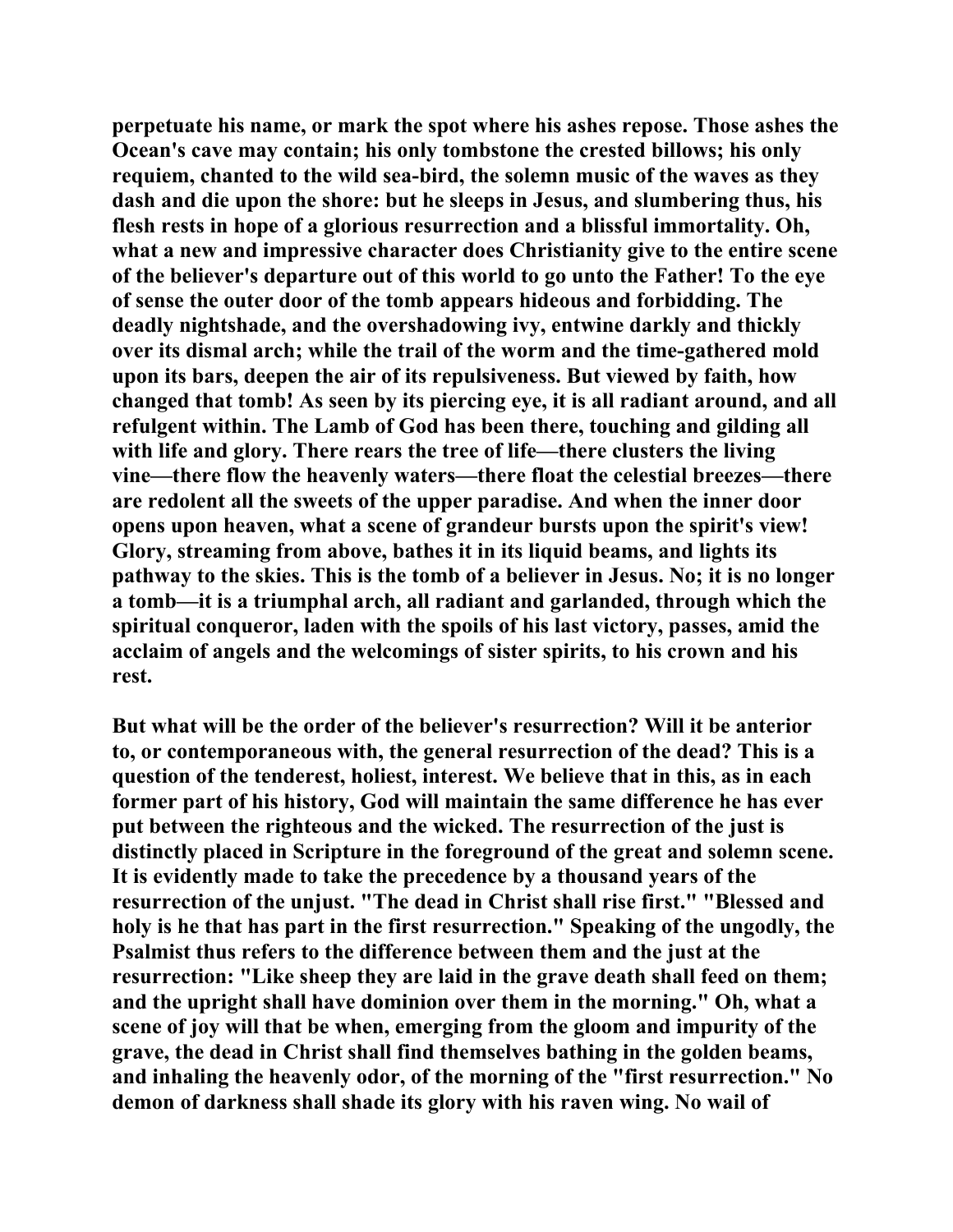perpetuate his name, or mark the spot where his ashes repose. Those ashes the Ocean's cave may contain; his only tombstone the crested billows; his only requiem, chanted to the wild sea-bird, the solemn music of the waves as they dash and die upon the shore: but he sleeps in Jesus, and slumbering thus, his flesh rests in hope of a glorious resurrection and a blissful immortality. Oh, what a new and impressive character does Christianity give to the entire scene of the believer's departure out of this world to go unto the Father! To the eye of sense the outer door of the tomb appears hideous and forbidding. The deadly nightshade, and the overshadowing ivy, entwine darkly and thickly over its dismal arch; while the trail of the worm and the time-gathered mold upon its bars, deepen the air of its repulsiveness. But viewed by faith, how changed that tomb! As seen by its piercing eye, it is all radiant around, and all refulgent within. The Lamb of God has been there, touching and gilding all with life and glory. There rears the tree of life—there clusters the living vine—there flow the heavenly waters—there float the celestial breezes—there are redolent all the sweets of the upper paradise. And when the inner door opens upon heaven, what a scene of grandeur bursts upon the spirit's view! Glory, streaming from above, bathes it in its liquid beams, and lights its pathway to the skies. This is the tomb of a believer in Jesus. No; it is no longer a tomb—it is a triumphal arch, all radiant and garlanded, through which the spiritual conqueror, laden with the spoils of his last victory, passes, amid the acclaim of angels and the welcomings of sister spirits, to his crown and his rest.

But what will be the order of the believer's resurrection? Will it be anterior to, or contemporaneous with, the general resurrection of the dead? This is a question of the tenderest, holiest, interest. We believe that in this, as in each former part of his history, God will maintain the same difference he has ever put between the righteous and the wicked. The resurrection of the just is distinctly placed in Scripture in the foreground of the great and solemn scene. It is evidently made to take the precedence by a thousand years of the resurrection of the unjust. "The dead in Christ shall rise first." "Blessed and holy is he that has part in the first resurrection." Speaking of the ungodly, the Psalmist thus refers to the difference between them and the just at the resurrection: "Like sheep they are laid in the grave death shall feed on them; and the upright shall have dominion over them in the morning." Oh, what a scene of joy will that be when, emerging from the gloom and impurity of the grave, the dead in Christ shall find themselves bathing in the golden beams, and inhaling the heavenly odor, of the morning of the "first resurrection." No demon of darkness shall shade its glory with his raven wing. No wail of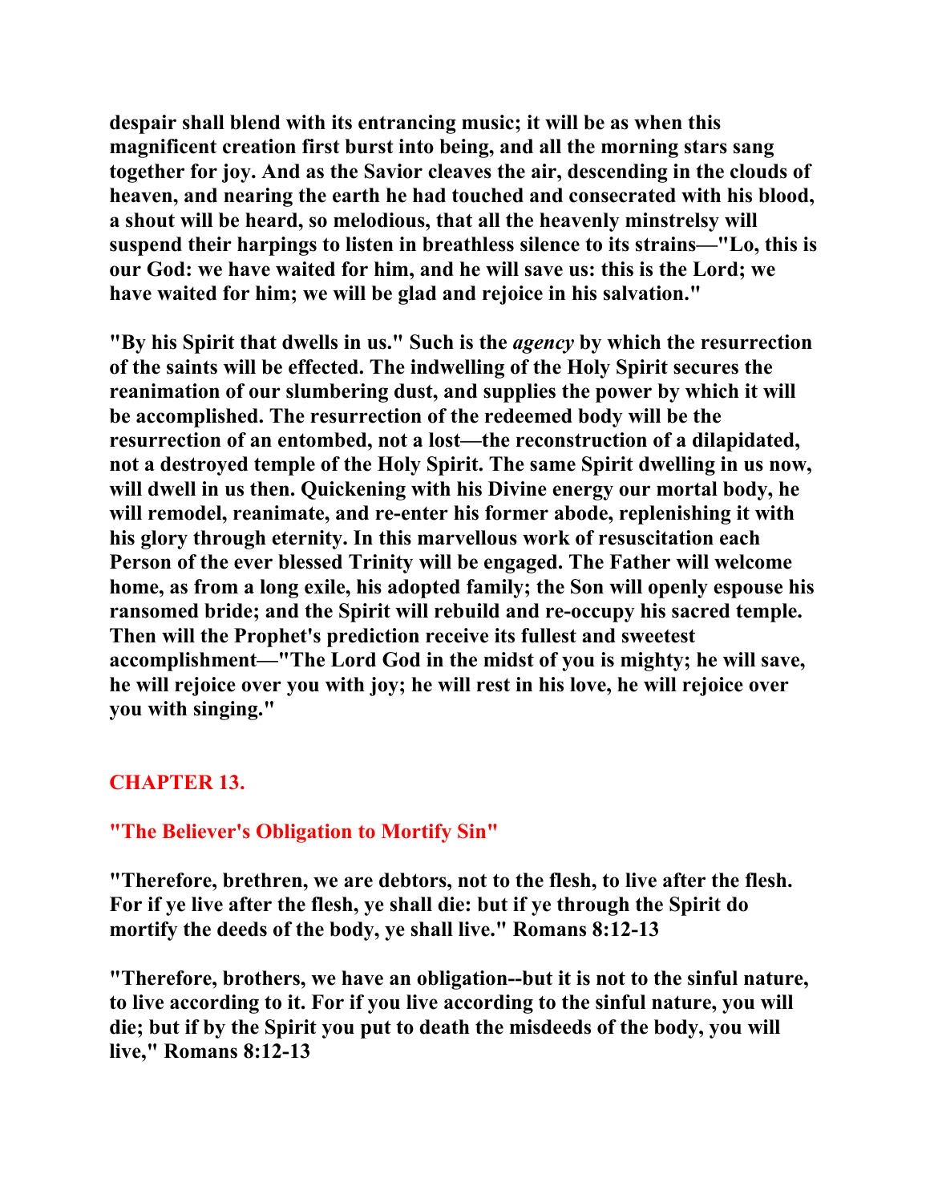**despair shall blend with its entrancing music; it will be as when this magnificent creation first burst into being, and all the morning stars sang together for joy. And as the Savior cleaves the air, descending in the clouds of heaven, and nearing the earth he had touched and consecrated with his blood, a shout will be heard, so melodious, that all the heavenly minstrelsy will suspend their harpings to listen in breathless silence to its strains—"Lo, this is our God: we have waited for him, and he will save us: this is the Lord; we have waited for him; we will be glad and rejoice in his salvation."**

**"By his Spirit that dwells in us." Such is the *agency* by which the resurrection of the saints will be effected. The indwelling of the Holy Spirit secures the reanimation of our slumbering dust, and supplies the power by which it will be accomplished. The resurrection of the redeemed body will be the resurrection of an entombed, not a lost—the reconstruction of a dilapidated, not a destroyed temple of the Holy Spirit. The same Spirit dwelling in us now, will dwell in us then. Quickening with his Divine energy our mortal body, he will remodel, reanimate, and re-enter his former abode, replenishing it with his glory through eternity. In this marvellous work of resuscitation each Person of the ever blessed Trinity will be engaged. The Father will welcome home, as from a long exile, his adopted family; the Son will openly espouse his ransomed bride; and the Spirit will rebuild and re-occupy his sacred temple. Then will the Prophet's prediction receive its fullest and sweetest accomplishment—"The Lord God in the midst of you is mighty; he will save, he will rejoice over you with joy; he will rest in his love, he will rejoice over you with singing."**

## CHAPTER 13.

### "The Believer's Obligation to Mortify Sin"

**"Therefore, brethren, we are debtors, not to the flesh, to live after the flesh. For if ye live after the flesh, ye shall die: but if ye through the Spirit do mortify the deeds of the body, ye shall live." Romans 8:12-13**

**"Therefore, brothers, we have an obligation--but it is not to the sinful nature, to live according to it. For if you live according to the sinful nature, you will die; but if by the Spirit you put to death the misdeeds of the body, you will live," Romans 8:12-13**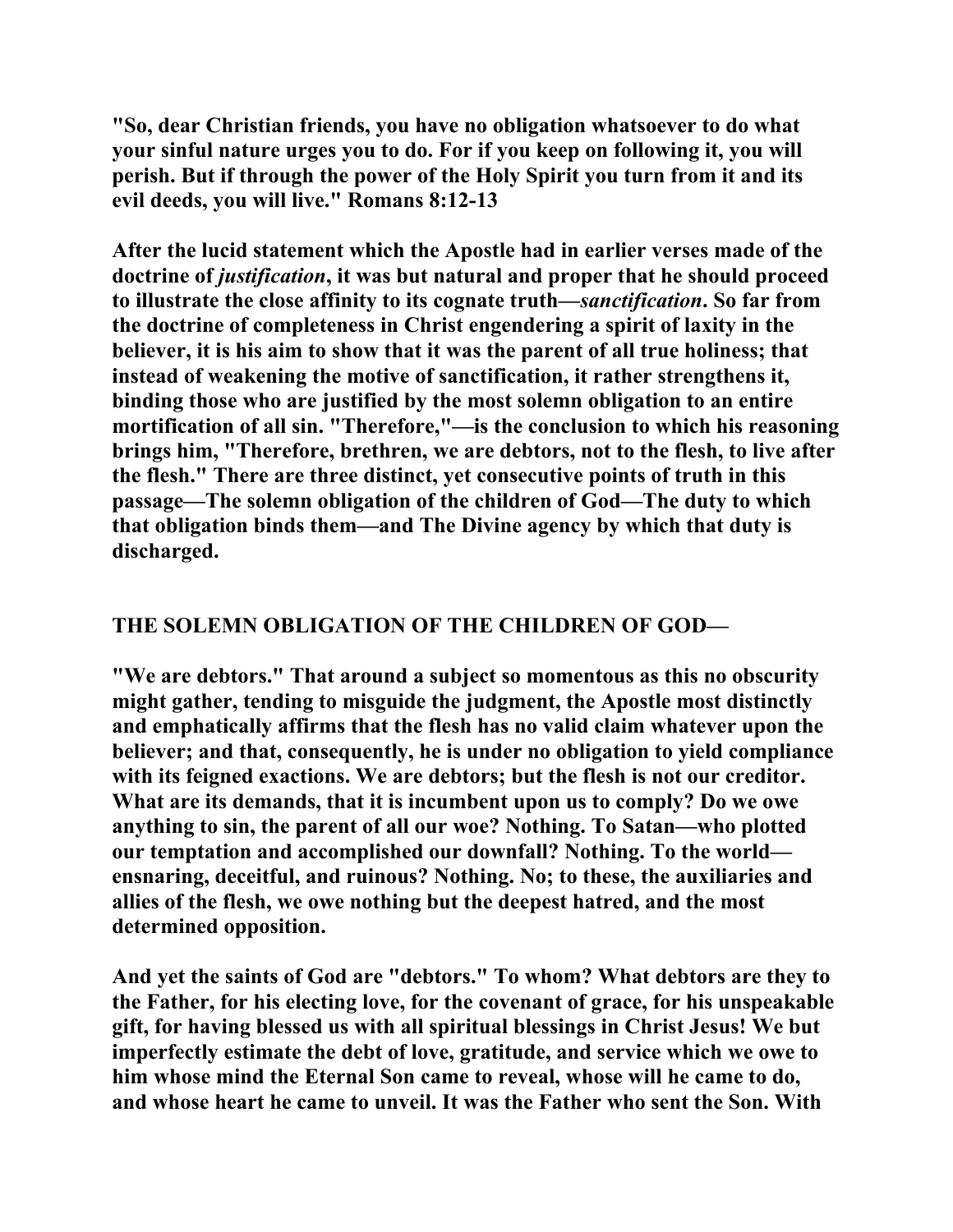**"So, dear Christian friends, you have no obligation whatsoever to do what your sinful nature urges you to do. For if you keep on following it, you will perish. But if through the power of the Holy Spirit you turn from it and its evil deeds, you will live." Romans 8:12-13**

**After the lucid statement which the Apostle had in earlier verses made of the doctrine of *justification*, it was but natural and proper that he should proceed to illustrate the close affinity to its cognate truth—*sanctification*. So far from the doctrine of completeness in Christ engendering a spirit of laxity in the believer, it is his aim to show that it was the parent of all true holiness; that instead of weakening the motive of sanctification, it rather strengthens it, binding those who are justified by the most solemn obligation to an entire mortification of all sin. "Therefore,"—is the conclusion to which his reasoning brings him, "Therefore, brethren, we are debtors, not to the flesh, to live after the flesh." There are three distinct, yet consecutive points of truth in this passage—The solemn obligation of the children of God—The duty to which that obligation binds them—and The Divine agency by which that duty is discharged.**

## THE SOLEMN OBLIGATION OF THE CHILDREN OF GOD—

**"We are debtors." That around a subject so momentous as this no obscurity might gather, tending to misguide the judgment, the Apostle most distinctly and emphatically affirms that the flesh has no valid claim whatever upon the believer; and that, consequently, he is under no obligation to yield compliance with its feigned exactions. We are debtors; but the flesh is not our creditor. What are its demands, that it is incumbent upon us to comply? Do we owe anything to sin, the parent of all our woe? Nothing. To Satan—who plotted our temptation and accomplished our downfall? Nothing. To the world—ensnaring, deceitful, and ruinous? Nothing. No; to these, the auxiliaries and allies of the flesh, we owe nothing but the deepest hatred, and the most determined opposition.**

**And yet the saints of God are "debtors." To whom? What debtors are they to the Father, for his electing love, for the covenant of grace, for his unspeakable gift, for having blessed us with all spiritual blessings in Christ Jesus! We but imperfectly estimate the debt of love, gratitude, and service which we owe to him whose mind the Eternal Son came to reveal, whose will he came to do, and whose heart he came to unveil. It was the Father who sent the Son. With**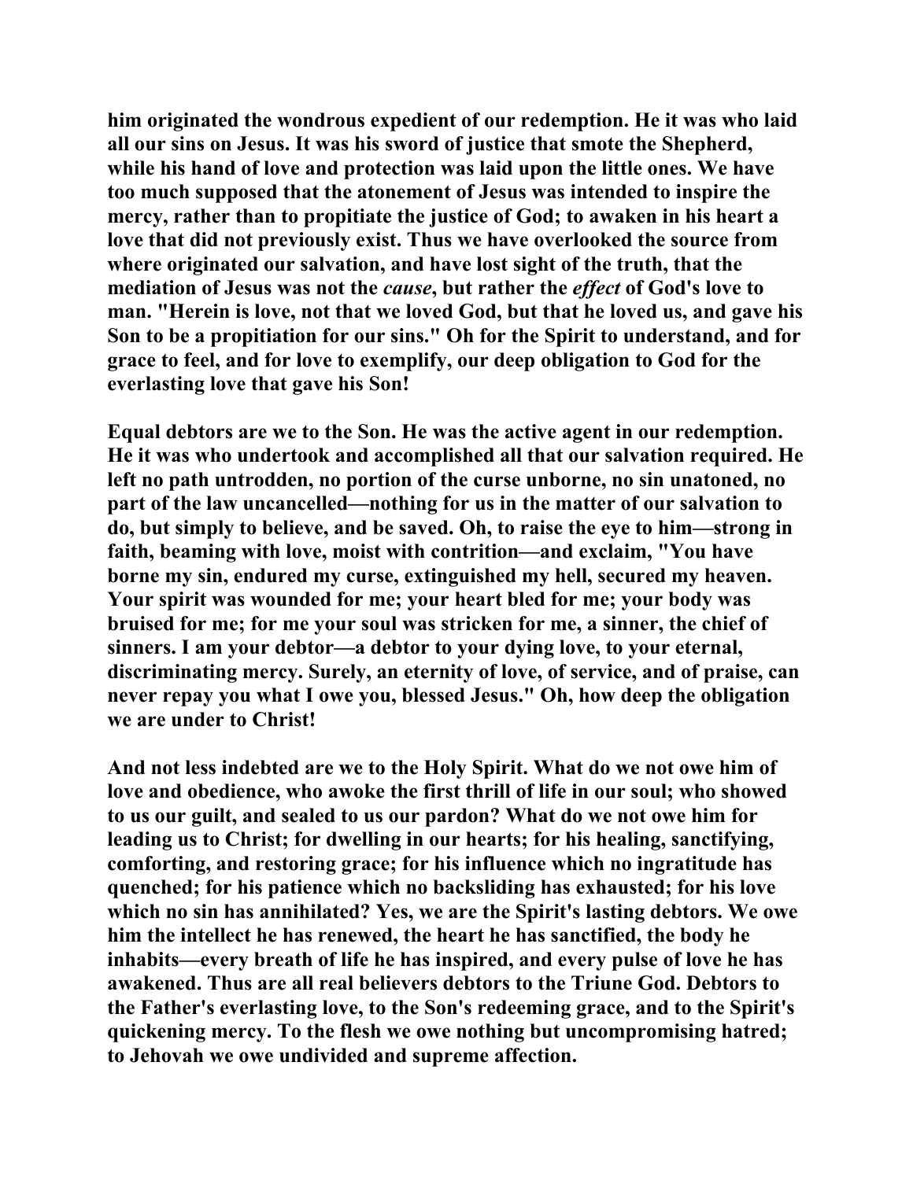him originated the wondrous expedient of our redemption. He it was who laid all our sins on Jesus. It was his sword of justice that smote the Shepherd, while his hand of love and protection was laid upon the little ones. We have too much supposed that the atonement of Jesus was intended to inspire the mercy, rather than to propitiate the justice of God; to awaken in his heart a love that did not previously exist. Thus we have overlooked the source from where originated our salvation, and have lost sight of the truth, that the mediation of Jesus was not the *cause*, but rather the *effect* of God's love to man. "Herein is love, not that we loved God, but that he loved us, and gave his Son to be a propitiation for our sins." Oh for the Spirit to understand, and for grace to feel, and for love to exemplify, our deep obligation to God for the everlasting love that gave his Son!

Equal debtors are we to the Son. He was the active agent in our redemption. He it was who undertook and accomplished all that our salvation required. He left no path untrodden, no portion of the curse unborne, no sin unatoned, no part of the law uncancelled—nothing for us in the matter of our salvation to do, but simply to believe, and be saved. Oh, to raise the eye to him—strong in faith, beaming with love, moist with contrition—and exclaim, "You have borne my sin, endured my curse, extinguished my hell, secured my heaven. Your spirit was wounded for me; your heart bled for me; your body was bruised for me; for me your soul was stricken for me, a sinner, the chief of sinners. I am your debtor—a debtor to your dying love, to your eternal, discriminating mercy. Surely, an eternity of love, of service, and of praise, can never repay you what I owe you, blessed Jesus." Oh, how deep the obligation we are under to Christ!

And not less indebted are we to the Holy Spirit. What do we not owe him of love and obedience, who awoke the first thrill of life in our soul; who showed to us our guilt, and sealed to us our pardon? What do we not owe him for leading us to Christ; for dwelling in our hearts; for his healing, sanctifying, comforting, and restoring grace; for his influence which no ingratitude has quenched; for his patience which no backsliding has exhausted; for his love which no sin has annihilated? Yes, we are the Spirit's lasting debtors. We owe him the intellect he has renewed, the heart he has sanctified, the body he inhabits—every breath of life he has inspired, and every pulse of love he has awakened. Thus are all real believers debtors to the Triune God. Debtors to the Father's everlasting love, to the Son's redeeming grace, and to the Spirit's quickening mercy. To the flesh we owe nothing but uncompromising hatred; to Jehovah we owe undivided and supreme affection.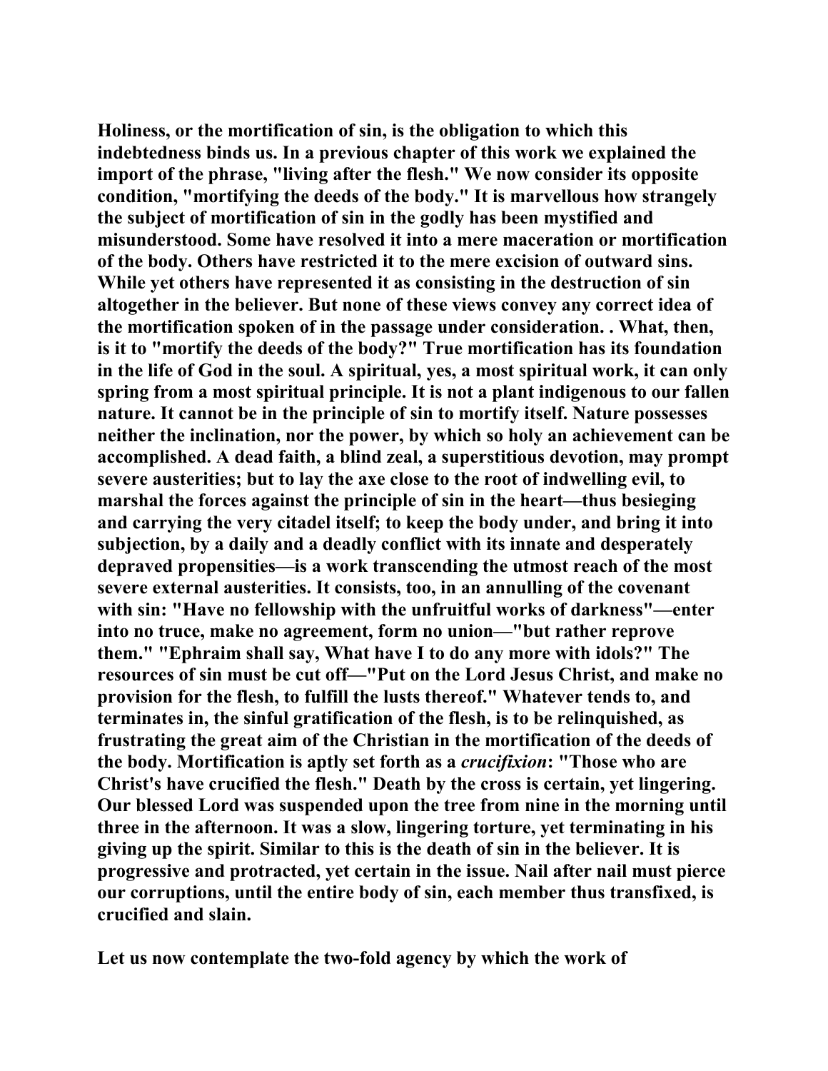Holiness, or the mortification of sin, is the obligation to which this indebtedness binds us. In a previous chapter of this work we explained the import of the phrase, "living after the flesh." We now consider its opposite condition, "mortifying the deeds of the body." It is marvellous how strangely the subject of mortification of sin in the godly has been mystified and misunderstood. Some have resolved it into a mere maceration or mortification of the body. Others have restricted it to the mere excision of outward sins. While yet others have represented it as consisting in the destruction of sin altogether in the believer. But none of these views convey any correct idea of the mortification spoken of in the passage under consideration. . What, then, is it to "mortify the deeds of the body?" True mortification has its foundation in the life of God in the soul. A spiritual, yes, a most spiritual work, it can only spring from a most spiritual principle. It is not a plant indigenous to our fallen nature. It cannot be in the principle of sin to mortify itself. Nature possesses neither the inclination, nor the power, by which so holy an achievement can be accomplished. A dead faith, a blind zeal, a superstitious devotion, may prompt severe austerities; but to lay the axe close to the root of indwelling evil, to marshal the forces against the principle of sin in the heart—thus besieging and carrying the very citadel itself; to keep the body under, and bring it into subjection, by a daily and a deadly conflict with its innate and desperately depraved propensities—is a work transcending the utmost reach of the most severe external austerities. It consists, too, in an annulling of the covenant with sin: "Have no fellowship with the unfruitful works of darkness"—enter into no truce, make no agreement, form no union—"but rather reprove them." "Ephraim shall say, What have I to do any more with idols?" The resources of sin must be cut off—"Put on the Lord Jesus Christ, and make no provision for the flesh, to fulfill the lusts thereof." Whatever tends to, and terminates in, the sinful gratification of the flesh, is to be relinquished, as frustrating the great aim of the Christian in the mortification of the deeds of the body. Mortification is aptly set forth as a *crucifixion*: "Those who are Christ's have crucified the flesh." Death by the cross is certain, yet lingering. Our blessed Lord was suspended upon the tree from nine in the morning until three in the afternoon. It was a slow, lingering torture, yet terminating in his giving up the spirit. Similar to this is the death of sin in the believer. It is progressive and protracted, yet certain in the issue. Nail after nail must pierce our corruptions, until the entire body of sin, each member thus transfixed, is crucified and slain.

Let us now contemplate the two-fold agency by which the work of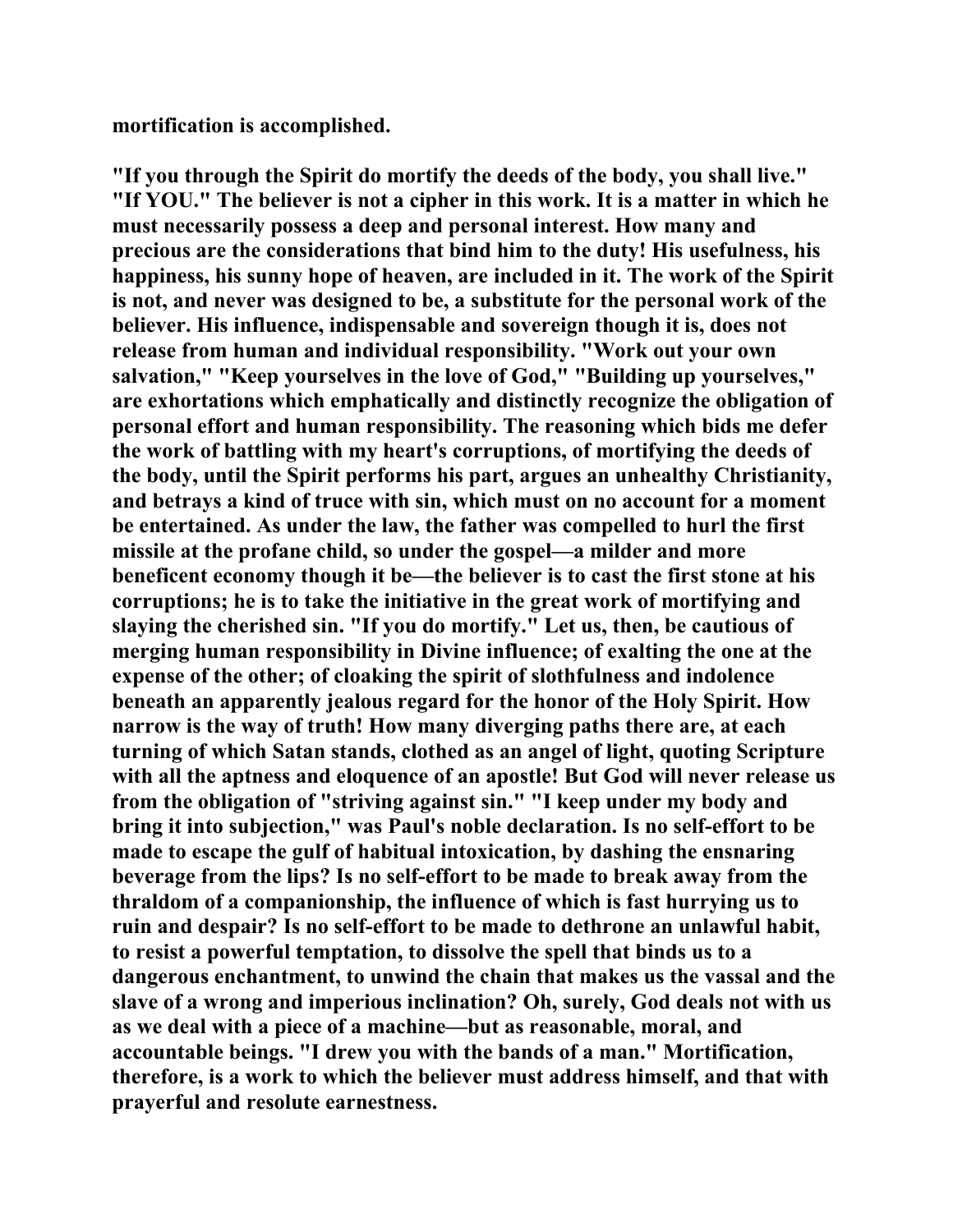**mortification is accomplished.**

**"If you through the Spirit do mortify the deeds of the body, you shall live." "If YOU." The believer is not a cipher in this work. It is a matter in which he must necessarily possess a deep and personal interest. How many and precious are the considerations that bind him to the duty! His usefulness, his happiness, his sunny hope of heaven, are included in it. The work of the Spirit is not, and never was designed to be, a substitute for the personal work of the believer. His influence, indispensable and sovereign though it is, does not release from human and individual responsibility. "Work out your own salvation," "Keep yourselves in the love of God," "Building up yourselves," are exhortations which emphatically and distinctly recognize the obligation of personal effort and human responsibility. The reasoning which bids me defer the work of battling with my heart's corruptions, of mortifying the deeds of the body, until the Spirit performs his part, argues an unhealthy Christianity, and betrays a kind of truce with sin, which must on no account for a moment be entertained. As under the law, the father was compelled to hurl the first missile at the profane child, so under the gospel—a milder and more beneficent economy though it be—the believer is to cast the first stone at his corruptions; he is to take the initiative in the great work of mortifying and slaying the cherished sin. "If you do mortify." Let us, then, be cautious of merging human responsibility in Divine influence; of exalting the one at the expense of the other; of cloaking the spirit of slothfulness and indolence beneath an apparently jealous regard for the honor of the Holy Spirit. How narrow is the way of truth! How many diverging paths there are, at each turning of which Satan stands, clothed as an angel of light, quoting Scripture with all the aptness and eloquence of an apostle! But God will never release us from the obligation of "striving against sin." "I keep under my body and bring it into subjection," was Paul's noble declaration. Is no self-effort to be made to escape the gulf of habitual intoxication, by dashing the ensnaring beverage from the lips? Is no self-effort to be made to break away from the thraldom of a companionship, the influence of which is fast hurrying us to ruin and despair? Is no self-effort to be made to dethrone an unlawful habit, to resist a powerful temptation, to dissolve the spell that binds us to a dangerous enchantment, to unwind the chain that makes us the vassal and the slave of a wrong and imperious inclination? Oh, surely, God deals not with us as we deal with a piece of a machine—but as reasonable, moral, and accountable beings. "I drew you with the bands of a man." Mortification, therefore, is a work to which the believer must address himself, and that with prayerful and resolute earnestness.**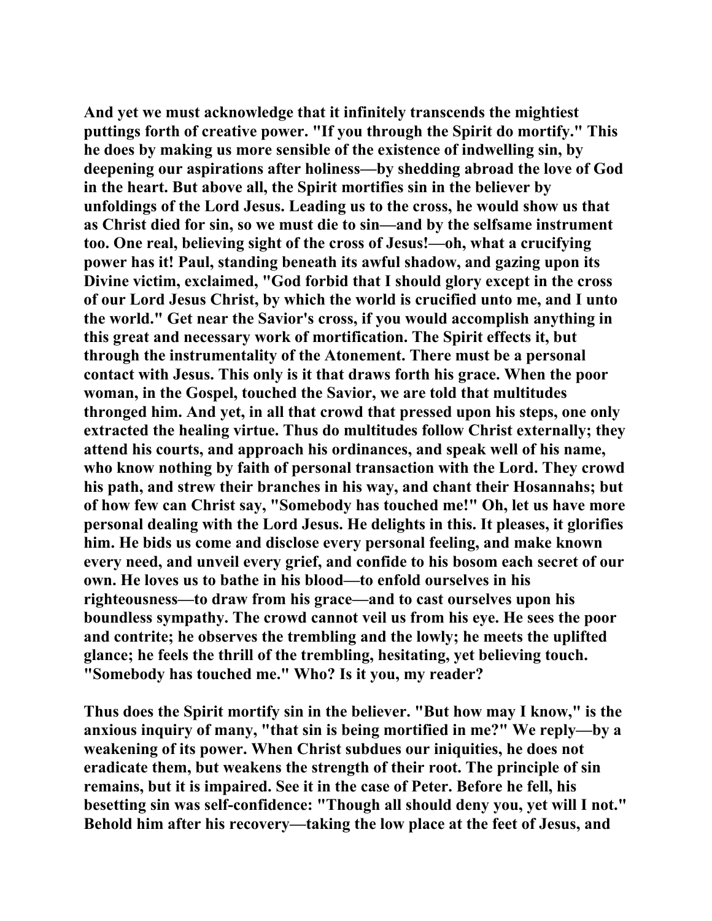And yet we must acknowledge that it infinitely transcends the mightiest puttings forth of creative power. "If you through the Spirit do mortify." This he does by making us more sensible of the existence of indwelling sin, by deepening our aspirations after holiness—by shedding abroad the love of God in the heart. But above all, the Spirit mortifies sin in the believer by unfoldings of the Lord Jesus. Leading us to the cross, he would show us that as Christ died for sin, so we must die to sin—and by the selfsame instrument too. One real, believing sight of the cross of Jesus!—oh, what a crucifying power has it! Paul, standing beneath its awful shadow, and gazing upon its Divine victim, exclaimed, "God forbid that I should glory except in the cross of our Lord Jesus Christ, by which the world is crucified unto me, and I unto the world." Get near the Savior's cross, if you would accomplish anything in this great and necessary work of mortification. The Spirit effects it, but through the instrumentality of the Atonement. There must be a personal contact with Jesus. This only is it that draws forth his grace. When the poor woman, in the Gospel, touched the Savior, we are told that multitudes thronged him. And yet, in all that crowd that pressed upon his steps, one only extracted the healing virtue. Thus do multitudes follow Christ externally; they attend his courts, and approach his ordinances, and speak well of his name, who know nothing by faith of personal transaction with the Lord. They crowd his path, and strew their branches in his way, and chant their Hosannahs; but of how few can Christ say, "Somebody has touched me!" Oh, let us have more personal dealing with the Lord Jesus. He delights in this. It pleases, it glorifies him. He bids us come and disclose every personal feeling, and make known every need, and unveil every grief, and confide to his bosom each secret of our own. He loves us to bathe in his blood—to enfold ourselves in his righteousness—to draw from his grace—and to cast ourselves upon his boundless sympathy. The crowd cannot veil us from his eye. He sees the poor and contrite; he observes the trembling and the lowly; he meets the uplifted glance; he feels the thrill of the trembling, hesitating, yet believing touch. "Somebody has touched me." Who? Is it you, my reader?

Thus does the Spirit mortify sin in the believer. "But how may I know," is the anxious inquiry of many, "that sin is being mortified in me?" We reply—by a weakening of its power. When Christ subdues our iniquities, he does not eradicate them, but weakens the strength of their root. The principle of sin remains, but it is impaired. See it in the case of Peter. Before he fell, his besetting sin was self-confidence: "Though all should deny you, yet will I not." Behold him after his recovery—taking the low place at the feet of Jesus, and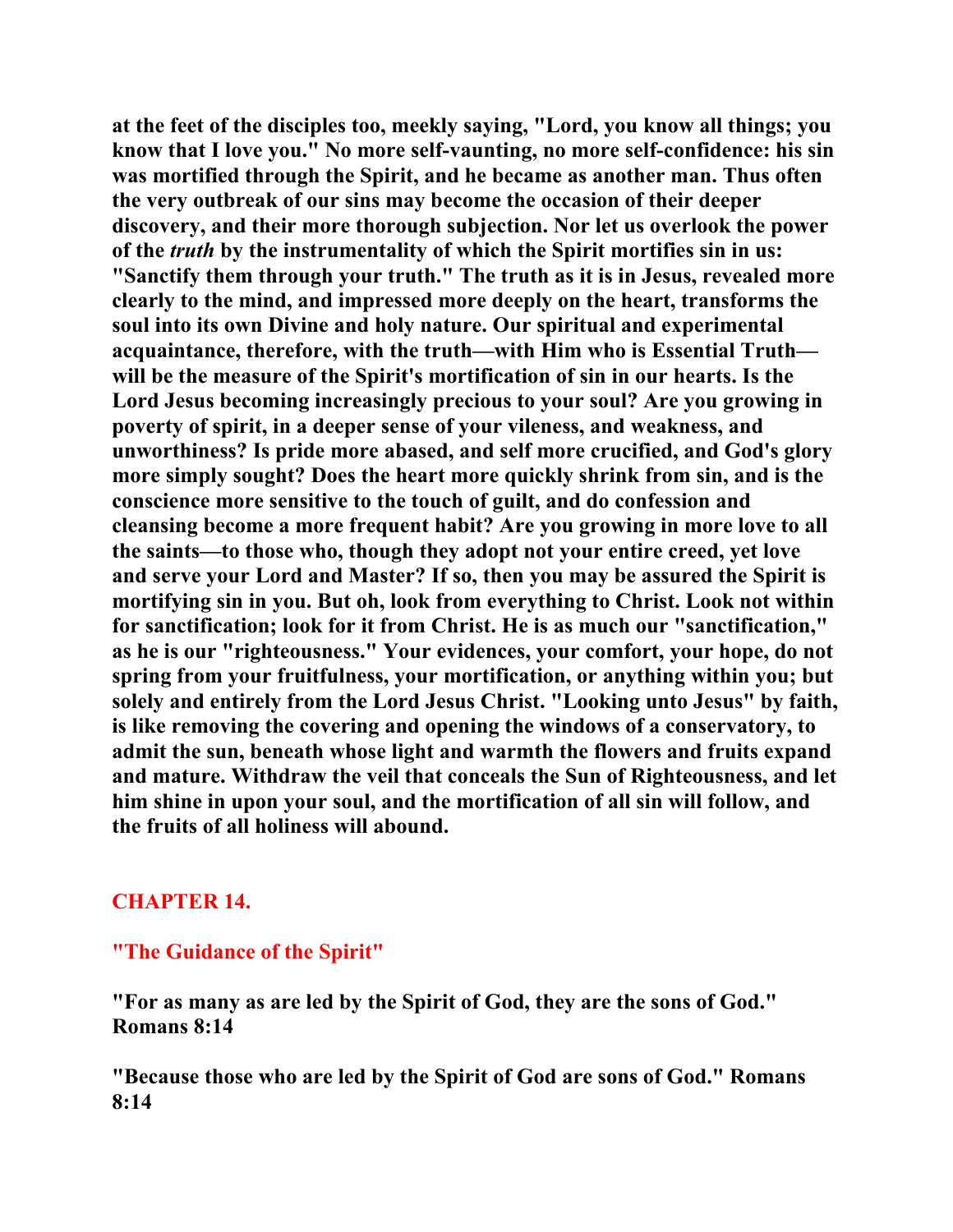at the feet of the disciples too, meekly saying, "Lord, you know all things; you know that I love you." No more self-vaunting, no more self-confidence: his sin was mortified through the Spirit, and he became as another man. Thus often the very outbreak of our sins may become the occasion of their deeper discovery, and their more thorough subjection. Nor let us overlook the power of the *truth* by the instrumentality of which the Spirit mortifies sin in us: "Sanctify them through your truth." The truth as it is in Jesus, revealed more clearly to the mind, and impressed more deeply on the heart, transforms the soul into its own Divine and holy nature. Our spiritual and experimental acquaintance, therefore, with the truth—with Him who is Essential Truth—will be the measure of the Spirit's mortification of sin in our hearts. Is the Lord Jesus becoming increasingly precious to your soul? Are you growing in poverty of spirit, in a deeper sense of your vileness, and weakness, and unworthiness? Is pride more abased, and self more crucified, and God's glory more simply sought? Does the heart more quickly shrink from sin, and is the conscience more sensitive to the touch of guilt, and do confession and cleansing become a more frequent habit? Are you growing in more love to all the saints—to those who, though they adopt not your entire creed, yet love and serve your Lord and Master? If so, then you may be assured the Spirit is mortifying sin in you. But oh, look from everything to Christ. Look not within for sanctification; look for it from Christ. He is as much our "sanctification," as he is our "righteousness." Your evidences, your comfort, your hope, do not spring from your fruitfulness, your mortification, or anything within you; but solely and entirely from the Lord Jesus Christ. "Looking unto Jesus" by faith, is like removing the covering and opening the windows of a conservatory, to admit the sun, beneath whose light and warmth the flowers and fruits expand and mature. Withdraw the veil that conceals the Sun of Righteousness, and let him shine in upon your soul, and the mortification of all sin will follow, and the fruits of all holiness will abound.

## CHAPTER 14.

### "The Guidance of the Spirit"

"For as many as are led by the Spirit of God, they are the sons of God." Romans 8:14

"Because those who are led by the Spirit of God are sons of God." Romans 8:14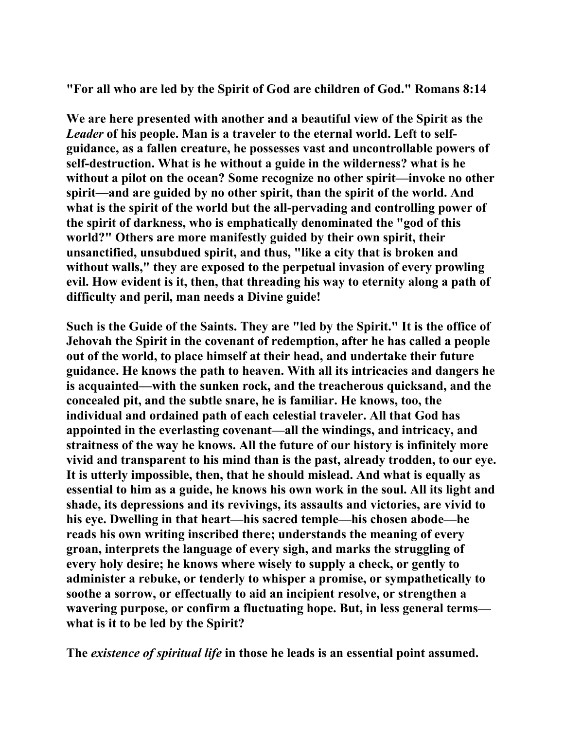**"For all who are led by the Spirit of God are children of God." Romans 8:14**

**We are here presented with another and a beautiful view of the Spirit as the *Leader* of his people. Man is a traveler to the eternal world. Left to self-guidance, as a fallen creature, he possesses vast and uncontrollable powers of self-destruction. What is he without a guide in the wilderness? what is he without a pilot on the ocean? Some recognize no other spirit—invoke no other spirit—and are guided by no other spirit, than the spirit of the world. And what is the spirit of the world but the all-pervading and controlling power of the spirit of darkness, who is emphatically denominated the "god of this world?" Others are more manifestly guided by their own spirit, their unsanctified, unsubdued spirit, and thus, "like a city that is broken and without walls," they are exposed to the perpetual invasion of every prowling evil. How evident is it, then, that threading his way to eternity along a path of difficulty and peril, man needs a Divine guide!**

**Such is the Guide of the Saints. They are "led by the Spirit." It is the office of Jehovah the Spirit in the covenant of redemption, after he has called a people out of the world, to place himself at their head, and undertake their future guidance. He knows the path to heaven. With all its intricacies and dangers he is acquainted—with the sunken rock, and the treacherous quicksand, and the concealed pit, and the subtle snare, he is familiar. He knows, too, the individual and ordained path of each celestial traveler. All that God has appointed in the everlasting covenant—all the windings, and intricacy, and straitness of the way he knows. All the future of our history is infinitely more vivid and transparent to his mind than is the past, already trodden, to our eye. It is utterly impossible, then, that he should mislead. And what is equally as essential to him as a guide, he knows his own work in the soul. All its light and shade, its depressions and its revivings, its assaults and victories, are vivid to his eye. Dwelling in that heart—his sacred temple—his chosen abode—he reads his own writing inscribed there; understands the meaning of every groan, interprets the language of every sigh, and marks the struggling of every holy desire; he knows where wisely to supply a check, or gently to administer a rebuke, or tenderly to whisper a promise, or sympathetically to soothe a sorrow, or effectually to aid an incipient resolve, or strengthen a wavering purpose, or confirm a fluctuating hope. But, in less general terms—what is it to be led by the Spirit?**

**The *existence of spiritual life* in those he leads is an essential point assumed.**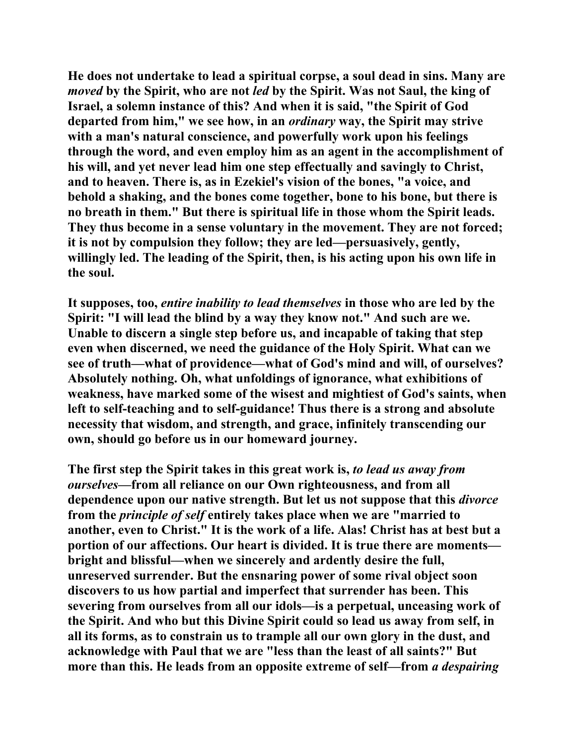He does not undertake to lead a spiritual corpse, a soul dead in sins. Many are *moved* by the Spirit, who are not *led* by the Spirit. Was not Saul, the king of Israel, a solemn instance of this? And when it is said, "the Spirit of God departed from him," we see how, in an *ordinary* way, the Spirit may strive with a man's natural conscience, and powerfully work upon his feelings through the word, and even employ him as an agent in the accomplishment of his will, and yet never lead him one step effectually and savingly to Christ, and to heaven. There is, as in Ezekiel's vision of the bones, "a voice, and behold a shaking, and the bones come together, bone to his bone, but there is no breath in them." But there is spiritual life in those whom the Spirit leads. They thus become in a sense voluntary in the movement. They are not forced; it is not by compulsion they follow; they are led—persuasively, gently, willingly led. The leading of the Spirit, then, is his acting upon his own life in the soul.

It supposes, too, *entire inability to lead themselves* in those who are led by the Spirit: "I will lead the blind by a way they know not." And such are we. Unable to discern a single step before us, and incapable of taking that step even when discerned, we need the guidance of the Holy Spirit. What can we see of truth—what of providence—what of God's mind and will, of ourselves? Absolutely nothing. Oh, what unfoldings of ignorance, what exhibitions of weakness, have marked some of the wisest and mightiest of God's saints, when left to self-teaching and to self-guidance! Thus there is a strong and absolute necessity that wisdom, and strength, and grace, infinitely transcending our own, should go before us in our homeward journey.

The first step the Spirit takes in this great work is, *to lead us away from ourselves*—from all reliance on our Own righteousness, and from all dependence upon our native strength. But let us not suppose that this *divorce* from the *principle of self* entirely takes place when we are "married to another, even to Christ." It is the work of a life. Alas! Christ has at best but a portion of our affections. Our heart is divided. It is true there are moments—bright and blissful—when we sincerely and ardently desire the full, unreserved surrender. But the ensnaring power of some rival object soon discovers to us how partial and imperfect that surrender has been. This severing from ourselves from all our idols—is a perpetual, unceasing work of the Spirit. And who but this Divine Spirit could so lead us away from self, in all its forms, as to constrain us to trample all our own glory in the dust, and acknowledge with Paul that we are "less than the least of all saints?" But more than this. He leads from an opposite extreme of self—from *a despairing*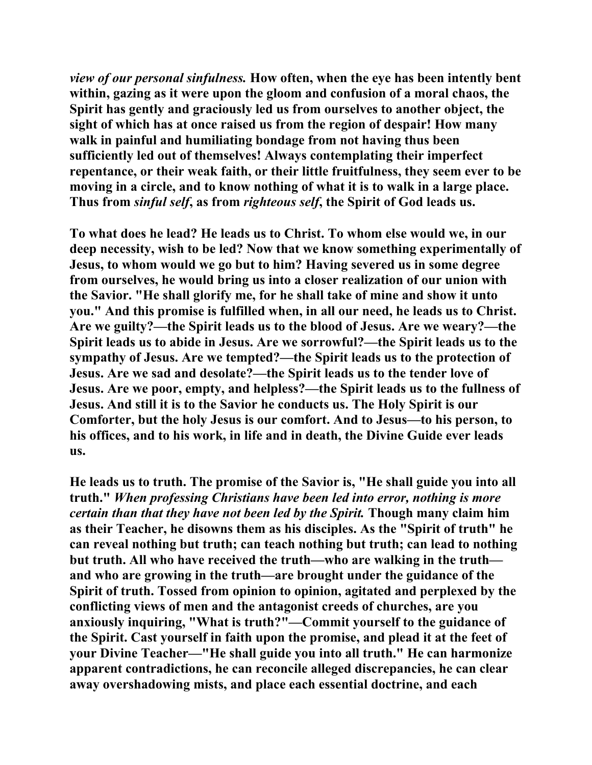*view of our personal sinfulness.* How often, when the eye has been intently bent within, gazing as it were upon the gloom and confusion of a moral chaos, the Spirit has gently and graciously led us from ourselves to another object, the sight of which has at once raised us from the region of despair! How many walk in painful and humiliating bondage from not having thus been sufficiently led out of themselves! Always contemplating their imperfect repentance, or their weak faith, or their little fruitfulness, they seem ever to be moving in a circle, and to know nothing of what it is to walk in a large place. Thus from *sinful self*, as from *righteous self*, the Spirit of God leads us.

To what does he lead? He leads us to Christ. To whom else would we, in our deep necessity, wish to be led? Now that we know something experimentally of Jesus, to whom would we go but to him? Having severed us in some degree from ourselves, he would bring us into a closer realization of our union with the Savior. "He shall glorify me, for he shall take of mine and show it unto you." And this promise is fulfilled when, in all our need, he leads us to Christ. Are we guilty?—the Spirit leads us to the blood of Jesus. Are we weary?—the Spirit leads us to abide in Jesus. Are we sorrowful?—the Spirit leads us to the sympathy of Jesus. Are we tempted?—the Spirit leads us to the protection of Jesus. Are we sad and desolate?—the Spirit leads us to the tender love of Jesus. Are we poor, empty, and helpless?—the Spirit leads us to the fullness of Jesus. And still it is to the Savior he conducts us. The Holy Spirit is our Comforter, but the holy Jesus is our comfort. And to Jesus—to his person, to his offices, and to his work, in life and in death, the Divine Guide ever leads us.

He leads us to truth. The promise of the Savior is, "He shall guide you into all truth." *When professing Christians have been led into error, nothing is more certain than that they have not been led by the Spirit.* Though many claim him as their Teacher, he disowns them as his disciples. As the "Spirit of truth" he can reveal nothing but truth; can teach nothing but truth; can lead to nothing but truth. All who have received the truth—who are walking in the truth—and who are growing in the truth—are brought under the guidance of the Spirit of truth. Tossed from opinion to opinion, agitated and perplexed by the conflicting views of men and the antagonist creeds of churches, are you anxiously inquiring, "What is truth?"—Commit yourself to the guidance of the Spirit. Cast yourself in faith upon the promise, and plead it at the feet of your Divine Teacher—"He shall guide you into all truth." He can harmonize apparent contradictions, he can reconcile alleged discrepancies, he can clear away overshadowing mists, and place each essential doctrine, and each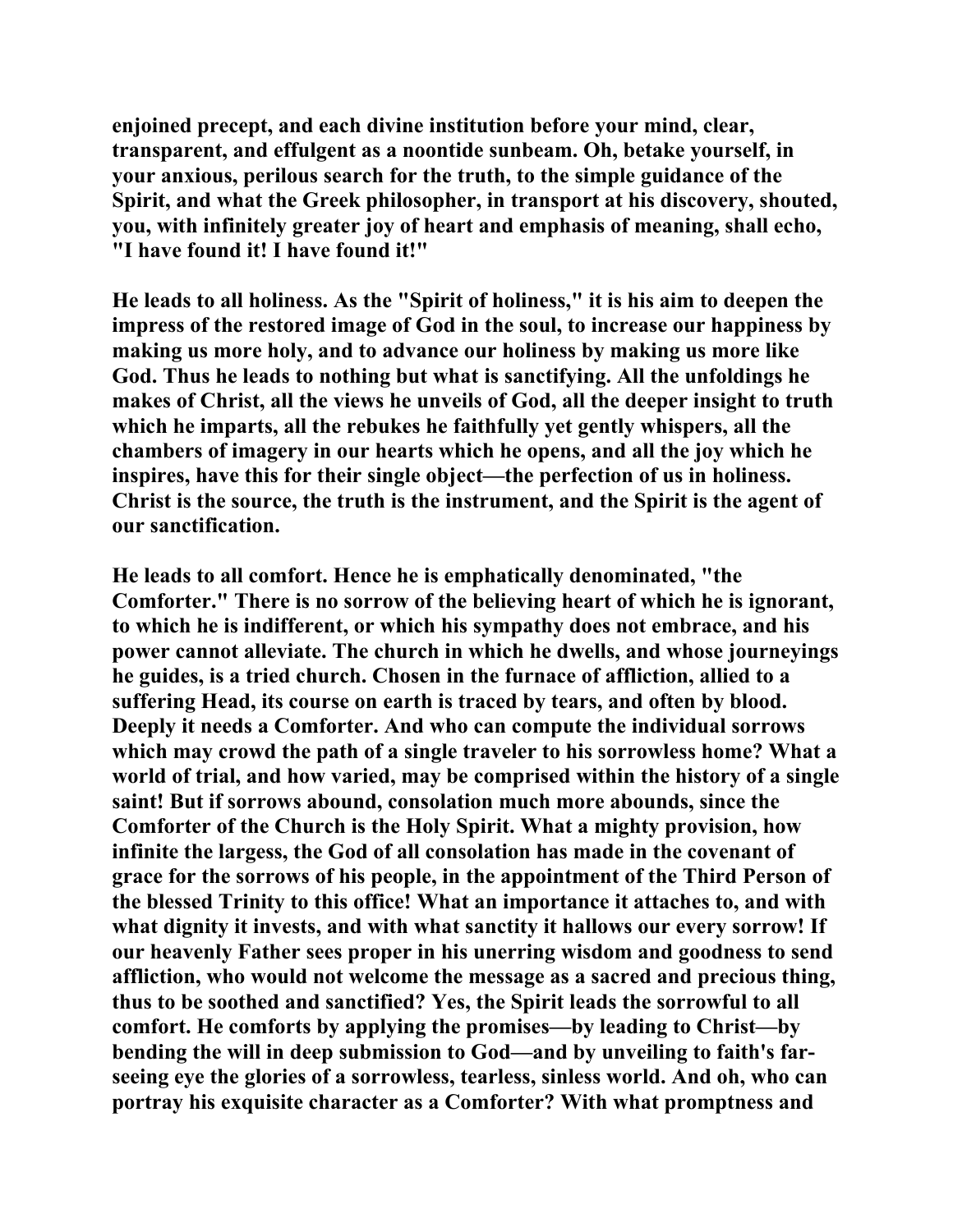enjoined precept, and each divine institution before your mind, clear, transparent, and effulgent as a noontide sunbeam. Oh, betake yourself, in your anxious, perilous search for the truth, to the simple guidance of the Spirit, and what the Greek philosopher, in transport at his discovery, shouted, you, with infinitely greater joy of heart and emphasis of meaning, shall echo, "I have found it! I have found it!"

He leads to all holiness. As the "Spirit of holiness," it is his aim to deepen the impress of the restored image of God in the soul, to increase our happiness by making us more holy, and to advance our holiness by making us more like God. Thus he leads to nothing but what is sanctifying. All the unfoldings he makes of Christ, all the views he unveils of God, all the deeper insight to truth which he imparts, all the rebukes he faithfully yet gently whispers, all the chambers of imagery in our hearts which he opens, and all the joy which he inspires, have this for their single object—the perfection of us in holiness. Christ is the source, the truth is the instrument, and the Spirit is the agent of our sanctification.

He leads to all comfort. Hence he is emphatically denominated, "the Comforter." There is no sorrow of the believing heart of which he is ignorant, to which he is indifferent, or which his sympathy does not embrace, and his power cannot alleviate. The church in which he dwells, and whose journeyings he guides, is a tried church. Chosen in the furnace of affliction, allied to a suffering Head, its course on earth is traced by tears, and often by blood. Deeply it needs a Comforter. And who can compute the individual sorrows which may crowd the path of a single traveler to his sorrowless home? What a world of trial, and how varied, may be comprised within the history of a single saint! But if sorrows abound, consolation much more abounds, since the Comforter of the Church is the Holy Spirit. What a mighty provision, how infinite the largess, the God of all consolation has made in the covenant of grace for the sorrows of his people, in the appointment of the Third Person of the blessed Trinity to this office! What an importance it attaches to, and with what dignity it invests, and with what sanctity it hallows our every sorrow! If our heavenly Father sees proper in his unerring wisdom and goodness to send affliction, who would not welcome the message as a sacred and precious thing, thus to be soothed and sanctified? Yes, the Spirit leads the sorrowful to all comfort. He comforts by applying the promises—by leading to Christ—by bending the will in deep submission to God—and by unveiling to faith's far-seeing eye the glories of a sorrowless, tearless, sinless world. And oh, who can portray his exquisite character as a Comforter? With what promptness and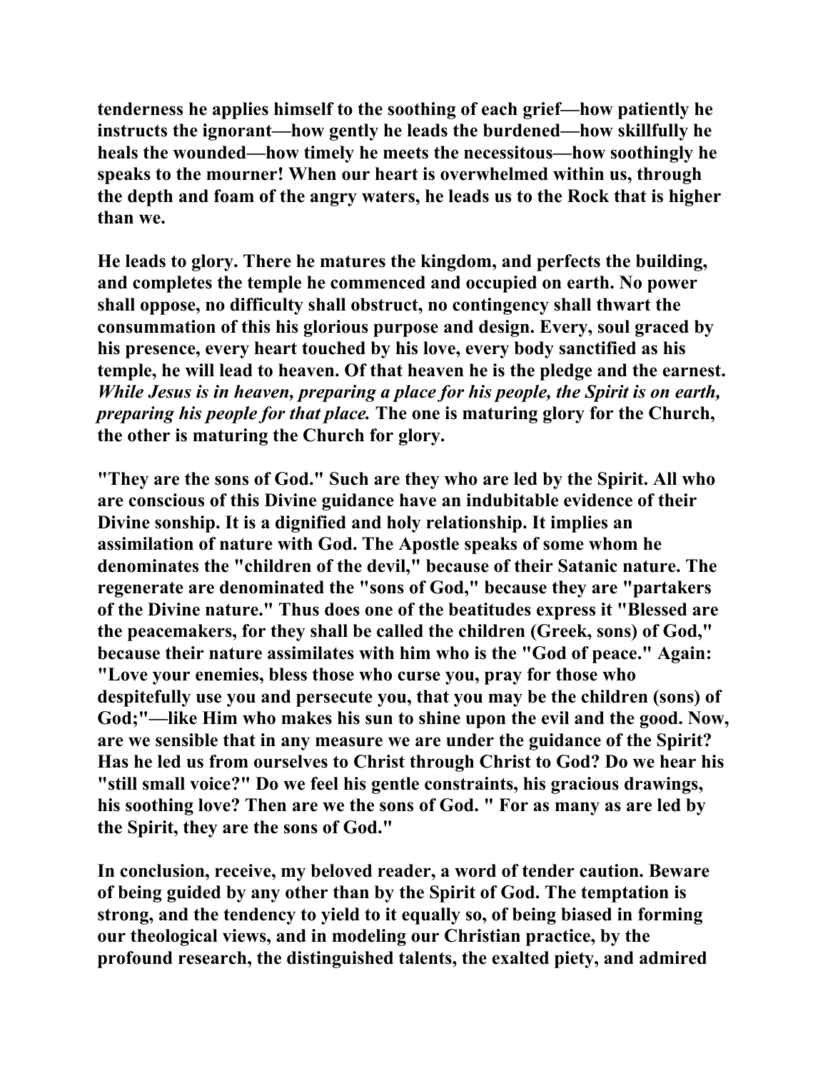tenderness he applies himself to the soothing of each grief—how patiently he instructs the ignorant—how gently he leads the burdened—how skillfully he heals the wounded—how timely he meets the necessitous—how soothingly he speaks to the mourner! When our heart is overwhelmed within us, through the depth and foam of the angry waters, he leads us to the Rock that is higher than we.

He leads to glory. There he matures the kingdom, and perfects the building, and completes the temple he commenced and occupied on earth. No power shall oppose, no difficulty shall obstruct, no contingency shall thwart the consummation of this his glorious purpose and design. Every, soul graced by his presence, every heart touched by his love, every body sanctified as his temple, he will lead to heaven. Of that heaven he is the pledge and the earnest. *While Jesus is in heaven, preparing a place for his people, the Spirit is on earth, preparing his people for that place.* The one is maturing glory for the Church, the other is maturing the Church for glory.

"They are the sons of God." Such are they who are led by the Spirit. All who are conscious of this Divine guidance have an indubitable evidence of their Divine sonship. It is a dignified and holy relationship. It implies an assimilation of nature with God. The Apostle speaks of some whom he denominates the "children of the devil," because of their Satanic nature. The regenerate are denominated the "sons of God," because they are "partakers of the Divine nature." Thus does one of the beatitudes express it "Blessed are the peacemakers, for they shall be called the children (Greek, sons) of God," because their nature assimilates with him who is the "God of peace." Again: "Love your enemies, bless those who curse you, pray for those who despitefully use you and persecute you, that you may be the children (sons) of God;"—like Him who makes his sun to shine upon the evil and the good. Now, are we sensible that in any measure we are under the guidance of the Spirit? Has he led us from ourselves to Christ through Christ to God? Do we hear his "still small voice?" Do we feel his gentle constraints, his gracious drawings, his soothing love? Then are we the sons of God. " For as many as are led by the Spirit, they are the sons of God."

In conclusion, receive, my beloved reader, a word of tender caution. Beware of being guided by any other than by the Spirit of God. The temptation is strong, and the tendency to yield to it equally so, of being biased in forming our theological views, and in modeling our Christian practice, by the profound research, the distinguished talents, the exalted piety, and admired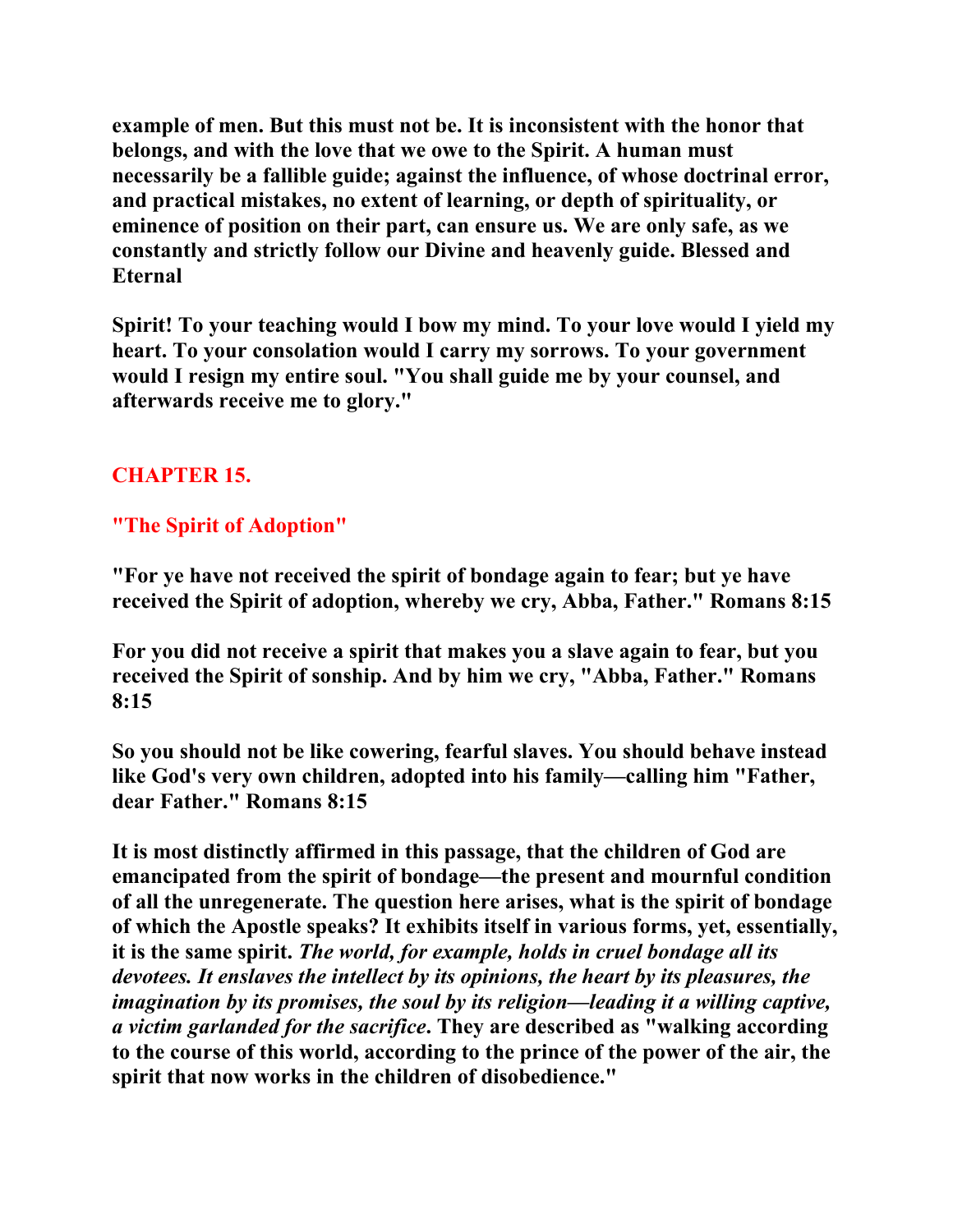**example of men. But this must not be. It is inconsistent with the honor that belongs, and with the love that we owe to the Spirit. A human must necessarily be a fallible guide; against the influence, of whose doctrinal error, and practical mistakes, no extent of learning, or depth of spirituality, or eminence of position on their part, can ensure us. We are only safe, as we constantly and strictly follow our Divine and heavenly guide. Blessed and Eternal**

**Spirit! To your teaching would I bow my mind. To your love would I yield my heart. To your consolation would I carry my sorrows. To your government would I resign my entire soul. "You shall guide me by your counsel, and afterwards receive me to glory."**

## CHAPTER 15.

## "The Spirit of Adoption"

**"For ye have not received the spirit of bondage again to fear; but ye have received the Spirit of adoption, whereby we cry, Abba, Father." Romans 8:15**

**For you did not receive a spirit that makes you a slave again to fear, but you received the Spirit of sonship. And by him we cry, "Abba, Father." Romans 8:15**

**So you should not be like cowering, fearful slaves. You should behave instead like God's very own children, adopted into his family—calling him "Father, dear Father." Romans 8:15**

**It is most distinctly affirmed in this passage, that the children of God are emancipated from the spirit of bondage—the present and mournful condition of all the unregenerate. The question here arises, what is the spirit of bondage of which the Apostle speaks? It exhibits itself in various forms, yet, essentially, it is the same spirit. *The world, for example, holds in cruel bondage all its devotees. It enslaves the intellect by its opinions, the heart by its pleasures, the imagination by its promises, the soul by its religion—leading it a willing captive, a victim garlanded for the sacrifice*. They are described as "walking according to the course of this world, according to the prince of the power of the air, the spirit that now works in the children of disobedience."**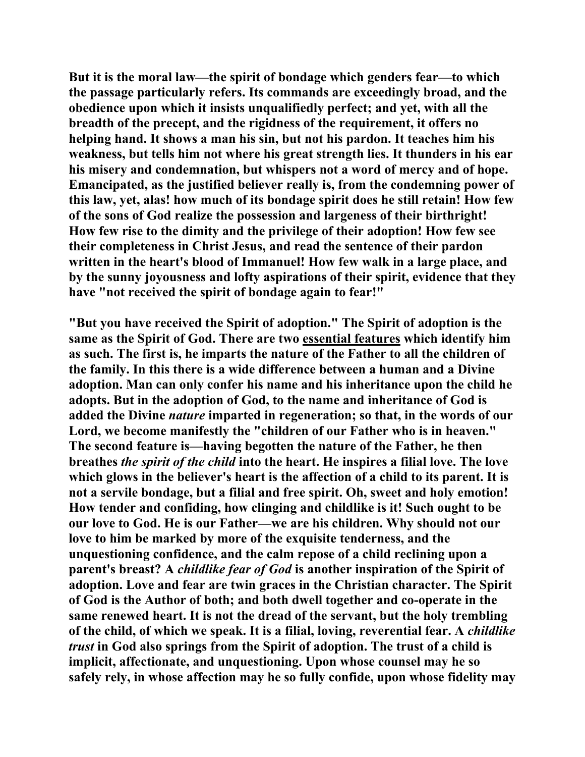**But it is the moral law—the spirit of bondage which genders fear—to which the passage particularly refers. Its commands are exceedingly broad, and the obedience upon which it insists unqualifiedly perfect; and yet, with all the breadth of the precept, and the rigidness of the requirement, it offers no helping hand. It shows a man his sin, but not his pardon. It teaches him his weakness, but tells him not where his great strength lies. It thunders in his ear his misery and condemnation, but whispers not a word of mercy and of hope. Emancipated, as the justified believer really is, from the condemning power of this law, yet, alas! how much of its bondage spirit does he still retain! How few of the sons of God realize the possession and largeness of their birthright! How few rise to the dimity and the privilege of their adoption! How few see their completeness in Christ Jesus, and read the sentence of their pardon written in the heart's blood of Immanuel! How few walk in a large place, and by the sunny joyousness and lofty aspirations of their spirit, evidence that they have "not received the spirit of bondage again to fear!"**

**"But you have received the Spirit of adoption." The Spirit of adoption is the same as the Spirit of God. There are two <u>essential features</u> which identify him as such. The first is, he imparts the nature of the Father to all the children of the family. In this there is a wide difference between a human and a Divine adoption. Man can only confer his name and his inheritance upon the child he adopts. But in the adoption of God, to the name and inheritance of God is added the Divine *nature* imparted in regeneration; so that, in the words of our Lord, we become manifestly the "children of our Father who is in heaven." The second feature is—having begotten the nature of the Father, he then breathes *the spirit of the child* into the heart. He inspires a filial love. The love which glows in the believer's heart is the affection of a child to its parent. It is not a servile bondage, but a filial and free spirit. Oh, sweet and holy emotion! How tender and confiding, how clinging and childlike is it! Such ought to be our love to God. He is our Father—we are his children. Why should not our love to him be marked by more of the exquisite tenderness, and the unquestioning confidence, and the calm repose of a child reclining upon a parent's breast? A *childlike fear of God* is another inspiration of the Spirit of adoption. Love and fear are twin graces in the Christian character. The Spirit of God is the Author of both; and both dwell together and co-operate in the same renewed heart. It is not the dread of the servant, but the holy trembling of the child, of which we speak. It is a filial, loving, reverential fear. A *childlike trust* in God also springs from the Spirit of adoption. The trust of a child is implicit, affectionate, and unquestioning. Upon whose counsel may he so safely rely, in whose affection may he so fully confide, upon whose fidelity may**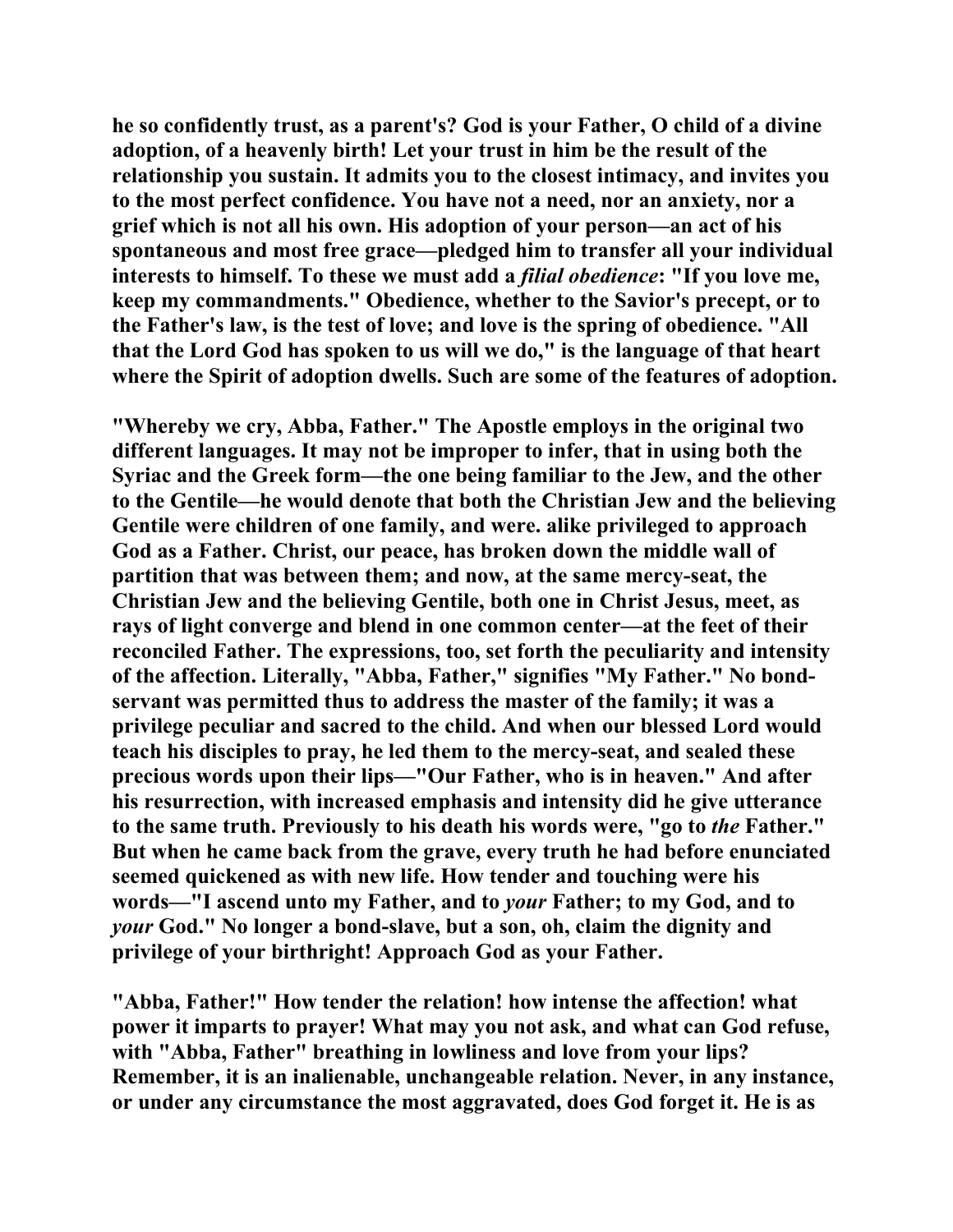**he so confidently trust, as a parent's? God is your Father, O child of a divine adoption, of a heavenly birth! Let your trust in him be the result of the relationship you sustain. It admits you to the closest intimacy, and invites you to the most perfect confidence. You have not a need, nor an anxiety, nor a grief which is not all his own. His adoption of your person—an act of his spontaneous and most free grace—pledged him to transfer all your individual interests to himself. To these we must add a *filial obedience*: "If you love me, keep my commandments." Obedience, whether to the Savior's precept, or to the Father's law, is the test of love; and love is the spring of obedience. "All that the Lord God has spoken to us will we do," is the language of that heart where the Spirit of adoption dwells. Such are some of the features of adoption.**

**"Whereby we cry, Abba, Father." The Apostle employs in the original two different languages. It may not be improper to infer, that in using both the Syriac and the Greek form—the one being familiar to the Jew, and the other to the Gentile—he would denote that both the Christian Jew and the believing Gentile were children of one family, and were. alike privileged to approach God as a Father. Christ, our peace, has broken down the middle wall of partition that was between them; and now, at the same mercy-seat, the Christian Jew and the believing Gentile, both one in Christ Jesus, meet, as rays of light converge and blend in one common center—at the feet of their reconciled Father. The expressions, too, set forth the peculiarity and intensity of the affection. Literally, "Abba, Father," signifies "My Father." No bond-servant was permitted thus to address the master of the family; it was a privilege peculiar and sacred to the child. And when our blessed Lord would teach his disciples to pray, he led them to the mercy-seat, and sealed these precious words upon their lips—"Our Father, who is in heaven." And after his resurrection, with increased emphasis and intensity did he give utterance to the same truth. Previously to his death his words were, "go to *the* Father." But when he came back from the grave, every truth he had before enunciated seemed quickened as with new life. How tender and touching were his words—"I ascend unto my Father, and to *your* Father; to my God, and to *your* God." No longer a bond-slave, but a son, oh, claim the dignity and privilege of your birthright! Approach God as your Father.**

**"Abba, Father!" How tender the relation! how intense the affection! what power it imparts to prayer! What may you not ask, and what can God refuse, with "Abba, Father" breathing in lowliness and love from your lips? Remember, it is an inalienable, unchangeable relation. Never, in any instance, or under any circumstance the most aggravated, does God forget it. He is as**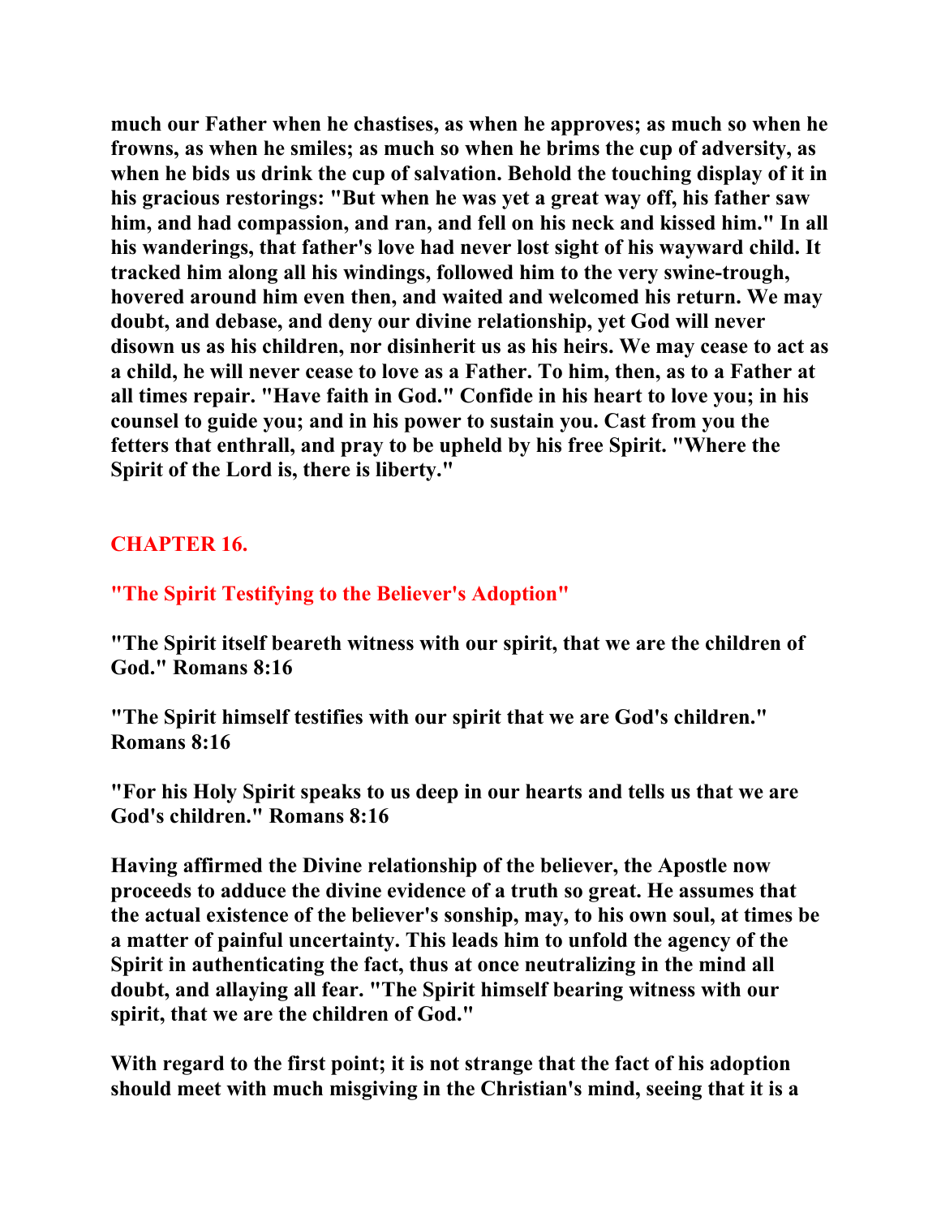much our Father when he chastises, as when he approves; as much so when he frowns, as when he smiles; as much so when he brims the cup of adversity, as when he bids us drink the cup of salvation. Behold the touching display of it in his gracious restorings: "But when he was yet a great way off, his father saw him, and had compassion, and ran, and fell on his neck and kissed him." In all his wanderings, that father's love had never lost sight of his wayward child. It tracked him along all his windings, followed him to the very swine-trough, hovered around him even then, and waited and welcomed his return. We may doubt, and debase, and deny our divine relationship, yet God will never disown us as his children, nor disinherit us as his heirs. We may cease to act as a child, he will never cease to love as a Father. To him, then, as to a Father at all times repair. "Have faith in God." Confide in his heart to love you; in his counsel to guide you; and in his power to sustain you. Cast from you the fetters that enthrall, and pray to be upheld by his free Spirit. "Where the Spirit of the Lord is, there is liberty."

## CHAPTER 16.

### "The Spirit Testifying to the Believer's Adoption"

"The Spirit itself beareth witness with our spirit, that we are the children of God." Romans 8:16

"The Spirit himself testifies with our spirit that we are God's children." Romans 8:16

"For his Holy Spirit speaks to us deep in our hearts and tells us that we are God's children." Romans 8:16

Having affirmed the Divine relationship of the believer, the Apostle now proceeds to adduce the divine evidence of a truth so great. He assumes that the actual existence of the believer's sonship, may, to his own soul, at times be a matter of painful uncertainty. This leads him to unfold the agency of the Spirit in authenticating the fact, thus at once neutralizing in the mind all doubt, and allaying all fear. "The Spirit himself bearing witness with our spirit, that we are the children of God."

With regard to the first point; it is not strange that the fact of his adoption should meet with much misgiving in the Christian's mind, seeing that it is a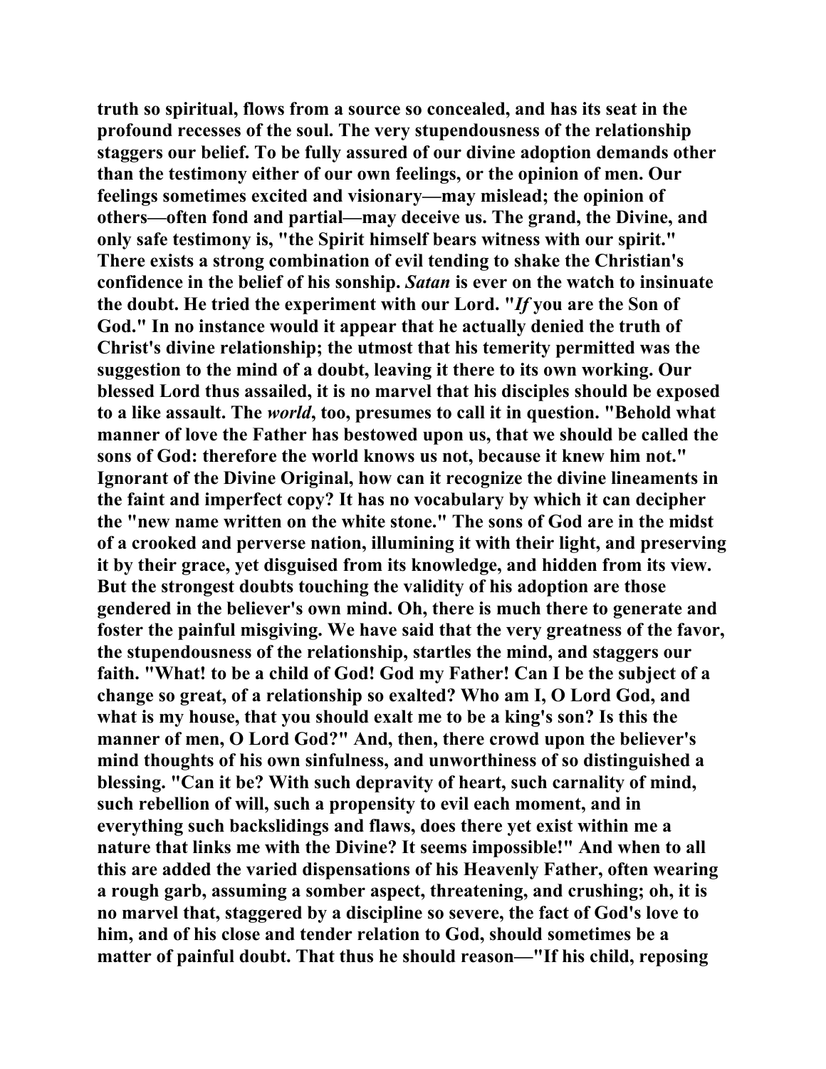truth so spiritual, flows from a source so concealed, and has its seat in the profound recesses of the soul. The very stupendousness of the relationship staggers our belief. To be fully assured of our divine adoption demands other than the testimony either of our own feelings, or the opinion of men. Our feelings sometimes excited and visionary—may mislead; the opinion of others—often fond and partial—may deceive us. The grand, the Divine, and only safe testimony is, "the Spirit himself bears witness with our spirit." There exists a strong combination of evil tending to shake the Christian's confidence in the belief of his sonship. *Satan* is ever on the watch to insinuate the doubt. He tried the experiment with our Lord. "*If* you are the Son of God." In no instance would it appear that he actually denied the truth of Christ's divine relationship; the utmost that his temerity permitted was the suggestion to the mind of a doubt, leaving it there to its own working. Our blessed Lord thus assailed, it is no marvel that his disciples should be exposed to a like assault. The *world*, too, presumes to call it in question. "Behold what manner of love the Father has bestowed upon us, that we should be called the sons of God: therefore the world knows us not, because it knew him not." Ignorant of the Divine Original, how can it recognize the divine lineaments in the faint and imperfect copy? It has no vocabulary by which it can decipher the "new name written on the white stone." The sons of God are in the midst of a crooked and perverse nation, illumining it with their light, and preserving it by their grace, yet disguised from its knowledge, and hidden from its view. But the strongest doubts touching the validity of his adoption are those gendered in the believer's own mind. Oh, there is much there to generate and foster the painful misgiving. We have said that the very greatness of the favor, the stupendousness of the relationship, startles the mind, and staggers our faith. "What! to be a child of God! God my Father! Can I be the subject of a change so great, of a relationship so exalted? Who am I, O Lord God, and what is my house, that you should exalt me to be a king's son? Is this the manner of men, O Lord God?" And, then, there crowd upon the believer's mind thoughts of his own sinfulness, and unworthiness of so distinguished a blessing. "Can it be? With such depravity of heart, such carnality of mind, such rebellion of will, such a propensity to evil each moment, and in everything such backslidings and flaws, does there yet exist within me a nature that links me with the Divine? It seems impossible!" And when to all this are added the varied dispensations of his Heavenly Father, often wearing a rough garb, assuming a somber aspect, threatening, and crushing; oh, it is no marvel that, staggered by a discipline so severe, the fact of God's love to him, and of his close and tender relation to God, should sometimes be a matter of painful doubt. That thus he should reason—"If his child, reposing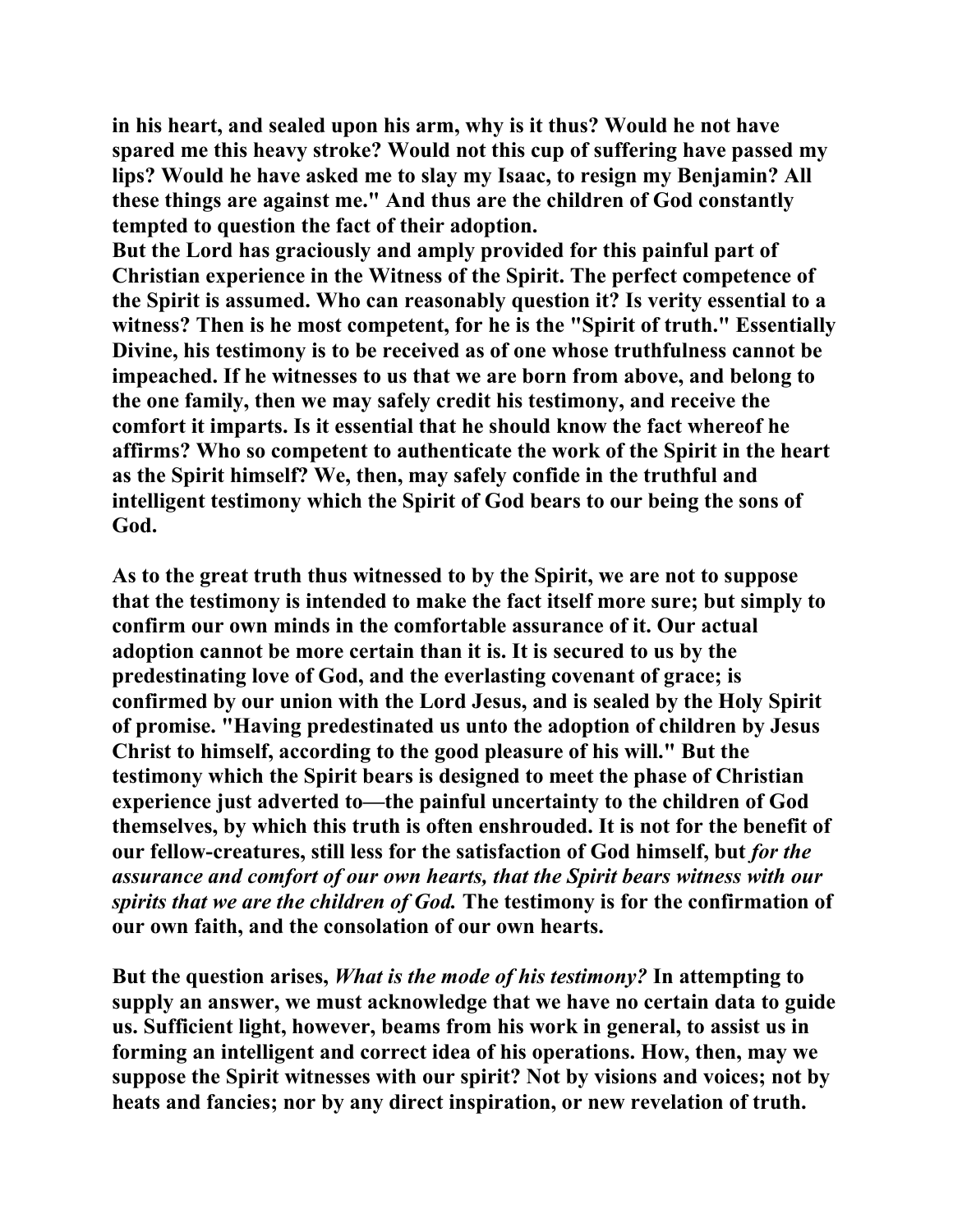in his heart, and sealed upon his arm, why is it thus? Would he not have spared me this heavy stroke? Would not this cup of suffering have passed my lips? Would he have asked me to slay my Isaac, to resign my Benjamin? All these things are against me." And thus are the children of God constantly tempted to question the fact of their adoption.

But the Lord has graciously and amply provided for this painful part of Christian experience in the Witness of the Spirit. The perfect competence of the Spirit is assumed. Who can reasonably question it? Is verity essential to a witness? Then is he most competent, for he is the "Spirit of truth." Essentially Divine, his testimony is to be received as of one whose truthfulness cannot be impeached. If he witnesses to us that we are born from above, and belong to the one family, then we may safely credit his testimony, and receive the comfort it imparts. Is it essential that he should know the fact whereof he affirms? Who so competent to authenticate the work of the Spirit in the heart as the Spirit himself? We, then, may safely confide in the truthful and intelligent testimony which the Spirit of God bears to our being the sons of God.

As to the great truth thus witnessed to by the Spirit, we are not to suppose that the testimony is intended to make the fact itself more sure; but simply to confirm our own minds in the comfortable assurance of it. Our actual adoption cannot be more certain than it is. It is secured to us by the predestinating love of God, and the everlasting covenant of grace; is confirmed by our union with the Lord Jesus, and is sealed by the Holy Spirit of promise. "Having predestinated us unto the adoption of children by Jesus Christ to himself, according to the good pleasure of his will." But the testimony which the Spirit bears is designed to meet the phase of Christian experience just adverted to—the painful uncertainty to the children of God themselves, by which this truth is often enshrouded. It is not for the benefit of our fellow-creatures, still less for the satisfaction of God himself, but *for the assurance and comfort of our own hearts, that the Spirit bears witness with our spirits that we are the children of God.* The testimony is for the confirmation of our own faith, and the consolation of our own hearts.

But the question arises, *What is the mode of his testimony?* In attempting to supply an answer, we must acknowledge that we have no certain data to guide us. Sufficient light, however, beams from his work in general, to assist us in forming an intelligent and correct idea of his operations. How, then, may we suppose the Spirit witnesses with our spirit? Not by visions and voices; not by heats and fancies; nor by any direct inspiration, or new revelation of truth.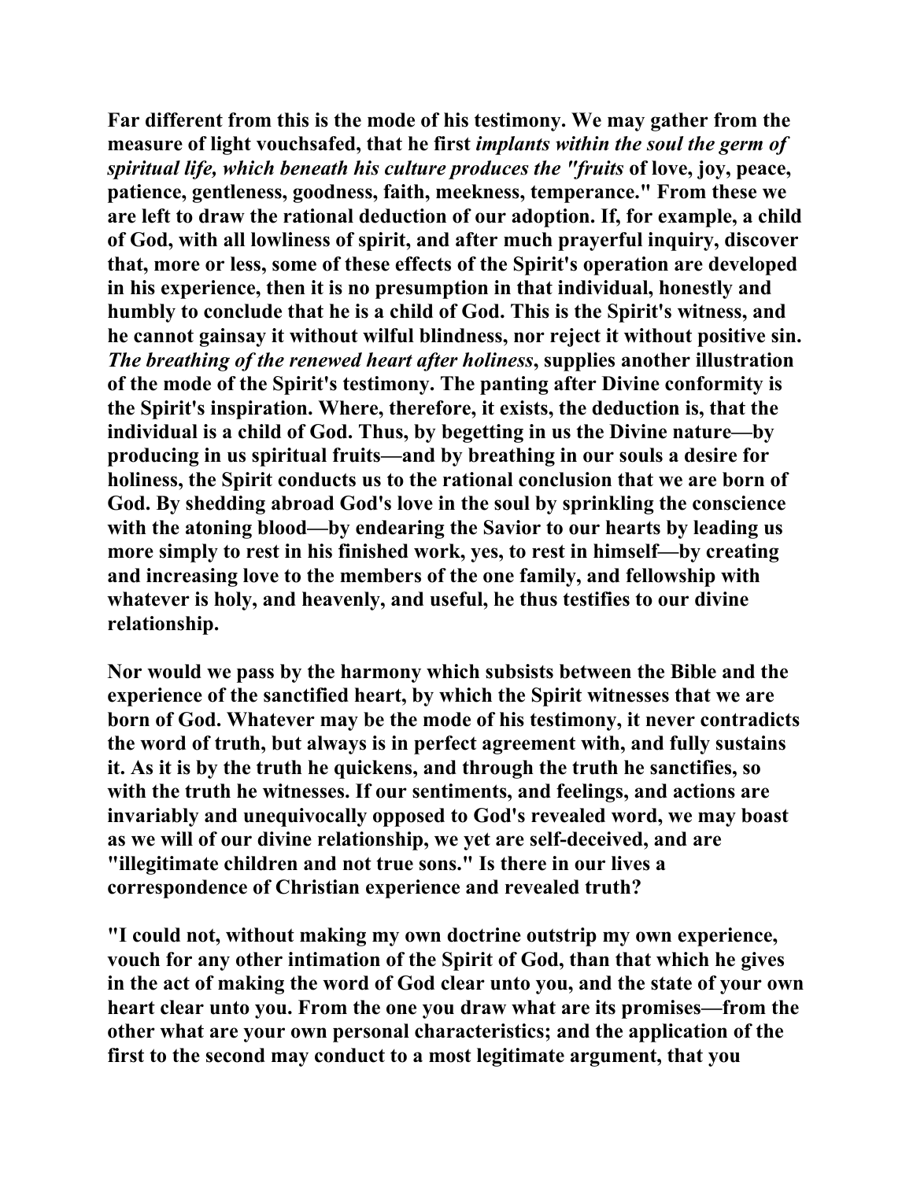Far different from this is the mode of his testimony. We may gather from the measure of light vouchsafed, that he first *implants within the soul the germ of spiritual life, which beneath his culture produces the "fruits* of love, joy, peace, patience, gentleness, goodness, faith, meekness, temperance." From these we are left to draw the rational deduction of our adoption. If, for example, a child of God, with all lowliness of spirit, and after much prayerful inquiry, discover that, more or less, some of these effects of the Spirit's operation are developed in his experience, then it is no presumption in that individual, honestly and humbly to conclude that he is a child of God. This is the Spirit's witness, and he cannot gainsay it without wilful blindness, nor reject it without positive sin. *The breathing of the renewed heart after holiness*, supplies another illustration of the mode of the Spirit's testimony. The panting after Divine conformity is the Spirit's inspiration. Where, therefore, it exists, the deduction is, that the individual is a child of God. Thus, by begetting in us the Divine nature—by producing in us spiritual fruits—and by breathing in our souls a desire for holiness, the Spirit conducts us to the rational conclusion that we are born of God. By shedding abroad God's love in the soul by sprinkling the conscience with the atoning blood—by endearing the Savior to our hearts by leading us more simply to rest in his finished work, yes, to rest in himself—by creating and increasing love to the members of the one family, and fellowship with whatever is holy, and heavenly, and useful, he thus testifies to our divine relationship.

Nor would we pass by the harmony which subsists between the Bible and the experience of the sanctified heart, by which the Spirit witnesses that we are born of God. Whatever may be the mode of his testimony, it never contradicts the word of truth, but always is in perfect agreement with, and fully sustains it. As it is by the truth he quickens, and through the truth he sanctifies, so with the truth he witnesses. If our sentiments, and feelings, and actions are invariably and unequivocally opposed to God's revealed word, we may boast as we will of our divine relationship, we yet are self-deceived, and are "illegitimate children and not true sons." Is there in our lives a correspondence of Christian experience and revealed truth?

"I could not, without making my own doctrine outstrip my own experience, vouch for any other intimation of the Spirit of God, than that which he gives in the act of making the word of God clear unto you, and the state of your own heart clear unto you. From the one you draw what are its promises—from the other what are your own personal characteristics; and the application of the first to the second may conduct to a most legitimate argument, that you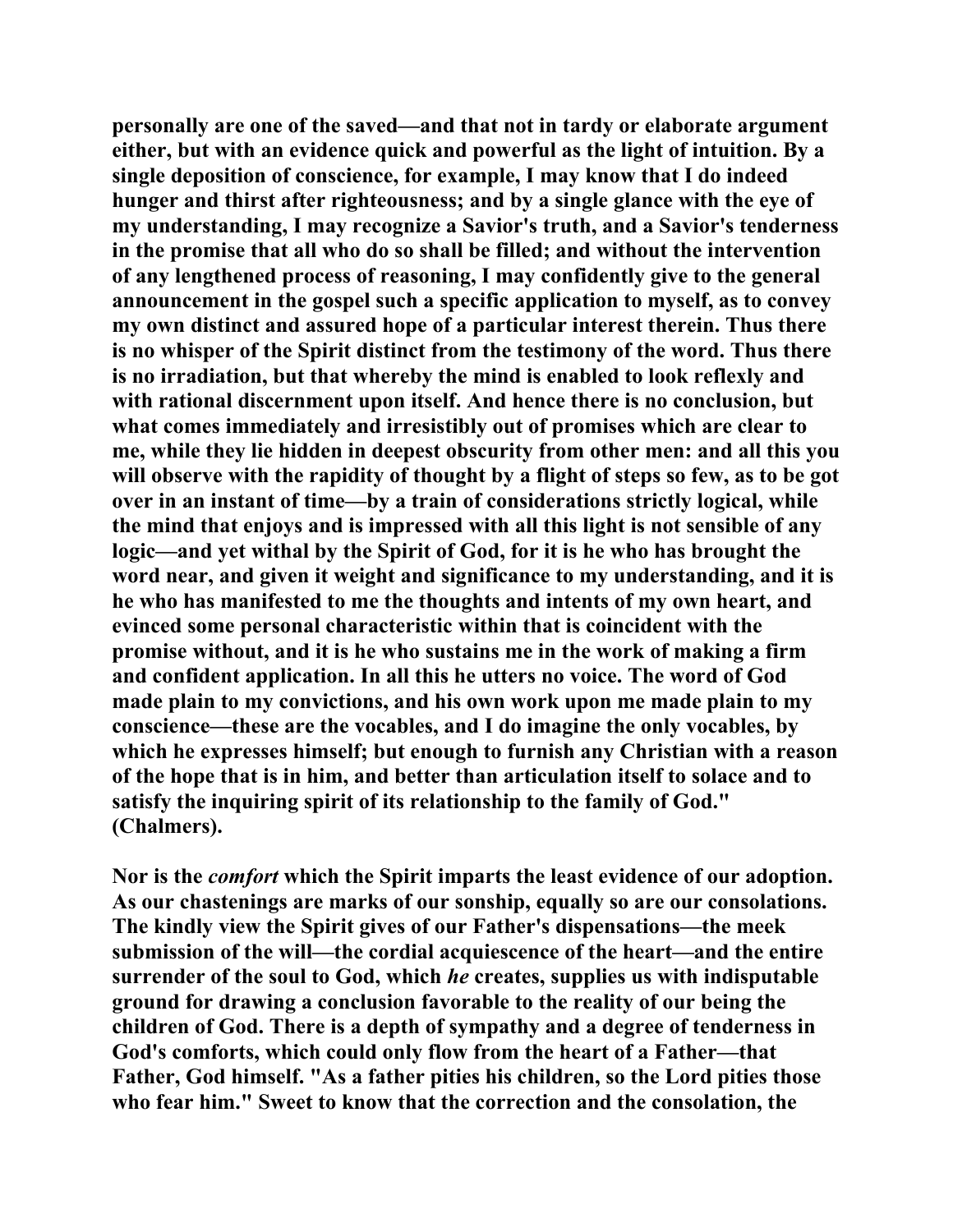personally are one of the saved—and that not in tardy or elaborate argument either, but with an evidence quick and powerful as the light of intuition. By a single deposition of conscience, for example, I may know that I do indeed hunger and thirst after righteousness; and by a single glance with the eye of my understanding, I may recognize a Savior's truth, and a Savior's tenderness in the promise that all who do so shall be filled; and without the intervention of any lengthened process of reasoning, I may confidently give to the general announcement in the gospel such a specific application to myself, as to convey my own distinct and assured hope of a particular interest therein. Thus there is no whisper of the Spirit distinct from the testimony of the word. Thus there is no irradiation, but that whereby the mind is enabled to look reflexly and with rational discernment upon itself. And hence there is no conclusion, but what comes immediately and irresistibly out of promises which are clear to me, while they lie hidden in deepest obscurity from other men: and all this you will observe with the rapidity of thought by a flight of steps so few, as to be got over in an instant of time—by a train of considerations strictly logical, while the mind that enjoys and is impressed with all this light is not sensible of any logic—and yet withal by the Spirit of God, for it is he who has brought the word near, and given it weight and significance to my understanding, and it is he who has manifested to me the thoughts and intents of my own heart, and evinced some personal characteristic within that is coincident with the promise without, and it is he who sustains me in the work of making a firm and confident application. In all this he utters no voice. The word of God made plain to my convictions, and his own work upon me made plain to my conscience—these are the vocables, and I do imagine the only vocables, by which he expresses himself; but enough to furnish any Christian with a reason of the hope that is in him, and better than articulation itself to solace and to satisfy the inquiring spirit of its relationship to the family of God." (Chalmers).

Nor is the *comfort* which the Spirit imparts the least evidence of our adoption. As our chastenings are marks of our sonship, equally so are our consolations. The kindly view the Spirit gives of our Father's dispensations—the meek submission of the will—the cordial acquiescence of the heart—and the entire surrender of the soul to God, which *he* creates, supplies us with indisputable ground for drawing a conclusion favorable to the reality of our being the children of God. There is a depth of sympathy and a degree of tenderness in God's comforts, which could only flow from the heart of a Father—that Father, God himself. "As a father pities his children, so the Lord pities those who fear him." Sweet to know that the correction and the consolation, the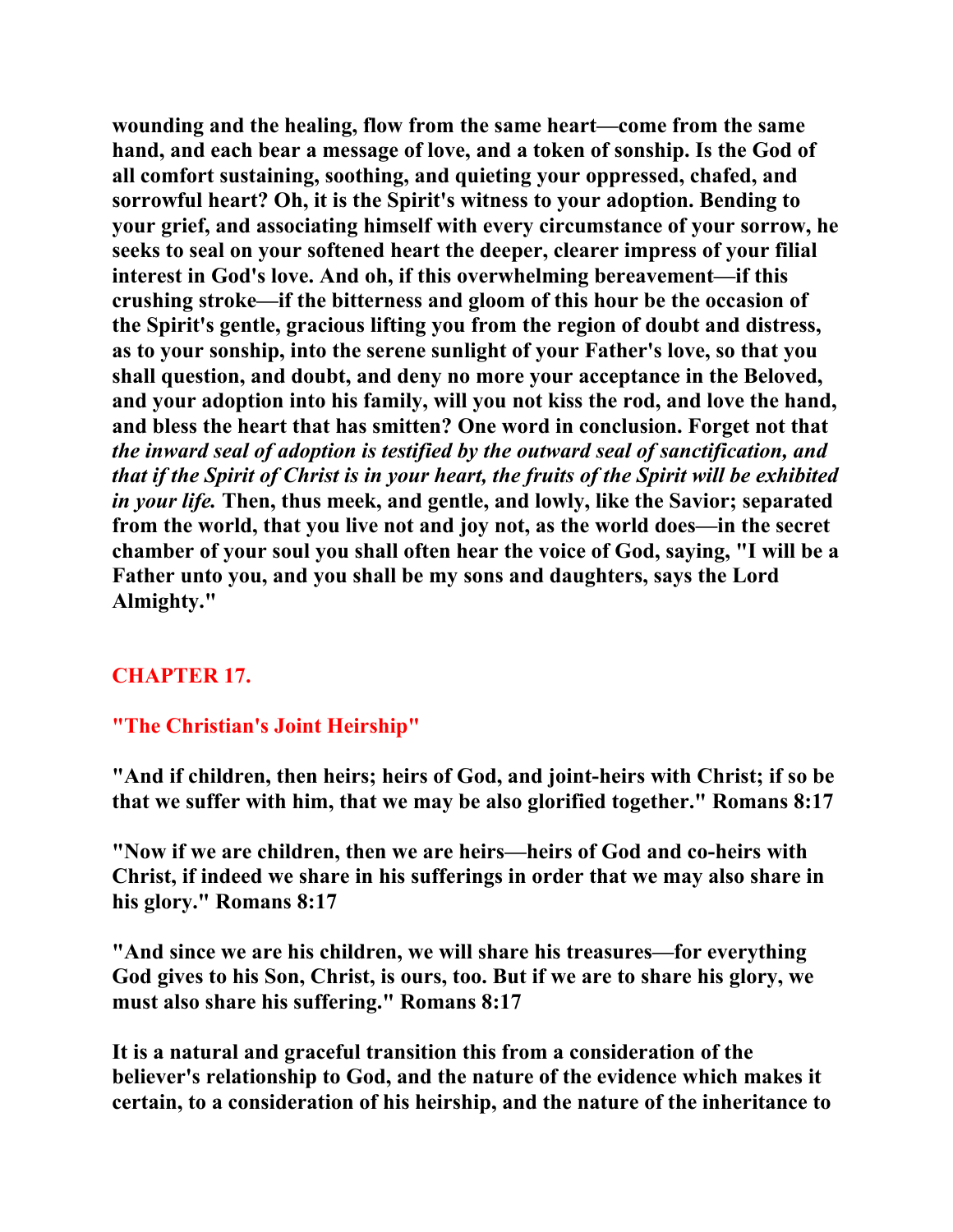**wounding and the healing, flow from the same heart—come from the same hand, and each bear a message of love, and a token of sonship. Is the God of all comfort sustaining, soothing, and quieting your oppressed, chafed, and sorrowful heart? Oh, it is the Spirit's witness to your adoption. Bending to your grief, and associating himself with every circumstance of your sorrow, he seeks to seal on your softened heart the deeper, clearer impress of your filial interest in God's love. And oh, if this overwhelming bereavement—if this crushing stroke—if the bitterness and gloom of this hour be the occasion of the Spirit's gentle, gracious lifting you from the region of doubt and distress, as to your sonship, into the serene sunlight of your Father's love, so that you shall question, and doubt, and deny no more your acceptance in the Beloved, and your adoption into his family, will you not kiss the rod, and love the hand, and bless the heart that has smitten? One word in conclusion. Forget not that *the inward seal of adoption is testified by the outward seal of sanctification, and that if the Spirit of Christ is in your heart, the fruits of the Spirit will be exhibited in your life.* Then, thus meek, and gentle, and lowly, like the Savior; separated from the world, that you live not and joy not, as the world does—in the secret chamber of your soul you shall often hear the voice of God, saying, "I will be a Father unto you, and you shall be my sons and daughters, says the Lord Almighty."**

## CHAPTER 17.

### "The Christian's Joint Heirship"

**"And if children, then heirs; heirs of God, and joint-heirs with Christ; if so be that we suffer with him, that we may be also glorified together." Romans 8:17**

**"Now if we are children, then we are heirs—heirs of God and co-heirs with Christ, if indeed we share in his sufferings in order that we may also share in his glory." Romans 8:17**

**"And since we are his children, we will share his treasures—for everything God gives to his Son, Christ, is ours, too. But if we are to share his glory, we must also share his suffering." Romans 8:17**

**It is a natural and graceful transition this from a consideration of the believer's relationship to God, and the nature of the evidence which makes it certain, to a consideration of his heirship, and the nature of the inheritance to**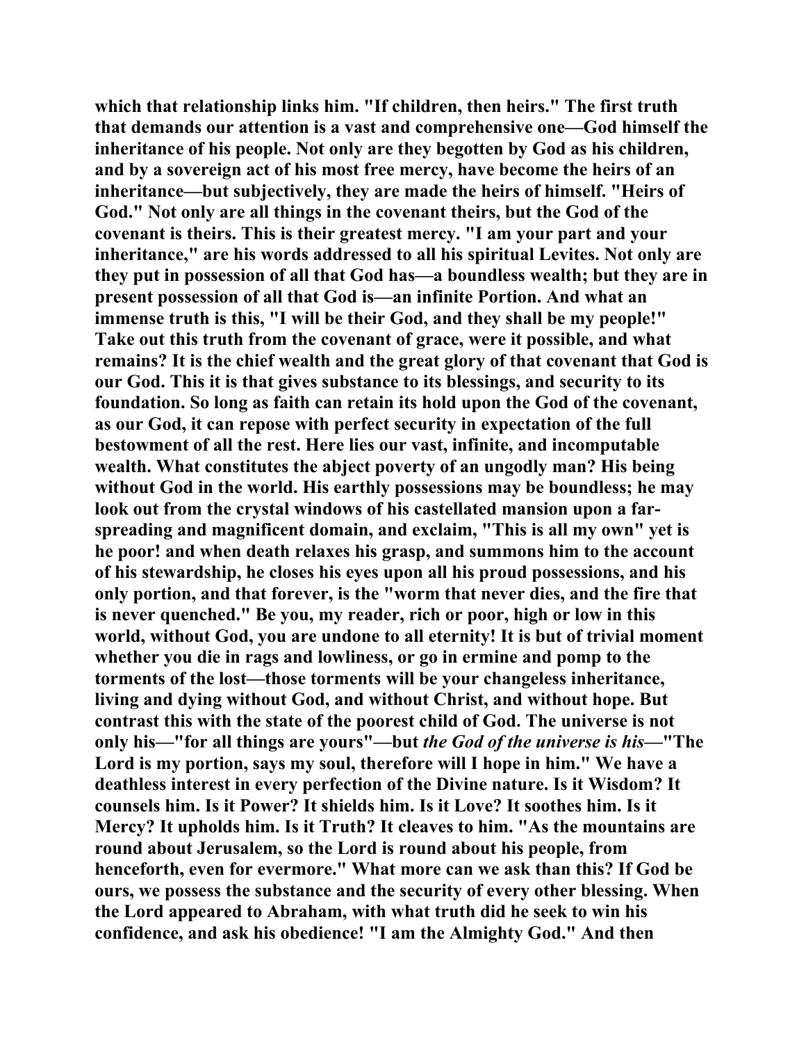which that relationship links him. "If children, then heirs." The first truth that demands our attention is a vast and comprehensive one—God himself the inheritance of his people. Not only are they begotten by God as his children, and by a sovereign act of his most free mercy, have become the heirs of an inheritance—but subjectively, they are made the heirs of himself. "Heirs of God." Not only are all things in the covenant theirs, but the God of the covenant is theirs. This is their greatest mercy. "I am your part and your inheritance," are his words addressed to all his spiritual Levites. Not only are they put in possession of all that God has—a boundless wealth; but they are in present possession of all that God is—an infinite Portion. And what an immense truth is this, "I will be their God, and they shall be my people!" Take out this truth from the covenant of grace, were it possible, and what remains? It is the chief wealth and the great glory of that covenant that God is our God. This it is that gives substance to its blessings, and security to its foundation. So long as faith can retain its hold upon the God of the covenant, as our God, it can repose with perfect security in expectation of the full bestowment of all the rest. Here lies our vast, infinite, and incomputable wealth. What constitutes the abject poverty of an ungodly man? His being without God in the world. His earthly possessions may be boundless; he may look out from the crystal windows of his castellated mansion upon a far-spreading and magnificent domain, and exclaim, "This is all my own" yet is he poor! and when death relaxes his grasp, and summons him to the account of his stewardship, he closes his eyes upon all his proud possessions, and his only portion, and that forever, is the "worm that never dies, and the fire that is never quenched." Be you, my reader, rich or poor, high or low in this world, without God, you are undone to all eternity! It is but of trivial moment whether you die in rags and lowliness, or go in ermine and pomp to the torments of the lost—those torments will be your changeless inheritance, living and dying without God, and without Christ, and without hope. But contrast this with the state of the poorest child of God. The universe is not only his—"for all things are yours"—but *the God of the universe is his*—"The Lord is my portion, says my soul, therefore will I hope in him." We have a deathless interest in every perfection of the Divine nature. Is it Wisdom? It counsels him. Is it Power? It shields him. Is it Love? It soothes him. Is it Mercy? It upholds him. Is it Truth? It cleaves to him. "As the mountains are round about Jerusalem, so the Lord is round about his people, from henceforth, even for evermore." What more can we ask than this? If God be ours, we possess the substance and the security of every other blessing. When the Lord appeared to Abraham, with what truth did he seek to win his confidence, and ask his obedience! "I am the Almighty God." And then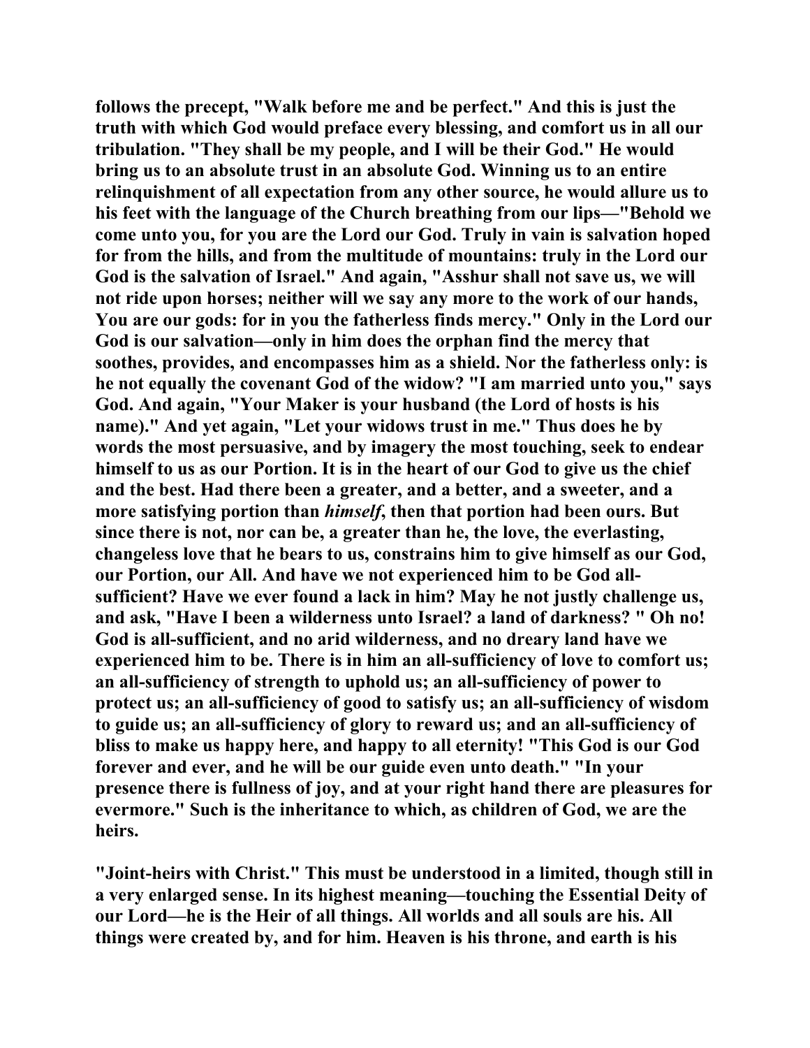follows the precept, "Walk before me and be perfect." And this is just the truth with which God would preface every blessing, and comfort us in all our tribulation. "They shall be my people, and I will be their God." He would bring us to an absolute trust in an absolute God. Winning us to an entire relinquishment of all expectation from any other source, he would allure us to his feet with the language of the Church breathing from our lips—"Behold we come unto you, for you are the Lord our God. Truly in vain is salvation hoped for from the hills, and from the multitude of mountains: truly in the Lord our God is the salvation of Israel." And again, "Asshur shall not save us, we will not ride upon horses; neither will we say any more to the work of our hands, You are our gods: for in you the fatherless finds mercy." Only in the Lord our God is our salvation—only in him does the orphan find the mercy that soothes, provides, and encompasses him as a shield. Nor the fatherless only: is he not equally the covenant God of the widow? "I am married unto you," says God. And again, "Your Maker is your husband (the Lord of hosts is his name)." And yet again, "Let your widows trust in me." Thus does he by words the most persuasive, and by imagery the most touching, seek to endear himself to us as our Portion. It is in the heart of our God to give us the chief and the best. Had there been a greater, and a better, and a sweeter, and a more satisfying portion than *himself*, then that portion had been ours. But since there is not, nor can be, a greater than he, the love, the everlasting, changeless love that he bears to us, constrains him to give himself as our God, our Portion, our All. And have we not experienced him to be God all-sufficient? Have we ever found a lack in him? May he not justly challenge us, and ask, "Have I been a wilderness unto Israel? a land of darkness? " Oh no! God is all-sufficient, and no arid wilderness, and no dreary land have we experienced him to be. There is in him an all-sufficiency of love to comfort us; an all-sufficiency of strength to uphold us; an all-sufficiency of power to protect us; an all-sufficiency of good to satisfy us; an all-sufficiency of wisdom to guide us; an all-sufficiency of glory to reward us; and an all-sufficiency of bliss to make us happy here, and happy to all eternity! "This God is our God forever and ever, and he will be our guide even unto death." "In your presence there is fullness of joy, and at your right hand there are pleasures for evermore." Such is the inheritance to which, as children of God, we are the heirs.

"Joint-heirs with Christ." This must be understood in a limited, though still in a very enlarged sense. In its highest meaning—touching the Essential Deity of our Lord—he is the Heir of all things. All worlds and all souls are his. All things were created by, and for him. Heaven is his throne, and earth is his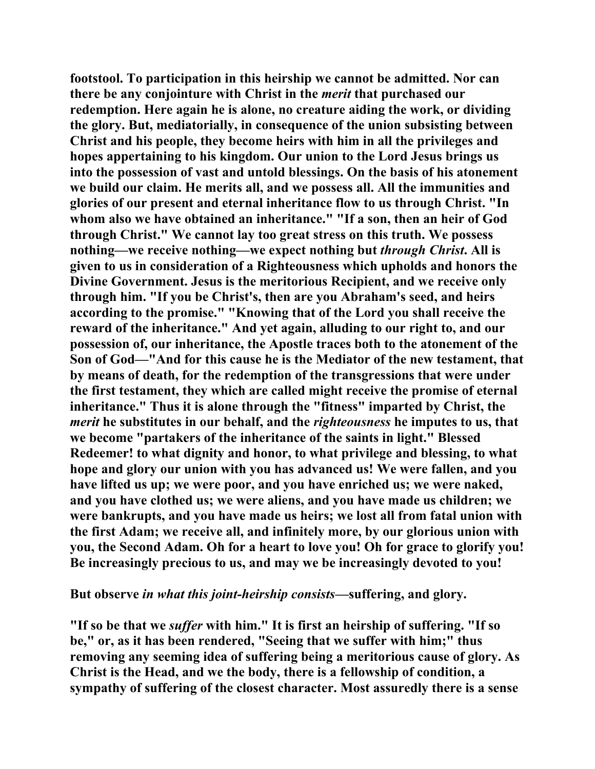**footstool. To participation in this heirship we cannot be admitted. Nor can there be any conjointure with Christ in the *merit* that purchased our redemption. Here again he is alone, no creature aiding the work, or dividing the glory. But, mediatorially, in consequence of the union subsisting between Christ and his people, they become heirs with him in all the privileges and hopes appertaining to his kingdom. Our union to the Lord Jesus brings us into the possession of vast and untold blessings. On the basis of his atonement we build our claim. He merits all, and we possess all. All the immunities and glories of our present and eternal inheritance flow to us through Christ. "In whom also we have obtained an inheritance." "If a son, then an heir of God through Christ." We cannot lay too great stress on this truth. We possess nothing—we receive nothing—we expect nothing but *through Christ*. All is given to us in consideration of a Righteousness which upholds and honors the Divine Government. Jesus is the meritorious Recipient, and we receive only through him. "If you be Christ's, then are you Abraham's seed, and heirs according to the promise." "Knowing that of the Lord you shall receive the reward of the inheritance." And yet again, alluding to our right to, and our possession of, our inheritance, the Apostle traces both to the atonement of the Son of God—"And for this cause he is the Mediator of the new testament, that by means of death, for the redemption of the transgressions that were under the first testament, they which are called might receive the promise of eternal inheritance." Thus it is alone through the "fitness" imparted by Christ, the *merit* he substitutes in our behalf, and the *righteousness* he imputes to us, that we become "partakers of the inheritance of the saints in light." Blessed Redeemer! to what dignity and honor, to what privilege and blessing, to what hope and glory our union with you has advanced us! We were fallen, and you have lifted us up; we were poor, and you have enriched us; we were naked, and you have clothed us; we were aliens, and you have made us children; we were bankrupts, and you have made us heirs; we lost all from fatal union with the first Adam; we receive all, and infinitely more, by our glorious union with you, the Second Adam. Oh for a heart to love you! Oh for grace to glorify you! Be increasingly precious to us, and may we be increasingly devoted to you!**

**But observe *in what this joint-heirship consists*—suffering, and glory.**

**"If so be that we *suffer* with him." It is first an heirship of suffering. "If so be," or, as it has been rendered, "Seeing that we suffer with him;" thus removing any seeming idea of suffering being a meritorious cause of glory. As Christ is the Head, and we the body, there is a fellowship of condition, a sympathy of suffering of the closest character. Most assuredly there is a sense**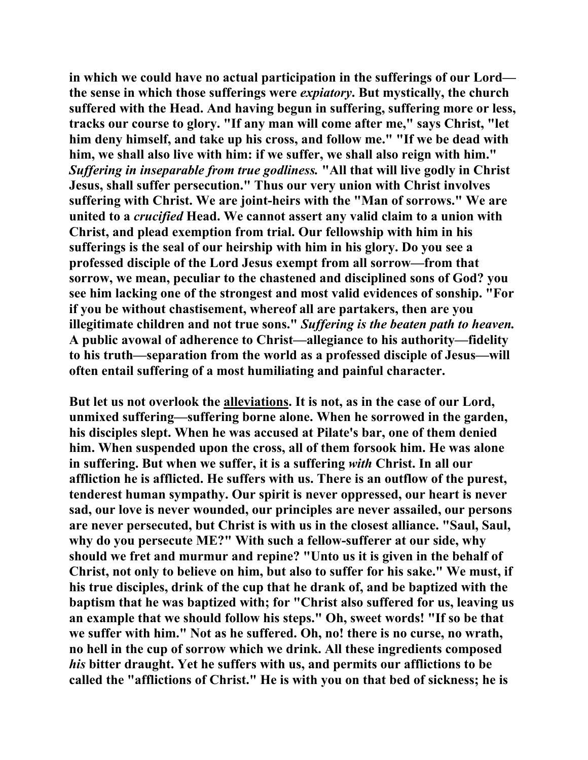**in which we could have no actual participation in the sufferings of our Lord—the sense in which those sufferings were *expiatory*. But mystically, the church suffered with the Head. And having begun in suffering, suffering more or less, tracks our course to glory. "If any man will come after me," says Christ, "let him deny himself, and take up his cross, and follow me." "If we be dead with him, we shall also live with him: if we suffer, we shall also reign with him." *Suffering in inseparable from true godliness.* "All that will live godly in Christ Jesus, shall suffer persecution." Thus our very union with Christ involves suffering with Christ. We are joint-heirs with the "Man of sorrows." We are united to a *crucified* Head. We cannot assert any valid claim to a union with Christ, and plead exemption from trial. Our fellowship with him in his sufferings is the seal of our heirship with him in his glory. Do you see a professed disciple of the Lord Jesus exempt from all sorrow—from that sorrow, we mean, peculiar to the chastened and disciplined sons of God? you see him lacking one of the strongest and most valid evidences of sonship. "For if you be without chastisement, whereof all are partakers, then are you illegitimate children and not true sons." *Suffering is the beaten path to heaven.* A public avowal of adherence to Christ—allegiance to his authority—fidelity to his truth—separation from the world as a professed disciple of Jesus—will often entail suffering of a most humiliating and painful character.**

**But let us not overlook the <u>alleviations</u>. It is not, as in the case of our Lord, unmixed suffering—suffering borne alone. When he sorrowed in the garden, his disciples slept. When he was accused at Pilate's bar, one of them denied him. When suspended upon the cross, all of them forsook him. He was alone in suffering. But when we suffer, it is a suffering *with* Christ. In all our affliction he is afflicted. He suffers with us. There is an outflow of the purest, tenderest human sympathy. Our spirit is never oppressed, our heart is never sad, our love is never wounded, our principles are never assailed, our persons are never persecuted, but Christ is with us in the closest alliance. "Saul, Saul, why do you persecute ME?" With such a fellow-sufferer at our side, why should we fret and murmur and repine? "Unto us it is given in the behalf of Christ, not only to believe on him, but also to suffer for his sake." We must, if his true disciples, drink of the cup that he drank of, and be baptized with the baptism that he was baptized with; for "Christ also suffered for us, leaving us an example that we should follow his steps." Oh, sweet words! "If so be that we suffer with him." Not as he suffered. Oh, no! there is no curse, no wrath, no hell in the cup of sorrow which we drink. All these ingredients composed *his* bitter draught. Yet he suffers with us, and permits our afflictions to be called the "afflictions of Christ." He is with you on that bed of sickness; he is**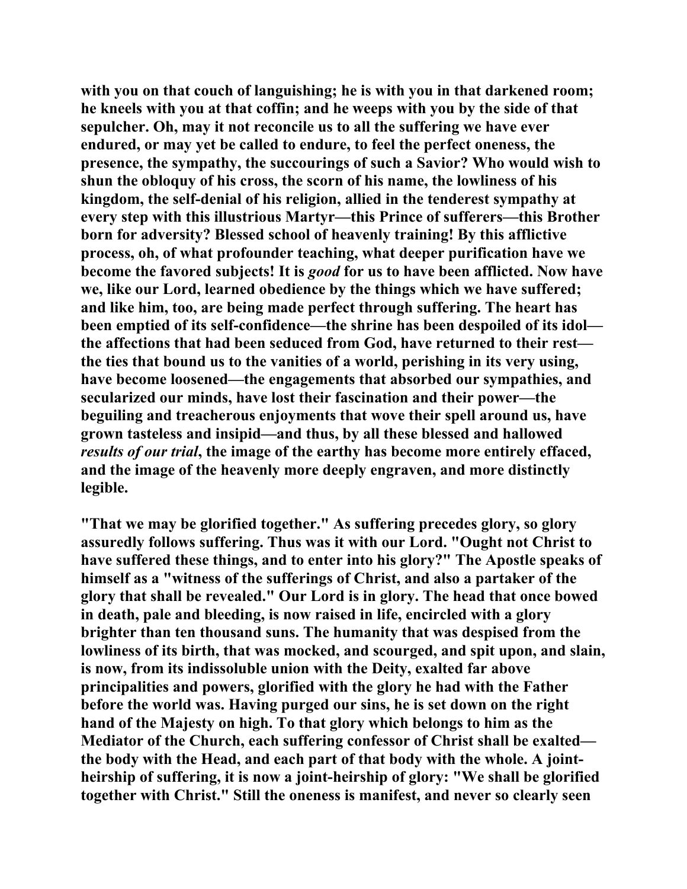**with you on that couch of languishing; he is with you in that darkened room; he kneels with you at that coffin; and he weeps with you by the side of that sepulcher. Oh, may it not reconcile us to all the suffering we have ever endured, or may yet be called to endure, to feel the perfect oneness, the presence, the sympathy, the succourings of such a Savior? Who would wish to shun the obloquy of his cross, the scorn of his name, the lowliness of his kingdom, the self-denial of his religion, allied in the tenderest sympathy at every step with this illustrious Martyr—this Prince of sufferers—this Brother born for adversity? Blessed school of heavenly training! By this afflictive process, oh, of what profounder teaching, what deeper purification have we become the favored subjects! It is *good* for us to have been afflicted. Now have we, like our Lord, learned obedience by the things which we have suffered; and like him, too, are being made perfect through suffering. The heart has been emptied of its self-confidence—the shrine has been despoiled of its idol—the affections that had been seduced from God, have returned to their rest—the ties that bound us to the vanities of a world, perishing in its very using, have become loosened—the engagements that absorbed our sympathies, and secularized our minds, have lost their fascination and their power—the beguiling and treacherous enjoyments that wove their spell around us, have grown tasteless and insipid—and thus, by all these blessed and hallowed *results of our trial*, the image of the earthy has become more entirely effaced, and the image of the heavenly more deeply engraven, and more distinctly legible.**

**"That we may be glorified together." As suffering precedes glory, so glory assuredly follows suffering. Thus was it with our Lord. "Ought not Christ to have suffered these things, and to enter into his glory?" The Apostle speaks of himself as a "witness of the sufferings of Christ, and also a partaker of the glory that shall be revealed." Our Lord is in glory. The head that once bowed in death, pale and bleeding, is now raised in life, encircled with a glory brighter than ten thousand suns. The humanity that was despised from the lowliness of its birth, that was mocked, and scourged, and spit upon, and slain, is now, from its indissoluble union with the Deity, exalted far above principalities and powers, glorified with the glory he had with the Father before the world was. Having purged our sins, he is set down on the right hand of the Majesty on high. To that glory which belongs to him as the Mediator of the Church, each suffering confessor of Christ shall be exalted—the body with the Head, and each part of that body with the whole. A joint-heirship of suffering, it is now a joint-heirship of glory: "We shall be glorified together with Christ." Still the oneness is manifest, and never so clearly seen**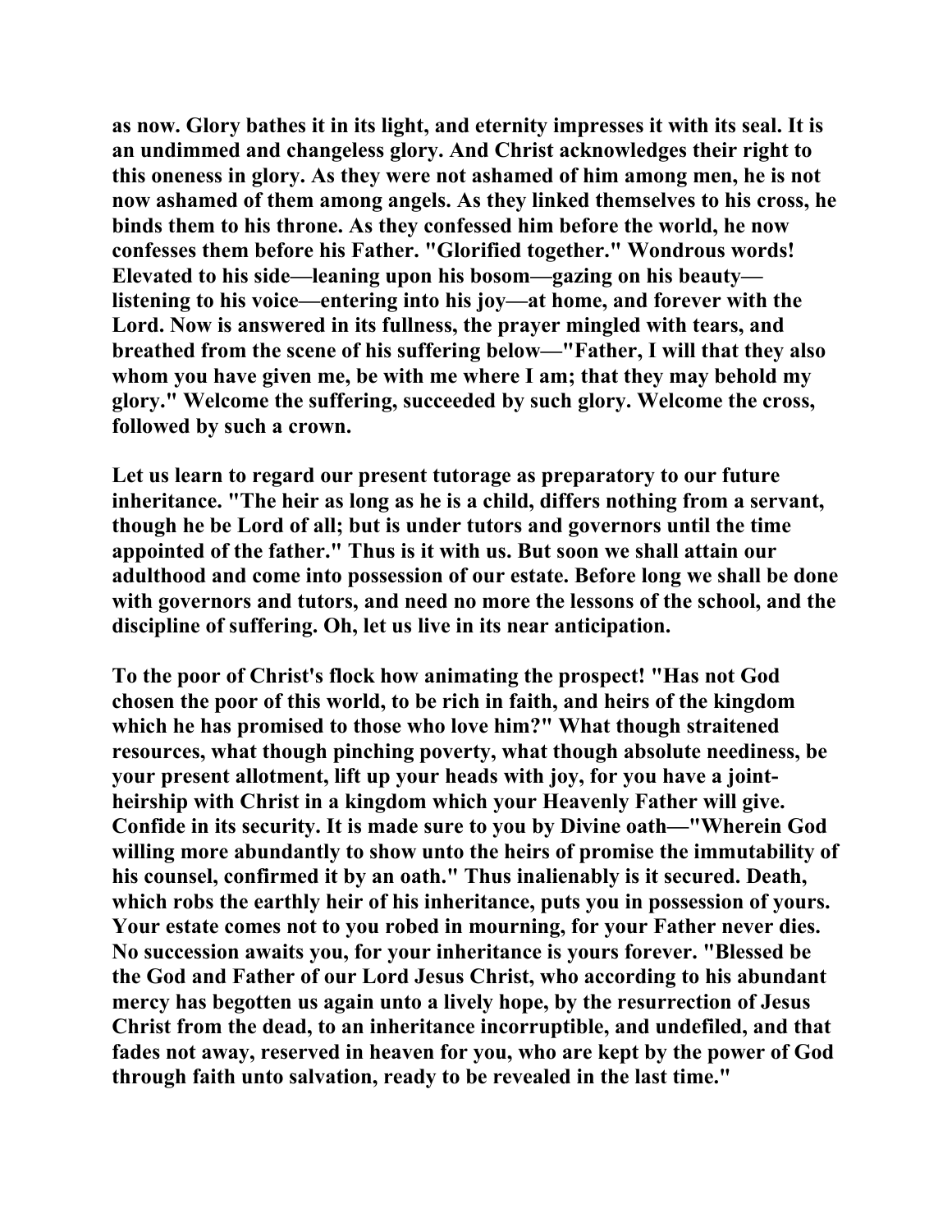as now. Glory bathes it in its light, and eternity impresses it with its seal. It is an undimmed and changeless glory. And Christ acknowledges their right to this oneness in glory. As they were not ashamed of him among men, he is not now ashamed of them among angels. As they linked themselves to his cross, he binds them to his throne. As they confessed him before the world, he now confesses them before his Father. "Glorified together." Wondrous words! Elevated to his side—leaning upon his bosom—gazing on his beauty—listening to his voice—entering into his joy—at home, and forever with the Lord. Now is answered in its fullness, the prayer mingled with tears, and breathed from the scene of his suffering below—"Father, I will that they also whom you have given me, be with me where I am; that they may behold my glory." Welcome the suffering, succeeded by such glory. Welcome the cross, followed by such a crown.

Let us learn to regard our present tutorage as preparatory to our future inheritance. "The heir as long as he is a child, differs nothing from a servant, though he be Lord of all; but is under tutors and governors until the time appointed of the father." Thus is it with us. But soon we shall attain our adulthood and come into possession of our estate. Before long we shall be done with governors and tutors, and need no more the lessons of the school, and the discipline of suffering. Oh, let us live in its near anticipation.

To the poor of Christ's flock how animating the prospect! "Has not God chosen the poor of this world, to be rich in faith, and heirs of the kingdom which he has promised to those who love him?" What though straitened resources, what though pinching poverty, what though absolute neediness, be your present allotment, lift up your heads with joy, for you have a joint-heirship with Christ in a kingdom which your Heavenly Father will give. Confide in its security. It is made sure to you by Divine oath—"Wherein God willing more abundantly to show unto the heirs of promise the immutability of his counsel, confirmed it by an oath." Thus inalienably is it secured. Death, which robs the earthly heir of his inheritance, puts you in possession of yours. Your estate comes not to you robed in mourning, for your Father never dies. No succession awaits you, for your inheritance is yours forever. "Blessed be the God and Father of our Lord Jesus Christ, who according to his abundant mercy has begotten us again unto a lively hope, by the resurrection of Jesus Christ from the dead, to an inheritance incorruptible, and undefiled, and that fades not away, reserved in heaven for you, who are kept by the power of God through faith unto salvation, ready to be revealed in the last time."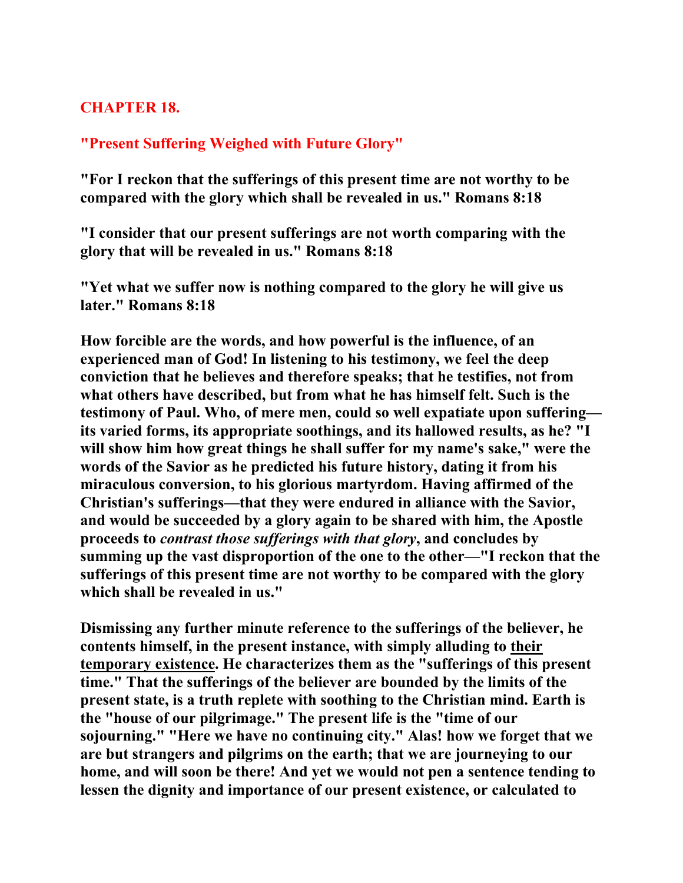## CHAPTER 18.

### "Present Suffering Weighed with Future Glory"

**"For I reckon that the sufferings of this present time are not worthy to be compared with the glory which shall be revealed in us." Romans 8:18**

**"I consider that our present sufferings are not worth comparing with the glory that will be revealed in us." Romans 8:18**

**"Yet what we suffer now is nothing compared to the glory he will give us later." Romans 8:18**

**How forcible are the words, and how powerful is the influence, of an experienced man of God! In listening to his testimony, we feel the deep conviction that he believes and therefore speaks; that he testifies, not from what others have described, but from what he has himself felt. Such is the testimony of Paul. Who, of mere men, could so well expatiate upon suffering—its varied forms, its appropriate soothings, and its hallowed results, as he? "I will show him how great things he shall suffer for my name's sake," were the words of the Savior as he predicted his future history, dating it from his miraculous conversion, to his glorious martyrdom. Having affirmed of the Christian's sufferings—that they were endured in alliance with the Savior, and would be succeeded by a glory again to be shared with him, the Apostle proceeds to *contrast those sufferings with that glory*, and concludes by summing up the vast disproportion of the one to the other—"I reckon that the sufferings of this present time are not worthy to be compared with the glory which shall be revealed in us."**

**Dismissing any further minute reference to the sufferings of the believer, he contents himself, in the present instance, with simply alluding to their temporary existence. He characterizes them as the "sufferings of this present time." That the sufferings of the believer are bounded by the limits of the present state, is a truth replete with soothing to the Christian mind. Earth is the "house of our pilgrimage." The present life is the "time of our sojourning." "Here we have no continuing city." Alas! how we forget that we are but strangers and pilgrims on the earth; that we are journeying to our home, and will soon be there! And yet we would not pen a sentence tending to lessen the dignity and importance of our present existence, or calculated to**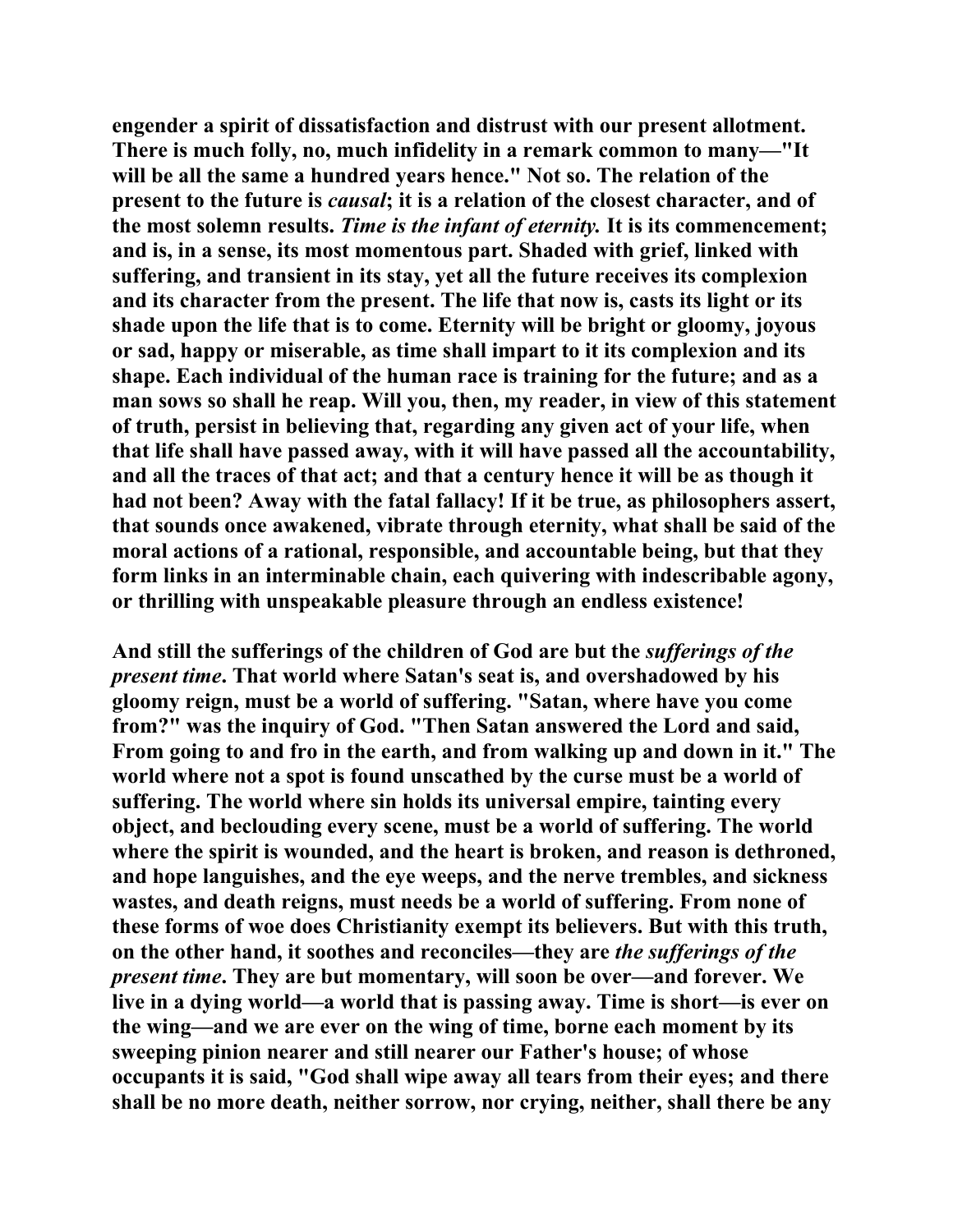engender a spirit of dissatisfaction and distrust with our present allotment. There is much folly, no, much infidelity in a remark common to many—"It will be all the same a hundred years hence." Not so. The relation of the present to the future is *causal*; it is a relation of the closest character, and of the most solemn results. *Time is the infant of eternity.* It is its commencement; and is, in a sense, its most momentous part. Shaded with grief, linked with suffering, and transient in its stay, yet all the future receives its complexion and its character from the present. The life that now is, casts its light or its shade upon the life that is to come. Eternity will be bright or gloomy, joyous or sad, happy or miserable, as time shall impart to it its complexion and its shape. Each individual of the human race is training for the future; and as a man sows so shall he reap. Will you, then, my reader, in view of this statement of truth, persist in believing that, regarding any given act of your life, when that life shall have passed away, with it will have passed all the accountability, and all the traces of that act; and that a century hence it will be as though it had not been? Away with the fatal fallacy! If it be true, as philosophers assert, that sounds once awakened, vibrate through eternity, what shall be said of the moral actions of a rational, responsible, and accountable being, but that they form links in an interminable chain, each quivering with indescribable agony, or thrilling with unspeakable pleasure through an endless existence!

And still the sufferings of the children of God are but the *sufferings of the present time*. That world where Satan's seat is, and overshadowed by his gloomy reign, must be a world of suffering. "Satan, where have you come from?" was the inquiry of God. "Then Satan answered the Lord and said, From going to and fro in the earth, and from walking up and down in it." The world where not a spot is found unscathed by the curse must be a world of suffering. The world where sin holds its universal empire, tainting every object, and beclouding every scene, must be a world of suffering. The world where the spirit is wounded, and the heart is broken, and reason is dethroned, and hope languishes, and the eye weeps, and the nerve trembles, and sickness wastes, and death reigns, must needs be a world of suffering. From none of these forms of woe does Christianity exempt its believers. But with this truth, on the other hand, it soothes and reconciles—they are *the sufferings of the present time*. They are but momentary, will soon be over—and forever. We live in a dying world—a world that is passing away. Time is short—is ever on the wing—and we are ever on the wing of time, borne each moment by its sweeping pinion nearer and still nearer our Father's house; of whose occupants it is said, "God shall wipe away all tears from their eyes; and there shall be no more death, neither sorrow, nor crying, neither, shall there be any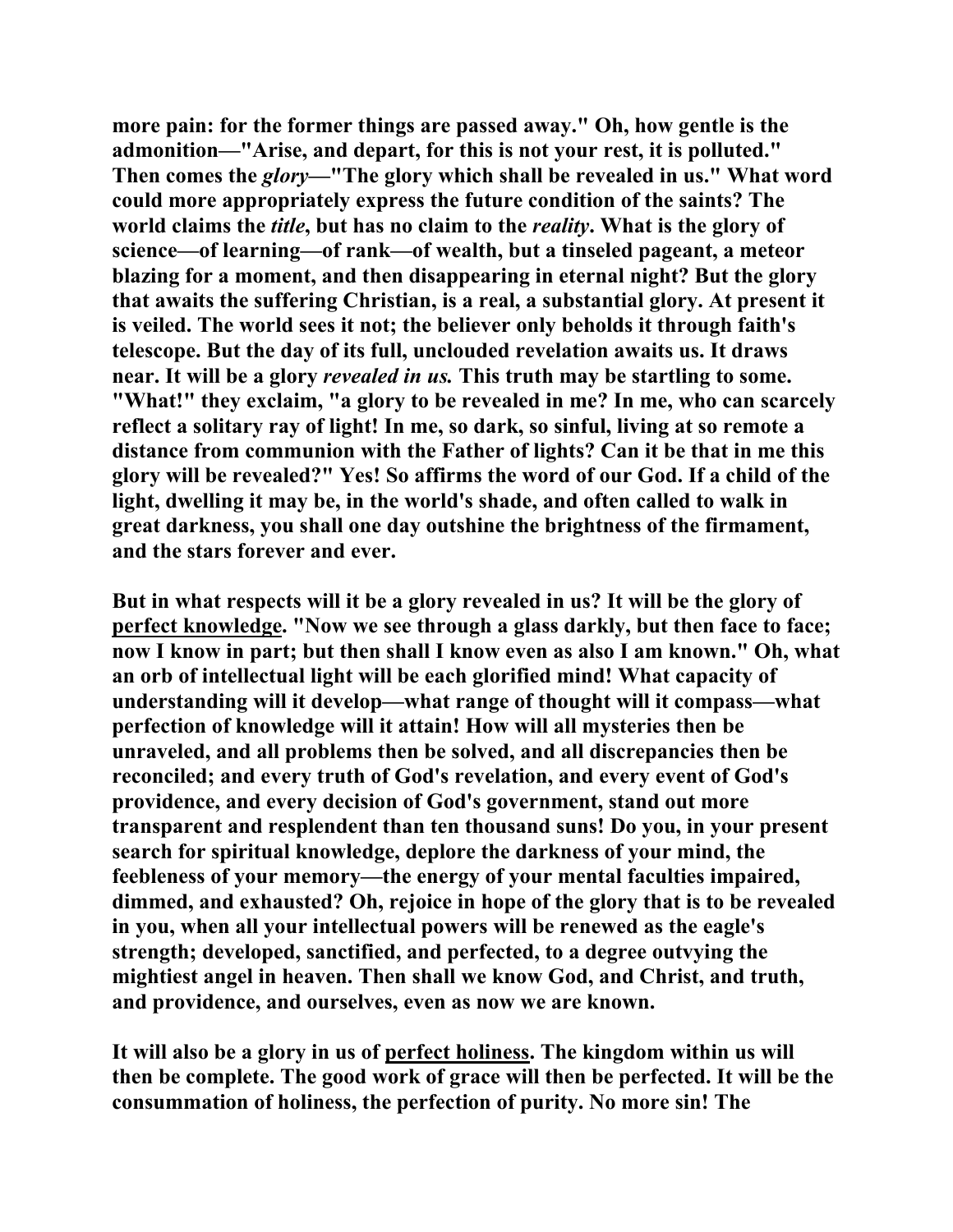**more pain: for the former things are passed away." Oh, how gentle is the admonition—"Arise, and depart, for this is not your rest, it is polluted." Then comes the *glory*—"The glory which shall be revealed in us." What word could more appropriately express the future condition of the saints? The world claims the *title*, but has no claim to the *reality*. What is the glory of science—of learning—of rank—of wealth, but a tinseled pageant, a meteor blazing for a moment, and then disappearing in eternal night? But the glory that awaits the suffering Christian, is a real, a substantial glory. At present it is veiled. The world sees it not; the believer only beholds it through faith's telescope. But the day of its full, unclouded revelation awaits us. It draws near. It will be a glory *revealed in us.* This truth may be startling to some. "What!" they exclaim, "a glory to be revealed in me? In me, who can scarcely reflect a solitary ray of light! In me, so dark, so sinful, living at so remote a distance from communion with the Father of lights? Can it be that in me this glory will be revealed?" Yes! So affirms the word of our God. If a child of the light, dwelling it may be, in the world's shade, and often called to walk in great darkness, you shall one day outshine the brightness of the firmament, and the stars forever and ever.**

**But in what respects will it be a glory revealed in us? It will be the glory of <u>perfect knowledge</u>. "Now we see through a glass darkly, but then face to face; now I know in part; but then shall I know even as also I am known." Oh, what an orb of intellectual light will be each glorified mind! What capacity of understanding will it develop—what range of thought will it compass—what perfection of knowledge will it attain! How will all mysteries then be unraveled, and all problems then be solved, and all discrepancies then be reconciled; and every truth of God's revelation, and every event of God's providence, and every decision of God's government, stand out more transparent and resplendent than ten thousand suns! Do you, in your present search for spiritual knowledge, deplore the darkness of your mind, the feebleness of your memory—the energy of your mental faculties impaired, dimmed, and exhausted? Oh, rejoice in hope of the glory that is to be revealed in you, when all your intellectual powers will be renewed as the eagle's strength; developed, sanctified, and perfected, to a degree outvying the mightiest angel in heaven. Then shall we know God, and Christ, and truth, and providence, and ourselves, even as now we are known.**

**It will also be a glory in us of <u>perfect holiness</u>. The kingdom within us will then be complete. The good work of grace will then be perfected. It will be the consummation of holiness, the perfection of purity. No more sin! The**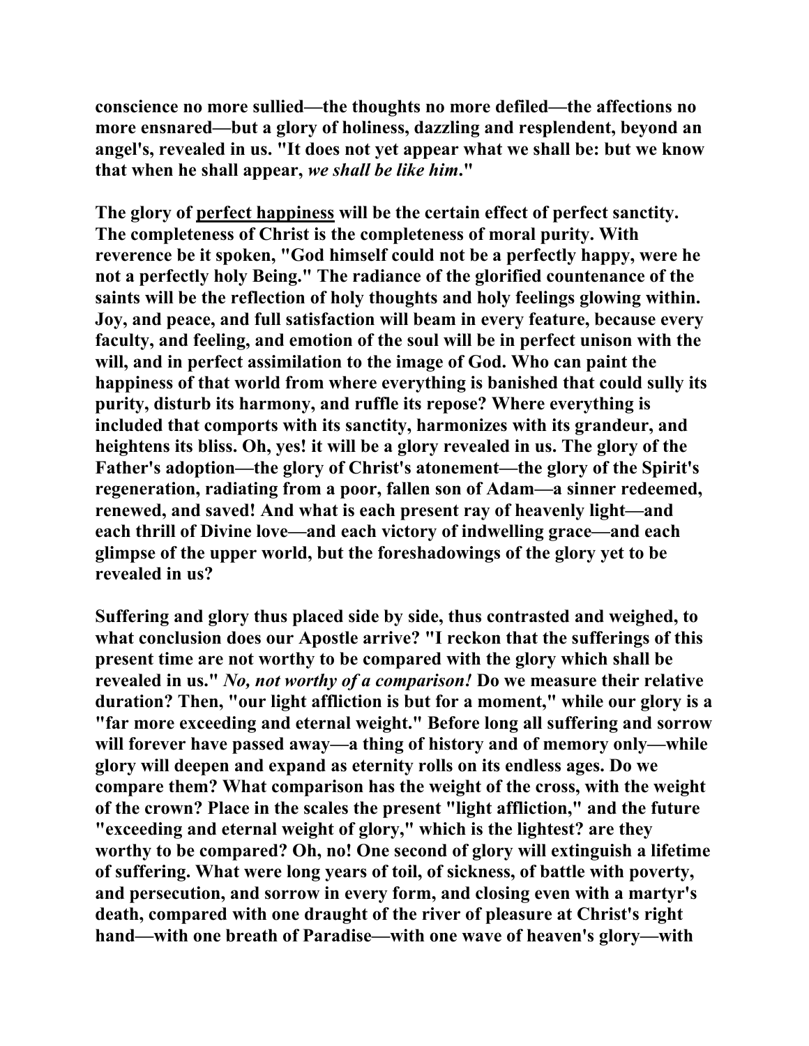conscience no more sullied—the thoughts no more defiled—the affections no more ensnared—but a glory of holiness, dazzling and resplendent, beyond an angel's, revealed in us. "It does not yet appear what we shall be: but we know that when he shall appear, *we shall be like him*."

The glory of <u>perfect happiness</u> will be the certain effect of perfect sanctity. The completeness of Christ is the completeness of moral purity. With reverence be it spoken, "God himself could not be a perfectly happy, were he not a perfectly holy Being." The radiance of the glorified countenance of the saints will be the reflection of holy thoughts and holy feelings glowing within. Joy, and peace, and full satisfaction will beam in every feature, because every faculty, and feeling, and emotion of the soul will be in perfect unison with the will, and in perfect assimilation to the image of God. Who can paint the happiness of that world from where everything is banished that could sully its purity, disturb its harmony, and ruffle its repose? Where everything is included that comports with its sanctity, harmonizes with its grandeur, and heightens its bliss. Oh, yes! it will be a glory revealed in us. The glory of the Father's adoption—the glory of Christ's atonement—the glory of the Spirit's regeneration, radiating from a poor, fallen son of Adam—a sinner redeemed, renewed, and saved! And what is each present ray of heavenly light—and each thrill of Divine love—and each victory of indwelling grace—and each glimpse of the upper world, but the foreshadowings of the glory yet to be revealed in us?

Suffering and glory thus placed side by side, thus contrasted and weighed, to what conclusion does our Apostle arrive? "I reckon that the sufferings of this present time are not worthy to be compared with the glory which shall be revealed in us." *No, not worthy of a comparison!* Do we measure their relative duration? Then, "our light affliction is but for a moment," while our glory is a "far more exceeding and eternal weight." Before long all suffering and sorrow will forever have passed away—a thing of history and of memory only—while glory will deepen and expand as eternity rolls on its endless ages. Do we compare them? What comparison has the weight of the cross, with the weight of the crown? Place in the scales the present "light affliction," and the future "exceeding and eternal weight of glory," which is the lightest? are they worthy to be compared? Oh, no! One second of glory will extinguish a lifetime of suffering. What were long years of toil, of sickness, of battle with poverty, and persecution, and sorrow in every form, and closing even with a martyr's death, compared with one draught of the river of pleasure at Christ's right hand—with one breath of Paradise—with one wave of heaven's glory—with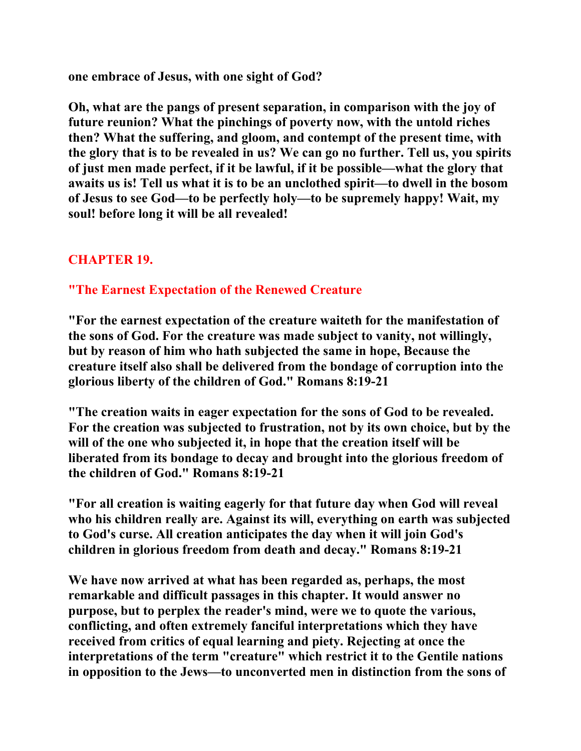**one embrace of Jesus, with one sight of God?**

**Oh, what are the pangs of present separation, in comparison with the joy of future reunion? What the pinchings of poverty now, with the untold riches then? What the suffering, and gloom, and contempt of the present time, with the glory that is to be revealed in us? We can go no further. Tell us, you spirits of just men made perfect, if it be lawful, if it be possible—what the glory that awaits us is! Tell us what it is to be an unclothed spirit—to dwell in the bosom of Jesus to see God—to be perfectly holy—to be supremely happy! Wait, my soul! before long it will be all revealed!**

## CHAPTER 19.

### "The Earnest Expectation of the Renewed Creature

**"For the earnest expectation of the creature waiteth for the manifestation of the sons of God. For the creature was made subject to vanity, not willingly, but by reason of him who hath subjected the same in hope, Because the creature itself also shall be delivered from the bondage of corruption into the glorious liberty of the children of God." Romans 8:19-21**

**"The creation waits in eager expectation for the sons of God to be revealed. For the creation was subjected to frustration, not by its own choice, but by the will of the one who subjected it, in hope that the creation itself will be liberated from its bondage to decay and brought into the glorious freedom of the children of God." Romans 8:19-21**

**"For all creation is waiting eagerly for that future day when God will reveal who his children really are. Against its will, everything on earth was subjected to God's curse. All creation anticipates the day when it will join God's children in glorious freedom from death and decay." Romans 8:19-21**

**We have now arrived at what has been regarded as, perhaps, the most remarkable and difficult passages in this chapter. It would answer no purpose, but to perplex the reader's mind, were we to quote the various, conflicting, and often extremely fanciful interpretations which they have received from critics of equal learning and piety. Rejecting at once the interpretations of the term "creature" which restrict it to the Gentile nations in opposition to the Jews—to unconverted men in distinction from the sons of**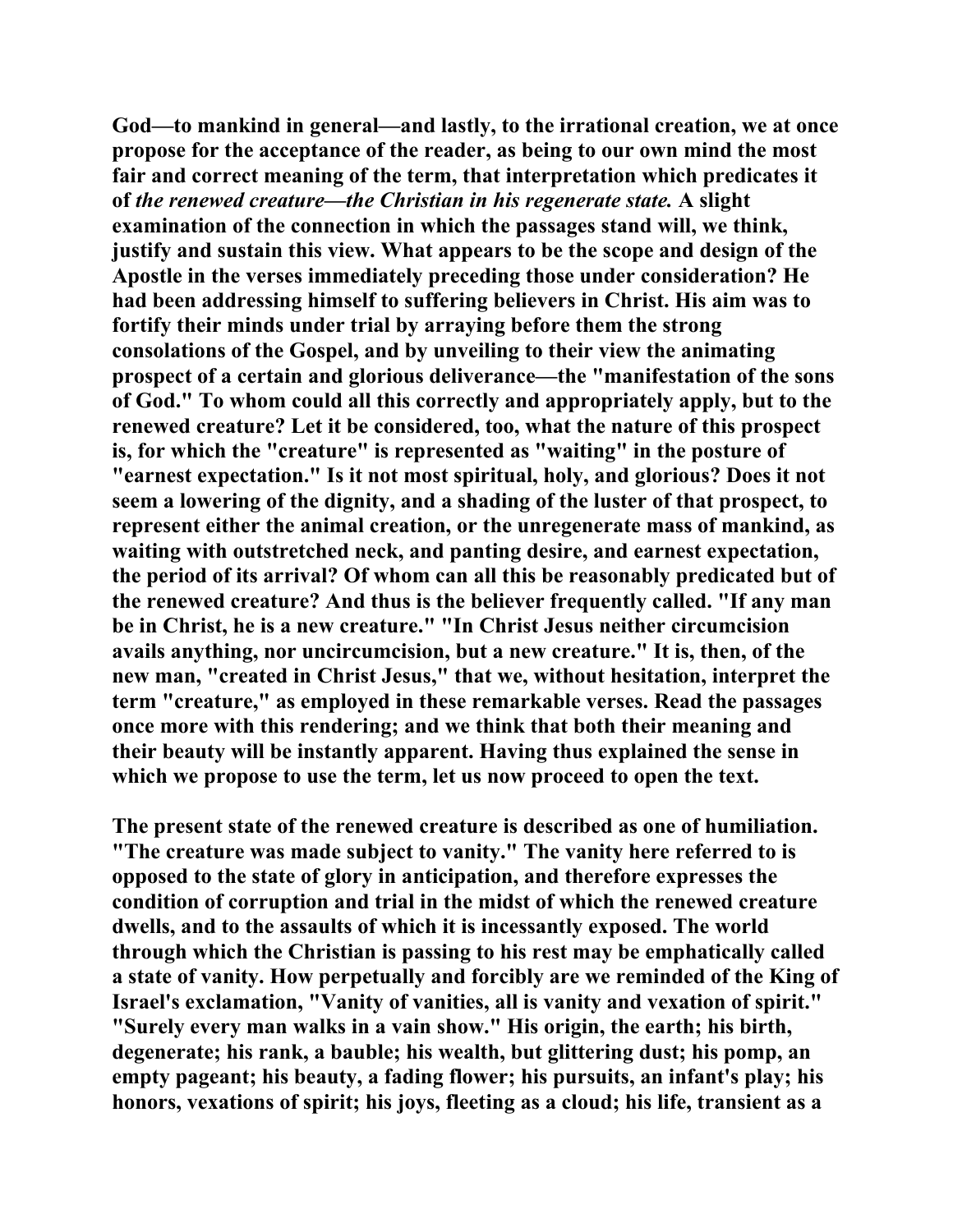God—to mankind in general—and lastly, to the irrational creation, we at once propose for the acceptance of the reader, as being to our own mind the most fair and correct meaning of the term, that interpretation which predicates it of *the renewed creature—the Christian in his regenerate state.* A slight examination of the connection in which the passages stand will, we think, justify and sustain this view. What appears to be the scope and design of the Apostle in the verses immediately preceding those under consideration? He had been addressing himself to suffering believers in Christ. His aim was to fortify their minds under trial by arraying before them the strong consolations of the Gospel, and by unveiling to their view the animating prospect of a certain and glorious deliverance—the "manifestation of the sons of God." To whom could all this correctly and appropriately apply, but to the renewed creature? Let it be considered, too, what the nature of this prospect is, for which the "creature" is represented as "waiting" in the posture of "earnest expectation." Is it not most spiritual, holy, and glorious? Does it not seem a lowering of the dignity, and a shading of the luster of that prospect, to represent either the animal creation, or the unregenerate mass of mankind, as waiting with outstretched neck, and panting desire, and earnest expectation, the period of its arrival? Of whom can all this be reasonably predicated but of the renewed creature? And thus is the believer frequently called. "If any man be in Christ, he is a new creature." "In Christ Jesus neither circumcision avails anything, nor uncircumcision, but a new creature." It is, then, of the new man, "created in Christ Jesus," that we, without hesitation, interpret the term "creature," as employed in these remarkable verses. Read the passages once more with this rendering; and we think that both their meaning and their beauty will be instantly apparent. Having thus explained the sense in which we propose to use the term, let us now proceed to open the text.

The present state of the renewed creature is described as one of humiliation. "The creature was made subject to vanity." The vanity here referred to is opposed to the state of glory in anticipation, and therefore expresses the condition of corruption and trial in the midst of which the renewed creature dwells, and to the assaults of which it is incessantly exposed. The world through which the Christian is passing to his rest may be emphatically called a state of vanity. How perpetually and forcibly are we reminded of the King of Israel's exclamation, "Vanity of vanities, all is vanity and vexation of spirit." "Surely every man walks in a vain show." His origin, the earth; his birth, degenerate; his rank, a bauble; his wealth, but glittering dust; his pomp, an empty pageant; his beauty, a fading flower; his pursuits, an infant's play; his honors, vexations of spirit; his joys, fleeting as a cloud; his life, transient as a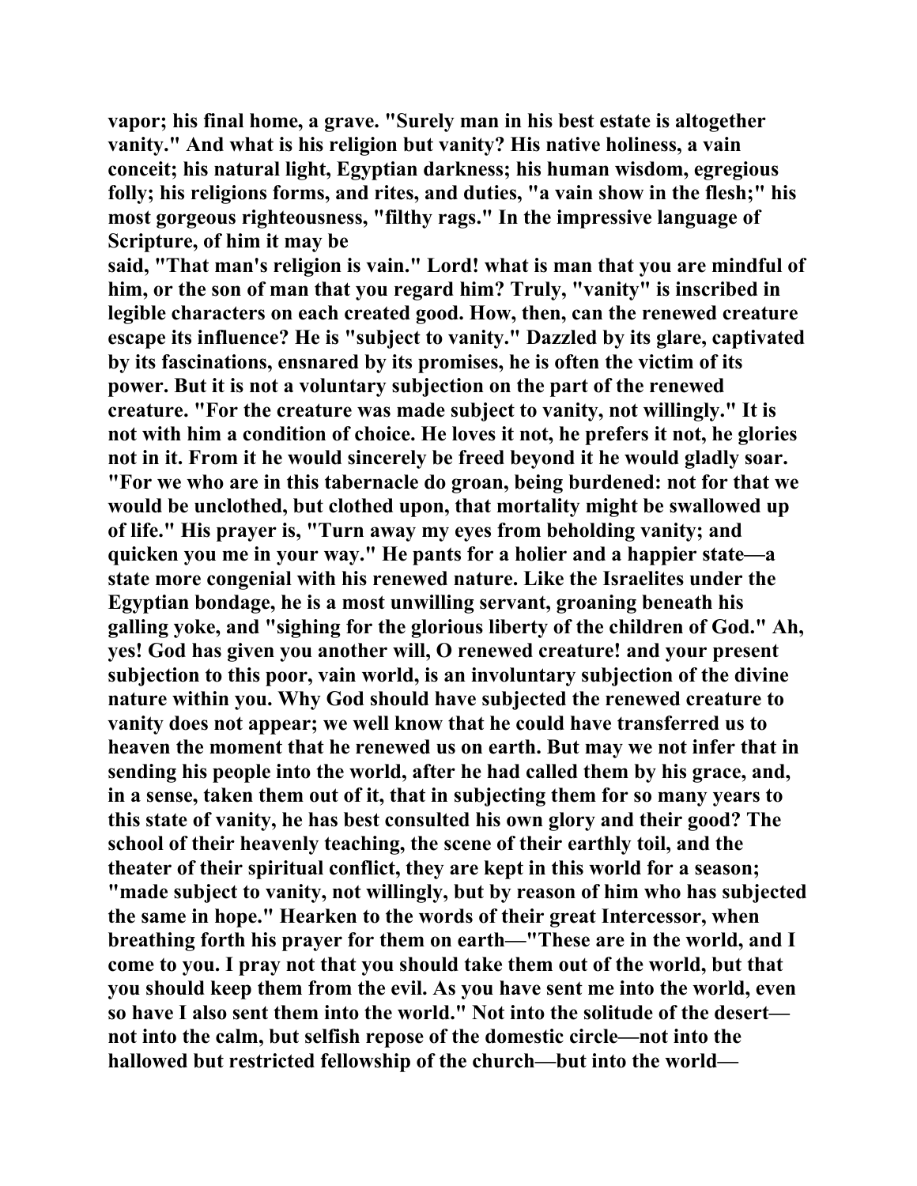vapor; his final home, a grave. "Surely man in his best estate is altogether vanity." And what is his religion but vanity? His native holiness, a vain conceit; his natural light, Egyptian darkness; his human wisdom, egregious folly; his religions forms, and rites, and duties, "a vain show in the flesh;" his most gorgeous righteousness, "filthy rags." In the impressive language of Scripture, of him it may be said, "That man's religion is vain." Lord! what is man that you are mindful of him, or the son of man that you regard him? Truly, "vanity" is inscribed in legible characters on each created good. How, then, can the renewed creature escape its influence? He is "subject to vanity." Dazzled by its glare, captivated by its fascinations, ensnared by its promises, he is often the victim of its power. But it is not a voluntary subjection on the part of the renewed creature. "For the creature was made subject to vanity, not willingly." It is not with him a condition of choice. He loves it not, he prefers it not, he glories not in it. From it he would sincerely be freed beyond it he would gladly soar. "For we who are in this tabernacle do groan, being burdened: not for that we would be unclothed, but clothed upon, that mortality might be swallowed up of life." His prayer is, "Turn away my eyes from beholding vanity; and quicken you me in your way." He pants for a holier and a happier state—a state more congenial with his renewed nature. Like the Israelites under the Egyptian bondage, he is a most unwilling servant, groaning beneath his galling yoke, and "sighing for the glorious liberty of the children of God." Ah, yes! God has given you another will, O renewed creature! and your present subjection to this poor, vain world, is an involuntary subjection of the divine nature within you. Why God should have subjected the renewed creature to vanity does not appear; we well know that he could have transferred us to heaven the moment that he renewed us on earth. But may we not infer that in sending his people into the world, after he had called them by his grace, and, in a sense, taken them out of it, that in subjecting them for so many years to this state of vanity, he has best consulted his own glory and their good? The school of their heavenly teaching, the scene of their earthly toil, and the theater of their spiritual conflict, they are kept in this world for a season; "made subject to vanity, not willingly, but by reason of him who has subjected the same in hope." Hearken to the words of their great Intercessor, when breathing forth his prayer for them on earth—"These are in the world, and I come to you. I pray not that you should take them out of the world, but that you should keep them from the evil. As you have sent me into the world, even so have I also sent them into the world." Not into the solitude of the desert—not into the calm, but selfish repose of the domestic circle—not into the hallowed but restricted fellowship of the church—but into the world—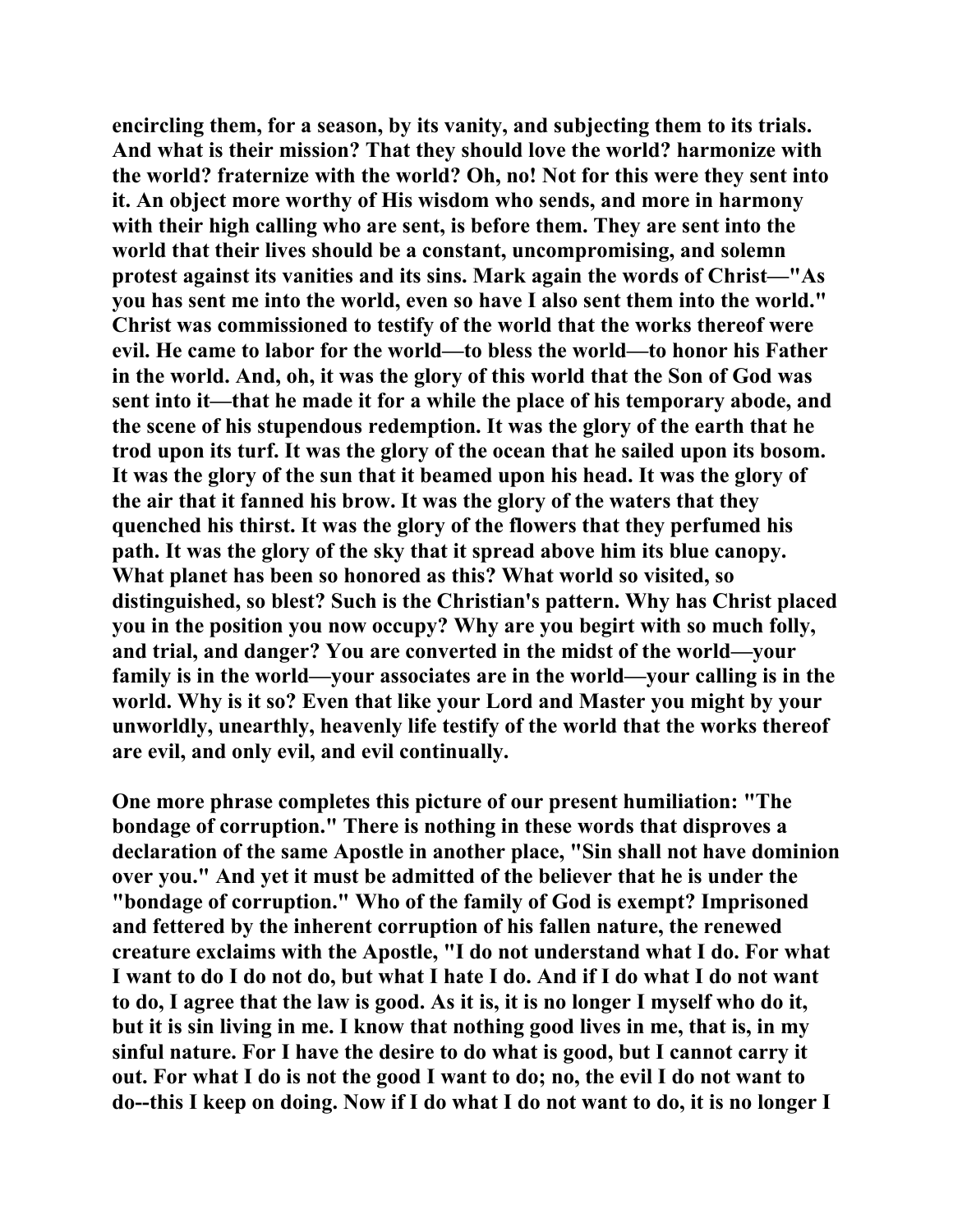encircling them, for a season, by its vanity, and subjecting them to its trials. And what is their mission? That they should love the world? harmonize with the world? fraternize with the world? Oh, no! Not for this were they sent into it. An object more worthy of His wisdom who sends, and more in harmony with their high calling who are sent, is before them. They are sent into the world that their lives should be a constant, uncompromising, and solemn protest against its vanities and its sins. Mark again the words of Christ—"As you has sent me into the world, even so have I also sent them into the world." Christ was commissioned to testify of the world that the works thereof were evil. He came to labor for the world—to bless the world—to honor his Father in the world. And, oh, it was the glory of this world that the Son of God was sent into it—that he made it for a while the place of his temporary abode, and the scene of his stupendous redemption. It was the glory of the earth that he trod upon its turf. It was the glory of the ocean that he sailed upon its bosom. It was the glory of the sun that it beamed upon his head. It was the glory of the air that it fanned his brow. It was the glory of the waters that they quenched his thirst. It was the glory of the flowers that they perfumed his path. It was the glory of the sky that it spread above him its blue canopy. What planet has been so honored as this? What world so visited, so distinguished, so blest? Such is the Christian's pattern. Why has Christ placed you in the position you now occupy? Why are you begirt with so much folly, and trial, and danger? You are converted in the midst of the world—your family is in the world—your associates are in the world—your calling is in the world. Why is it so? Even that like your Lord and Master you might by your unworldly, unearthly, heavenly life testify of the world that the works thereof are evil, and only evil, and evil continually.

One more phrase completes this picture of our present humiliation: "The bondage of corruption." There is nothing in these words that disproves a declaration of the same Apostle in another place, "Sin shall not have dominion over you." And yet it must be admitted of the believer that he is under the "bondage of corruption." Who of the family of God is exempt? Imprisoned and fettered by the inherent corruption of his fallen nature, the renewed creature exclaims with the Apostle, "I do not understand what I do. For what I want to do I do not do, but what I hate I do. And if I do what I do not want to do, I agree that the law is good. As it is, it is no longer I myself who do it, but it is sin living in me. I know that nothing good lives in me, that is, in my sinful nature. For I have the desire to do what is good, but I cannot carry it out. For what I do is not the good I want to do; no, the evil I do not want to do--this I keep on doing. Now if I do what I do not want to do, it is no longer I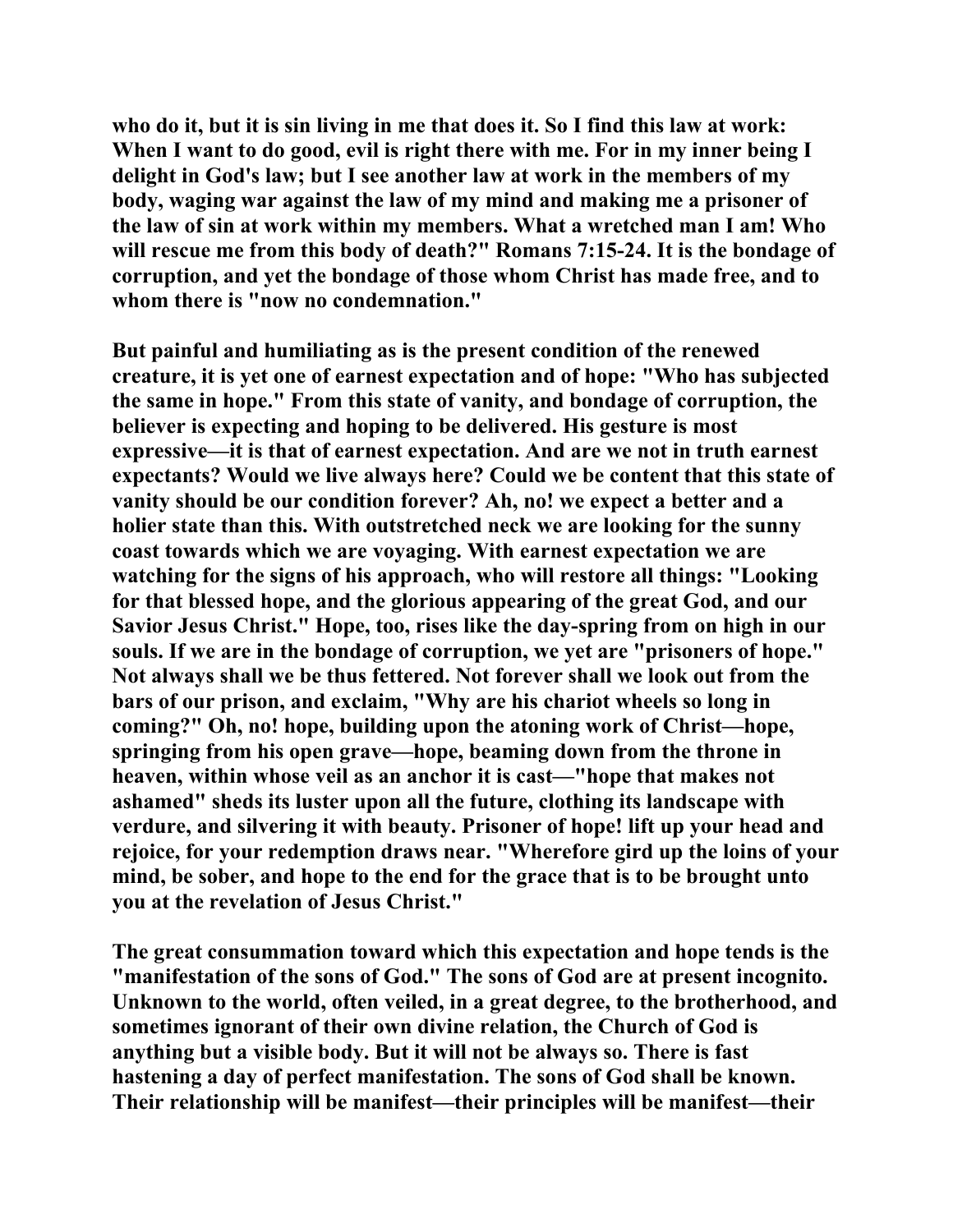who do it, but it is sin living in me that does it. So I find this law at work: When I want to do good, evil is right there with me. For in my inner being I delight in God's law; but I see another law at work in the members of my body, waging war against the law of my mind and making me a prisoner of the law of sin at work within my members. What a wretched man I am! Who will rescue me from this body of death?" Romans 7:15-24. It is the bondage of corruption, and yet the bondage of those whom Christ has made free, and to whom there is "now no condemnation."

But painful and humiliating as is the present condition of the renewed creature, it is yet one of earnest expectation and of hope: "Who has subjected the same in hope." From this state of vanity, and bondage of corruption, the believer is expecting and hoping to be delivered. His gesture is most expressive—it is that of earnest expectation. And are we not in truth earnest expectants? Would we live always here? Could we be content that this state of vanity should be our condition forever? Ah, no! we expect a better and a holier state than this. With outstretched neck we are looking for the sunny coast towards which we are voyaging. With earnest expectation we are watching for the signs of his approach, who will restore all things: "Looking for that blessed hope, and the glorious appearing of the great God, and our Savior Jesus Christ." Hope, too, rises like the day-spring from on high in our souls. If we are in the bondage of corruption, we yet are "prisoners of hope." Not always shall we be thus fettered. Not forever shall we look out from the bars of our prison, and exclaim, "Why are his chariot wheels so long in coming?" Oh, no! hope, building upon the atoning work of Christ—hope, springing from his open grave—hope, beaming down from the throne in heaven, within whose veil as an anchor it is cast—"hope that makes not ashamed" sheds its luster upon all the future, clothing its landscape with verdure, and silvering it with beauty. Prisoner of hope! lift up your head and rejoice, for your redemption draws near. "Wherefore gird up the loins of your mind, be sober, and hope to the end for the grace that is to be brought unto you at the revelation of Jesus Christ."

The great consummation toward which this expectation and hope tends is the "manifestation of the sons of God." The sons of God are at present incognito. Unknown to the world, often veiled, in a great degree, to the brotherhood, and sometimes ignorant of their own divine relation, the Church of God is anything but a visible body. But it will not be always so. There is fast hastening a day of perfect manifestation. The sons of God shall be known. Their relationship will be manifest—their principles will be manifest—their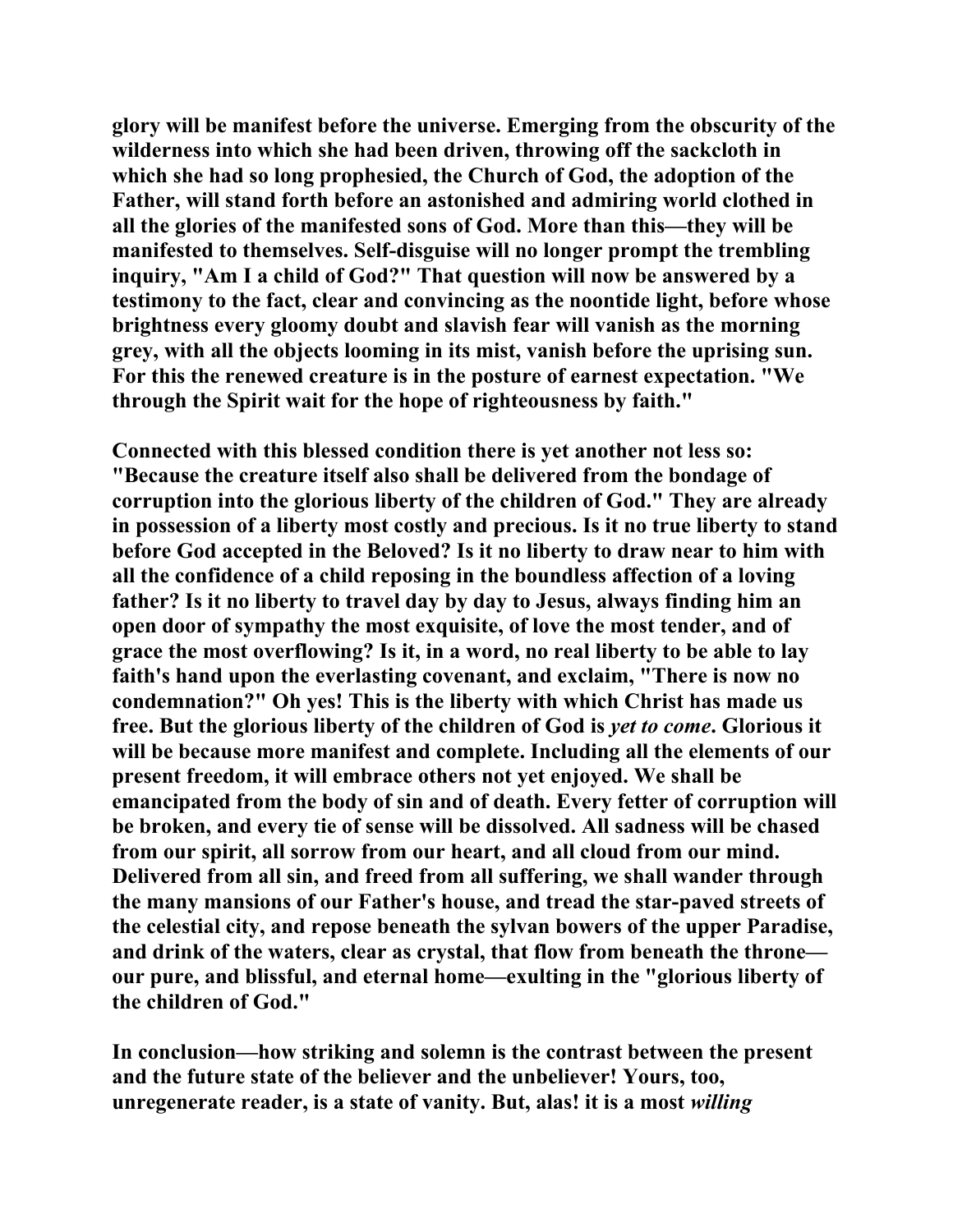glory will be manifest before the universe. Emerging from the obscurity of the wilderness into which she had been driven, throwing off the sackcloth in which she had so long prophesied, the Church of God, the adoption of the Father, will stand forth before an astonished and admiring world clothed in all the glories of the manifested sons of God. More than this—they will be manifested to themselves. Self-disguise will no longer prompt the trembling inquiry, "Am I a child of God?" That question will now be answered by a testimony to the fact, clear and convincing as the noontide light, before whose brightness every gloomy doubt and slavish fear will vanish as the morning grey, with all the objects looming in its mist, vanish before the uprising sun. For this the renewed creature is in the posture of earnest expectation. "We through the Spirit wait for the hope of righteousness by faith."

Connected with this blessed condition there is yet another not less so: "Because the creature itself also shall be delivered from the bondage of corruption into the glorious liberty of the children of God." They are already in possession of a liberty most costly and precious. Is it no true liberty to stand before God accepted in the Beloved? Is it no liberty to draw near to him with all the confidence of a child reposing in the boundless affection of a loving father? Is it no liberty to travel day by day to Jesus, always finding him an open door of sympathy the most exquisite, of love the most tender, and of grace the most overflowing? Is it, in a word, no real liberty to be able to lay faith's hand upon the everlasting covenant, and exclaim, "There is now no condemnation?" Oh yes! This is the liberty with which Christ has made us free. But the glorious liberty of the children of God is *yet to come*. Glorious it will be because more manifest and complete. Including all the elements of our present freedom, it will embrace others not yet enjoyed. We shall be emancipated from the body of sin and of death. Every fetter of corruption will be broken, and every tie of sense will be dissolved. All sadness will be chased from our spirit, all sorrow from our heart, and all cloud from our mind. Delivered from all sin, and freed from all suffering, we shall wander through the many mansions of our Father's house, and tread the star-paved streets of the celestial city, and repose beneath the sylvan bowers of the upper Paradise, and drink of the waters, clear as crystal, that flow from beneath the throne—our pure, and blissful, and eternal home—exulting in the "glorious liberty of the children of God."

In conclusion—how striking and solemn is the contrast between the present and the future state of the believer and the unbeliever! Yours, too, unregenerate reader, is a state of vanity. But, alas! it is a most *willing*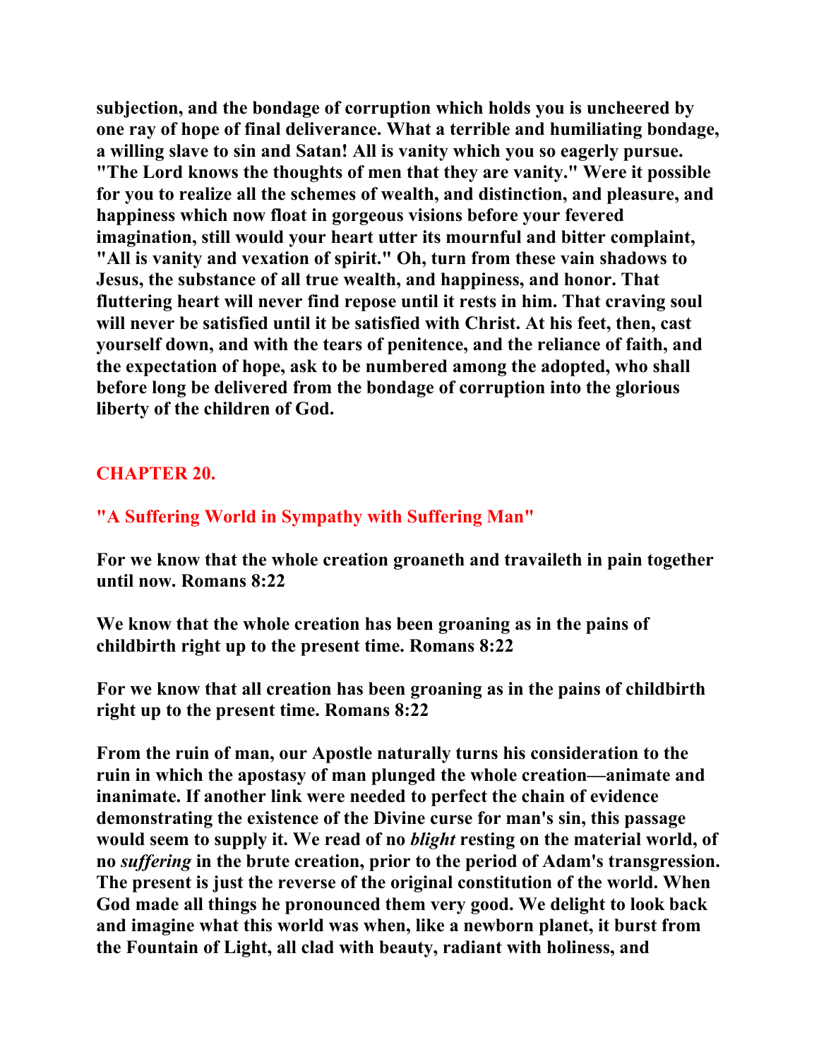**subjection, and the bondage of corruption which holds you is uncheered by one ray of hope of final deliverance. What a terrible and humiliating bondage, a willing slave to sin and Satan! All is vanity which you so eagerly pursue. "The Lord knows the thoughts of men that they are vanity." Were it possible for you to realize all the schemes of wealth, and distinction, and pleasure, and happiness which now float in gorgeous visions before your fevered imagination, still would your heart utter its mournful and bitter complaint, "All is vanity and vexation of spirit." Oh, turn from these vain shadows to Jesus, the substance of all true wealth, and happiness, and honor. That fluttering heart will never find repose until it rests in him. That craving soul will never be satisfied until it be satisfied with Christ. At his feet, then, cast yourself down, and with the tears of penitence, and the reliance of faith, and the expectation of hope, ask to be numbered among the adopted, who shall before long be delivered from the bondage of corruption into the glorious liberty of the children of God.**

## CHAPTER 20.

### "A Suffering World in Sympathy with Suffering Man"

**For we know that the whole creation groaneth and travaileth in pain together until now. Romans 8:22**

**We know that the whole creation has been groaning as in the pains of childbirth right up to the present time. Romans 8:22**

**For we know that all creation has been groaning as in the pains of childbirth right up to the present time. Romans 8:22**

**From the ruin of man, our Apostle naturally turns his consideration to the ruin in which the apostasy of man plunged the whole creation—animate and inanimate. If another link were needed to perfect the chain of evidence demonstrating the existence of the Divine curse for man's sin, this passage would seem to supply it. We read of no *blight* resting on the material world, of no *suffering* in the brute creation, prior to the period of Adam's transgression. The present is just the reverse of the original constitution of the world. When God made all things he pronounced them very good. We delight to look back and imagine what this world was when, like a newborn planet, it burst from the Fountain of Light, all clad with beauty, radiant with holiness, and**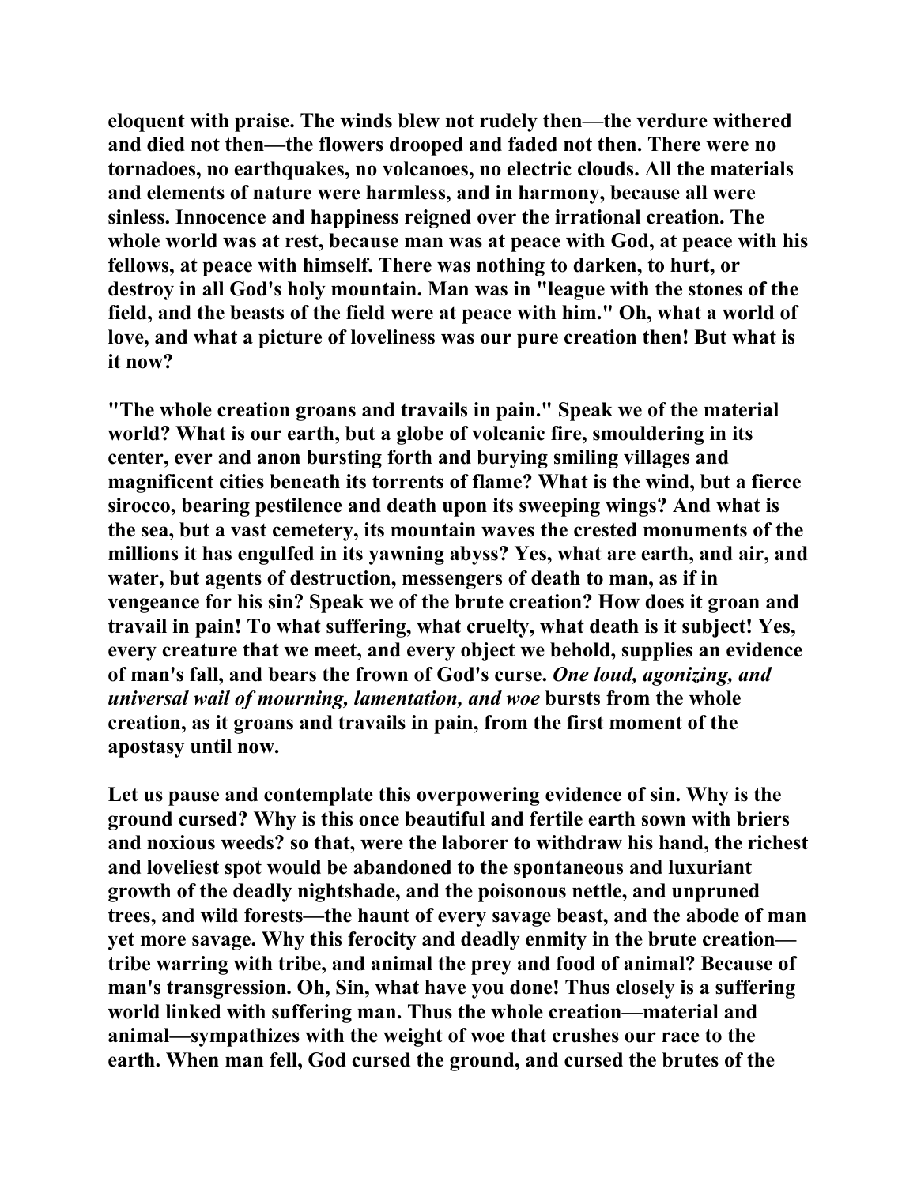eloquent with praise. The winds blew not rudely then—the verdure withered and died not then—the flowers drooped and faded not then. There were no tornadoes, no earthquakes, no volcanoes, no electric clouds. All the materials and elements of nature were harmless, and in harmony, because all were sinless. Innocence and happiness reigned over the irrational creation. The whole world was at rest, because man was at peace with God, at peace with his fellows, at peace with himself. There was nothing to darken, to hurt, or destroy in all God's holy mountain. Man was in "league with the stones of the field, and the beasts of the field were at peace with him." Oh, what a world of love, and what a picture of loveliness was our pure creation then! But what is it now?

"The whole creation groans and travails in pain." Speak we of the material world? What is our earth, but a globe of volcanic fire, smouldering in its center, ever and anon bursting forth and burying smiling villages and magnificent cities beneath its torrents of flame? What is the wind, but a fierce sirocco, bearing pestilence and death upon its sweeping wings? And what is the sea, but a vast cemetery, its mountain waves the crested monuments of the millions it has engulfed in its yawning abyss? Yes, what are earth, and air, and water, but agents of destruction, messengers of death to man, as if in vengeance for his sin? Speak we of the brute creation? How does it groan and travail in pain! To what suffering, what cruelty, what death is it subject! Yes, every creature that we meet, and every object we behold, supplies an evidence of man's fall, and bears the frown of God's curse. *One loud, agonizing, and universal wail of mourning, lamentation, and woe* bursts from the whole creation, as it groans and travails in pain, from the first moment of the apostasy until now.

Let us pause and contemplate this overpowering evidence of sin. Why is the ground cursed? Why is this once beautiful and fertile earth sown with briers and noxious weeds? so that, were the laborer to withdraw his hand, the richest and loveliest spot would be abandoned to the spontaneous and luxuriant growth of the deadly nightshade, and the poisonous nettle, and unpruned trees, and wild forests—the haunt of every savage beast, and the abode of man yet more savage. Why this ferocity and deadly enmity in the brute creation—tribe warring with tribe, and animal the prey and food of animal? Because of man's transgression. Oh, Sin, what have you done! Thus closely is a suffering world linked with suffering man. Thus the whole creation—material and animal—sympathizes with the weight of woe that crushes our race to the earth. When man fell, God cursed the ground, and cursed the brutes of the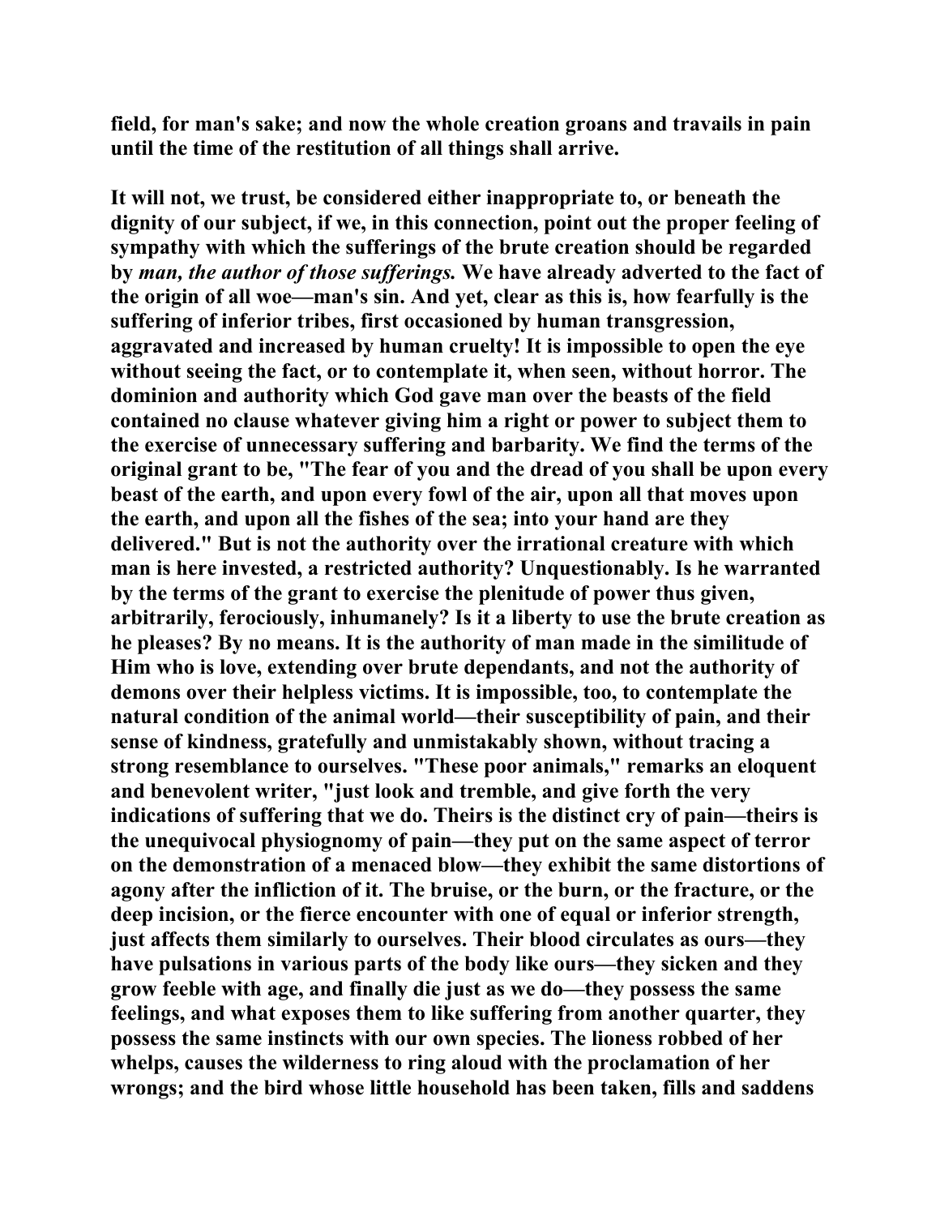field, for man's sake; and now the whole creation groans and travails in pain until the time of the restitution of all things shall arrive.

It will not, we trust, be considered either inappropriate to, or beneath the dignity of our subject, if we, in this connection, point out the proper feeling of sympathy with which the sufferings of the brute creation should be regarded by *man, the author of those sufferings.* We have already adverted to the fact of the origin of all woe—man's sin. And yet, clear as this is, how fearfully is the suffering of inferior tribes, first occasioned by human transgression, aggravated and increased by human cruelty! It is impossible to open the eye without seeing the fact, or to contemplate it, when seen, without horror. The dominion and authority which God gave man over the beasts of the field contained no clause whatever giving him a right or power to subject them to the exercise of unnecessary suffering and barbarity. We find the terms of the original grant to be, "The fear of you and the dread of you shall be upon every beast of the earth, and upon every fowl of the air, upon all that moves upon the earth, and upon all the fishes of the sea; into your hand are they delivered." But is not the authority over the irrational creature with which man is here invested, a restricted authority? Unquestionably. Is he warranted by the terms of the grant to exercise the plenitude of power thus given, arbitrarily, ferociously, inhumanely? Is it a liberty to use the brute creation as he pleases? By no means. It is the authority of man made in the similitude of Him who is love, extending over brute dependants, and not the authority of demons over their helpless victims. It is impossible, too, to contemplate the natural condition of the animal world—their susceptibility of pain, and their sense of kindness, gratefully and unmistakably shown, without tracing a strong resemblance to ourselves. "These poor animals," remarks an eloquent and benevolent writer, "just look and tremble, and give forth the very indications of suffering that we do. Theirs is the distinct cry of pain—theirs is the unequivocal physiognomy of pain—they put on the same aspect of terror on the demonstration of a menaced blow—they exhibit the same distortions of agony after the infliction of it. The bruise, or the burn, or the fracture, or the deep incision, or the fierce encounter with one of equal or inferior strength, just affects them similarly to ourselves. Their blood circulates as ours—they have pulsations in various parts of the body like ours—they sicken and they grow feeble with age, and finally die just as we do—they possess the same feelings, and what exposes them to like suffering from another quarter, they possess the same instincts with our own species. The lioness robbed of her whelps, causes the wilderness to ring aloud with the proclamation of her wrongs; and the bird whose little household has been taken, fills and saddens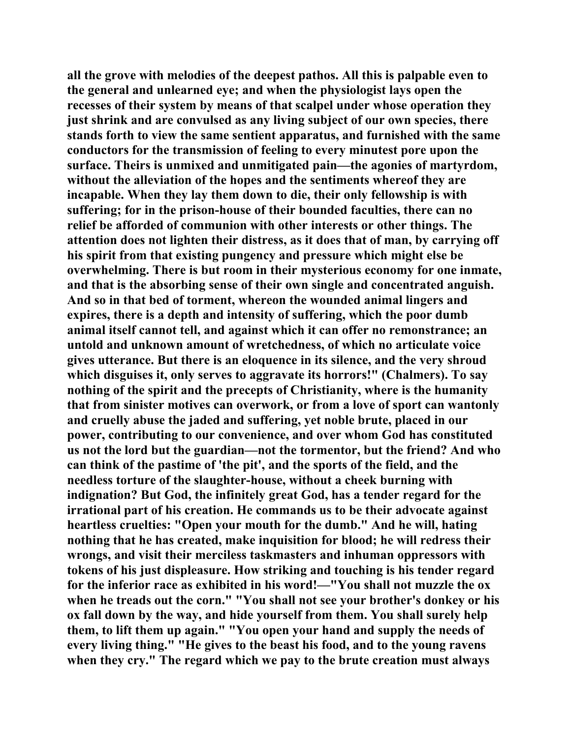all the grove with melodies of the deepest pathos. All this is palpable even to the general and unlearned eye; and when the physiologist lays open the recesses of their system by means of that scalpel under whose operation they just shrink and are convulsed as any living subject of our own species, there stands forth to view the same sentient apparatus, and furnished with the same conductors for the transmission of feeling to every minutest pore upon the surface. Theirs is unmixed and unmitigated pain—the agonies of martyrdom, without the alleviation of the hopes and the sentiments whereof they are incapable. When they lay them down to die, their only fellowship is with suffering; for in the prison-house of their bounded faculties, there can no relief be afforded of communion with other interests or other things. The attention does not lighten their distress, as it does that of man, by carrying off his spirit from that existing pungency and pressure which might else be overwhelming. There is but room in their mysterious economy for one inmate, and that is the absorbing sense of their own single and concentrated anguish. And so in that bed of torment, whereon the wounded animal lingers and expires, there is a depth and intensity of suffering, which the poor dumb animal itself cannot tell, and against which it can offer no remonstrance; an untold and unknown amount of wretchedness, of which no articulate voice gives utterance. But there is an eloquence in its silence, and the very shroud which disguises it, only serves to aggravate its horrors!" (Chalmers). To say nothing of the spirit and the precepts of Christianity, where is the humanity that from sinister motives can overwork, or from a love of sport can wantonly and cruelly abuse the jaded and suffering, yet noble brute, placed in our power, contributing to our convenience, and over whom God has constituted us not the lord but the guardian—not the tormentor, but the friend? And who can think of the pastime of 'the pit', and the sports of the field, and the needless torture of the slaughter-house, without a cheek burning with indignation? But God, the infinitely great God, has a tender regard for the irrational part of his creation. He commands us to be their advocate against heartless cruelties: "Open your mouth for the dumb." And he will, hating nothing that he has created, make inquisition for blood; he will redress their wrongs, and visit their merciless taskmasters and inhuman oppressors with tokens of his just displeasure. How striking and touching is his tender regard for the inferior race as exhibited in his word!—"You shall not muzzle the ox when he treads out the corn." "You shall not see your brother's donkey or his ox fall down by the way, and hide yourself from them. You shall surely help them, to lift them up again." "You open your hand and supply the needs of every living thing." "He gives to the beast his food, and to the young ravens when they cry." The regard which we pay to the brute creation must always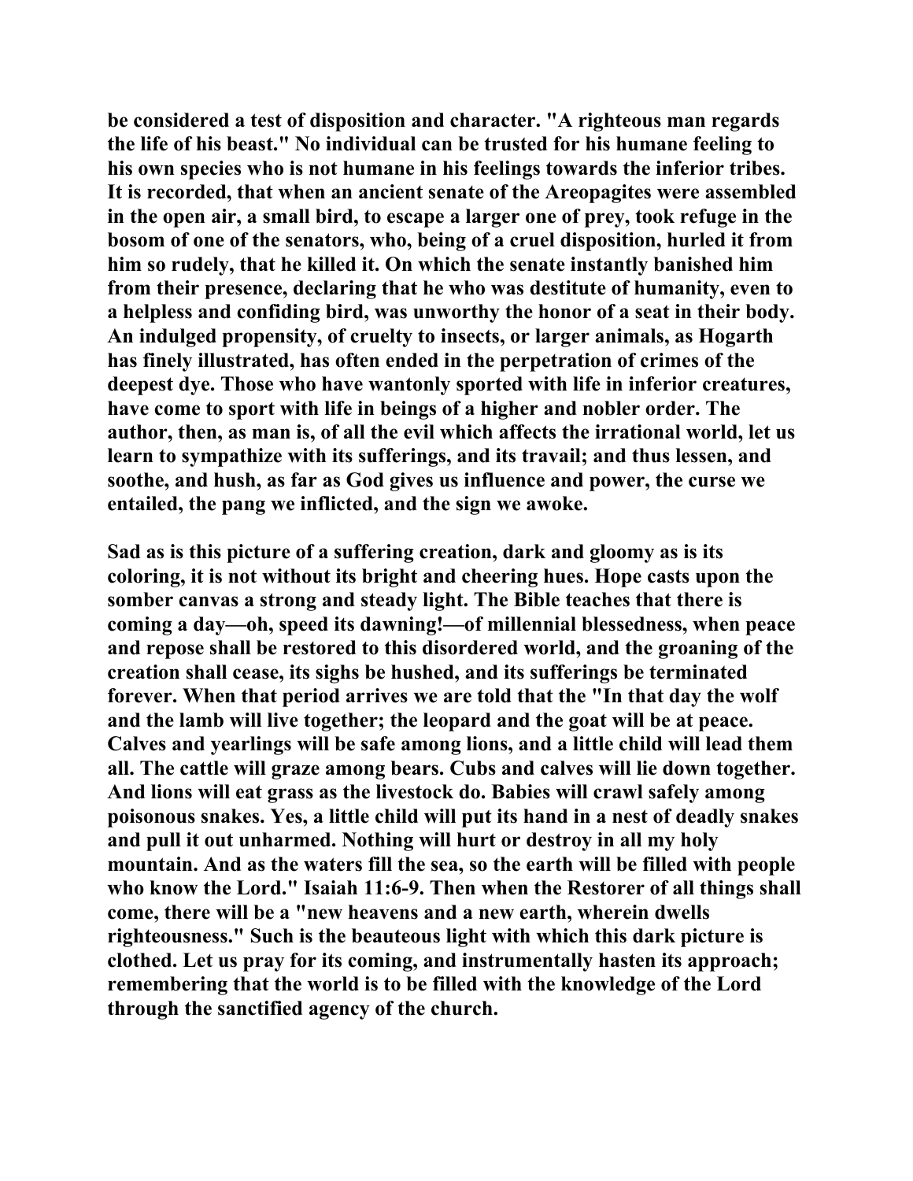be considered a test of disposition and character. "A righteous man regards the life of his beast." No individual can be trusted for his humane feeling to his own species who is not humane in his feelings towards the inferior tribes. It is recorded, that when an ancient senate of the Areopagites were assembled in the open air, a small bird, to escape a larger one of prey, took refuge in the bosom of one of the senators, who, being of a cruel disposition, hurled it from him so rudely, that he killed it. On which the senate instantly banished him from their presence, declaring that he who was destitute of humanity, even to a helpless and confiding bird, was unworthy the honor of a seat in their body. An indulged propensity, of cruelty to insects, or larger animals, as Hogarth has finely illustrated, has often ended in the perpetration of crimes of the deepest dye. Those who have wantonly sported with life in inferior creatures, have come to sport with life in beings of a higher and nobler order. The author, then, as man is, of all the evil which affects the irrational world, let us learn to sympathize with its sufferings, and its travail; and thus lessen, and soothe, and hush, as far as God gives us influence and power, the curse we entailed, the pang we inflicted, and the sign we awoke.

Sad as is this picture of a suffering creation, dark and gloomy as is its coloring, it is not without its bright and cheering hues. Hope casts upon the somber canvas a strong and steady light. The Bible teaches that there is coming a day—oh, speed its dawning!—of millennial blessedness, when peace and repose shall be restored to this disordered world, and the groaning of the creation shall cease, its sighs be hushed, and its sufferings be terminated forever. When that period arrives we are told that the "In that day the wolf and the lamb will live together; the leopard and the goat will be at peace. Calves and yearlings will be safe among lions, and a little child will lead them all. The cattle will graze among bears. Cubs and calves will lie down together. And lions will eat grass as the livestock do. Babies will crawl safely among poisonous snakes. Yes, a little child will put its hand in a nest of deadly snakes and pull it out unharmed. Nothing will hurt or destroy in all my holy mountain. And as the waters fill the sea, so the earth will be filled with people who know the Lord." Isaiah 11:6-9. Then when the Restorer of all things shall come, there will be a "new heavens and a new earth, wherein dwells righteousness." Such is the beauteous light with which this dark picture is clothed. Let us pray for its coming, and instrumentally hasten its approach; remembering that the world is to be filled with the knowledge of the Lord through the sanctified agency of the church.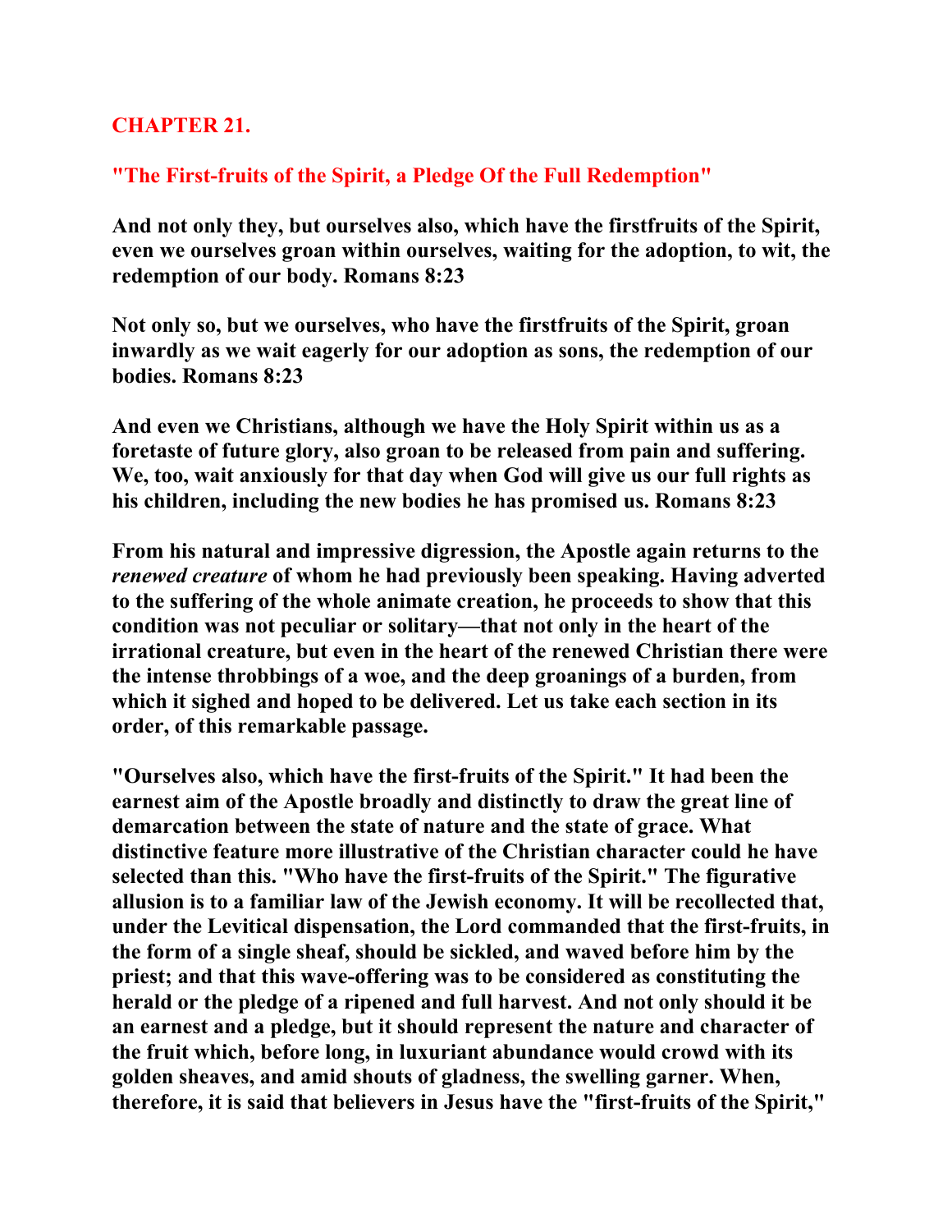## CHAPTER 21.

### "The First-fruits of the Spirit, a Pledge Of the Full Redemption"

**And not only they, but ourselves also, which have the firstfruits of the Spirit, even we ourselves groan within ourselves, waiting for the adoption, to wit, the redemption of our body. Romans 8:23**

**Not only so, but we ourselves, who have the firstfruits of the Spirit, groan inwardly as we wait eagerly for our adoption as sons, the redemption of our bodies. Romans 8:23**

**And even we Christians, although we have the Holy Spirit within us as a foretaste of future glory, also groan to be released from pain and suffering. We, too, wait anxiously for that day when God will give us our full rights as his children, including the new bodies he has promised us. Romans 8:23**

**From his natural and impressive digression, the Apostle again returns to the *renewed creature* of whom he had previously been speaking. Having adverted to the suffering of the whole animate creation, he proceeds to show that this condition was not peculiar or solitary—that not only in the heart of the irrational creature, but even in the heart of the renewed Christian there were the intense throbbings of a woe, and the deep groanings of a burden, from which it sighed and hoped to be delivered. Let us take each section in its order, of this remarkable passage.**

**"Ourselves also, which have the first-fruits of the Spirit." It had been the earnest aim of the Apostle broadly and distinctly to draw the great line of demarcation between the state of nature and the state of grace. What distinctive feature more illustrative of the Christian character could he have selected than this. "Who have the first-fruits of the Spirit." The figurative allusion is to a familiar law of the Jewish economy. It will be recollected that, under the Levitical dispensation, the Lord commanded that the first-fruits, in the form of a single sheaf, should be sickled, and waved before him by the priest; and that this wave-offering was to be considered as constituting the herald or the pledge of a ripened and full harvest. And not only should it be an earnest and a pledge, but it should represent the nature and character of the fruit which, before long, in luxuriant abundance would crowd with its golden sheaves, and amid shouts of gladness, the swelling garner. When, therefore, it is said that believers in Jesus have the "first-fruits of the Spirit,"**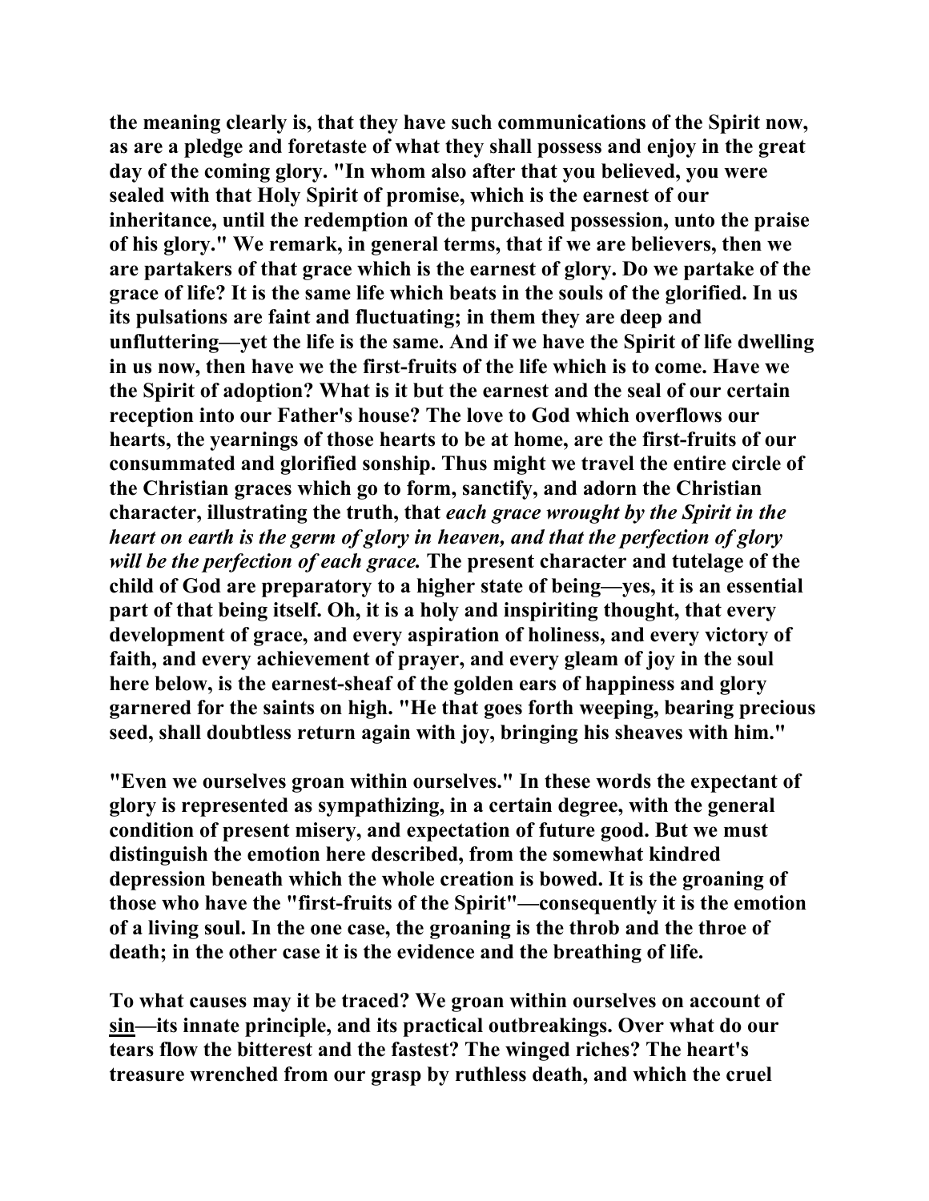**the meaning clearly is, that they have such communications of the Spirit now, as are a pledge and foretaste of what they shall possess and enjoy in the great day of the coming glory. "In whom also after that you believed, you were sealed with that Holy Spirit of promise, which is the earnest of our inheritance, until the redemption of the purchased possession, unto the praise of his glory." We remark, in general terms, that if we are believers, then we are partakers of that grace which is the earnest of glory. Do we partake of the grace of life? It is the same life which beats in the souls of the glorified. In us its pulsations are faint and fluctuating; in them they are deep and unfluttering—yet the life is the same. And if we have the Spirit of life dwelling in us now, then have we the first-fruits of the life which is to come. Have we the Spirit of adoption? What is it but the earnest and the seal of our certain reception into our Father's house? The love to God which overflows our hearts, the yearnings of those hearts to be at home, are the first-fruits of our consummated and glorified sonship. Thus might we travel the entire circle of the Christian graces which go to form, sanctify, and adorn the Christian character, illustrating the truth, that *each grace wrought by the Spirit in the heart on earth is the germ of glory in heaven, and that the perfection of glory will be the perfection of each grace.* The present character and tutelage of the child of God are preparatory to a higher state of being—yes, it is an essential part of that being itself. Oh, it is a holy and inspiriting thought, that every development of grace, and every aspiration of holiness, and every victory of faith, and every achievement of prayer, and every gleam of joy in the soul here below, is the earnest-sheaf of the golden ears of happiness and glory garnered for the saints on high. "He that goes forth weeping, bearing precious seed, shall doubtless return again with joy, bringing his sheaves with him."**

**"Even we ourselves groan within ourselves." In these words the expectant of glory is represented as sympathizing, in a certain degree, with the general condition of present misery, and expectation of future good. But we must distinguish the emotion here described, from the somewhat kindred depression beneath which the whole creation is bowed. It is the groaning of those who have the "first-fruits of the Spirit"—consequently it is the emotion of a living soul. In the one case, the groaning is the throb and the throe of death; in the other case it is the evidence and the breathing of life.**

**To what causes may it be traced? We groan within ourselves on account of sin—its innate principle, and its practical outbreakings. Over what do our tears flow the bitterest and the fastest? The winged riches? The heart's treasure wrenched from our grasp by ruthless death, and which the cruel**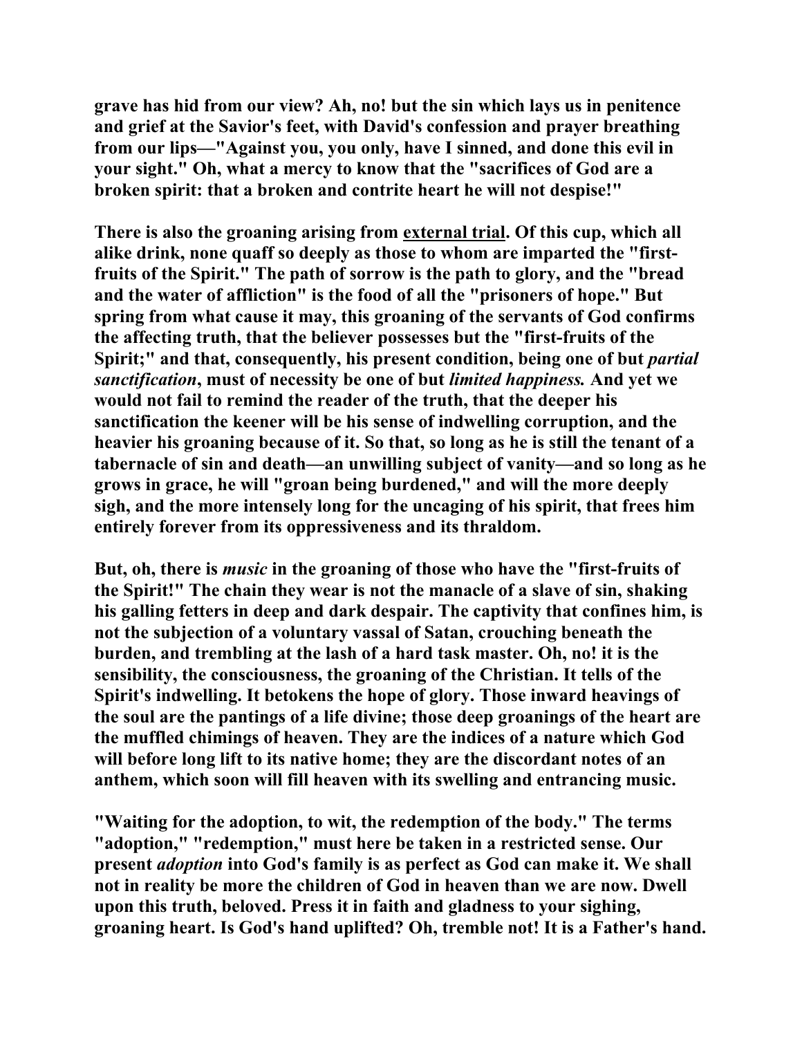**grave has hid from our view? Ah, no! but the sin which lays us in penitence and grief at the Savior's feet, with David's confession and prayer breathing from our lips—"Against you, you only, have I sinned, and done this evil in your sight." Oh, what a mercy to know that the "sacrifices of God are a broken spirit: that a broken and contrite heart he will not despise!"**

**There is also the groaning arising from external trial. Of this cup, which all alike drink, none quaff so deeply as those to whom are imparted the "first-fruits of the Spirit." The path of sorrow is the path to glory, and the "bread and the water of affliction" is the food of all the "prisoners of hope." But spring from what cause it may, this groaning of the servants of God confirms the affecting truth, that the believer possesses but the "first-fruits of the Spirit;" and that, consequently, his present condition, being one of but *partial sanctification*, must of necessity be one of but *limited happiness.* And yet we would not fail to remind the reader of the truth, that the deeper his sanctification the keener will be his sense of indwelling corruption, and the heavier his groaning because of it. So that, so long as he is still the tenant of a tabernacle of sin and death—an unwilling subject of vanity—and so long as he grows in grace, he will "groan being burdened," and will the more deeply sigh, and the more intensely long for the uncaging of his spirit, that frees him entirely forever from its oppressiveness and its thraldom.**

**But, oh, there is *music* in the groaning of those who have the "first-fruits of the Spirit!" The chain they wear is not the manacle of a slave of sin, shaking his galling fetters in deep and dark despair. The captivity that confines him, is not the subjection of a voluntary vassal of Satan, crouching beneath the burden, and trembling at the lash of a hard task master. Oh, no! it is the sensibility, the consciousness, the groaning of the Christian. It tells of the Spirit's indwelling. It betokens the hope of glory. Those inward heavings of the soul are the pantings of a life divine; those deep groanings of the heart are the muffled chimings of heaven. They are the indices of a nature which God will before long lift to its native home; they are the discordant notes of an anthem, which soon will fill heaven with its swelling and entrancing music.**

**"Waiting for the adoption, to wit, the redemption of the body." The terms "adoption," "redemption," must here be taken in a restricted sense. Our present *adoption* into God's family is as perfect as God can make it. We shall not in reality be more the children of God in heaven than we are now. Dwell upon this truth, beloved. Press it in faith and gladness to your sighing, groaning heart. Is God's hand uplifted? Oh, tremble not! It is a Father's hand.**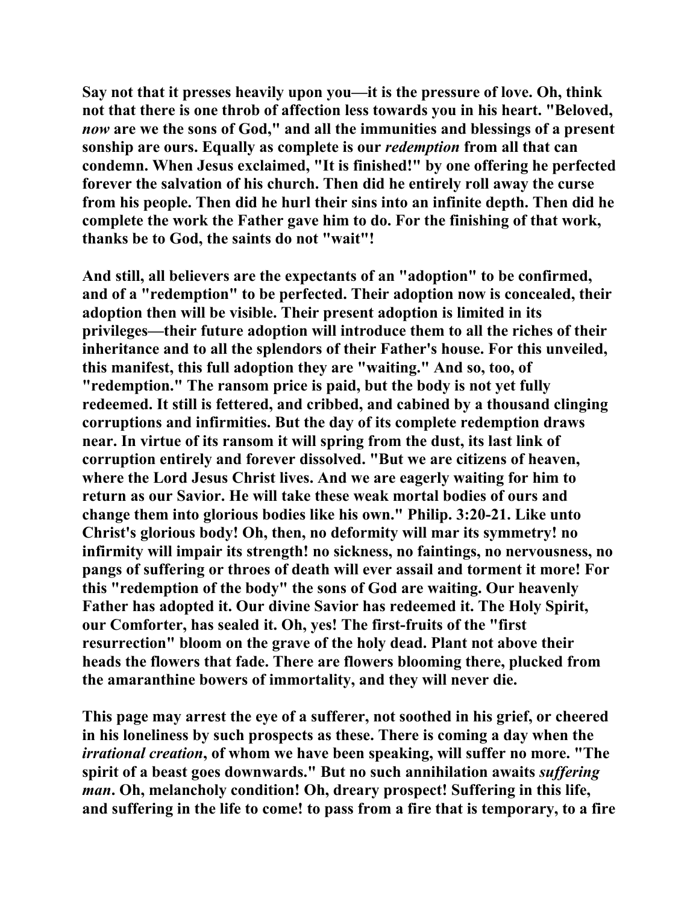**Say not that it presses heavily upon you—it is the pressure of love. Oh, think not that there is one throb of affection less towards you in his heart. "Beloved, *now* are we the sons of God," and all the immunities and blessings of a present sonship are ours. Equally as complete is our *redemption* from all that can condemn. When Jesus exclaimed, "It is finished!" by one offering he perfected forever the salvation of his church. Then did he entirely roll away the curse from his people. Then did he hurl their sins into an infinite depth. Then did he complete the work the Father gave him to do. For the finishing of that work, thanks be to God, the saints do not "wait"!**

**And still, all believers are the expectants of an "adoption" to be confirmed, and of a "redemption" to be perfected. Their adoption now is concealed, their adoption then will be visible. Their present adoption is limited in its privileges—their future adoption will introduce them to all the riches of their inheritance and to all the splendors of their Father's house. For this unveiled, this manifest, this full adoption they are "waiting." And so, too, of "redemption." The ransom price is paid, but the body is not yet fully redeemed. It still is fettered, and cribbed, and cabined by a thousand clinging corruptions and infirmities. But the day of its complete redemption draws near. In virtue of its ransom it will spring from the dust, its last link of corruption entirely and forever dissolved. "But we are citizens of heaven, where the Lord Jesus Christ lives. And we are eagerly waiting for him to return as our Savior. He will take these weak mortal bodies of ours and change them into glorious bodies like his own." Philip. 3:20-21. Like unto Christ's glorious body! Oh, then, no deformity will mar its symmetry! no infirmity will impair its strength! no sickness, no faintings, no nervousness, no pangs of suffering or throes of death will ever assail and torment it more! For this "redemption of the body" the sons of God are waiting. Our heavenly Father has adopted it. Our divine Savior has redeemed it. The Holy Spirit, our Comforter, has sealed it. Oh, yes! The first-fruits of the "first resurrection" bloom on the grave of the holy dead. Plant not above their heads the flowers that fade. There are flowers blooming there, plucked from the amaranthine bowers of immortality, and they will never die.**

**This page may arrest the eye of a sufferer, not soothed in his grief, or cheered in his loneliness by such prospects as these. There is coming a day when the *irrational creation*, of whom we have been speaking, will suffer no more. "The spirit of a beast goes downwards." But no such annihilation awaits *suffering man*. Oh, melancholy condition! Oh, dreary prospect! Suffering in this life, and suffering in the life to come! to pass from a fire that is temporary, to a fire**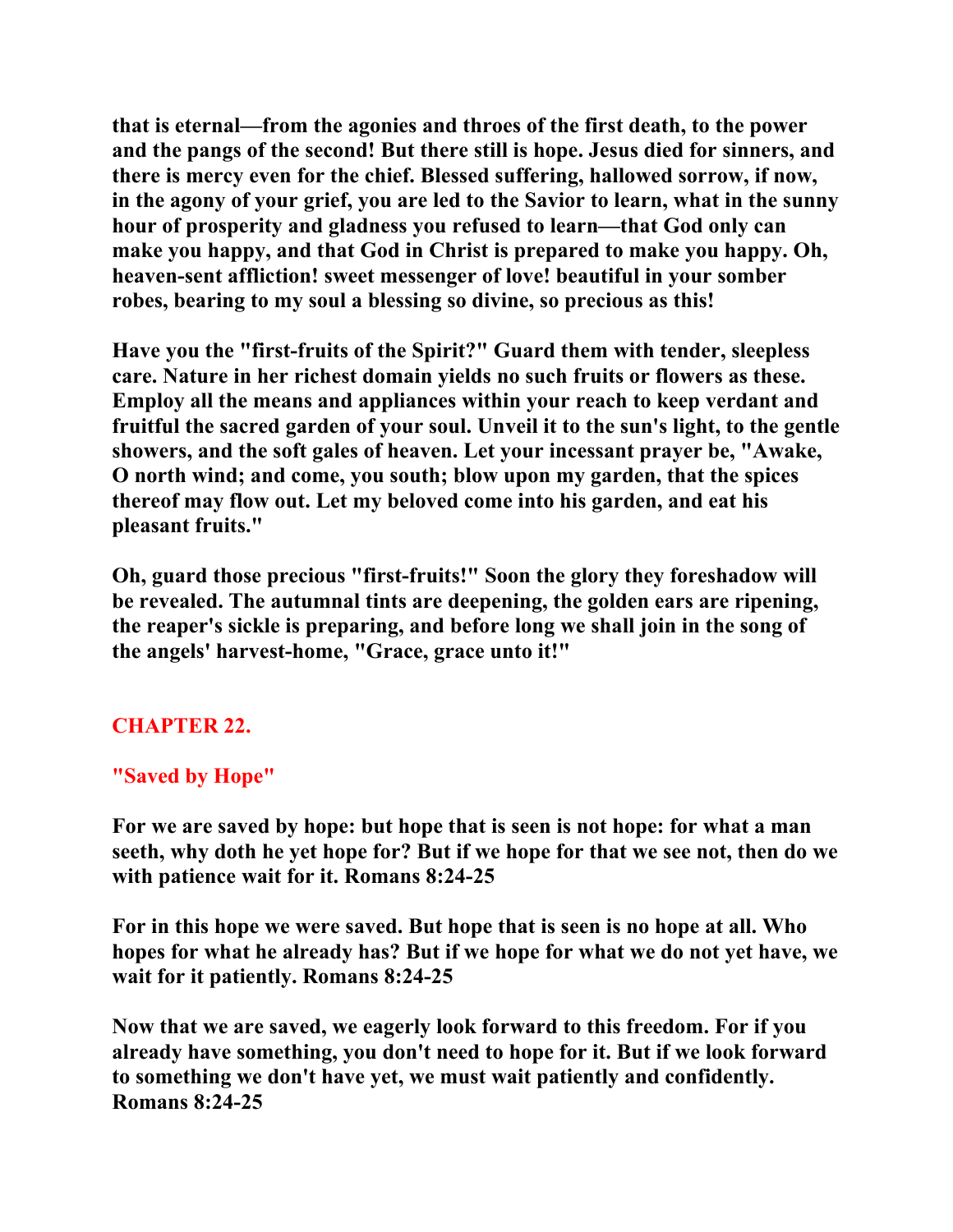**that is eternal—from the agonies and throes of the first death, to the power and the pangs of the second! But there still is hope. Jesus died for sinners, and there is mercy even for the chief. Blessed suffering, hallowed sorrow, if now, in the agony of your grief, you are led to the Savior to learn, what in the sunny hour of prosperity and gladness you refused to learn—that God only can make you happy, and that God in Christ is prepared to make you happy. Oh, heaven-sent affliction! sweet messenger of love! beautiful in your somber robes, bearing to my soul a blessing so divine, so precious as this!**

**Have you the "first-fruits of the Spirit?" Guard them with tender, sleepless care. Nature in her richest domain yields no such fruits or flowers as these. Employ all the means and appliances within your reach to keep verdant and fruitful the sacred garden of your soul. Unveil it to the sun's light, to the gentle showers, and the soft gales of heaven. Let your incessant prayer be, "Awake, O north wind; and come, you south; blow upon my garden, that the spices thereof may flow out. Let my beloved come into his garden, and eat his pleasant fruits."**

**Oh, guard those precious "first-fruits!" Soon the glory they foreshadow will be revealed. The autumnal tints are deepening, the golden ears are ripening, the reaper's sickle is preparing, and before long we shall join in the song of the angels' harvest-home, "Grace, grace unto it!"**

## CHAPTER 22.

### "Saved by Hope"

**For we are saved by hope: but hope that is seen is not hope: for what a man seeth, why doth he yet hope for? But if we hope for that we see not, then do we with patience wait for it. Romans 8:24-25**

**For in this hope we were saved. But hope that is seen is no hope at all. Who hopes for what he already has? But if we hope for what we do not yet have, we wait for it patiently. Romans 8:24-25**

**Now that we are saved, we eagerly look forward to this freedom. For if you already have something, you don't need to hope for it. But if we look forward to something we don't have yet, we must wait patiently and confidently. Romans 8:24-25**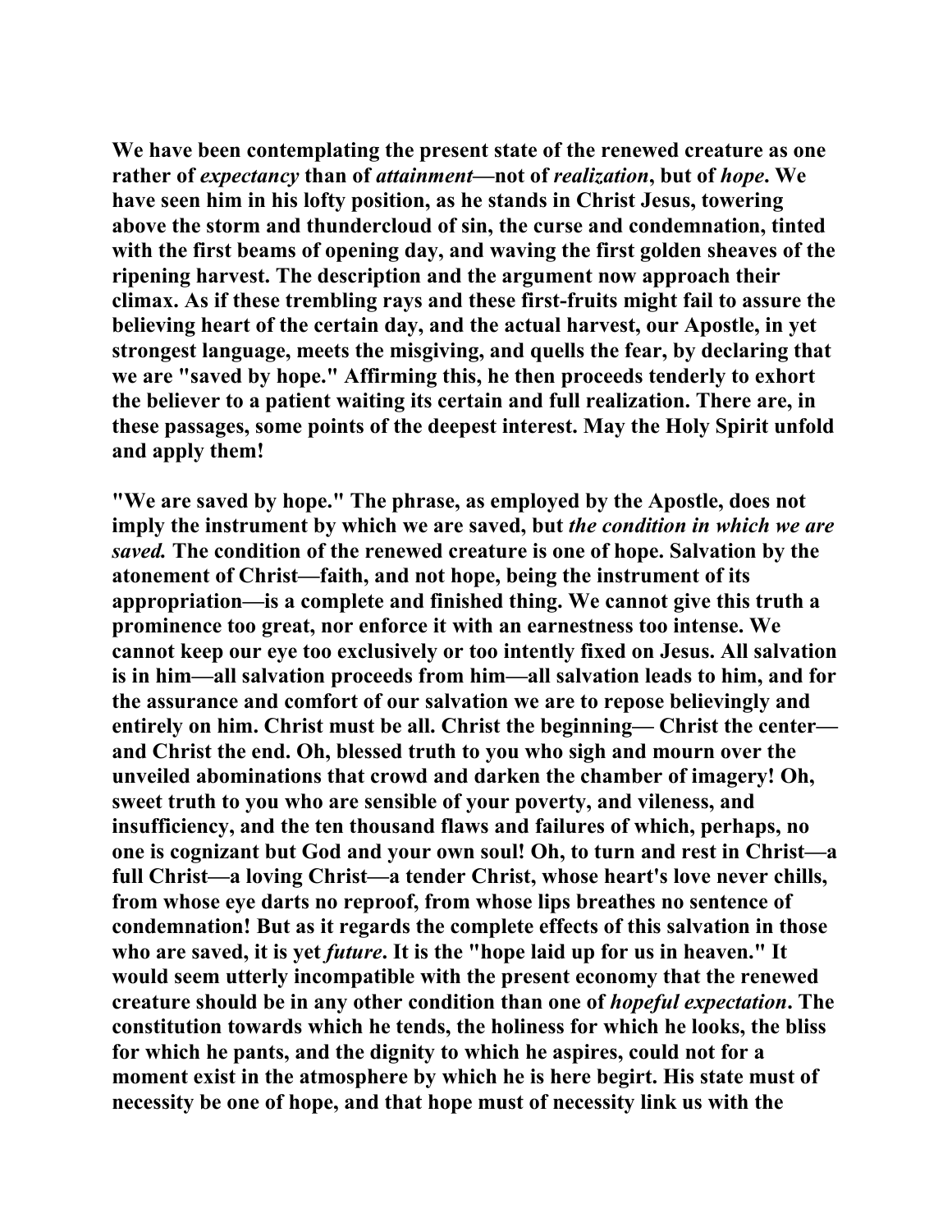We have been contemplating the present state of the renewed creature as one rather of *expectancy* than of *attainment*—not of *realization*, but of *hope*. We have seen him in his lofty position, as he stands in Christ Jesus, towering above the storm and thundercloud of sin, the curse and condemnation, tinted with the first beams of opening day, and waving the first golden sheaves of the ripening harvest. The description and the argument now approach their climax. As if these trembling rays and these first-fruits might fail to assure the believing heart of the certain day, and the actual harvest, our Apostle, in yet strongest language, meets the misgiving, and quells the fear, by declaring that we are "saved by hope." Affirming this, he then proceeds tenderly to exhort the believer to a patient waiting its certain and full realization. There are, in these passages, some points of the deepest interest. May the Holy Spirit unfold and apply them!

"We are saved by hope." The phrase, as employed by the Apostle, does not imply the instrument by which we are saved, but *the condition in which we are saved.* The condition of the renewed creature is one of hope. Salvation by the atonement of Christ—faith, and not hope, being the instrument of its appropriation—is a complete and finished thing. We cannot give this truth a prominence too great, nor enforce it with an earnestness too intense. We cannot keep our eye too exclusively or too intently fixed on Jesus. All salvation is in him—all salvation proceeds from him—all salvation leads to him, and for the assurance and comfort of our salvation we are to repose believingly and entirely on him. Christ must be all. Christ the beginning— Christ the center—and Christ the end. Oh, blessed truth to you who sigh and mourn over the unveiled abominations that crowd and darken the chamber of imagery! Oh, sweet truth to you who are sensible of your poverty, and vileness, and insufficiency, and the ten thousand flaws and failures of which, perhaps, no one is cognizant but God and your own soul! Oh, to turn and rest in Christ—a full Christ—a loving Christ—a tender Christ, whose heart's love never chills, from whose eye darts no reproof, from whose lips breathes no sentence of condemnation! But as it regards the complete effects of this salvation in those who are saved, it is yet *future*. It is the "hope laid up for us in heaven." It would seem utterly incompatible with the present economy that the renewed creature should be in any other condition than one of *hopeful expectation*. The constitution towards which he tends, the holiness for which he looks, the bliss for which he pants, and the dignity to which he aspires, could not for a moment exist in the atmosphere by which he is here begirt. His state must of necessity be one of hope, and that hope must of necessity link us with the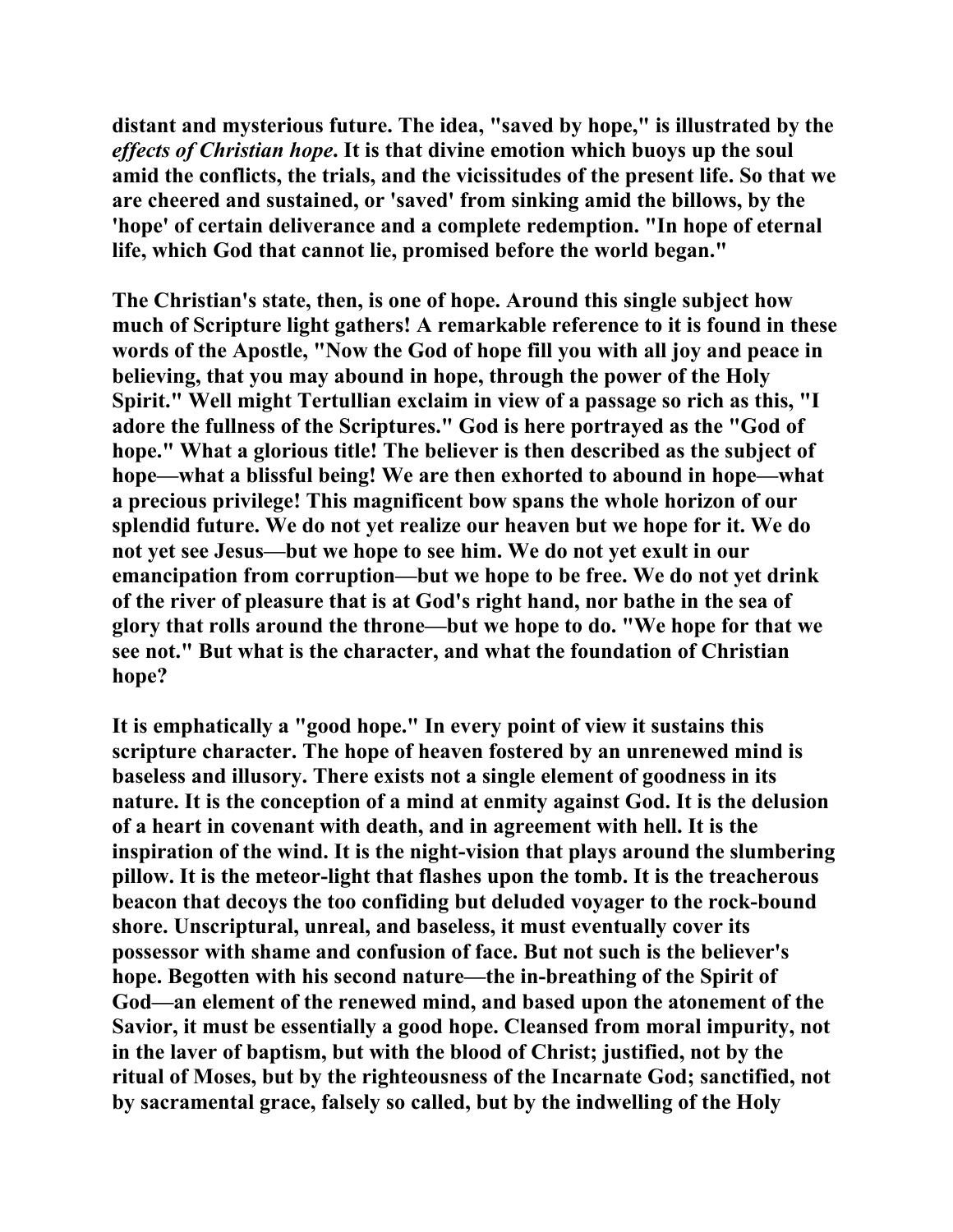distant and mysterious future. The idea, "saved by hope," is illustrated by the *effects of Christian hope*. It is that divine emotion which buoys up the soul amid the conflicts, the trials, and the vicissitudes of the present life. So that we are cheered and sustained, or 'saved' from sinking amid the billows, by the 'hope' of certain deliverance and a complete redemption. "In hope of eternal life, which God that cannot lie, promised before the world began."

The Christian's state, then, is one of hope. Around this single subject how much of Scripture light gathers! A remarkable reference to it is found in these words of the Apostle, "Now the God of hope fill you with all joy and peace in believing, that you may abound in hope, through the power of the Holy Spirit." Well might Tertullian exclaim in view of a passage so rich as this, "I adore the fullness of the Scriptures." God is here portrayed as the "God of hope." What a glorious title! The believer is then described as the subject of hope—what a blissful being! We are then exhorted to abound in hope—what a precious privilege! This magnificent bow spans the whole horizon of our splendid future. We do not yet realize our heaven but we hope for it. We do not yet see Jesus—but we hope to see him. We do not yet exult in our emancipation from corruption—but we hope to be free. We do not yet drink of the river of pleasure that is at God's right hand, nor bathe in the sea of glory that rolls around the throne—but we hope to do. "We hope for that we see not." But what is the character, and what the foundation of Christian hope?

It is emphatically a "good hope." In every point of view it sustains this scripture character. The hope of heaven fostered by an unrenewed mind is baseless and illusory. There exists not a single element of goodness in its nature. It is the conception of a mind at enmity against God. It is the delusion of a heart in covenant with death, and in agreement with hell. It is the inspiration of the wind. It is the night-vision that plays around the slumbering pillow. It is the meteor-light that flashes upon the tomb. It is the treacherous beacon that decoys the too confiding but deluded voyager to the rock-bound shore. Unscriptural, unreal, and baseless, it must eventually cover its possessor with shame and confusion of face. But not such is the believer's hope. Begotten with his second nature—the in-breathing of the Spirit of God—an element of the renewed mind, and based upon the atonement of the Savior, it must be essentially a good hope. Cleansed from moral impurity, not in the laver of baptism, but with the blood of Christ; justified, not by the ritual of Moses, but by the righteousness of the Incarnate God; sanctified, not by sacramental grace, falsely so called, but by the indwelling of the Holy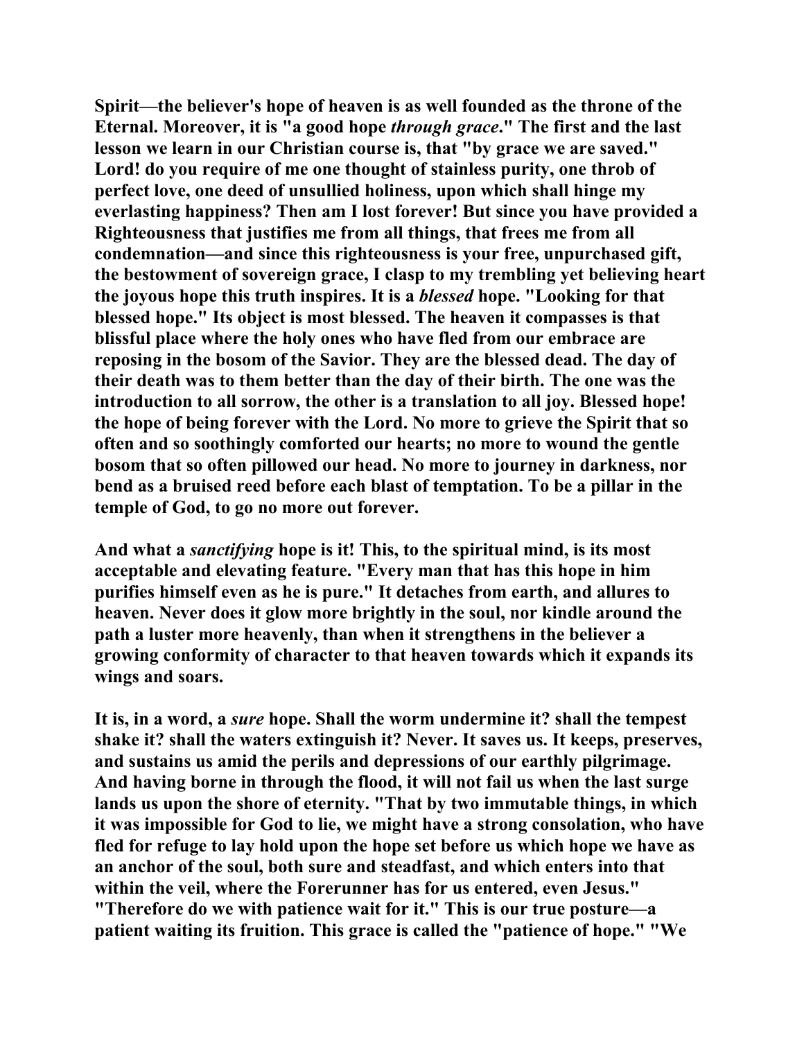**Spirit—the believer's hope of heaven is as well founded as the throne of the Eternal. Moreover, it is "a good hope *through grace*." The first and the last lesson we learn in our Christian course is, that "by grace we are saved." Lord! do you require of me one thought of stainless purity, one throb of perfect love, one deed of unsullied holiness, upon which shall hinge my everlasting happiness? Then am I lost forever! But since you have provided a Righteousness that justifies me from all things, that frees me from all condemnation—and since this righteousness is your free, unpurchased gift, the bestowment of sovereign grace, I clasp to my trembling yet believing heart the joyous hope this truth inspires. It is a *blessed* hope. "Looking for that blessed hope." Its object is most blessed. The heaven it compasses is that blissful place where the holy ones who have fled from our embrace are reposing in the bosom of the Savior. They are the blessed dead. The day of their death was to them better than the day of their birth. The one was the introduction to all sorrow, the other is a translation to all joy. Blessed hope! the hope of being forever with the Lord. No more to grieve the Spirit that so often and so soothingly comforted our hearts; no more to wound the gentle bosom that so often pillowed our head. No more to journey in darkness, nor bend as a bruised reed before each blast of temptation. To be a pillar in the temple of God, to go no more out forever.**

**And what a *sanctifying* hope is it! This, to the spiritual mind, is its most acceptable and elevating feature. "Every man that has this hope in him purifies himself even as he is pure." It detaches from earth, and allures to heaven. Never does it glow more brightly in the soul, nor kindle around the path a luster more heavenly, than when it strengthens in the believer a growing conformity of character to that heaven towards which it expands its wings and soars.**

**It is, in a word, a *sure* hope. Shall the worm undermine it? shall the tempest shake it? shall the waters extinguish it? Never. It saves us. It keeps, preserves, and sustains us amid the perils and depressions of our earthly pilgrimage. And having borne in through the flood, it will not fail us when the last surge lands us upon the shore of eternity. "That by two immutable things, in which it was impossible for God to lie, we might have a strong consolation, who have fled for refuge to lay hold upon the hope set before us which hope we have as an anchor of the soul, both sure and steadfast, and which enters into that within the veil, where the Forerunner has for us entered, even Jesus." "Therefore do we with patience wait for it." This is our true posture—a patient waiting its fruition. This grace is called the "patience of hope." "We**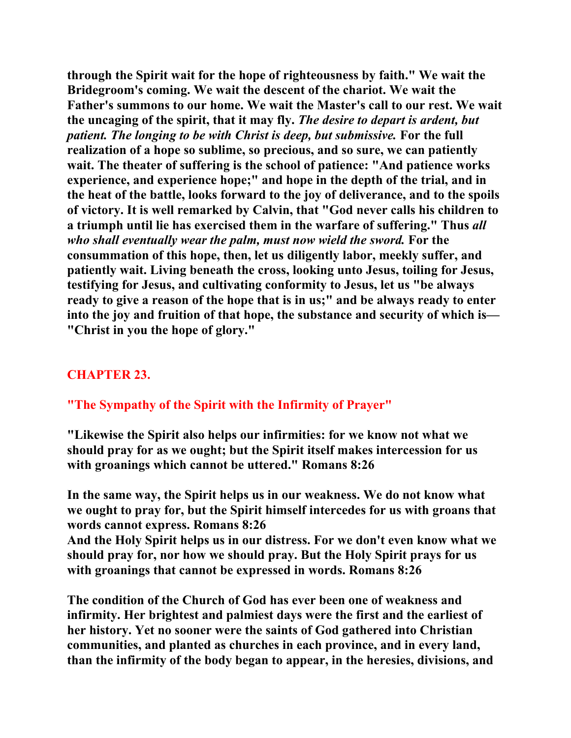**through the Spirit wait for the hope of righteousness by faith." We wait the Bridegroom's coming. We wait the descent of the chariot. We wait the Father's summons to our home. We wait the Master's call to our rest. We wait the uncaging of the spirit, that it may fly. *The desire to depart is ardent, but patient. The longing to be with Christ is deep, but submissive.* For the full realization of a hope so sublime, so precious, and so sure, we can patiently wait. The theater of suffering is the school of patience: "And patience works experience, and experience hope;" and hope in the depth of the trial, and in the heat of the battle, looks forward to the joy of deliverance, and to the spoils of victory. It is well remarked by Calvin, that "God never calls his children to a triumph until lie has exercised them in the warfare of suffering." Thus *all who shall eventually wear the palm, must now wield the sword.* For the consummation of this hope, then, let us diligently labor, meekly suffer, and patiently wait. Living beneath the cross, looking unto Jesus, toiling for Jesus, testifying for Jesus, and cultivating conformity to Jesus, let us "be always ready to give a reason of the hope that is in us;" and be always ready to enter into the joy and fruition of that hope, the substance and security of which is— "Christ in you the hope of glory."**

## CHAPTER 23.

## "The Sympathy of the Spirit with the Infirmity of Prayer"

**"Likewise the Spirit also helps our infirmities: for we know not what we should pray for as we ought; but the Spirit itself makes intercession for us with groanings which cannot be uttered." Romans 8:26**

**In the same way, the Spirit helps us in our weakness. We do not know what we ought to pray for, but the Spirit himself intercedes for us with groans that words cannot express. Romans 8:26**
**And the Holy Spirit helps us in our distress. For we don't even know what we should pray for, nor how we should pray. But the Holy Spirit prays for us with groanings that cannot be expressed in words. Romans 8:26**

**The condition of the Church of God has ever been one of weakness and infirmity. Her brightest and palmiest days were the first and the earliest of her history. Yet no sooner were the saints of God gathered into Christian communities, and planted as churches in each province, and in every land, than the infirmity of the body began to appear, in the heresies, divisions, and**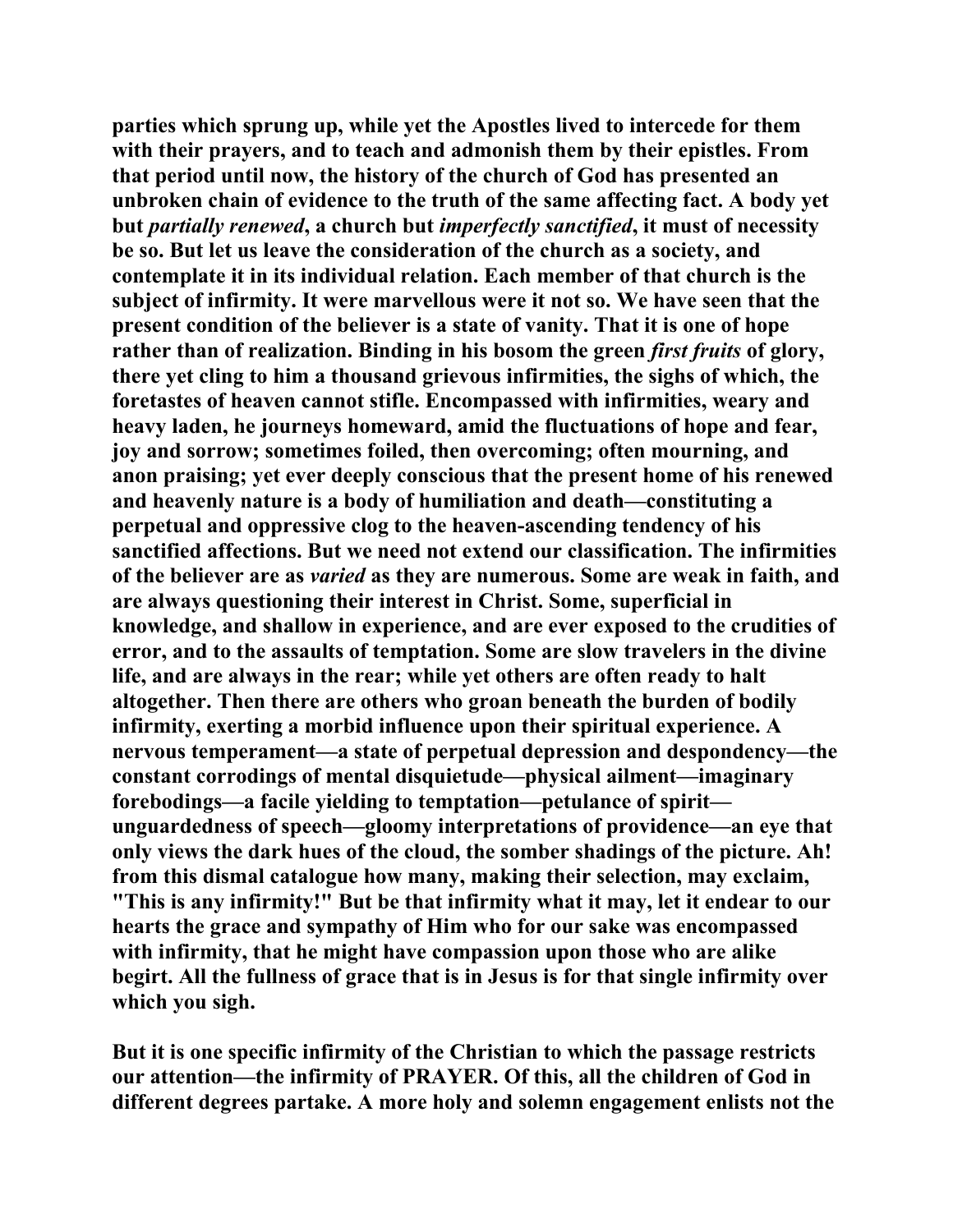parties which sprung up, while yet the Apostles lived to intercede for them with their prayers, and to teach and admonish them by their epistles. From that period until now, the history of the church of God has presented an unbroken chain of evidence to the truth of the same affecting fact. A body yet but *partially renewed*, a church but *imperfectly sanctified*, it must of necessity be so. But let us leave the consideration of the church as a society, and contemplate it in its individual relation. Each member of that church is the subject of infirmity. It were marvellous were it not so. We have seen that the present condition of the believer is a state of vanity. That it is one of hope rather than of realization. Binding in his bosom the green *first fruits* of glory, there yet cling to him a thousand grievous infirmities, the sighs of which, the foretastes of heaven cannot stifle. Encompassed with infirmities, weary and heavy laden, he journeys homeward, amid the fluctuations of hope and fear, joy and sorrow; sometimes foiled, then overcoming; often mourning, and anon praising; yet ever deeply conscious that the present home of his renewed and heavenly nature is a body of humiliation and death—constituting a perpetual and oppressive clog to the heaven-ascending tendency of his sanctified affections. But we need not extend our classification. The infirmities of the believer are as *varied* as they are numerous. Some are weak in faith, and are always questioning their interest in Christ. Some, superficial in knowledge, and shallow in experience, and are ever exposed to the crudities of error, and to the assaults of temptation. Some are slow travelers in the divine life, and are always in the rear; while yet others are often ready to halt altogether. Then there are others who groan beneath the burden of bodily infirmity, exerting a morbid influence upon their spiritual experience. A nervous temperament—a state of perpetual depression and despondency—the constant corrodings of mental disquietude—physical ailment—imaginary forebodings—a facile yielding to temptation—petulance of spirit—unguardedness of speech—gloomy interpretations of providence—an eye that only views the dark hues of the cloud, the somber shadings of the picture. Ah! from this dismal catalogue how many, making their selection, may exclaim, "This is any infirmity!" But be that infirmity what it may, let it endear to our hearts the grace and sympathy of Him who for our sake was encompassed with infirmity, that he might have compassion upon those who are alike begirt. All the fullness of grace that is in Jesus is for that single infirmity over which you sigh.

But it is one specific infirmity of the Christian to which the passage restricts our attention—the infirmity of PRAYER. Of this, all the children of God in different degrees partake. A more holy and solemn engagement enlists not the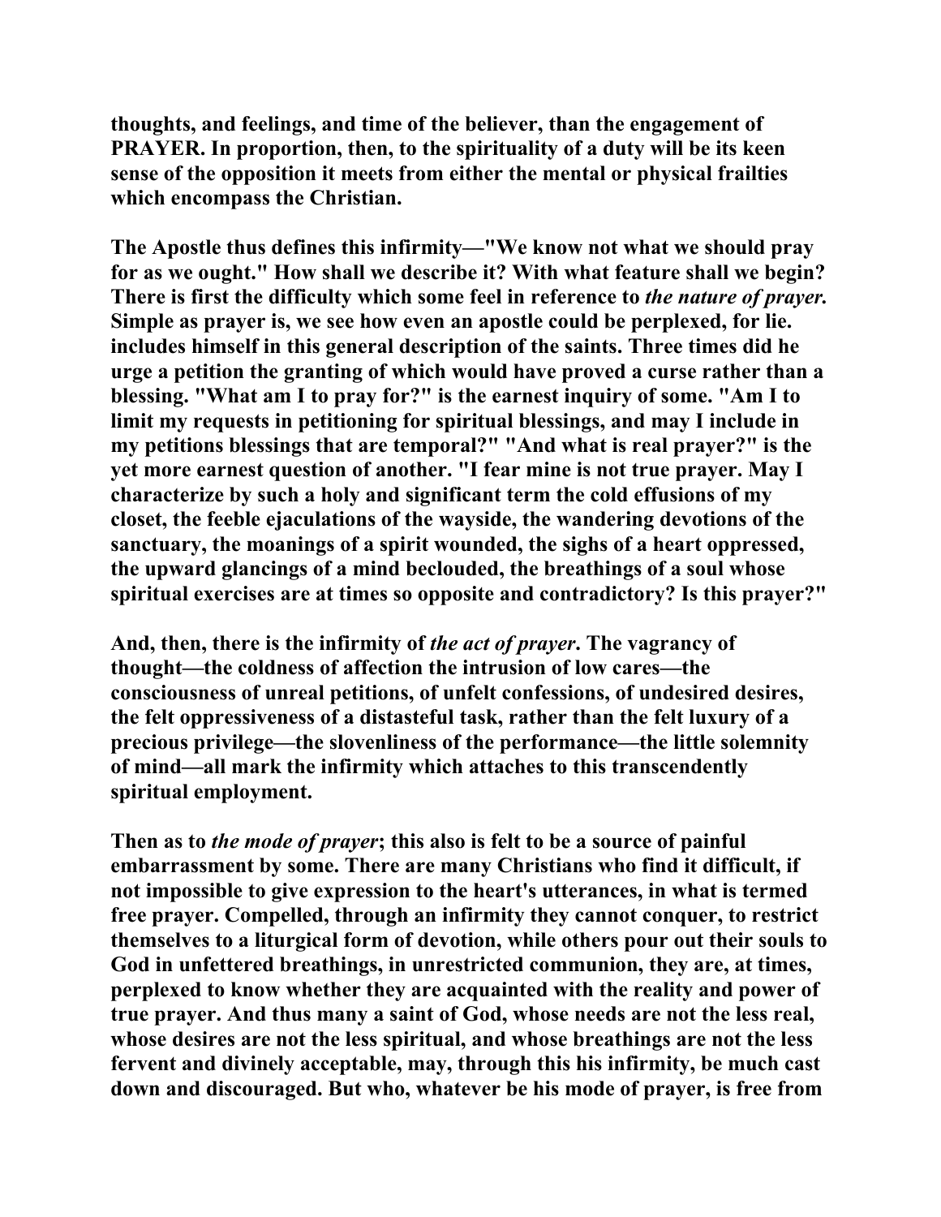thoughts, and feelings, and time of the believer, than the engagement of PRAYER. In proportion, then, to the spirituality of a duty will be its keen sense of the opposition it meets from either the mental or physical frailties which encompass the Christian.

The Apostle thus defines this infirmity—"We know not what we should pray for as we ought." How shall we describe it? With what feature shall we begin? There is first the difficulty which some feel in reference to *the nature of prayer.* Simple as prayer is, we see how even an apostle could be perplexed, for lie. includes himself in this general description of the saints. Three times did he urge a petition the granting of which would have proved a curse rather than a blessing. "What am I to pray for?" is the earnest inquiry of some. "Am I to limit my requests in petitioning for spiritual blessings, and may I include in my petitions blessings that are temporal?" "And what is real prayer?" is the yet more earnest question of another. "I fear mine is not true prayer. May I characterize by such a holy and significant term the cold effusions of my closet, the feeble ejaculations of the wayside, the wandering devotions of the sanctuary, the moanings of a spirit wounded, the sighs of a heart oppressed, the upward glancings of a mind beclouded, the breathings of a soul whose spiritual exercises are at times so opposite and contradictory? Is this prayer?"

And, then, there is the infirmity of *the act of prayer*. The vagrancy of thought—the coldness of affection the intrusion of low cares—the consciousness of unreal petitions, of unfelt confessions, of undesired desires, the felt oppressiveness of a distasteful task, rather than the felt luxury of a precious privilege—the slovenliness of the performance—the little solemnity of mind—all mark the infirmity which attaches to this transcendently spiritual employment.

Then as to *the mode of prayer*; this also is felt to be a source of painful embarrassment by some. There are many Christians who find it difficult, if not impossible to give expression to the heart's utterances, in what is termed free prayer. Compelled, through an infirmity they cannot conquer, to restrict themselves to a liturgical form of devotion, while others pour out their souls to God in unfettered breathings, in unrestricted communion, they are, at times, perplexed to know whether they are acquainted with the reality and power of true prayer. And thus many a saint of God, whose needs are not the less real, whose desires are not the less spiritual, and whose breathings are not the less fervent and divinely acceptable, may, through this his infirmity, be much cast down and discouraged. But who, whatever be his mode of prayer, is free from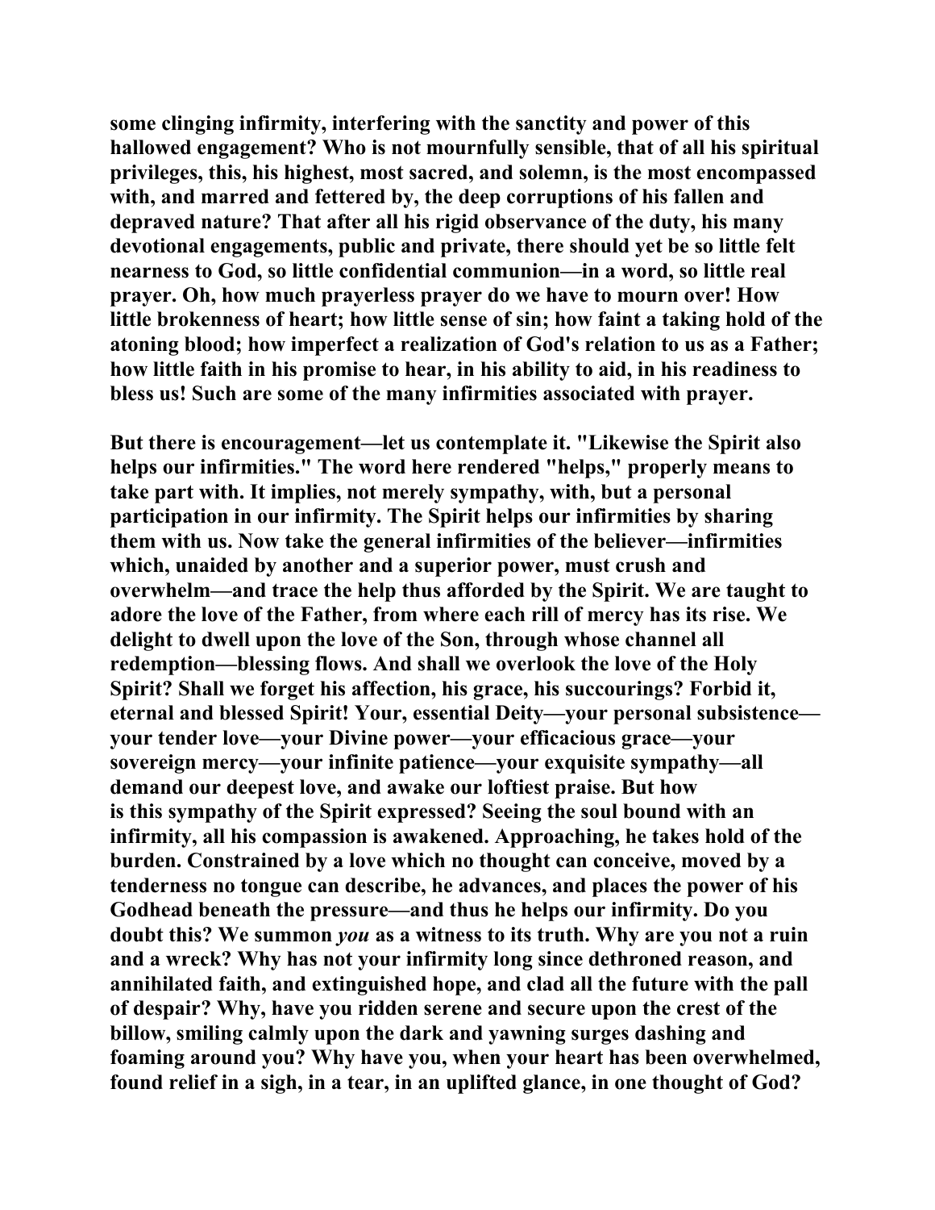some clinging infirmity, interfering with the sanctity and power of this hallowed engagement? Who is not mournfully sensible, that of all his spiritual privileges, this, his highest, most sacred, and solemn, is the most encompassed with, and marred and fettered by, the deep corruptions of his fallen and depraved nature? That after all his rigid observance of the duty, his many devotional engagements, public and private, there should yet be so little felt nearness to God, so little confidential communion—in a word, so little real prayer. Oh, how much prayerless prayer do we have to mourn over! How little brokenness of heart; how little sense of sin; how faint a taking hold of the atoning blood; how imperfect a realization of God's relation to us as a Father; how little faith in his promise to hear, in his ability to aid, in his readiness to bless us! Such are some of the many infirmities associated with prayer.

But there is encouragement—let us contemplate it. "Likewise the Spirit also helps our infirmities." The word here rendered "helps," properly means to take part with. It implies, not merely sympathy, with, but a personal participation in our infirmity. The Spirit helps our infirmities by sharing them with us. Now take the general infirmities of the believer—infirmities which, unaided by another and a superior power, must crush and overwhelm—and trace the help thus afforded by the Spirit. We are taught to adore the love of the Father, from where each rill of mercy has its rise. We delight to dwell upon the love of the Son, through whose channel all redemption—blessing flows. And shall we overlook the love of the Holy Spirit? Shall we forget his affection, his grace, his succourings? Forbid it, eternal and blessed Spirit! Your, essential Deity—your personal subsistence—your tender love—your Divine power—your efficacious grace—your sovereign mercy—your infinite patience—your exquisite sympathy—all demand our deepest love, and awake our loftiest praise. But how is this sympathy of the Spirit expressed? Seeing the soul bound with an infirmity, all his compassion is awakened. Approaching, he takes hold of the burden. Constrained by a love which no thought can conceive, moved by a tenderness no tongue can describe, he advances, and places the power of his Godhead beneath the pressure—and thus he helps our infirmity. Do you doubt this? We summon *you* as a witness to its truth. Why are you not a ruin and a wreck? Why has not your infirmity long since dethroned reason, and annihilated faith, and extinguished hope, and clad all the future with the pall of despair? Why, have you ridden serene and secure upon the crest of the billow, smiling calmly upon the dark and yawning surges dashing and foaming around you? Why have you, when your heart has been overwhelmed, found relief in a sigh, in a tear, in an uplifted glance, in one thought of God?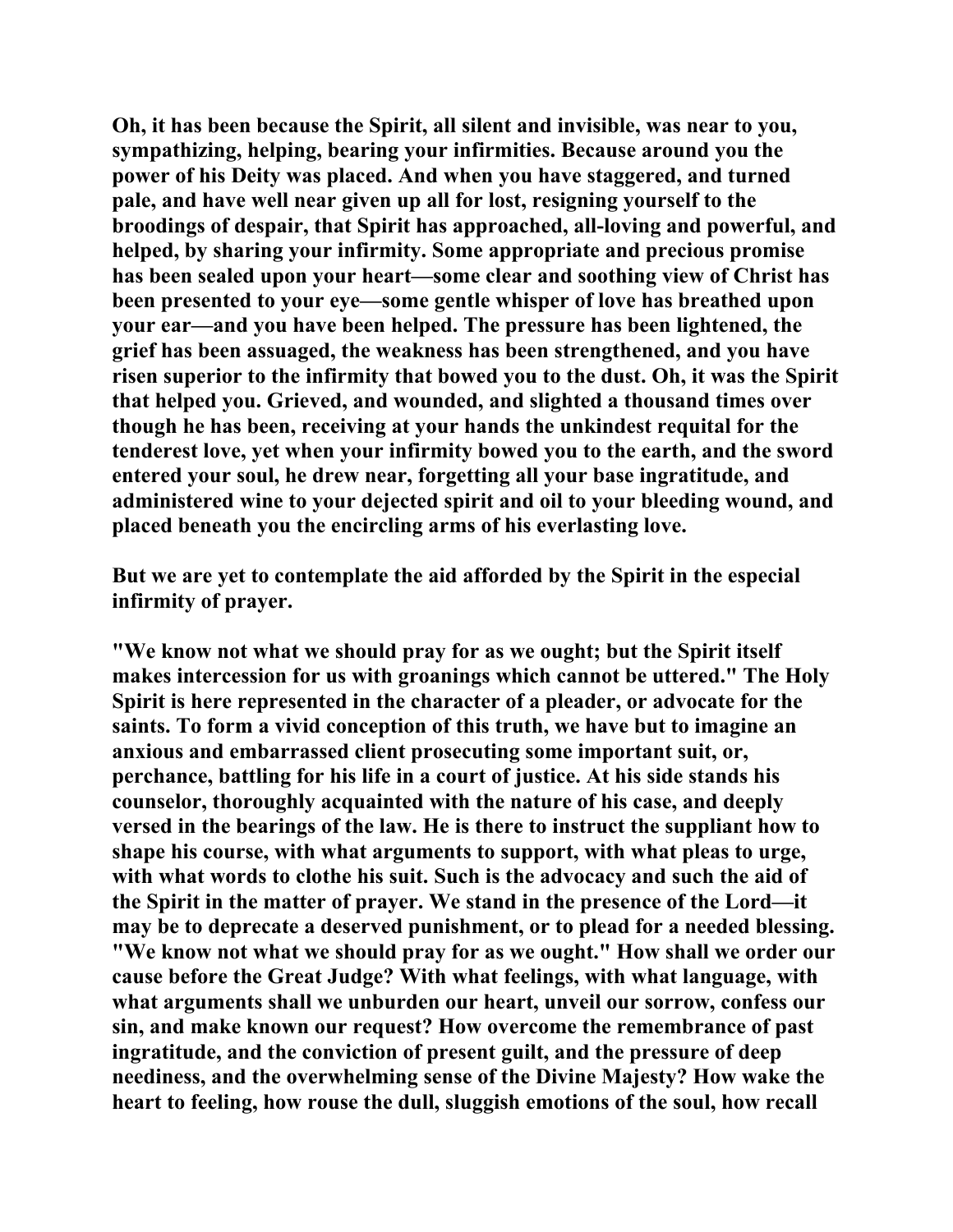Oh, it has been because the Spirit, all silent and invisible, was near to you, sympathizing, helping, bearing your infirmities. Because around you the power of his Deity was placed. And when you have staggered, and turned pale, and have well near given up all for lost, resigning yourself to the broodings of despair, that Spirit has approached, all-loving and powerful, and helped, by sharing your infirmity. Some appropriate and precious promise has been sealed upon your heart—some clear and soothing view of Christ has been presented to your eye—some gentle whisper of love has breathed upon your ear—and you have been helped. The pressure has been lightened, the grief has been assuaged, the weakness has been strengthened, and you have risen superior to the infirmity that bowed you to the dust. Oh, it was the Spirit that helped you. Grieved, and wounded, and slighted a thousand times over though he has been, receiving at your hands the unkindest requital for the tenderest love, yet when your infirmity bowed you to the earth, and the sword entered your soul, he drew near, forgetting all your base ingratitude, and administered wine to your dejected spirit and oil to your bleeding wound, and placed beneath you the encircling arms of his everlasting love.

But we are yet to contemplate the aid afforded by the Spirit in the especial infirmity of prayer.

"We know not what we should pray for as we ought; but the Spirit itself makes intercession for us with groanings which cannot be uttered." The Holy Spirit is here represented in the character of a pleader, or advocate for the saints. To form a vivid conception of this truth, we have but to imagine an anxious and embarrassed client prosecuting some important suit, or, perchance, battling for his life in a court of justice. At his side stands his counselor, thoroughly acquainted with the nature of his case, and deeply versed in the bearings of the law. He is there to instruct the suppliant how to shape his course, with what arguments to support, with what pleas to urge, with what words to clothe his suit. Such is the advocacy and such the aid of the Spirit in the matter of prayer. We stand in the presence of the Lord—it may be to deprecate a deserved punishment, or to plead for a needed blessing. "We know not what we should pray for as we ought." How shall we order our cause before the Great Judge? With what feelings, with what language, with what arguments shall we unburden our heart, unveil our sorrow, confess our sin, and make known our request? How overcome the remembrance of past ingratitude, and the conviction of present guilt, and the pressure of deep neediness, and the overwhelming sense of the Divine Majesty? How wake the heart to feeling, how rouse the dull, sluggish emotions of the soul, how recall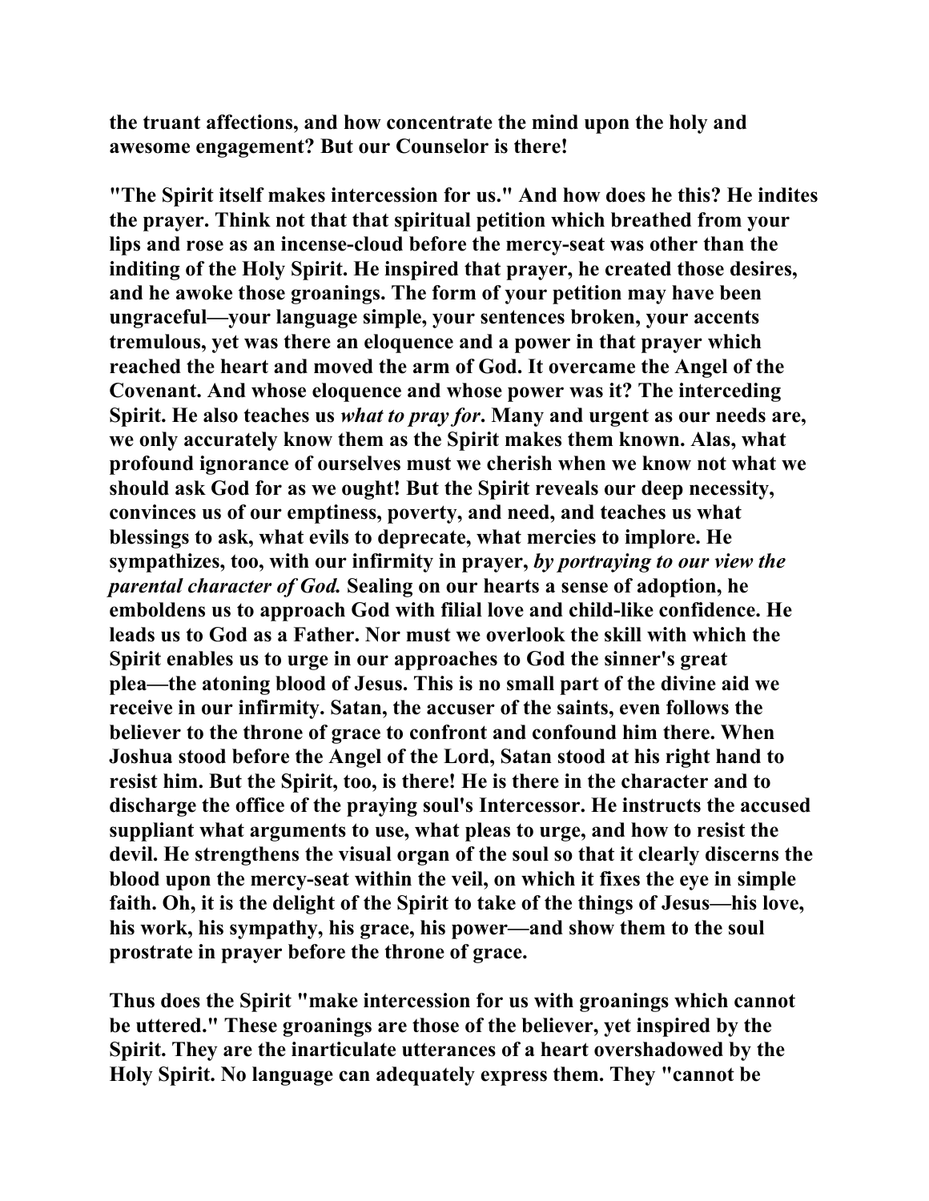**the truant affections, and how concentrate the mind upon the holy and awesome engagement? But our Counselor is there!**

**"The Spirit itself makes intercession for us." And how does he this? He indites the prayer. Think not that that spiritual petition which breathed from your lips and rose as an incense-cloud before the mercy-seat was other than the inditing of the Holy Spirit. He inspired that prayer, he created those desires, and he awoke those groanings. The form of your petition may have been ungraceful—your language simple, your sentences broken, your accents tremulous, yet was there an eloquence and a power in that prayer which reached the heart and moved the arm of God. It overcame the Angel of the Covenant. And whose eloquence and whose power was it? The interceding Spirit. He also teaches us *what to pray for*. Many and urgent as our needs are, we only accurately know them as the Spirit makes them known. Alas, what profound ignorance of ourselves must we cherish when we know not what we should ask God for as we ought! But the Spirit reveals our deep necessity, convinces us of our emptiness, poverty, and need, and teaches us what blessings to ask, what evils to deprecate, what mercies to implore. He sympathizes, too, with our infirmity in prayer, *by portraying to our view the parental character of God.* Sealing on our hearts a sense of adoption, he emboldens us to approach God with filial love and child-like confidence. He leads us to God as a Father. Nor must we overlook the skill with which the Spirit enables us to urge in our approaches to God the sinner's great plea—the atoning blood of Jesus. This is no small part of the divine aid we receive in our infirmity. Satan, the accuser of the saints, even follows the believer to the throne of grace to confront and confound him there. When Joshua stood before the Angel of the Lord, Satan stood at his right hand to resist him. But the Spirit, too, is there! He is there in the character and to discharge the office of the praying soul's Intercessor. He instructs the accused suppliant what arguments to use, what pleas to urge, and how to resist the devil. He strengthens the visual organ of the soul so that it clearly discerns the blood upon the mercy-seat within the veil, on which it fixes the eye in simple faith. Oh, it is the delight of the Spirit to take of the things of Jesus—his love, his work, his sympathy, his grace, his power—and show them to the soul prostrate in prayer before the throne of grace.**

**Thus does the Spirit "make intercession for us with groanings which cannot be uttered." These groanings are those of the believer, yet inspired by the Spirit. They are the inarticulate utterances of a heart overshadowed by the Holy Spirit. No language can adequately express them. They "cannot be**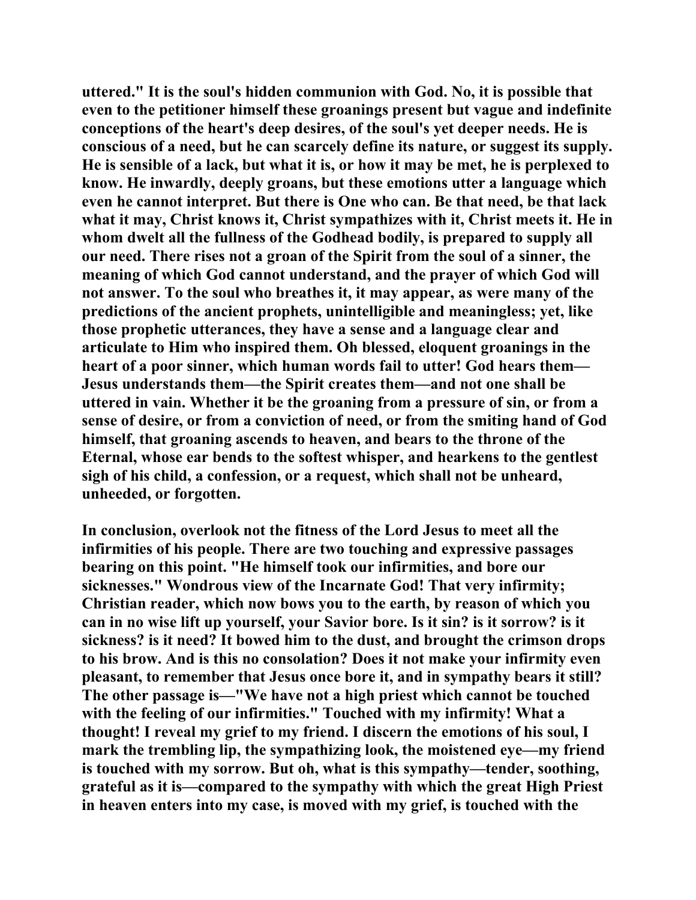uttered." It is the soul's hidden communion with God. No, it is possible that even to the petitioner himself these groanings present but vague and indefinite conceptions of the heart's deep desires, of the soul's yet deeper needs. He is conscious of a need, but he can scarcely define its nature, or suggest its supply. He is sensible of a lack, but what it is, or how it may be met, he is perplexed to know. He inwardly, deeply groans, but these emotions utter a language which even he cannot interpret. But there is One who can. Be that need, be that lack what it may, Christ knows it, Christ sympathizes with it, Christ meets it. He in whom dwelt all the fullness of the Godhead bodily, is prepared to supply all our need. There rises not a groan of the Spirit from the soul of a sinner, the meaning of which God cannot understand, and the prayer of which God will not answer. To the soul who breathes it, it may appear, as were many of the predictions of the ancient prophets, unintelligible and meaningless; yet, like those prophetic utterances, they have a sense and a language clear and articulate to Him who inspired them. Oh blessed, eloquent groanings in the heart of a poor sinner, which human words fail to utter! God hears them—Jesus understands them—the Spirit creates them—and not one shall be uttered in vain. Whether it be the groaning from a pressure of sin, or from a sense of desire, or from a conviction of need, or from the smiting hand of God himself, that groaning ascends to heaven, and bears to the throne of the Eternal, whose ear bends to the softest whisper, and hearkens to the gentlest sigh of his child, a confession, or a request, which shall not be unheard, unheeded, or forgotten.

In conclusion, overlook not the fitness of the Lord Jesus to meet all the infirmities of his people. There are two touching and expressive passages bearing on this point. "He himself took our infirmities, and bore our sicknesses." Wondrous view of the Incarnate God! That very infirmity; Christian reader, which now bows you to the earth, by reason of which you can in no wise lift up yourself, your Savior bore. Is it sin? is it sorrow? is it sickness? is it need? It bowed him to the dust, and brought the crimson drops to his brow. And is this no consolation? Does it not make your infirmity even pleasant, to remember that Jesus once bore it, and in sympathy bears it still? The other passage is—"We have not a high priest which cannot be touched with the feeling of our infirmities." Touched with my infirmity! What a thought! I reveal my grief to my friend. I discern the emotions of his soul, I mark the trembling lip, the sympathizing look, the moistened eye—my friend is touched with my sorrow. But oh, what is this sympathy—tender, soothing, grateful as it is—compared to the sympathy with which the great High Priest in heaven enters into my case, is moved with my grief, is touched with the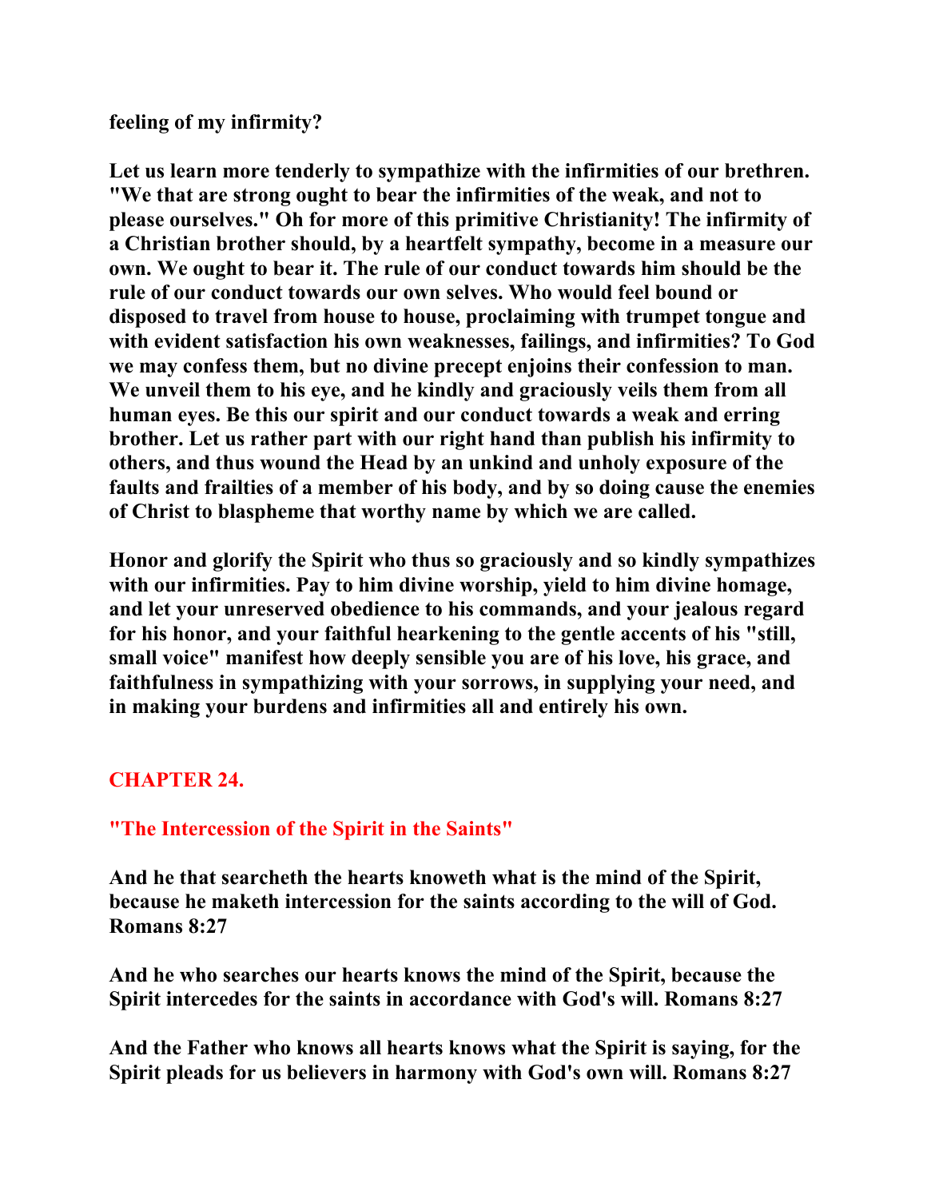**feeling of my infirmity?**

**Let us learn more tenderly to sympathize with the infirmities of our brethren. "We that are strong ought to bear the infirmities of the weak, and not to please ourselves." Oh for more of this primitive Christianity! The infirmity of a Christian brother should, by a heartfelt sympathy, become in a measure our own. We ought to bear it. The rule of our conduct towards him should be the rule of our conduct towards our own selves. Who would feel bound or disposed to travel from house to house, proclaiming with trumpet tongue and with evident satisfaction his own weaknesses, failings, and infirmities? To God we may confess them, but no divine precept enjoins their confession to man. We unveil them to his eye, and he kindly and graciously veils them from all human eyes. Be this our spirit and our conduct towards a weak and erring brother. Let us rather part with our right hand than publish his infirmity to others, and thus wound the Head by an unkind and unholy exposure of the faults and frailties of a member of his body, and by so doing cause the enemies of Christ to blaspheme that worthy name by which we are called.**

**Honor and glorify the Spirit who thus so graciously and so kindly sympathizes with our infirmities. Pay to him divine worship, yield to him divine homage, and let your unreserved obedience to his commands, and your jealous regard for his honor, and your faithful hearkening to the gentle accents of his "still, small voice" manifest how deeply sensible you are of his love, his grace, and faithfulness in sympathizing with your sorrows, in supplying your need, and in making your burdens and infirmities all and entirely his own.**

## CHAPTER 24.

### "The Intercession of the Spirit in the Saints"

**And he that searcheth the hearts knoweth what is the mind of the Spirit, because he maketh intercession for the saints according to the will of God. Romans 8:27**

**And he who searches our hearts knows the mind of the Spirit, because the Spirit intercedes for the saints in accordance with God's will. Romans 8:27**

**And the Father who knows all hearts knows what the Spirit is saying, for the Spirit pleads for us believers in harmony with God's own will. Romans 8:27**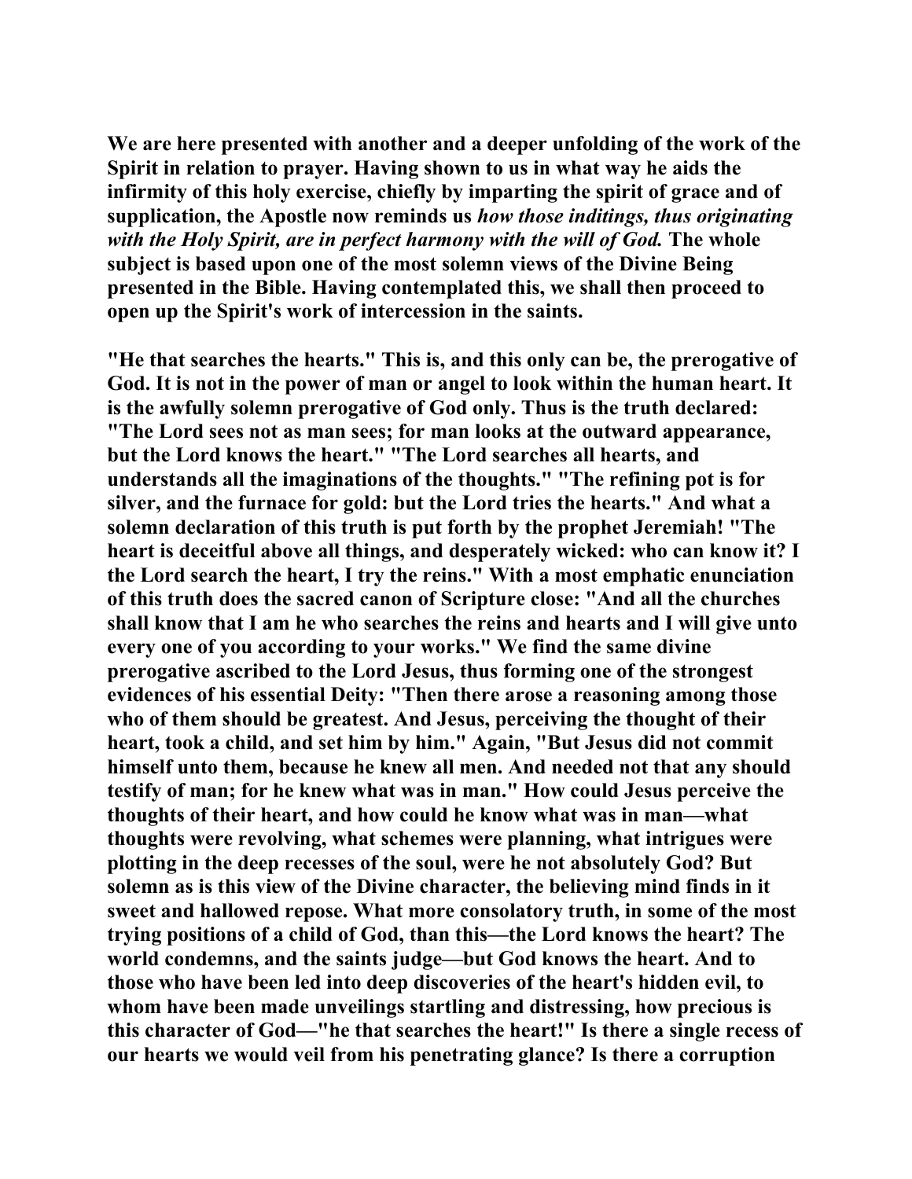We are here presented with another and a deeper unfolding of the work of the Spirit in relation to prayer. Having shown to us in what way he aids the infirmity of this holy exercise, chiefly by imparting the spirit of grace and of supplication, the Apostle now reminds us *how those inditings, thus originating with the Holy Spirit, are in perfect harmony with the will of God.* The whole subject is based upon one of the most solemn views of the Divine Being presented in the Bible. Having contemplated this, we shall then proceed to open up the Spirit's work of intercession in the saints.

"He that searches the hearts." This is, and this only can be, the prerogative of God. It is not in the power of man or angel to look within the human heart. It is the awfully solemn prerogative of God only. Thus is the truth declared: "The Lord sees not as man sees; for man looks at the outward appearance, but the Lord knows the heart." "The Lord searches all hearts, and understands all the imaginations of the thoughts." "The refining pot is for silver, and the furnace for gold: but the Lord tries the hearts." And what a solemn declaration of this truth is put forth by the prophet Jeremiah! "The heart is deceitful above all things, and desperately wicked: who can know it? I the Lord search the heart, I try the reins." With a most emphatic enunciation of this truth does the sacred canon of Scripture close: "And all the churches shall know that I am he who searches the reins and hearts and I will give unto every one of you according to your works." We find the same divine prerogative ascribed to the Lord Jesus, thus forming one of the strongest evidences of his essential Deity: "Then there arose a reasoning among those who of them should be greatest. And Jesus, perceiving the thought of their heart, took a child, and set him by him." Again, "But Jesus did not commit himself unto them, because he knew all men. And needed not that any should testify of man; for he knew what was in man." How could Jesus perceive the thoughts of their heart, and how could he know what was in man—what thoughts were revolving, what schemes were planning, what intrigues were plotting in the deep recesses of the soul, were he not absolutely God? But solemn as is this view of the Divine character, the believing mind finds in it sweet and hallowed repose. What more consolatory truth, in some of the most trying positions of a child of God, than this—the Lord knows the heart? The world condemns, and the saints judge—but God knows the heart. And to those who have been led into deep discoveries of the heart's hidden evil, to whom have been made unveilings startling and distressing, how precious is this character of God—"he that searches the heart!" Is there a single recess of our hearts we would veil from his penetrating glance? Is there a corruption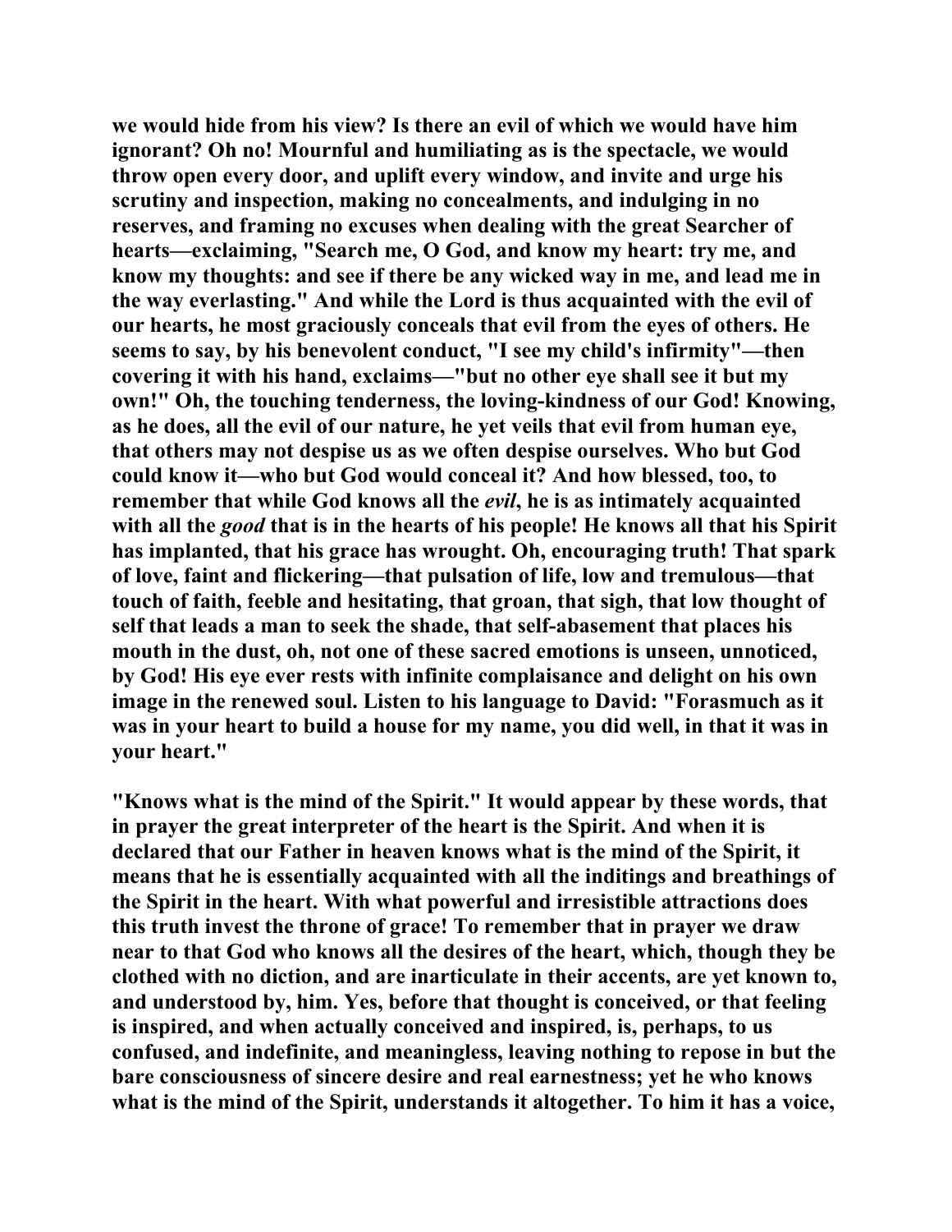we would hide from his view? Is there an evil of which we would have him ignorant? Oh no! Mournful and humiliating as is the spectacle, we would throw open every door, and uplift every window, and invite and urge his scrutiny and inspection, making no concealments, and indulging in no reserves, and framing no excuses when dealing with the great Searcher of hearts—exclaiming, "Search me, O God, and know my heart: try me, and know my thoughts: and see if there be any wicked way in me, and lead me in the way everlasting." And while the Lord is thus acquainted with the evil of our hearts, he most graciously conceals that evil from the eyes of others. He seems to say, by his benevolent conduct, "I see my child's infirmity"—then covering it with his hand, exclaims—"but no other eye shall see it but my own!" Oh, the touching tenderness, the loving-kindness of our God! Knowing, as he does, all the evil of our nature, he yet veils that evil from human eye, that others may not despise us as we often despise ourselves. Who but God could know it—who but God would conceal it? And how blessed, too, to remember that while God knows all the *evil*, he is as intimately acquainted with all the *good* that is in the hearts of his people! He knows all that his Spirit has implanted, that his grace has wrought. Oh, encouraging truth! That spark of love, faint and flickering—that pulsation of life, low and tremulous—that touch of faith, feeble and hesitating, that groan, that sigh, that low thought of self that leads a man to seek the shade, that self-abasement that places his mouth in the dust, oh, not one of these sacred emotions is unseen, unnoticed, by God! His eye ever rests with infinite complaisance and delight on his own image in the renewed soul. Listen to his language to David: "Forasmuch as it was in your heart to build a house for my name, you did well, in that it was in your heart."

"Knows what is the mind of the Spirit." It would appear by these words, that in prayer the great interpreter of the heart is the Spirit. And when it is declared that our Father in heaven knows what is the mind of the Spirit, it means that he is essentially acquainted with all the inditings and breathings of the Spirit in the heart. With what powerful and irresistible attractions does this truth invest the throne of grace! To remember that in prayer we draw near to that God who knows all the desires of the heart, which, though they be clothed with no diction, and are inarticulate in their accents, are yet known to, and understood by, him. Yes, before that thought is conceived, or that feeling is inspired, and when actually conceived and inspired, is, perhaps, to us confused, and indefinite, and meaningless, leaving nothing to repose in but the bare consciousness of sincere desire and real earnestness; yet he who knows what is the mind of the Spirit, understands it altogether. To him it has a voice,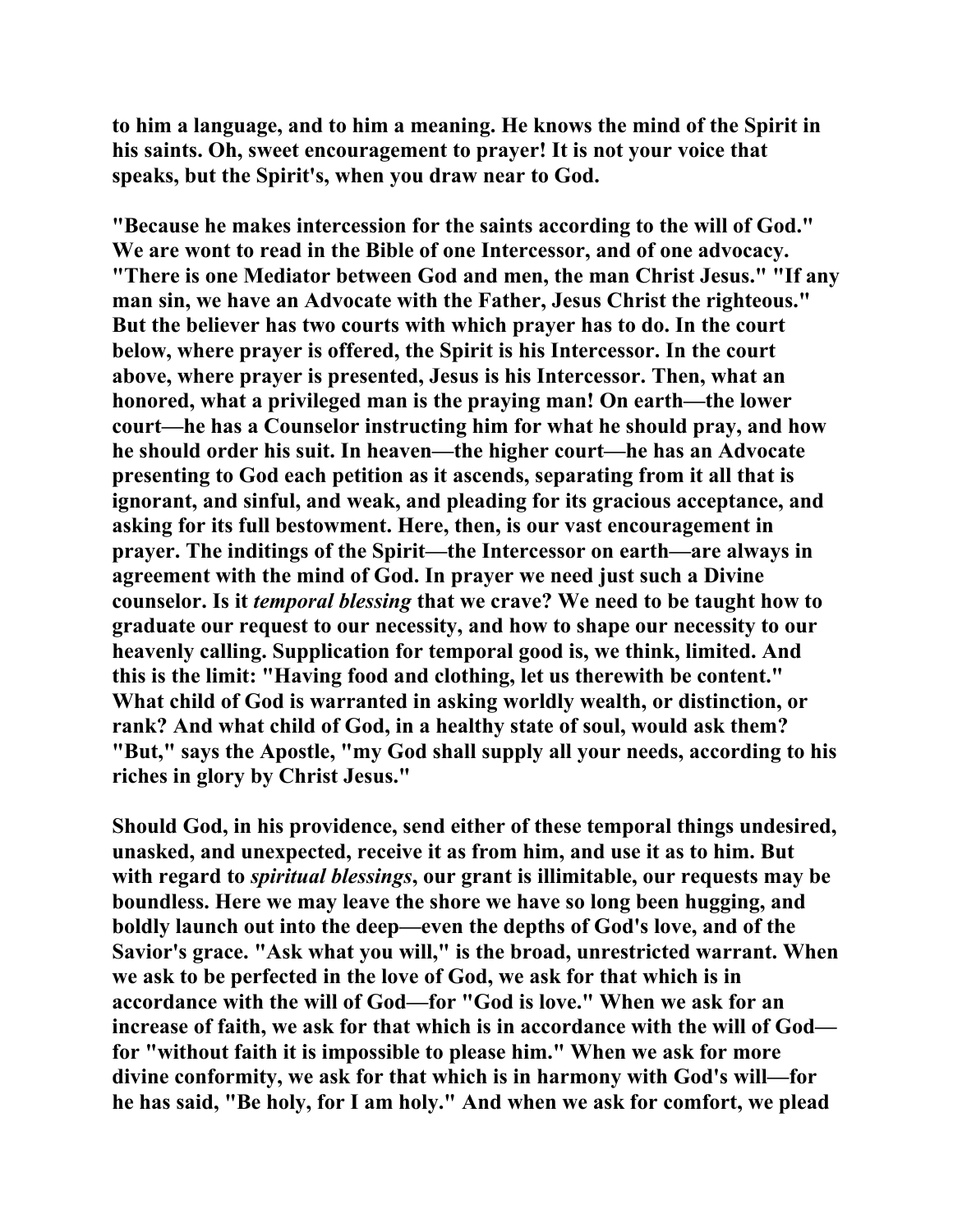to him a language, and to him a meaning. He knows the mind of the Spirit in his saints. Oh, sweet encouragement to prayer! It is not your voice that speaks, but the Spirit's, when you draw near to God.

"Because he makes intercession for the saints according to the will of God." We are wont to read in the Bible of one Intercessor, and of one advocacy. "There is one Mediator between God and men, the man Christ Jesus." "If any man sin, we have an Advocate with the Father, Jesus Christ the righteous." But the believer has two courts with which prayer has to do. In the court below, where prayer is offered, the Spirit is his Intercessor. In the court above, where prayer is presented, Jesus is his Intercessor. Then, what an honored, what a privileged man is the praying man! On earth—the lower court—he has a Counselor instructing him for what he should pray, and how he should order his suit. In heaven—the higher court—he has an Advocate presenting to God each petition as it ascends, separating from it all that is ignorant, and sinful, and weak, and pleading for its gracious acceptance, and asking for its full bestowment. Here, then, is our vast encouragement in prayer. The inditings of the Spirit—the Intercessor on earth—are always in agreement with the mind of God. In prayer we need just such a Divine counselor. Is it *temporal blessing* that we crave? We need to be taught how to graduate our request to our necessity, and how to shape our necessity to our heavenly calling. Supplication for temporal good is, we think, limited. And this is the limit: "Having food and clothing, let us therewith be content." What child of God is warranted in asking worldly wealth, or distinction, or rank? And what child of God, in a healthy state of soul, would ask them? "But," says the Apostle, "my God shall supply all your needs, according to his riches in glory by Christ Jesus."

Should God, in his providence, send either of these temporal things undesired, unasked, and unexpected, receive it as from him, and use it as to him. But with regard to *spiritual blessings*, our grant is illimitable, our requests may be boundless. Here we may leave the shore we have so long been hugging, and boldly launch out into the deep—even the depths of God's love, and of the Savior's grace. "Ask what you will," is the broad, unrestricted warrant. When we ask to be perfected in the love of God, we ask for that which is in accordance with the will of God—for "God is love." When we ask for an increase of faith, we ask for that which is in accordance with the will of God—for "without faith it is impossible to please him." When we ask for more divine conformity, we ask for that which is in harmony with God's will—for he has said, "Be holy, for I am holy." And when we ask for comfort, we plead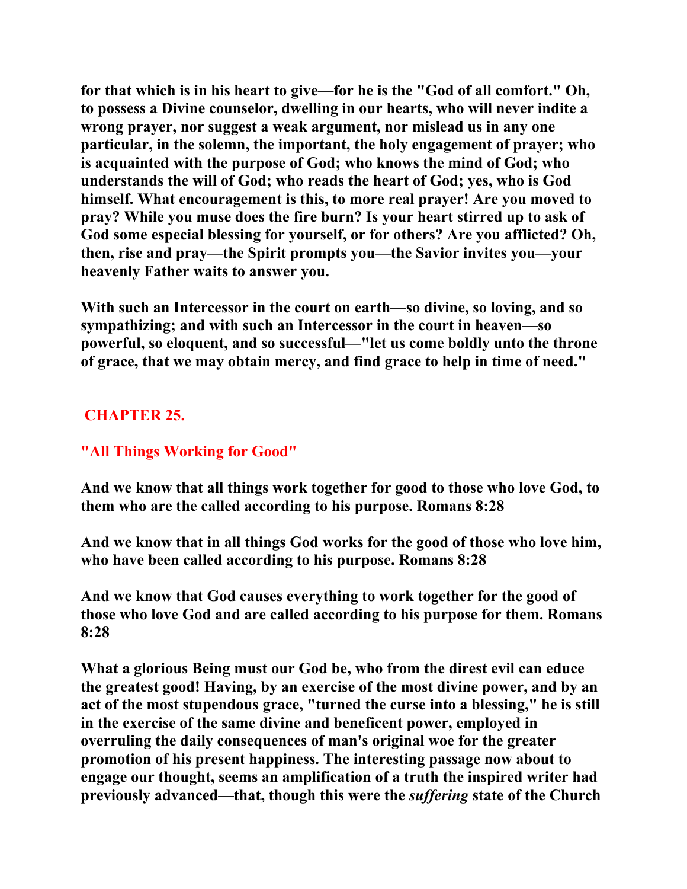for that which is in his heart to give—for he is the "God of all comfort." Oh, to possess a Divine counselor, dwelling in our hearts, who will never indite a wrong prayer, nor suggest a weak argument, nor mislead us in any one particular, in the solemn, the important, the holy engagement of prayer; who is acquainted with the purpose of God; who knows the mind of God; who understands the will of God; who reads the heart of God; yes, who is God himself. What encouragement is this, to more real prayer! Are you moved to pray? While you muse does the fire burn? Is your heart stirred up to ask of God some especial blessing for yourself, or for others? Are you afflicted? Oh, then, rise and pray—the Spirit prompts you—the Savior invites you—your heavenly Father waits to answer you.

With such an Intercessor in the court on earth—so divine, so loving, and so sympathizing; and with such an Intercessor in the court in heaven—so powerful, so eloquent, and so successful—"let us come boldly unto the throne of grace, that we may obtain mercy, and find grace to help in time of need."

## CHAPTER 25.

### "All Things Working for Good"

And we know that all things work together for good to those who love God, to them who are the called according to his purpose. Romans 8:28

And we know that in all things God works for the good of those who love him, who have been called according to his purpose. Romans 8:28

And we know that God causes everything to work together for the good of those who love God and are called according to his purpose for them. Romans 8:28

What a glorious Being must our God be, who from the direst evil can educe the greatest good! Having, by an exercise of the most divine power, and by an act of the most stupendous grace, "turned the curse into a blessing," he is still in the exercise of the same divine and beneficent power, employed in overruling the daily consequences of man's original woe for the greater promotion of his present happiness. The interesting passage now about to engage our thought, seems an amplification of a truth the inspired writer had previously advanced—that, though this were the *suffering* state of the Church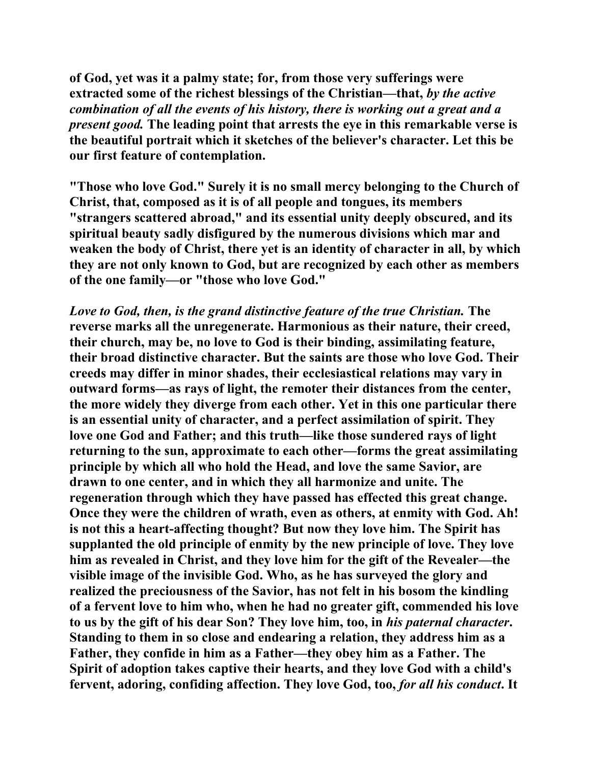of God, yet was it a palmy state; for, from those very sufferings were extracted some of the richest blessings of the Christian—that, *by the active combination of all the events of his history, there is working out a great and a present good.* The leading point that arrests the eye in this remarkable verse is the beautiful portrait which it sketches of the believer's character. Let this be our first feature of contemplation.

"Those who love God." Surely it is no small mercy belonging to the Church of Christ, that, composed as it is of all people and tongues, its members "strangers scattered abroad," and its essential unity deeply obscured, and its spiritual beauty sadly disfigured by the numerous divisions which mar and weaken the body of Christ, there yet is an identity of character in all, by which they are not only known to God, but are recognized by each other as members of the one family—or "those who love God."

*Love to God, then, is the grand distinctive feature of the true Christian.* The reverse marks all the unregenerate. Harmonious as their nature, their creed, their church, may be, no love to God is their binding, assimilating feature, their broad distinctive character. But the saints are those who love God. Their creeds may differ in minor shades, their ecclesiastical relations may vary in outward forms—as rays of light, the remoter their distances from the center, the more widely they diverge from each other. Yet in this one particular there is an essential unity of character, and a perfect assimilation of spirit. They love one God and Father; and this truth—like those sundered rays of light returning to the sun, approximate to each other—forms the great assimilating principle by which all who hold the Head, and love the same Savior, are drawn to one center, and in which they all harmonize and unite. The regeneration through which they have passed has effected this great change. Once they were the children of wrath, even as others, at enmity with God. Ah! is not this a heart-affecting thought? But now they love him. The Spirit has supplanted the old principle of enmity by the new principle of love. They love him as revealed in Christ, and they love him for the gift of the Revealer—the visible image of the invisible God. Who, as he has surveyed the glory and realized the preciousness of the Savior, has not felt in his bosom the kindling of a fervent love to him who, when he had no greater gift, commended his love to us by the gift of his dear Son? They love him, too, in *his paternal character*. Standing to them in so close and endearing a relation, they address him as a Father, they confide in him as a Father—they obey him as a Father. The Spirit of adoption takes captive their hearts, and they love God with a child's fervent, adoring, confiding affection. They love God, too, *for all his conduct*. It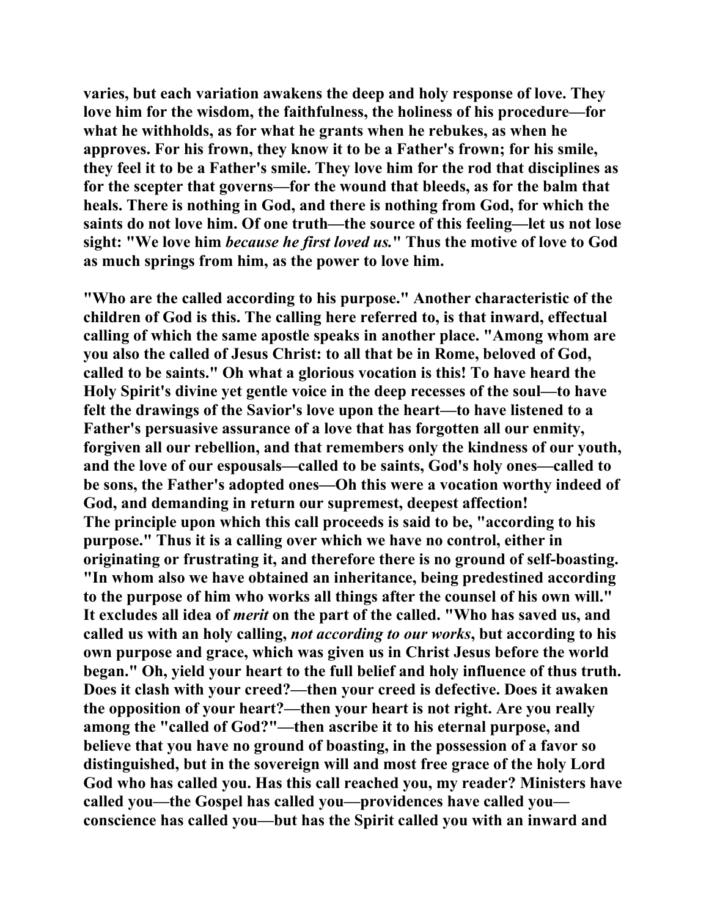**varies, but each variation awakens the deep and holy response of love. They love him for the wisdom, the faithfulness, the holiness of his procedure—for what he withholds, as for what he grants when he rebukes, as when he approves. For his frown, they know it to be a Father's frown; for his smile, they feel it to be a Father's smile. They love him for the rod that disciplines as for the scepter that governs—for the wound that bleeds, as for the balm that heals. There is nothing in God, and there is nothing from God, for which the saints do not love him. Of one truth—the source of this feeling—let us not lose sight: "We love him *because he first loved us.*" Thus the motive of love to God as much springs from him, as the power to love him.**

**"Who are the called according to his purpose." Another characteristic of the children of God is this. The calling here referred to, is that inward, effectual calling of which the same apostle speaks in another place. "Among whom are you also the called of Jesus Christ: to all that be in Rome, beloved of God, called to be saints." Oh what a glorious vocation is this! To have heard the Holy Spirit's divine yet gentle voice in the deep recesses of the soul—to have felt the drawings of the Savior's love upon the heart—to have listened to a Father's persuasive assurance of a love that has forgotten all our enmity, forgiven all our rebellion, and that remembers only the kindness of our youth, and the love of our espousals—called to be saints, God's holy ones—called to be sons, the Father's adopted ones—Oh this were a vocation worthy indeed of God, and demanding in return our supremest, deepest affection!**

**The principle upon which this call proceeds is said to be, "according to his purpose." Thus it is a calling over which we have no control, either in originating or frustrating it, and therefore there is no ground of self-boasting. "In whom also we have obtained an inheritance, being predestined according to the purpose of him who works all things after the counsel of his own will." It excludes all idea of *merit* on the part of the called. "Who has saved us, and called us with an holy calling, *not according to our works*, but according to his own purpose and grace, which was given us in Christ Jesus before the world began." Oh, yield your heart to the full belief and holy influence of thus truth. Does it clash with your creed?—then your creed is defective. Does it awaken the opposition of your heart?—then your heart is not right. Are you really among the "called of God?"—then ascribe it to his eternal purpose, and believe that you have no ground of boasting, in the possession of a favor so distinguished, but in the sovereign will and most free grace of the holy Lord God who has called you. Has this call reached you, my reader? Ministers have called you—the Gospel has called you—providences have called you—conscience has called you—but has the Spirit called you with an inward and**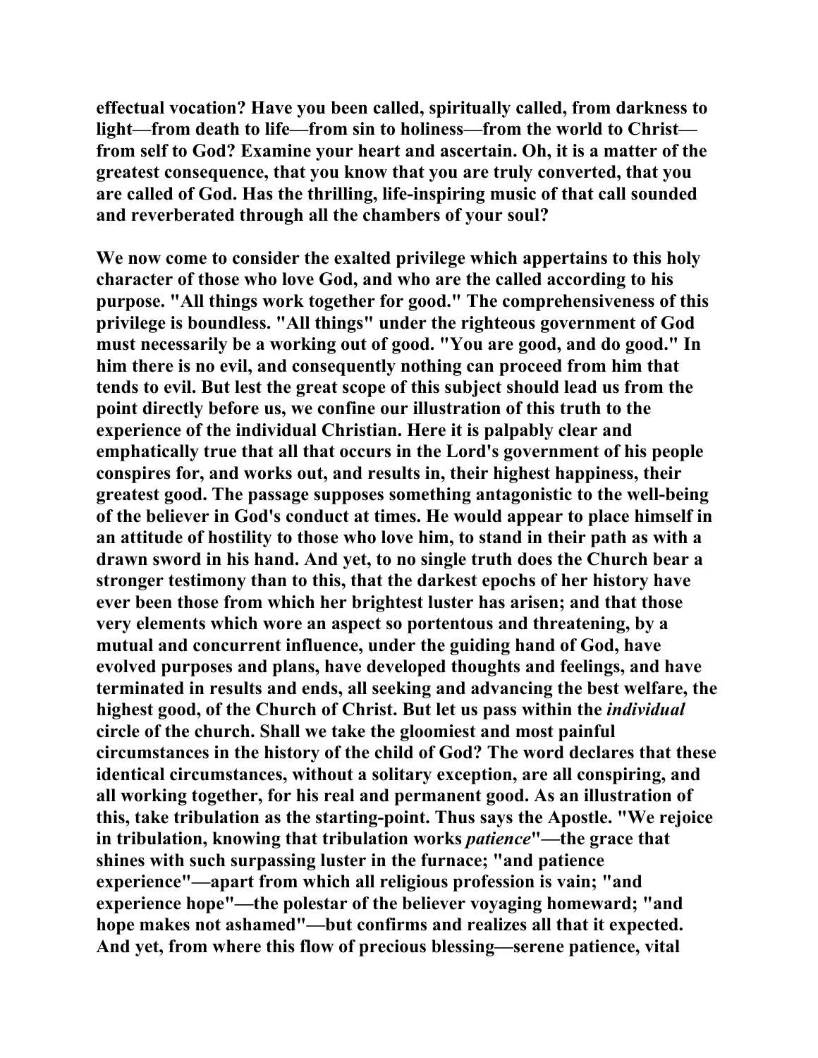**effectual vocation? Have you been called, spiritually called, from darkness to light—from death to life—from sin to holiness—from the world to Christ—from self to God? Examine your heart and ascertain. Oh, it is a matter of the greatest consequence, that you know that you are truly converted, that you are called of God. Has the thrilling, life-inspiring music of that call sounded and reverberated through all the chambers of your soul?**

**We now come to consider the exalted privilege which appertains to this holy character of those who love God, and who are the called according to his purpose. "All things work together for good." The comprehensiveness of this privilege is boundless. "All things" under the righteous government of God must necessarily be a working out of good. "You are good, and do good." In him there is no evil, and consequently nothing can proceed from him that tends to evil. But lest the great scope of this subject should lead us from the point directly before us, we confine our illustration of this truth to the experience of the individual Christian. Here it is palpably clear and emphatically true that all that occurs in the Lord's government of his people conspires for, and works out, and results in, their highest happiness, their greatest good. The passage supposes something antagonistic to the well-being of the believer in God's conduct at times. He would appear to place himself in an attitude of hostility to those who love him, to stand in their path as with a drawn sword in his hand. And yet, to no single truth does the Church bear a stronger testimony than to this, that the darkest epochs of her history have ever been those from which her brightest luster has arisen; and that those very elements which wore an aspect so portentous and threatening, by a mutual and concurrent influence, under the guiding hand of God, have evolved purposes and plans, have developed thoughts and feelings, and have terminated in results and ends, all seeking and advancing the best welfare, the highest good, of the Church of Christ. But let us pass within the *individual* circle of the church. Shall we take the gloomiest and most painful circumstances in the history of the child of God? The word declares that these identical circumstances, without a solitary exception, are all conspiring, and all working together, for his real and permanent good. As an illustration of this, take tribulation as the starting-point. Thus says the Apostle. "We rejoice in tribulation, knowing that tribulation works *patience*"—the grace that shines with such surpassing luster in the furnace; "and patience experience"—apart from which all religious profession is vain; "and experience hope"—the polestar of the believer voyaging homeward; "and hope makes not ashamed"—but confirms and realizes all that it expected. And yet, from where this flow of precious blessing—serene patience, vital**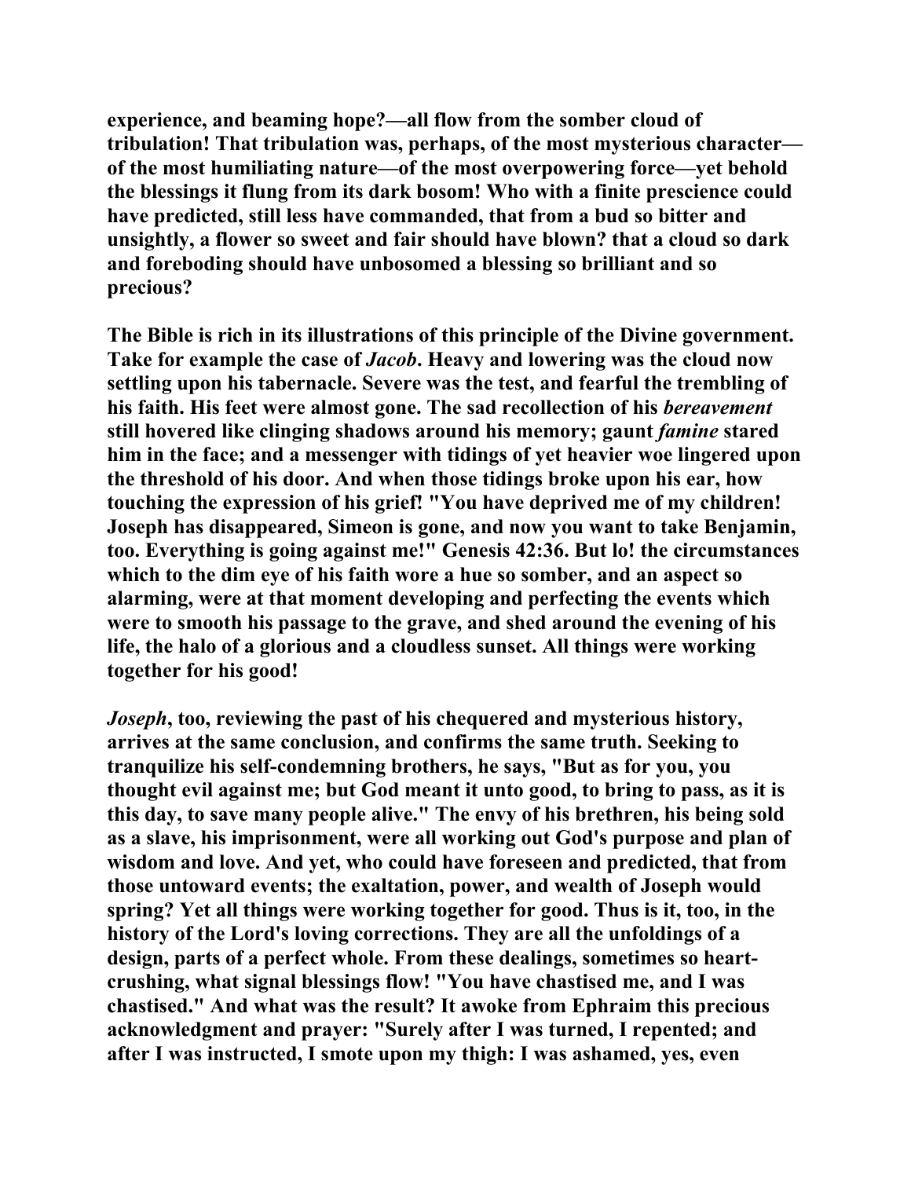experience, and beaming hope?—all flow from the somber cloud of tribulation! That tribulation was, perhaps, of the most mysterious character—of the most humiliating nature—of the most overpowering force—yet behold the blessings it flung from its dark bosom! Who with a finite prescience could have predicted, still less have commanded, that from a bud so bitter and unsightly, a flower so sweet and fair should have blown? that a cloud so dark and foreboding should have unbosomed a blessing so brilliant and so precious?

The Bible is rich in its illustrations of this principle of the Divine government. Take for example the case of *Jacob*. Heavy and lowering was the cloud now settling upon his tabernacle. Severe was the test, and fearful the trembling of his faith. His feet were almost gone. The sad recollection of his *bereavement* still hovered like clinging shadows around his memory; gaunt *famine* stared him in the face; and a messenger with tidings of yet heavier woe lingered upon the threshold of his door. And when those tidings broke upon his ear, how touching the expression of his grief! "You have deprived me of my children! Joseph has disappeared, Simeon is gone, and now you want to take Benjamin, too. Everything is going against me!" Genesis 42:36. But lo! the circumstances which to the dim eye of his faith wore a hue so somber, and an aspect so alarming, were at that moment developing and perfecting the events which were to smooth his passage to the grave, and shed around the evening of his life, the halo of a glorious and a cloudless sunset. All things were working together for his good!

*Joseph*, too, reviewing the past of his chequered and mysterious history, arrives at the same conclusion, and confirms the same truth. Seeking to tranquilize his self-condemning brothers, he says, "But as for you, you thought evil against me; but God meant it unto good, to bring to pass, as it is this day, to save many people alive." The envy of his brethren, his being sold as a slave, his imprisonment, were all working out God's purpose and plan of wisdom and love. And yet, who could have foreseen and predicted, that from those untoward events; the exaltation, power, and wealth of Joseph would spring? Yet all things were working together for good. Thus is it, too, in the history of the Lord's loving corrections. They are all the unfoldings of a design, parts of a perfect whole. From these dealings, sometimes so heart-crushing, what signal blessings flow! "You have chastised me, and I was chastised." And what was the result? It awoke from Ephraim this precious acknowledgment and prayer: "Surely after I was turned, I repented; and after I was instructed, I smote upon my thigh: I was ashamed, yes, even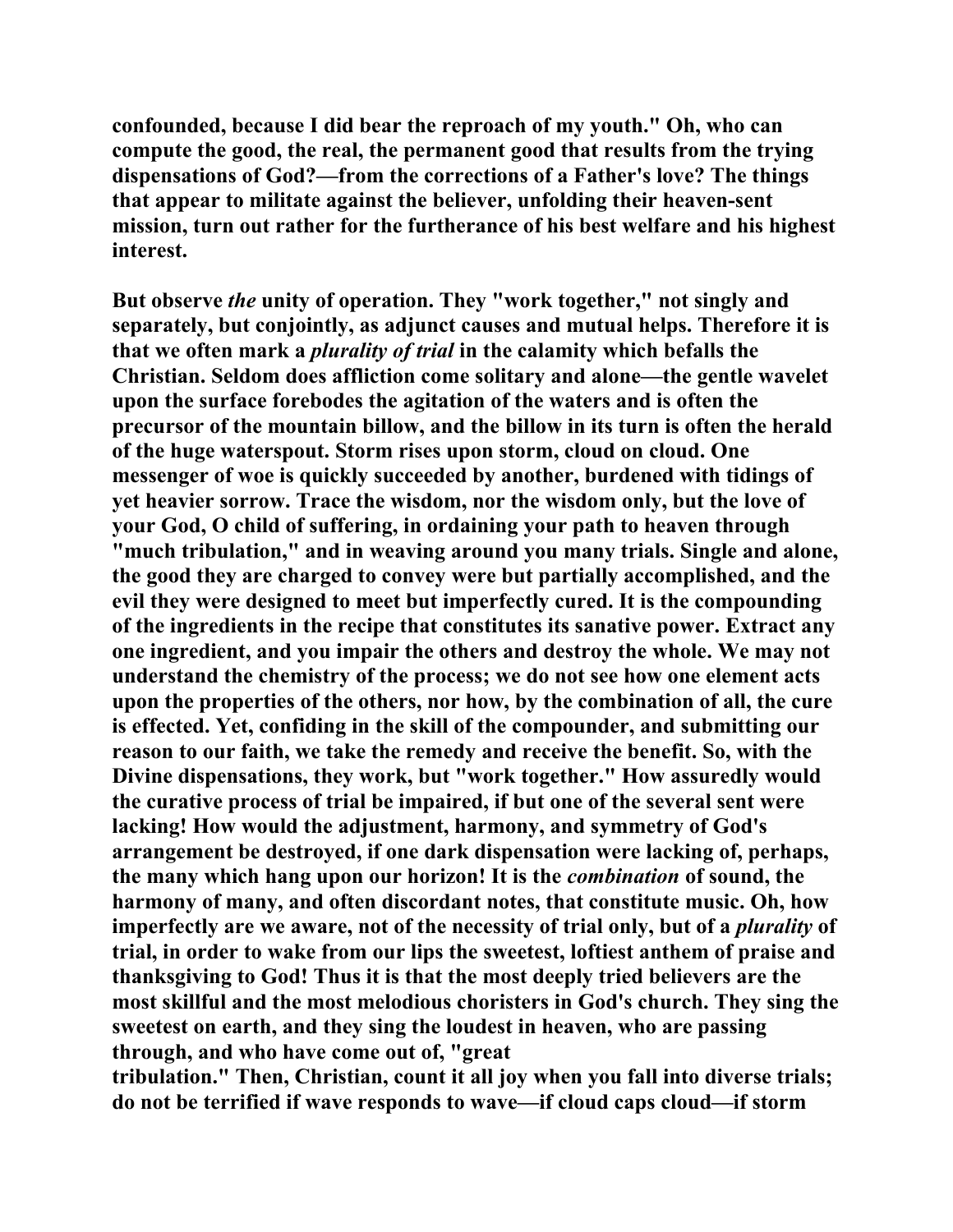confounded, because I did bear the reproach of my youth." Oh, who can compute the good, the real, the permanent good that results from the trying dispensations of God?—from the corrections of a Father's love? The things that appear to militate against the believer, unfolding their heaven-sent mission, turn out rather for the furtherance of his best welfare and his highest interest.

But observe *the* unity of operation. They "work together," not singly and separately, but conjointly, as adjunct causes and mutual helps. Therefore it is that we often mark a *plurality of trial* in the calamity which befalls the Christian. Seldom does affliction come solitary and alone—the gentle wavelet upon the surface forebodes the agitation of the waters and is often the precursor of the mountain billow, and the billow in its turn is often the herald of the huge waterspout. Storm rises upon storm, cloud on cloud. One messenger of woe is quickly succeeded by another, burdened with tidings of yet heavier sorrow. Trace the wisdom, nor the wisdom only, but the love of your God, O child of suffering, in ordaining your path to heaven through "much tribulation," and in weaving around you many trials. Single and alone, the good they are charged to convey were but partially accomplished, and the evil they were designed to meet but imperfectly cured. It is the compounding of the ingredients in the recipe that constitutes its sanative power. Extract any one ingredient, and you impair the others and destroy the whole. We may not understand the chemistry of the process; we do not see how one element acts upon the properties of the others, nor how, by the combination of all, the cure is effected. Yet, confiding in the skill of the compounder, and submitting our reason to our faith, we take the remedy and receive the benefit. So, with the Divine dispensations, they work, but "work together." How assuredly would the curative process of trial be impaired, if but one of the several sent were lacking! How would the adjustment, harmony, and symmetry of God's arrangement be destroyed, if one dark dispensation were lacking of, perhaps, the many which hang upon our horizon! It is the *combination* of sound, the harmony of many, and often discordant notes, that constitute music. Oh, how imperfectly are we aware, not of the necessity of trial only, but of a *plurality* of trial, in order to wake from our lips the sweetest, loftiest anthem of praise and thanksgiving to God! Thus it is that the most deeply tried believers are the most skillful and the most melodious choristers in God's church. They sing the sweetest on earth, and they sing the loudest in heaven, who are passing through, and who have come out of, "great tribulation." Then, Christian, count it all joy when you fall into diverse trials; do not be terrified if wave responds to wave—if cloud caps cloud—if storm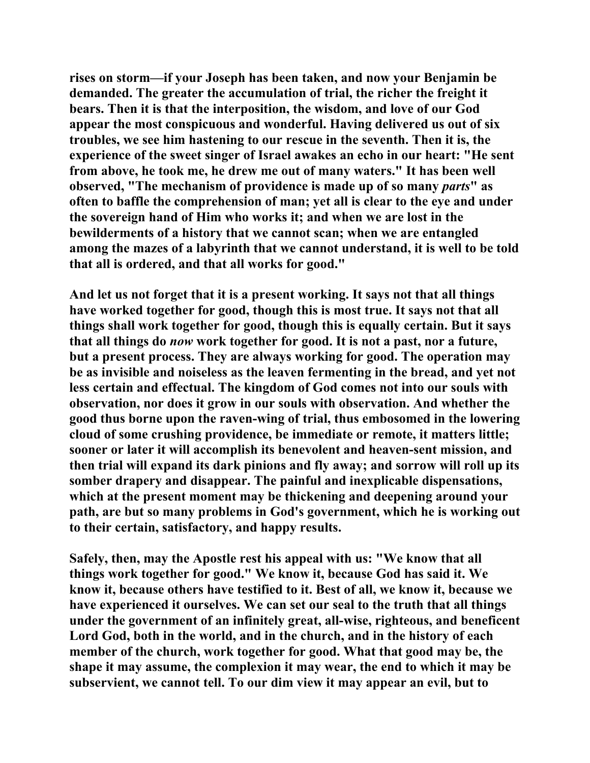rises on storm—if your Joseph has been taken, and now your Benjamin be demanded. The greater the accumulation of trial, the richer the freight it bears. Then it is that the interposition, the wisdom, and love of our God appear the most conspicuous and wonderful. Having delivered us out of six troubles, we see him hastening to our rescue in the seventh. Then it is, the experience of the sweet singer of Israel awakes an echo in our heart: "He sent from above, he took me, he drew me out of many waters." It has been well observed, "The mechanism of providence is made up of so many *parts*" as often to baffle the comprehension of man; yet all is clear to the eye and under the sovereign hand of Him who works it; and when we are lost in the bewilderments of a history that we cannot scan; when we are entangled among the mazes of a labyrinth that we cannot understand, it is well to be told that all is ordered, and that all works for good."

And let us not forget that it is a present working. It says not that all things have worked together for good, though this is most true. It says not that all things shall work together for good, though this is equally certain. But it says that all things do *now* work together for good. It is not a past, nor a future, but a present process. They are always working for good. The operation may be as invisible and noiseless as the leaven fermenting in the bread, and yet not less certain and effectual. The kingdom of God comes not into our souls with observation, nor does it grow in our souls with observation. And whether the good thus borne upon the raven-wing of trial, thus embosomed in the lowering cloud of some crushing providence, be immediate or remote, it matters little; sooner or later it will accomplish its benevolent and heaven-sent mission, and then trial will expand its dark pinions and fly away; and sorrow will roll up its somber drapery and disappear. The painful and inexplicable dispensations, which at the present moment may be thickening and deepening around your path, are but so many problems in God's government, which he is working out to their certain, satisfactory, and happy results.

Safely, then, may the Apostle rest his appeal with us: "We know that all things work together for good." We know it, because God has said it. We know it, because others have testified to it. Best of all, we know it, because we have experienced it ourselves. We can set our seal to the truth that all things under the government of an infinitely great, all-wise, righteous, and beneficent Lord God, both in the world, and in the church, and in the history of each member of the church, work together for good. What that good may be, the shape it may assume, the complexion it may wear, the end to which it may be subservient, we cannot tell. To our dim view it may appear an evil, but to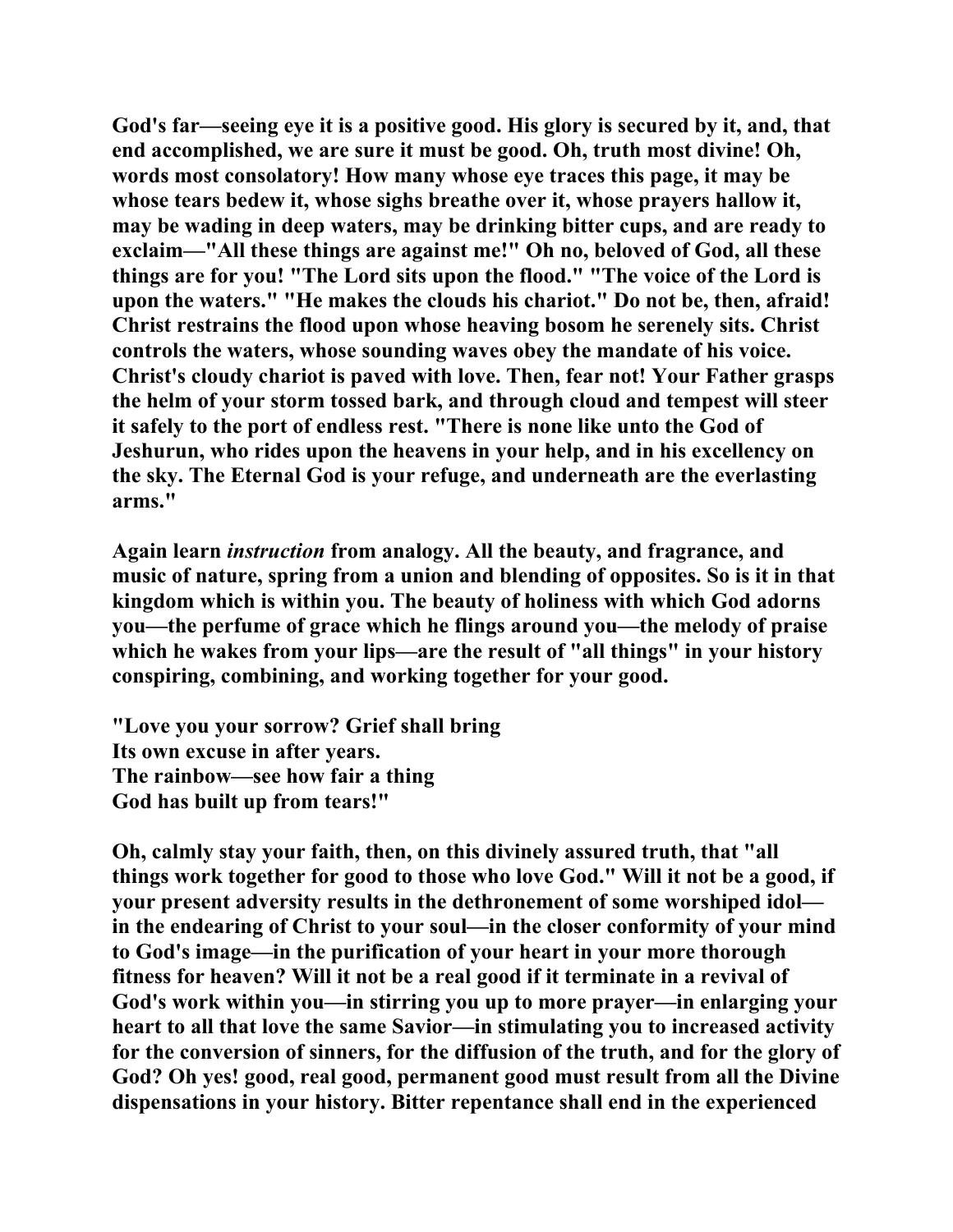God's far—seeing eye it is a positive good. His glory is secured by it, and, that end accomplished, we are sure it must be good. Oh, truth most divine! Oh, words most consolatory! How many whose eye traces this page, it may be whose tears bedew it, whose sighs breathe over it, whose prayers hallow it, may be wading in deep waters, may be drinking bitter cups, and are ready to exclaim—"All these things are against me!" Oh no, beloved of God, all these things are for you! "The Lord sits upon the flood." "The voice of the Lord is upon the waters." "He makes the clouds his chariot." Do not be, then, afraid! Christ restrains the flood upon whose heaving bosom he serenely sits. Christ controls the waters, whose sounding waves obey the mandate of his voice. Christ's cloudy chariot is paved with love. Then, fear not! Your Father grasps the helm of your storm tossed bark, and through cloud and tempest will steer it safely to the port of endless rest. "There is none like unto the God of Jeshurun, who rides upon the heavens in your help, and in his excellency on the sky. The Eternal God is your refuge, and underneath are the everlasting arms."

Again learn *instruction* from analogy. All the beauty, and fragrance, and music of nature, spring from a union and blending of opposites. So is it in that kingdom which is within you. The beauty of holiness with which God adorns you—the perfume of grace which he flings around you—the melody of praise which he wakes from your lips—are the result of "all things" in your history conspiring, combining, and working together for your good.

"Love you your sorrow? Grief shall bring  
Its own excuse in after years.  
The rainbow—see how fair a thing  
God has built up from tears!"

Oh, calmly stay your faith, then, on this divinely assured truth, that "all things work together for good to those who love God." Will it not be a good, if your present adversity results in the dethronement of some worshiped idol—in the endearing of Christ to your soul—in the closer conformity of your mind to God's image—in the purification of your heart in your more thorough fitness for heaven? Will it not be a real good if it terminate in a revival of God's work within you—in stirring you up to more prayer—in enlarging your heart to all that love the same Savior—in stimulating you to increased activity for the conversion of sinners, for the diffusion of the truth, and for the glory of God? Oh yes! good, real good, permanent good must result from all the Divine dispensations in your history. Bitter repentance shall end in the experienced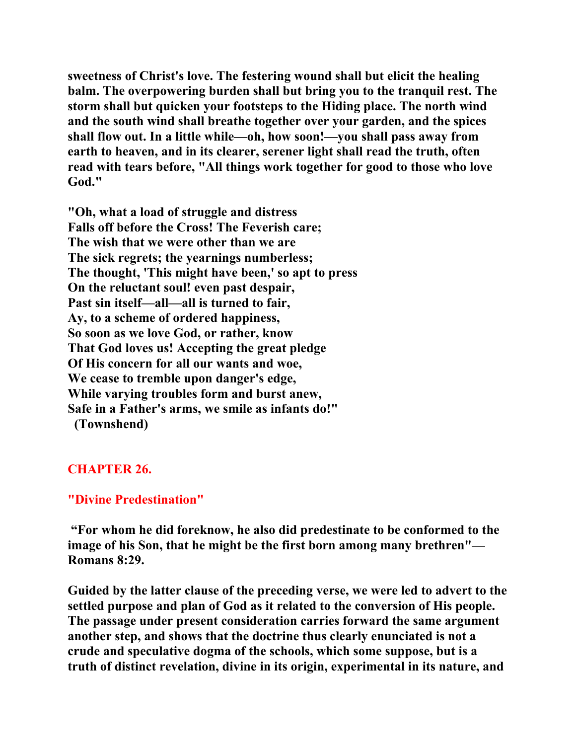**sweetness of Christ's love. The festering wound shall but elicit the healing balm. The overpowering burden shall but bring you to the tranquil rest. The storm shall but quicken your footsteps to the Hiding place. The north wind and the south wind shall breathe together over your garden, and the spices shall flow out. In a little while—oh, how soon!—you shall pass away from earth to heaven, and in its clearer, serener light shall read the truth, often read with tears before, "All things work together for good to those who love God."**

**"Oh, what a load of struggle and distress**
**Falls off before the Cross! The Feverish care;**
**The wish that we were other than we are**
**The sick regrets; the yearnings numberless;**
**The thought, 'This might have been,' so apt to press**
**On the reluctant soul! even past despair,**
**Past sin itself—all—all is turned to fair,**
**Ay, to a scheme of ordered happiness,**
**So soon as we love God, or rather, know**
**That God loves us! Accepting the great pledge**
**Of His concern for all our wants and woe,**
**We cease to tremble upon danger's edge,**
**While varying troubles form and burst anew,**
**Safe in a Father's arms, we smile as infants do!"**
**(Townshend)**

## CHAPTER 26.

## "Divine Predestination"

**"For whom he did foreknow, he also did predestinate to be conformed to the image of his Son, that he might be the first born among many brethren"—Romans 8:29.**

**Guided by the latter clause of the preceding verse, we were led to advert to the settled purpose and plan of God as it related to the conversion of His people. The passage under present consideration carries forward the same argument another step, and shows that the doctrine thus clearly enunciated is not a crude and speculative dogma of the schools, which some suppose, but is a truth of distinct revelation, divine in its origin, experimental in its nature, and**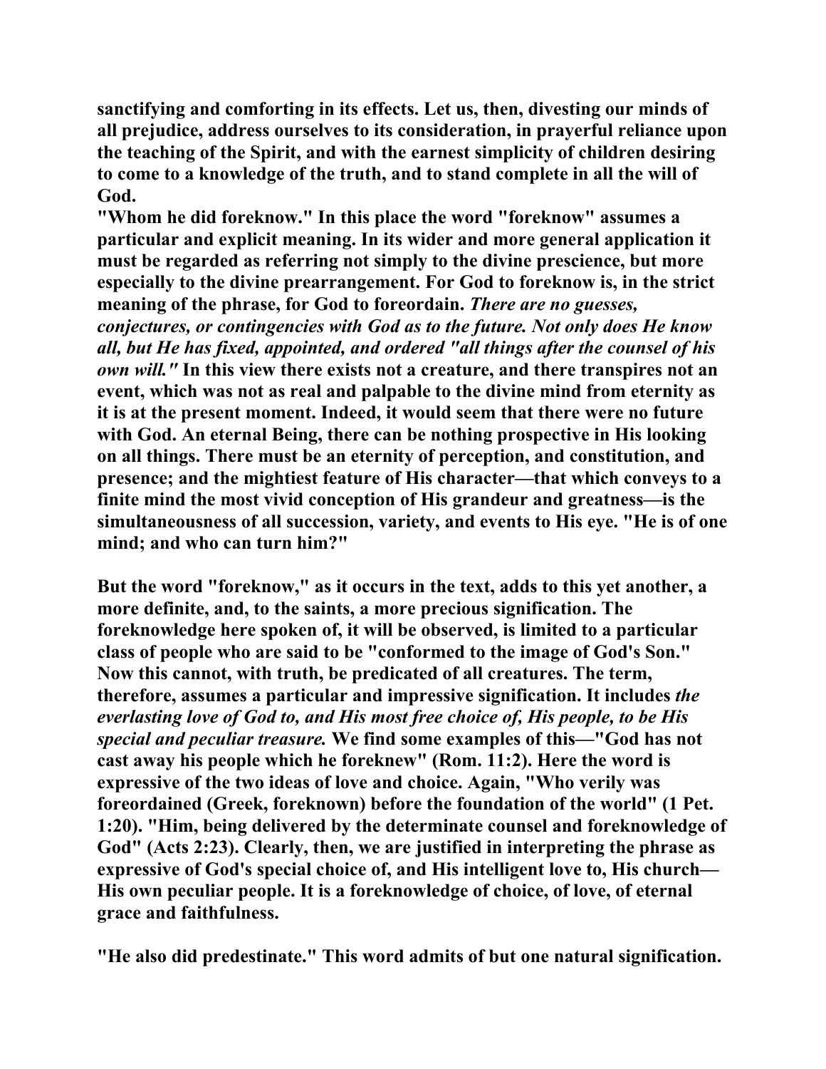**sanctifying and comforting in its effects. Let us, then, divesting our minds of all prejudice, address ourselves to its consideration, in prayerful reliance upon the teaching of the Spirit, and with the earnest simplicity of children desiring to come to a knowledge of the truth, and to stand complete in all the will of God.**

**"Whom he did foreknow." In this place the word "foreknow" assumes a particular and explicit meaning. In its wider and more general application it must be regarded as referring not simply to the divine prescience, but more especially to the divine prearrangement. For God to foreknow is, in the strict meaning of the phrase, for God to foreordain.** ***There are no guesses, conjectures, or contingencies with God as to the future. Not only does He know all, but He has fixed, appointed, and ordered "all things after the counsel of his own will."*** **In this view there exists not a creature, and there transpires not an event, which was not as real and palpable to the divine mind from eternity as it is at the present moment. Indeed, it would seem that there were no future with God. An eternal Being, there can be nothing prospective in His looking on all things. There must be an eternity of perception, and constitution, and presence; and the mightiest feature of His character—that which conveys to a finite mind the most vivid conception of His grandeur and greatness—is the simultaneousness of all succession, variety, and events to His eye. "He is of one mind; and who can turn him?"**

**But the word "foreknow," as it occurs in the text, adds to this yet another, a more definite, and, to the saints, a more precious signification. The foreknowledge here spoken of, it will be observed, is limited to a particular class of people who are said to be "conformed to the image of God's Son." Now this cannot, with truth, be predicated of all creatures. The term, therefore, assumes a particular and impressive signification. It includes** ***the everlasting love of God to, and His most free choice of, His people, to be His special and peculiar treasure.*** **We find some examples of this—"God has not cast away his people which he foreknew" (Rom. 11:2). Here the word is expressive of the two ideas of love and choice. Again, "Who verily was foreordained (Greek, foreknown) before the foundation of the world" (1 Pet. 1:20). "Him, being delivered by the determinate counsel and foreknowledge of God" (Acts 2:23). Clearly, then, we are justified in interpreting the phrase as expressive of God's special choice of, and His intelligent love to, His church—His own peculiar people. It is a foreknowledge of choice, of love, of eternal grace and faithfulness.**

**"He also did predestinate." This word admits of but one natural signification.**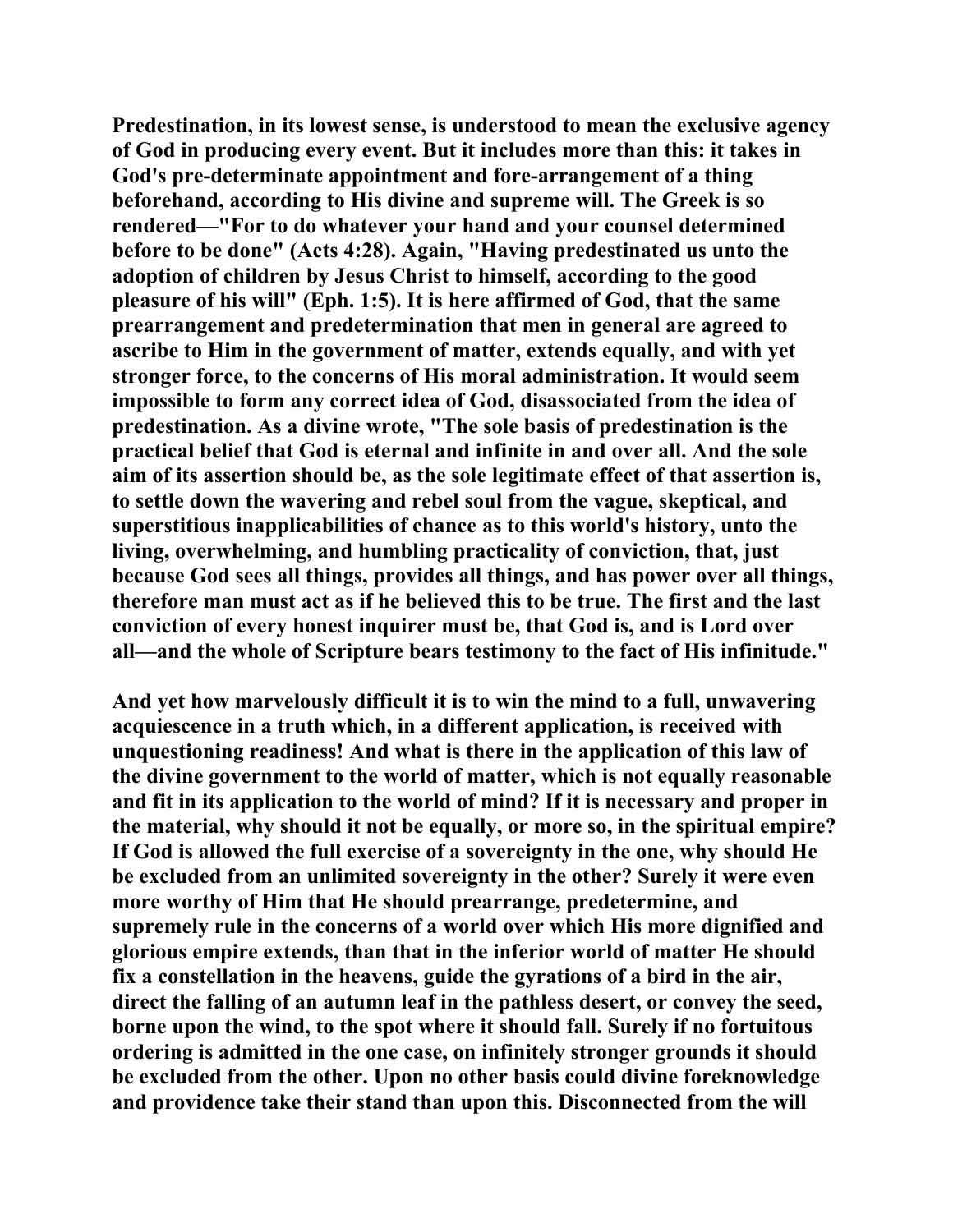Predestination, in its lowest sense, is understood to mean the exclusive agency of God in producing every event. But it includes more than this: it takes in God's pre-determinate appointment and fore-arrangement of a thing beforehand, according to His divine and supreme will. The Greek is so rendered—"For to do whatever your hand and your counsel determined before to be done" (Acts 4:28). Again, "Having predestinated us unto the adoption of children by Jesus Christ to himself, according to the good pleasure of his will" (Eph. 1:5). It is here affirmed of God, that the same prearrangement and predetermination that men in general are agreed to ascribe to Him in the government of matter, extends equally, and with yet stronger force, to the concerns of His moral administration. It would seem impossible to form any correct idea of God, disassociated from the idea of predestination. As a divine wrote, "The sole basis of predestination is the practical belief that God is eternal and infinite in and over all. And the sole aim of its assertion should be, as the sole legitimate effect of that assertion is, to settle down the wavering and rebel soul from the vague, skeptical, and superstitious inapplicabilities of chance as to this world's history, unto the living, overwhelming, and humbling practicality of conviction, that, just because God sees all things, provides all things, and has power over all things, therefore man must act as if he believed this to be true. The first and the last conviction of every honest inquirer must be, that God is, and is Lord over all—and the whole of Scripture bears testimony to the fact of His infinitude."

And yet how marvelously difficult it is to win the mind to a full, unwavering acquiescence in a truth which, in a different application, is received with unquestioning readiness! And what is there in the application of this law of the divine government to the world of matter, which is not equally reasonable and fit in its application to the world of mind? If it is necessary and proper in the material, why should it not be equally, or more so, in the spiritual empire? If God is allowed the full exercise of a sovereignty in the one, why should He be excluded from an unlimited sovereignty in the other? Surely it were even more worthy of Him that He should prearrange, predetermine, and supremely rule in the concerns of a world over which His more dignified and glorious empire extends, than that in the inferior world of matter He should fix a constellation in the heavens, guide the gyrations of a bird in the air, direct the falling of an autumn leaf in the pathless desert, or convey the seed, borne upon the wind, to the spot where it should fall. Surely if no fortuitous ordering is admitted in the one case, on infinitely stronger grounds it should be excluded from the other. Upon no other basis could divine foreknowledge and providence take their stand than upon this. Disconnected from the will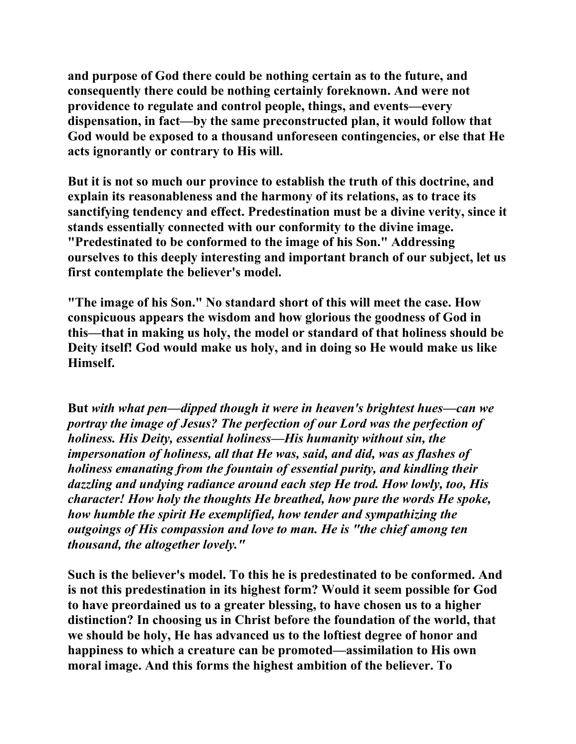**and purpose of God there could be nothing certain as to the future, and consequently there could be nothing certainly foreknown. And were not providence to regulate and control people, things, and events—every dispensation, in fact—by the same preconstructed plan, it would follow that God would be exposed to a thousand unforeseen contingencies, or else that He acts ignorantly or contrary to His will.**

**But it is not so much our province to establish the truth of this doctrine, and explain its reasonableness and the harmony of its relations, as to trace its sanctifying tendency and effect. Predestination must be a divine verity, since it stands essentially connected with our conformity to the divine image. "Predestinated to be conformed to the image of his Son." Addressing ourselves to this deeply interesting and important branch of our subject, let us first contemplate the believer's model.**

**"The image of his Son." No standard short of this will meet the case. How conspicuous appears the wisdom and how glorious the goodness of God in this—that in making us holy, the model or standard of that holiness should be Deity itself! God would make us holy, and in doing so He would make us like Himself.**

**But *with what pen—dipped though it were in heaven's brightest hues—can we portray the image of Jesus? The perfection of our Lord was the perfection of holiness. His Deity, essential holiness—His humanity without sin, the impersonation of holiness, all that He was, said, and did, was as flashes of holiness emanating from the fountain of essential purity, and kindling their dazzling and undying radiance around each step He trod. How lowly, too, His character! How holy the thoughts He breathed, how pure the words He spoke, how humble the spirit He exemplified, how tender and sympathizing the outgoings of His compassion and love to man. He is "the chief among ten thousand, the altogether lovely."***

**Such is the believer's model. To this he is predestinated to be conformed. And is not this predestination in its highest form? Would it seem possible for God to have preordained us to a greater blessing, to have chosen us to a higher distinction? In choosing us in Christ before the foundation of the world, that we should be holy, He has advanced us to the loftiest degree of honor and happiness to which a creature can be promoted—assimilation to His own moral image. And this forms the highest ambition of the believer. To**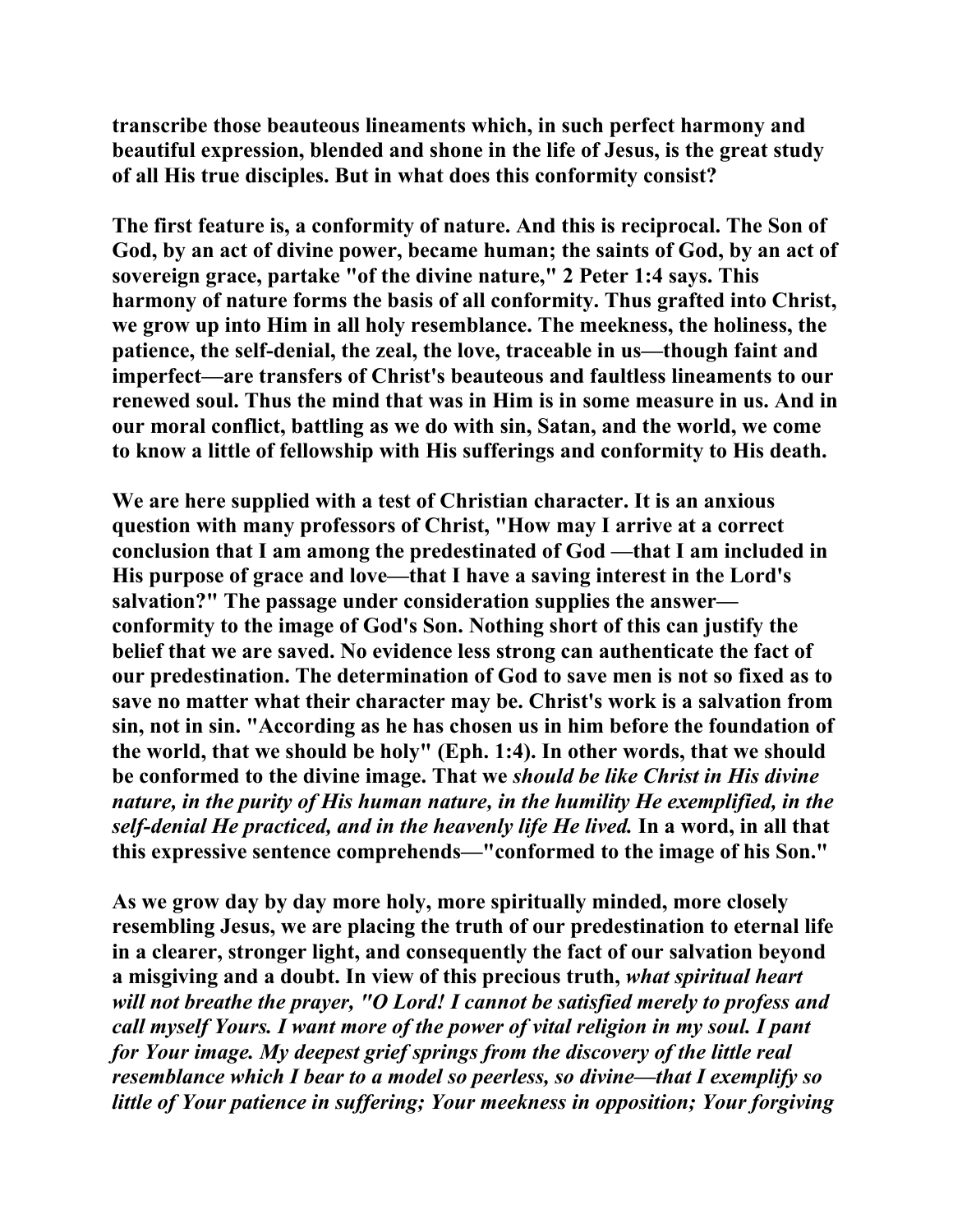**transcribe those beauteous lineaments which, in such perfect harmony and beautiful expression, blended and shone in the life of Jesus, is the great study of all His true disciples. But in what does this conformity consist?**

**The first feature is, a conformity of nature. And this is reciprocal. The Son of God, by an act of divine power, became human; the saints of God, by an act of sovereign grace, partake "of the divine nature," 2 Peter 1:4 says. This harmony of nature forms the basis of all conformity. Thus grafted into Christ, we grow up into Him in all holy resemblance. The meekness, the holiness, the patience, the self-denial, the zeal, the love, traceable in us—though faint and imperfect—are transfers of Christ's beauteous and faultless lineaments to our renewed soul. Thus the mind that was in Him is in some measure in us. And in our moral conflict, battling as we do with sin, Satan, and the world, we come to know a little of fellowship with His sufferings and conformity to His death.**

**We are here supplied with a test of Christian character. It is an anxious question with many professors of Christ, "How may I arrive at a correct conclusion that I am among the predestinated of God —that I am included in His purpose of grace and love—that I have a saving interest in the Lord's salvation?" The passage under consideration supplies the answer—conformity to the image of God's Son. Nothing short of this can justify the belief that we are saved. No evidence less strong can authenticate the fact of our predestination. The determination of God to save men is not so fixed as to save no matter what their character may be. Christ's work is a salvation from sin, not in sin. "According as he has chosen us in him before the foundation of the world, that we should be holy" (Eph. 1:4). In other words, that we should be conformed to the divine image. That we *should be like Christ in His divine nature, in the purity of His human nature, in the humility He exemplified, in the self-denial He practiced, and in the heavenly life He lived.* In a word, in all that this expressive sentence comprehends—"conformed to the image of his Son."**

**As we grow day by day more holy, more spiritually minded, more closely resembling Jesus, we are placing the truth of our predestination to eternal life in a clearer, stronger light, and consequently the fact of our salvation beyond a misgiving and a doubt. In view of this precious truth, *what spiritual heart will not breathe the prayer, "O Lord! I cannot be satisfied merely to profess and call myself Yours. I want more of the power of vital religion in my soul. I pant for Your image. My deepest grief springs from the discovery of the little real resemblance which I bear to a model so peerless, so divine—that I exemplify so little of Your patience in suffering; Your meekness in opposition; Your forgiving***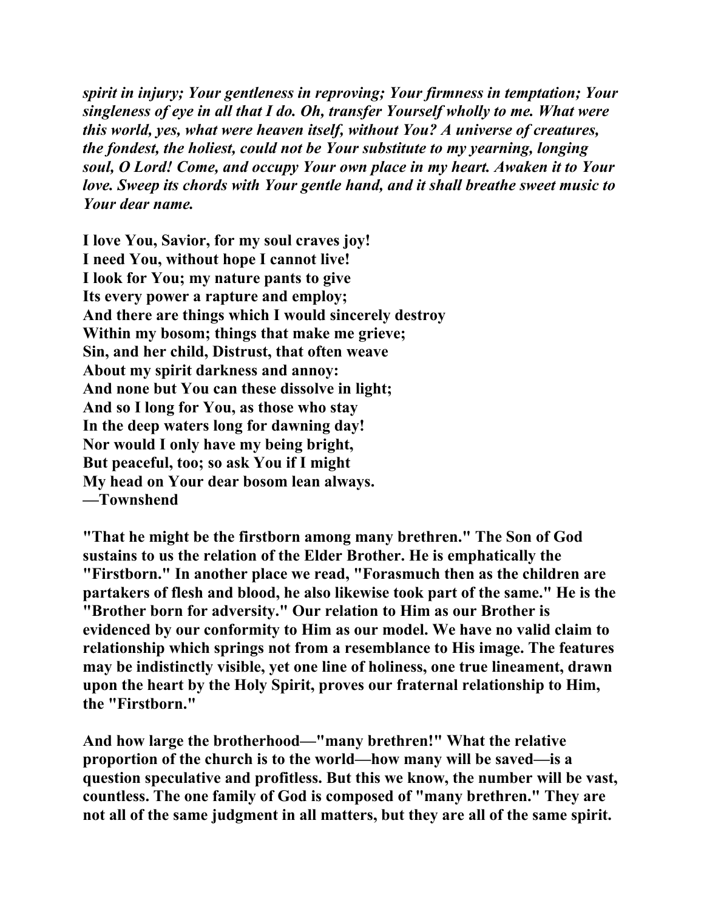***spirit in injury; Your gentleness in reproving; Your firmness in temptation; Your singleness of eye in all that I do. Oh, transfer Yourself wholly to me. What were this world, yes, what were heaven itself, without You? A universe of creatures, the fondest, the holiest, could not be Your substitute to my yearning, longing soul, O Lord! Come, and occupy Your own place in my heart. Awaken it to Your love. Sweep its chords with Your gentle hand, and it shall breathe sweet music to Your dear name.***

**I love You, Savior, for my soul craves joy!**
**I need You, without hope I cannot live!**
**I look for You; my nature pants to give**
**Its every power a rapture and employ;**
**And there are things which I would sincerely destroy**
**Within my bosom; things that make me grieve;**
**Sin, and her child, Distrust, that often weave**
**About my spirit darkness and annoy:**
**And none but You can these dissolve in light;**
**And so I long for You, as those who stay**
**In the deep waters long for dawning day!**
**Nor would I only have my being bright,**
**But peaceful, too; so ask You if I might**
**My head on Your dear bosom lean always.**
**—Townshend**

**"That he might be the firstborn among many brethren." The Son of God sustains to us the relation of the Elder Brother. He is emphatically the "Firstborn." In another place we read, "Forasmuch then as the children are partakers of flesh and blood, he also likewise took part of the same." He is the "Brother born for adversity." Our relation to Him as our Brother is evidenced by our conformity to Him as our model. We have no valid claim to relationship which springs not from a resemblance to His image. The features may be indistinctly visible, yet one line of holiness, one true lineament, drawn upon the heart by the Holy Spirit, proves our fraternal relationship to Him, the "Firstborn."**

**And how large the brotherhood—"many brethren!" What the relative proportion of the church is to the world—how many will be saved—is a question speculative and profitless. But this we know, the number will be vast, countless. The one family of God is composed of "many brethren." They are not all of the same judgment in all matters, but they are all of the same spirit.**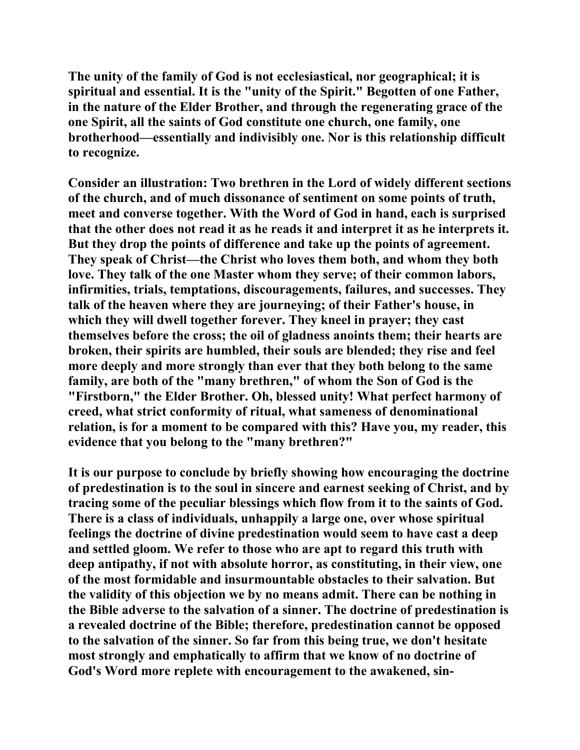The unity of the family of God is not ecclesiastical, nor geographical; it is spiritual and essential. It is the "unity of the Spirit." Begotten of one Father, in the nature of the Elder Brother, and through the regenerating grace of the one Spirit, all the saints of God constitute one church, one family, one brotherhood—essentially and indivisibly one. Nor is this relationship difficult to recognize.

Consider an illustration: Two brethren in the Lord of widely different sections of the church, and of much dissonance of sentiment on some points of truth, meet and converse together. With the Word of God in hand, each is surprised that the other does not read it as he reads it and interpret it as he interprets it. But they drop the points of difference and take up the points of agreement. They speak of Christ—the Christ who loves them both, and whom they both love. They talk of the one Master whom they serve; of their common labors, infirmities, trials, temptations, discouragements, failures, and successes. They talk of the heaven where they are journeying; of their Father's house, in which they will dwell together forever. They kneel in prayer; they cast themselves before the cross; the oil of gladness anoints them; their hearts are broken, their spirits are humbled, their souls are blended; they rise and feel more deeply and more strongly than ever that they both belong to the same family, are both of the "many brethren," of whom the Son of God is the "Firstborn," the Elder Brother. Oh, blessed unity! What perfect harmony of creed, what strict conformity of ritual, what sameness of denominational relation, is for a moment to be compared with this? Have you, my reader, this evidence that you belong to the "many brethren?"

It is our purpose to conclude by briefly showing how encouraging the doctrine of predestination is to the soul in sincere and earnest seeking of Christ, and by tracing some of the peculiar blessings which flow from it to the saints of God. There is a class of individuals, unhappily a large one, over whose spiritual feelings the doctrine of divine predestination would seem to have cast a deep and settled gloom. We refer to those who are apt to regard this truth with deep antipathy, if not with absolute horror, as constituting, in their view, one of the most formidable and insurmountable obstacles to their salvation. But the validity of this objection we by no means admit. There can be nothing in the Bible adverse to the salvation of a sinner. The doctrine of predestination is a revealed doctrine of the Bible; therefore, predestination cannot be opposed to the salvation of the sinner. So far from this being true, we don't hesitate most strongly and emphatically to affirm that we know of no doctrine of God's Word more replete with encouragement to the awakened, sin-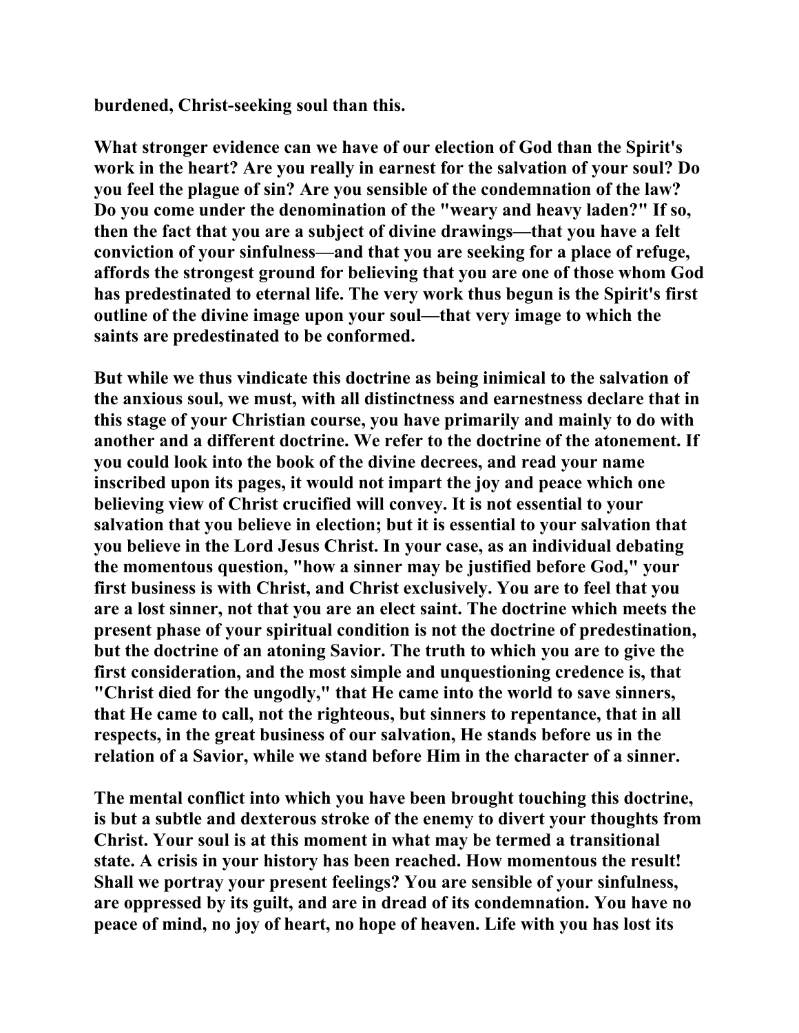**burdened, Christ-seeking soul than this.**

**What stronger evidence can we have of our election of God than the Spirit's work in the heart? Are you really in earnest for the salvation of your soul? Do you feel the plague of sin? Are you sensible of the condemnation of the law? Do you come under the denomination of the "weary and heavy laden?" If so, then the fact that you are a subject of divine drawings—that you have a felt conviction of your sinfulness—and that you are seeking for a place of refuge, affords the strongest ground for believing that you are one of those whom God has predestinated to eternal life. The very work thus begun is the Spirit's first outline of the divine image upon your soul—that very image to which the saints are predestinated to be conformed.**

**But while we thus vindicate this doctrine as being inimical to the salvation of the anxious soul, we must, with all distinctness and earnestness declare that in this stage of your Christian course, you have primarily and mainly to do with another and a different doctrine. We refer to the doctrine of the atonement. If you could look into the book of the divine decrees, and read your name inscribed upon its pages, it would not impart the joy and peace which one believing view of Christ crucified will convey. It is not essential to your salvation that you believe in election; but it is essential to your salvation that you believe in the Lord Jesus Christ. In your case, as an individual debating the momentous question, "how a sinner may be justified before God," your first business is with Christ, and Christ exclusively. You are to feel that you are a lost sinner, not that you are an elect saint. The doctrine which meets the present phase of your spiritual condition is not the doctrine of predestination, but the doctrine of an atoning Savior. The truth to which you are to give the first consideration, and the most simple and unquestioning credence is, that "Christ died for the ungodly," that He came into the world to save sinners, that He came to call, not the righteous, but sinners to repentance, that in all respects, in the great business of our salvation, He stands before us in the relation of a Savior, while we stand before Him in the character of a sinner.**

**The mental conflict into which you have been brought touching this doctrine, is but a subtle and dexterous stroke of the enemy to divert your thoughts from Christ. Your soul is at this moment in what may be termed a transitional state. A crisis in your history has been reached. How momentous the result! Shall we portray your present feelings? You are sensible of your sinfulness, are oppressed by its guilt, and are in dread of its condemnation. You have no peace of mind, no joy of heart, no hope of heaven. Life with you has lost its**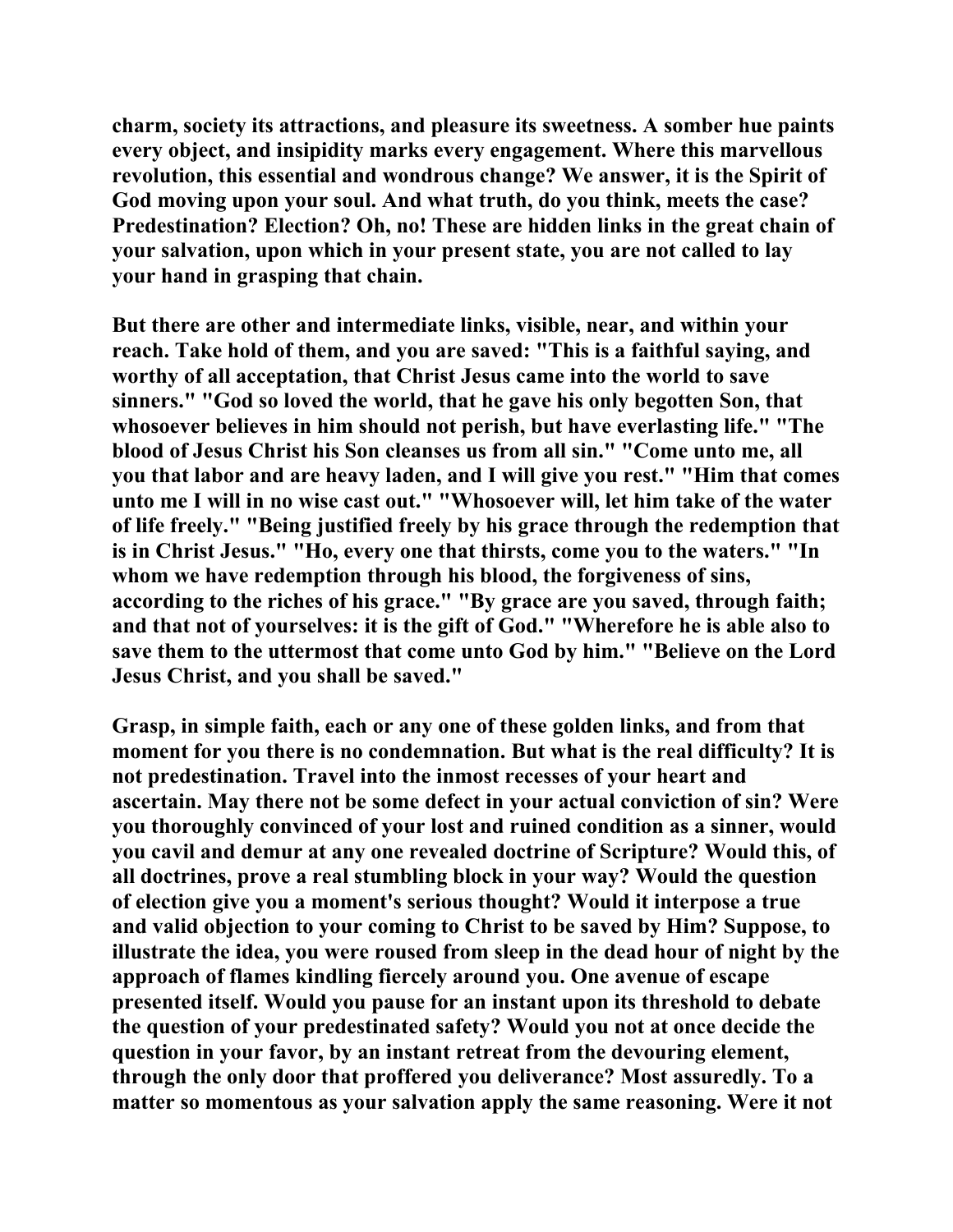**charm, society its attractions, and pleasure its sweetness. A somber hue paints every object, and insipidity marks every engagement. Where this marvellous revolution, this essential and wondrous change? We answer, it is the Spirit of God moving upon your soul. And what truth, do you think, meets the case? Predestination? Election? Oh, no! These are hidden links in the great chain of your salvation, upon which in your present state, you are not called to lay your hand in grasping that chain.**

**But there are other and intermediate links, visible, near, and within your reach. Take hold of them, and you are saved: "This is a faithful saying, and worthy of all acceptation, that Christ Jesus came into the world to save sinners." "God so loved the world, that he gave his only begotten Son, that whosoever believes in him should not perish, but have everlasting life." "The blood of Jesus Christ his Son cleanses us from all sin." "Come unto me, all you that labor and are heavy laden, and I will give you rest." "Him that comes unto me I will in no wise cast out." "Whosoever will, let him take of the water of life freely." "Being justified freely by his grace through the redemption that is in Christ Jesus." "Ho, every one that thirsts, come you to the waters." "In whom we have redemption through his blood, the forgiveness of sins, according to the riches of his grace." "By grace are you saved, through faith; and that not of yourselves: it is the gift of God." "Wherefore he is able also to save them to the uttermost that come unto God by him." "Believe on the Lord Jesus Christ, and you shall be saved."**

**Grasp, in simple faith, each or any one of these golden links, and from that moment for you there is no condemnation. But what is the real difficulty? It is not predestination. Travel into the inmost recesses of your heart and ascertain. May there not be some defect in your actual conviction of sin? Were you thoroughly convinced of your lost and ruined condition as a sinner, would you cavil and demur at any one revealed doctrine of Scripture? Would this, of all doctrines, prove a real stumbling block in your way? Would the question of election give you a moment's serious thought? Would it interpose a true and valid objection to your coming to Christ to be saved by Him? Suppose, to illustrate the idea, you were roused from sleep in the dead hour of night by the approach of flames kindling fiercely around you. One avenue of escape presented itself. Would you pause for an instant upon its threshold to debate the question of your predestinated safety? Would you not at once decide the question in your favor, by an instant retreat from the devouring element, through the only door that proffered you deliverance? Most assuredly. To a matter so momentous as your salvation apply the same reasoning. Were it not**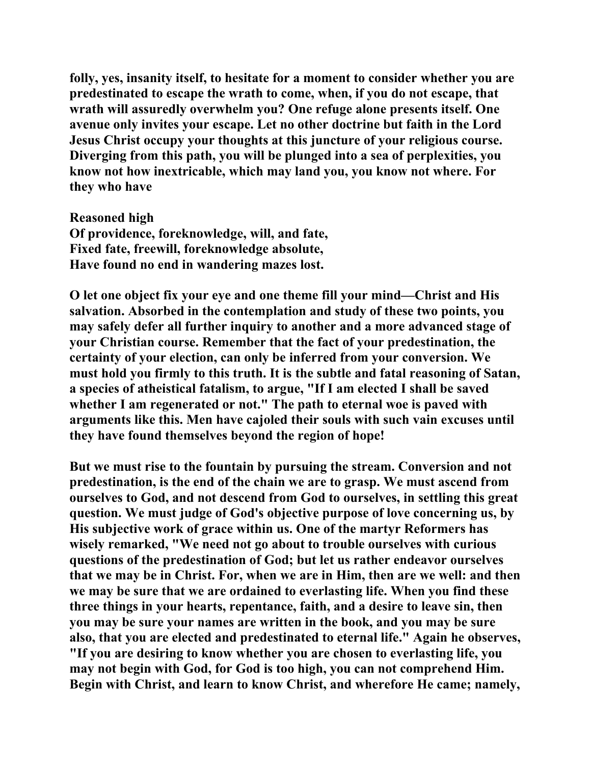**folly, yes, insanity itself, to hesitate for a moment to consider whether you are predestinated to escape the wrath to come, when, if you do not escape, that wrath will assuredly overwhelm you? One refuge alone presents itself. One avenue only invites your escape. Let no other doctrine but faith in the Lord Jesus Christ occupy your thoughts at this juncture of your religious course. Diverging from this path, you will be plunged into a sea of perplexities, you know not how inextricable, which may land you, you know not where. For they who have**

**Reasoned high**
**Of providence, foreknowledge, will, and fate,**
**Fixed fate, freewill, foreknowledge absolute,**
**Have found no end in wandering mazes lost.**

**O let one object fix your eye and one theme fill your mind—Christ and His salvation. Absorbed in the contemplation and study of these two points, you may safely defer all further inquiry to another and a more advanced stage of your Christian course. Remember that the fact of your predestination, the certainty of your election, can only be inferred from your conversion. We must hold you firmly to this truth. It is the subtle and fatal reasoning of Satan, a species of atheistical fatalism, to argue, "If I am elected I shall be saved whether I am regenerated or not." The path to eternal woe is paved with arguments like this. Men have cajoled their souls with such vain excuses until they have found themselves beyond the region of hope!**

**But we must rise to the fountain by pursuing the stream. Conversion and not predestination, is the end of the chain we are to grasp. We must ascend from ourselves to God, and not descend from God to ourselves, in settling this great question. We must judge of God's objective purpose of love concerning us, by His subjective work of grace within us. One of the martyr Reformers has wisely remarked, "We need not go about to trouble ourselves with curious questions of the predestination of God; but let us rather endeavor ourselves that we may be in Christ. For, when we are in Him, then are we well: and then we may be sure that we are ordained to everlasting life. When you find these three things in your hearts, repentance, faith, and a desire to leave sin, then you may be sure your names are written in the book, and you may be sure also, that you are elected and predestinated to eternal life." Again he observes, "If you are desiring to know whether you are chosen to everlasting life, you may not begin with God, for God is too high, you can not comprehend Him. Begin with Christ, and learn to know Christ, and wherefore He came; namely,**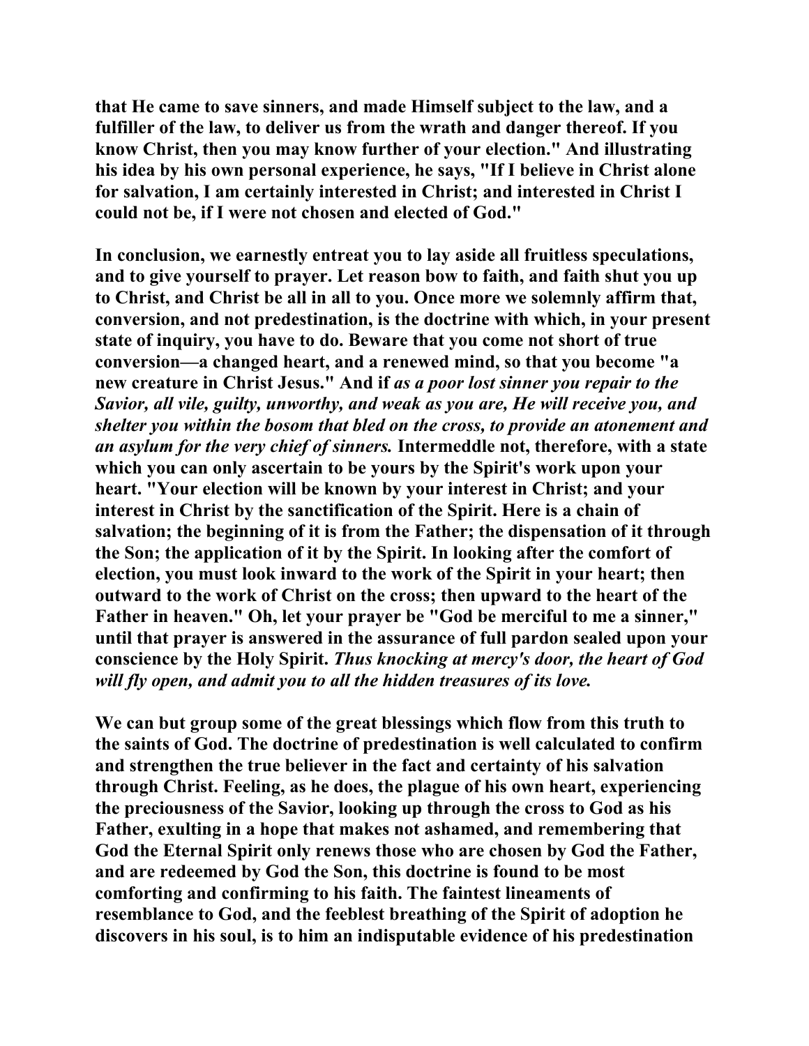**that He came to save sinners, and made Himself subject to the law, and a fulfiller of the law, to deliver us from the wrath and danger thereof. If you know Christ, then you may know further of your election." And illustrating his idea by his own personal experience, he says, "If I believe in Christ alone for salvation, I am certainly interested in Christ; and interested in Christ I could not be, if I were not chosen and elected of God."**

**In conclusion, we earnestly entreat you to lay aside all fruitless speculations, and to give yourself to prayer. Let reason bow to faith, and faith shut you up to Christ, and Christ be all in all to you. Once more we solemnly affirm that, conversion, and not predestination, is the doctrine with which, in your present state of inquiry, you have to do. Beware that you come not short of true conversion—a changed heart, and a renewed mind, so that you become "a new creature in Christ Jesus." And if *as a poor lost sinner you repair to the Savior, all vile, guilty, unworthy, and weak as you are, He will receive you, and shelter you within the bosom that bled on the cross, to provide an atonement and an asylum for the very chief of sinners.* Intermeddle not, therefore, with a state which you can only ascertain to be yours by the Spirit's work upon your heart. "Your election will be known by your interest in Christ; and your interest in Christ by the sanctification of the Spirit. Here is a chain of salvation; the beginning of it is from the Father; the dispensation of it through the Son; the application of it by the Spirit. In looking after the comfort of election, you must look inward to the work of the Spirit in your heart; then outward to the work of Christ on the cross; then upward to the heart of the Father in heaven." Oh, let your prayer be "God be merciful to me a sinner," until that prayer is answered in the assurance of full pardon sealed upon your conscience by the Holy Spirit. *Thus knocking at mercy's door, the heart of God will fly open, and admit you to all the hidden treasures of its love.***

**We can but group some of the great blessings which flow from this truth to the saints of God. The doctrine of predestination is well calculated to confirm and strengthen the true believer in the fact and certainty of his salvation through Christ. Feeling, as he does, the plague of his own heart, experiencing the preciousness of the Savior, looking up through the cross to God as his Father, exulting in a hope that makes not ashamed, and remembering that God the Eternal Spirit only renews those who are chosen by God the Father, and are redeemed by God the Son, this doctrine is found to be most comforting and confirming to his faith. The faintest lineaments of resemblance to God, and the feeblest breathing of the Spirit of adoption he discovers in his soul, is to him an indisputable evidence of his predestination**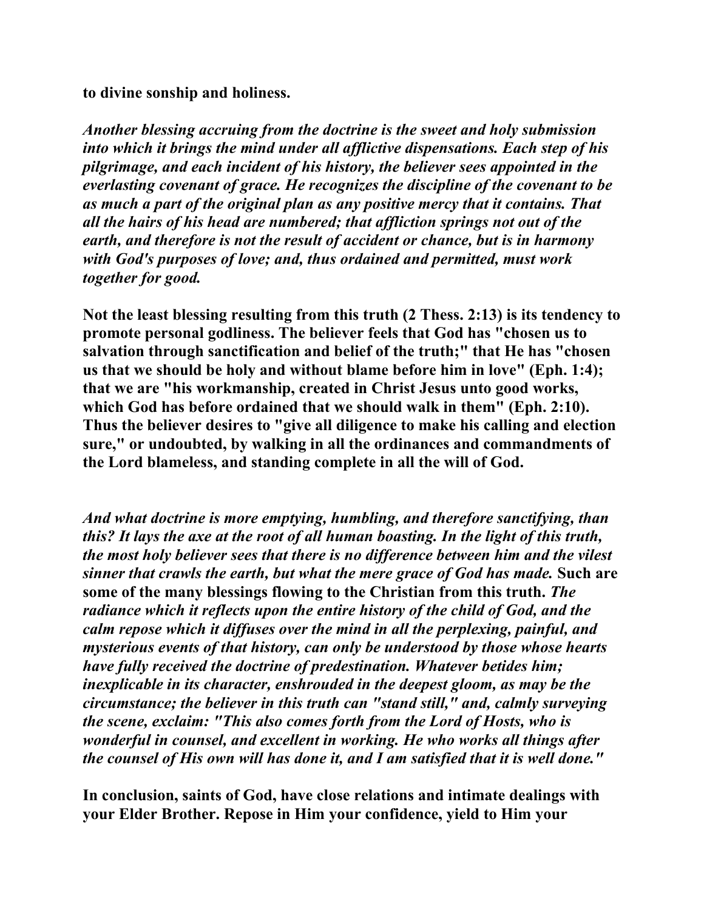**to divine sonship and holiness.**

***Another blessing accruing from the doctrine is the sweet and holy submission into which it brings the mind under all afflictive dispensations. Each step of his pilgrimage, and each incident of his history, the believer sees appointed in the everlasting covenant of grace. He recognizes the discipline of the covenant to be as much a part of the original plan as any positive mercy that it contains. That all the hairs of his head are numbered; that affliction springs not out of the earth, and therefore is not the result of accident or chance, but is in harmony with God's purposes of love; and, thus ordained and permitted, must work together for good.***

**Not the least blessing resulting from this truth (2 Thess. 2:13) is its tendency to promote personal godliness. The believer feels that God has "chosen us to salvation through sanctification and belief of the truth;" that He has "chosen us that we should be holy and without blame before him in love" (Eph. 1:4); that we are "his workmanship, created in Christ Jesus unto good works, which God has before ordained that we should walk in them" (Eph. 2:10). Thus the believer desires to "give all diligence to make his calling and election sure," or undoubted, by walking in all the ordinances and commandments of the Lord blameless, and standing complete in all the will of God.**

***And what doctrine is more emptying, humbling, and therefore sanctifying, than this? It lays the axe at the root of all human boasting. In the light of this truth, the most holy believer sees that there is no difference between him and the vilest sinner that crawls the earth, but what the mere grace of God has made.*** **Such are some of the many blessings flowing to the Christian from this truth.** ***The radiance which it reflects upon the entire history of the child of God, and the calm repose which it diffuses over the mind in all the perplexing, painful, and mysterious events of that history, can only be understood by those whose hearts have fully received the doctrine of predestination. Whatever betides him; inexplicable in its character, enshrouded in the deepest gloom, as may be the circumstance; the believer in this truth can "stand still," and, calmly surveying the scene, exclaim: "This also comes forth from the Lord of Hosts, who is wonderful in counsel, and excellent in working. He who works all things after the counsel of His own will has done it, and I am satisfied that it is well done."***

**In conclusion, saints of God, have close relations and intimate dealings with your Elder Brother. Repose in Him your confidence, yield to Him your**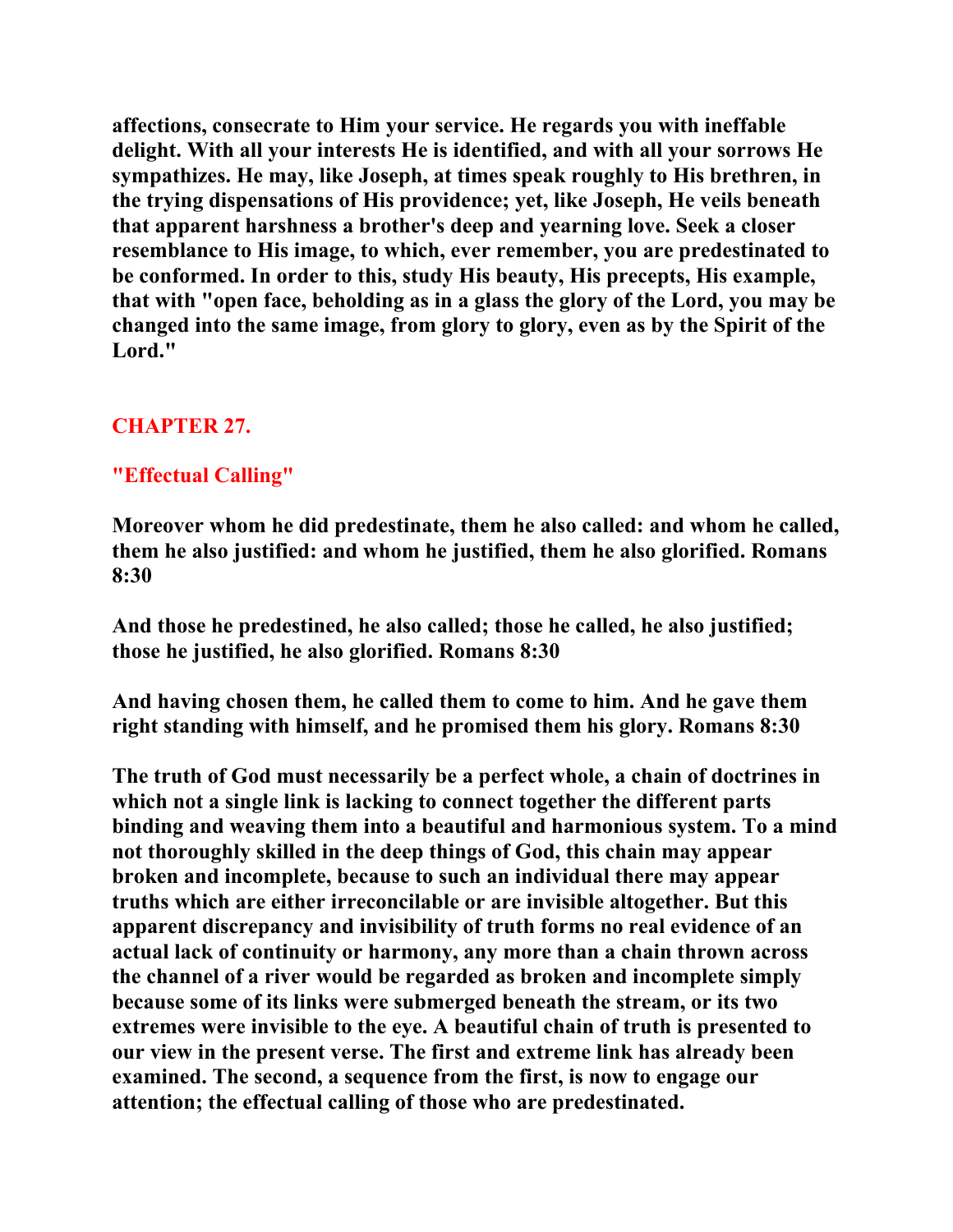**affections, consecrate to Him your service. He regards you with ineffable delight. With all your interests He is identified, and with all your sorrows He sympathizes. He may, like Joseph, at times speak roughly to His brethren, in the trying dispensations of His providence; yet, like Joseph, He veils beneath that apparent harshness a brother's deep and yearning love. Seek a closer resemblance to His image, to which, ever remember, you are predestinated to be conformed. In order to this, study His beauty, His precepts, His example, that with "open face, beholding as in a glass the glory of the Lord, you may be changed into the same image, from glory to glory, even as by the Spirit of the Lord."**

## CHAPTER 27.

### "Effectual Calling"

**Moreover whom he did predestinate, them he also called: and whom he called, them he also justified: and whom he justified, them he also glorified. Romans 8:30**

**And those he predestined, he also called; those he called, he also justified; those he justified, he also glorified. Romans 8:30**

**And having chosen them, he called them to come to him. And he gave them right standing with himself, and he promised them his glory. Romans 8:30**

**The truth of God must necessarily be a perfect whole, a chain of doctrines in which not a single link is lacking to connect together the different parts binding and weaving them into a beautiful and harmonious system. To a mind not thoroughly skilled in the deep things of God, this chain may appear broken and incomplete, because to such an individual there may appear truths which are either irreconcilable or are invisible altogether. But this apparent discrepancy and invisibility of truth forms no real evidence of an actual lack of continuity or harmony, any more than a chain thrown across the channel of a river would be regarded as broken and incomplete simply because some of its links were submerged beneath the stream, or its two extremes were invisible to the eye. A beautiful chain of truth is presented to our view in the present verse. The first and extreme link has already been examined. The second, a sequence from the first, is now to engage our attention; the effectual calling of those who are predestinated.**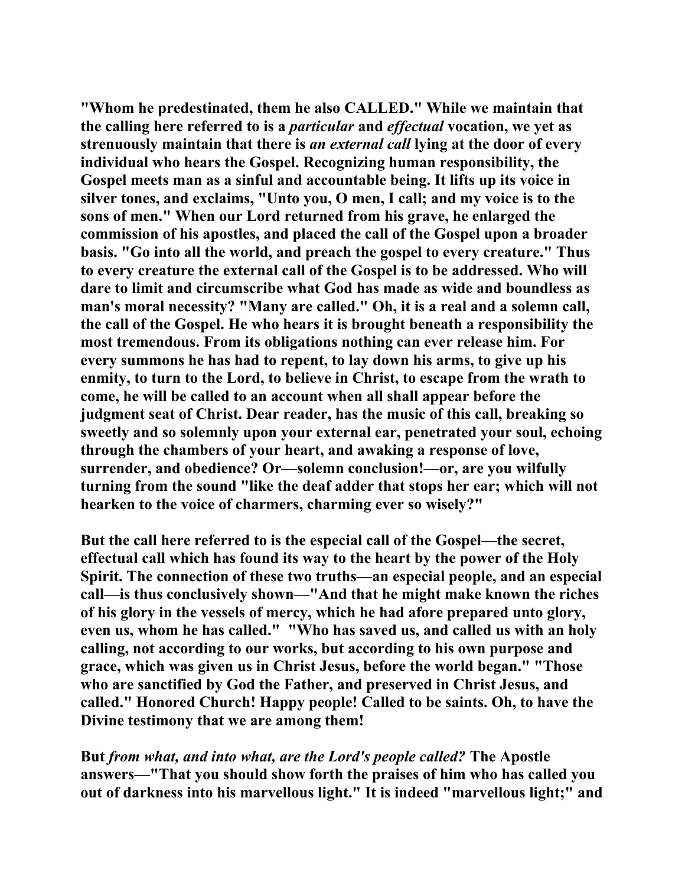**"Whom he predestinated, them he also CALLED." While we maintain that the calling here referred to is a *particular* and *effectual* vocation, we yet as strenuously maintain that there is *an external call* lying at the door of every individual who hears the Gospel. Recognizing human responsibility, the Gospel meets man as a sinful and accountable being. It lifts up its voice in silver tones, and exclaims, "Unto you, O men, I call; and my voice is to the sons of men." When our Lord returned from his grave, he enlarged the commission of his apostles, and placed the call of the Gospel upon a broader basis. "Go into all the world, and preach the gospel to every creature." Thus to every creature the external call of the Gospel is to be addressed. Who will dare to limit and circumscribe what God has made as wide and boundless as man's moral necessity? "Many are called." Oh, it is a real and a solemn call, the call of the Gospel. He who hears it is brought beneath a responsibility the most tremendous. From its obligations nothing can ever release him. For every summons he has had to repent, to lay down his arms, to give up his enmity, to turn to the Lord, to believe in Christ, to escape from the wrath to come, he will be called to an account when all shall appear before the judgment seat of Christ. Dear reader, has the music of this call, breaking so sweetly and so solemnly upon your external ear, penetrated your soul, echoing through the chambers of your heart, and awaking a response of love, surrender, and obedience? Or—solemn conclusion!—or, are you wilfully turning from the sound "like the deaf adder that stops her ear; which will not hearken to the voice of charmers, charming ever so wisely?"**

**But the call here referred to is the especial call of the Gospel—the secret, effectual call which has found its way to the heart by the power of the Holy Spirit. The connection of these two truths—an especial people, and an especial call—is thus conclusively shown—"And that he might make known the riches of his glory in the vessels of mercy, which he had afore prepared unto glory, even us, whom he has called." "Who has saved us, and called us with an holy calling, not according to our works, but according to his own purpose and grace, which was given us in Christ Jesus, before the world began." "Those who are sanctified by God the Father, and preserved in Christ Jesus, and called." Honored Church! Happy people! Called to be saints. Oh, to have the Divine testimony that we are among them!**

**But *from what, and into what, are the Lord's people called?* The Apostle answers—"That you should show forth the praises of him who has called you out of darkness into his marvellous light." It is indeed "marvellous light;" and**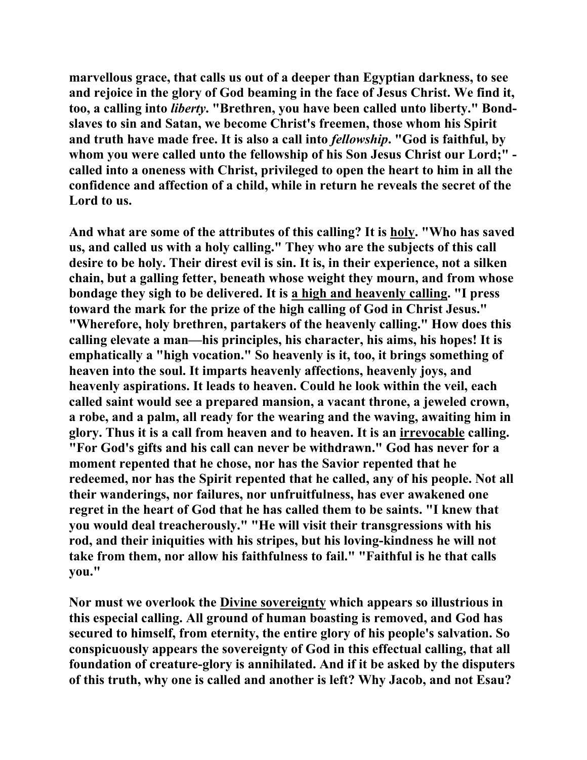**marvellous grace, that calls us out of a deeper than Egyptian darkness, to see and rejoice in the glory of God beaming in the face of Jesus Christ. We find it, too, a calling into *liberty*. "Brethren, you have been called unto liberty." Bond-slaves to sin and Satan, we become Christ's freemen, those whom his Spirit and truth have made free. It is also a call into *fellowship*. "God is faithful, by whom you were called unto the fellowship of his Son Jesus Christ our Lord;" - called into a oneness with Christ, privileged to open the heart to him in all the confidence and affection of a child, while in return he reveals the secret of the Lord to us.**

**And what are some of the attributes of this calling? It is <u>holy</u>. "Who has saved us, and called us with a holy calling." They who are the subjects of this call desire to be holy. Their direst evil is sin. It is, in their experience, not a silken chain, but a galling fetter, beneath whose weight they mourn, and from whose bondage they sigh to be delivered. It is <u>a high and heavenly calling</u>. "I press toward the mark for the prize of the high calling of God in Christ Jesus." "Wherefore, holy brethren, partakers of the heavenly calling." How does this calling elevate a man—his principles, his character, his aims, his hopes! It is emphatically a "high vocation." So heavenly is it, too, it brings something of heaven into the soul. It imparts heavenly affections, heavenly joys, and heavenly aspirations. It leads to heaven. Could he look within the veil, each called saint would see a prepared mansion, a vacant throne, a jeweled crown, a robe, and a palm, all ready for the wearing and the waving, awaiting him in glory. Thus it is a call from heaven and to heaven. It is an <u>irrevocable</u> calling. "For God's gifts and his call can never be withdrawn." God has never for a moment repented that he chose, nor has the Savior repented that he redeemed, nor has the Spirit repented that he called, any of his people. Not all their wanderings, nor failures, nor unfruitfulness, has ever awakened one regret in the heart of God that he has called them to be saints. "I knew that you would deal treacherously." "He will visit their transgressions with his rod, and their iniquities with his stripes, but his loving-kindness he will not take from them, nor allow his faithfulness to fail." "Faithful is he that calls you."**

**Nor must we overlook the <u>Divine sovereignty</u> which appears so illustrious in this especial calling. All ground of human boasting is removed, and God has secured to himself, from eternity, the entire glory of his people's salvation. So conspicuously appears the sovereignty of God in this effectual calling, that all foundation of creature-glory is annihilated. And if it be asked by the disputers of this truth, why one is called and another is left? Why Jacob, and not Esau?**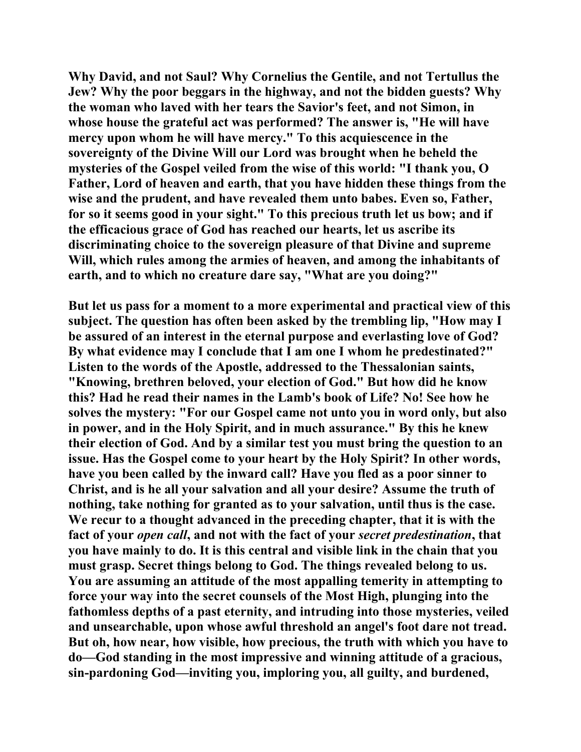**Why David, and not Saul? Why Cornelius the Gentile, and not Tertullus the Jew? Why the poor beggars in the highway, and not the bidden guests? Why the woman who laved with her tears the Savior's feet, and not Simon, in whose house the grateful act was performed? The answer is, "He will have mercy upon whom he will have mercy." To this acquiescence in the sovereignty of the Divine Will our Lord was brought when he beheld the mysteries of the Gospel veiled from the wise of this world: "I thank you, O Father, Lord of heaven and earth, that you have hidden these things from the wise and the prudent, and have revealed them unto babes. Even so, Father, for so it seems good in your sight." To this precious truth let us bow; and if the efficacious grace of God has reached our hearts, let us ascribe its discriminating choice to the sovereign pleasure of that Divine and supreme Will, which rules among the armies of heaven, and among the inhabitants of earth, and to which no creature dare say, "What are you doing?"**

**But let us pass for a moment to a more experimental and practical view of this subject. The question has often been asked by the trembling lip, "How may I be assured of an interest in the eternal purpose and everlasting love of God? By what evidence may I conclude that I am one I whom he predestinated?" Listen to the words of the Apostle, addressed to the Thessalonian saints, "Knowing, brethren beloved, your election of God." But how did he know this? Had he read their names in the Lamb's book of Life? No! See how he solves the mystery: "For our Gospel came not unto you in word only, but also in power, and in the Holy Spirit, and in much assurance." By this he knew their election of God. And by a similar test you must bring the question to an issue. Has the Gospel come to your heart by the Holy Spirit? In other words, have you been called by the inward call? Have you fled as a poor sinner to Christ, and is he all your salvation and all your desire? Assume the truth of nothing, take nothing for granted as to your salvation, until thus is the case. We recur to a thought advanced in the preceding chapter, that it is with the fact of your *open call*, and not with the fact of your *secret predestination*, that you have mainly to do. It is this central and visible link in the chain that you must grasp. Secret things belong to God. The things revealed belong to us. You are assuming an attitude of the most appalling temerity in attempting to force your way into the secret counsels of the Most High, plunging into the fathomless depths of a past eternity, and intruding into those mysteries, veiled and unsearchable, upon whose awful threshold an angel's foot dare not tread. But oh, how near, how visible, how precious, the truth with which you have to do—God standing in the most impressive and winning attitude of a gracious, sin-pardoning God—inviting you, imploring you, all guilty, and burdened,**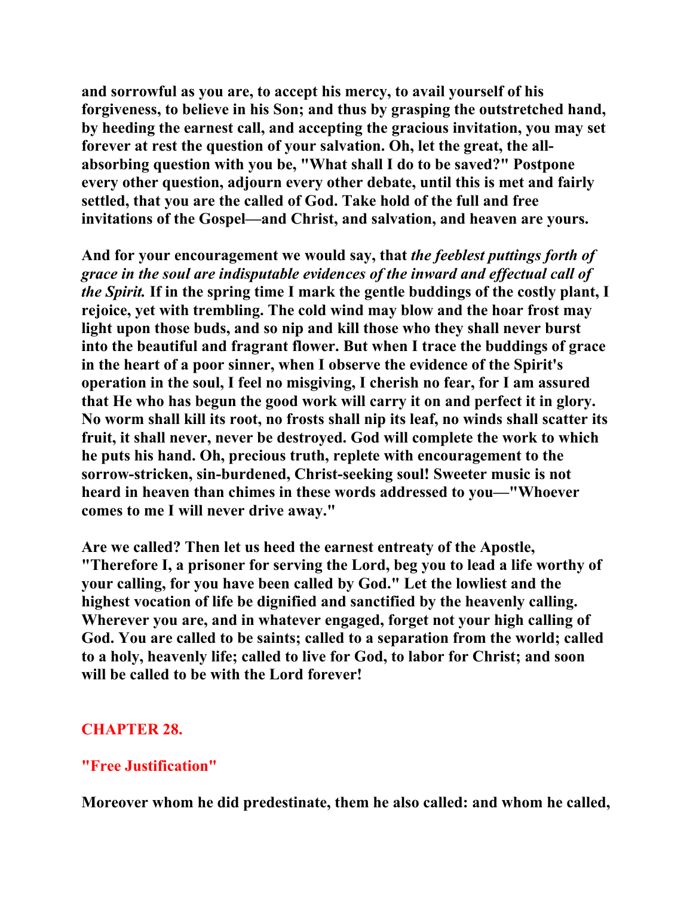and sorrowful as you are, to accept his mercy, to avail yourself of his forgiveness, to believe in his Son; and thus by grasping the outstretched hand, by heeding the earnest call, and accepting the gracious invitation, you may set forever at rest the question of your salvation. Oh, let the great, the all-absorbing question with you be, "What shall I do to be saved?" Postpone every other question, adjourn every other debate, until this is met and fairly settled, that you are the called of God. Take hold of the full and free invitations of the Gospel—and Christ, and salvation, and heaven are yours.

And for your encouragement we would say, that *the feeblest puttings forth of grace in the soul are indisputable evidences of the inward and effectual call of the Spirit.* If in the spring time I mark the gentle buddings of the costly plant, I rejoice, yet with trembling. The cold wind may blow and the hoar frost may light upon those buds, and so nip and kill those who they shall never burst into the beautiful and fragrant flower. But when I trace the buddings of grace in the heart of a poor sinner, when I observe the evidence of the Spirit's operation in the soul, I feel no misgiving, I cherish no fear, for I am assured that He who has begun the good work will carry it on and perfect it in glory. No worm shall kill its root, no frosts shall nip its leaf, no winds shall scatter its fruit, it shall never, never be destroyed. God will complete the work to which he puts his hand. Oh, precious truth, replete with encouragement to the sorrow-stricken, sin-burdened, Christ-seeking soul! Sweeter music is not heard in heaven than chimes in these words addressed to you—"Whoever comes to me I will never drive away."

Are we called? Then let us heed the earnest entreaty of the Apostle, "Therefore I, a prisoner for serving the Lord, beg you to lead a life worthy of your calling, for you have been called by God." Let the lowliest and the highest vocation of life be dignified and sanctified by the heavenly calling. Wherever you are, and in whatever engaged, forget not your high calling of God. You are called to be saints; called to a separation from the world; called to a holy, heavenly life; called to live for God, to labor for Christ; and soon will be called to be with the Lord forever!

## CHAPTER 28.

### "Free Justification"

Moreover whom he did predestinate, them he also called: and whom he called,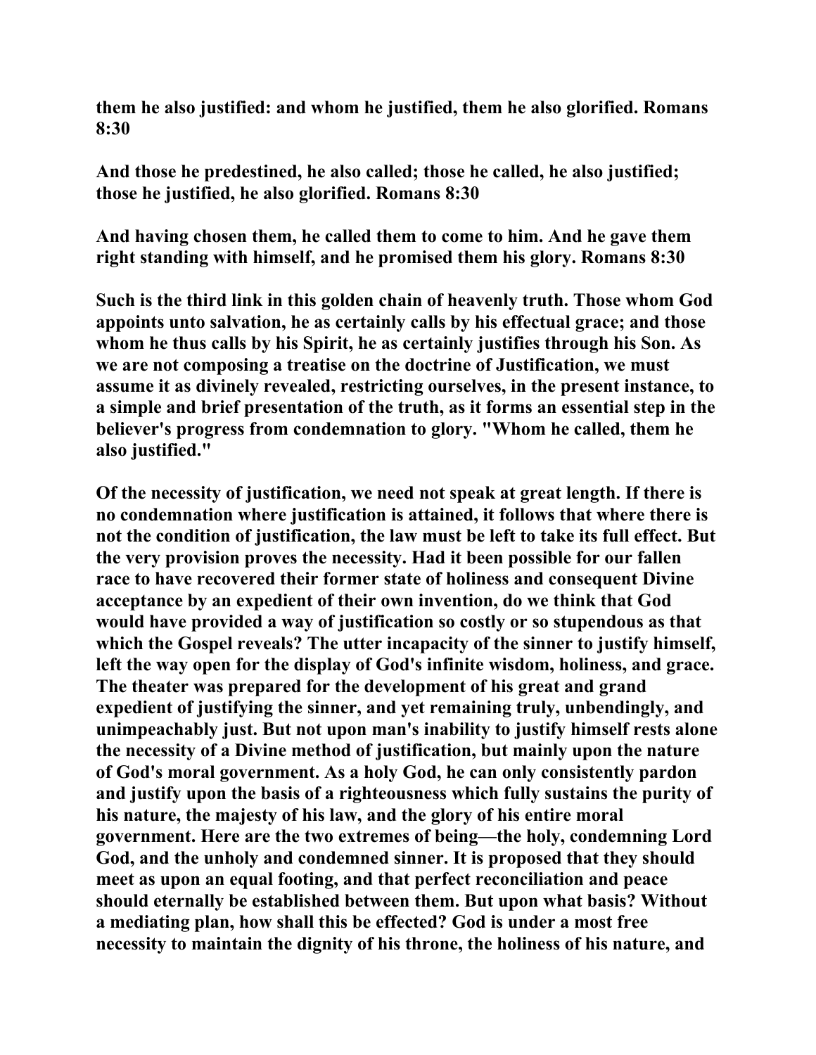**them he also justified: and whom he justified, them he also glorified. Romans 8:30**

**And those he predestined, he also called; those he called, he also justified; those he justified, he also glorified. Romans 8:30**

**And having chosen them, he called them to come to him. And he gave them right standing with himself, and he promised them his glory. Romans 8:30**

**Such is the third link in this golden chain of heavenly truth. Those whom God appoints unto salvation, he as certainly calls by his effectual grace; and those whom he thus calls by his Spirit, he as certainly justifies through his Son. As we are not composing a treatise on the doctrine of Justification, we must assume it as divinely revealed, restricting ourselves, in the present instance, to a simple and brief presentation of the truth, as it forms an essential step in the believer's progress from condemnation to glory. "Whom he called, them he also justified."**

**Of the necessity of justification, we need not speak at great length. If there is no condemnation where justification is attained, it follows that where there is not the condition of justification, the law must be left to take its full effect. But the very provision proves the necessity. Had it been possible for our fallen race to have recovered their former state of holiness and consequent Divine acceptance by an expedient of their own invention, do we think that God would have provided a way of justification so costly or so stupendous as that which the Gospel reveals? The utter incapacity of the sinner to justify himself, left the way open for the display of God's infinite wisdom, holiness, and grace. The theater was prepared for the development of his great and grand expedient of justifying the sinner, and yet remaining truly, unbendingly, and unimpeachably just. But not upon man's inability to justify himself rests alone the necessity of a Divine method of justification, but mainly upon the nature of God's moral government. As a holy God, he can only consistently pardon and justify upon the basis of a righteousness which fully sustains the purity of his nature, the majesty of his law, and the glory of his entire moral government. Here are the two extremes of being—the holy, condemning Lord God, and the unholy and condemned sinner. It is proposed that they should meet as upon an equal footing, and that perfect reconciliation and peace should eternally be established between them. But upon what basis? Without a mediating plan, how shall this be effected? God is under a most free necessity to maintain the dignity of his throne, the holiness of his nature, and**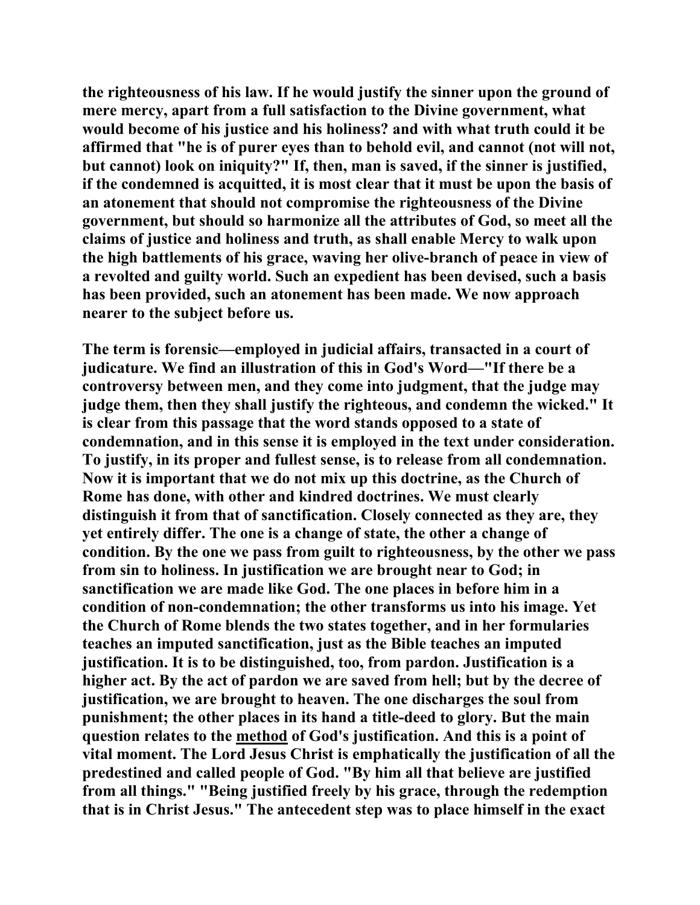**the righteousness of his law. If he would justify the sinner upon the ground of mere mercy, apart from a full satisfaction to the Divine government, what would become of his justice and his holiness? and with what truth could it be affirmed that "he is of purer eyes than to behold evil, and cannot (not will not, but cannot) look on iniquity?" If, then, man is saved, if the sinner is justified, if the condemned is acquitted, it is most clear that it must be upon the basis of an atonement that should not compromise the righteousness of the Divine government, but should so harmonize all the attributes of God, so meet all the claims of justice and holiness and truth, as shall enable Mercy to walk upon the high battlements of his grace, waving her olive-branch of peace in view of a revolted and guilty world. Such an expedient has been devised, such a basis has been provided, such an atonement has been made. We now approach nearer to the subject before us.**

**The term is forensic—employed in judicial affairs, transacted in a court of judicature. We find an illustration of this in God's Word—"If there be a controversy between men, and they come into judgment, that the judge may judge them, then they shall justify the righteous, and condemn the wicked." It is clear from this passage that the word stands opposed to a state of condemnation, and in this sense it is employed in the text under consideration. To justify, in its proper and fullest sense, is to release from all condemnation. Now it is important that we do not mix up this doctrine, as the Church of Rome has done, with other and kindred doctrines. We must clearly distinguish it from that of sanctification. Closely connected as they are, they yet entirely differ. The one is a change of state, the other a change of condition. By the one we pass from guilt to righteousness, by the other we pass from sin to holiness. In justification we are brought near to God; in sanctification we are made like God. The one places in before him in a condition of non-condemnation; the other transforms us into his image. Yet the Church of Rome blends the two states together, and in her formularies teaches an imputed sanctification, just as the Bible teaches an imputed justification. It is to be distinguished, too, from pardon. Justification is a higher act. By the act of pardon we are saved from hell; but by the decree of justification, we are brought to heaven. The one discharges the soul from punishment; the other places in its hand a title-deed to glory. But the main question relates to the <u>method</u> of God's justification. And this is a point of vital moment. The Lord Jesus Christ is emphatically the justification of all the predestined and called people of God. "By him all that believe are justified from all things." "Being justified freely by his grace, through the redemption that is in Christ Jesus." The antecedent step was to place himself in the exact**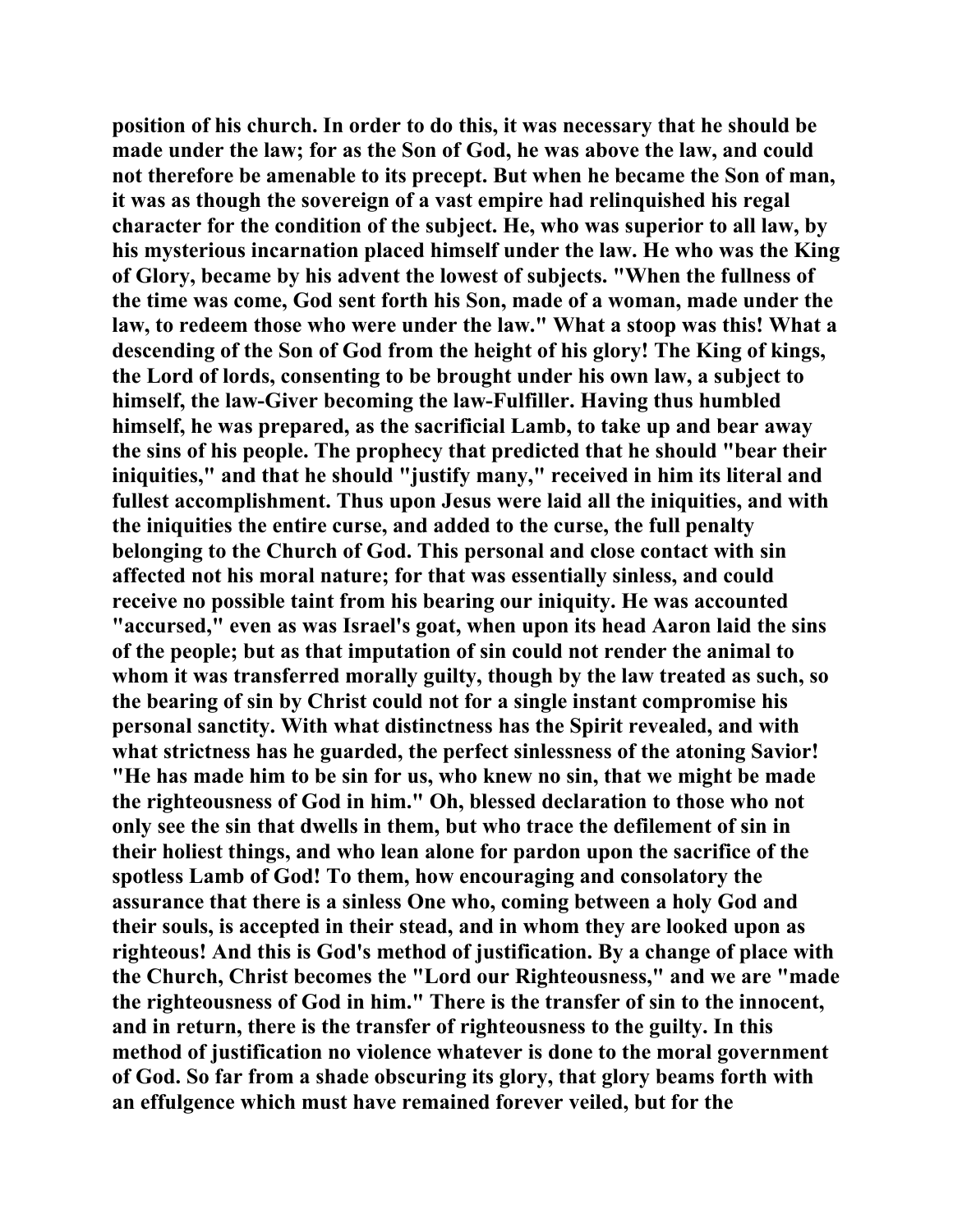position of his church. In order to do this, it was necessary that he should be made under the law; for as the Son of God, he was above the law, and could not therefore be amenable to its precept. But when he became the Son of man, it was as though the sovereign of a vast empire had relinquished his regal character for the condition of the subject. He, who was superior to all law, by his mysterious incarnation placed himself under the law. He who was the King of Glory, became by his advent the lowest of subjects. "When the fullness of the time was come, God sent forth his Son, made of a woman, made under the law, to redeem those who were under the law." What a stoop was this! What a descending of the Son of God from the height of his glory! The King of kings, the Lord of lords, consenting to be brought under his own law, a subject to himself, the law-Giver becoming the law-Fulfiller. Having thus humbled himself, he was prepared, as the sacrificial Lamb, to take up and bear away the sins of his people. The prophecy that predicted that he should "bear their iniquities," and that he should "justify many," received in him its literal and fullest accomplishment. Thus upon Jesus were laid all the iniquities, and with the iniquities the entire curse, and added to the curse, the full penalty belonging to the Church of God. This personal and close contact with sin affected not his moral nature; for that was essentially sinless, and could receive no possible taint from his bearing our iniquity. He was accounted "accursed," even as was Israel's goat, when upon its head Aaron laid the sins of the people; but as that imputation of sin could not render the animal to whom it was transferred morally guilty, though by the law treated as such, so the bearing of sin by Christ could not for a single instant compromise his personal sanctity. With what distinctness has the Spirit revealed, and with what strictness has he guarded, the perfect sinlessness of the atoning Savior! "He has made him to be sin for us, who knew no sin, that we might be made the righteousness of God in him." Oh, blessed declaration to those who not only see the sin that dwells in them, but who trace the defilement of sin in their holiest things, and who lean alone for pardon upon the sacrifice of the spotless Lamb of God! To them, how encouraging and consolatory the assurance that there is a sinless One who, coming between a holy God and their souls, is accepted in their stead, and in whom they are looked upon as righteous! And this is God's method of justification. By a change of place with the Church, Christ becomes the "Lord our Righteousness," and we are "made the righteousness of God in him." There is the transfer of sin to the innocent, and in return, there is the transfer of righteousness to the guilty. In this method of justification no violence whatever is done to the moral government of God. So far from a shade obscuring its glory, that glory beams forth with an effulgence which must have remained forever veiled, but for the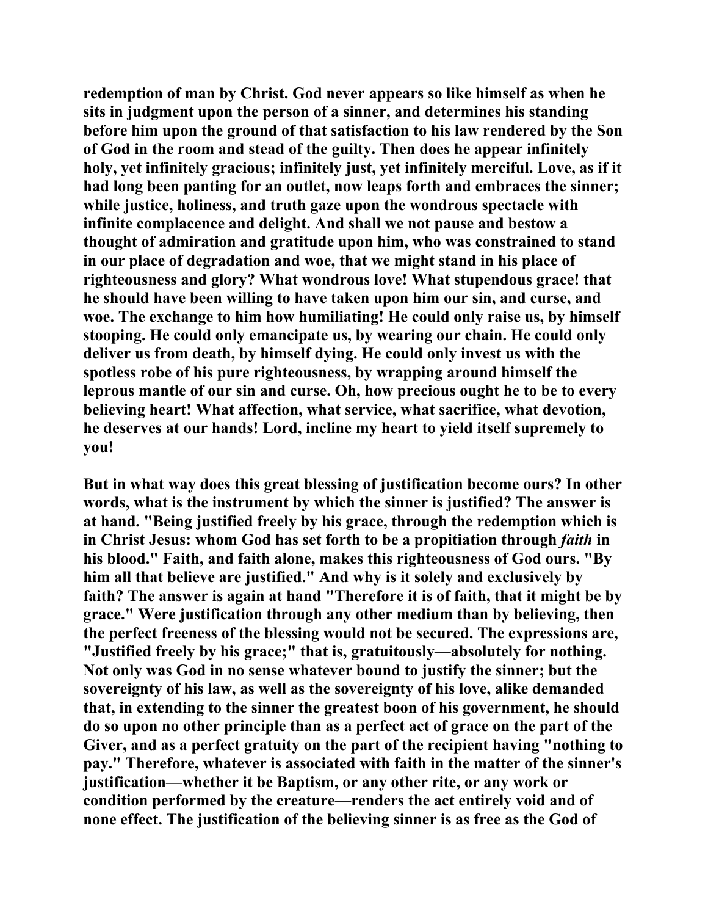redemption of man by Christ. God never appears so like himself as when he sits in judgment upon the person of a sinner, and determines his standing before him upon the ground of that satisfaction to his law rendered by the Son of God in the room and stead of the guilty. Then does he appear infinitely holy, yet infinitely gracious; infinitely just, yet infinitely merciful. Love, as if it had long been panting for an outlet, now leaps forth and embraces the sinner; while justice, holiness, and truth gaze upon the wondrous spectacle with infinite complacence and delight. And shall we not pause and bestow a thought of admiration and gratitude upon him, who was constrained to stand in our place of degradation and woe, that we might stand in his place of righteousness and glory? What wondrous love! What stupendous grace! that he should have been willing to have taken upon him our sin, and curse, and woe. The exchange to him how humiliating! He could only raise us, by himself stooping. He could only emancipate us, by wearing our chain. He could only deliver us from death, by himself dying. He could only invest us with the spotless robe of his pure righteousness, by wrapping around himself the leprous mantle of our sin and curse. Oh, how precious ought he to be to every believing heart! What affection, what service, what sacrifice, what devotion, he deserves at our hands! Lord, incline my heart to yield itself supremely to you!

But in what way does this great blessing of justification become ours? In other words, what is the instrument by which the sinner is justified? The answer is at hand. "Being justified freely by his grace, through the redemption which is in Christ Jesus: whom God has set forth to be a propitiation through *faith* in his blood." Faith, and faith alone, makes this righteousness of God ours. "By him all that believe are justified." And why is it solely and exclusively by faith? The answer is again at hand "Therefore it is of faith, that it might be by grace." Were justification through any other medium than by believing, then the perfect freeness of the blessing would not be secured. The expressions are, "Justified freely by his grace;" that is, gratuitously—absolutely for nothing. Not only was God in no sense whatever bound to justify the sinner; but the sovereignty of his law, as well as the sovereignty of his love, alike demanded that, in extending to the sinner the greatest boon of his government, he should do so upon no other principle than as a perfect act of grace on the part of the Giver, and as a perfect gratuity on the part of the recipient having "nothing to pay." Therefore, whatever is associated with faith in the matter of the sinner's justification—whether it be Baptism, or any other rite, or any work or condition performed by the creature—renders the act entirely void and of none effect. The justification of the believing sinner is as free as the God of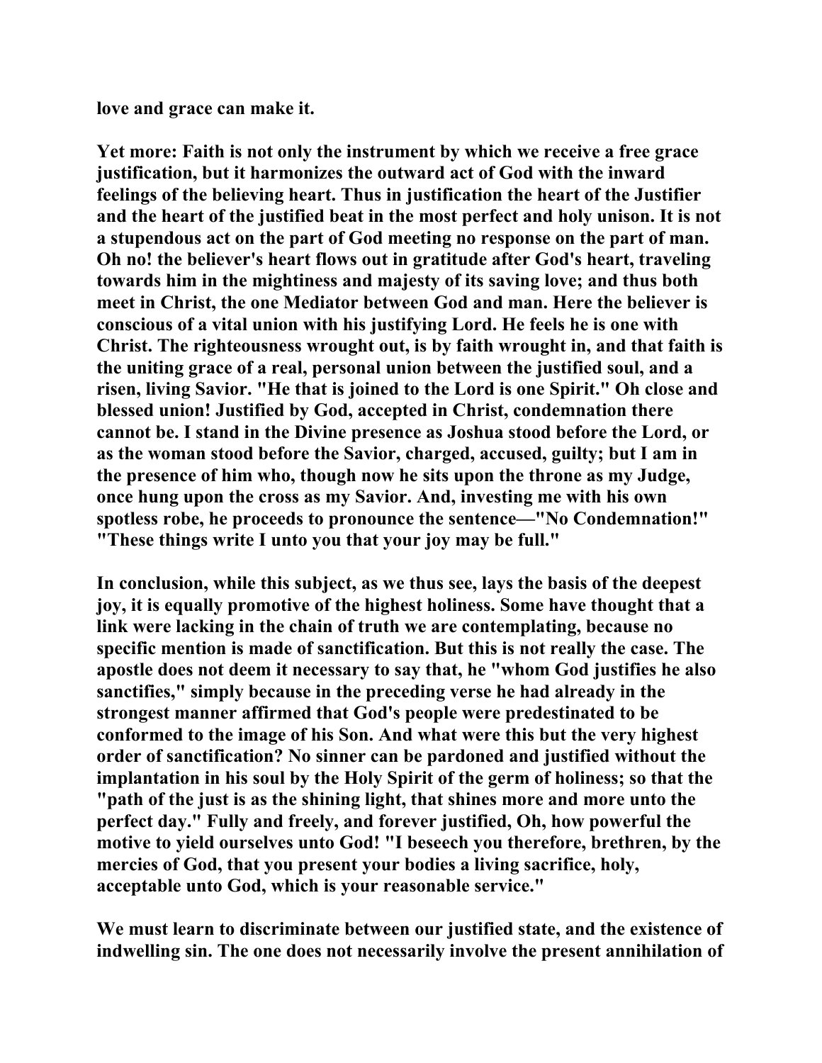love and grace can make it.

Yet more: Faith is not only the instrument by which we receive a free grace justification, but it harmonizes the outward act of God with the inward feelings of the believing heart. Thus in justification the heart of the Justifier and the heart of the justified beat in the most perfect and holy unison. It is not a stupendous act on the part of God meeting no response on the part of man. Oh no! the believer's heart flows out in gratitude after God's heart, traveling towards him in the mightiness and majesty of its saving love; and thus both meet in Christ, the one Mediator between God and man. Here the believer is conscious of a vital union with his justifying Lord. He feels he is one with Christ. The righteousness wrought out, is by faith wrought in, and that faith is the uniting grace of a real, personal union between the justified soul, and a risen, living Savior. "He that is joined to the Lord is one Spirit." Oh close and blessed union! Justified by God, accepted in Christ, condemnation there cannot be. I stand in the Divine presence as Joshua stood before the Lord, or as the woman stood before the Savior, charged, accused, guilty; but I am in the presence of him who, though now he sits upon the throne as my Judge, once hung upon the cross as my Savior. And, investing me with his own spotless robe, he proceeds to pronounce the sentence—"No Condemnation!" "These things write I unto you that your joy may be full."

In conclusion, while this subject, as we thus see, lays the basis of the deepest joy, it is equally promotive of the highest holiness. Some have thought that a link were lacking in the chain of truth we are contemplating, because no specific mention is made of sanctification. But this is not really the case. The apostle does not deem it necessary to say that, he "whom God justifies he also sanctifies," simply because in the preceding verse he had already in the strongest manner affirmed that God's people were predestinated to be conformed to the image of his Son. And what were this but the very highest order of sanctification? No sinner can be pardoned and justified without the implantation in his soul by the Holy Spirit of the germ of holiness; so that the "path of the just is as the shining light, that shines more and more unto the perfect day." Fully and freely, and forever justified, Oh, how powerful the motive to yield ourselves unto God! "I beseech you therefore, brethren, by the mercies of God, that you present your bodies a living sacrifice, holy, acceptable unto God, which is your reasonable service."

We must learn to discriminate between our justified state, and the existence of indwelling sin. The one does not necessarily involve the present annihilation of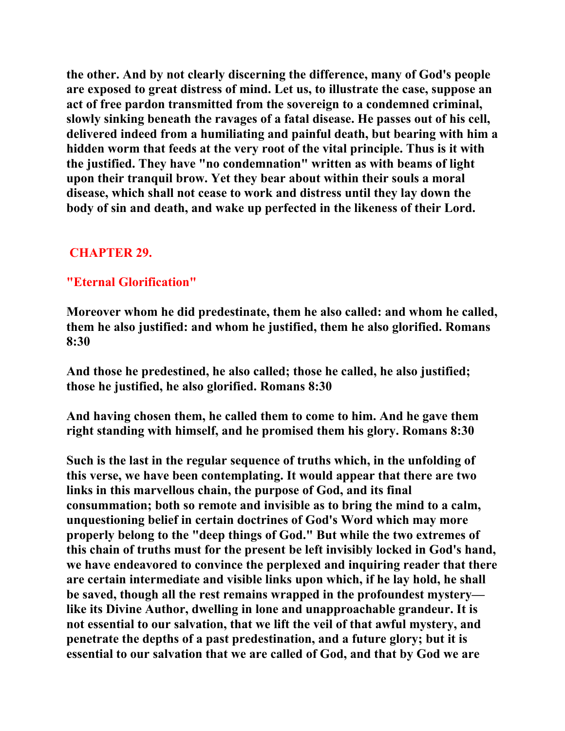**the other. And by not clearly discerning the difference, many of God's people are exposed to great distress of mind. Let us, to illustrate the case, suppose an act of free pardon transmitted from the sovereign to a condemned criminal, slowly sinking beneath the ravages of a fatal disease. He passes out of his cell, delivered indeed from a humiliating and painful death, but bearing with him a hidden worm that feeds at the very root of the vital principle. Thus is it with the justified. They have "no condemnation" written as with beams of light upon their tranquil brow. Yet they bear about within their souls a moral disease, which shall not cease to work and distress until they lay down the body of sin and death, and wake up perfected in the likeness of their Lord.**

## CHAPTER 29.

### "Eternal Glorification"

**Moreover whom he did predestinate, them he also called: and whom he called, them he also justified: and whom he justified, them he also glorified. Romans 8:30**

**And those he predestined, he also called; those he called, he also justified; those he justified, he also glorified. Romans 8:30**

**And having chosen them, he called them to come to him. And he gave them right standing with himself, and he promised them his glory. Romans 8:30**

**Such is the last in the regular sequence of truths which, in the unfolding of this verse, we have been contemplating. It would appear that there are two links in this marvellous chain, the purpose of God, and its final consummation; both so remote and invisible as to bring the mind to a calm, unquestioning belief in certain doctrines of God's Word which may more properly belong to the "deep things of God." But while the two extremes of this chain of truths must for the present be left invisibly locked in God's hand, we have endeavored to convince the perplexed and inquiring reader that there are certain intermediate and visible links upon which, if he lay hold, he shall be saved, though all the rest remains wrapped in the profoundest mystery—like its Divine Author, dwelling in lone and unapproachable grandeur. It is not essential to our salvation, that we lift the veil of that awful mystery, and penetrate the depths of a past predestination, and a future glory; but it is essential to our salvation that we are called of God, and that by God we are**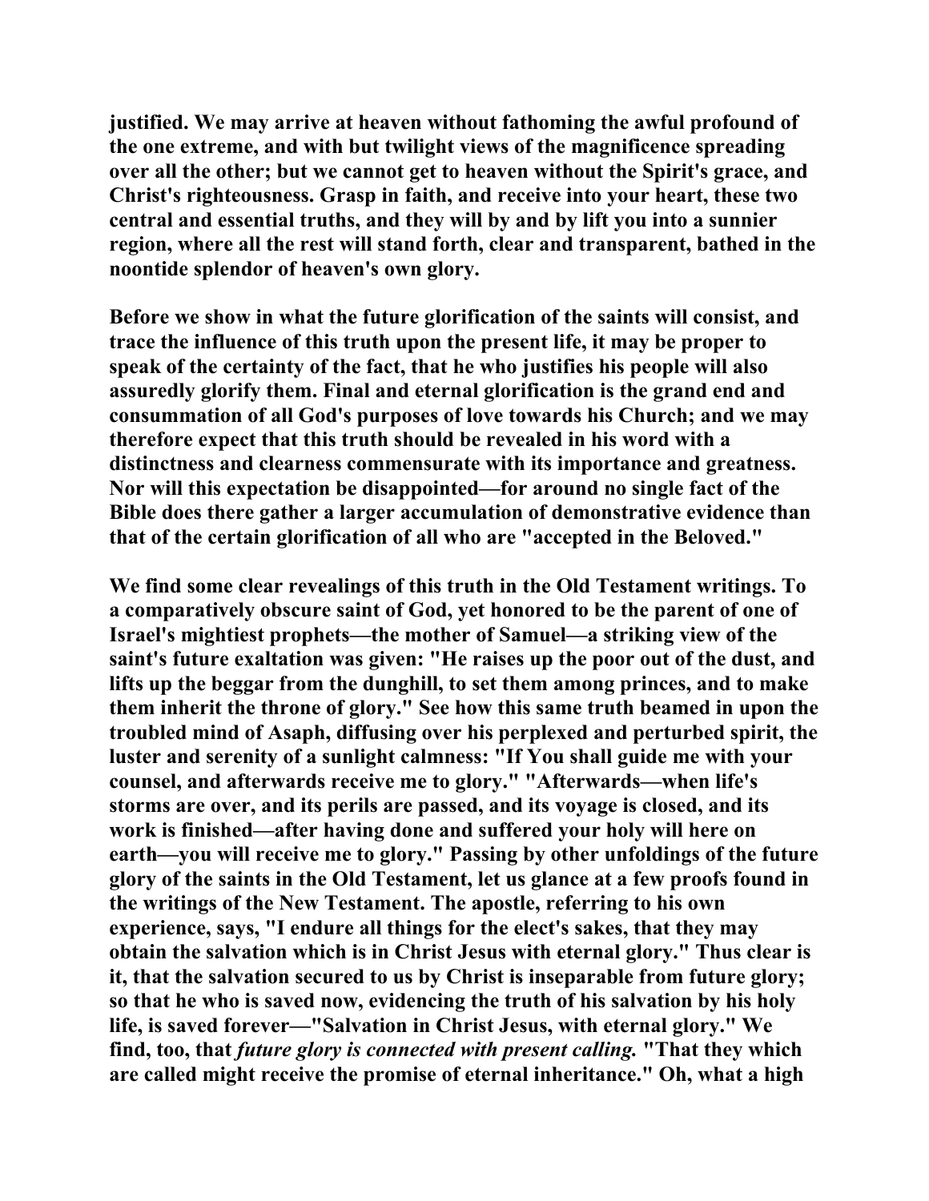justified. We may arrive at heaven without fathoming the awful profound of the one extreme, and with but twilight views of the magnificence spreading over all the other; but we cannot get to heaven without the Spirit's grace, and Christ's righteousness. Grasp in faith, and receive into your heart, these two central and essential truths, and they will by and by lift you into a sunnier region, where all the rest will stand forth, clear and transparent, bathed in the noontide splendor of heaven's own glory.

Before we show in what the future glorification of the saints will consist, and trace the influence of this truth upon the present life, it may be proper to speak of the certainty of the fact, that he who justifies his people will also assuredly glorify them. Final and eternal glorification is the grand end and consummation of all God's purposes of love towards his Church; and we may therefore expect that this truth should be revealed in his word with a distinctness and clearness commensurate with its importance and greatness. Nor will this expectation be disappointed—for around no single fact of the Bible does there gather a larger accumulation of demonstrative evidence than that of the certain glorification of all who are "accepted in the Beloved."

We find some clear revealings of this truth in the Old Testament writings. To a comparatively obscure saint of God, yet honored to be the parent of one of Israel's mightiest prophets—the mother of Samuel—a striking view of the saint's future exaltation was given: "He raises up the poor out of the dust, and lifts up the beggar from the dunghill, to set them among princes, and to make them inherit the throne of glory." See how this same truth beamed in upon the troubled mind of Asaph, diffusing over his perplexed and perturbed spirit, the luster and serenity of a sunlight calmness: "If You shall guide me with your counsel, and afterwards receive me to glory." "Afterwards—when life's storms are over, and its perils are passed, and its voyage is closed, and its work is finished—after having done and suffered your holy will here on earth—you will receive me to glory." Passing by other unfoldings of the future glory of the saints in the Old Testament, let us glance at a few proofs found in the writings of the New Testament. The apostle, referring to his own experience, says, "I endure all things for the elect's sakes, that they may obtain the salvation which is in Christ Jesus with eternal glory." Thus clear is it, that the salvation secured to us by Christ is inseparable from future glory; so that he who is saved now, evidencing the truth of his salvation by his holy life, is saved forever—"Salvation in Christ Jesus, with eternal glory." We find, too, that *future glory is connected with present calling.* "That they which are called might receive the promise of eternal inheritance." Oh, what a high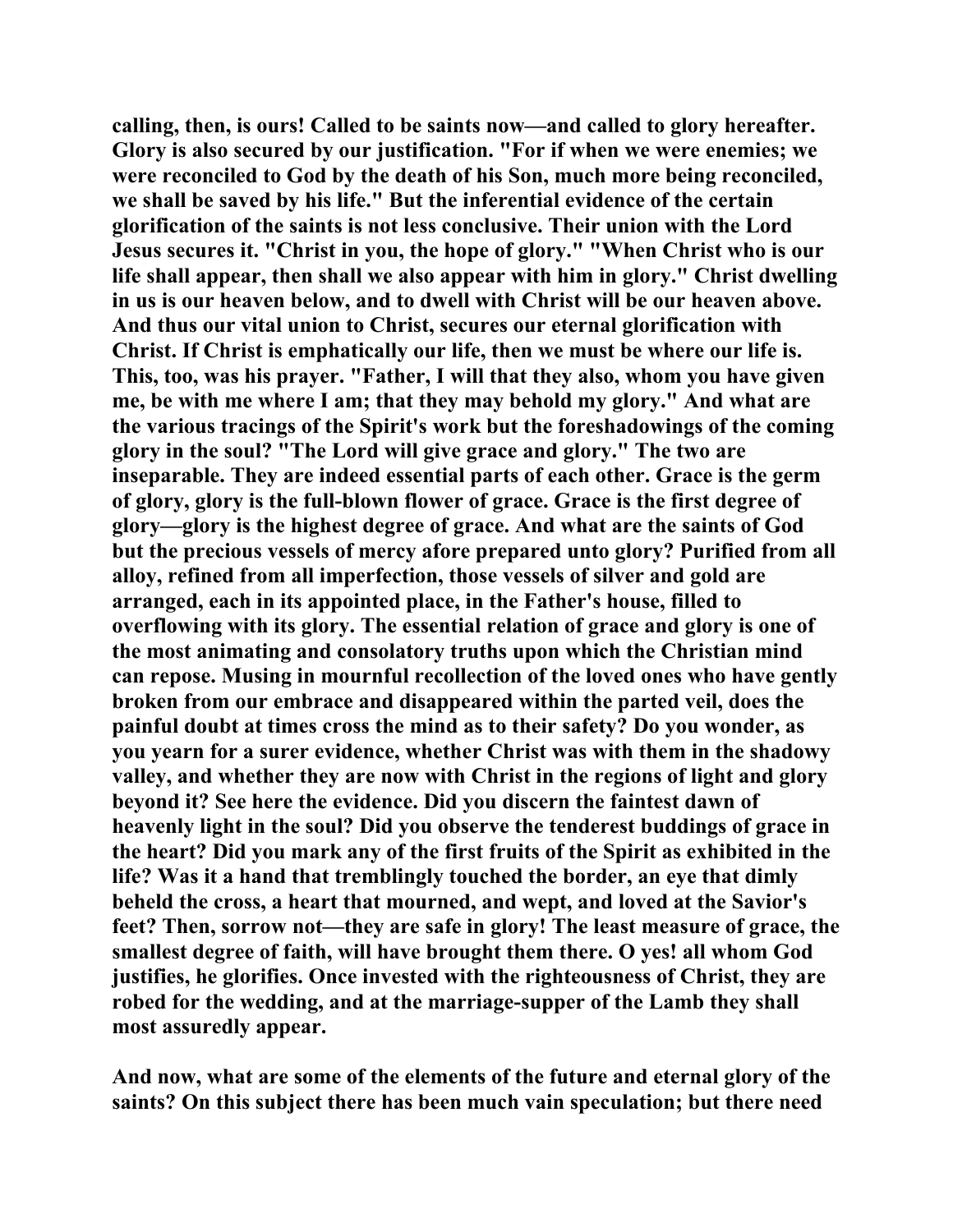**calling, then, is ours! Called to be saints now—and called to glory hereafter. Glory is also secured by our justification. "For if when we were enemies; we were reconciled to God by the death of his Son, much more being reconciled, we shall be saved by his life." But the inferential evidence of the certain glorification of the saints is not less conclusive. Their union with the Lord Jesus secures it. "Christ in you, the hope of glory." "When Christ who is our life shall appear, then shall we also appear with him in glory." Christ dwelling in us is our heaven below, and to dwell with Christ will be our heaven above. And thus our vital union to Christ, secures our eternal glorification with Christ. If Christ is emphatically our life, then we must be where our life is. This, too, was his prayer. "Father, I will that they also, whom you have given me, be with me where I am; that they may behold my glory." And what are the various tracings of the Spirit's work but the foreshadowings of the coming glory in the soul? "The Lord will give grace and glory." The two are inseparable. They are indeed essential parts of each other. Grace is the germ of glory, glory is the full-blown flower of grace. Grace is the first degree of glory—glory is the highest degree of grace. And what are the saints of God but the precious vessels of mercy afore prepared unto glory? Purified from all alloy, refined from all imperfection, those vessels of silver and gold are arranged, each in its appointed place, in the Father's house, filled to overflowing with its glory. The essential relation of grace and glory is one of the most animating and consolatory truths upon which the Christian mind can repose. Musing in mournful recollection of the loved ones who have gently broken from our embrace and disappeared within the parted veil, does the painful doubt at times cross the mind as to their safety? Do you wonder, as you yearn for a surer evidence, whether Christ was with them in the shadowy valley, and whether they are now with Christ in the regions of light and glory beyond it? See here the evidence. Did you discern the faintest dawn of heavenly light in the soul? Did you observe the tenderest buddings of grace in the heart? Did you mark any of the first fruits of the Spirit as exhibited in the life? Was it a hand that tremblingly touched the border, an eye that dimly beheld the cross, a heart that mourned, and wept, and loved at the Savior's feet? Then, sorrow not—they are safe in glory! The least measure of grace, the smallest degree of faith, will have brought them there. O yes! all whom God justifies, he glorifies. Once invested with the righteousness of Christ, they are robed for the wedding, and at the marriage-supper of the Lamb they shall most assuredly appear.**

**And now, what are some of the elements of the future and eternal glory of the saints? On this subject there has been much vain speculation; but there need**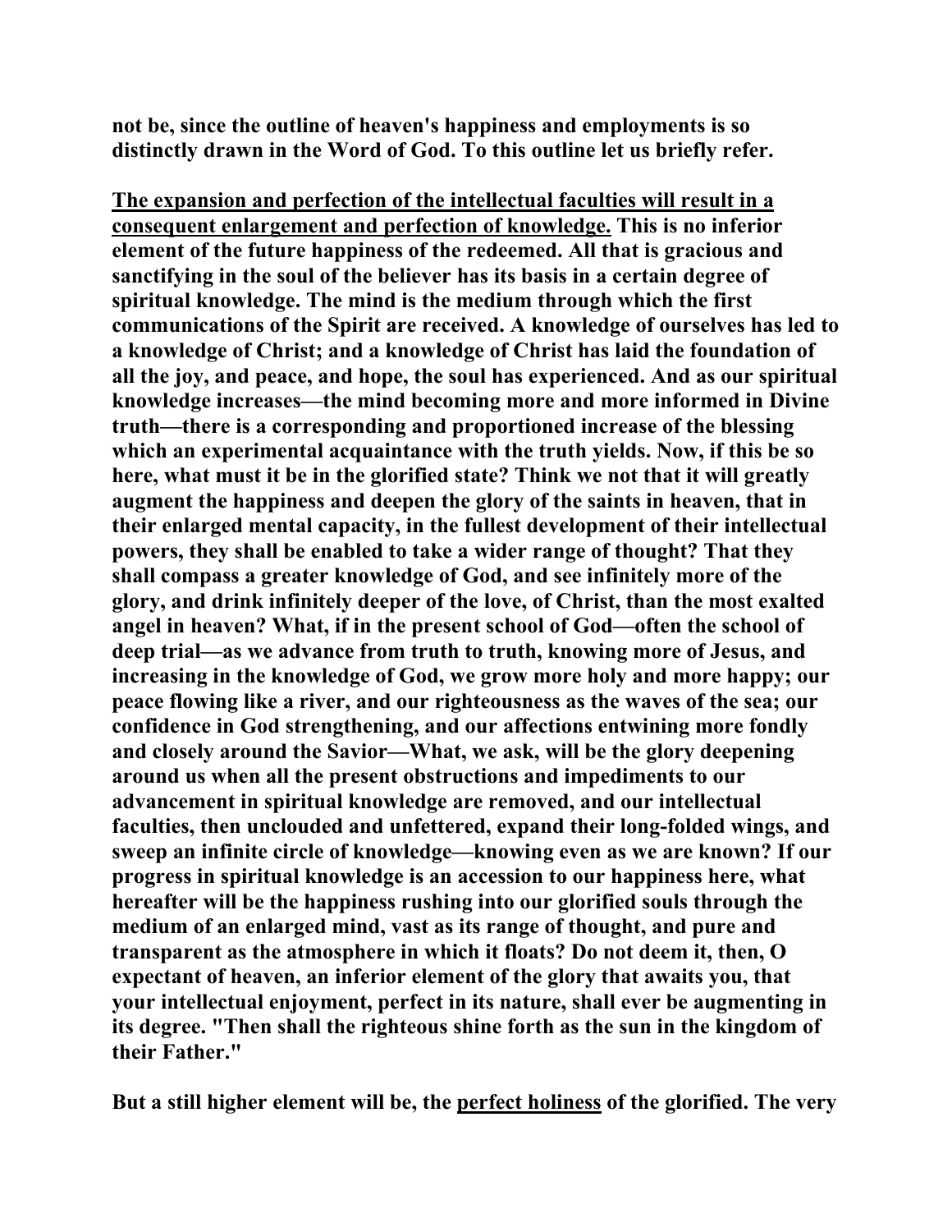**not be, since the outline of heaven's happiness and employments is so distinctly drawn in the Word of God. To this outline let us briefly refer.**

**<u>The expansion and perfection of the intellectual faculties will result in a consequent enlargement and perfection of knowledge.</u> This is no inferior element of the future happiness of the redeemed. All that is gracious and sanctifying in the soul of the believer has its basis in a certain degree of spiritual knowledge. The mind is the medium through which the first communications of the Spirit are received. A knowledge of ourselves has led to a knowledge of Christ; and a knowledge of Christ has laid the foundation of all the joy, and peace, and hope, the soul has experienced. And as our spiritual knowledge increases—the mind becoming more and more informed in Divine truth—there is a corresponding and proportioned increase of the blessing which an experimental acquaintance with the truth yields. Now, if this be so here, what must it be in the glorified state? Think we not that it will greatly augment the happiness and deepen the glory of the saints in heaven, that in their enlarged mental capacity, in the fullest development of their intellectual powers, they shall be enabled to take a wider range of thought? That they shall compass a greater knowledge of God, and see infinitely more of the glory, and drink infinitely deeper of the love, of Christ, than the most exalted angel in heaven? What, if in the present school of God—often the school of deep trial—as we advance from truth to truth, knowing more of Jesus, and increasing in the knowledge of God, we grow more holy and more happy; our peace flowing like a river, and our righteousness as the waves of the sea; our confidence in God strengthening, and our affections entwining more fondly and closely around the Savior—What, we ask, will be the glory deepening around us when all the present obstructions and impediments to our advancement in spiritual knowledge are removed, and our intellectual faculties, then unclouded and unfettered, expand their long-folded wings, and sweep an infinite circle of knowledge—knowing even as we are known? If our progress in spiritual knowledge is an accession to our happiness here, what hereafter will be the happiness rushing into our glorified souls through the medium of an enlarged mind, vast as its range of thought, and pure and transparent as the atmosphere in which it floats? Do not deem it, then, O expectant of heaven, an inferior element of the glory that awaits you, that your intellectual enjoyment, perfect in its nature, shall ever be augmenting in its degree. "Then shall the righteous shine forth as the sun in the kingdom of their Father."**

**But a still higher element will be, the <u>perfect holiness</u> of the glorified. The very**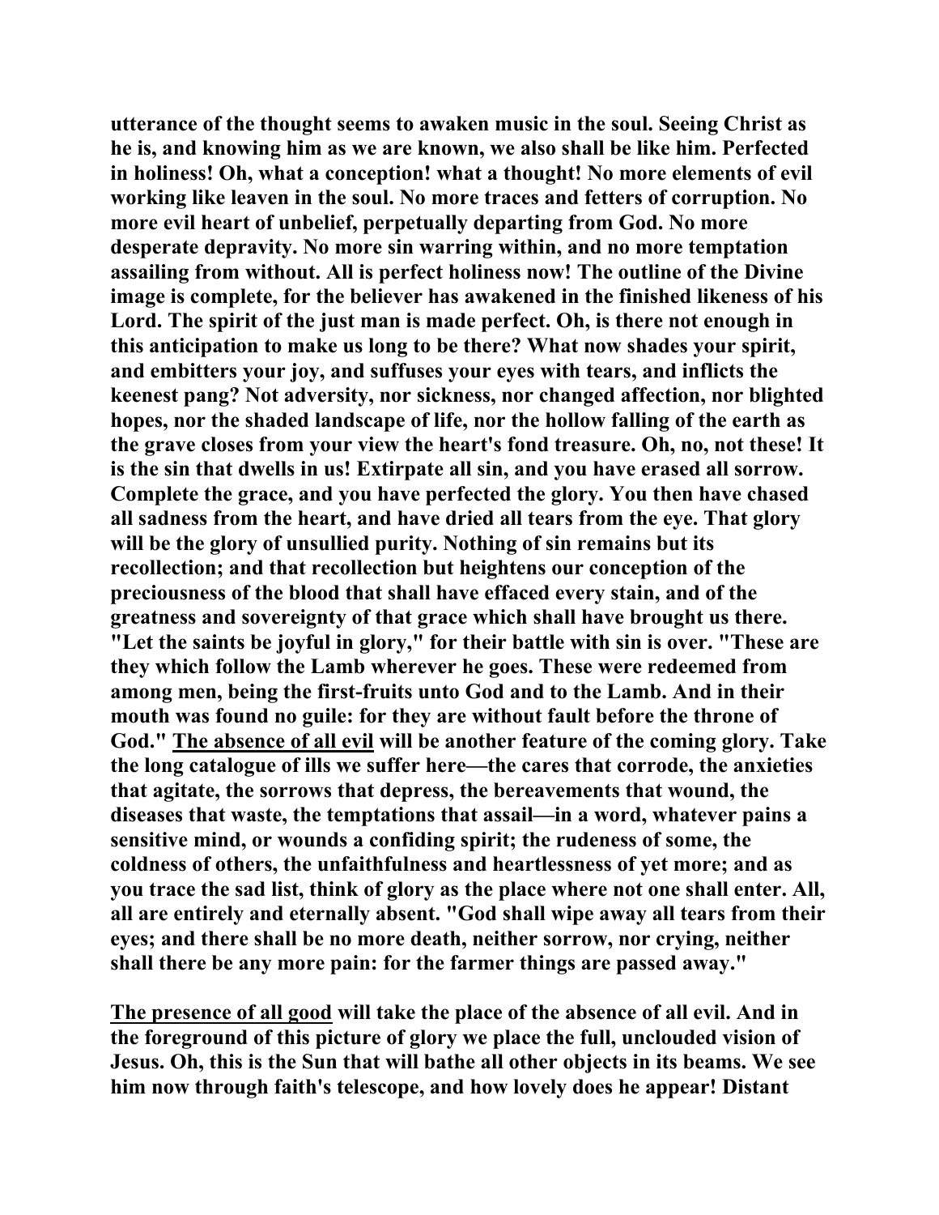**utterance of the thought seems to awaken music in the soul. Seeing Christ as he is, and knowing him as we are known, we also shall be like him. Perfected in holiness! Oh, what a conception! what a thought! No more elements of evil working like leaven in the soul. No more traces and fetters of corruption. No more evil heart of unbelief, perpetually departing from God. No more desperate depravity. No more sin warring within, and no more temptation assailing from without. All is perfect holiness now! The outline of the Divine image is complete, for the believer has awakened in the finished likeness of his Lord. The spirit of the just man is made perfect. Oh, is there not enough in this anticipation to make us long to be there? What now shades your spirit, and embitters your joy, and suffuses your eyes with tears, and inflicts the keenest pang? Not adversity, nor sickness, nor changed affection, nor blighted hopes, nor the shaded landscape of life, nor the hollow falling of the earth as the grave closes from your view the heart's fond treasure. Oh, no, not these! It is the sin that dwells in us! Extirpate all sin, and you have erased all sorrow. Complete the grace, and you have perfected the glory. You then have chased all sadness from the heart, and have dried all tears from the eye. That glory will be the glory of unsullied purity. Nothing of sin remains but its recollection; and that recollection but heightens our conception of the preciousness of the blood that shall have effaced every stain, and of the greatness and sovereignty of that grace which shall have brought us there. "Let the saints be joyful in glory," for their battle with sin is over. "These are they which follow the Lamb wherever he goes. These were redeemed from among men, being the first-fruits unto God and to the Lamb. And in their mouth was found no guile: for they are without fault before the throne of God." <u>The absence of all evil</u> will be another feature of the coming glory. Take the long catalogue of ills we suffer here—the cares that corrode, the anxieties that agitate, the sorrows that depress, the bereavements that wound, the diseases that waste, the temptations that assail—in a word, whatever pains a sensitive mind, or wounds a confiding spirit; the rudeness of some, the coldness of others, the unfaithfulness and heartlessness of yet more; and as you trace the sad list, think of glory as the place where not one shall enter. All, all are entirely and eternally absent. "God shall wipe away all tears from their eyes; and there shall be no more death, neither sorrow, nor crying, neither shall there be any more pain: for the farmer things are passed away."**

**<u>The presence of all good</u> will take the place of the absence of all evil. And in the foreground of this picture of glory we place the full, unclouded vision of Jesus. Oh, this is the Sun that will bathe all other objects in its beams. We see him now through faith's telescope, and how lovely does he appear! Distant**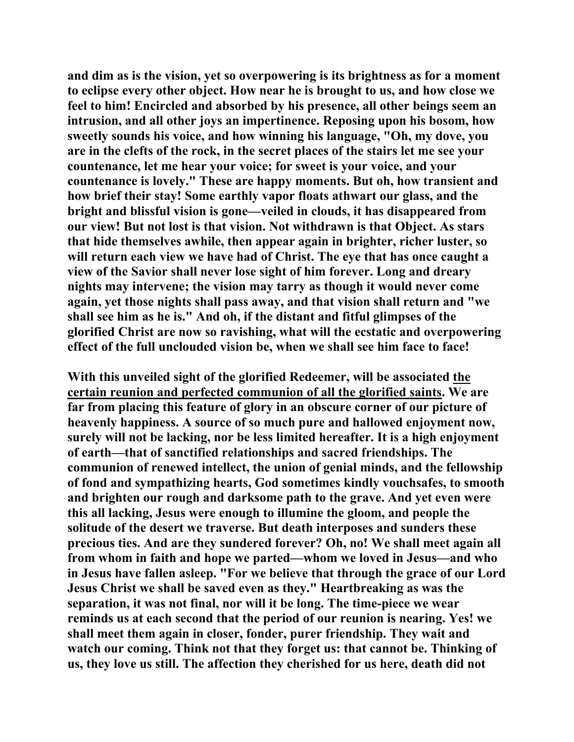**and dim as is the vision, yet so overpowering is its brightness as for a moment to eclipse every other object. How near he is brought to us, and how close we feel to him! Encircled and absorbed by his presence, all other beings seem an intrusion, and all other joys an impertinence. Reposing upon his bosom, how sweetly sounds his voice, and how winning his language, "Oh, my dove, you are in the clefts of the rock, in the secret places of the stairs let me see your countenance, let me hear your voice; for sweet is your voice, and your countenance is lovely." These are happy moments. But oh, how transient and how brief their stay! Some earthly vapor floats athwart our glass, and the bright and blissful vision is gone—veiled in clouds, it has disappeared from our view! But not lost is that vision. Not withdrawn is that Object. As stars that hide themselves awhile, then appear again in brighter, richer luster, so will return each view we have had of Christ. The eye that has once caught a view of the Savior shall never lose sight of him forever. Long and dreary nights may intervene; the vision may tarry as though it would never come again, yet those nights shall pass away, and that vision shall return and "we shall see him as he is." And oh, if the distant and fitful glimpses of the glorified Christ are now so ravishing, what will the ecstatic and overpowering effect of the full unclouded vision be, when we shall see him face to face!**

**With this unveiled sight of the glorified Redeemer, will be associated <u>the certain reunion and perfected communion of all the glorified saints</u>. We are far from placing this feature of glory in an obscure corner of our picture of heavenly happiness. A source of so much pure and hallowed enjoyment now, surely will not be lacking, nor be less limited hereafter. It is a high enjoyment of earth—that of sanctified relationships and sacred friendships. The communion of renewed intellect, the union of genial minds, and the fellowship of fond and sympathizing hearts, God sometimes kindly vouchsafes, to smooth and brighten our rough and darksome path to the grave. And yet even were this all lacking, Jesus were enough to illumine the gloom, and people the solitude of the desert we traverse. But death interposes and sunders these precious ties. And are they sundered forever? Oh, no! We shall meet again all from whom in faith and hope we parted—whom we loved in Jesus—and who in Jesus have fallen asleep. "For we believe that through the grace of our Lord Jesus Christ we shall be saved even as they." Heartbreaking as was the separation, it was not final, nor will it be long. The time-piece we wear reminds us at each second that the period of our reunion is nearing. Yes! we shall meet them again in closer, fonder, purer friendship. They wait and watch our coming. Think not that they forget us: that cannot be. Thinking of us, they love us still. The affection they cherished for us here, death did not**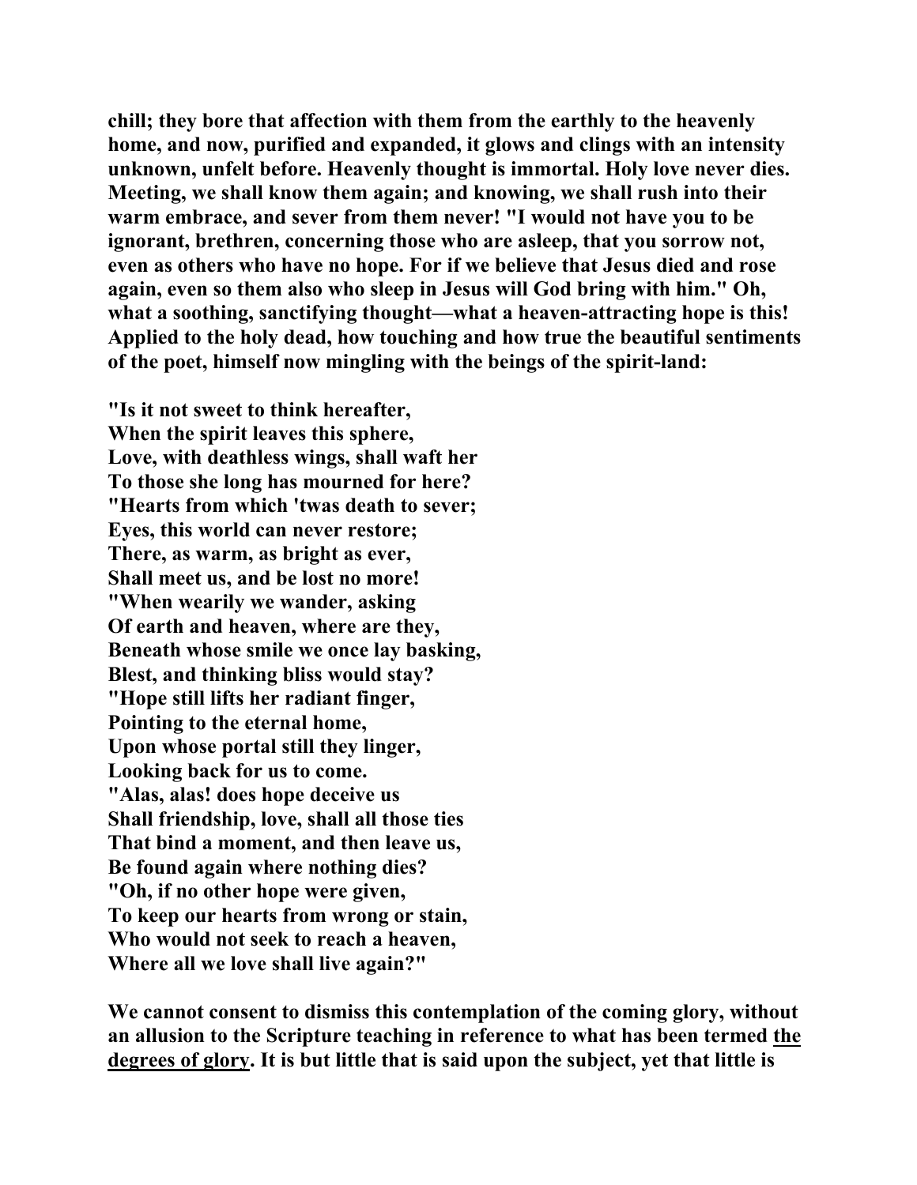**chill; they bore that affection with them from the earthly to the heavenly home, and now, purified and expanded, it glows and clings with an intensity unknown, unfelt before. Heavenly thought is immortal. Holy love never dies. Meeting, we shall know them again; and knowing, we shall rush into their warm embrace, and sever from them never! "I would not have you to be ignorant, brethren, concerning those who are asleep, that you sorrow not, even as others who have no hope. For if we believe that Jesus died and rose again, even so them also who sleep in Jesus will God bring with him." Oh, what a soothing, sanctifying thought—what a heaven-attracting hope is this! Applied to the holy dead, how touching and how true the beautiful sentiments of the poet, himself now mingling with the beings of the spirit-land:**

**"Is it not sweet to think hereafter,**
**When the spirit leaves this sphere,**
**Love, with deathless wings, shall waft her**
**To those she long has mourned for here?**
**"Hearts from which 'twas death to sever;**
**Eyes, this world can never restore;**
**There, as warm, as bright as ever,**
**Shall meet us, and be lost no more!**
**"When wearily we wander, asking**
**Of earth and heaven, where are they,**
**Beneath whose smile we once lay basking,**
**Blest, and thinking bliss would stay?**
**"Hope still lifts her radiant finger,**
**Pointing to the eternal home,**
**Upon whose portal still they linger,**
**Looking back for us to come.**
**"Alas, alas! does hope deceive us**
**Shall friendship, love, shall all those ties**
**That bind a moment, and then leave us,**
**Be found again where nothing dies?**
**"Oh, if no other hope were given,**
**To keep our hearts from wrong or stain,**
**Who would not seek to reach a heaven,**
**Where all we love shall live again?"**

**We cannot consent to dismiss this contemplation of the coming glory, without an allusion to the Scripture teaching in reference to what has been termed <u>the degrees of glory</u>. It is but little that is said upon the subject, yet that little is**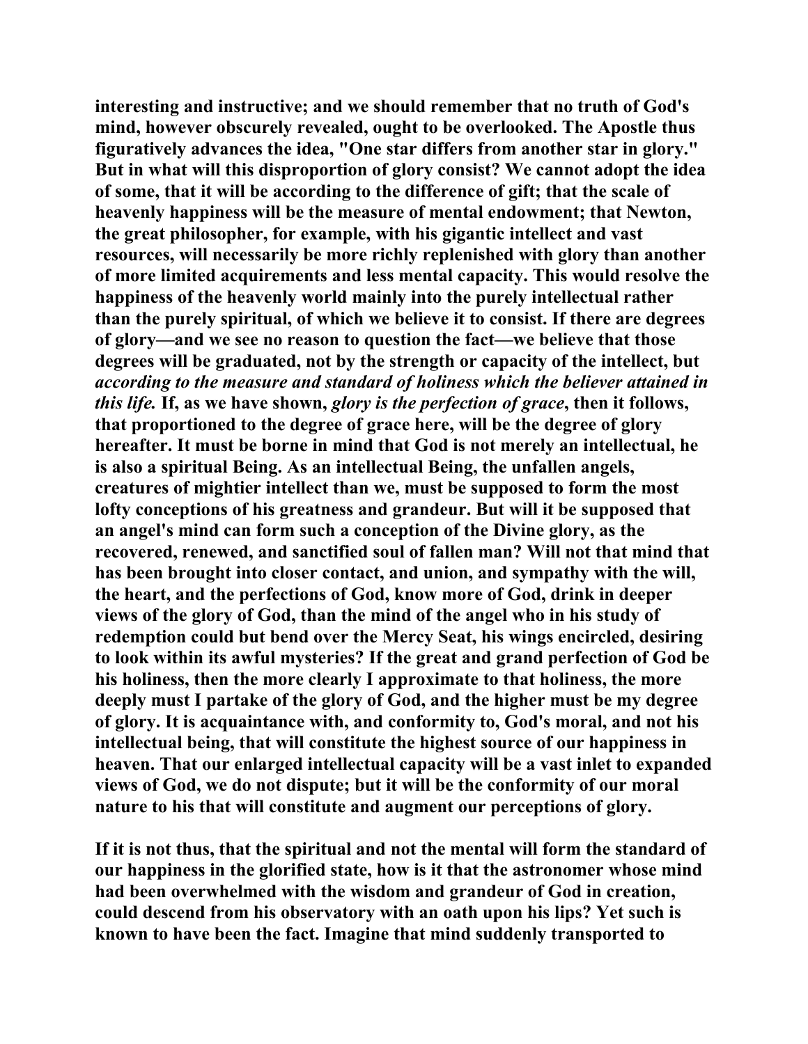**interesting and instructive; and we should remember that no truth of God's mind, however obscurely revealed, ought to be overlooked. The Apostle thus figuratively advances the idea, "One star differs from another star in glory." But in what will this disproportion of glory consist? We cannot adopt the idea of some, that it will be according to the difference of gift; that the scale of heavenly happiness will be the measure of mental endowment; that Newton, the great philosopher, for example, with his gigantic intellect and vast resources, will necessarily be more richly replenished with glory than another of more limited acquirements and less mental capacity. This would resolve the happiness of the heavenly world mainly into the purely intellectual rather than the purely spiritual, of which we believe it to consist. If there are degrees of glory—and we see no reason to question the fact—we believe that those degrees will be graduated, not by the strength or capacity of the intellect, but *according to the measure and standard of holiness which the believer attained in this life.* If, as we have shown, *glory is the perfection of grace*, then it follows, that proportioned to the degree of grace here, will be the degree of glory hereafter. It must be borne in mind that God is not merely an intellectual, he is also a spiritual Being. As an intellectual Being, the unfallen angels, creatures of mightier intellect than we, must be supposed to form the most lofty conceptions of his greatness and grandeur. But will it be supposed that an angel's mind can form such a conception of the Divine glory, as the recovered, renewed, and sanctified soul of fallen man? Will not that mind that has been brought into closer contact, and union, and sympathy with the will, the heart, and the perfections of God, know more of God, drink in deeper views of the glory of God, than the mind of the angel who in his study of redemption could but bend over the Mercy Seat, his wings encircled, desiring to look within its awful mysteries? If the great and grand perfection of God be his holiness, then the more clearly I approximate to that holiness, the more deeply must I partake of the glory of God, and the higher must be my degree of glory. It is acquaintance with, and conformity to, God's moral, and not his intellectual being, that will constitute the highest source of our happiness in heaven. That our enlarged intellectual capacity will be a vast inlet to expanded views of God, we do not dispute; but it will be the conformity of our moral nature to his that will constitute and augment our perceptions of glory.**

**If it is not thus, that the spiritual and not the mental will form the standard of our happiness in the glorified state, how is it that the astronomer whose mind had been overwhelmed with the wisdom and grandeur of God in creation, could descend from his observatory with an oath upon his lips? Yet such is known to have been the fact. Imagine that mind suddenly transported to**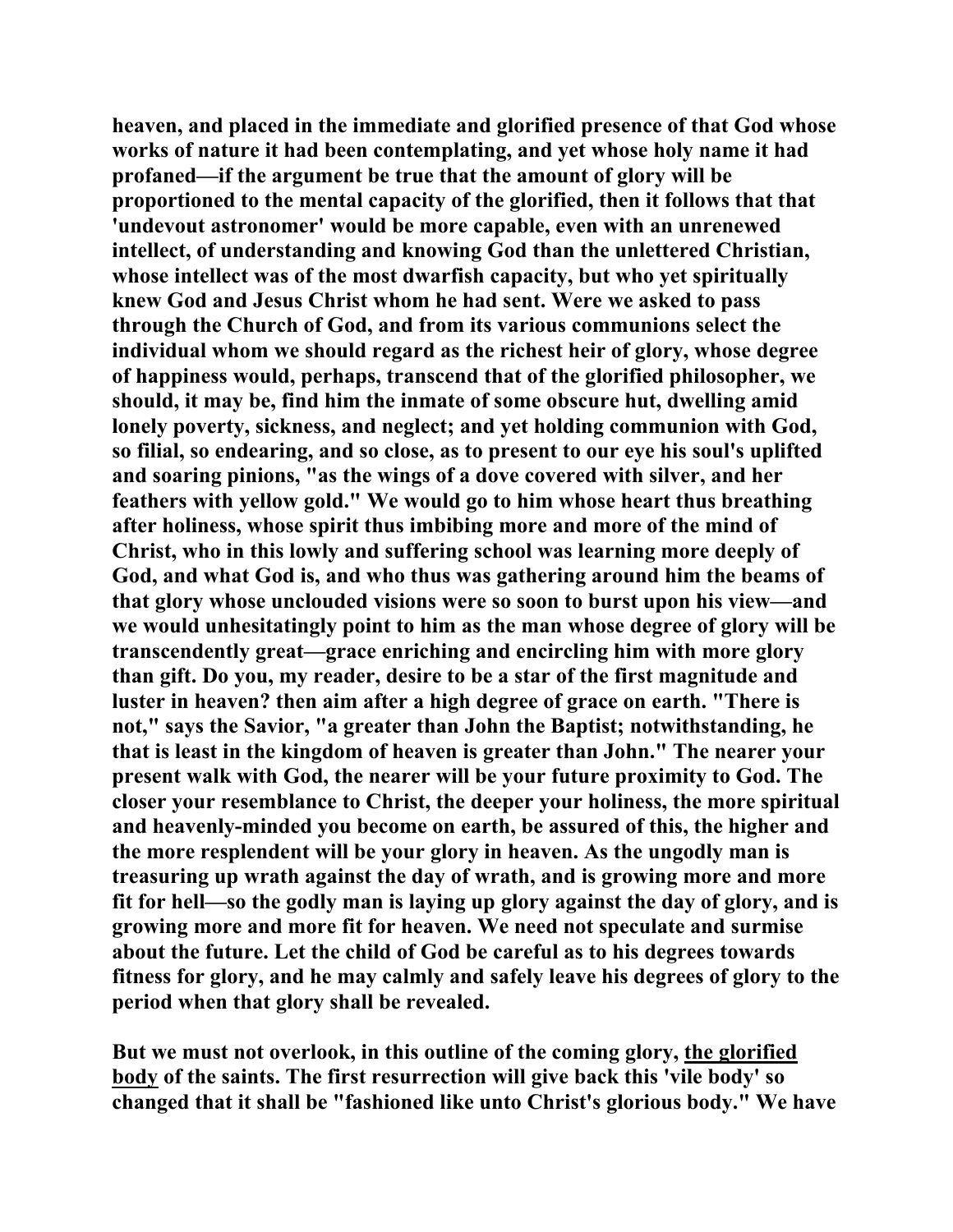**heaven, and placed in the immediate and glorified presence of that God whose works of nature it had been contemplating, and yet whose holy name it had profaned—if the argument be true that the amount of glory will be proportioned to the mental capacity of the glorified, then it follows that that 'undevout astronomer' would be more capable, even with an unrenewed intellect, of understanding and knowing God than the unlettered Christian, whose intellect was of the most dwarfish capacity, but who yet spiritually knew God and Jesus Christ whom he had sent. Were we asked to pass through the Church of God, and from its various communions select the individual whom we should regard as the richest heir of glory, whose degree of happiness would, perhaps, transcend that of the glorified philosopher, we should, it may be, find him the inmate of some obscure hut, dwelling amid lonely poverty, sickness, and neglect; and yet holding communion with God, so filial, so endearing, and so close, as to present to our eye his soul's uplifted and soaring pinions, "as the wings of a dove covered with silver, and her feathers with yellow gold." We would go to him whose heart thus breathing after holiness, whose spirit thus imbibing more and more of the mind of Christ, who in this lowly and suffering school was learning more deeply of God, and what God is, and who thus was gathering around him the beams of that glory whose unclouded visions were so soon to burst upon his view—and we would unhesitatingly point to him as the man whose degree of glory will be transcendently great—grace enriching and encircling him with more glory than gift. Do you, my reader, desire to be a star of the first magnitude and luster in heaven? then aim after a high degree of grace on earth. "There is not," says the Savior, "a greater than John the Baptist; notwithstanding, he that is least in the kingdom of heaven is greater than John." The nearer your present walk with God, the nearer will be your future proximity to God. The closer your resemblance to Christ, the deeper your holiness, the more spiritual and heavenly-minded you become on earth, be assured of this, the higher and the more resplendent will be your glory in heaven. As the ungodly man is treasuring up wrath against the day of wrath, and is growing more and more fit for hell—so the godly man is laying up glory against the day of glory, and is growing more and more fit for heaven. We need not speculate and surmise about the future. Let the child of God be careful as to his degrees towards fitness for glory, and he may calmly and safely leave his degrees of glory to the period when that glory shall be revealed.**

**But we must not overlook, in this outline of the coming glory, the glorified body of the saints. The first resurrection will give back this 'vile body' so changed that it shall be "fashioned like unto Christ's glorious body." We have**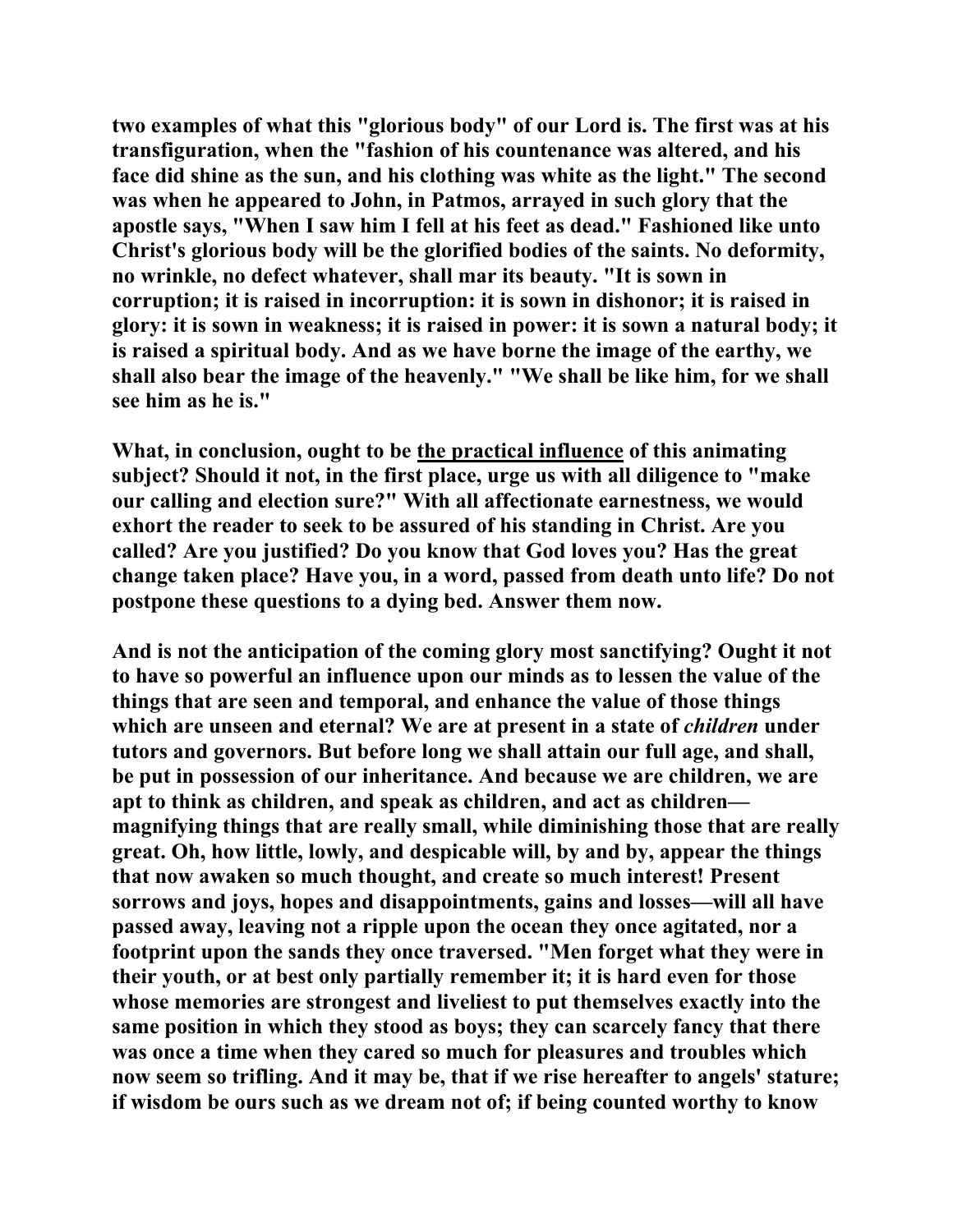**two examples of what this "glorious body" of our Lord is. The first was at his transfiguration, when the "fashion of his countenance was altered, and his face did shine as the sun, and his clothing was white as the light." The second was when he appeared to John, in Patmos, arrayed in such glory that the apostle says, "When I saw him I fell at his feet as dead." Fashioned like unto Christ's glorious body will be the glorified bodies of the saints. No deformity, no wrinkle, no defect whatever, shall mar its beauty. "It is sown in corruption; it is raised in incorruption: it is sown in dishonor; it is raised in glory: it is sown in weakness; it is raised in power: it is sown a natural body; it is raised a spiritual body. And as we have borne the image of the earthy, we shall also bear the image of the heavenly." "We shall be like him, for we shall see him as he is."**

**What, in conclusion, ought to be <u>the practical influence</u> of this animating subject? Should it not, in the first place, urge us with all diligence to "make our calling and election sure?" With all affectionate earnestness, we would exhort the reader to seek to be assured of his standing in Christ. Are you called? Are you justified? Do you know that God loves you? Has the great change taken place? Have you, in a word, passed from death unto life? Do not postpone these questions to a dying bed. Answer them now.**

**And is not the anticipation of the coming glory most sanctifying? Ought it not to have so powerful an influence upon our minds as to lessen the value of the things that are seen and temporal, and enhance the value of those things which are unseen and eternal? We are at present in a state of *children* under tutors and governors. But before long we shall attain our full age, and shall, be put in possession of our inheritance. And because we are children, we are apt to think as children, and speak as children, and act as children—magnifying things that are really small, while diminishing those that are really great. Oh, how little, lowly, and despicable will, by and by, appear the things that now awaken so much thought, and create so much interest! Present sorrows and joys, hopes and disappointments, gains and losses—will all have passed away, leaving not a ripple upon the ocean they once agitated, nor a footprint upon the sands they once traversed. "Men forget what they were in their youth, or at best only partially remember it; it is hard even for those whose memories are strongest and liveliest to put themselves exactly into the same position in which they stood as boys; they can scarcely fancy that there was once a time when they cared so much for pleasures and troubles which now seem so trifling. And it may be, that if we rise hereafter to angels' stature; if wisdom be ours such as we dream not of; if being counted worthy to know**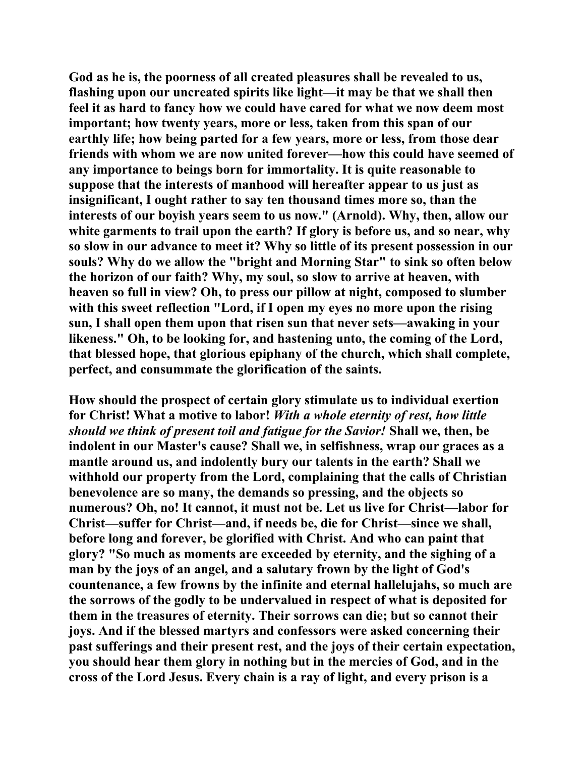**God as he is, the poorness of all created pleasures shall be revealed to us, flashing upon our uncreated spirits like light—it may be that we shall then feel it as hard to fancy how we could have cared for what we now deem most important; how twenty years, more or less, taken from this span of our earthly life; how being parted for a few years, more or less, from those dear friends with whom we are now united forever—how this could have seemed of any importance to beings born for immortality. It is quite reasonable to suppose that the interests of manhood will hereafter appear to us just as insignificant, I ought rather to say ten thousand times more so, than the interests of our boyish years seem to us now." (Arnold). Why, then, allow our white garments to trail upon the earth? If glory is before us, and so near, why so slow in our advance to meet it? Why so little of its present possession in our souls? Why do we allow the "bright and Morning Star" to sink so often below the horizon of our faith? Why, my soul, so slow to arrive at heaven, with heaven so full in view? Oh, to press our pillow at night, composed to slumber with this sweet reflection "Lord, if I open my eyes no more upon the rising sun, I shall open them upon that risen sun that never sets—awaking in your likeness." Oh, to be looking for, and hastening unto, the coming of the Lord, that blessed hope, that glorious epiphany of the church, which shall complete, perfect, and consummate the glorification of the saints.**

**How should the prospect of certain glory stimulate us to individual exertion for Christ! What a motive to labor! *With a whole eternity of rest, how little should we think of present toil and fatigue for the Savior!* Shall we, then, be indolent in our Master's cause? Shall we, in selfishness, wrap our graces as a mantle around us, and indolently bury our talents in the earth? Shall we withhold our property from the Lord, complaining that the calls of Christian benevolence are so many, the demands so pressing, and the objects so numerous? Oh, no! It cannot, it must not be. Let us live for Christ—labor for Christ—suffer for Christ—and, if needs be, die for Christ—since we shall, before long and forever, be glorified with Christ. And who can paint that glory? "So much as moments are exceeded by eternity, and the sighing of a man by the joys of an angel, and a salutary frown by the light of God's countenance, a few frowns by the infinite and eternal hallelujahs, so much are the sorrows of the godly to be undervalued in respect of what is deposited for them in the treasures of eternity. Their sorrows can die; but so cannot their joys. And if the blessed martyrs and confessors were asked concerning their past sufferings and their present rest, and the joys of their certain expectation, you should hear them glory in nothing but in the mercies of God, and in the cross of the Lord Jesus. Every chain is a ray of light, and every prison is a**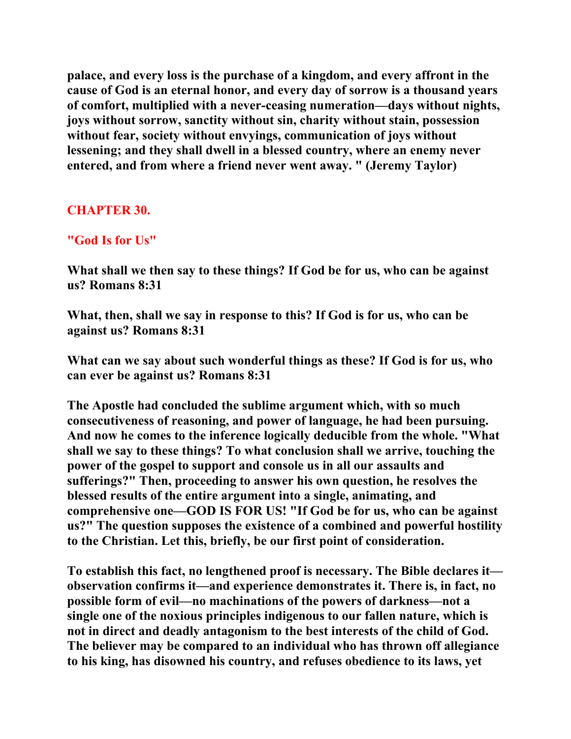**palace, and every loss is the purchase of a kingdom, and every affront in the cause of God is an eternal honor, and every day of sorrow is a thousand years of comfort, multiplied with a never-ceasing numeration—days without nights, joys without sorrow, sanctity without sin, charity without stain, possession without fear, society without envyings, communication of joys without lessening; and they shall dwell in a blessed country, where an enemy never entered, and from where a friend never went away. " (Jeremy Taylor)**

## CHAPTER 30.

## "God Is for Us"

**What shall we then say to these things? If God be for us, who can be against us? Romans 8:31**

**What, then, shall we say in response to this? If God is for us, who can be against us? Romans 8:31**

**What can we say about such wonderful things as these? If God is for us, who can ever be against us? Romans 8:31**

**The Apostle had concluded the sublime argument which, with so much consecutiveness of reasoning, and power of language, he had been pursuing. And now he comes to the inference logically deducible from the whole. "What shall we say to these things? To what conclusion shall we arrive, touching the power of the gospel to support and console us in all our assaults and sufferings?" Then, proceeding to answer his own question, he resolves the blessed results of the entire argument into a single, animating, and comprehensive one—GOD IS FOR US! "If God be for us, who can be against us?" The question supposes the existence of a combined and powerful hostility to the Christian. Let this, briefly, be our first point of consideration.**

**To establish this fact, no lengthened proof is necessary. The Bible declares it—observation confirms it—and experience demonstrates it. There is, in fact, no possible form of evil—no machinations of the powers of darkness—not a single one of the noxious principles indigenous to our fallen nature, which is not in direct and deadly antagonism to the best interests of the child of God. The believer may be compared to an individual who has thrown off allegiance to his king, has disowned his country, and refuses obedience to its laws, yet**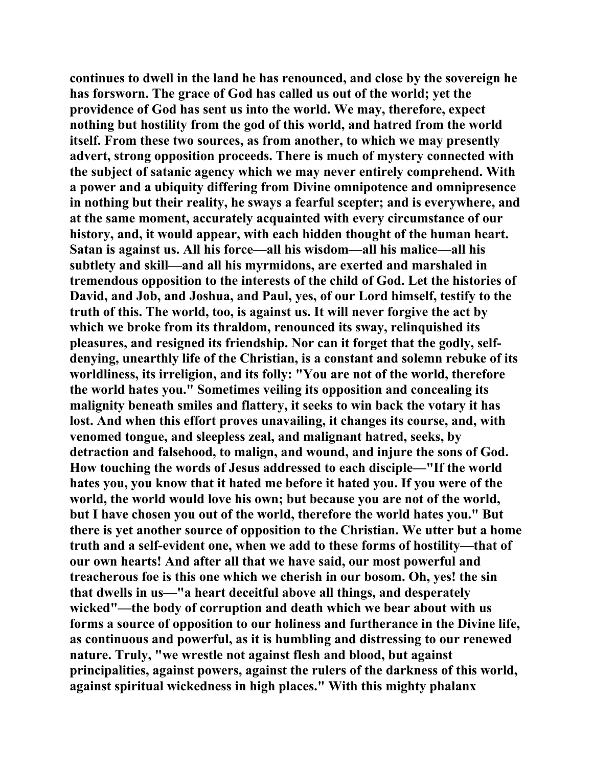continues to dwell in the land he has renounced, and close by the sovereign he has forsworn. The grace of God has called us out of the world; yet the providence of God has sent us into the world. We may, therefore, expect nothing but hostility from the god of this world, and hatred from the world itself. From these two sources, as from another, to which we may presently advert, strong opposition proceeds. There is much of mystery connected with the subject of satanic agency which we may never entirely comprehend. With a power and a ubiquity differing from Divine omnipotence and omnipresence in nothing but their reality, he sways a fearful scepter; and is everywhere, and at the same moment, accurately acquainted with every circumstance of our history, and, it would appear, with each hidden thought of the human heart. Satan is against us. All his force—all his wisdom—all his malice—all his subtlety and skill—and all his myrmidons, are exerted and marshaled in tremendous opposition to the interests of the child of God. Let the histories of David, and Job, and Joshua, and Paul, yes, of our Lord himself, testify to the truth of this. The world, too, is against us. It will never forgive the act by which we broke from its thraldom, renounced its sway, relinquished its pleasures, and resigned its friendship. Nor can it forget that the godly, self-denying, unearthly life of the Christian, is a constant and solemn rebuke of its worldliness, its irreligion, and its folly: "You are not of the world, therefore the world hates you." Sometimes veiling its opposition and concealing its malignity beneath smiles and flattery, it seeks to win back the votary it has lost. And when this effort proves unavailing, it changes its course, and, with venomed tongue, and sleepless zeal, and malignant hatred, seeks, by detraction and falsehood, to malign, and wound, and injure the sons of God. How touching the words of Jesus addressed to each disciple—"If the world hates you, you know that it hated me before it hated you. If you were of the world, the world would love his own; but because you are not of the world, but I have chosen you out of the world, therefore the world hates you." But there is yet another source of opposition to the Christian. We utter but a home truth and a self-evident one, when we add to these forms of hostility—that of our own hearts! And after all that we have said, our most powerful and treacherous foe is this one which we cherish in our bosom. Oh, yes! the sin that dwells in us—"a heart deceitful above all things, and desperately wicked"—the body of corruption and death which we bear about with us forms a source of opposition to our holiness and furtherance in the Divine life, as continuous and powerful, as it is humbling and distressing to our renewed nature. Truly, "we wrestle not against flesh and blood, but against principalities, against powers, against the rulers of the darkness of this world, against spiritual wickedness in high places." With this mighty phalanx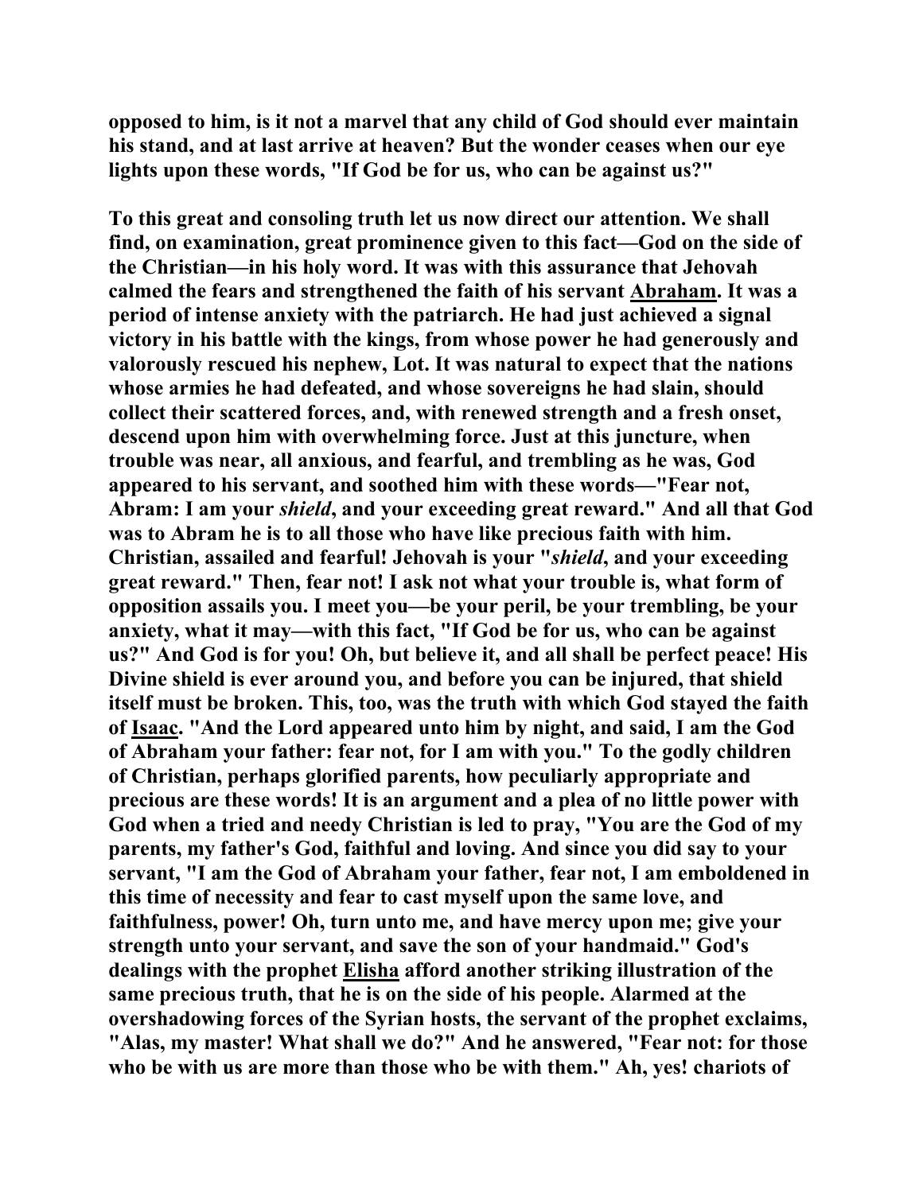**opposed to him, is it not a marvel that any child of God should ever maintain his stand, and at last arrive at heaven? But the wonder ceases when our eye lights upon these words, "If God be for us, who can be against us?"**

**To this great and consoling truth let us now direct our attention. We shall find, on examination, great prominence given to this fact—God on the side of the Christian—in his holy word. It was with this assurance that Jehovah calmed the fears and strengthened the faith of his servant Abraham. It was a period of intense anxiety with the patriarch. He had just achieved a signal victory in his battle with the kings, from whose power he had generously and valorously rescued his nephew, Lot. It was natural to expect that the nations whose armies he had defeated, and whose sovereigns he had slain, should collect their scattered forces, and, with renewed strength and a fresh onset, descend upon him with overwhelming force. Just at this juncture, when trouble was near, all anxious, and fearful, and trembling as he was, God appeared to his servant, and soothed him with these words—"Fear not, Abram: I am your *shield*, and your exceeding great reward." And all that God was to Abram he is to all those who have like precious faith with him. Christian, assailed and fearful! Jehovah is your "*shield*, and your exceeding great reward." Then, fear not! I ask not what your trouble is, what form of opposition assails you. I meet you—be your peril, be your trembling, be your anxiety, what it may—with this fact, "If God be for us, who can be against us?" And God is for you! Oh, but believe it, and all shall be perfect peace! His Divine shield is ever around you, and before you can be injured, that shield itself must be broken. This, too, was the truth with which God stayed the faith of Isaac. "And the Lord appeared unto him by night, and said, I am the God of Abraham your father: fear not, for I am with you." To the godly children of Christian, perhaps glorified parents, how peculiarly appropriate and precious are these words! It is an argument and a plea of no little power with God when a tried and needy Christian is led to pray, "You are the God of my parents, my father's God, faithful and loving. And since you did say to your servant, "I am the God of Abraham your father, fear not, I am emboldened in this time of necessity and fear to cast myself upon the same love, and faithfulness, power! Oh, turn unto me, and have mercy upon me; give your strength unto your servant, and save the son of your handmaid." God's dealings with the prophet Elisha afford another striking illustration of the same precious truth, that he is on the side of his people. Alarmed at the overshadowing forces of the Syrian hosts, the servant of the prophet exclaims, "Alas, my master! What shall we do?" And he answered, "Fear not: for those who be with us are more than those who be with them." Ah, yes! chariots of**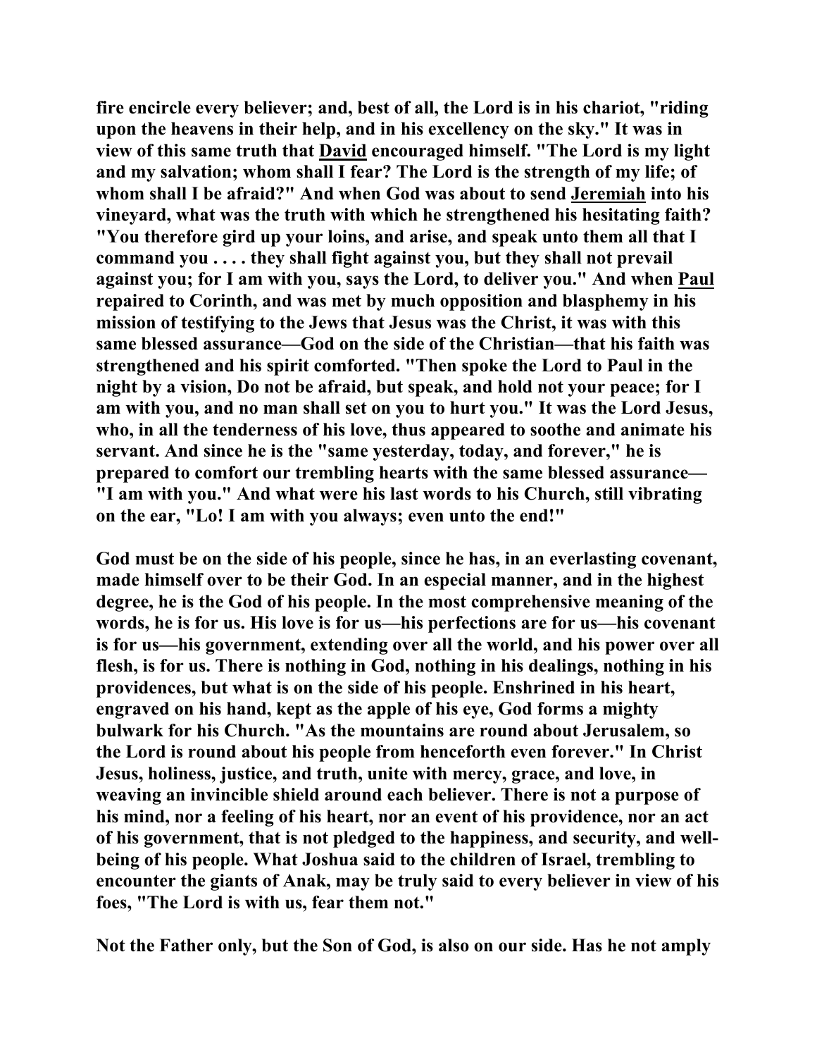**fire encircle every believer; and, best of all, the Lord is in his chariot, "riding upon the heavens in their help, and in his excellency on the sky." It was in view of this same truth that David encouraged himself. "The Lord is my light and my salvation; whom shall I fear? The Lord is the strength of my life; of whom shall I be afraid?" And when God was about to send Jeremiah into his vineyard, what was the truth with which he strengthened his hesitating faith? "You therefore gird up your loins, and arise, and speak unto them all that I command you . . . . they shall fight against you, but they shall not prevail against you; for I am with you, says the Lord, to deliver you." And when Paul repaired to Corinth, and was met by much opposition and blasphemy in his mission of testifying to the Jews that Jesus was the Christ, it was with this same blessed assurance—God on the side of the Christian—that his faith was strengthened and his spirit comforted. "Then spoke the Lord to Paul in the night by a vision, Do not be afraid, but speak, and hold not your peace; for I am with you, and no man shall set on you to hurt you." It was the Lord Jesus, who, in all the tenderness of his love, thus appeared to soothe and animate his servant. And since he is the "same yesterday, today, and forever," he is prepared to comfort our trembling hearts with the same blessed assurance—"I am with you." And what were his last words to his Church, still vibrating on the ear, "Lo! I am with you always; even unto the end!"**

**God must be on the side of his people, since he has, in an everlasting covenant, made himself over to be their God. In an especial manner, and in the highest degree, he is the God of his people. In the most comprehensive meaning of the words, he is for us. His love is for us—his perfections are for us—his covenant is for us—his government, extending over all the world, and his power over all flesh, is for us. There is nothing in God, nothing in his dealings, nothing in his providences, but what is on the side of his people. Enshrined in his heart, engraved on his hand, kept as the apple of his eye, God forms a mighty bulwark for his Church. "As the mountains are round about Jerusalem, so the Lord is round about his people from henceforth even forever." In Christ Jesus, holiness, justice, and truth, unite with mercy, grace, and love, in weaving an invincible shield around each believer. There is not a purpose of his mind, nor a feeling of his heart, nor an event of his providence, nor an act of his government, that is not pledged to the happiness, and security, and well-being of his people. What Joshua said to the children of Israel, trembling to encounter the giants of Anak, may be truly said to every believer in view of his foes, "The Lord is with us, fear them not."**

**Not the Father only, but the Son of God, is also on our side. Has he not amply**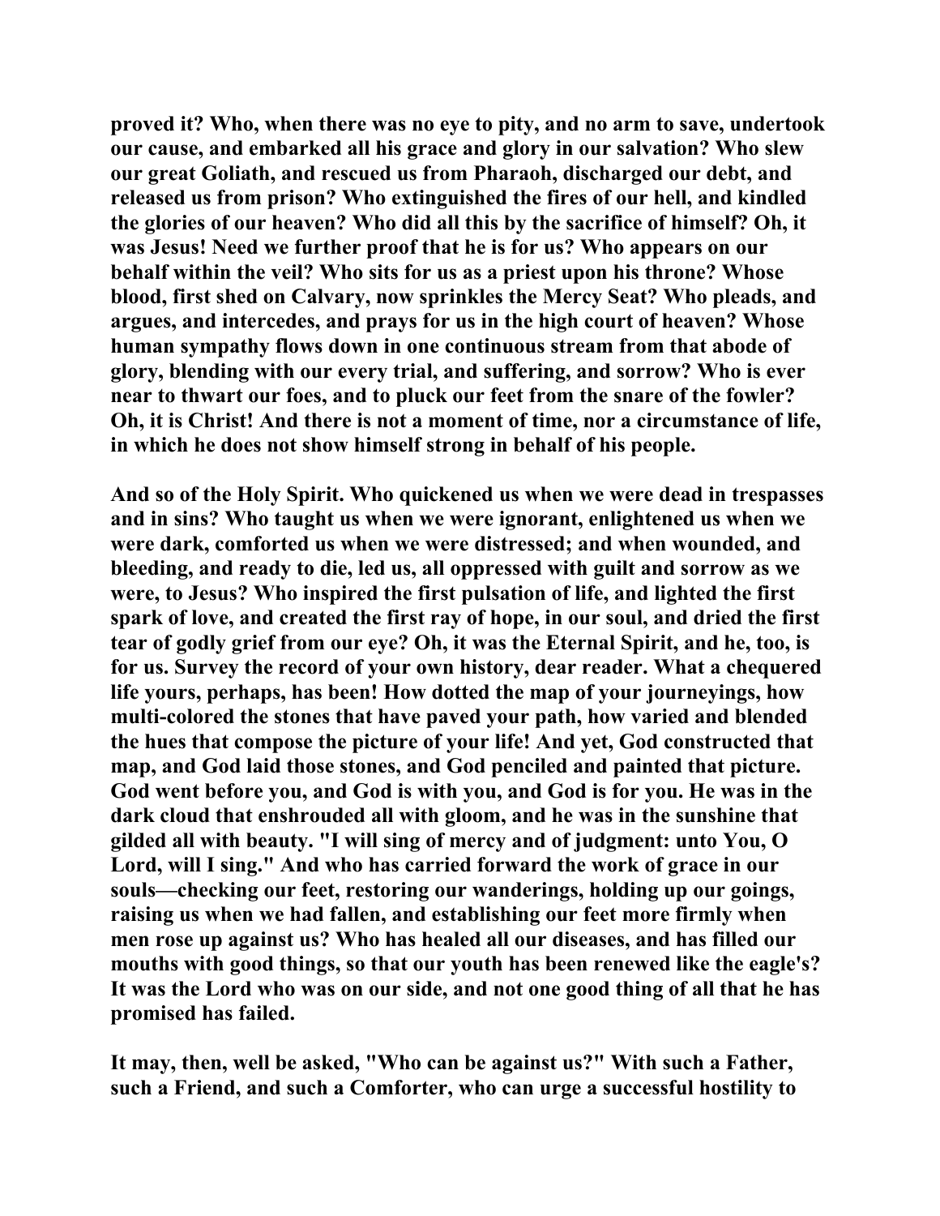proved it? Who, when there was no eye to pity, and no arm to save, undertook our cause, and embarked all his grace and glory in our salvation? Who slew our great Goliath, and rescued us from Pharaoh, discharged our debt, and released us from prison? Who extinguished the fires of our hell, and kindled the glories of our heaven? Who did all this by the sacrifice of himself? Oh, it was Jesus! Need we further proof that he is for us? Who appears on our behalf within the veil? Who sits for us as a priest upon his throne? Whose blood, first shed on Calvary, now sprinkles the Mercy Seat? Who pleads, and argues, and intercedes, and prays for us in the high court of heaven? Whose human sympathy flows down in one continuous stream from that abode of glory, blending with our every trial, and suffering, and sorrow? Who is ever near to thwart our foes, and to pluck our feet from the snare of the fowler? Oh, it is Christ! And there is not a moment of time, nor a circumstance of life, in which he does not show himself strong in behalf of his people.

And so of the Holy Spirit. Who quickened us when we were dead in trespasses and in sins? Who taught us when we were ignorant, enlightened us when we were dark, comforted us when we were distressed; and when wounded, and bleeding, and ready to die, led us, all oppressed with guilt and sorrow as we were, to Jesus? Who inspired the first pulsation of life, and lighted the first spark of love, and created the first ray of hope, in our soul, and dried the first tear of godly grief from our eye? Oh, it was the Eternal Spirit, and he, too, is for us. Survey the record of your own history, dear reader. What a chequered life yours, perhaps, has been! How dotted the map of your journeyings, how multi-colored the stones that have paved your path, how varied and blended the hues that compose the picture of your life! And yet, God constructed that map, and God laid those stones, and God penciled and painted that picture. God went before you, and God is with you, and God is for you. He was in the dark cloud that enshrouded all with gloom, and he was in the sunshine that gilded all with beauty. "I will sing of mercy and of judgment: unto You, O Lord, will I sing." And who has carried forward the work of grace in our souls—checking our feet, restoring our wanderings, holding up our goings, raising us when we had fallen, and establishing our feet more firmly when men rose up against us? Who has healed all our diseases, and has filled our mouths with good things, so that our youth has been renewed like the eagle's? It was the Lord who was on our side, and not one good thing of all that he has promised has failed.

It may, then, well be asked, "Who can be against us?" With such a Father, such a Friend, and such a Comforter, who can urge a successful hostility to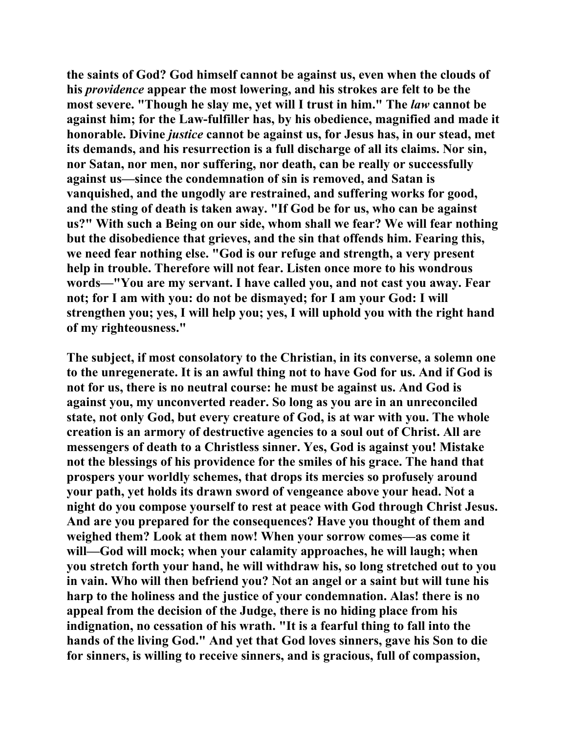**the saints of God? God himself cannot be against us, even when the clouds of his *providence* appear the most lowering, and his strokes are felt to be the most severe. "Though he slay me, yet will I trust in him." The *law* cannot be against him; for the Law-fulfiller has, by his obedience, magnified and made it honorable. Divine *justice* cannot be against us, for Jesus has, in our stead, met its demands, and his resurrection is a full discharge of all its claims. Nor sin, nor Satan, nor men, nor suffering, nor death, can be really or successfully against us—since the condemnation of sin is removed, and Satan is vanquished, and the ungodly are restrained, and suffering works for good, and the sting of death is taken away. "If God be for us, who can be against us?" With such a Being on our side, whom shall we fear? We will fear nothing but the disobedience that grieves, and the sin that offends him. Fearing this, we need fear nothing else. "God is our refuge and strength, a very present help in trouble. Therefore will not fear. Listen once more to his wondrous words—"You are my servant. I have called you, and not cast you away. Fear not; for I am with you: do not be dismayed; for I am your God: I will strengthen you; yes, I will help you; yes, I will uphold you with the right hand of my righteousness."**

**The subject, if most consolatory to the Christian, in its converse, a solemn one to the unregenerate. It is an awful thing not to have God for us. And if God is not for us, there is no neutral course: he must be against us. And God is against you, my unconverted reader. So long as you are in an unreconciled state, not only God, but every creature of God, is at war with you. The whole creation is an armory of destructive agencies to a soul out of Christ. All are messengers of death to a Christless sinner. Yes, God is against you! Mistake not the blessings of his providence for the smiles of his grace. The hand that prospers your worldly schemes, that drops its mercies so profusely around your path, yet holds its drawn sword of vengeance above your head. Not a night do you compose yourself to rest at peace with God through Christ Jesus. And are you prepared for the consequences? Have you thought of them and weighed them? Look at them now! When your sorrow comes—as come it will—God will mock; when your calamity approaches, he will laugh; when you stretch forth your hand, he will withdraw his, so long stretched out to you in vain. Who will then befriend you? Not an angel or a saint but will tune his harp to the holiness and the justice of your condemnation. Alas! there is no appeal from the decision of the Judge, there is no hiding place from his indignation, no cessation of his wrath. "It is a fearful thing to fall into the hands of the living God." And yet that God loves sinners, gave his Son to die for sinners, is willing to receive sinners, and is gracious, full of compassion,**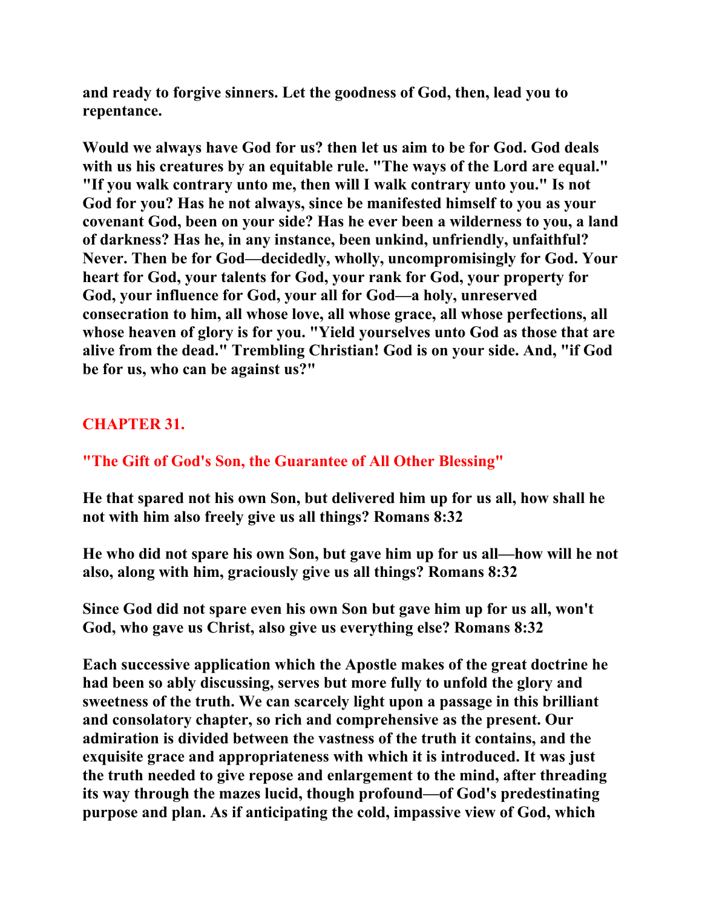**and ready to forgive sinners. Let the goodness of God, then, lead you to repentance.**

**Would we always have God for us? then let us aim to be for God. God deals with us his creatures by an equitable rule. "The ways of the Lord are equal." "If you walk contrary unto me, then will I walk contrary unto you." Is not God for you? Has he not always, since be manifested himself to you as your covenant God, been on your side? Has he ever been a wilderness to you, a land of darkness? Has he, in any instance, been unkind, unfriendly, unfaithful? Never. Then be for God—decidedly, wholly, uncompromisingly for God. Your heart for God, your talents for God, your rank for God, your property for God, your influence for God, your all for God—a holy, unreserved consecration to him, all whose love, all whose grace, all whose perfections, all whose heaven of glory is for you. "Yield yourselves unto God as those that are alive from the dead." Trembling Christian! God is on your side. And, "if God be for us, who can be against us?"**

## CHAPTER 31.

### "The Gift of God's Son, the Guarantee of All Other Blessing"

**He that spared not his own Son, but delivered him up for us all, how shall he not with him also freely give us all things? Romans 8:32**

**He who did not spare his own Son, but gave him up for us all—how will he not also, along with him, graciously give us all things? Romans 8:32**

**Since God did not spare even his own Son but gave him up for us all, won't God, who gave us Christ, also give us everything else? Romans 8:32**

**Each successive application which the Apostle makes of the great doctrine he had been so ably discussing, serves but more fully to unfold the glory and sweetness of the truth. We can scarcely light upon a passage in this brilliant and consolatory chapter, so rich and comprehensive as the present. Our admiration is divided between the vastness of the truth it contains, and the exquisite grace and appropriateness with which it is introduced. It was just the truth needed to give repose and enlargement to the mind, after threading its way through the mazes lucid, though profound—of God's predestinating purpose and plan. As if anticipating the cold, impassive view of God, which**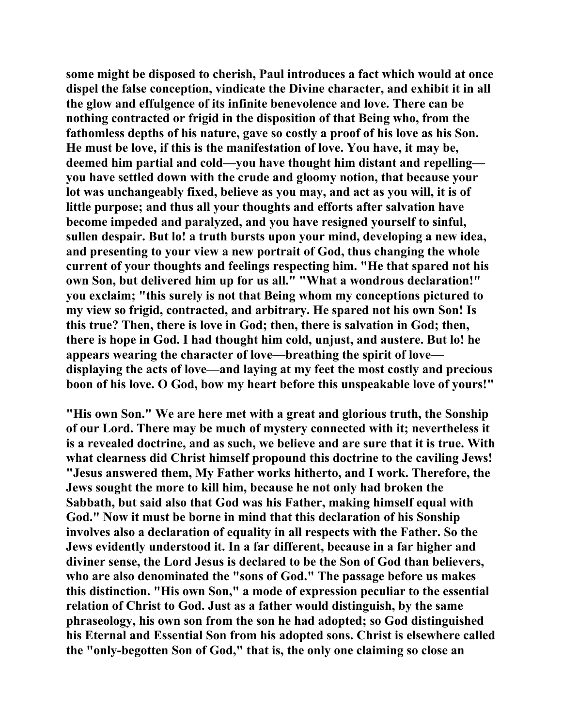some might be disposed to cherish, Paul introduces a fact which would at once dispel the false conception, vindicate the Divine character, and exhibit it in all the glow and effulgence of its infinite benevolence and love. There can be nothing contracted or frigid in the disposition of that Being who, from the fathomless depths of his nature, gave so costly a proof of his love as his Son. He must be love, if this is the manifestation of love. You have, it may be, deemed him partial and cold—you have thought him distant and repelling—you have settled down with the crude and gloomy notion, that because your lot was unchangeably fixed, believe as you may, and act as you will, it is of little purpose; and thus all your thoughts and efforts after salvation have become impeded and paralyzed, and you have resigned yourself to sinful, sullen despair. But lo! a truth bursts upon your mind, developing a new idea, and presenting to your view a new portrait of God, thus changing the whole current of your thoughts and feelings respecting him. "He that spared not his own Son, but delivered him up for us all." "What a wondrous declaration!" you exclaim; "this surely is not that Being whom my conceptions pictured to my view so frigid, contracted, and arbitrary. He spared not his own Son! Is this true? Then, there is love in God; then, there is salvation in God; then, there is hope in God. I had thought him cold, unjust, and austere. But lo! he appears wearing the character of love—breathing the spirit of love—displaying the acts of love—and laying at my feet the most costly and precious boon of his love. O God, bow my heart before this unspeakable love of yours!"

"His own Son." We are here met with a great and glorious truth, the Sonship of our Lord. There may be much of mystery connected with it; nevertheless it is a revealed doctrine, and as such, we believe and are sure that it is true. With what clearness did Christ himself propound this doctrine to the caviling Jews! "Jesus answered them, My Father works hitherto, and I work. Therefore, the Jews sought the more to kill him, because he not only had broken the Sabbath, but said also that God was his Father, making himself equal with God." Now it must be borne in mind that this declaration of his Sonship involves also a declaration of equality in all respects with the Father. So the Jews evidently understood it. In a far different, because in a far higher and diviner sense, the Lord Jesus is declared to be the Son of God than believers, who are also denominated the "sons of God." The passage before us makes this distinction. "His own Son," a mode of expression peculiar to the essential relation of Christ to God. Just as a father would distinguish, by the same phraseology, his own son from the son he had adopted; so God distinguished his Eternal and Essential Son from his adopted sons. Christ is elsewhere called the "only-begotten Son of God," that is, the only one claiming so close an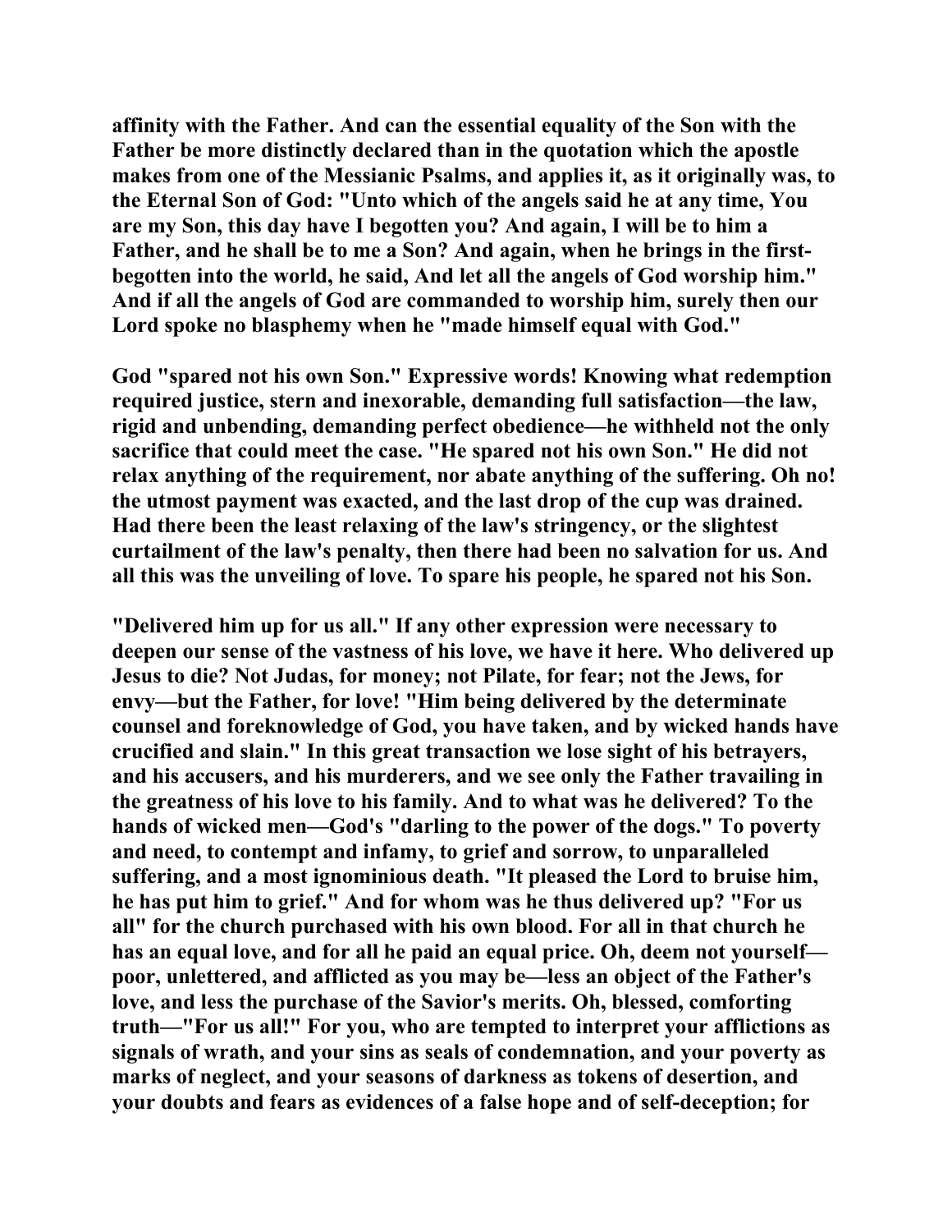affinity with the Father. And can the essential equality of the Son with the Father be more distinctly declared than in the quotation which the apostle makes from one of the Messianic Psalms, and applies it, as it originally was, to the Eternal Son of God: "Unto which of the angels said he at any time, You are my Son, this day have I begotten you? And again, I will be to him a Father, and he shall be to me a Son? And again, when he brings in the first-begotten into the world, he said, And let all the angels of God worship him." And if all the angels of God are commanded to worship him, surely then our Lord spoke no blasphemy when he "made himself equal with God."

God "spared not his own Son." Expressive words! Knowing what redemption required justice, stern and inexorable, demanding full satisfaction—the law, rigid and unbending, demanding perfect obedience—he withheld not the only sacrifice that could meet the case. "He spared not his own Son." He did not relax anything of the requirement, nor abate anything of the suffering. Oh no! the utmost payment was exacted, and the last drop of the cup was drained. Had there been the least relaxing of the law's stringency, or the slightest curtailment of the law's penalty, then there had been no salvation for us. And all this was the unveiling of love. To spare his people, he spared not his Son.

"Delivered him up for us all." If any other expression were necessary to deepen our sense of the vastness of his love, we have it here. Who delivered up Jesus to die? Not Judas, for money; not Pilate, for fear; not the Jews, for envy—but the Father, for love! "Him being delivered by the determinate counsel and foreknowledge of God, you have taken, and by wicked hands have crucified and slain." In this great transaction we lose sight of his betrayers, and his accusers, and his murderers, and we see only the Father travailing in the greatness of his love to his family. And to what was he delivered? To the hands of wicked men—God's "darling to the power of the dogs." To poverty and need, to contempt and infamy, to grief and sorrow, to unparalleled suffering, and a most ignominious death. "It pleased the Lord to bruise him, he has put him to grief." And for whom was he thus delivered up? "For us all" for the church purchased with his own blood. For all in that church he has an equal love, and for all he paid an equal price. Oh, deem not yourself—poor, unlettered, and afflicted as you may be—less an object of the Father's love, and less the purchase of the Savior's merits. Oh, blessed, comforting truth—"For us all!" For you, who are tempted to interpret your afflictions as signals of wrath, and your sins as seals of condemnation, and your poverty as marks of neglect, and your seasons of darkness as tokens of desertion, and your doubts and fears as evidences of a false hope and of self-deception; for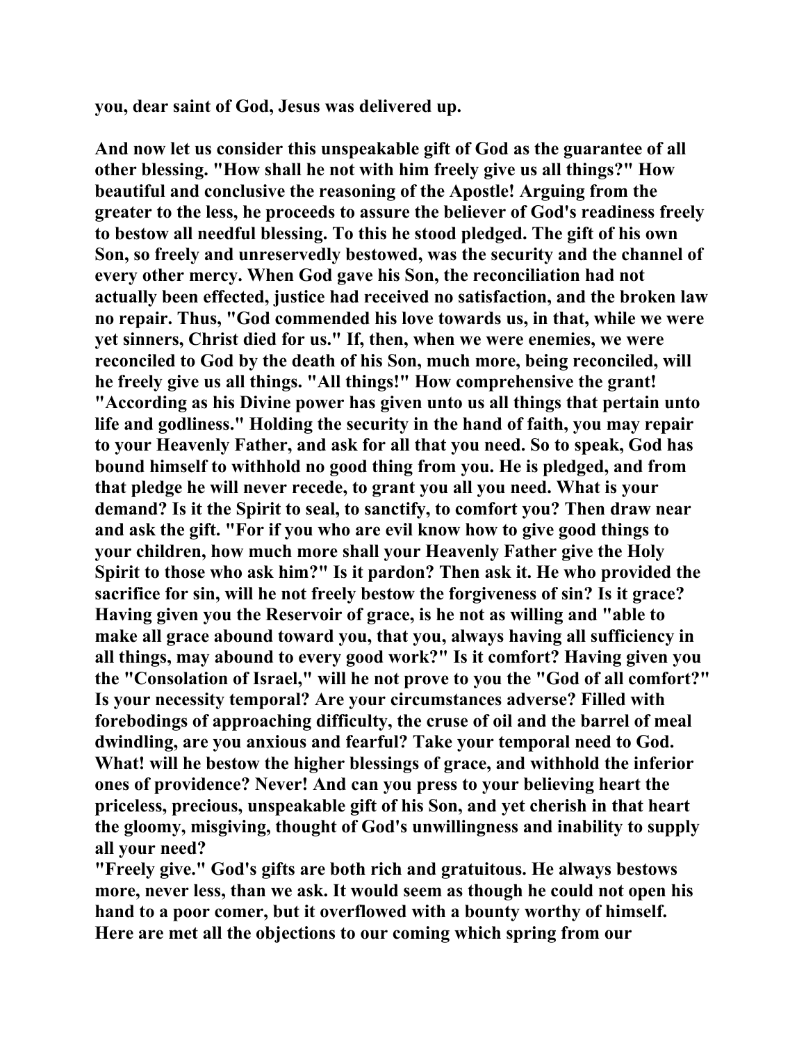**you, dear saint of God, Jesus was delivered up.**

**And now let us consider this unspeakable gift of God as the guarantee of all other blessing. "How shall he not with him freely give us all things?" How beautiful and conclusive the reasoning of the Apostle! Arguing from the greater to the less, he proceeds to assure the believer of God's readiness freely to bestow all needful blessing. To this he stood pledged. The gift of his own Son, so freely and unreservedly bestowed, was the security and the channel of every other mercy. When God gave his Son, the reconciliation had not actually been effected, justice had received no satisfaction, and the broken law no repair. Thus, "God commended his love towards us, in that, while we were yet sinners, Christ died for us." If, then, when we were enemies, we were reconciled to God by the death of his Son, much more, being reconciled, will he freely give us all things. "All things!" How comprehensive the grant! "According as his Divine power has given unto us all things that pertain unto life and godliness." Holding the security in the hand of faith, you may repair to your Heavenly Father, and ask for all that you need. So to speak, God has bound himself to withhold no good thing from you. He is pledged, and from that pledge he will never recede, to grant you all you need. What is your demand? Is it the Spirit to seal, to sanctify, to comfort you? Then draw near and ask the gift. "For if you who are evil know how to give good things to your children, how much more shall your Heavenly Father give the Holy Spirit to those who ask him?" Is it pardon? Then ask it. He who provided the sacrifice for sin, will he not freely bestow the forgiveness of sin? Is it grace? Having given you the Reservoir of grace, is he not as willing and "able to make all grace abound toward you, that you, always having all sufficiency in all things, may abound to every good work?" Is it comfort? Having given you the "Consolation of Israel," will he not prove to you the "God of all comfort?" Is your necessity temporal? Are your circumstances adverse? Filled with forebodings of approaching difficulty, the cruse of oil and the barrel of meal dwindling, are you anxious and fearful? Take your temporal need to God. What! will he bestow the higher blessings of grace, and withhold the inferior ones of providence? Never! And can you press to your believing heart the priceless, precious, unspeakable gift of his Son, and yet cherish in that heart the gloomy, misgiving, thought of God's unwillingness and inability to supply all your need?**

**"Freely give." God's gifts are both rich and gratuitous. He always bestows more, never less, than we ask. It would seem as though he could not open his hand to a poor comer, but it overflowed with a bounty worthy of himself. Here are met all the objections to our coming which spring from our**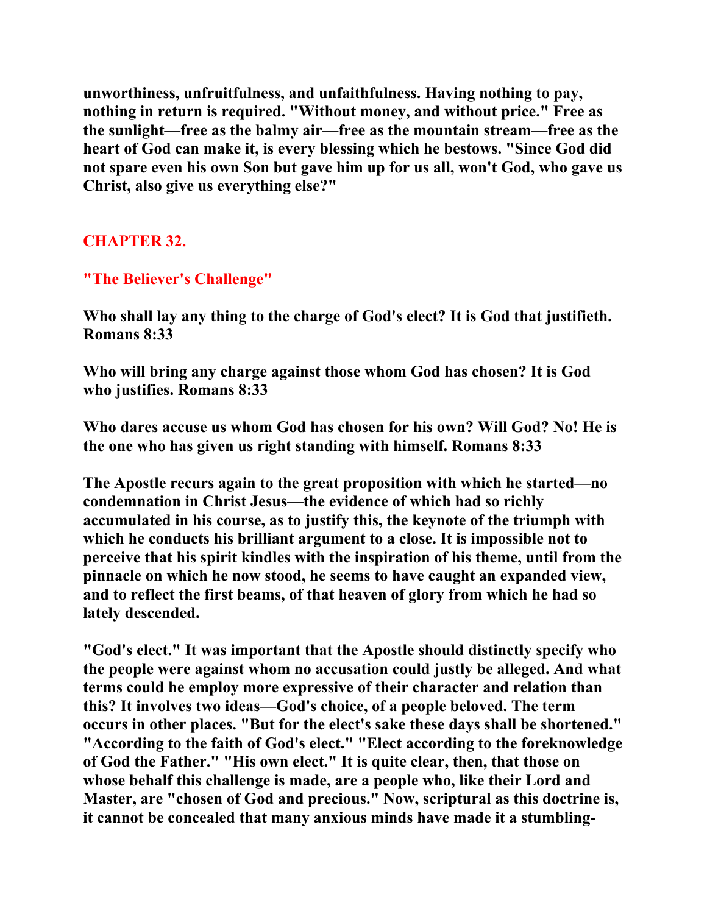**unworthiness, unfruitfulness, and unfaithfulness. Having nothing to pay, nothing in return is required. "Without money, and without price." Free as the sunlight—free as the balmy air—free as the mountain stream—free as the heart of God can make it, is every blessing which he bestows. "Since God did not spare even his own Son but gave him up for us all, won't God, who gave us Christ, also give us everything else?"**

## CHAPTER 32.

### "The Believer's Challenge"

**Who shall lay any thing to the charge of God's elect? It is God that justifieth. Romans 8:33**

**Who will bring any charge against those whom God has chosen? It is God who justifies. Romans 8:33**

**Who dares accuse us whom God has chosen for his own? Will God? No! He is the one who has given us right standing with himself. Romans 8:33**

**The Apostle recurs again to the great proposition with which he started—no condemnation in Christ Jesus—the evidence of which had so richly accumulated in his course, as to justify this, the keynote of the triumph with which he conducts his brilliant argument to a close. It is impossible not to perceive that his spirit kindles with the inspiration of his theme, until from the pinnacle on which he now stood, he seems to have caught an expanded view, and to reflect the first beams, of that heaven of glory from which he had so lately descended.**

**"God's elect." It was important that the Apostle should distinctly specify who the people were against whom no accusation could justly be alleged. And what terms could he employ more expressive of their character and relation than this? It involves two ideas—God's choice, of a people beloved. The term occurs in other places. "But for the elect's sake these days shall be shortened." "According to the faith of God's elect." "Elect according to the foreknowledge of God the Father." "His own elect." It is quite clear, then, that those on whose behalf this challenge is made, are a people who, like their Lord and Master, are "chosen of God and precious." Now, scriptural as this doctrine is, it cannot be concealed that many anxious minds have made it a stumbling-**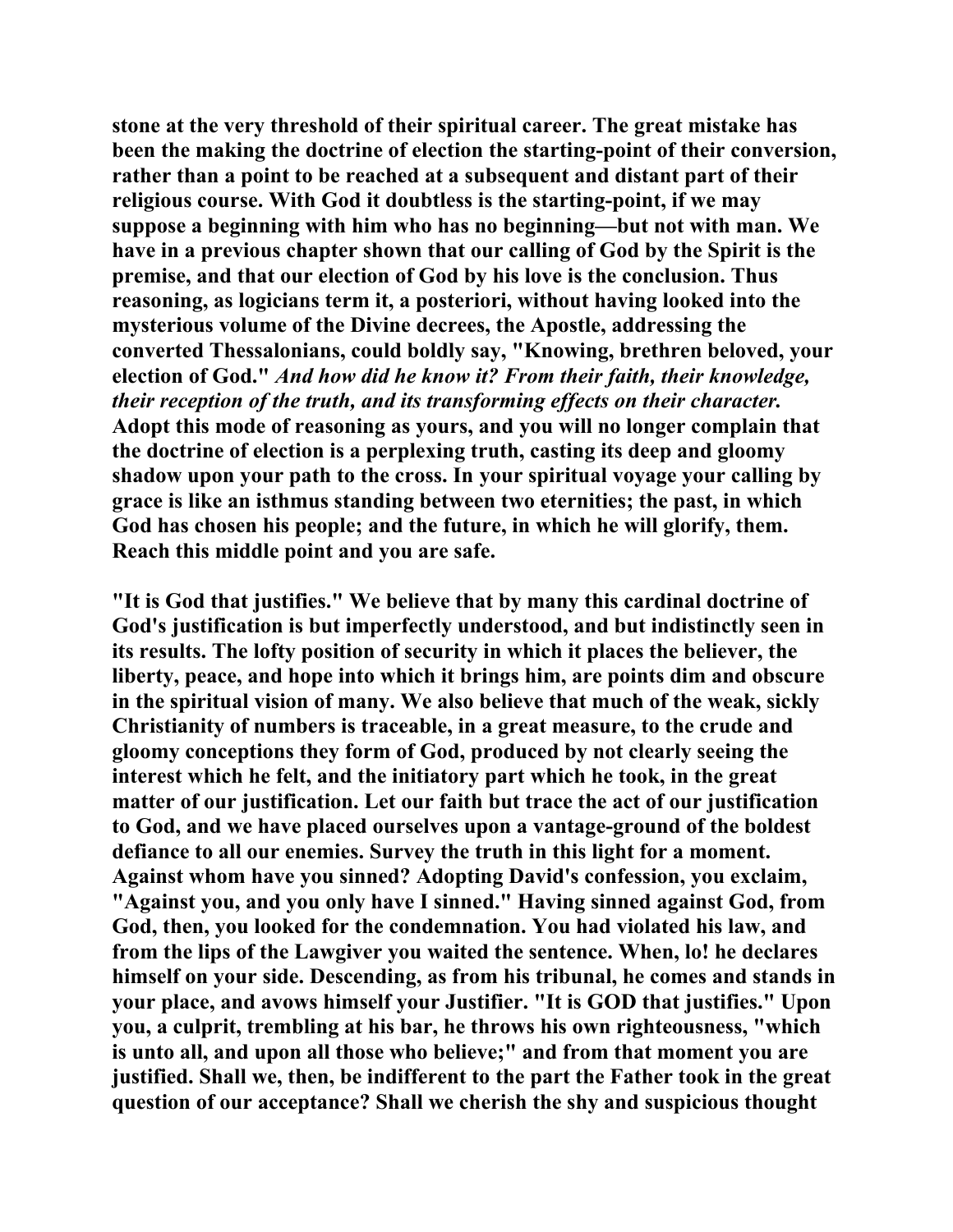**stone at the very threshold of their spiritual career. The great mistake has been the making the doctrine of election the starting-point of their conversion, rather than a point to be reached at a subsequent and distant part of their religious course. With God it doubtless is the starting-point, if we may suppose a beginning with him who has no beginning—but not with man. We have in a previous chapter shown that our calling of God by the Spirit is the premise, and that our election of God by his love is the conclusion. Thus reasoning, as logicians term it, a posteriori, without having looked into the mysterious volume of the Divine decrees, the Apostle, addressing the converted Thessalonians, could boldly say, "Knowing, brethren beloved, your election of God."** ***And how did he know it? From their faith, their knowledge, their reception of the truth, and its transforming effects on their character.*** **Adopt this mode of reasoning as yours, and you will no longer complain that the doctrine of election is a perplexing truth, casting its deep and gloomy shadow upon your path to the cross. In your spiritual voyage your calling by grace is like an isthmus standing between two eternities; the past, in which God has chosen his people; and the future, in which he will glorify, them. Reach this middle point and you are safe.**

**"It is God that justifies." We believe that by many this cardinal doctrine of God's justification is but imperfectly understood, and but indistinctly seen in its results. The lofty position of security in which it places the believer, the liberty, peace, and hope into which it brings him, are points dim and obscure in the spiritual vision of many. We also believe that much of the weak, sickly Christianity of numbers is traceable, in a great measure, to the crude and gloomy conceptions they form of God, produced by not clearly seeing the interest which he felt, and the initiatory part which he took, in the great matter of our justification. Let our faith but trace the act of our justification to God, and we have placed ourselves upon a vantage-ground of the boldest defiance to all our enemies. Survey the truth in this light for a moment. Against whom have you sinned? Adopting David's confession, you exclaim, "Against you, and you only have I sinned." Having sinned against God, from God, then, you looked for the condemnation. You had violated his law, and from the lips of the Lawgiver you waited the sentence. When, lo! he declares himself on your side. Descending, as from his tribunal, he comes and stands in your place, and avows himself your Justifier. "It is GOD that justifies." Upon you, a culprit, trembling at his bar, he throws his own righteousness, "which is unto all, and upon all those who believe;" and from that moment you are justified. Shall we, then, be indifferent to the part the Father took in the great question of our acceptance? Shall we cherish the shy and suspicious thought**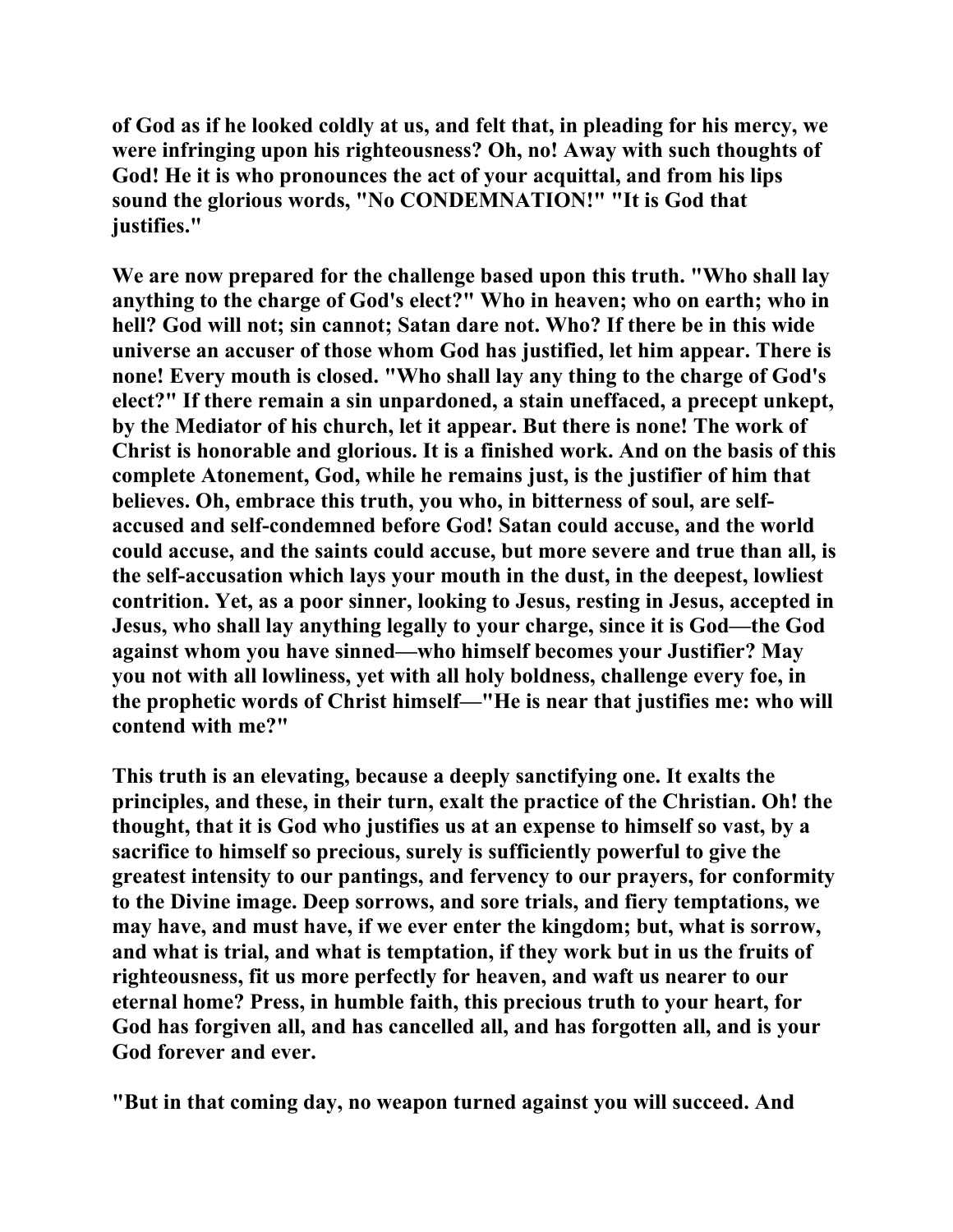**of God as if he looked coldly at us, and felt that, in pleading for his mercy, we were infringing upon his righteousness? Oh, no! Away with such thoughts of God! He it is who pronounces the act of your acquittal, and from his lips sound the glorious words, "No CONDEMNATION!" "It is God that justifies."**

**We are now prepared for the challenge based upon this truth. "Who shall lay anything to the charge of God's elect?" Who in heaven; who on earth; who in hell? God will not; sin cannot; Satan dare not. Who? If there be in this wide universe an accuser of those whom God has justified, let him appear. There is none! Every mouth is closed. "Who shall lay any thing to the charge of God's elect?" If there remain a sin unpardoned, a stain uneffaced, a precept unkept, by the Mediator of his church, let it appear. But there is none! The work of Christ is honorable and glorious. It is a finished work. And on the basis of this complete Atonement, God, while he remains just, is the justifier of him that believes. Oh, embrace this truth, you who, in bitterness of soul, are self-accused and self-condemned before God! Satan could accuse, and the world could accuse, and the saints could accuse, but more severe and true than all, is the self-accusation which lays your mouth in the dust, in the deepest, lowliest contrition. Yet, as a poor sinner, looking to Jesus, resting in Jesus, accepted in Jesus, who shall lay anything legally to your charge, since it is God—the God against whom you have sinned—who himself becomes your Justifier? May you not with all lowliness, yet with all holy boldness, challenge every foe, in the prophetic words of Christ himself—"He is near that justifies me: who will contend with me?"**

**This truth is an elevating, because a deeply sanctifying one. It exalts the principles, and these, in their turn, exalt the practice of the Christian. Oh! the thought, that it is God who justifies us at an expense to himself so vast, by a sacrifice to himself so precious, surely is sufficiently powerful to give the greatest intensity to our pantings, and fervency to our prayers, for conformity to the Divine image. Deep sorrows, and sore trials, and fiery temptations, we may have, and must have, if we ever enter the kingdom; but, what is sorrow, and what is trial, and what is temptation, if they work but in us the fruits of righteousness, fit us more perfectly for heaven, and waft us nearer to our eternal home? Press, in humble faith, this precious truth to your heart, for God has forgiven all, and has cancelled all, and has forgotten all, and is your God forever and ever.**

**"But in that coming day, no weapon turned against you will succeed. And**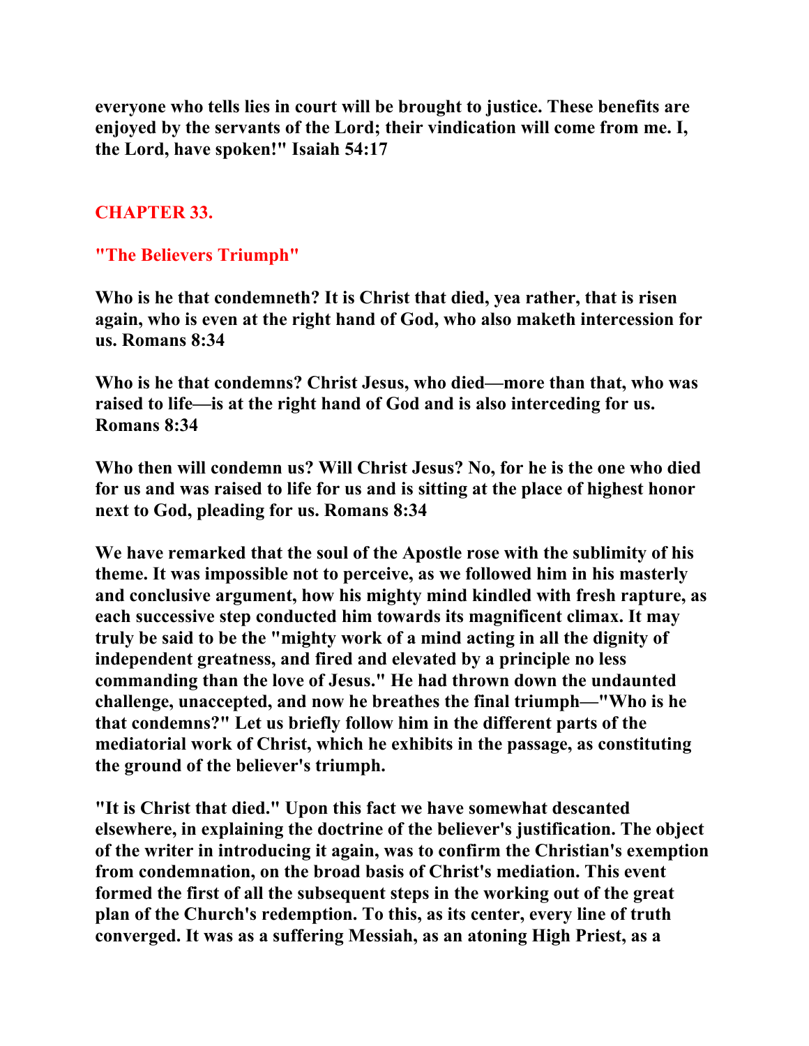**everyone who tells lies in court will be brought to justice. These benefits are enjoyed by the servants of the Lord; their vindication will come from me. I, the Lord, have spoken!" Isaiah 54:17**

## CHAPTER 33.

### "The Believers Triumph"

**Who is he that condemneth? It is Christ that died, yea rather, that is risen again, who is even at the right hand of God, who also maketh intercession for us. Romans 8:34**

**Who is he that condemns? Christ Jesus, who died—more than that, who was raised to life—is at the right hand of God and is also interceding for us. Romans 8:34**

**Who then will condemn us? Will Christ Jesus? No, for he is the one who died for us and was raised to life for us and is sitting at the place of highest honor next to God, pleading for us. Romans 8:34**

**We have remarked that the soul of the Apostle rose with the sublimity of his theme. It was impossible not to perceive, as we followed him in his masterly and conclusive argument, how his mighty mind kindled with fresh rapture, as each successive step conducted him towards its magnificent climax. It may truly be said to be the "mighty work of a mind acting in all the dignity of independent greatness, and fired and elevated by a principle no less commanding than the love of Jesus." He had thrown down the undaunted challenge, unaccepted, and now he breathes the final triumph—"Who is he that condemns?" Let us briefly follow him in the different parts of the mediatorial work of Christ, which he exhibits in the passage, as constituting the ground of the believer's triumph.**

**"It is Christ that died." Upon this fact we have somewhat descanted elsewhere, in explaining the doctrine of the believer's justification. The object of the writer in introducing it again, was to confirm the Christian's exemption from condemnation, on the broad basis of Christ's mediation. This event formed the first of all the subsequent steps in the working out of the great plan of the Church's redemption. To this, as its center, every line of truth converged. It was as a suffering Messiah, as an atoning High Priest, as a**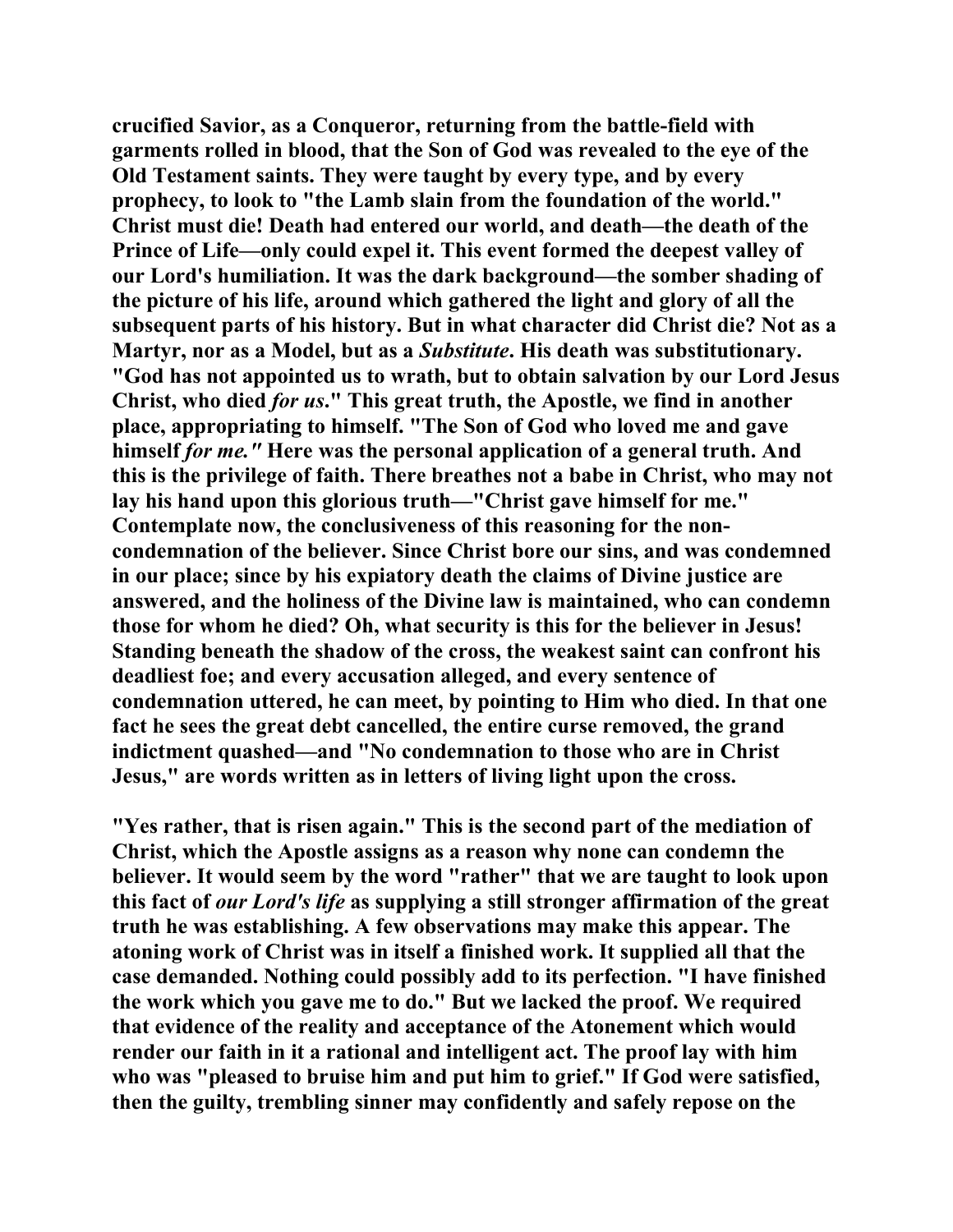crucified Savior, as a Conqueror, returning from the battle-field with garments rolled in blood, that the Son of God was revealed to the eye of the Old Testament saints. They were taught by every type, and by every prophecy, to look to "the Lamb slain from the foundation of the world." Christ must die! Death had entered our world, and death—the death of the Prince of Life—only could expel it. This event formed the deepest valley of our Lord's humiliation. It was the dark background—the somber shading of the picture of his life, around which gathered the light and glory of all the subsequent parts of his history. But in what character did Christ die? Not as a Martyr, nor as a Model, but as a *Substitute*. His death was substitutionary. "God has not appointed us to wrath, but to obtain salvation by our Lord Jesus Christ, who died *for us*." This great truth, the Apostle, we find in another place, appropriating to himself. "The Son of God who loved me and gave himself *for me."* Here was the personal application of a general truth. And this is the privilege of faith. There breathes not a babe in Christ, who may not lay his hand upon this glorious truth—"Christ gave himself for me." Contemplate now, the conclusiveness of this reasoning for the non-condemnation of the believer. Since Christ bore our sins, and was condemned in our place; since by his expiatory death the claims of Divine justice are answered, and the holiness of the Divine law is maintained, who can condemn those for whom he died? Oh, what security is this for the believer in Jesus! Standing beneath the shadow of the cross, the weakest saint can confront his deadliest foe; and every accusation alleged, and every sentence of condemnation uttered, he can meet, by pointing to Him who died. In that one fact he sees the great debt cancelled, the entire curse removed, the grand indictment quashed—and "No condemnation to those who are in Christ Jesus," are words written as in letters of living light upon the cross.

"Yes rather, that is risen again." This is the second part of the mediation of Christ, which the Apostle assigns as a reason why none can condemn the believer. It would seem by the word "rather" that we are taught to look upon this fact of *our Lord's life* as supplying a still stronger affirmation of the great truth he was establishing. A few observations may make this appear. The atoning work of Christ was in itself a finished work. It supplied all that the case demanded. Nothing could possibly add to its perfection. "I have finished the work which you gave me to do." But we lacked the proof. We required that evidence of the reality and acceptance of the Atonement which would render our faith in it a rational and intelligent act. The proof lay with him who was "pleased to bruise him and put him to grief." If God were satisfied, then the guilty, trembling sinner may confidently and safely repose on the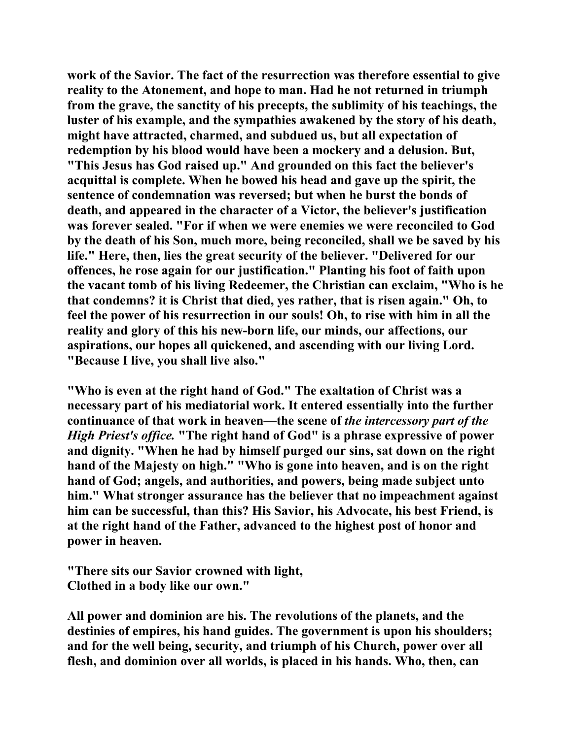work of the Savior. The fact of the resurrection was therefore essential to give reality to the Atonement, and hope to man. Had he not returned in triumph from the grave, the sanctity of his precepts, the sublimity of his teachings, the luster of his example, and the sympathies awakened by the story of his death, might have attracted, charmed, and subdued us, but all expectation of redemption by his blood would have been a mockery and a delusion. But, "This Jesus has God raised up." And grounded on this fact the believer's acquittal is complete. When he bowed his head and gave up the spirit, the sentence of condemnation was reversed; but when he burst the bonds of death, and appeared in the character of a Victor, the believer's justification was forever sealed. "For if when we were enemies we were reconciled to God by the death of his Son, much more, being reconciled, shall we be saved by his life." Here, then, lies the great security of the believer. "Delivered for our offences, he rose again for our justification." Planting his foot of faith upon the vacant tomb of his living Redeemer, the Christian can exclaim, "Who is he that condemns? it is Christ that died, yes rather, that is risen again." Oh, to feel the power of his resurrection in our souls! Oh, to rise with him in all the reality and glory of this his new-born life, our minds, our affections, our aspirations, our hopes all quickened, and ascending with our living Lord. "Because I live, you shall live also."

"Who is even at the right hand of God." The exaltation of Christ was a necessary part of his mediatorial work. It entered essentially into the further continuance of that work in heaven—the scene of *the intercessory part of the High Priest's office.* "The right hand of God" is a phrase expressive of power and dignity. "When he had by himself purged our sins, sat down on the right hand of the Majesty on high." "Who is gone into heaven, and is on the right hand of God; angels, and authorities, and powers, being made subject unto him." What stronger assurance has the believer that no impeachment against him can be successful, than this? His Savior, his Advocate, his best Friend, is at the right hand of the Father, advanced to the highest post of honor and power in heaven.

"There sits our Savior crowned with light,
Clothed in a body like our own."

All power and dominion are his. The revolutions of the planets, and the destinies of empires, his hand guides. The government is upon his shoulders; and for the well being, security, and triumph of his Church, power over all flesh, and dominion over all worlds, is placed in his hands. Who, then, can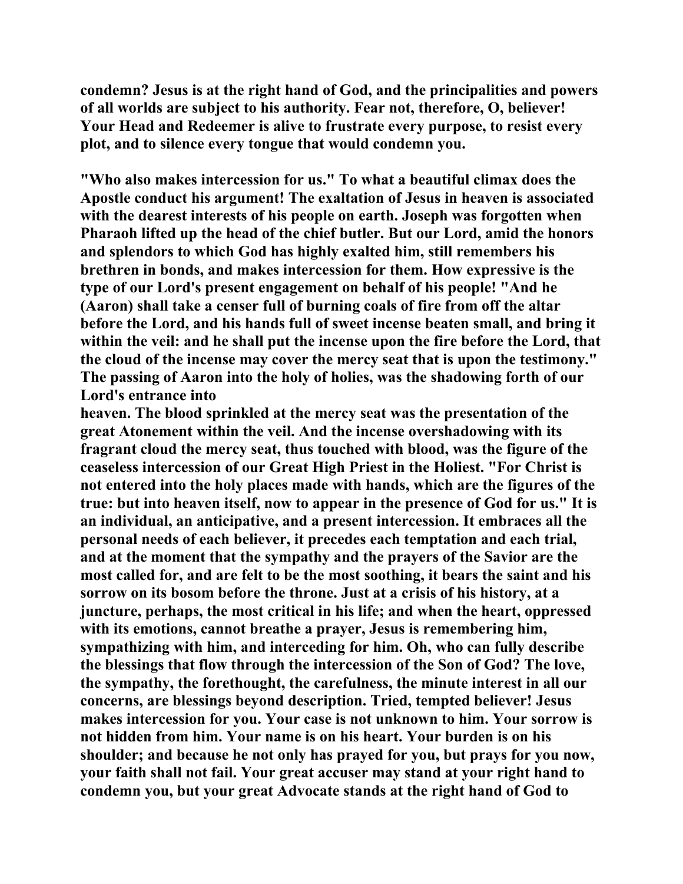**condemn? Jesus is at the right hand of God, and the principalities and powers of all worlds are subject to his authority. Fear not, therefore, O, believer! Your Head and Redeemer is alive to frustrate every purpose, to resist every plot, and to silence every tongue that would condemn you.**

**"Who also makes intercession for us." To what a beautiful climax does the Apostle conduct his argument! The exaltation of Jesus in heaven is associated with the dearest interests of his people on earth. Joseph was forgotten when Pharaoh lifted up the head of the chief butler. But our Lord, amid the honors and splendors to which God has highly exalted him, still remembers his brethren in bonds, and makes intercession for them. How expressive is the type of our Lord's present engagement on behalf of his people! "And he (Aaron) shall take a censer full of burning coals of fire from off the altar before the Lord, and his hands full of sweet incense beaten small, and bring it within the veil: and he shall put the incense upon the fire before the Lord, that the cloud of the incense may cover the mercy seat that is upon the testimony." The passing of Aaron into the holy of holies, was the shadowing forth of our Lord's entrance into heaven. The blood sprinkled at the mercy seat was the presentation of the great Atonement within the veil. And the incense overshadowing with its fragrant cloud the mercy seat, thus touched with blood, was the figure of the ceaseless intercession of our Great High Priest in the Holiest. "For Christ is not entered into the holy places made with hands, which are the figures of the true: but into heaven itself, now to appear in the presence of God for us." It is an individual, an anticipative, and a present intercession. It embraces all the personal needs of each believer, it precedes each temptation and each trial, and at the moment that the sympathy and the prayers of the Savior are the most called for, and are felt to be the most soothing, it bears the saint and his sorrow on its bosom before the throne. Just at a crisis of his history, at a juncture, perhaps, the most critical in his life; and when the heart, oppressed with its emotions, cannot breathe a prayer, Jesus is remembering him, sympathizing with him, and interceding for him. Oh, who can fully describe the blessings that flow through the intercession of the Son of God? The love, the sympathy, the forethought, the carefulness, the minute interest in all our concerns, are blessings beyond description. Tried, tempted believer! Jesus makes intercession for you. Your case is not unknown to him. Your sorrow is not hidden from him. Your name is on his heart. Your burden is on his shoulder; and because he not only has prayed for you, but prays for you now, your faith shall not fail. Your great accuser may stand at your right hand to condemn you, but your great Advocate stands at the right hand of God to**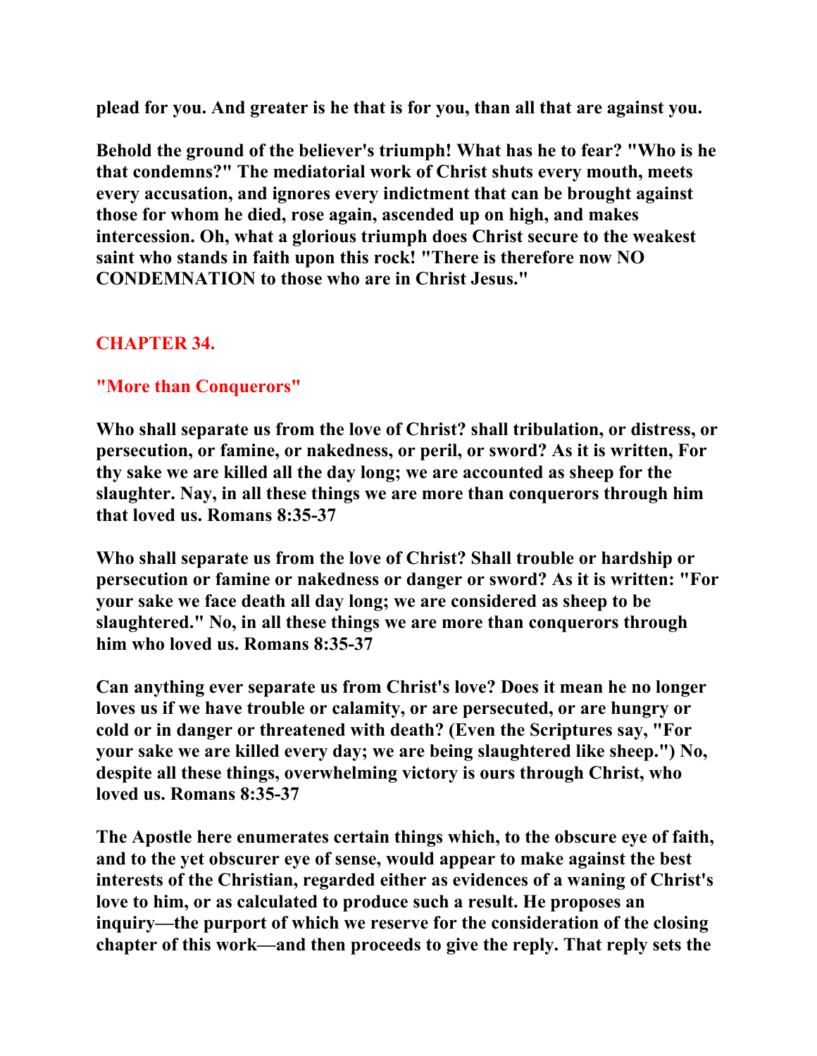**plead for you. And greater is he that is for you, than all that are against you.**

**Behold the ground of the believer's triumph! What has he to fear? "Who is he that condemns?" The mediatorial work of Christ shuts every mouth, meets every accusation, and ignores every indictment that can be brought against those for whom he died, rose again, ascended up on high, and makes intercession. Oh, what a glorious triumph does Christ secure to the weakest saint who stands in faith upon this rock! "There is therefore now NO CONDEMNATION to those who are in Christ Jesus."**

## CHAPTER 34.

### "More than Conquerors"

**Who shall separate us from the love of Christ? shall tribulation, or distress, or persecution, or famine, or nakedness, or peril, or sword? As it is written, For thy sake we are killed all the day long; we are accounted as sheep for the slaughter. Nay, in all these things we are more than conquerors through him that loved us. Romans 8:35-37**

**Who shall separate us from the love of Christ? Shall trouble or hardship or persecution or famine or nakedness or danger or sword? As it is written: "For your sake we face death all day long; we are considered as sheep to be slaughtered." No, in all these things we are more than conquerors through him who loved us. Romans 8:35-37**

**Can anything ever separate us from Christ's love? Does it mean he no longer loves us if we have trouble or calamity, or are persecuted, or are hungry or cold or in danger or threatened with death? (Even the Scriptures say, "For your sake we are killed every day; we are being slaughtered like sheep.") No, despite all these things, overwhelming victory is ours through Christ, who loved us. Romans 8:35-37**

**The Apostle here enumerates certain things which, to the obscure eye of faith, and to the yet obscurer eye of sense, would appear to make against the best interests of the Christian, regarded either as evidences of a waning of Christ's love to him, or as calculated to produce such a result. He proposes an inquiry—the purport of which we reserve for the consideration of the closing chapter of this work—and then proceeds to give the reply. That reply sets the**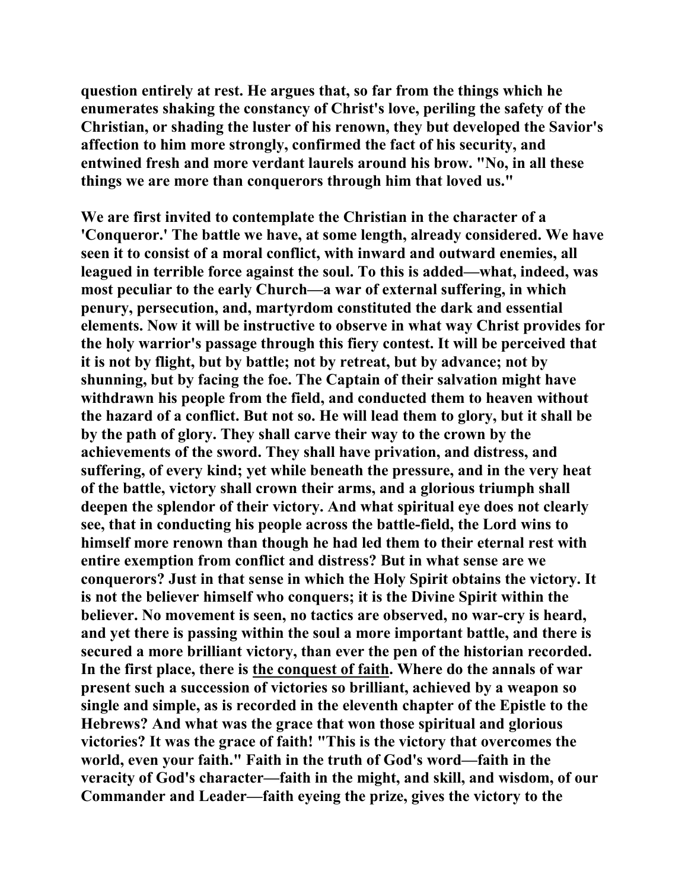**question entirely at rest. He argues that, so far from the things which he enumerates shaking the constancy of Christ's love, periling the safety of the Christian, or shading the luster of his renown, they but developed the Savior's affection to him more strongly, confirmed the fact of his security, and entwined fresh and more verdant laurels around his brow. "No, in all these things we are more than conquerors through him that loved us."**

**We are first invited to contemplate the Christian in the character of a 'Conqueror.' The battle we have, at some length, already considered. We have seen it to consist of a moral conflict, with inward and outward enemies, all leagued in terrible force against the soul. To this is added—what, indeed, was most peculiar to the early Church—a war of external suffering, in which penury, persecution, and, martyrdom constituted the dark and essential elements. Now it will be instructive to observe in what way Christ provides for the holy warrior's passage through this fiery contest. It will be perceived that it is not by flight, but by battle; not by retreat, but by advance; not by shunning, but by facing the foe. The Captain of their salvation might have withdrawn his people from the field, and conducted them to heaven without the hazard of a conflict. But not so. He will lead them to glory, but it shall be by the path of glory. They shall carve their way to the crown by the achievements of the sword. They shall have privation, and distress, and suffering, of every kind; yet while beneath the pressure, and in the very heat of the battle, victory shall crown their arms, and a glorious triumph shall deepen the splendor of their victory. And what spiritual eye does not clearly see, that in conducting his people across the battle-field, the Lord wins to himself more renown than though he had led them to their eternal rest with entire exemption from conflict and distress? But in what sense are we conquerors? Just in that sense in which the Holy Spirit obtains the victory. It is not the believer himself who conquers; it is the Divine Spirit within the believer. No movement is seen, no tactics are observed, no war-cry is heard, and yet there is passing within the soul a more important battle, and there is secured a more brilliant victory, than ever the pen of the historian recorded. In the first place, there is <u>the conquest of faith</u>. Where do the annals of war present such a succession of victories so brilliant, achieved by a weapon so single and simple, as is recorded in the eleventh chapter of the Epistle to the Hebrews? And what was the grace that won those spiritual and glorious victories? It was the grace of faith! "This is the victory that overcomes the world, even your faith." Faith in the truth of God's word—faith in the veracity of God's character—faith in the might, and skill, and wisdom, of our Commander and Leader—faith eyeing the prize, gives the victory to the**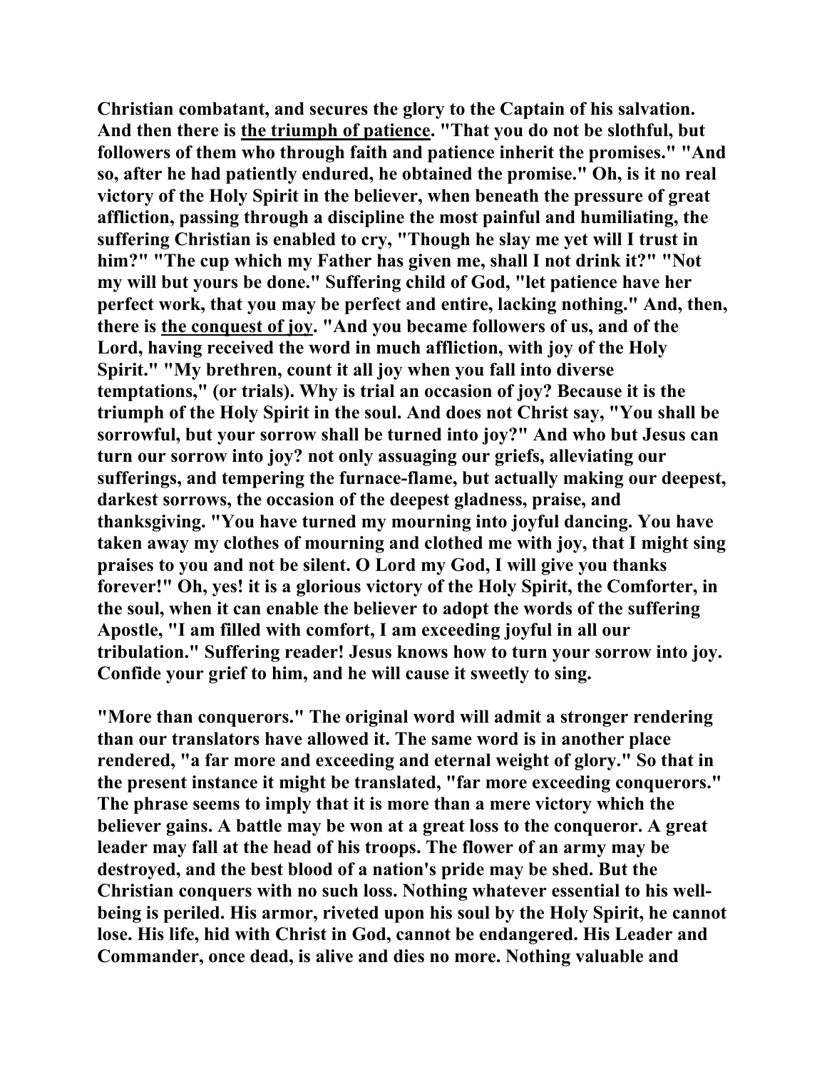**Christian combatant, and secures the glory to the Captain of his salvation. And then there is <u>the triumph of patience</u>. "That you do not be slothful, but followers of them who through faith and patience inherit the promises." "And so, after he had patiently endured, he obtained the promise." Oh, is it no real victory of the Holy Spirit in the believer, when beneath the pressure of great affliction, passing through a discipline the most painful and humiliating, the suffering Christian is enabled to cry, "Though he slay me yet will I trust in him?" "The cup which my Father has given me, shall I not drink it?" "Not my will but yours be done." Suffering child of God, "let patience have her perfect work, that you may be perfect and entire, lacking nothing." And, then, there is <u>the conquest of joy</u>. "And you became followers of us, and of the Lord, having received the word in much affliction, with joy of the Holy Spirit." "My brethren, count it all joy when you fall into diverse temptations," (or trials). Why is trial an occasion of joy? Because it is the triumph of the Holy Spirit in the soul. And does not Christ say, "You shall be sorrowful, but your sorrow shall be turned into joy?" And who but Jesus can turn our sorrow into joy? not only assuaging our griefs, alleviating our sufferings, and tempering the furnace-flame, but actually making our deepest, darkest sorrows, the occasion of the deepest gladness, praise, and thanksgiving. "You have turned my mourning into joyful dancing. You have taken away my clothes of mourning and clothed me with joy, that I might sing praises to you and not be silent. O Lord my God, I will give you thanks forever!" Oh, yes! it is a glorious victory of the Holy Spirit, the Comforter, in the soul, when it can enable the believer to adopt the words of the suffering Apostle, "I am filled with comfort, I am exceeding joyful in all our tribulation." Suffering reader! Jesus knows how to turn your sorrow into joy. Confide your grief to him, and he will cause it sweetly to sing.**

**"More than conquerors." The original word will admit a stronger rendering than our translators have allowed it. The same word is in another place rendered, "a far more and exceeding and eternal weight of glory." So that in the present instance it might be translated, "far more exceeding conquerors." The phrase seems to imply that it is more than a mere victory which the believer gains. A battle may be won at a great loss to the conqueror. A great leader may fall at the head of his troops. The flower of an army may be destroyed, and the best blood of a nation's pride may be shed. But the Christian conquers with no such loss. Nothing whatever essential to his well-being is periled. His armor, riveted upon his soul by the Holy Spirit, he cannot lose. His life, hid with Christ in God, cannot be endangered. His Leader and Commander, once dead, is alive and dies no more. Nothing valuable and**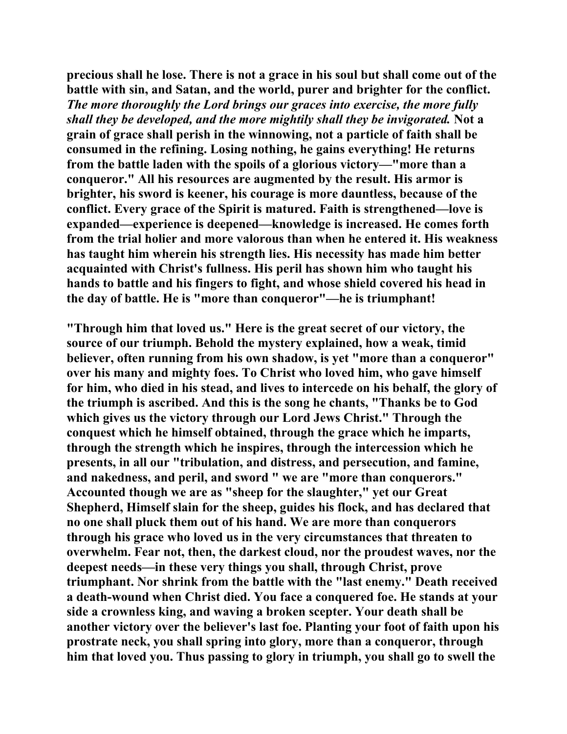precious shall he lose. There is not a grace in his soul but shall come out of the battle with sin, and Satan, and the world, purer and brighter for the conflict. *The more thoroughly the Lord brings our graces into exercise, the more fully shall they be developed, and the more mightily shall they be invigorated.* Not a grain of grace shall perish in the winnowing, not a particle of faith shall be consumed in the refining. Losing nothing, he gains everything! He returns from the battle laden with the spoils of a glorious victory—"more than a conqueror." All his resources are augmented by the result. His armor is brighter, his sword is keener, his courage is more dauntless, because of the conflict. Every grace of the Spirit is matured. Faith is strengthened—love is expanded—experience is deepened—knowledge is increased. He comes forth from the trial holier and more valorous than when he entered it. His weakness has taught him wherein his strength lies. His necessity has made him better acquainted with Christ's fullness. His peril has shown him who taught his hands to battle and his fingers to fight, and whose shield covered his head in the day of battle. He is "more than conqueror"—he is triumphant!

"Through him that loved us." Here is the great secret of our victory, the source of our triumph. Behold the mystery explained, how a weak, timid believer, often running from his own shadow, is yet "more than a conqueror" over his many and mighty foes. To Christ who loved him, who gave himself for him, who died in his stead, and lives to intercede on his behalf, the glory of the triumph is ascribed. And this is the song he chants, "Thanks be to God which gives us the victory through our Lord Jews Christ." Through the conquest which he himself obtained, through the grace which he imparts, through the strength which he inspires, through the intercession which he presents, in all our "tribulation, and distress, and persecution, and famine, and nakedness, and peril, and sword " we are "more than conquerors." Accounted though we are as "sheep for the slaughter," yet our Great Shepherd, Himself slain for the sheep, guides his flock, and has declared that no one shall pluck them out of his hand. We are more than conquerors through his grace who loved us in the very circumstances that threaten to overwhelm. Fear not, then, the darkest cloud, nor the proudest waves, nor the deepest needs—in these very things you shall, through Christ, prove triumphant. Nor shrink from the battle with the "last enemy." Death received a death-wound when Christ died. You face a conquered foe. He stands at your side a crownless king, and waving a broken scepter. Your death shall be another victory over the believer's last foe. Planting your foot of faith upon his prostrate neck, you shall spring into glory, more than a conqueror, through him that loved you. Thus passing to glory in triumph, you shall go to swell the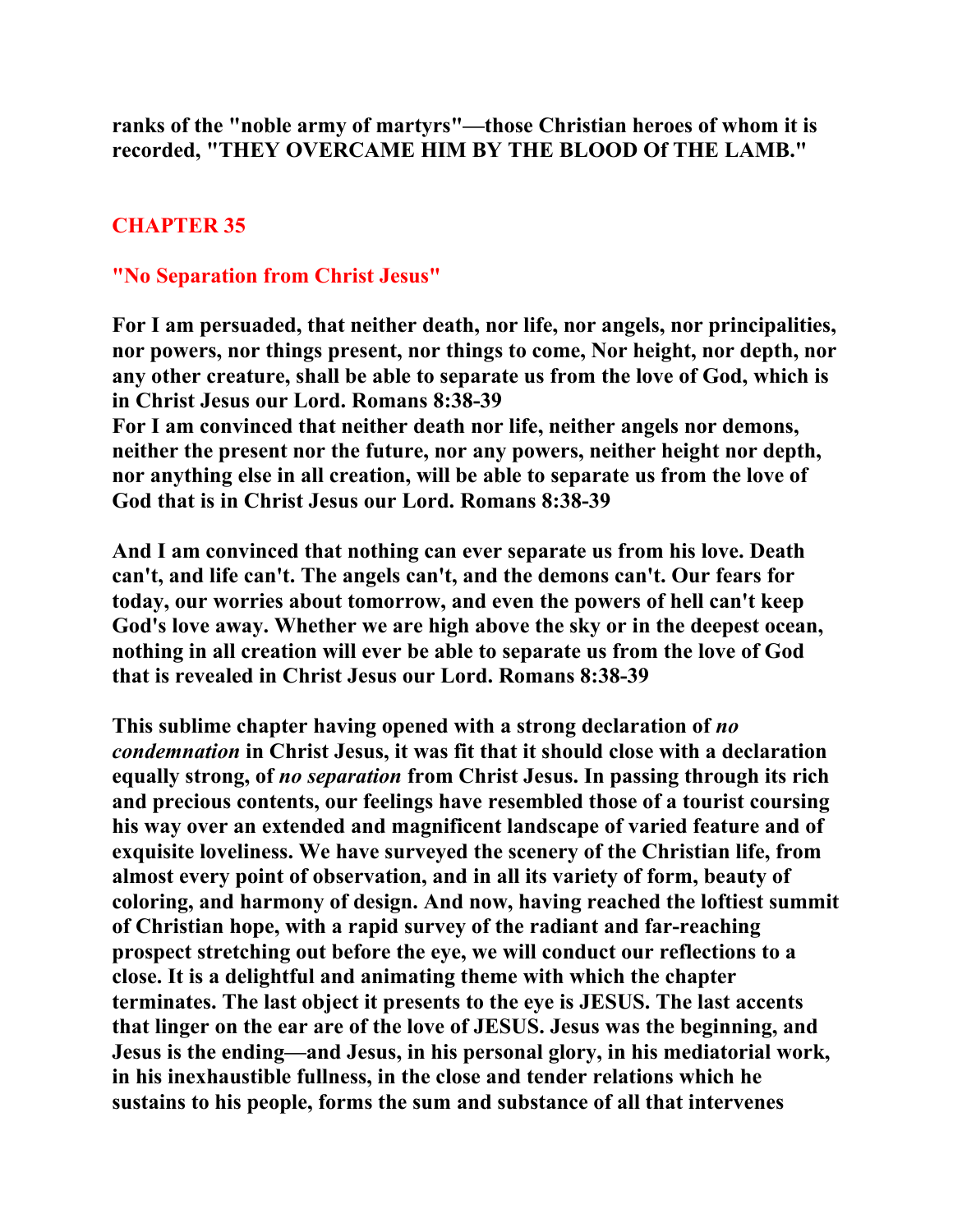**ranks of the "noble army of martyrs"—those Christian heroes of whom it is recorded, "THEY OVERCAME HIM BY THE BLOOD Of THE LAMB."**

## CHAPTER 35

### "No Separation from Christ Jesus"

**For I am persuaded, that neither death, nor life, nor angels, nor principalities, nor powers, nor things present, nor things to come, Nor height, nor depth, nor any other creature, shall be able to separate us from the love of God, which is in Christ Jesus our Lord. Romans 8:38-39**
**For I am convinced that neither death nor life, neither angels nor demons, neither the present nor the future, nor any powers, neither height nor depth, nor anything else in all creation, will be able to separate us from the love of God that is in Christ Jesus our Lord. Romans 8:38-39**

**And I am convinced that nothing can ever separate us from his love. Death can't, and life can't. The angels can't, and the demons can't. Our fears for today, our worries about tomorrow, and even the powers of hell can't keep God's love away. Whether we are high above the sky or in the deepest ocean, nothing in all creation will ever be able to separate us from the love of God that is revealed in Christ Jesus our Lord. Romans 8:38-39**

**This sublime chapter having opened with a strong declaration of *no condemnation* in Christ Jesus, it was fit that it should close with a declaration equally strong, of *no separation* from Christ Jesus. In passing through its rich and precious contents, our feelings have resembled those of a tourist coursing his way over an extended and magnificent landscape of varied feature and of exquisite loveliness. We have surveyed the scenery of the Christian life, from almost every point of observation, and in all its variety of form, beauty of coloring, and harmony of design. And now, having reached the loftiest summit of Christian hope, with a rapid survey of the radiant and far-reaching prospect stretching out before the eye, we will conduct our reflections to a close. It is a delightful and animating theme with which the chapter terminates. The last object it presents to the eye is JESUS. The last accents that linger on the ear are of the love of JESUS. Jesus was the beginning, and Jesus is the ending—and Jesus, in his personal glory, in his mediatorial work, in his inexhaustible fullness, in the close and tender relations which he sustains to his people, forms the sum and substance of all that intervenes**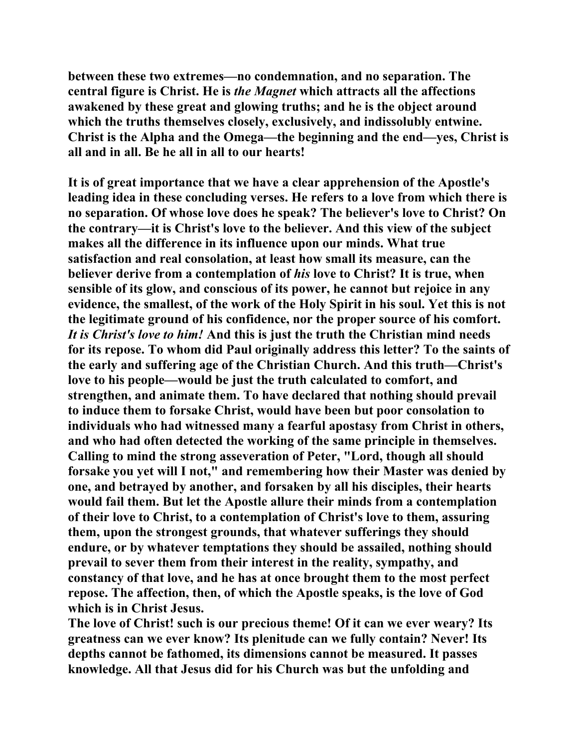**between these two extremes—no condemnation, and no separation. The central figure is Christ. He is *the Magnet* which attracts all the affections awakened by these great and glowing truths; and he is the object around which the truths themselves closely, exclusively, and indissolubly entwine. Christ is the Alpha and the Omega—the beginning and the end—yes, Christ is all and in all. Be he all in all to our hearts!**

**It is of great importance that we have a clear apprehension of the Apostle's leading idea in these concluding verses. He refers to a love from which there is no separation. Of whose love does he speak? The believer's love to Christ? On the contrary—it is Christ's love to the believer. And this view of the subject makes all the difference in its influence upon our minds. What true satisfaction and real consolation, at least how small its measure, can the believer derive from a contemplation of *his* love to Christ? It is true, when sensible of its glow, and conscious of its power, he cannot but rejoice in any evidence, the smallest, of the work of the Holy Spirit in his soul. Yet this is not the legitimate ground of his confidence, nor the proper source of his comfort. *It is Christ's love to him!* And this is just the truth the Christian mind needs for its repose. To whom did Paul originally address this letter? To the saints of the early and suffering age of the Christian Church. And this truth—Christ's love to his people—would be just the truth calculated to comfort, and strengthen, and animate them. To have declared that nothing should prevail to induce them to forsake Christ, would have been but poor consolation to individuals who had witnessed many a fearful apostasy from Christ in others, and who had often detected the working of the same principle in themselves. Calling to mind the strong asseveration of Peter, "Lord, though all should forsake you yet will I not," and remembering how their Master was denied by one, and betrayed by another, and forsaken by all his disciples, their hearts would fail them. But let the Apostle allure their minds from a contemplation of their love to Christ, to a contemplation of Christ's love to them, assuring them, upon the strongest grounds, that whatever sufferings they should endure, or by whatever temptations they should be assailed, nothing should prevail to sever them from their interest in the reality, sympathy, and constancy of that love, and he has at once brought them to the most perfect repose. The affection, then, of which the Apostle speaks, is the love of God which is in Christ Jesus.**

**The love of Christ! such is our precious theme! Of it can we ever weary? Its greatness can we ever know? Its plenitude can we fully contain? Never! Its depths cannot be fathomed, its dimensions cannot be measured. It passes knowledge. All that Jesus did for his Church was but the unfolding and**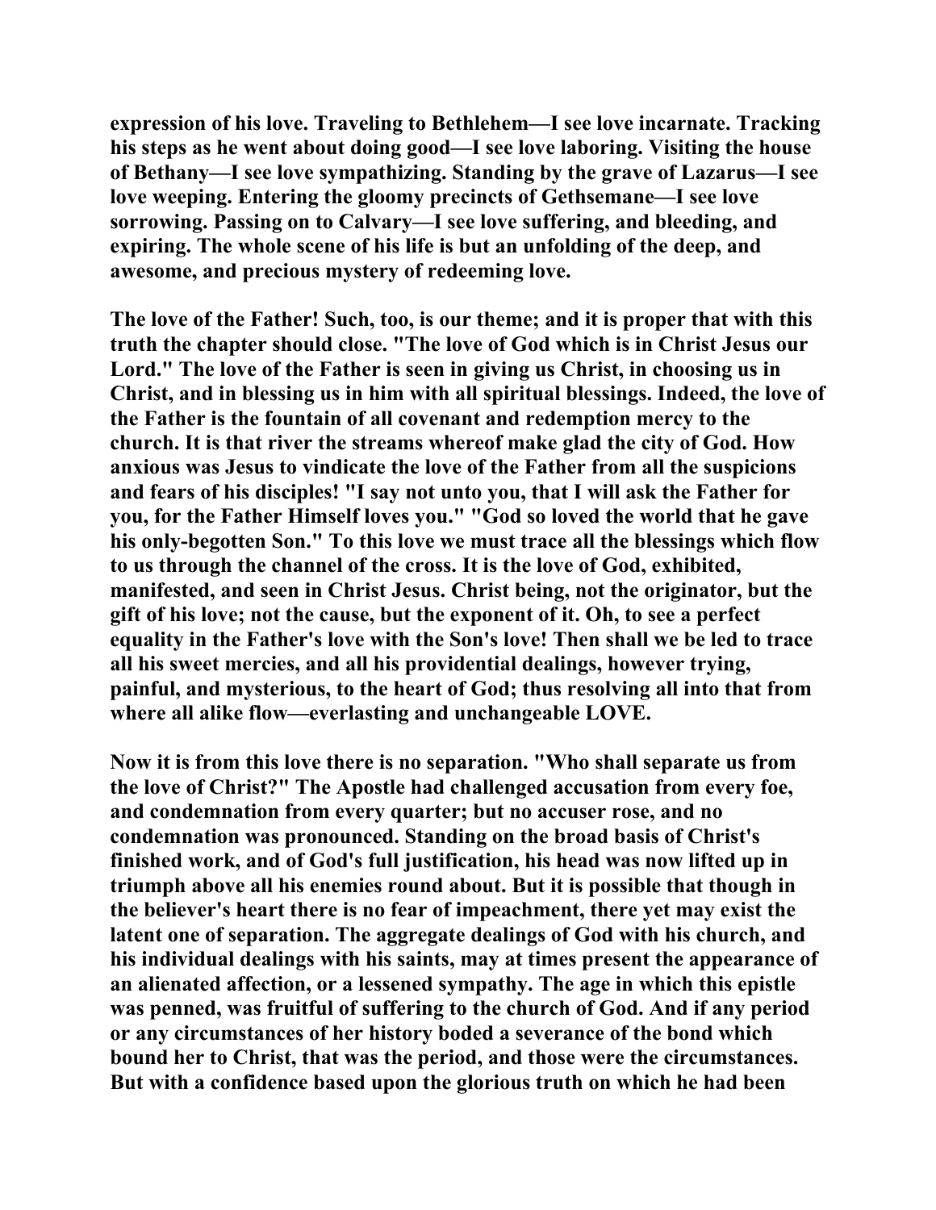**expression of his love. Traveling to Bethlehem—I see love incarnate. Tracking his steps as he went about doing good—I see love laboring. Visiting the house of Bethany—I see love sympathizing. Standing by the grave of Lazarus—I see love weeping. Entering the gloomy precincts of Gethsemane—I see love sorrowing. Passing on to Calvary—I see love suffering, and bleeding, and expiring. The whole scene of his life is but an unfolding of the deep, and awesome, and precious mystery of redeeming love.**

**The love of the Father! Such, too, is our theme; and it is proper that with this truth the chapter should close. "The love of God which is in Christ Jesus our Lord." The love of the Father is seen in giving us Christ, in choosing us in Christ, and in blessing us in him with all spiritual blessings. Indeed, the love of the Father is the fountain of all covenant and redemption mercy to the church. It is that river the streams whereof make glad the city of God. How anxious was Jesus to vindicate the love of the Father from all the suspicions and fears of his disciples! "I say not unto you, that I will ask the Father for you, for the Father Himself loves you." "God so loved the world that he gave his only-begotten Son." To this love we must trace all the blessings which flow to us through the channel of the cross. It is the love of God, exhibited, manifested, and seen in Christ Jesus. Christ being, not the originator, but the gift of his love; not the cause, but the exponent of it. Oh, to see a perfect equality in the Father's love with the Son's love! Then shall we be led to trace all his sweet mercies, and all his providential dealings, however trying, painful, and mysterious, to the heart of God; thus resolving all into that from where all alike flow—everlasting and unchangeable LOVE.**

**Now it is from this love there is no separation. "Who shall separate us from the love of Christ?" The Apostle had challenged accusation from every foe, and condemnation from every quarter; but no accuser rose, and no condemnation was pronounced. Standing on the broad basis of Christ's finished work, and of God's full justification, his head was now lifted up in triumph above all his enemies round about. But it is possible that though in the believer's heart there is no fear of impeachment, there yet may exist the latent one of separation. The aggregate dealings of God with his church, and his individual dealings with his saints, may at times present the appearance of an alienated affection, or a lessened sympathy. The age in which this epistle was penned, was fruitful of suffering to the church of God. And if any period or any circumstances of her history boded a severance of the bond which bound her to Christ, that was the period, and those were the circumstances. But with a confidence based upon the glorious truth on which he had been**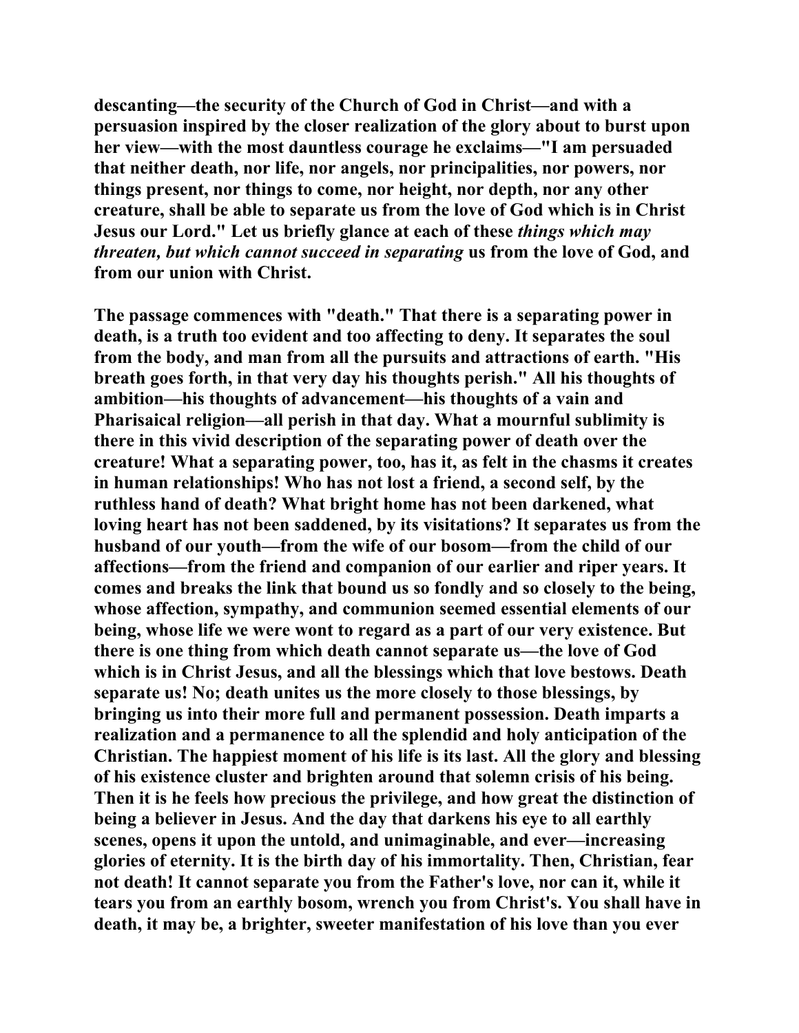descanting—the security of the Church of God in Christ—and with a persuasion inspired by the closer realization of the glory about to burst upon her view—with the most dauntless courage he exclaims—"I am persuaded that neither death, nor life, nor angels, nor principalities, nor powers, nor things present, nor things to come, nor height, nor depth, nor any other creature, shall be able to separate us from the love of God which is in Christ Jesus our Lord." Let us briefly glance at each of these *things which may threaten, but which cannot succeed in separating* us from the love of God, and from our union with Christ.

The passage commences with "death." That there is a separating power in death, is a truth too evident and too affecting to deny. It separates the soul from the body, and man from all the pursuits and attractions of earth. "His breath goes forth, in that very day his thoughts perish." All his thoughts of ambition—his thoughts of advancement—his thoughts of a vain and Pharisaical religion—all perish in that day. What a mournful sublimity is there in this vivid description of the separating power of death over the creature! What a separating power, too, has it, as felt in the chasms it creates in human relationships! Who has not lost a friend, a second self, by the ruthless hand of death? What bright home has not been darkened, what loving heart has not been saddened, by its visitations? It separates us from the husband of our youth—from the wife of our bosom—from the child of our affections—from the friend and companion of our earlier and riper years. It comes and breaks the link that bound us so fondly and so closely to the being, whose affection, sympathy, and communion seemed essential elements of our being, whose life we were wont to regard as a part of our very existence. But there is one thing from which death cannot separate us—the love of God which is in Christ Jesus, and all the blessings which that love bestows. Death separate us! No; death unites us the more closely to those blessings, by bringing us into their more full and permanent possession. Death imparts a realization and a permanence to all the splendid and holy anticipation of the Christian. The happiest moment of his life is its last. All the glory and blessing of his existence cluster and brighten around that solemn crisis of his being. Then it is he feels how precious the privilege, and how great the distinction of being a believer in Jesus. And the day that darkens his eye to all earthly scenes, opens it upon the untold, and unimaginable, and ever—increasing glories of eternity. It is the birth day of his immortality. Then, Christian, fear not death! It cannot separate you from the Father's love, nor can it, while it tears you from an earthly bosom, wrench you from Christ's. You shall have in death, it may be, a brighter, sweeter manifestation of his love than you ever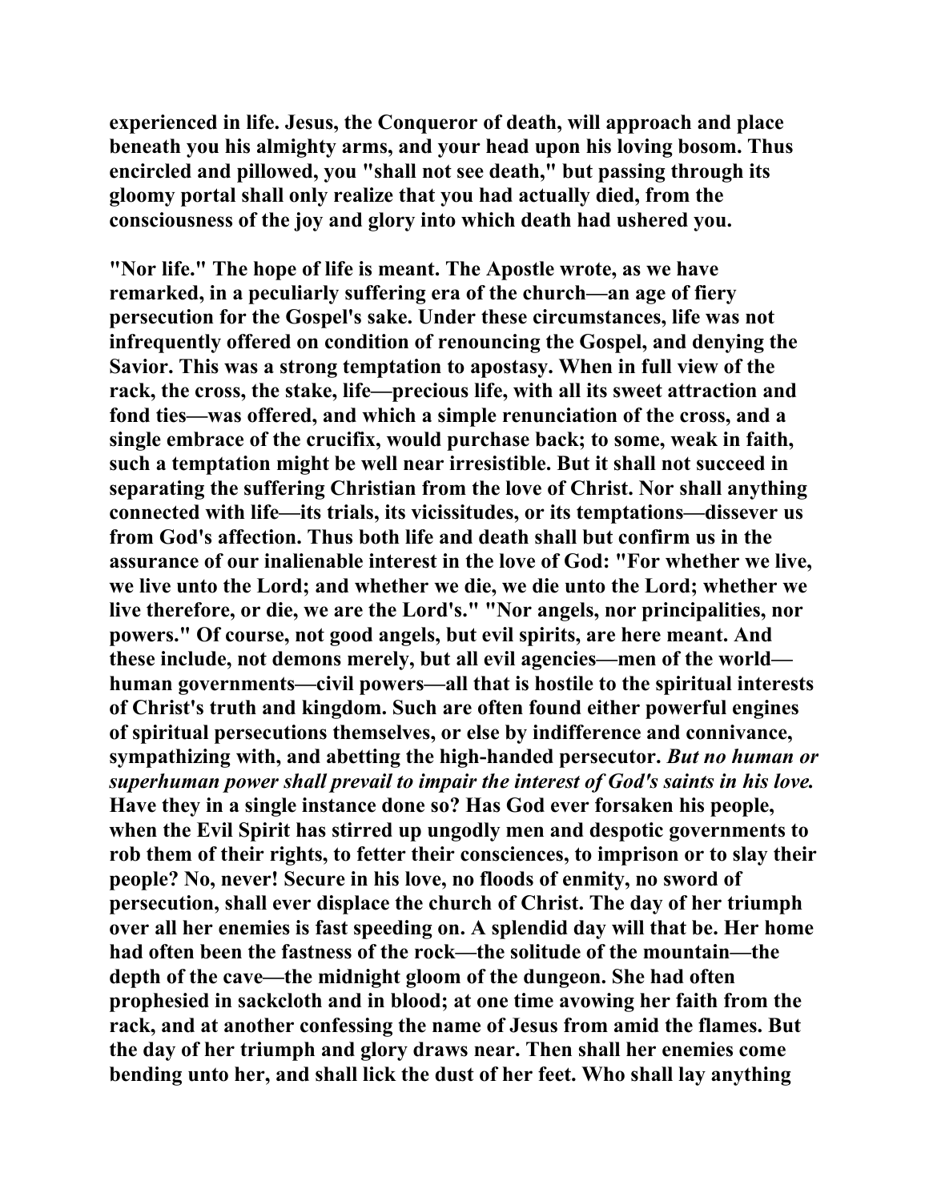experienced in life. Jesus, the Conqueror of death, will approach and place beneath you his almighty arms, and your head upon his loving bosom. Thus encircled and pillowed, you "shall not see death," but passing through its gloomy portal shall only realize that you had actually died, from the consciousness of the joy and glory into which death had ushered you.

"Nor life." The hope of life is meant. The Apostle wrote, as we have remarked, in a peculiarly suffering era of the church—an age of fiery persecution for the Gospel's sake. Under these circumstances, life was not infrequently offered on condition of renouncing the Gospel, and denying the Savior. This was a strong temptation to apostasy. When in full view of the rack, the cross, the stake, life—precious life, with all its sweet attraction and fond ties—was offered, and which a simple renunciation of the cross, and a single embrace of the crucifix, would purchase back; to some, weak in faith, such a temptation might be well near irresistible. But it shall not succeed in separating the suffering Christian from the love of Christ. Nor shall anything connected with life—its trials, its vicissitudes, or its temptations—dissever us from God's affection. Thus both life and death shall but confirm us in the assurance of our inalienable interest in the love of God: "For whether we live, we live unto the Lord; and whether we die, we die unto the Lord; whether we live therefore, or die, we are the Lord's." "Nor angels, nor principalities, nor powers." Of course, not good angels, but evil spirits, are here meant. And these include, not demons merely, but all evil agencies—men of the world—human governments—civil powers—all that is hostile to the spiritual interests of Christ's truth and kingdom. Such are often found either powerful engines of spiritual persecutions themselves, or else by indifference and connivance, sympathizing with, and abetting the high-handed persecutor. *But no human or superhuman power shall prevail to impair the interest of God's saints in his love.* Have they in a single instance done so? Has God ever forsaken his people, when the Evil Spirit has stirred up ungodly men and despotic governments to rob them of their rights, to fetter their consciences, to imprison or to slay their people? No, never! Secure in his love, no floods of enmity, no sword of persecution, shall ever displace the church of Christ. The day of her triumph over all her enemies is fast speeding on. A splendid day will that be. Her home had often been the fastness of the rock—the solitude of the mountain—the depth of the cave—the midnight gloom of the dungeon. She had often prophesied in sackcloth and in blood; at one time avowing her faith from the rack, and at another confessing the name of Jesus from amid the flames. But the day of her triumph and glory draws near. Then shall her enemies come bending unto her, and shall lick the dust of her feet. Who shall lay anything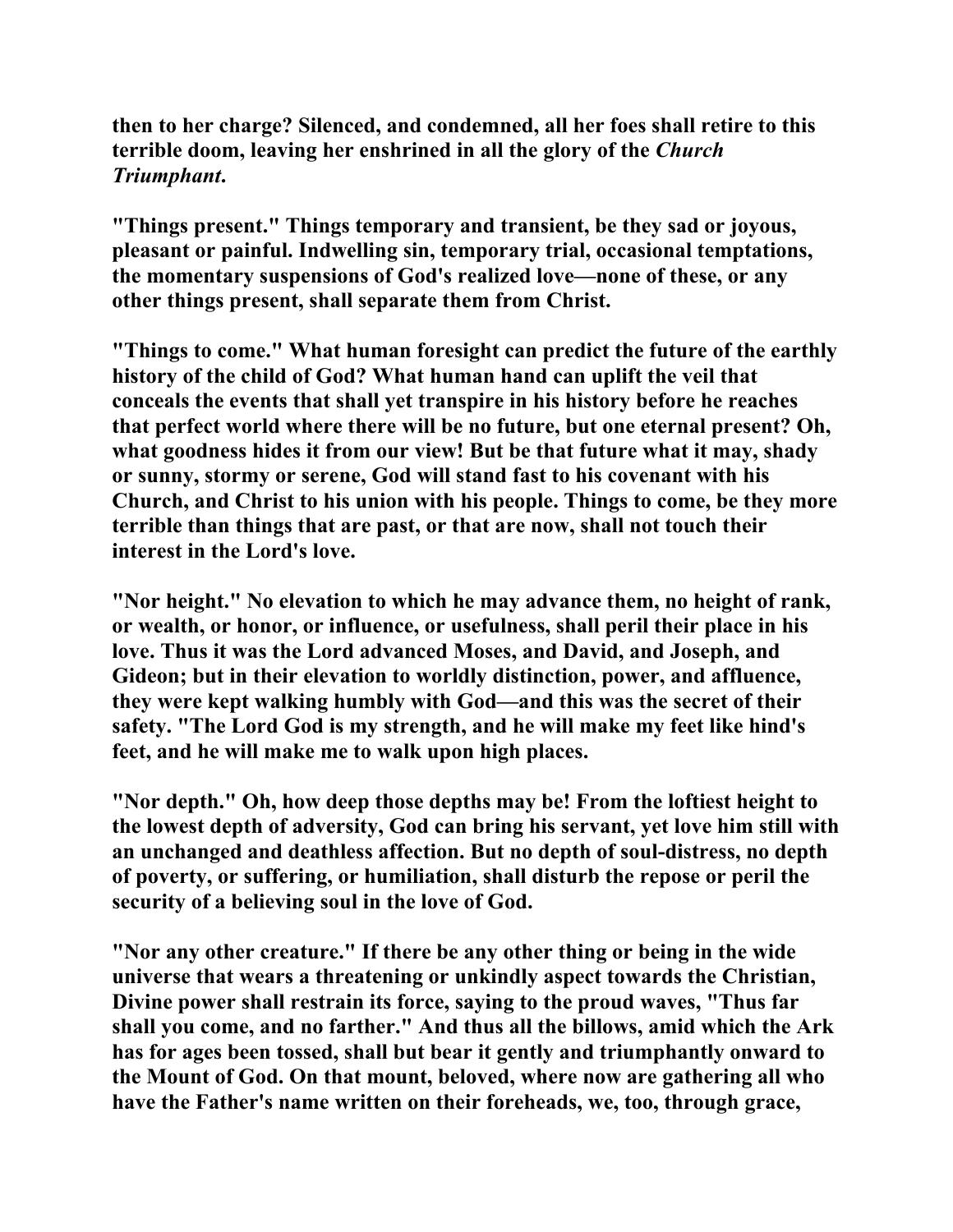**then to her charge? Silenced, and condemned, all her foes shall retire to this terrible doom, leaving her enshrined in all the glory of the *Church Triumphant*.**

**"Things present." Things temporary and transient, be they sad or joyous, pleasant or painful. Indwelling sin, temporary trial, occasional temptations, the momentary suspensions of God's realized love—none of these, or any other things present, shall separate them from Christ.**

**"Things to come." What human foresight can predict the future of the earthly history of the child of God? What human hand can uplift the veil that conceals the events that shall yet transpire in his history before he reaches that perfect world where there will be no future, but one eternal present? Oh, what goodness hides it from our view! But be that future what it may, shady or sunny, stormy or serene, God will stand fast to his covenant with his Church, and Christ to his union with his people. Things to come, be they more terrible than things that are past, or that are now, shall not touch their interest in the Lord's love.**

**"Nor height." No elevation to which he may advance them, no height of rank, or wealth, or honor, or influence, or usefulness, shall peril their place in his love. Thus it was the Lord advanced Moses, and David, and Joseph, and Gideon; but in their elevation to worldly distinction, power, and affluence, they were kept walking humbly with God—and this was the secret of their safety. "The Lord God is my strength, and he will make my feet like hind's feet, and he will make me to walk upon high places.**

**"Nor depth." Oh, how deep those depths may be! From the loftiest height to the lowest depth of adversity, God can bring his servant, yet love him still with an unchanged and deathless affection. But no depth of soul-distress, no depth of poverty, or suffering, or humiliation, shall disturb the repose or peril the security of a believing soul in the love of God.**

**"Nor any other creature." If there be any other thing or being in the wide universe that wears a threatening or unkindly aspect towards the Christian, Divine power shall restrain its force, saying to the proud waves, "Thus far shall you come, and no farther." And thus all the billows, amid which the Ark has for ages been tossed, shall but bear it gently and triumphantly onward to the Mount of God. On that mount, beloved, where now are gathering all who have the Father's name written on their foreheads, we, too, through grace,**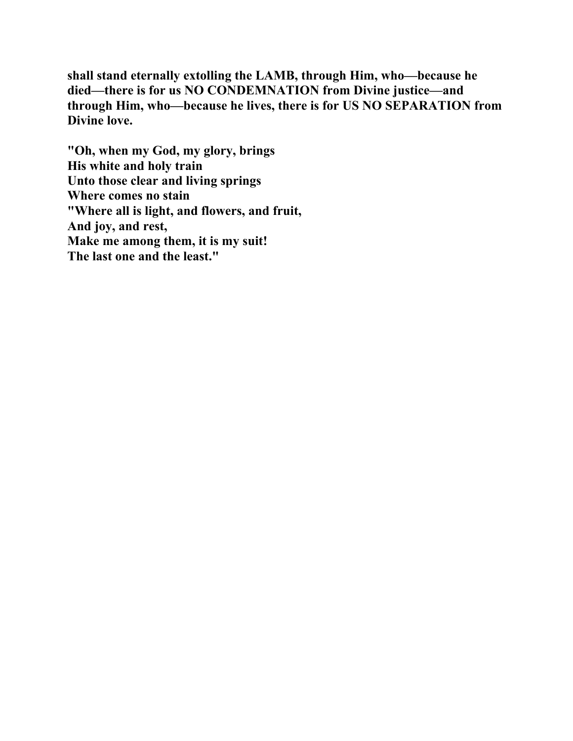**shall stand eternally extolling the LAMB, through Him, who—because he died—there is for us NO CONDEMNATION from Divine justice—and through Him, who—because he lives, there is for US NO SEPARATION from Divine love.**

**"Oh, when my God, my glory, brings**
**His white and holy train**
**Unto those clear and living springs**
**Where comes no stain**
**"Where all is light, and flowers, and fruit,**
**And joy, and rest,**
**Make me among them, it is my suit!**
**The last one and the least."**